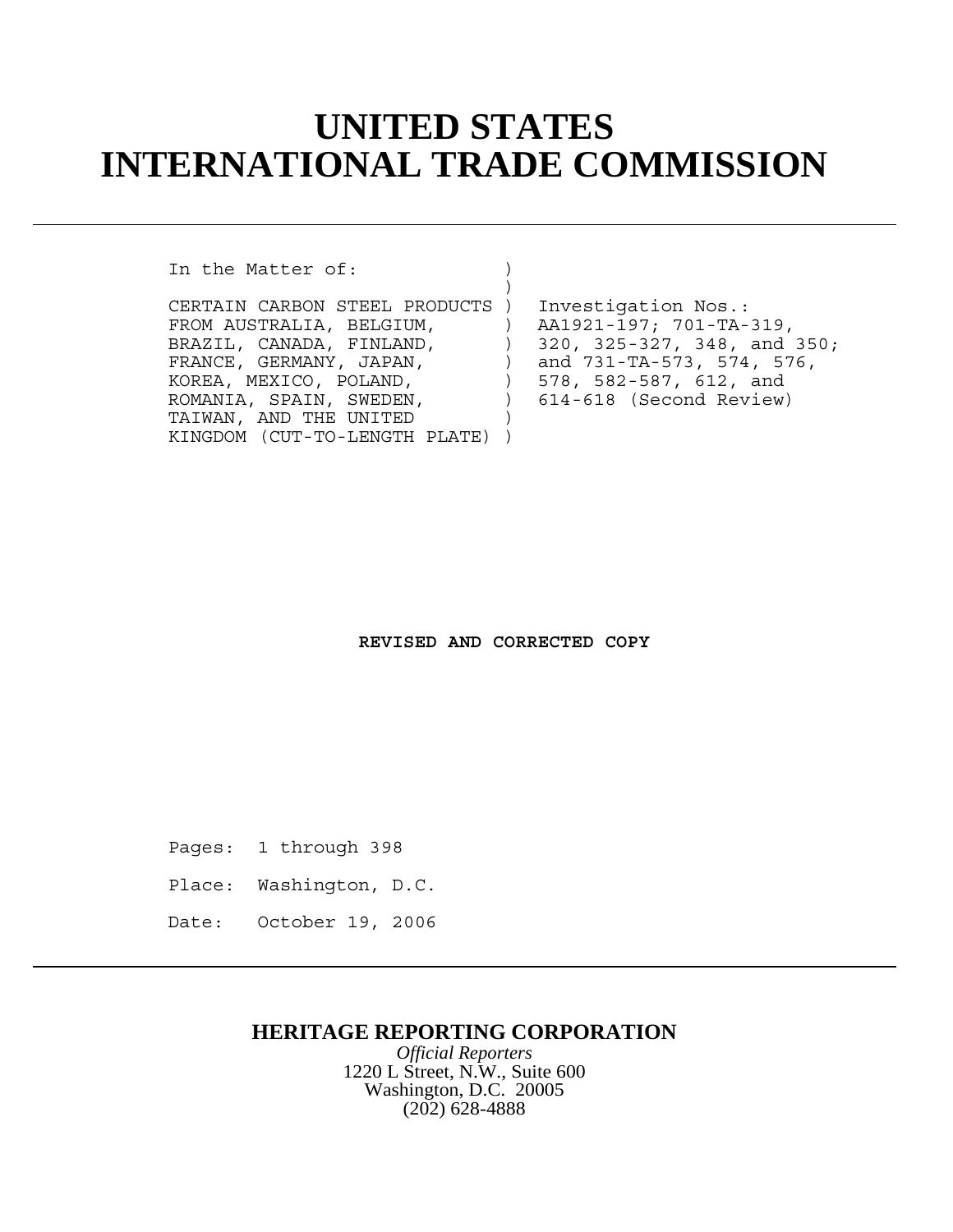# UNITED STATES INTERNATIONAL TRADE COMMISSION

```
In the Matter of:              )
                               )
CERTAIN CARBON STEEL PRODUCTS )  Investigation Nos.:
FROM AUSTRALIA, BELGIUM,       )  AA1921-197; 701-TA-319,
BRAZIL, CANADA, FINLAND,       )  320, 325-327, 348, and 350;
FRANCE, GERMANY, JAPAN,        )  and 731-TA-573, 574, 576,
KOREA, MEXICO, POLAND,         )  578, 582-587, 612, and
ROMANIA, SPAIN, SWEDEN,        )  614-618 (Second Review)
TAIWAN, AND THE UNITED         )
KINGDOM (CUT-TO-LENGTH PLATE) )
```

**REVISED AND CORRECTED COPY**

Pages: 1 through 398

Place: Washington, D.C.

Date: October 19, 2006

**HERITAGE REPORTING CORPORATION**

*Official Reporters*

1220 L Street, N.W., Suite 600

Washington, D.C. 20005

(202) 628-4888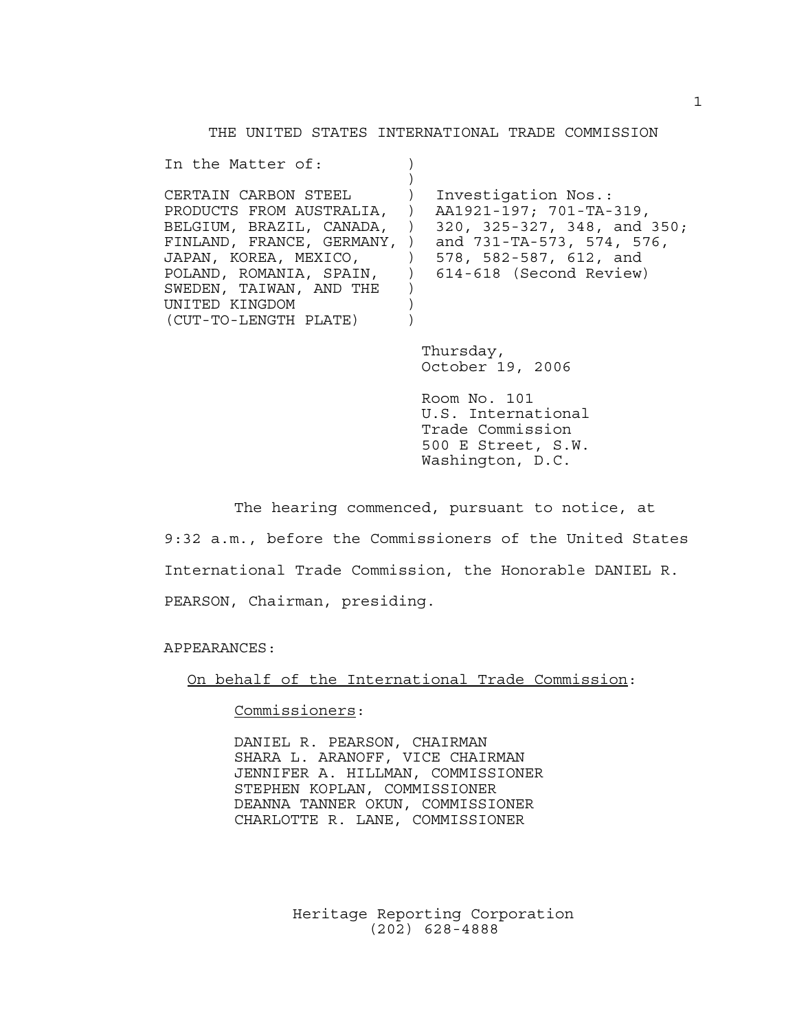THE UNITED STATES INTERNATIONAL TRADE COMMISSION

In the Matter of:

CERTAIN CARBON STEEL PRODUCTS FROM AUSTRALIA, BELGIUM, BRAZIL, CANADA, FINLAND, FRANCE, GERMANY, JAPAN, KOREA, MEXICO, POLAND, ROMANIA, SPAIN, SWEDEN, TAIWAN, AND THE UNITED KINGDOM (CUT-TO-LENGTH PLATE)

Investigation Nos.: AA1921-197; 701-TA-319, 320, 325-327, 348, and 350; and 731-TA-573, 574, 576, 578, 582-587, 612, and 614-618 (Second Review)

Thursday,
October 19, 2006

Room No. 101
U.S. International
Trade Commission
500 E Street, S.W.
Washington, D.C.

The hearing commenced, pursuant to notice, at 9:32 a.m., before the Commissioners of the United States International Trade Commission, the Honorable DANIEL R. PEARSON, Chairman, presiding.

APPEARANCES:

On behalf of the International Trade Commission:

Commissioners:

DANIEL R. PEARSON, CHAIRMAN
SHARA L. ARANOFF, VICE CHAIRMAN
JENNIFER A. HILLMAN, COMMISSIONER
STEPHEN KOPLAN, COMMISSIONER
DEANNA TANNER OKUN, COMMISSIONER
CHARLOTTE R. LANE, COMMISSIONER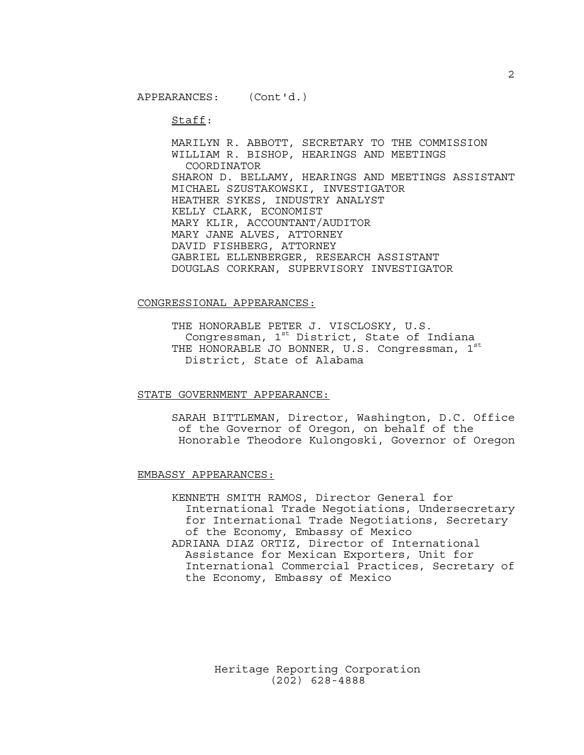APPEARANCES: (Cont'd.)

Staff:

MARILYN R. ABBOTT, SECRETARY TO THE COMMISSION
WILLIAM R. BISHOP, HEARINGS AND MEETINGS COORDINATOR
SHARON D. BELLAMY, HEARINGS AND MEETINGS ASSISTANT
MICHAEL SZUSTAKOWSKI, INVESTIGATOR
HEATHER SYKES, INDUSTRY ANALYST
KELLY CLARK, ECONOMIST
MARY KLIR, ACCOUNTANT/AUDITOR
MARY JANE ALVES, ATTORNEY
DAVID FISHBERG, ATTORNEY
GABRIEL ELLENBERGER, RESEARCH ASSISTANT
DOUGLAS CORKRAN, SUPERVISORY INVESTIGATOR

CONGRESSIONAL APPEARANCES:

THE HONORABLE PETER J. VISCLOSKY, U.S. Congressman, 1st District, State of Indiana
THE HONORABLE JO BONNER, U.S. Congressman, 1st District, State of Alabama

STATE GOVERNMENT APPEARANCE:

SARAH BITTLEMAN, Director, Washington, D.C. Office of the Governor of Oregon, on behalf of the Honorable Theodore Kulongoski, Governor of Oregon

EMBASSY APPEARANCES:

KENNETH SMITH RAMOS, Director General for International Trade Negotiations, Undersecretary for International Trade Negotiations, Secretary of the Economy, Embassy of Mexico
ADRIANA DIAZ ORTIZ, Director of International Assistance for Mexican Exporters, Unit for International Commercial Practices, Secretary of the Economy, Embassy of Mexico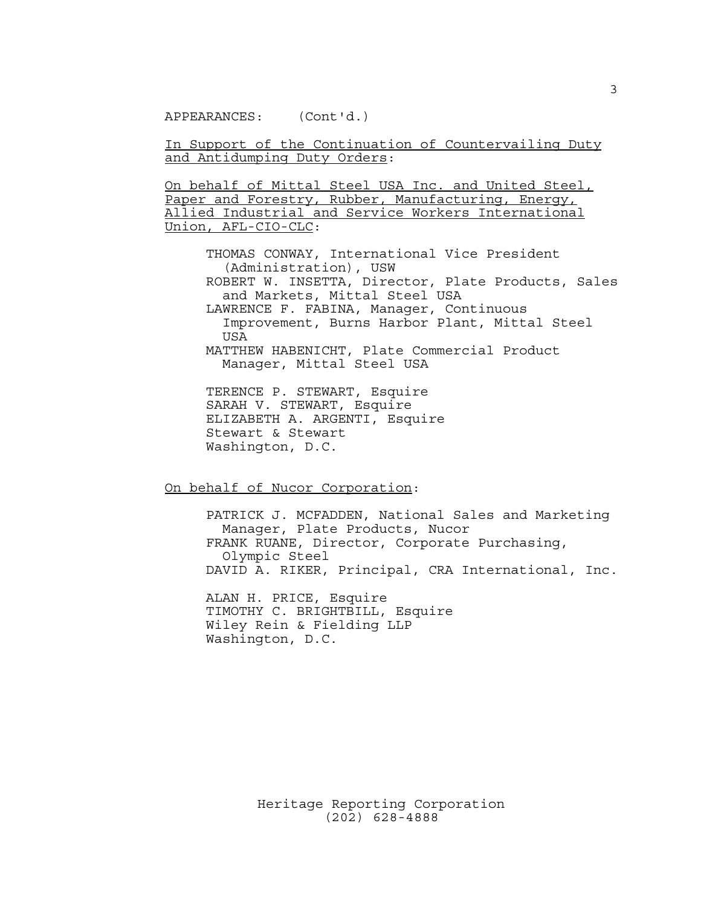APPEARANCES: (Cont'd.)

In Support of the Continuation of Countervailing Duty and Antidumping Duty Orders:

On behalf of Mittal Steel USA Inc. and United Steel, Paper and Forestry, Rubber, Manufacturing, Energy, Allied Industrial and Service Workers International Union, AFL-CIO-CLC:

THOMAS CONWAY, International Vice President (Administration), USW
ROBERT W. INSETTA, Director, Plate Products, Sales and Markets, Mittal Steel USA
LAWRENCE F. FABINA, Manager, Continuous Improvement, Burns Harbor Plant, Mittal Steel USA
MATTHEW HABENICHT, Plate Commercial Product Manager, Mittal Steel USA

TERENCE P. STEWART, Esquire
SARAH V. STEWART, Esquire
ELIZABETH A. ARGENTI, Esquire
Stewart & Stewart
Washington, D.C.

On behalf of Nucor Corporation:

PATRICK J. MCFADDEN, National Sales and Marketing Manager, Plate Products, Nucor
FRANK RUANE, Director, Corporate Purchasing, Olympic Steel
DAVID A. RIKER, Principal, CRA International, Inc.

ALAN H. PRICE, Esquire
TIMOTHY C. BRIGHTBILL, Esquire
Wiley Rein & Fielding LLP
Washington, D.C.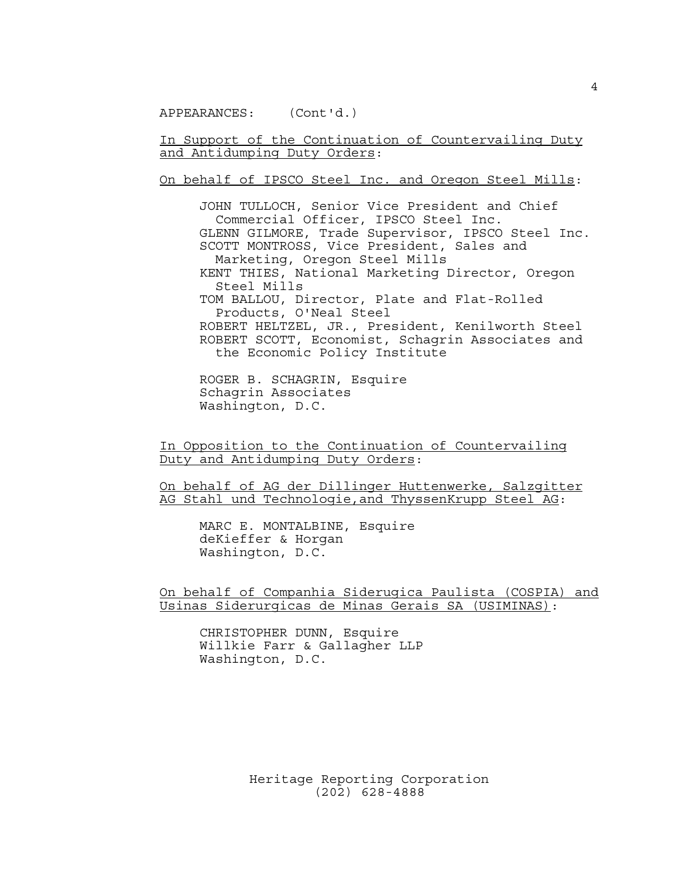APPEARANCES: (Cont'd.)

In Support of the Continuation of Countervailing Duty and Antidumping Duty Orders:

On behalf of IPSCO Steel Inc. and Oregon Steel Mills:

JOHN TULLOCH, Senior Vice President and Chief Commercial Officer, IPSCO Steel Inc.
GLENN GILMORE, Trade Supervisor, IPSCO Steel Inc.
SCOTT MONTROSS, Vice President, Sales and Marketing, Oregon Steel Mills
KENT THIES, National Marketing Director, Oregon Steel Mills
TOM BALLOU, Director, Plate and Flat-Rolled Products, O'Neal Steel
ROBERT HELTZEL, JR., President, Kenilworth Steel
ROBERT SCOTT, Economist, Schagrin Associates and the Economic Policy Institute

ROGER B. SCHAGRIN, Esquire
Schagrin Associates
Washington, D.C.

In Opposition to the Continuation of Countervailing Duty and Antidumping Duty Orders:

On behalf of AG der Dillinger Huttenwerke, Salzgitter AG Stahl und Technologie,and ThyssenKrupp Steel AG:

MARC E. MONTALBINE, Esquire
deKieffer & Horgan
Washington, D.C.

On behalf of Companhia Siderugica Paulista (COSPIA) and Usinas Siderurgicas de Minas Gerais SA (USIMINAS):

CHRISTOPHER DUNN, Esquire
Willkie Farr & Gallagher LLP
Washington, D.C.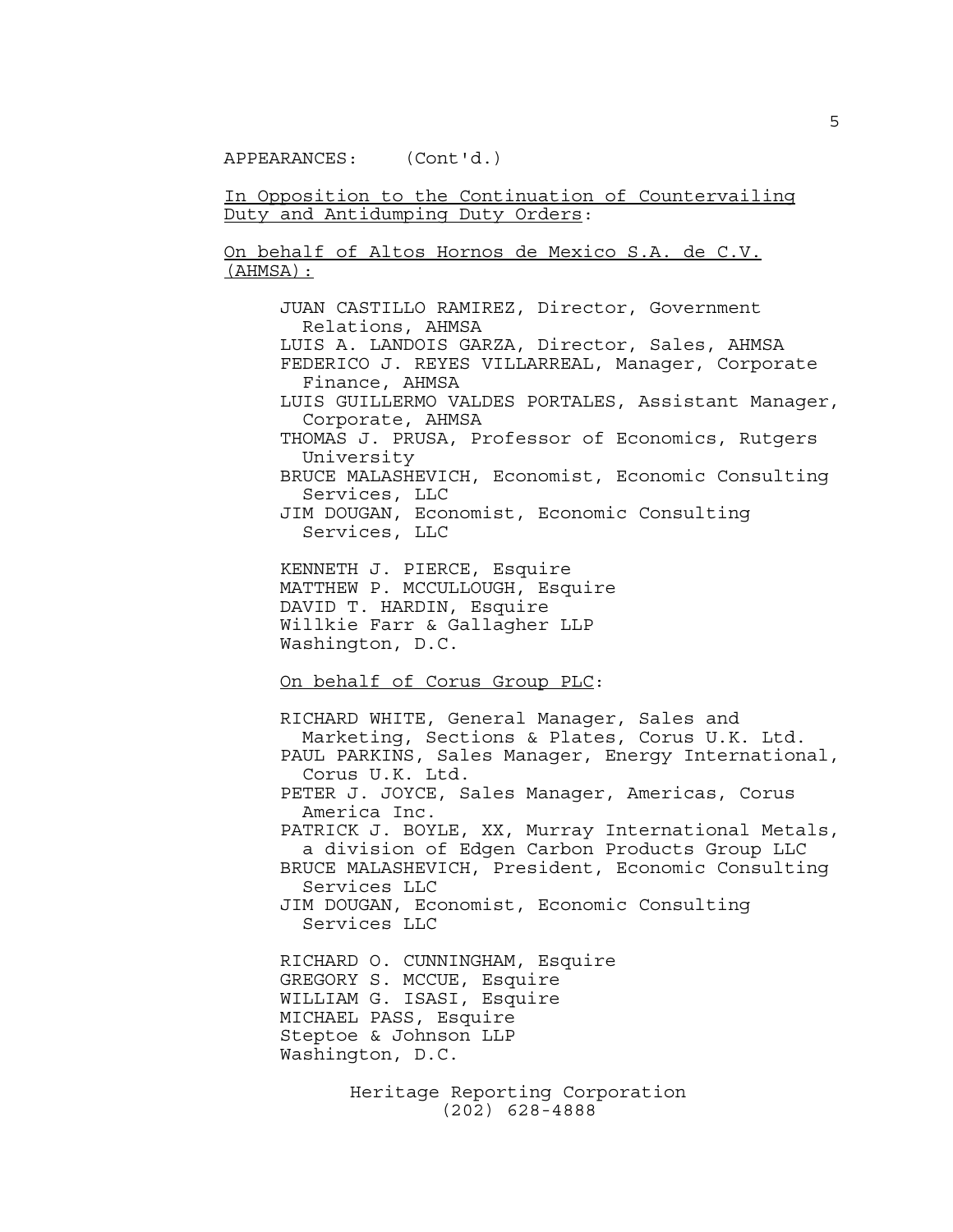APPEARANCES: (Cont'd.)

<u>In Opposition to the Continuation of Countervailing Duty and Antidumping Duty Orders</u>:

<u>On behalf of Altos Hornos de Mexico S.A. de C.V. (AHMSA)</u>:

JUAN CASTILLO RAMIREZ, Director, Government Relations, AHMSA
LUIS A. LANDOIS GARZA, Director, Sales, AHMSA
FEDERICO J. REYES VILLARREAL, Manager, Corporate Finance, AHMSA
LUIS GUILLERMO VALDES PORTALES, Assistant Manager, Corporate, AHMSA
THOMAS J. PRUSA, Professor of Economics, Rutgers University
BRUCE MALASHEVICH, Economist, Economic Consulting Services, LLC
JIM DOUGAN, Economist, Economic Consulting Services, LLC

KENNETH J. PIERCE, Esquire
MATTHEW P. MCCULLOUGH, Esquire
DAVID T. HARDIN, Esquire
Willkie Farr & Gallagher LLP
Washington, D.C.

<u>On behalf of Corus Group PLC</u>:

RICHARD WHITE, General Manager, Sales and Marketing, Sections & Plates, Corus U.K. Ltd.
PAUL PARKINS, Sales Manager, Energy International, Corus U.K. Ltd.
PETER J. JOYCE, Sales Manager, Americas, Corus America Inc.
PATRICK J. BOYLE, XX, Murray International Metals, a division of Edgen Carbon Products Group LLC
BRUCE MALASHEVICH, President, Economic Consulting Services LLC
JIM DOUGAN, Economist, Economic Consulting Services LLC

RICHARD O. CUNNINGHAM, Esquire
GREGORY S. MCCUE, Esquire
WILLIAM G. ISASI, Esquire
MICHAEL PASS, Esquire
Steptoe & Johnson LLP
Washington, D.C.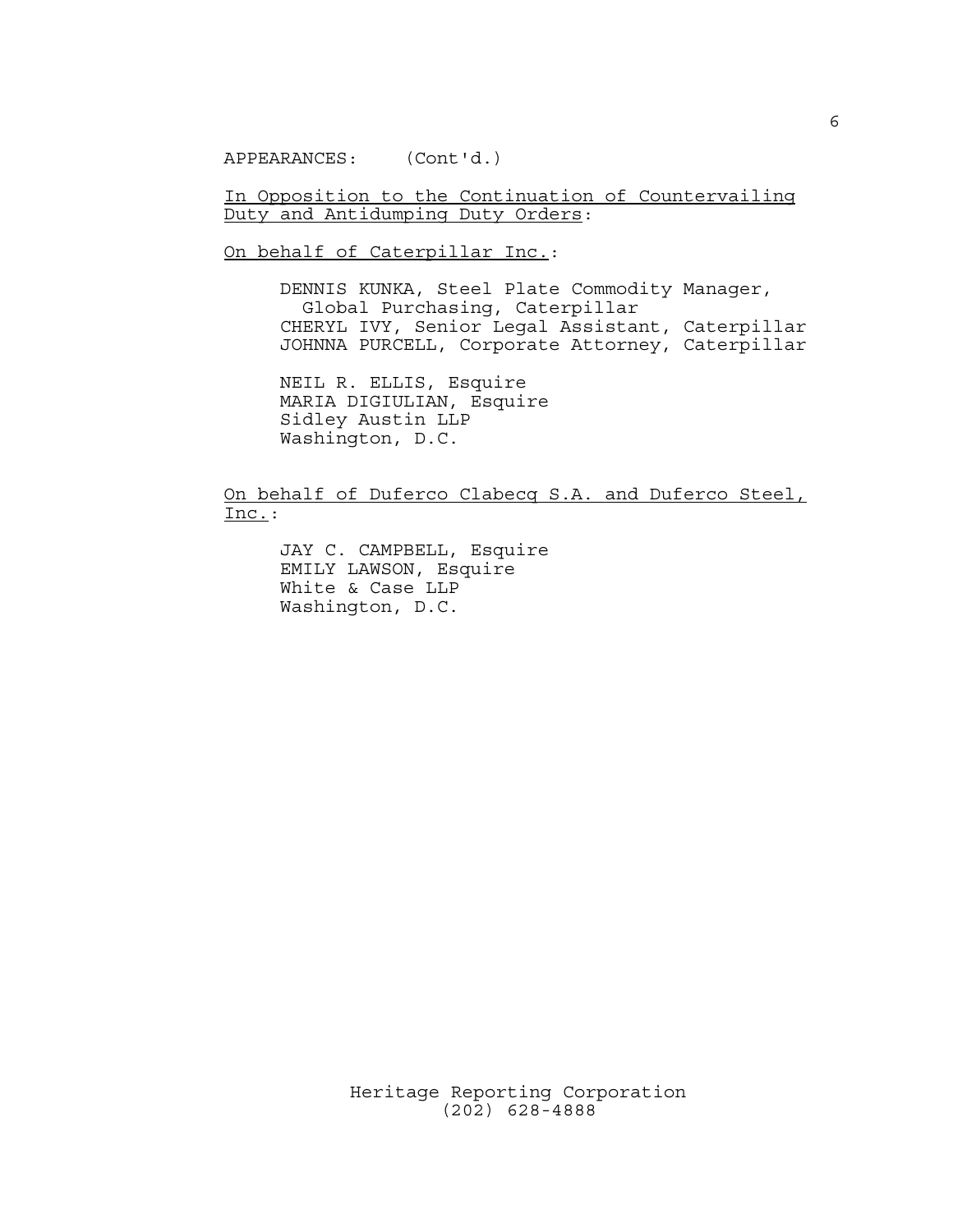APPEARANCES: (Cont'd.)

In Opposition to the Continuation of Countervailing Duty and Antidumping Duty Orders:

On behalf of Caterpillar Inc.:

DENNIS KUNKA, Steel Plate Commodity Manager, Global Purchasing, Caterpillar
CHERYL IVY, Senior Legal Assistant, Caterpillar
JOHNNA PURCELL, Corporate Attorney, Caterpillar

NEIL R. ELLIS, Esquire
MARIA DIGIULIAN, Esquire
Sidley Austin LLP
Washington, D.C.

On behalf of Duferco Clabecq S.A. and Duferco Steel, Inc.:

JAY C. CAMPBELL, Esquire
EMILY LAWSON, Esquire
White & Case LLP
Washington, D.C.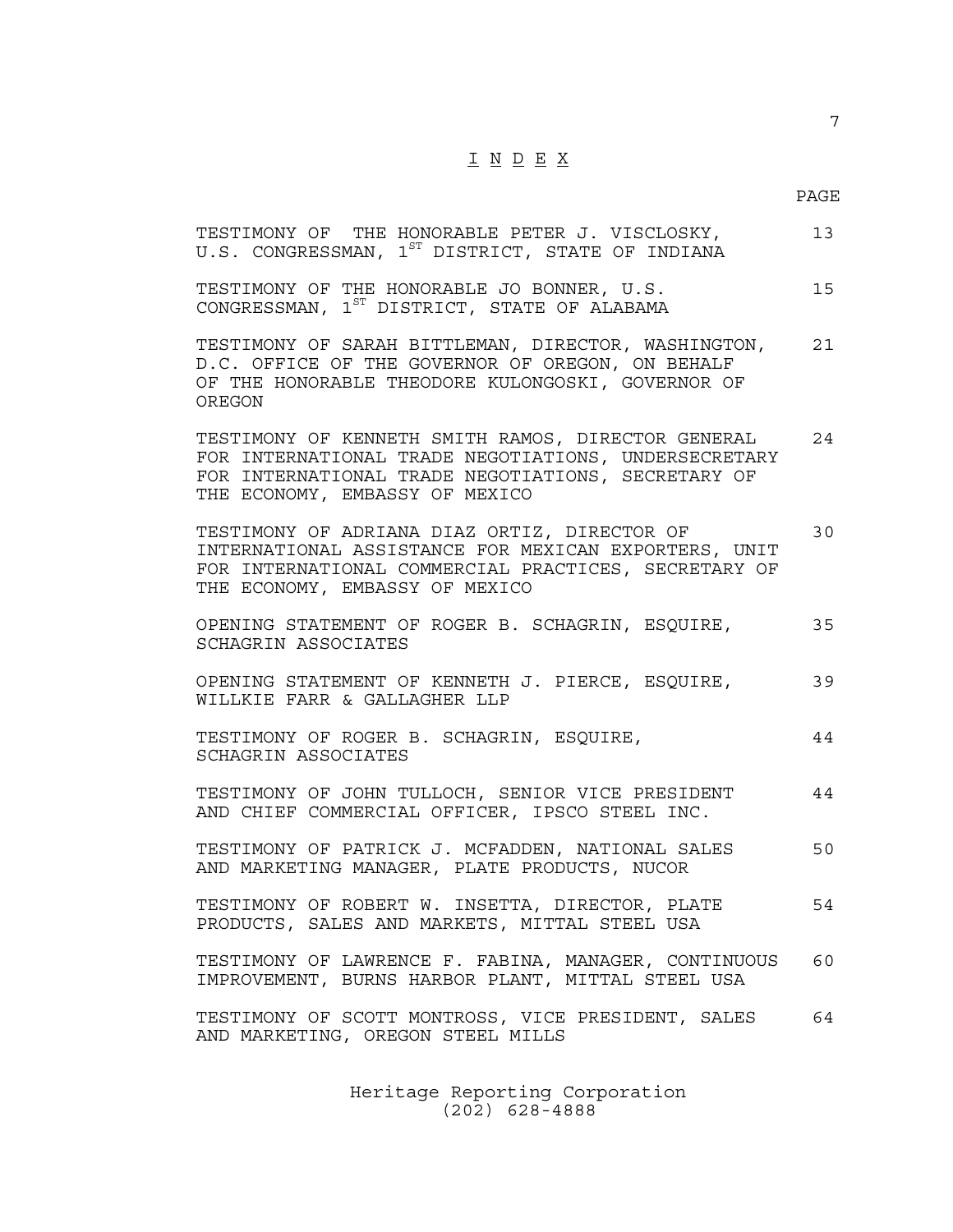# I N D E X

| | PAGE |
|---|---|
| TESTIMONY OF THE HONORABLE PETER J. VISCLOSKY, U.S. CONGRESSMAN, 1ST DISTRICT, STATE OF INDIANA | 13 |
| TESTIMONY OF THE HONORABLE JO BONNER, U.S. CONGRESSMAN, 1ST DISTRICT, STATE OF ALABAMA | 15 |
| TESTIMONY OF SARAH BITTLEMAN, DIRECTOR, WASHINGTON, D.C. OFFICE OF THE GOVERNOR OF OREGON, ON BEHALF OF THE HONORABLE THEODORE KULONGOSKI, GOVERNOR OF OREGON | 21 |
| TESTIMONY OF KENNETH SMITH RAMOS, DIRECTOR GENERAL FOR INTERNATIONAL TRADE NEGOTIATIONS, UNDERSECRETARY FOR INTERNATIONAL TRADE NEGOTIATIONS, SECRETARY OF THE ECONOMY, EMBASSY OF MEXICO | 24 |
| TESTIMONY OF ADRIANA DIAZ ORTIZ, DIRECTOR OF INTERNATIONAL ASSISTANCE FOR MEXICAN EXPORTERS, UNIT FOR INTERNATIONAL COMMERCIAL PRACTICES, SECRETARY OF THE ECONOMY, EMBASSY OF MEXICO | 30 |
| OPENING STATEMENT OF ROGER B. SCHAGRIN, ESQUIRE, SCHAGRIN ASSOCIATES | 35 |
| OPENING STATEMENT OF KENNETH J. PIERCE, ESQUIRE, WILLKIE FARR & GALLAGHER LLP | 39 |
| TESTIMONY OF ROGER B. SCHAGRIN, ESQUIRE, SCHAGRIN ASSOCIATES | 44 |
| TESTIMONY OF JOHN TULLOCH, SENIOR VICE PRESIDENT AND CHIEF COMMERCIAL OFFICER, IPSCO STEEL INC. | 44 |
| TESTIMONY OF PATRICK J. MCFADDEN, NATIONAL SALES AND MARKETING MANAGER, PLATE PRODUCTS, NUCOR | 50 |
| TESTIMONY OF ROBERT W. INSETTA, DIRECTOR, PLATE PRODUCTS, SALES AND MARKETS, MITTAL STEEL USA | 54 |
| TESTIMONY OF LAWRENCE F. FABINA, MANAGER, CONTINUOUS IMPROVEMENT, BURNS HARBOR PLANT, MITTAL STEEL USA | 60 |
| TESTIMONY OF SCOTT MONTROSS, VICE PRESIDENT, SALES AND MARKETING, OREGON STEEL MILLS | 64 |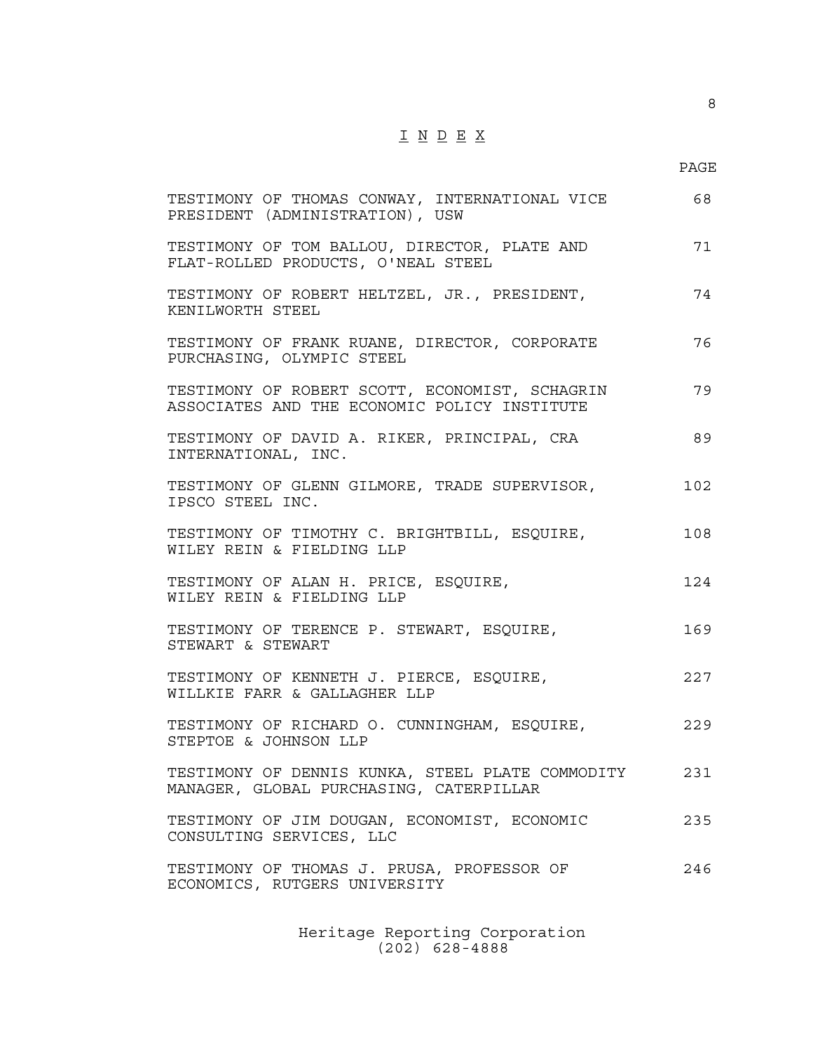# I N D E X

| | PAGE |
|---|---|
| TESTIMONY OF THOMAS CONWAY, INTERNATIONAL VICE PRESIDENT (ADMINISTRATION), USW | 68 |
| TESTIMONY OF TOM BALLOU, DIRECTOR, PLATE AND FLAT-ROLLED PRODUCTS, O'NEAL STEEL | 71 |
| TESTIMONY OF ROBERT HELTZEL, JR., PRESIDENT, KENILWORTH STEEL | 74 |
| TESTIMONY OF FRANK RUANE, DIRECTOR, CORPORATE PURCHASING, OLYMPIC STEEL | 76 |
| TESTIMONY OF ROBERT SCOTT, ECONOMIST, SCHAGRIN ASSOCIATES AND THE ECONOMIC POLICY INSTITUTE | 79 |
| TESTIMONY OF DAVID A. RIKER, PRINCIPAL, CRA INTERNATIONAL, INC. | 89 |
| TESTIMONY OF GLENN GILMORE, TRADE SUPERVISOR, IPSCO STEEL INC. | 102 |
| TESTIMONY OF TIMOTHY C. BRIGHTBILL, ESQUIRE, WILEY REIN & FIELDING LLP | 108 |
| TESTIMONY OF ALAN H. PRICE, ESQUIRE, WILEY REIN & FIELDING LLP | 124 |
| TESTIMONY OF TERENCE P. STEWART, ESQUIRE, STEWART & STEWART | 169 |
| TESTIMONY OF KENNETH J. PIERCE, ESQUIRE, WILLKIE FARR & GALLAGHER LLP | 227 |
| TESTIMONY OF RICHARD O. CUNNINGHAM, ESQUIRE, STEPTOE & JOHNSON LLP | 229 |
| TESTIMONY OF DENNIS KUNKA, STEEL PLATE COMMODITY MANAGER, GLOBAL PURCHASING, CATERPILLAR | 231 |
| TESTIMONY OF JIM DOUGAN, ECONOMIST, ECONOMIC CONSULTING SERVICES, LLC | 235 |
| TESTIMONY OF THOMAS J. PRUSA, PROFESSOR OF ECONOMICS, RUTGERS UNIVERSITY | 246 |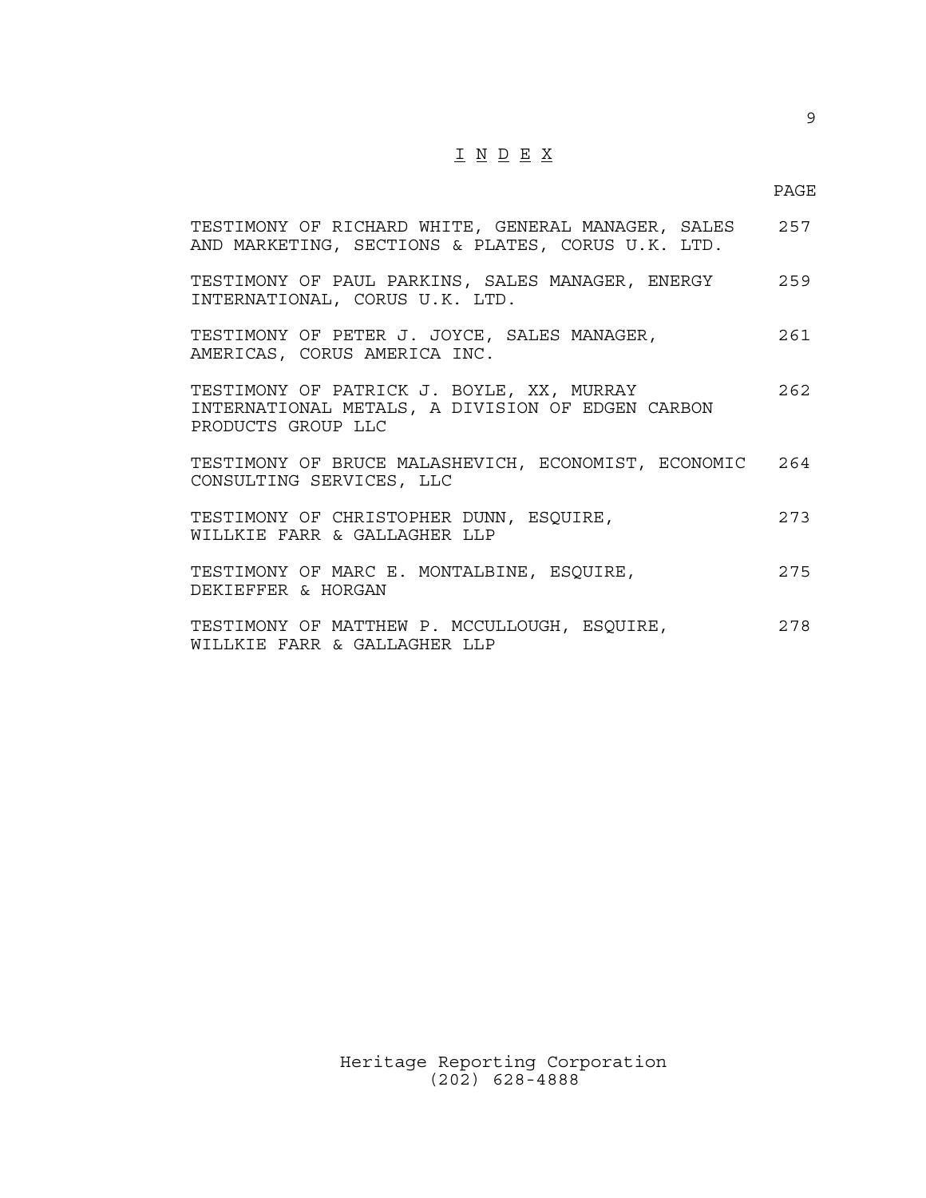# I N D E X

| | PAGE |
|---|---|
| TESTIMONY OF RICHARD WHITE, GENERAL MANAGER, SALES AND MARKETING, SECTIONS & PLATES, CORUS U.K. LTD. | 257 |
| TESTIMONY OF PAUL PARKINS, SALES MANAGER, ENERGY INTERNATIONAL, CORUS U.K. LTD. | 259 |
| TESTIMONY OF PETER J. JOYCE, SALES MANAGER, AMERICAS, CORUS AMERICA INC. | 261 |
| TESTIMONY OF PATRICK J. BOYLE, XX, MURRAY INTERNATIONAL METALS, A DIVISION OF EDGEN CARBON PRODUCTS GROUP LLC | 262 |
| TESTIMONY OF BRUCE MALASHEVICH, ECONOMIST, ECONOMIC CONSULTING SERVICES, LLC | 264 |
| TESTIMONY OF CHRISTOPHER DUNN, ESQUIRE, WILLKIE FARR & GALLAGHER LLP | 273 |
| TESTIMONY OF MARC E. MONTALBINE, ESQUIRE, DEKIEFFER & HORGAN | 275 |
| TESTIMONY OF MATTHEW P. MCCULLOUGH, ESQUIRE, WILLKIE FARR & GALLAGHER LLP | 278 |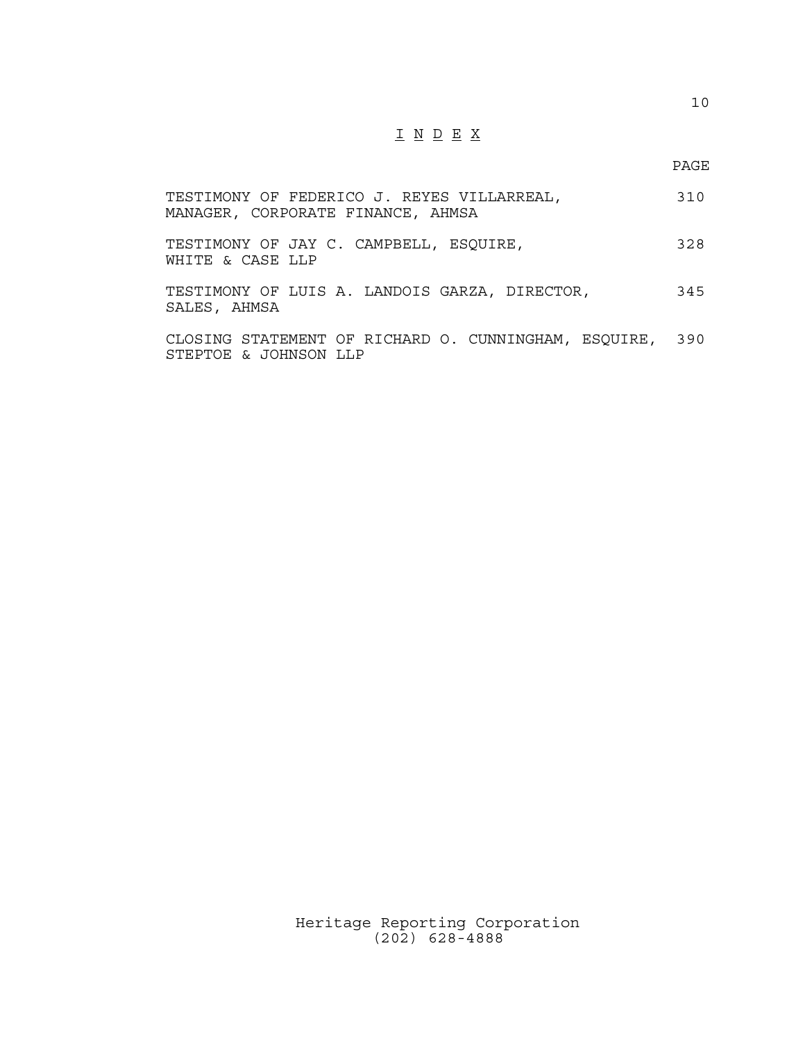# I N D E X

| | PAGE |
|---|---|
| TESTIMONY OF FEDERICO J. REYES VILLARREAL, MANAGER, CORPORATE FINANCE, AHMSA | 310 |
| TESTIMONY OF JAY C. CAMPBELL, ESQUIRE, WHITE & CASE LLP | 328 |
| TESTIMONY OF LUIS A. LANDOIS GARZA, DIRECTOR, SALES, AHMSA | 345 |
| CLOSING STATEMENT OF RICHARD O. CUNNINGHAM, ESQUIRE, STEPTOE & JOHNSON LLP | 390 |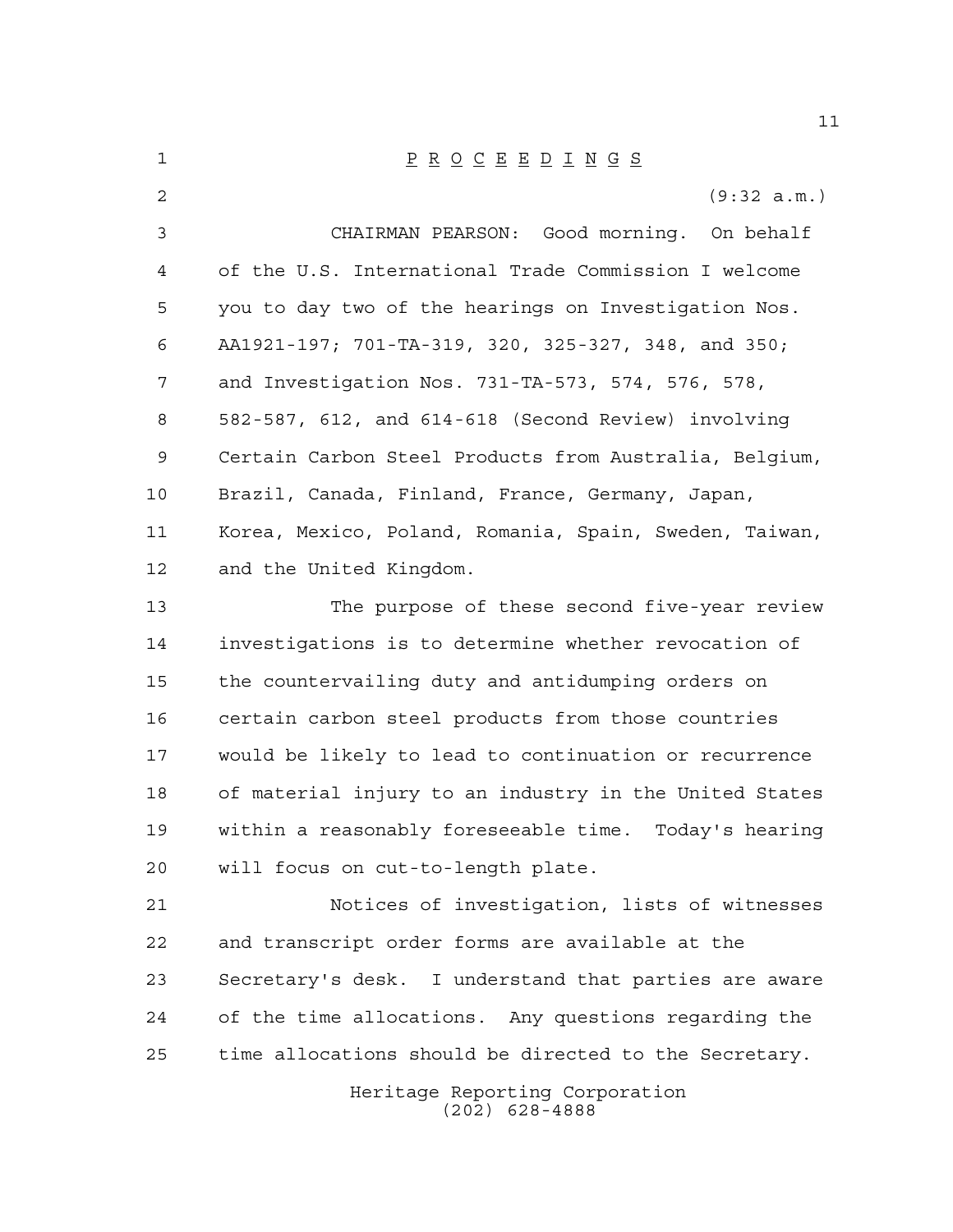P R O C E E D I N G S

(9:32 a.m.)

CHAIRMAN PEARSON: Good morning. On behalf of the U.S. International Trade Commission I welcome you to day two of the hearings on Investigation Nos. AA1921-197; 701-TA-319, 320, 325-327, 348, and 350; and Investigation Nos. 731-TA-573, 574, 576, 578, 582-587, 612, and 614-618 (Second Review) involving Certain Carbon Steel Products from Australia, Belgium, Brazil, Canada, Finland, France, Germany, Japan, Korea, Mexico, Poland, Romania, Spain, Sweden, Taiwan, and the United Kingdom.

The purpose of these second five-year review investigations is to determine whether revocation of the countervailing duty and antidumping orders on certain carbon steel products from those countries would be likely to lead to continuation or recurrence of material injury to an industry in the United States within a reasonably foreseeable time. Today's hearing will focus on cut-to-length plate.

Notices of investigation, lists of witnesses and transcript order forms are available at the Secretary's desk. I understand that parties are aware of the time allocations. Any questions regarding the time allocations should be directed to the Secretary.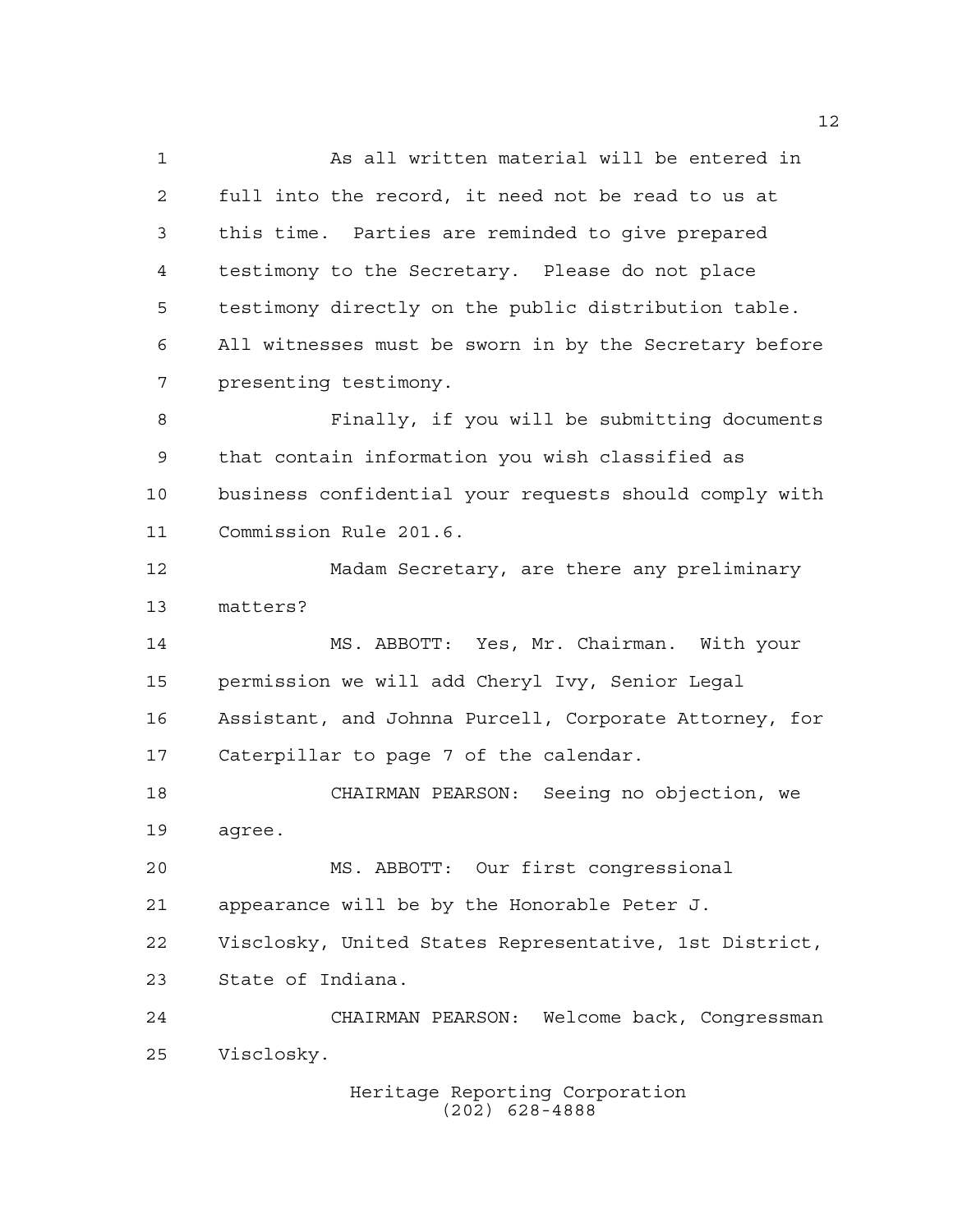As all written material will be entered in full into the record, it need not be read to us at this time. Parties are reminded to give prepared testimony to the Secretary. Please do not place testimony directly on the public distribution table. All witnesses must be sworn in by the Secretary before presenting testimony.

Finally, if you will be submitting documents that contain information you wish classified as business confidential your requests should comply with Commission Rule 201.6.

Madam Secretary, are there any preliminary matters?

MS. ABBOTT: Yes, Mr. Chairman. With your permission we will add Cheryl Ivy, Senior Legal Assistant, and Johnna Purcell, Corporate Attorney, for Caterpillar to page 7 of the calendar.

CHAIRMAN PEARSON: Seeing no objection, we agree.

MS. ABBOTT: Our first congressional appearance will be by the Honorable Peter J. Visclosky, United States Representative, 1st District, State of Indiana.

CHAIRMAN PEARSON: Welcome back, Congressman Visclosky.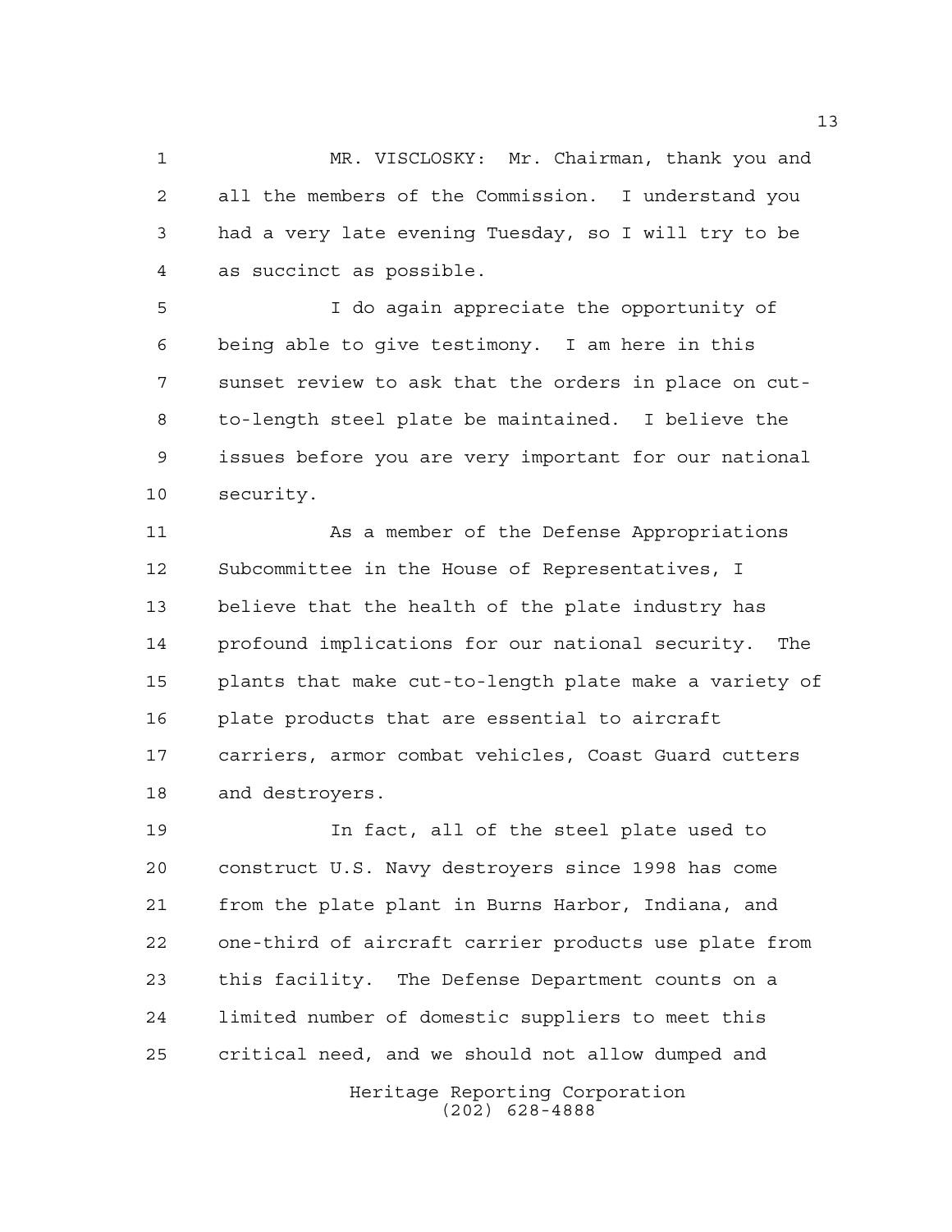MR. VISCLOSKY: Mr. Chairman, thank you and all the members of the Commission. I understand you had a very late evening Tuesday, so I will try to be as succinct as possible.

I do again appreciate the opportunity of being able to give testimony. I am here in this sunset review to ask that the orders in place on cut-to-length steel plate be maintained. I believe the issues before you are very important for our national security.

As a member of the Defense Appropriations Subcommittee in the House of Representatives, I believe that the health of the plate industry has profound implications for our national security. The plants that make cut-to-length plate make a variety of plate products that are essential to aircraft carriers, armor combat vehicles, Coast Guard cutters and destroyers.

In fact, all of the steel plate used to construct U.S. Navy destroyers since 1998 has come from the plate plant in Burns Harbor, Indiana, and one-third of aircraft carrier products use plate from this facility. The Defense Department counts on a limited number of domestic suppliers to meet this critical need, and we should not allow dumped and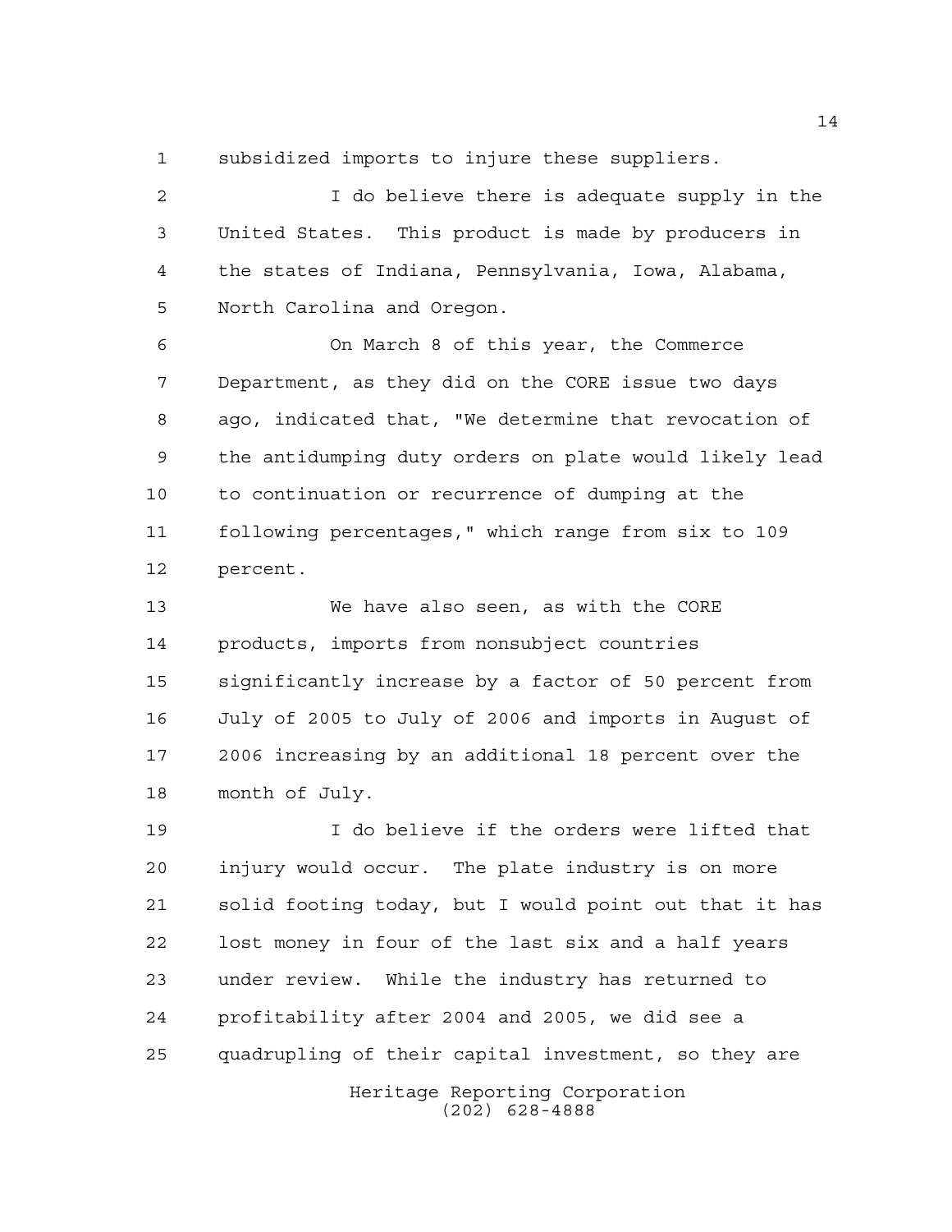subsidized imports to injure these suppliers.

I do believe there is adequate supply in the United States. This product is made by producers in the states of Indiana, Pennsylvania, Iowa, Alabama, North Carolina and Oregon.

On March 8 of this year, the Commerce Department, as they did on the CORE issue two days ago, indicated that, "We determine that revocation of the antidumping duty orders on plate would likely lead to continuation or recurrence of dumping at the following percentages," which range from six to 109 percent.

We have also seen, as with the CORE products, imports from nonsubject countries significantly increase by a factor of 50 percent from July of 2005 to July of 2006 and imports in August of 2006 increasing by an additional 18 percent over the month of July.

I do believe if the orders were lifted that injury would occur. The plate industry is on more solid footing today, but I would point out that it has lost money in four of the last six and a half years under review. While the industry has returned to profitability after 2004 and 2005, we did see a quadrupling of their capital investment, so they are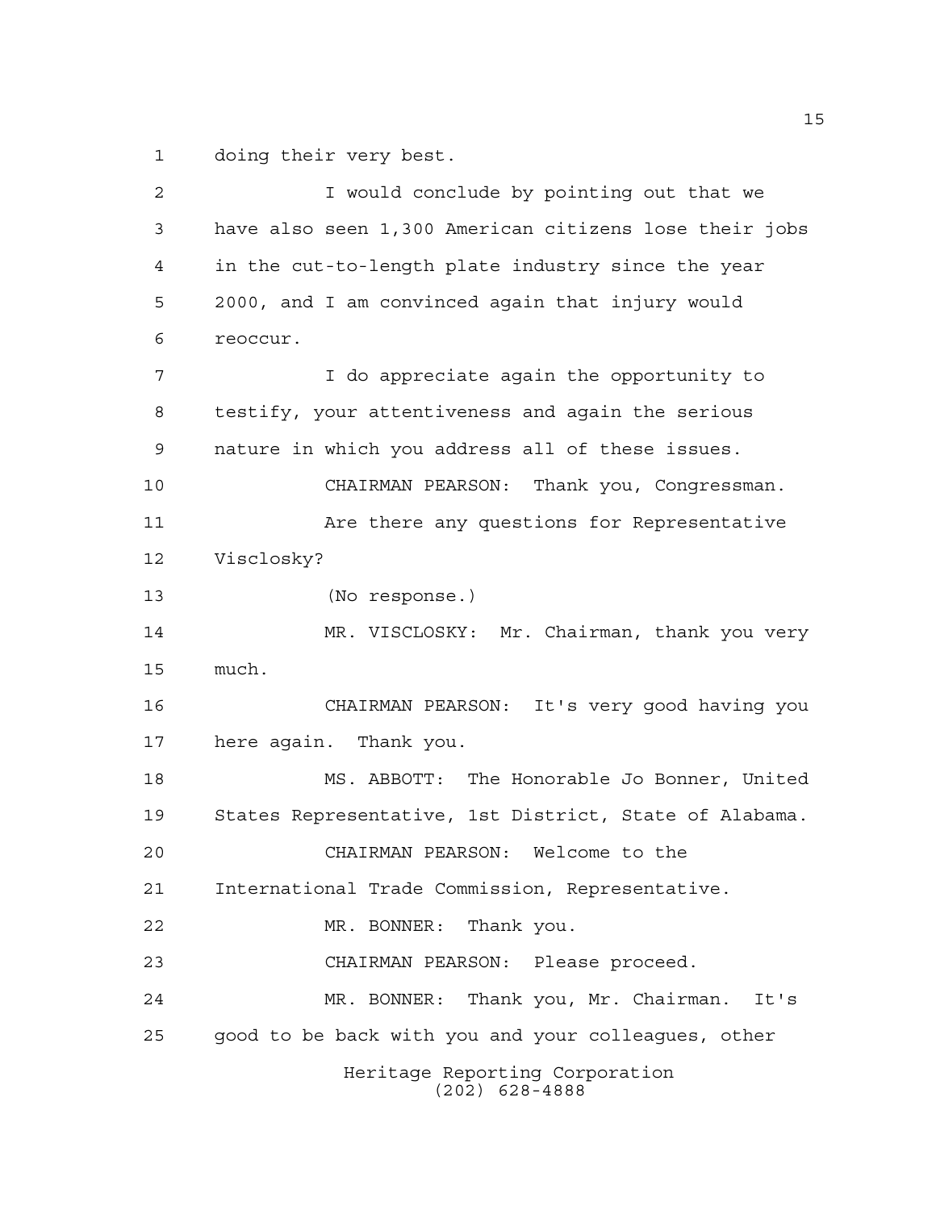doing their very best.

I would conclude by pointing out that we have also seen 1,300 American citizens lose their jobs in the cut-to-length plate industry since the year 2000, and I am convinced again that injury would reoccur.

I do appreciate again the opportunity to testify, your attentiveness and again the serious nature in which you address all of these issues.

CHAIRMAN PEARSON: Thank you, Congressman.

Are there any questions for Representative Visclosky?

(No response.)

MR. VISCLOSKY: Mr. Chairman, thank you very much.

CHAIRMAN PEARSON: It's very good having you here again. Thank you.

MS. ABBOTT: The Honorable Jo Bonner, United States Representative, 1st District, State of Alabama.

CHAIRMAN PEARSON: Welcome to the International Trade Commission, Representative.

MR. BONNER: Thank you.

CHAIRMAN PEARSON: Please proceed.

MR. BONNER: Thank you, Mr. Chairman. It's good to be back with you and your colleagues, other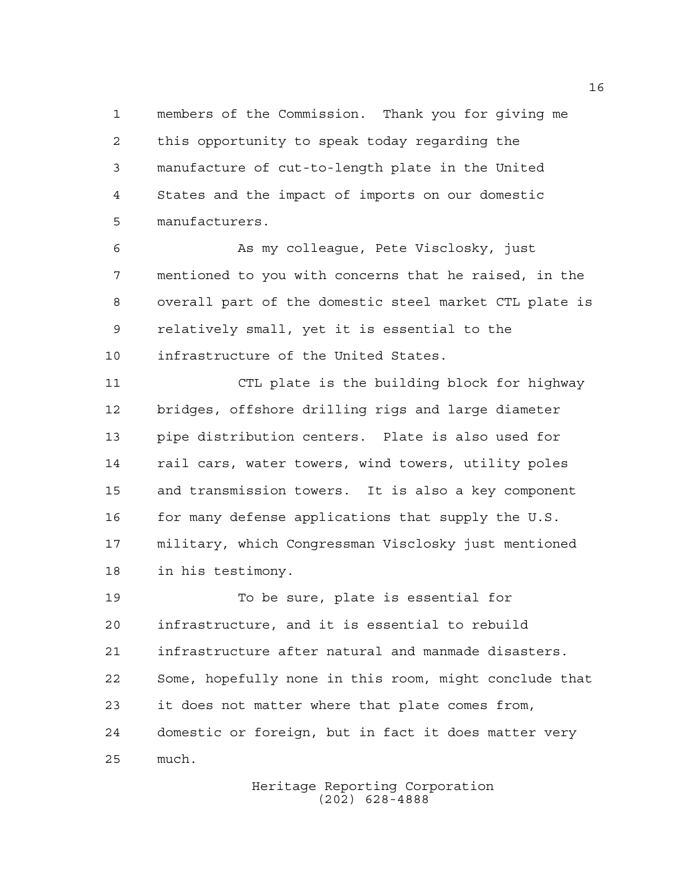members of the Commission. Thank you for giving me this opportunity to speak today regarding the manufacture of cut-to-length plate in the United States and the impact of imports on our domestic manufacturers.

As my colleague, Pete Visclosky, just mentioned to you with concerns that he raised, in the overall part of the domestic steel market CTL plate is relatively small, yet it is essential to the infrastructure of the United States.

CTL plate is the building block for highway bridges, offshore drilling rigs and large diameter pipe distribution centers. Plate is also used for rail cars, water towers, wind towers, utility poles and transmission towers. It is also a key component for many defense applications that supply the U.S. military, which Congressman Visclosky just mentioned in his testimony.

To be sure, plate is essential for infrastructure, and it is essential to rebuild infrastructure after natural and manmade disasters. Some, hopefully none in this room, might conclude that it does not matter where that plate comes from, domestic or foreign, but in fact it does matter very much.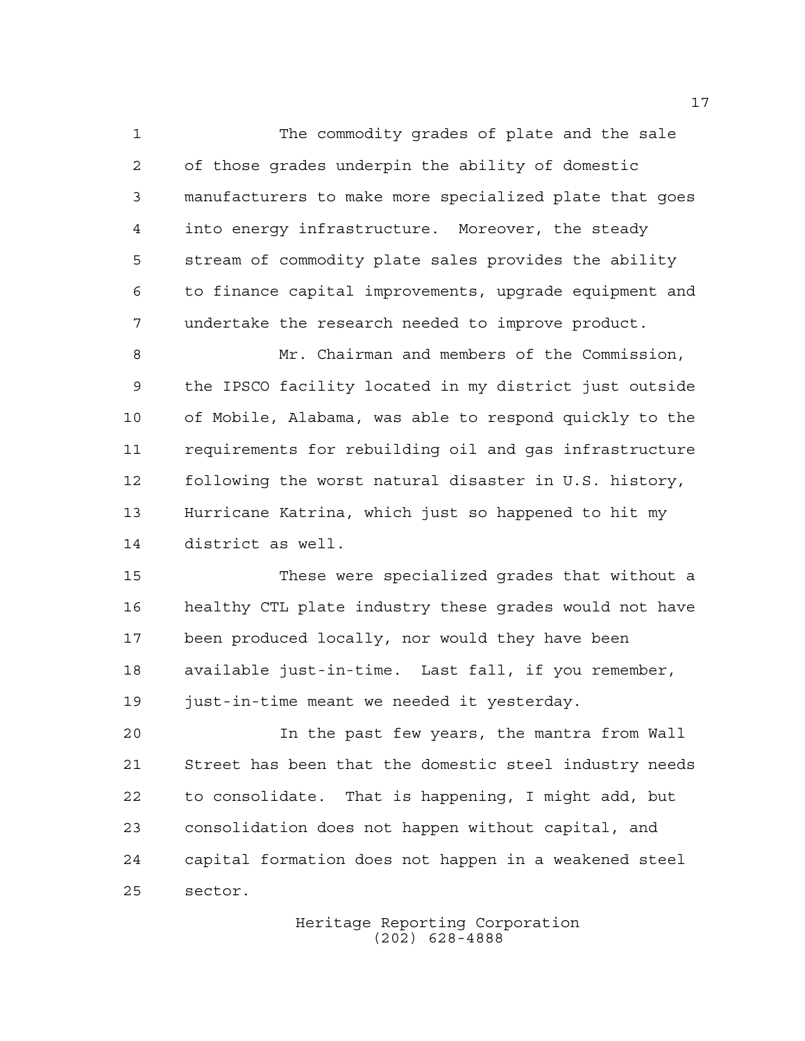The commodity grades of plate and the sale of those grades underpin the ability of domestic manufacturers to make more specialized plate that goes into energy infrastructure. Moreover, the steady stream of commodity plate sales provides the ability to finance capital improvements, upgrade equipment and undertake the research needed to improve product.

Mr. Chairman and members of the Commission, the IPSCO facility located in my district just outside of Mobile, Alabama, was able to respond quickly to the requirements for rebuilding oil and gas infrastructure following the worst natural disaster in U.S. history, Hurricane Katrina, which just so happened to hit my district as well.

These were specialized grades that without a healthy CTL plate industry these grades would not have been produced locally, nor would they have been available just-in-time. Last fall, if you remember, just-in-time meant we needed it yesterday.

In the past few years, the mantra from Wall Street has been that the domestic steel industry needs to consolidate. That is happening, I might add, but consolidation does not happen without capital, and capital formation does not happen in a weakened steel sector.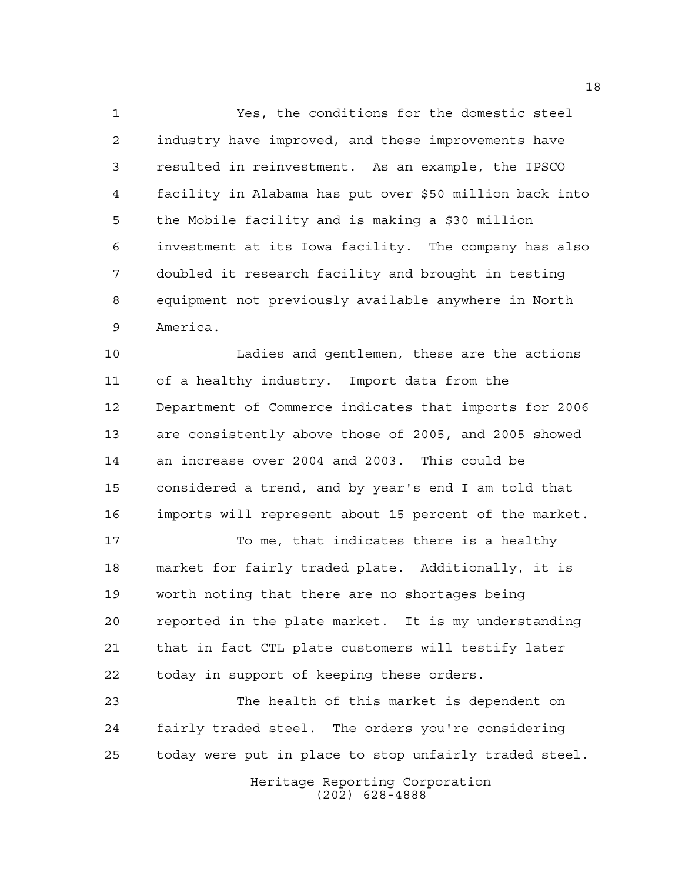Yes, the conditions for the domestic steel industry have improved, and these improvements have resulted in reinvestment. As an example, the IPSCO facility in Alabama has put over $50 million back into the Mobile facility and is making a $30 million investment at its Iowa facility. The company has also doubled it research facility and brought in testing equipment not previously available anywhere in North America.

Ladies and gentlemen, these are the actions of a healthy industry. Import data from the Department of Commerce indicates that imports for 2006 are consistently above those of 2005, and 2005 showed an increase over 2004 and 2003. This could be considered a trend, and by year's end I am told that imports will represent about 15 percent of the market.

To me, that indicates there is a healthy market for fairly traded plate. Additionally, it is worth noting that there are no shortages being reported in the plate market. It is my understanding that in fact CTL plate customers will testify later today in support of keeping these orders.

The health of this market is dependent on fairly traded steel. The orders you're considering today were put in place to stop unfairly traded steel.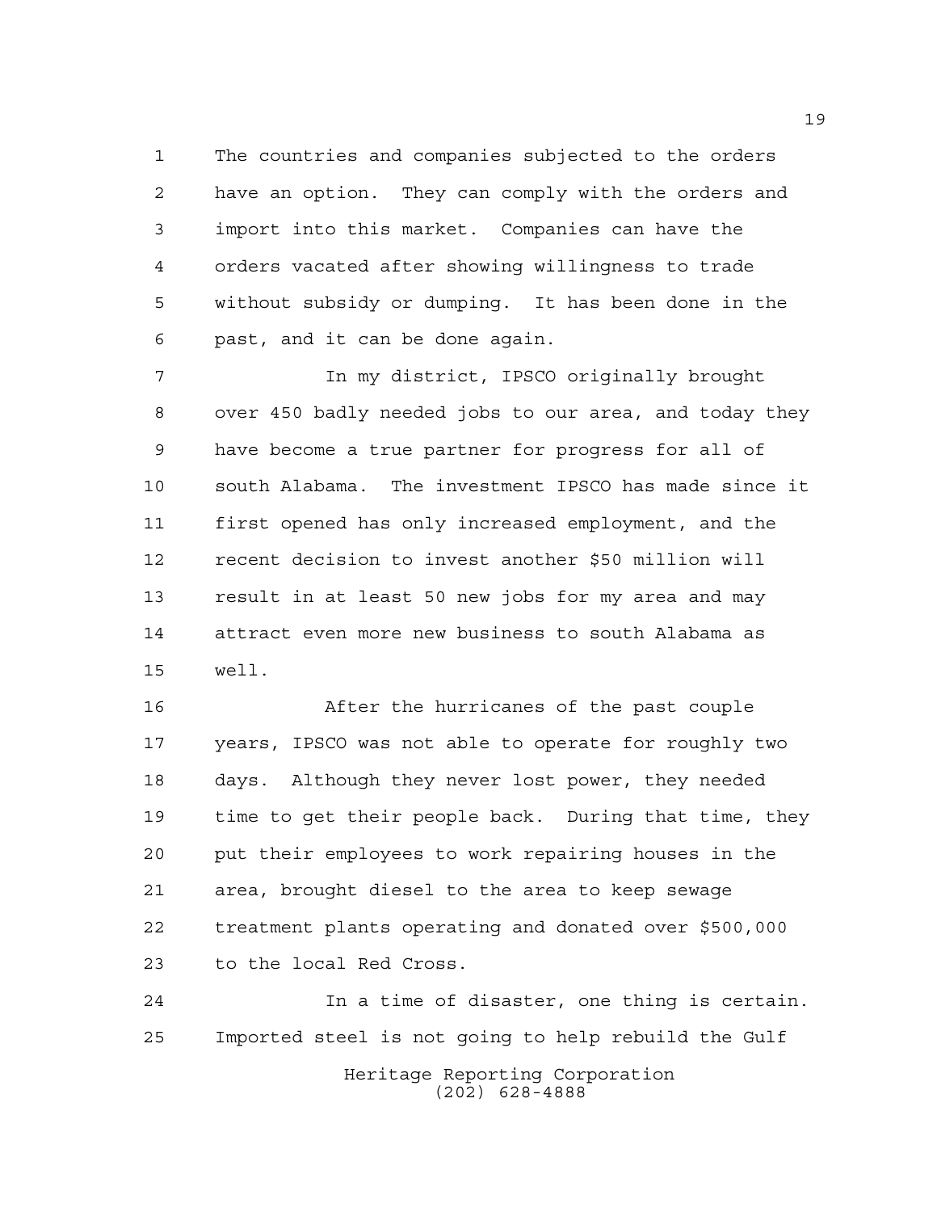The countries and companies subjected to the orders have an option. They can comply with the orders and import into this market. Companies can have the orders vacated after showing willingness to trade without subsidy or dumping. It has been done in the past, and it can be done again.

In my district, IPSCO originally brought over 450 badly needed jobs to our area, and today they have become a true partner for progress for all of south Alabama. The investment IPSCO has made since it first opened has only increased employment, and the recent decision to invest another $50 million will result in at least 50 new jobs for my area and may attract even more new business to south Alabama as well.

After the hurricanes of the past couple years, IPSCO was not able to operate for roughly two days. Although they never lost power, they needed time to get their people back. During that time, they put their employees to work repairing houses in the area, brought diesel to the area to keep sewage treatment plants operating and donated over $500,000 to the local Red Cross.

In a time of disaster, one thing is certain. Imported steel is not going to help rebuild the Gulf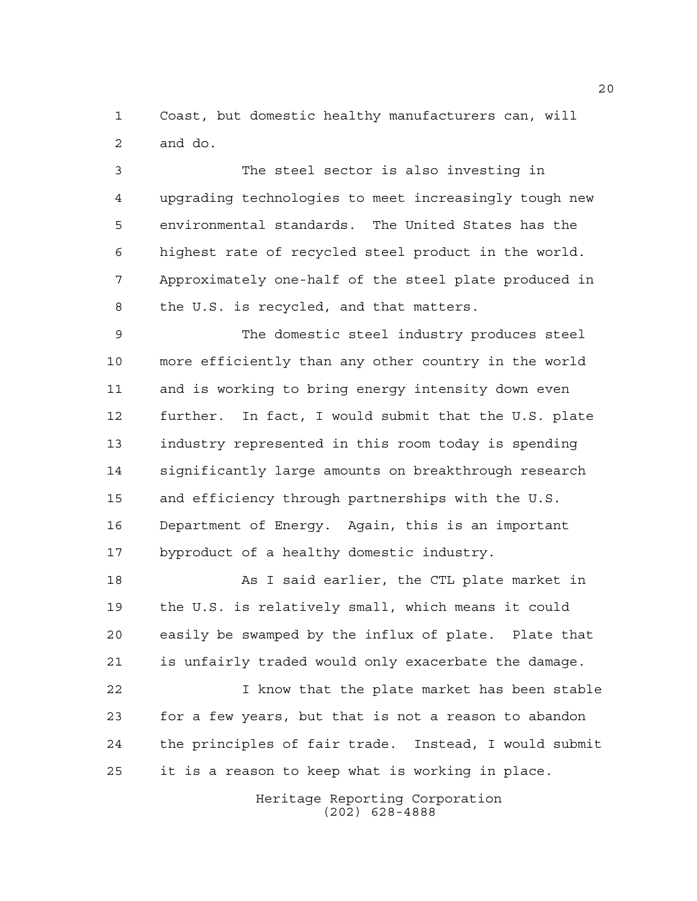Coast, but domestic healthy manufacturers can, will and do.

The steel sector is also investing in upgrading technologies to meet increasingly tough new environmental standards. The United States has the highest rate of recycled steel product in the world. Approximately one-half of the steel plate produced in the U.S. is recycled, and that matters.

The domestic steel industry produces steel more efficiently than any other country in the world and is working to bring energy intensity down even further. In fact, I would submit that the U.S. plate industry represented in this room today is spending significantly large amounts on breakthrough research and efficiency through partnerships with the U.S. Department of Energy. Again, this is an important byproduct of a healthy domestic industry.

As I said earlier, the CTL plate market in the U.S. is relatively small, which means it could easily be swamped by the influx of plate. Plate that is unfairly traded would only exacerbate the damage.

I know that the plate market has been stable for a few years, but that is not a reason to abandon the principles of fair trade. Instead, I would submit it is a reason to keep what is working in place.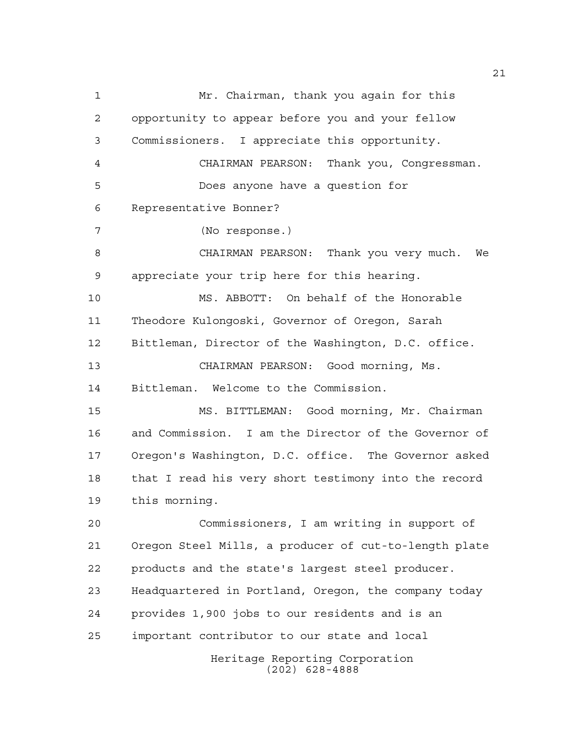Mr. Chairman, thank you again for this opportunity to appear before you and your fellow Commissioners. I appreciate this opportunity.

CHAIRMAN PEARSON: Thank you, Congressman.

Does anyone have a question for Representative Bonner?

(No response.)

CHAIRMAN PEARSON: Thank you very much. We appreciate your trip here for this hearing.

MS. ABBOTT: On behalf of the Honorable Theodore Kulongoski, Governor of Oregon, Sarah Bittleman, Director of the Washington, D.C. office.

CHAIRMAN PEARSON: Good morning, Ms. Bittleman. Welcome to the Commission.

MS. BITTLEMAN: Good morning, Mr. Chairman and Commission. I am the Director of the Governor of Oregon's Washington, D.C. office. The Governor asked that I read his very short testimony into the record this morning.

Commissioners, I am writing in support of Oregon Steel Mills, a producer of cut-to-length plate products and the state's largest steel producer. Headquartered in Portland, Oregon, the company today provides 1,900 jobs to our residents and is an important contributor to our state and local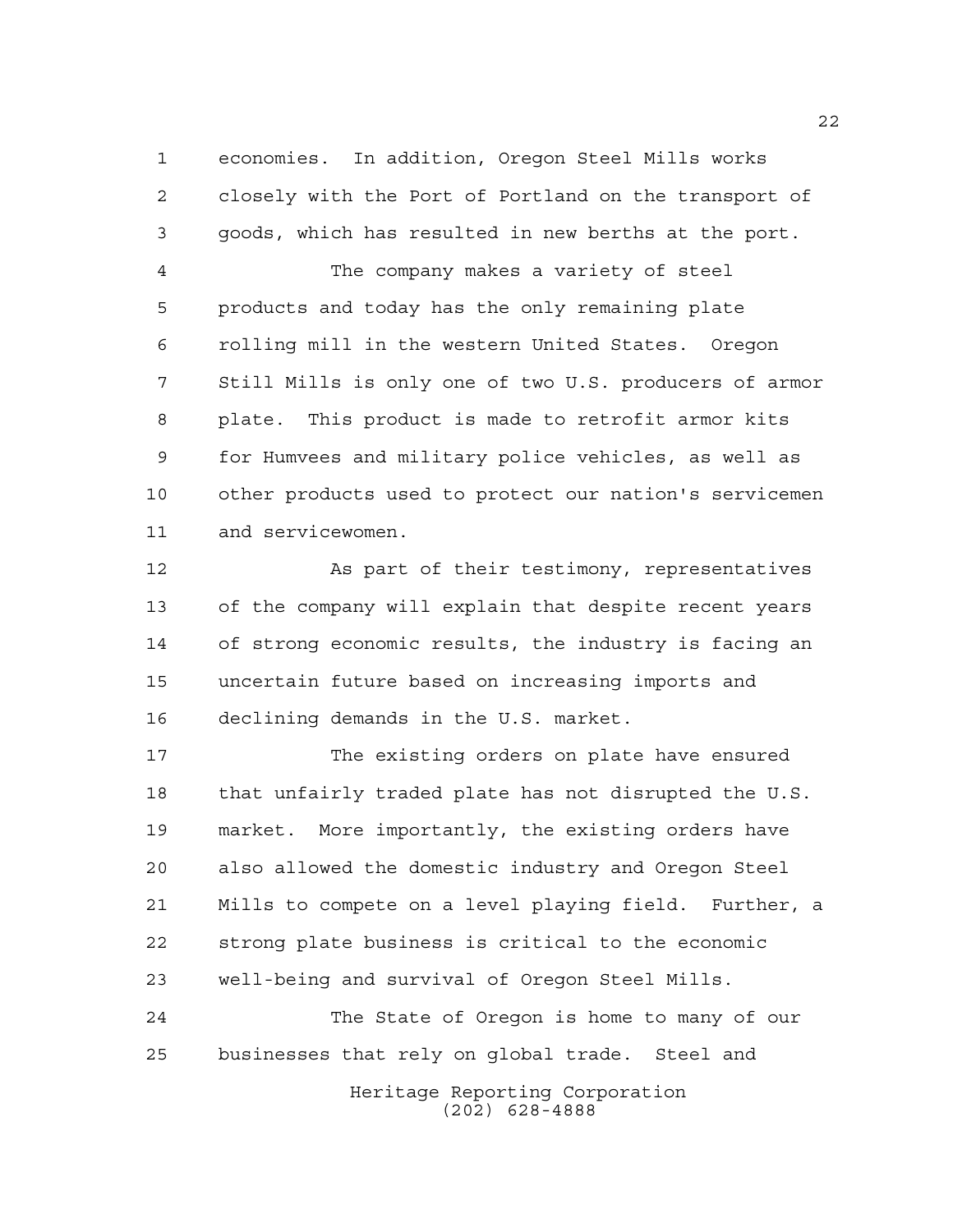economies. In addition, Oregon Steel Mills works closely with the Port of Portland on the transport of goods, which has resulted in new berths at the port.

The company makes a variety of steel products and today has the only remaining plate rolling mill in the western United States. Oregon Still Mills is only one of two U.S. producers of armor plate. This product is made to retrofit armor kits for Humvees and military police vehicles, as well as other products used to protect our nation's servicemen and servicewomen.

As part of their testimony, representatives of the company will explain that despite recent years of strong economic results, the industry is facing an uncertain future based on increasing imports and declining demands in the U.S. market.

The existing orders on plate have ensured that unfairly traded plate has not disrupted the U.S. market. More importantly, the existing orders have also allowed the domestic industry and Oregon Steel Mills to compete on a level playing field. Further, a strong plate business is critical to the economic well-being and survival of Oregon Steel Mills.

The State of Oregon is home to many of our businesses that rely on global trade. Steel and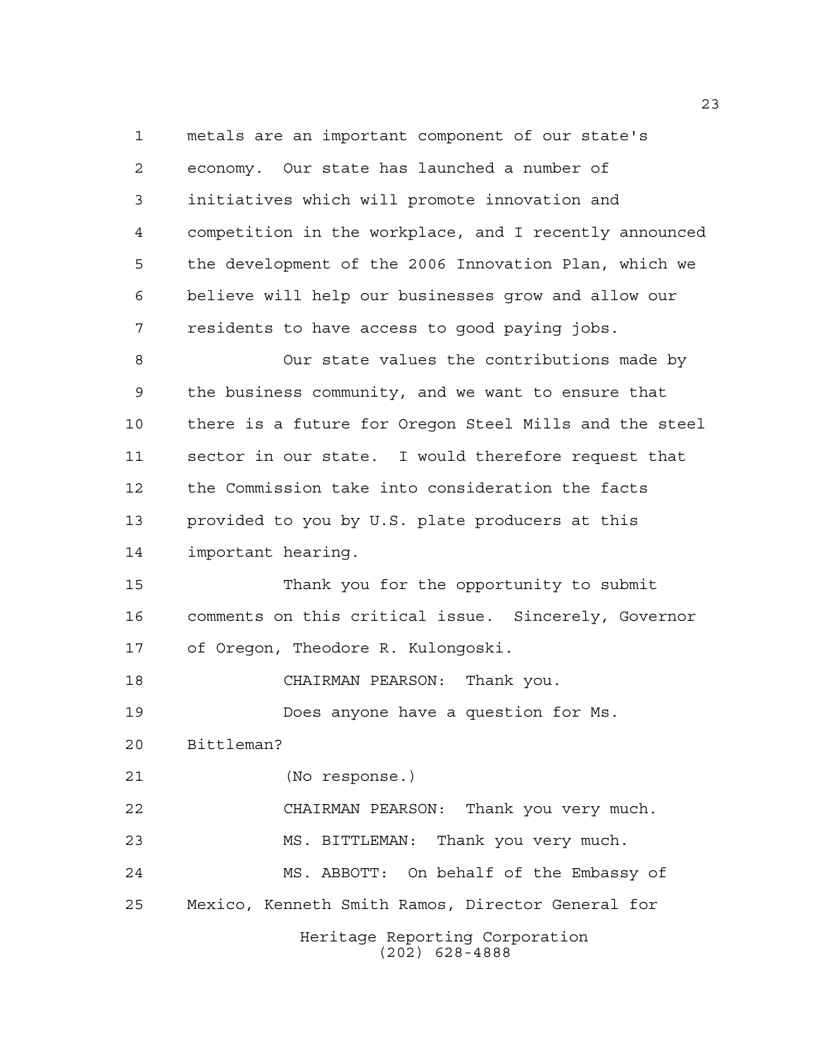metals are an important component of our state's economy. Our state has launched a number of initiatives which will promote innovation and competition in the workplace, and I recently announced the development of the 2006 Innovation Plan, which we believe will help our businesses grow and allow our residents to have access to good paying jobs.

Our state values the contributions made by the business community, and we want to ensure that there is a future for Oregon Steel Mills and the steel sector in our state. I would therefore request that the Commission take into consideration the facts provided to you by U.S. plate producers at this important hearing.

Thank you for the opportunity to submit comments on this critical issue. Sincerely, Governor of Oregon, Theodore R. Kulongoski.

CHAIRMAN PEARSON: Thank you.

Does anyone have a question for Ms. Bittleman?

(No response.)

CHAIRMAN PEARSON: Thank you very much.

MS. BITTLEMAN: Thank you very much.

MS. ABBOTT: On behalf of the Embassy of Mexico, Kenneth Smith Ramos, Director General for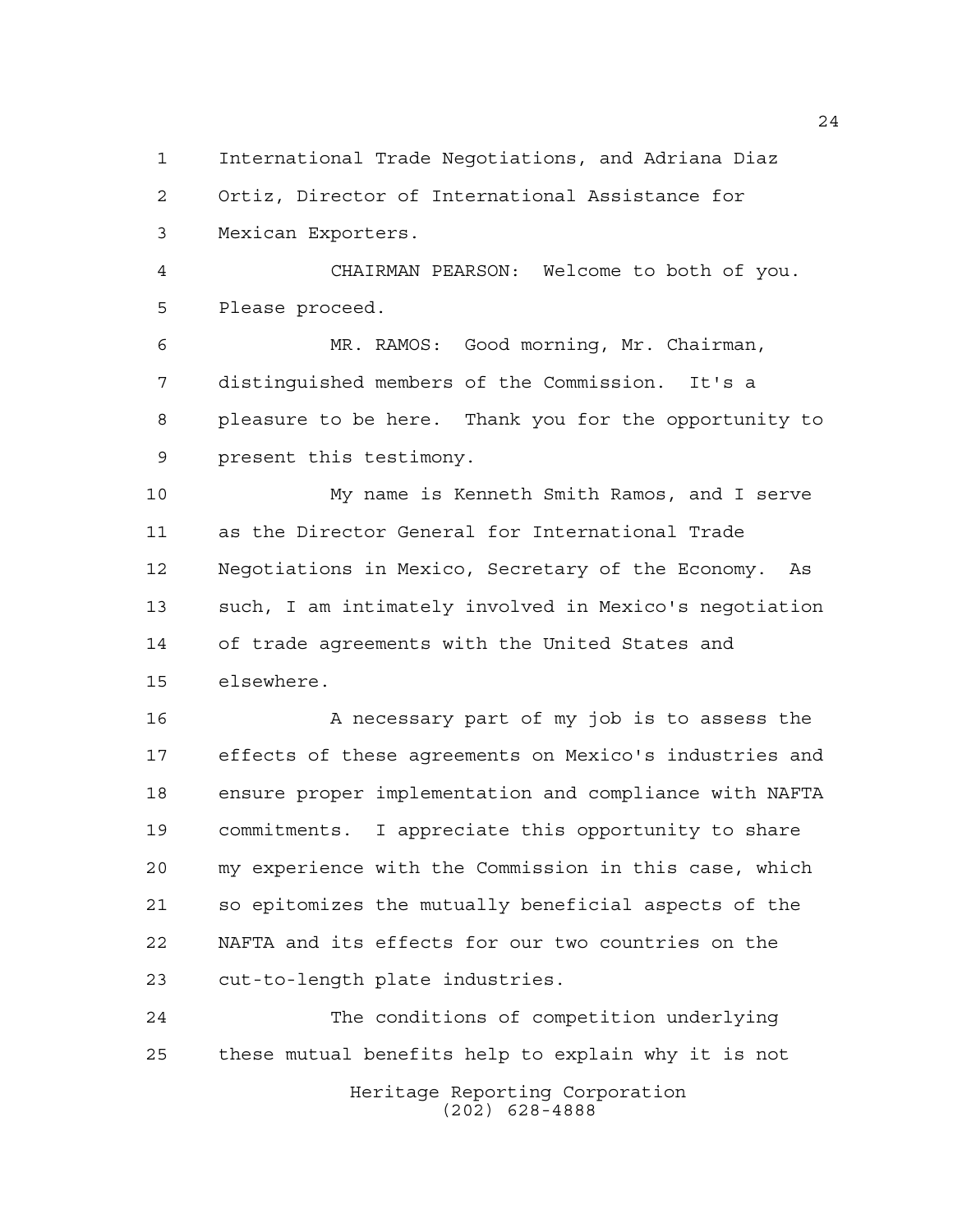International Trade Negotiations, and Adriana Diaz Ortiz, Director of International Assistance for Mexican Exporters.

CHAIRMAN PEARSON: Welcome to both of you. Please proceed.

MR. RAMOS: Good morning, Mr. Chairman, distinguished members of the Commission. It's a pleasure to be here. Thank you for the opportunity to present this testimony.

My name is Kenneth Smith Ramos, and I serve as the Director General for International Trade Negotiations in Mexico, Secretary of the Economy. As such, I am intimately involved in Mexico's negotiation of trade agreements with the United States and elsewhere.

A necessary part of my job is to assess the effects of these agreements on Mexico's industries and ensure proper implementation and compliance with NAFTA commitments. I appreciate this opportunity to share my experience with the Commission in this case, which so epitomizes the mutually beneficial aspects of the NAFTA and its effects for our two countries on the cut-to-length plate industries.

The conditions of competition underlying these mutual benefits help to explain why it is not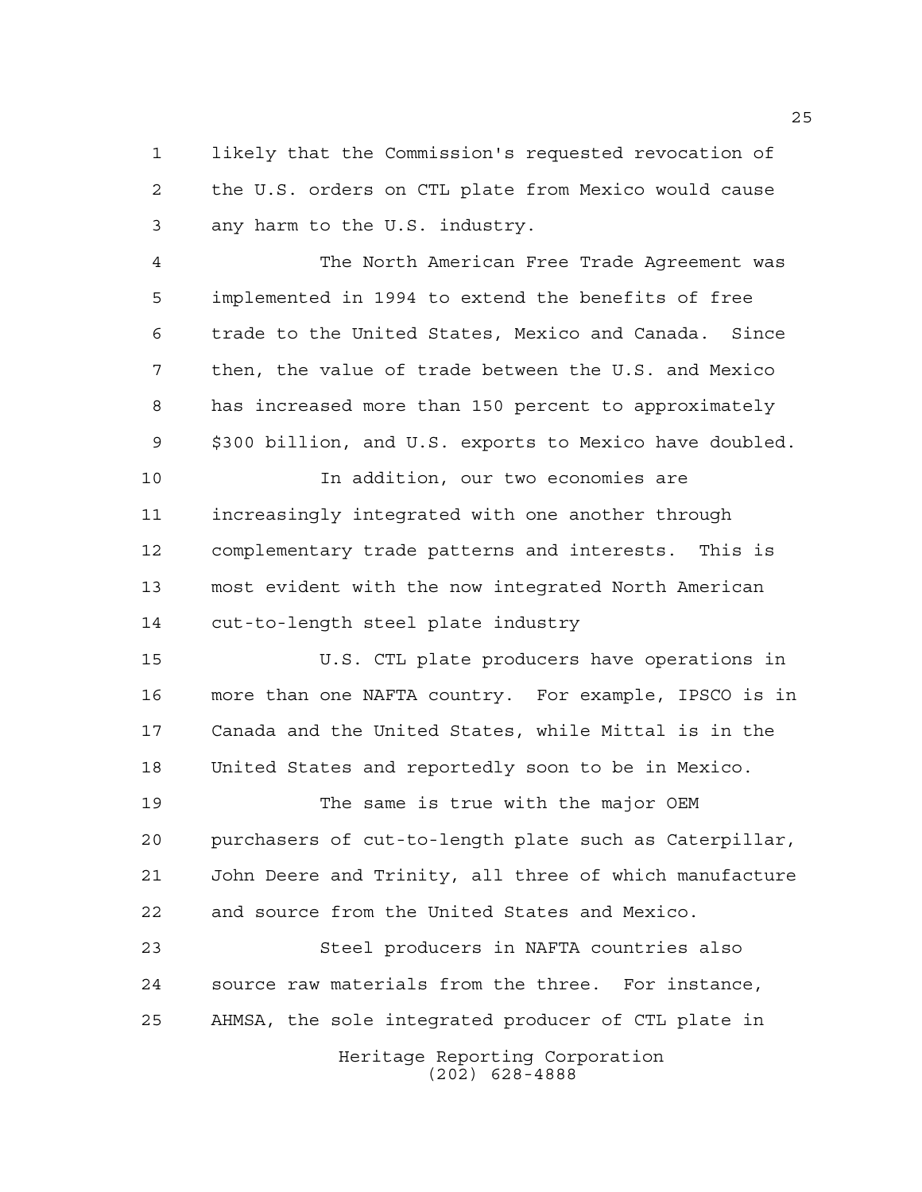likely that the Commission's requested revocation of the U.S. orders on CTL plate from Mexico would cause any harm to the U.S. industry.

The North American Free Trade Agreement was implemented in 1994 to extend the benefits of free trade to the United States, Mexico and Canada. Since then, the value of trade between the U.S. and Mexico has increased more than 150 percent to approximately $300 billion, and U.S. exports to Mexico have doubled.

In addition, our two economies are increasingly integrated with one another through complementary trade patterns and interests. This is most evident with the now integrated North American cut-to-length steel plate industry

U.S. CTL plate producers have operations in more than one NAFTA country. For example, IPSCO is in Canada and the United States, while Mittal is in the United States and reportedly soon to be in Mexico.

The same is true with the major OEM purchasers of cut-to-length plate such as Caterpillar, John Deere and Trinity, all three of which manufacture and source from the United States and Mexico.

Steel producers in NAFTA countries also source raw materials from the three. For instance, AHMSA, the sole integrated producer of CTL plate in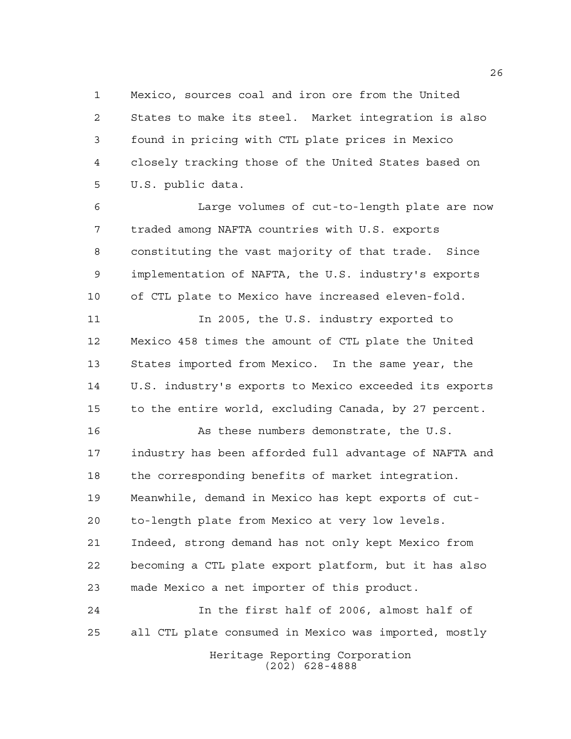Mexico, sources coal and iron ore from the United States to make its steel. Market integration is also found in pricing with CTL plate prices in Mexico closely tracking those of the United States based on U.S. public data.

Large volumes of cut-to-length plate are now traded among NAFTA countries with U.S. exports constituting the vast majority of that trade. Since implementation of NAFTA, the U.S. industry's exports of CTL plate to Mexico have increased eleven-fold.

In 2005, the U.S. industry exported to Mexico 458 times the amount of CTL plate the United States imported from Mexico. In the same year, the U.S. industry's exports to Mexico exceeded its exports to the entire world, excluding Canada, by 27 percent.

As these numbers demonstrate, the U.S. industry has been afforded full advantage of NAFTA and the corresponding benefits of market integration. Meanwhile, demand in Mexico has kept exports of cut-to-length plate from Mexico at very low levels. Indeed, strong demand has not only kept Mexico from becoming a CTL plate export platform, but it has also made Mexico a net importer of this product.

In the first half of 2006, almost half of all CTL plate consumed in Mexico was imported, mostly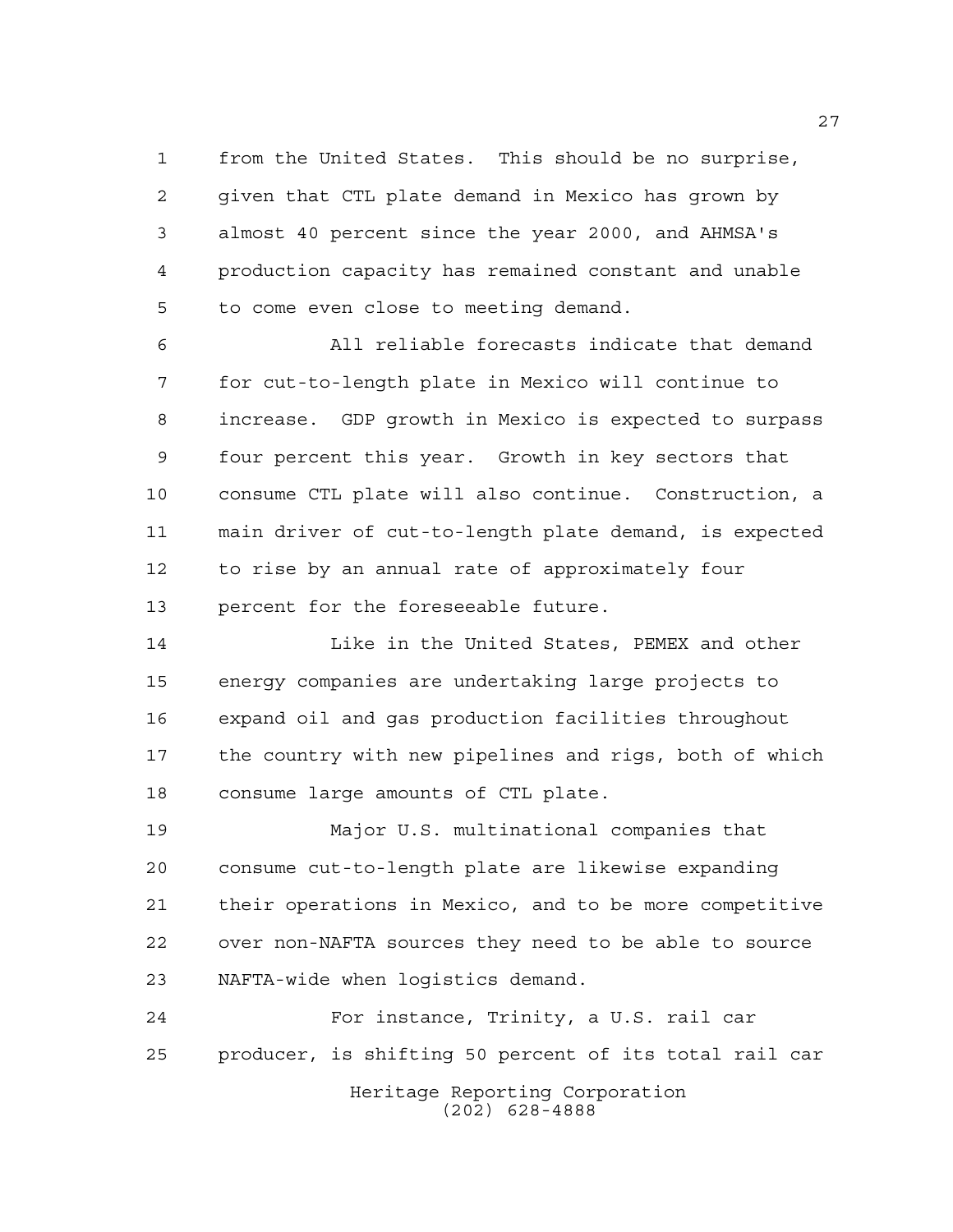from the United States. This should be no surprise, given that CTL plate demand in Mexico has grown by almost 40 percent since the year 2000, and AHMSA's production capacity has remained constant and unable to come even close to meeting demand.

All reliable forecasts indicate that demand for cut-to-length plate in Mexico will continue to increase. GDP growth in Mexico is expected to surpass four percent this year. Growth in key sectors that consume CTL plate will also continue. Construction, a main driver of cut-to-length plate demand, is expected to rise by an annual rate of approximately four percent for the foreseeable future.

Like in the United States, PEMEX and other energy companies are undertaking large projects to expand oil and gas production facilities throughout the country with new pipelines and rigs, both of which consume large amounts of CTL plate.

Major U.S. multinational companies that consume cut-to-length plate are likewise expanding their operations in Mexico, and to be more competitive over non-NAFTA sources they need to be able to source NAFTA-wide when logistics demand.

For instance, Trinity, a U.S. rail car producer, is shifting 50 percent of its total rail car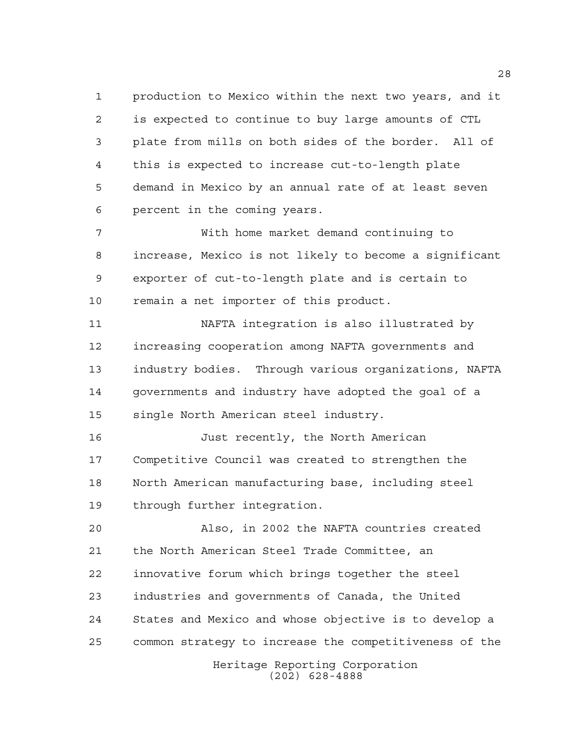production to Mexico within the next two years, and it is expected to continue to buy large amounts of CTL plate from mills on both sides of the border. All of this is expected to increase cut-to-length plate demand in Mexico by an annual rate of at least seven percent in the coming years.

With home market demand continuing to increase, Mexico is not likely to become a significant exporter of cut-to-length plate and is certain to remain a net importer of this product.

NAFTA integration is also illustrated by increasing cooperation among NAFTA governments and industry bodies. Through various organizations, NAFTA governments and industry have adopted the goal of a single North American steel industry.

Just recently, the North American Competitive Council was created to strengthen the North American manufacturing base, including steel through further integration.

Also, in 2002 the NAFTA countries created the North American Steel Trade Committee, an innovative forum which brings together the steel industries and governments of Canada, the United States and Mexico and whose objective is to develop a common strategy to increase the competitiveness of the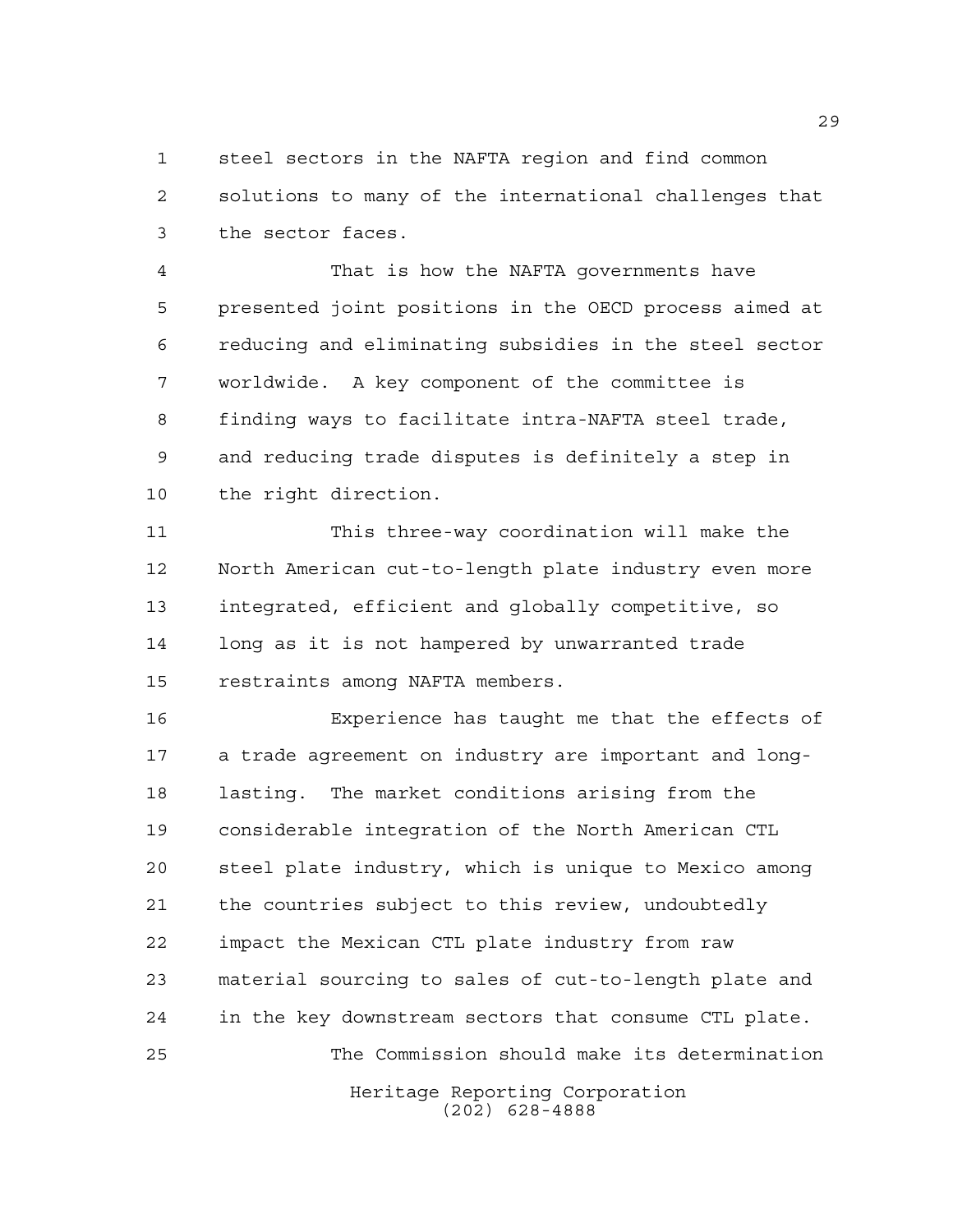steel sectors in the NAFTA region and find common solutions to many of the international challenges that the sector faces.

That is how the NAFTA governments have presented joint positions in the OECD process aimed at reducing and eliminating subsidies in the steel sector worldwide. A key component of the committee is finding ways to facilitate intra-NAFTA steel trade, and reducing trade disputes is definitely a step in the right direction.

This three-way coordination will make the North American cut-to-length plate industry even more integrated, efficient and globally competitive, so long as it is not hampered by unwarranted trade restraints among NAFTA members.

Experience has taught me that the effects of a trade agreement on industry are important and long-lasting. The market conditions arising from the considerable integration of the North American CTL steel plate industry, which is unique to Mexico among the countries subject to this review, undoubtedly impact the Mexican CTL plate industry from raw material sourcing to sales of cut-to-length plate and in the key downstream sectors that consume CTL plate.

The Commission should make its determination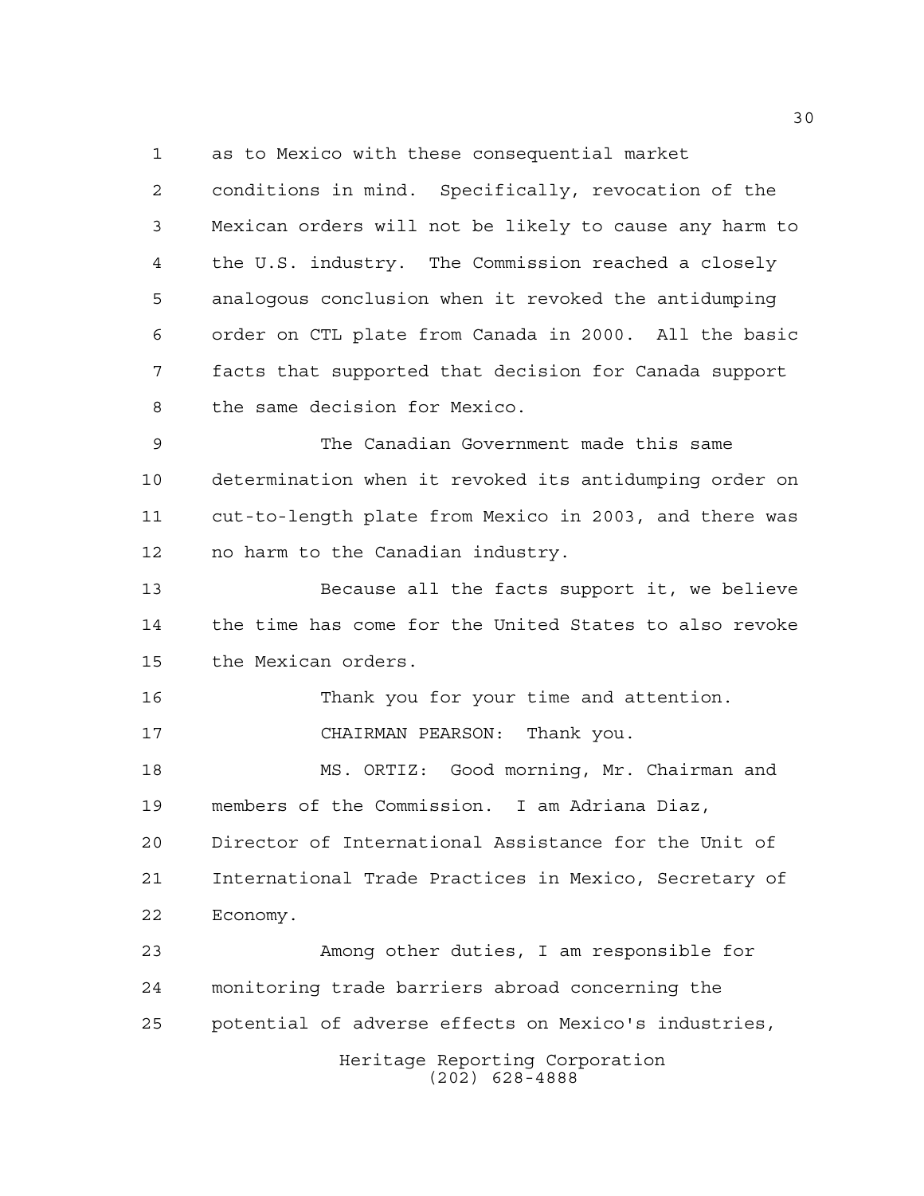as to Mexico with these consequential market conditions in mind. Specifically, revocation of the Mexican orders will not be likely to cause any harm to the U.S. industry. The Commission reached a closely analogous conclusion when it revoked the antidumping order on CTL plate from Canada in 2000. All the basic facts that supported that decision for Canada support the same decision for Mexico.

The Canadian Government made this same determination when it revoked its antidumping order on cut-to-length plate from Mexico in 2003, and there was no harm to the Canadian industry.

Because all the facts support it, we believe the time has come for the United States to also revoke the Mexican orders.

Thank you for your time and attention.

CHAIRMAN PEARSON: Thank you.

MS. ORTIZ: Good morning, Mr. Chairman and members of the Commission. I am Adriana Diaz, Director of International Assistance for the Unit of International Trade Practices in Mexico, Secretary of Economy.

Among other duties, I am responsible for monitoring trade barriers abroad concerning the potential of adverse effects on Mexico's industries,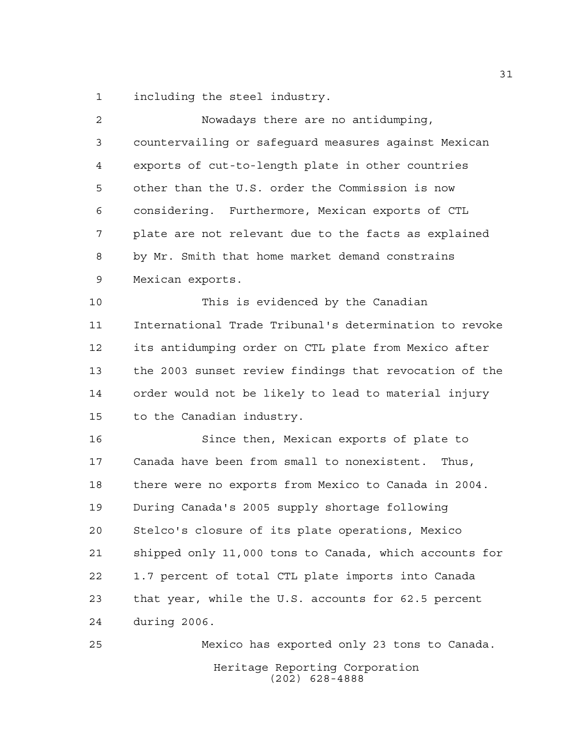including the steel industry.

Nowadays there are no antidumping, countervailing or safeguard measures against Mexican exports of cut-to-length plate in other countries other than the U.S. order the Commission is now considering. Furthermore, Mexican exports of CTL plate are not relevant due to the facts as explained by Mr. Smith that home market demand constrains Mexican exports.

This is evidenced by the Canadian International Trade Tribunal's determination to revoke its antidumping order on CTL plate from Mexico after the 2003 sunset review findings that revocation of the order would not be likely to lead to material injury to the Canadian industry.

Since then, Mexican exports of plate to Canada have been from small to nonexistent. Thus, there were no exports from Mexico to Canada in 2004. During Canada's 2005 supply shortage following Stelco's closure of its plate operations, Mexico shipped only 11,000 tons to Canada, which accounts for 1.7 percent of total CTL plate imports into Canada that year, while the U.S. accounts for 62.5 percent during 2006.

Mexico has exported only 23 tons to Canada.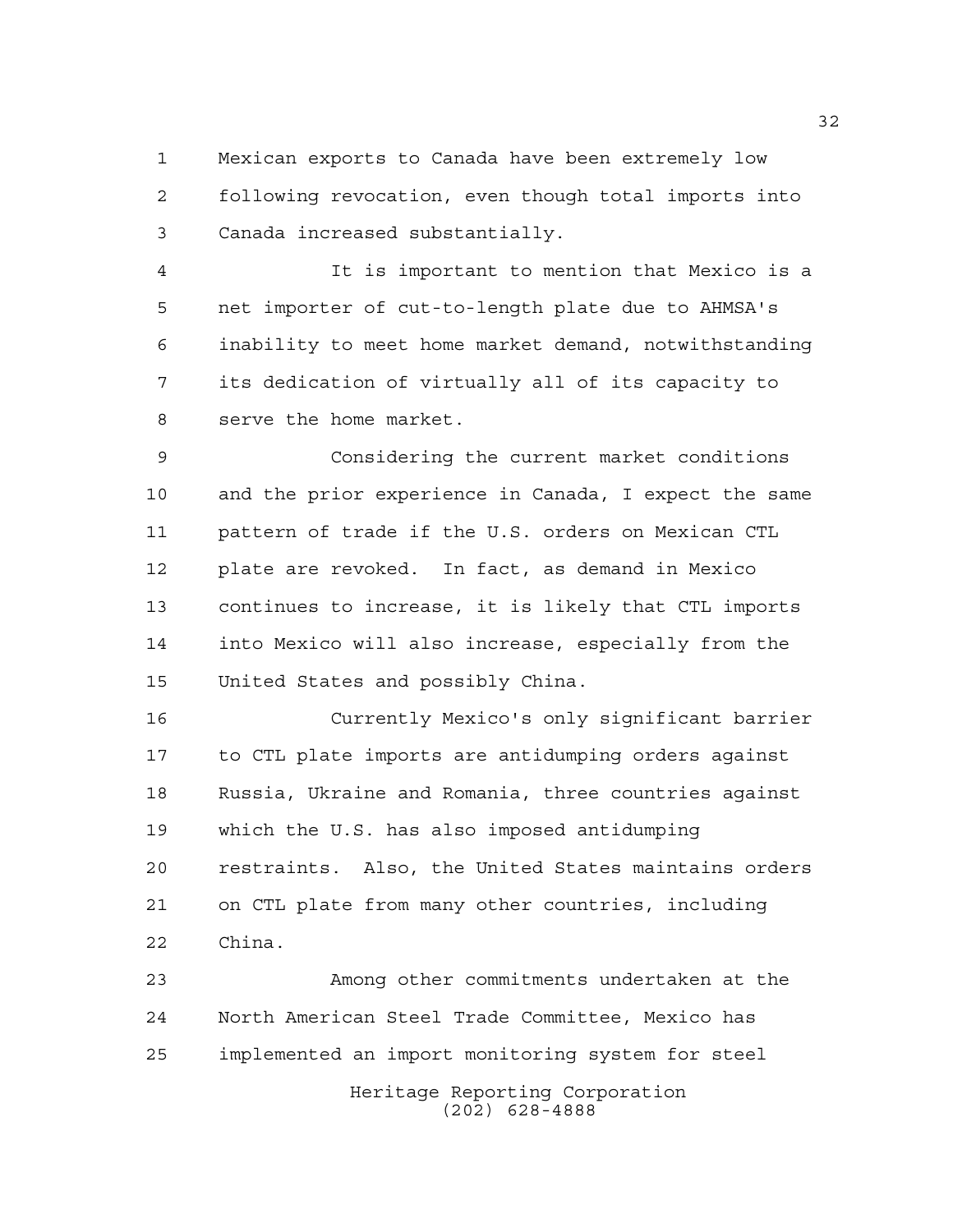Mexican exports to Canada have been extremely low following revocation, even though total imports into Canada increased substantially.

It is important to mention that Mexico is a net importer of cut-to-length plate due to AHMSA's inability to meet home market demand, notwithstanding its dedication of virtually all of its capacity to serve the home market.

Considering the current market conditions and the prior experience in Canada, I expect the same pattern of trade if the U.S. orders on Mexican CTL plate are revoked. In fact, as demand in Mexico continues to increase, it is likely that CTL imports into Mexico will also increase, especially from the United States and possibly China.

Currently Mexico's only significant barrier to CTL plate imports are antidumping orders against Russia, Ukraine and Romania, three countries against which the U.S. has also imposed antidumping restraints. Also, the United States maintains orders on CTL plate from many other countries, including China.

Among other commitments undertaken at the North American Steel Trade Committee, Mexico has implemented an import monitoring system for steel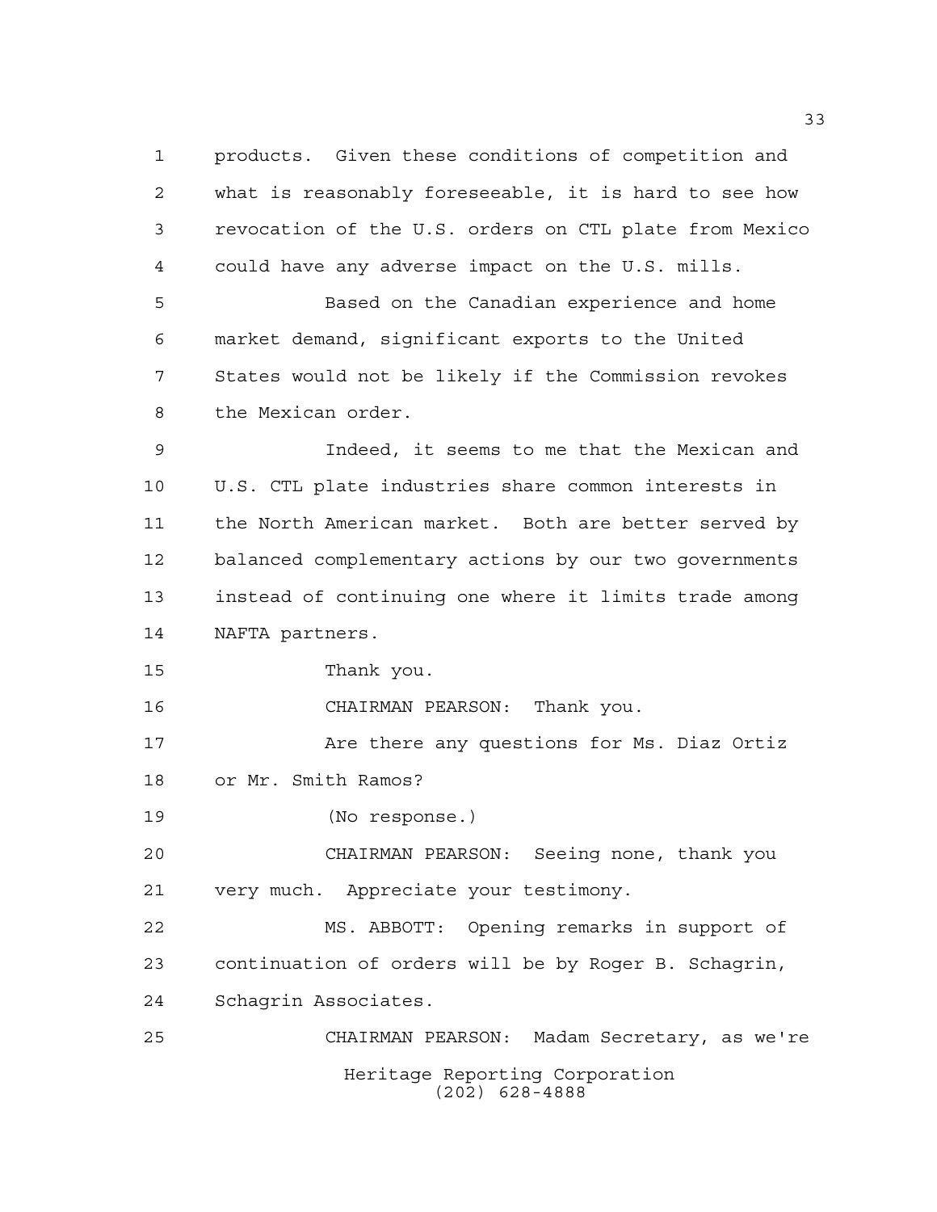products. Given these conditions of competition and what is reasonably foreseeable, it is hard to see how revocation of the U.S. orders on CTL plate from Mexico could have any adverse impact on the U.S. mills.

Based on the Canadian experience and home market demand, significant exports to the United States would not be likely if the Commission revokes the Mexican order.

Indeed, it seems to me that the Mexican and U.S. CTL plate industries share common interests in the North American market. Both are better served by balanced complementary actions by our two governments instead of continuing one where it limits trade among NAFTA partners.

Thank you.

CHAIRMAN PEARSON: Thank you.

Are there any questions for Ms. Diaz Ortiz or Mr. Smith Ramos?

(No response.)

CHAIRMAN PEARSON: Seeing none, thank you very much. Appreciate your testimony.

MS. ABBOTT: Opening remarks in support of continuation of orders will be by Roger B. Schagrin, Schagrin Associates.

CHAIRMAN PEARSON: Madam Secretary, as we're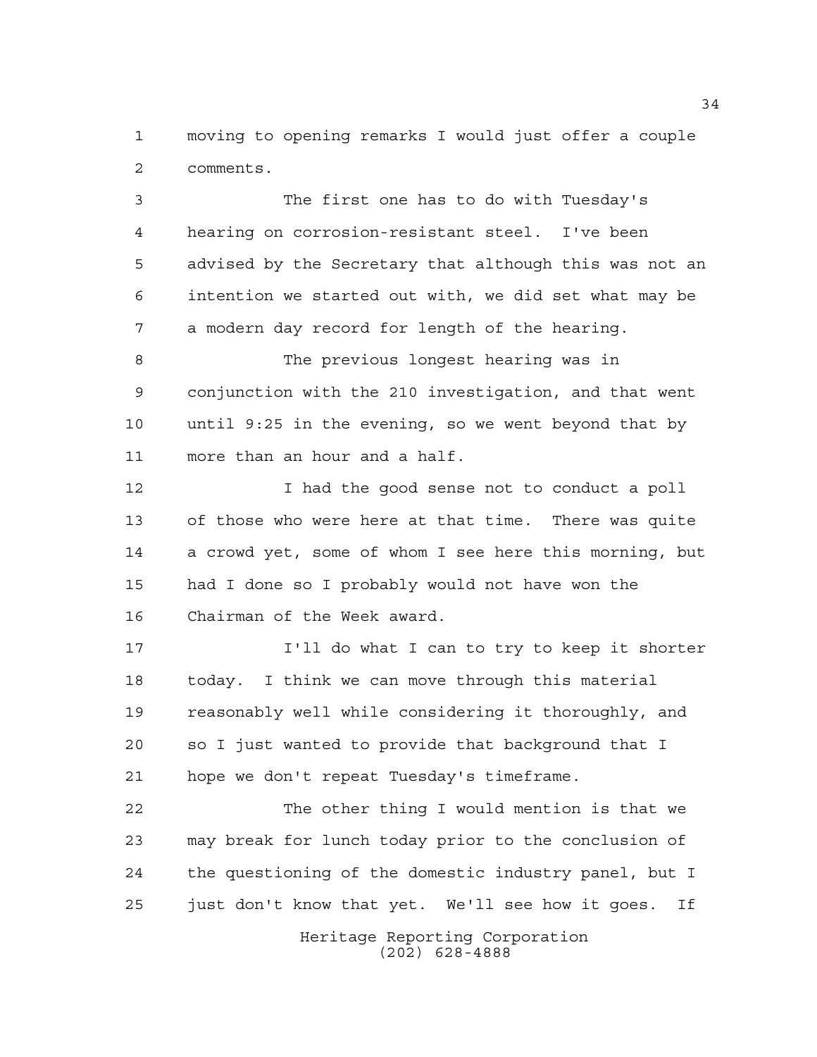moving to opening remarks I would just offer a couple comments.

The first one has to do with Tuesday's hearing on corrosion-resistant steel. I've been advised by the Secretary that although this was not an intention we started out with, we did set what may be a modern day record for length of the hearing.

The previous longest hearing was in conjunction with the 210 investigation, and that went until 9:25 in the evening, so we went beyond that by more than an hour and a half.

I had the good sense not to conduct a poll of those who were here at that time. There was quite a crowd yet, some of whom I see here this morning, but had I done so I probably would not have won the Chairman of the Week award.

I'll do what I can to try to keep it shorter today. I think we can move through this material reasonably well while considering it thoroughly, and so I just wanted to provide that background that I hope we don't repeat Tuesday's timeframe.

The other thing I would mention is that we may break for lunch today prior to the conclusion of the questioning of the domestic industry panel, but I just don't know that yet. We'll see how it goes. If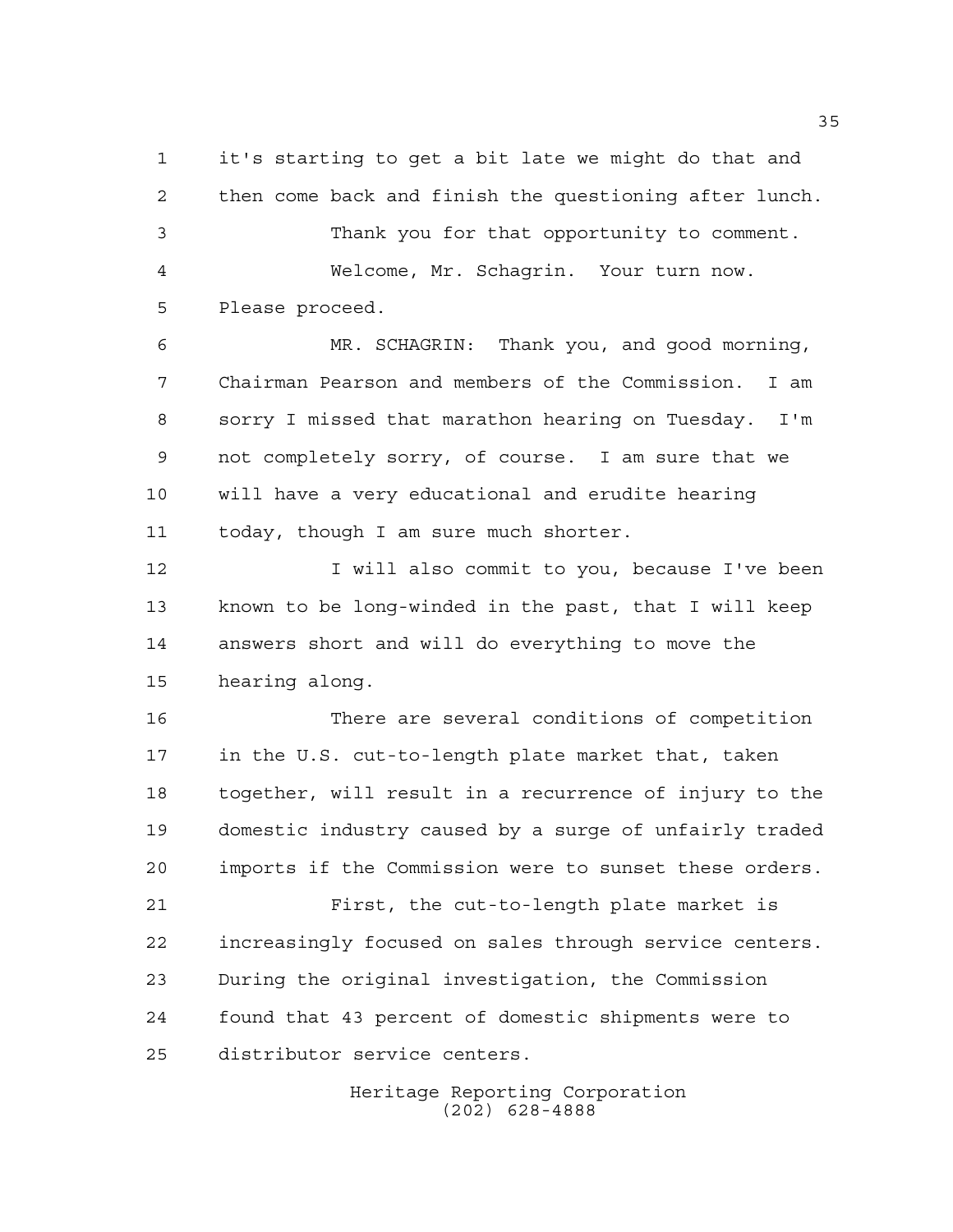it's starting to get a bit late we might do that and then come back and finish the questioning after lunch.

Thank you for that opportunity to comment.

Welcome, Mr. Schagrin. Your turn now. Please proceed.

MR. SCHAGRIN: Thank you, and good morning, Chairman Pearson and members of the Commission. I am sorry I missed that marathon hearing on Tuesday. I'm not completely sorry, of course. I am sure that we will have a very educational and erudite hearing today, though I am sure much shorter.

I will also commit to you, because I've been known to be long-winded in the past, that I will keep answers short and will do everything to move the hearing along.

There are several conditions of competition in the U.S. cut-to-length plate market that, taken together, will result in a recurrence of injury to the domestic industry caused by a surge of unfairly traded imports if the Commission were to sunset these orders.

First, the cut-to-length plate market is increasingly focused on sales through service centers. During the original investigation, the Commission found that 43 percent of domestic shipments were to distributor service centers.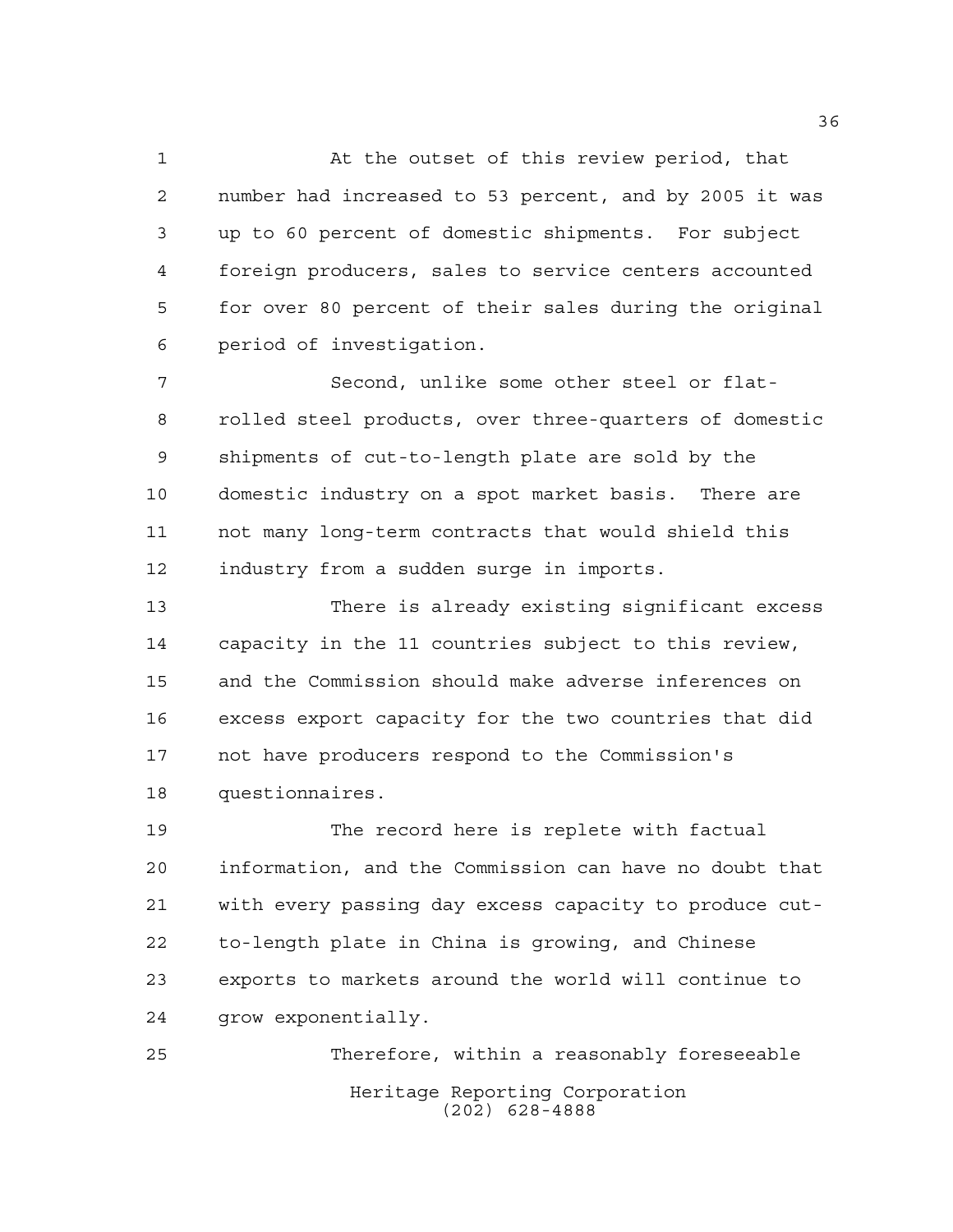At the outset of this review period, that number had increased to 53 percent, and by 2005 it was up to 60 percent of domestic shipments. For subject foreign producers, sales to service centers accounted for over 80 percent of their sales during the original period of investigation.

Second, unlike some other steel or flat-rolled steel products, over three-quarters of domestic shipments of cut-to-length plate are sold by the domestic industry on a spot market basis. There are not many long-term contracts that would shield this industry from a sudden surge in imports.

There is already existing significant excess capacity in the 11 countries subject to this review, and the Commission should make adverse inferences on excess export capacity for the two countries that did not have producers respond to the Commission's questionnaires.

The record here is replete with factual information, and the Commission can have no doubt that with every passing day excess capacity to produce cut-to-length plate in China is growing, and Chinese exports to markets around the world will continue to grow exponentially.

Therefore, within a reasonably foreseeable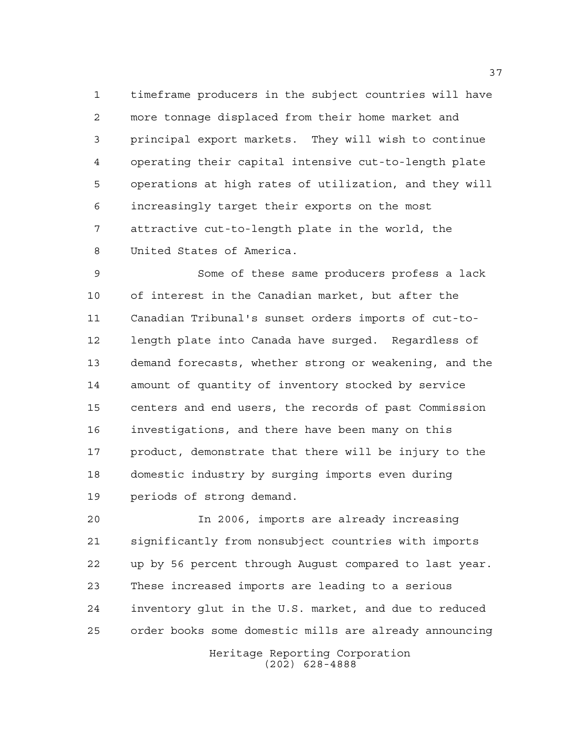timeframe producers in the subject countries will have more tonnage displaced from their home market and principal export markets. They will wish to continue operating their capital intensive cut-to-length plate operations at high rates of utilization, and they will increasingly target their exports on the most attractive cut-to-length plate in the world, the United States of America.

Some of these same producers profess a lack of interest in the Canadian market, but after the Canadian Tribunal's sunset orders imports of cut-to-length plate into Canada have surged. Regardless of demand forecasts, whether strong or weakening, and the amount of quantity of inventory stocked by service centers and end users, the records of past Commission investigations, and there have been many on this product, demonstrate that there will be injury to the domestic industry by surging imports even during periods of strong demand.

In 2006, imports are already increasing significantly from nonsubject countries with imports up by 56 percent through August compared to last year. These increased imports are leading to a serious inventory glut in the U.S. market, and due to reduced order books some domestic mills are already announcing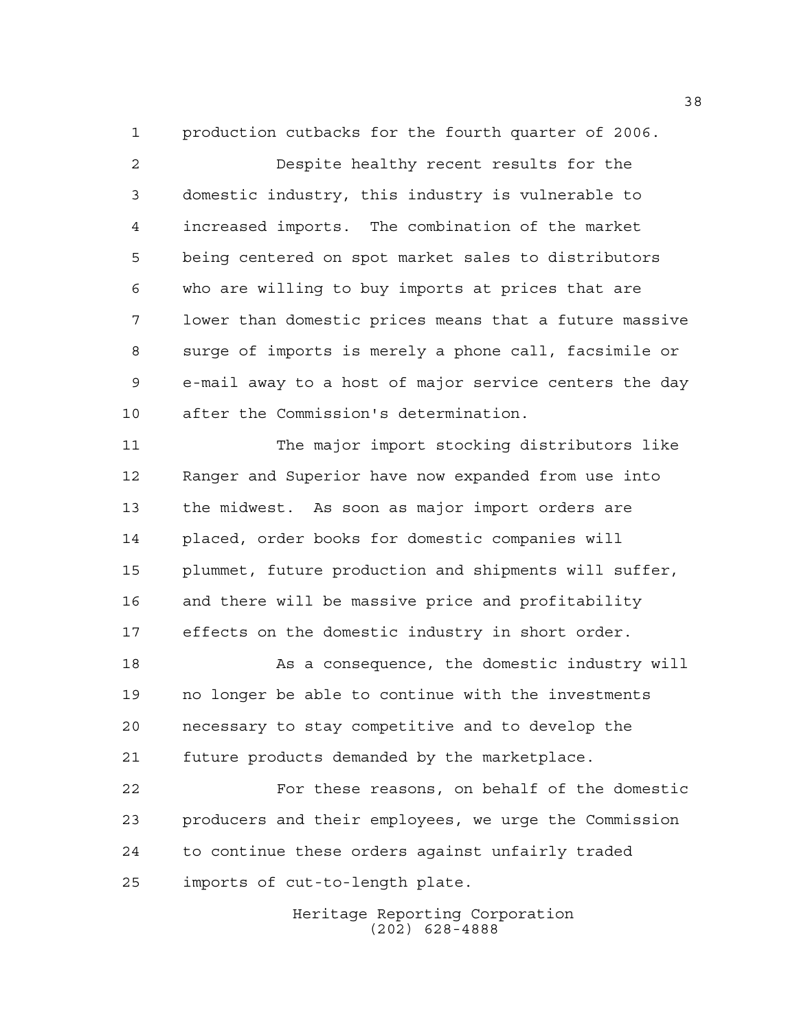production cutbacks for the fourth quarter of 2006.

Despite healthy recent results for the domestic industry, this industry is vulnerable to increased imports. The combination of the market being centered on spot market sales to distributors who are willing to buy imports at prices that are lower than domestic prices means that a future massive surge of imports is merely a phone call, facsimile or e-mail away to a host of major service centers the day after the Commission's determination.

The major import stocking distributors like Ranger and Superior have now expanded from use into the midwest. As soon as major import orders are placed, order books for domestic companies will plummet, future production and shipments will suffer, and there will be massive price and profitability effects on the domestic industry in short order.

As a consequence, the domestic industry will no longer be able to continue with the investments necessary to stay competitive and to develop the future products demanded by the marketplace.

For these reasons, on behalf of the domestic producers and their employees, we urge the Commission to continue these orders against unfairly traded imports of cut-to-length plate.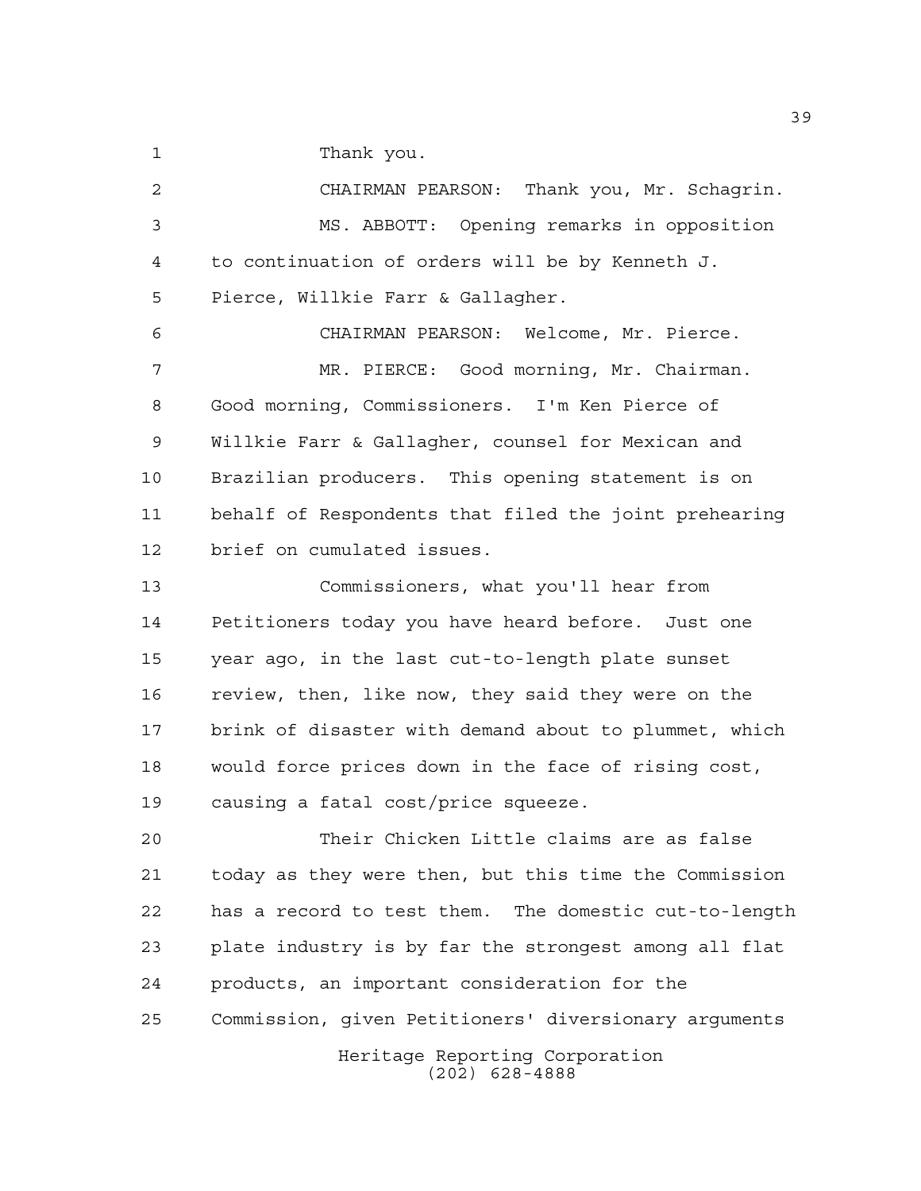Thank you.

CHAIRMAN PEARSON: Thank you, Mr. Schagrin.

MS. ABBOTT: Opening remarks in opposition to continuation of orders will be by Kenneth J. Pierce, Willkie Farr & Gallagher.

CHAIRMAN PEARSON: Welcome, Mr. Pierce.

MR. PIERCE: Good morning, Mr. Chairman. Good morning, Commissioners. I'm Ken Pierce of Willkie Farr & Gallagher, counsel for Mexican and Brazilian producers. This opening statement is on behalf of Respondents that filed the joint prehearing brief on cumulated issues.

Commissioners, what you'll hear from Petitioners today you have heard before. Just one year ago, in the last cut-to-length plate sunset review, then, like now, they said they were on the brink of disaster with demand about to plummet, which would force prices down in the face of rising cost, causing a fatal cost/price squeeze.

Their Chicken Little claims are as false today as they were then, but this time the Commission has a record to test them. The domestic cut-to-length plate industry is by far the strongest among all flat products, an important consideration for the Commission, given Petitioners' diversionary arguments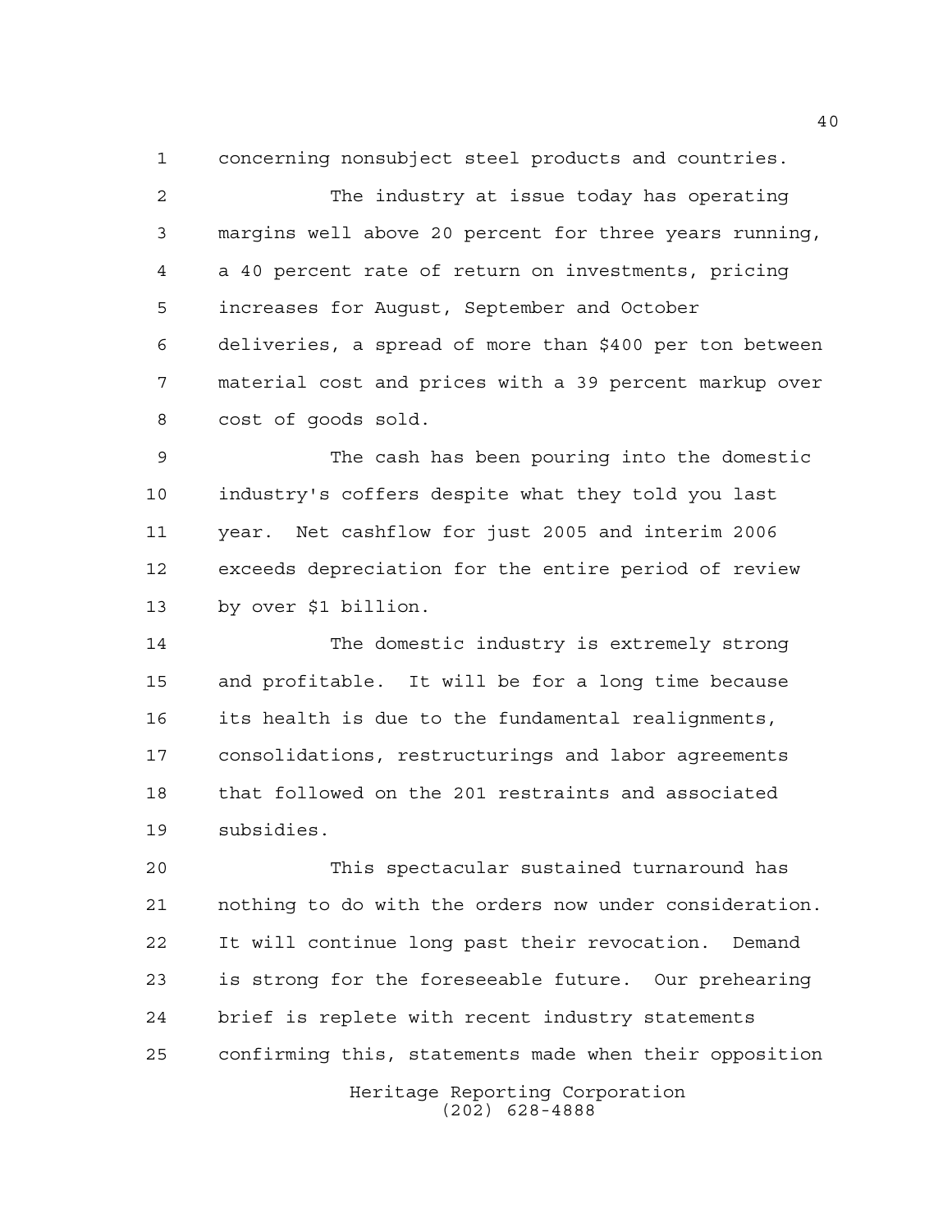concerning nonsubject steel products and countries.

The industry at issue today has operating margins well above 20 percent for three years running, a 40 percent rate of return on investments, pricing increases for August, September and October deliveries, a spread of more than $400 per ton between material cost and prices with a 39 percent markup over cost of goods sold.

The cash has been pouring into the domestic industry's coffers despite what they told you last year. Net cashflow for just 2005 and interim 2006 exceeds depreciation for the entire period of review by over $1 billion.

The domestic industry is extremely strong and profitable. It will be for a long time because its health is due to the fundamental realignments, consolidations, restructurings and labor agreements that followed on the 201 restraints and associated subsidies.

This spectacular sustained turnaround has nothing to do with the orders now under consideration. It will continue long past their revocation. Demand is strong for the foreseeable future. Our prehearing brief is replete with recent industry statements confirming this, statements made when their opposition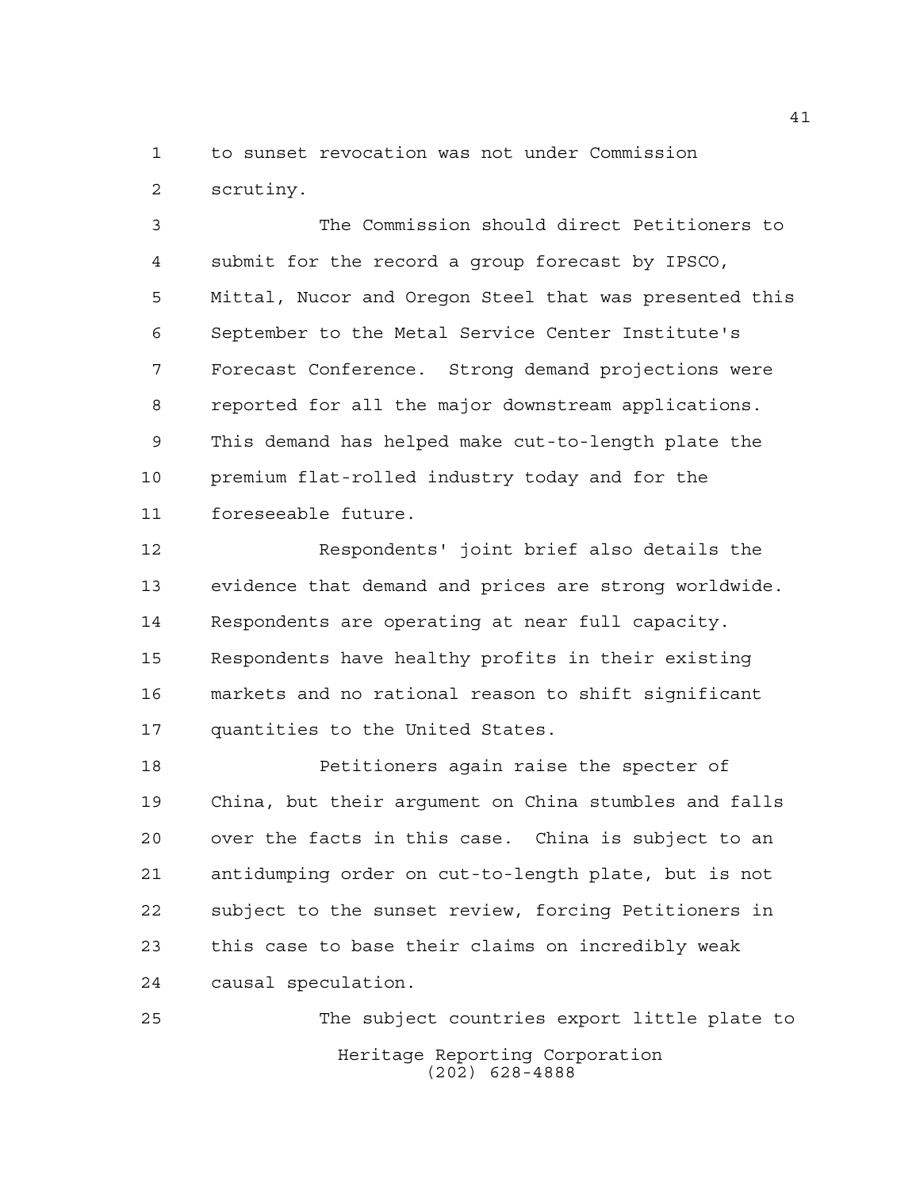to sunset revocation was not under Commission scrutiny.

The Commission should direct Petitioners to submit for the record a group forecast by IPSCO, Mittal, Nucor and Oregon Steel that was presented this September to the Metal Service Center Institute's Forecast Conference. Strong demand projections were reported for all the major downstream applications. This demand has helped make cut-to-length plate the premium flat-rolled industry today and for the foreseeable future.

Respondents' joint brief also details the evidence that demand and prices are strong worldwide. Respondents are operating at near full capacity. Respondents have healthy profits in their existing markets and no rational reason to shift significant quantities to the United States.

Petitioners again raise the specter of China, but their argument on China stumbles and falls over the facts in this case. China is subject to an antidumping order on cut-to-length plate, but is not subject to the sunset review, forcing Petitioners in this case to base their claims on incredibly weak causal speculation.

The subject countries export little plate to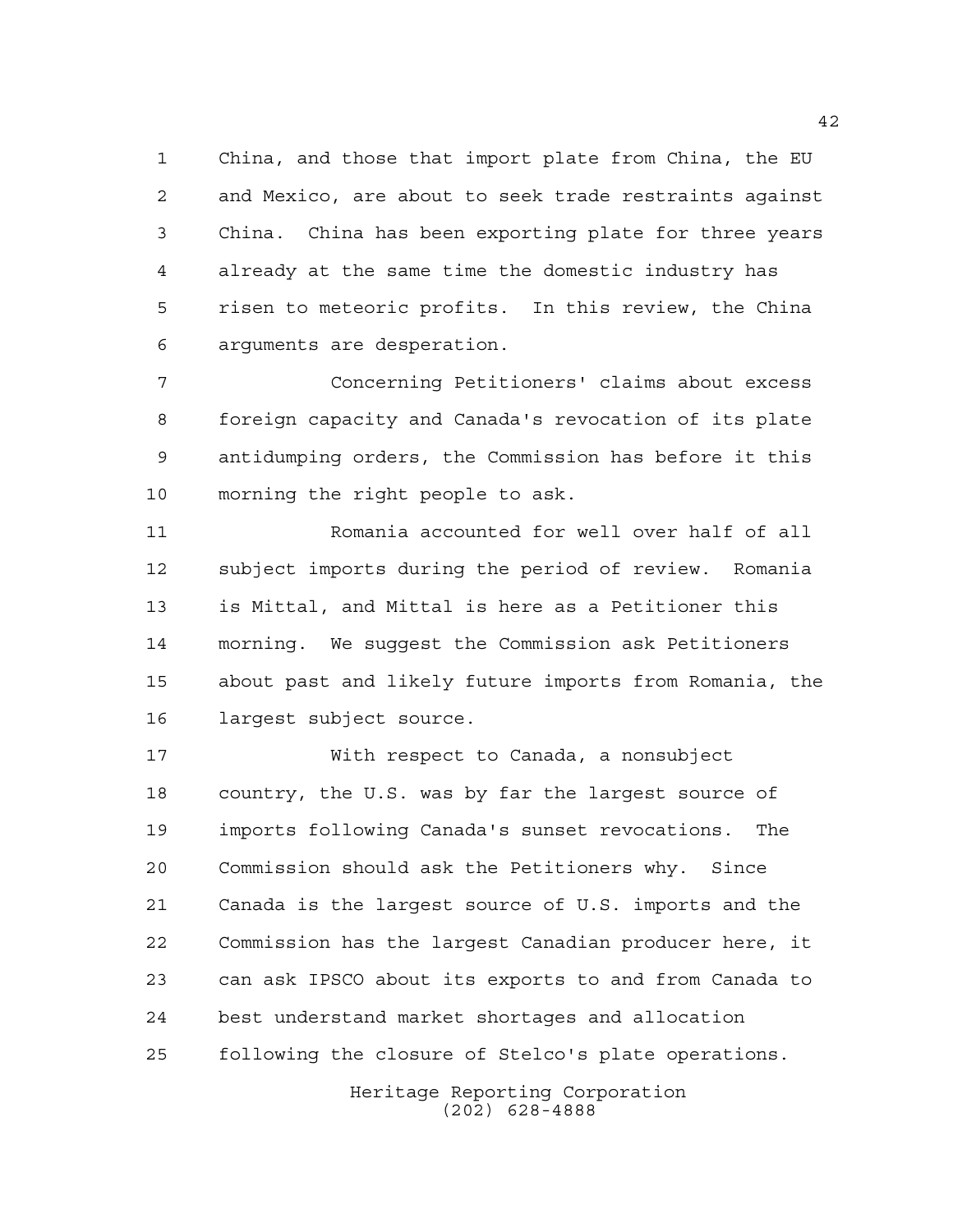China, and those that import plate from China, the EU and Mexico, are about to seek trade restraints against China. China has been exporting plate for three years already at the same time the domestic industry has risen to meteoric profits. In this review, the China arguments are desperation.

Concerning Petitioners' claims about excess foreign capacity and Canada's revocation of its plate antidumping orders, the Commission has before it this morning the right people to ask.

Romania accounted for well over half of all subject imports during the period of review. Romania is Mittal, and Mittal is here as a Petitioner this morning. We suggest the Commission ask Petitioners about past and likely future imports from Romania, the largest subject source.

With respect to Canada, a nonsubject country, the U.S. was by far the largest source of imports following Canada's sunset revocations. The Commission should ask the Petitioners why. Since Canada is the largest source of U.S. imports and the Commission has the largest Canadian producer here, it can ask IPSCO about its exports to and from Canada to best understand market shortages and allocation following the closure of Stelco's plate operations.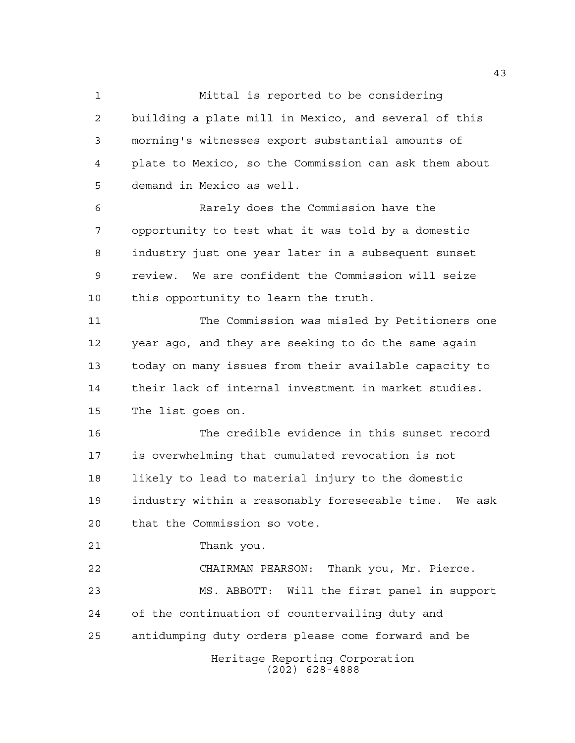Mittal is reported to be considering building a plate mill in Mexico, and several of this morning's witnesses export substantial amounts of plate to Mexico, so the Commission can ask them about demand in Mexico as well.

Rarely does the Commission have the opportunity to test what it was told by a domestic industry just one year later in a subsequent sunset review. We are confident the Commission will seize this opportunity to learn the truth.

The Commission was misled by Petitioners one year ago, and they are seeking to do the same again today on many issues from their available capacity to their lack of internal investment in market studies. The list goes on.

The credible evidence in this sunset record is overwhelming that cumulated revocation is not likely to lead to material injury to the domestic industry within a reasonably foreseeable time. We ask that the Commission so vote.

Thank you.

CHAIRMAN PEARSON: Thank you, Mr. Pierce.

MS. ABBOTT: Will the first panel in support of the continuation of countervailing duty and antidumping duty orders please come forward and be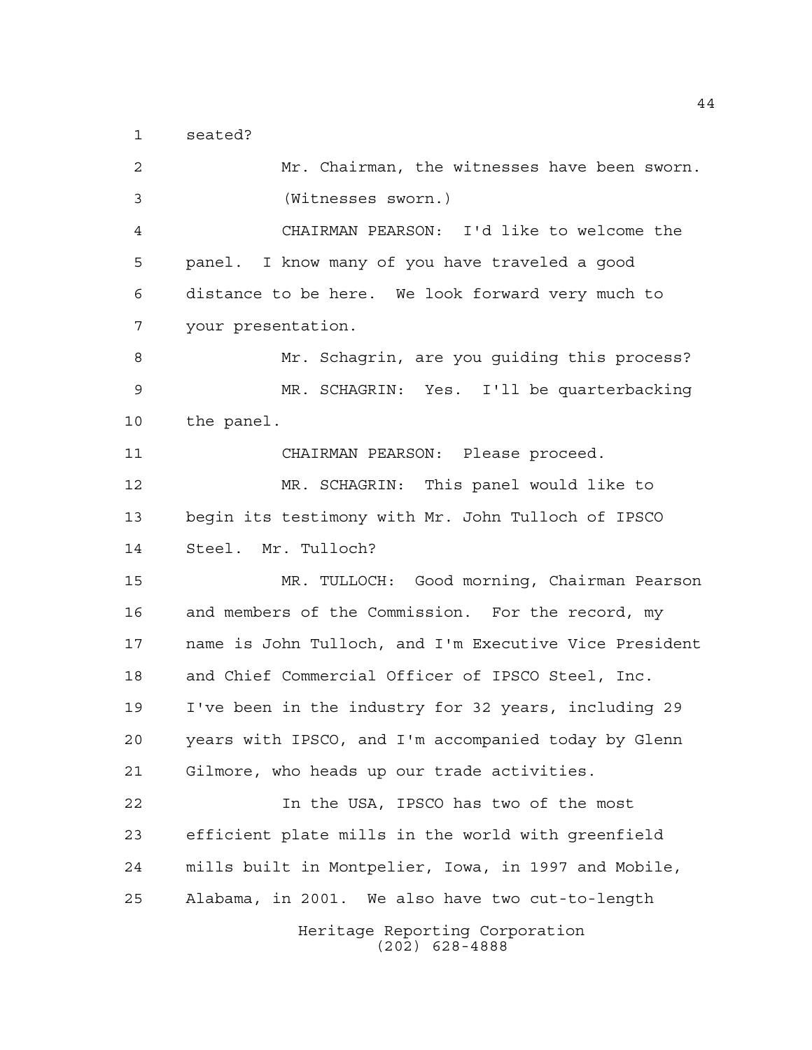seated?

Mr. Chairman, the witnesses have been sworn.

(Witnesses sworn.)

CHAIRMAN PEARSON: I'd like to welcome the panel. I know many of you have traveled a good distance to be here. We look forward very much to your presentation.

Mr. Schagrin, are you guiding this process?

MR. SCHAGRIN: Yes. I'll be quarterbacking the panel.

CHAIRMAN PEARSON: Please proceed.

MR. SCHAGRIN: This panel would like to begin its testimony with Mr. John Tulloch of IPSCO Steel. Mr. Tulloch?

MR. TULLOCH: Good morning, Chairman Pearson and members of the Commission. For the record, my name is John Tulloch, and I'm Executive Vice President and Chief Commercial Officer of IPSCO Steel, Inc. I've been in the industry for 32 years, including 29 years with IPSCO, and I'm accompanied today by Glenn Gilmore, who heads up our trade activities.

In the USA, IPSCO has two of the most efficient plate mills in the world with greenfield mills built in Montpelier, Iowa, in 1997 and Mobile, Alabama, in 2001. We also have two cut-to-length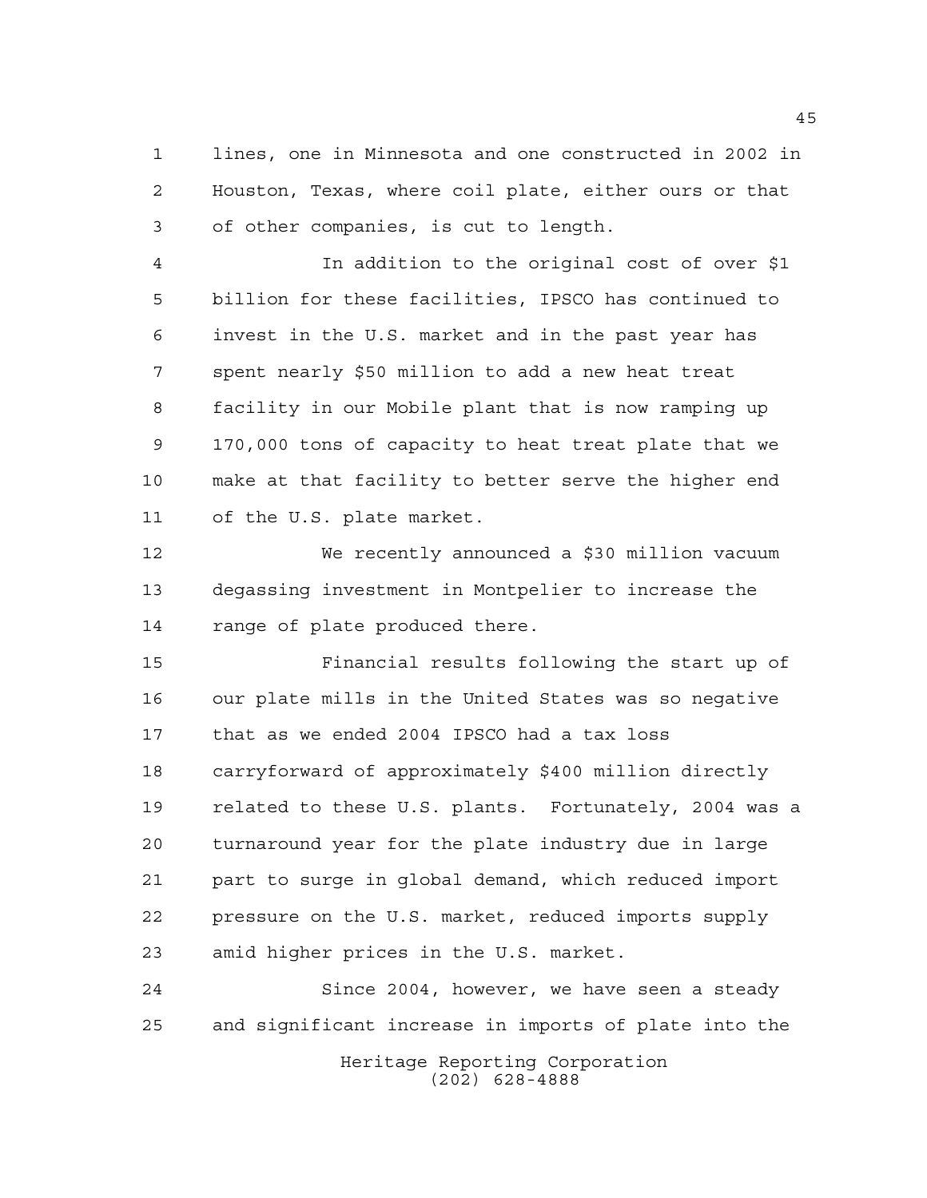lines, one in Minnesota and one constructed in 2002 in Houston, Texas, where coil plate, either ours or that of other companies, is cut to length.

In addition to the original cost of over $1 billion for these facilities, IPSCO has continued to invest in the U.S. market and in the past year has spent nearly $50 million to add a new heat treat facility in our Mobile plant that is now ramping up 170,000 tons of capacity to heat treat plate that we make at that facility to better serve the higher end of the U.S. plate market.

We recently announced a $30 million vacuum degassing investment in Montpelier to increase the range of plate produced there.

Financial results following the start up of our plate mills in the United States was so negative that as we ended 2004 IPSCO had a tax loss carryforward of approximately $400 million directly related to these U.S. plants. Fortunately, 2004 was a turnaround year for the plate industry due in large part to surge in global demand, which reduced import pressure on the U.S. market, reduced imports supply amid higher prices in the U.S. market.

Since 2004, however, we have seen a steady and significant increase in imports of plate into the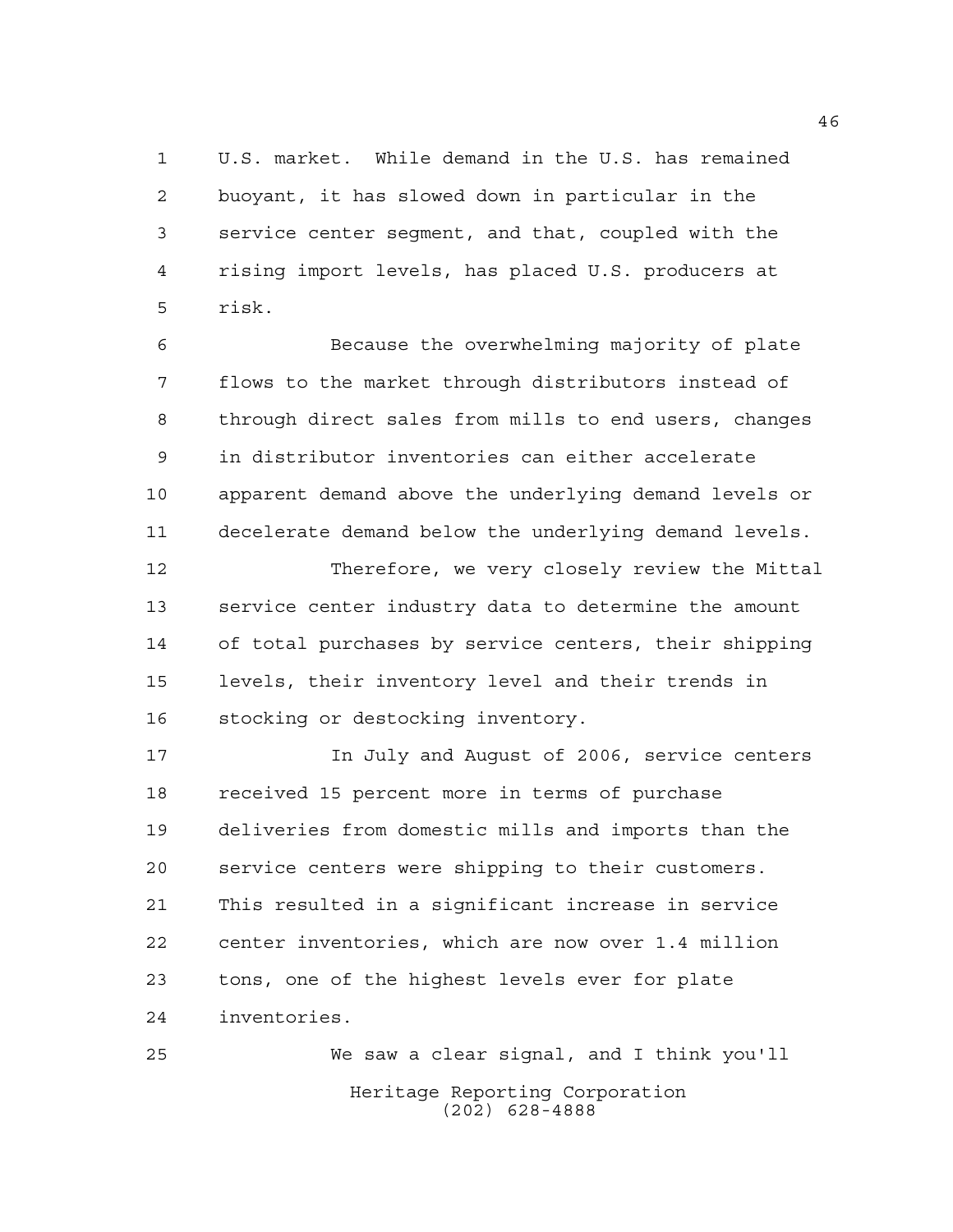U.S. market. While demand in the U.S. has remained buoyant, it has slowed down in particular in the service center segment, and that, coupled with the rising import levels, has placed U.S. producers at risk.

Because the overwhelming majority of plate flows to the market through distributors instead of through direct sales from mills to end users, changes in distributor inventories can either accelerate apparent demand above the underlying demand levels or decelerate demand below the underlying demand levels.

Therefore, we very closely review the Mittal service center industry data to determine the amount of total purchases by service centers, their shipping levels, their inventory level and their trends in stocking or destocking inventory.

In July and August of 2006, service centers received 15 percent more in terms of purchase deliveries from domestic mills and imports than the service centers were shipping to their customers. This resulted in a significant increase in service center inventories, which are now over 1.4 million tons, one of the highest levels ever for plate inventories.

We saw a clear signal, and I think you'll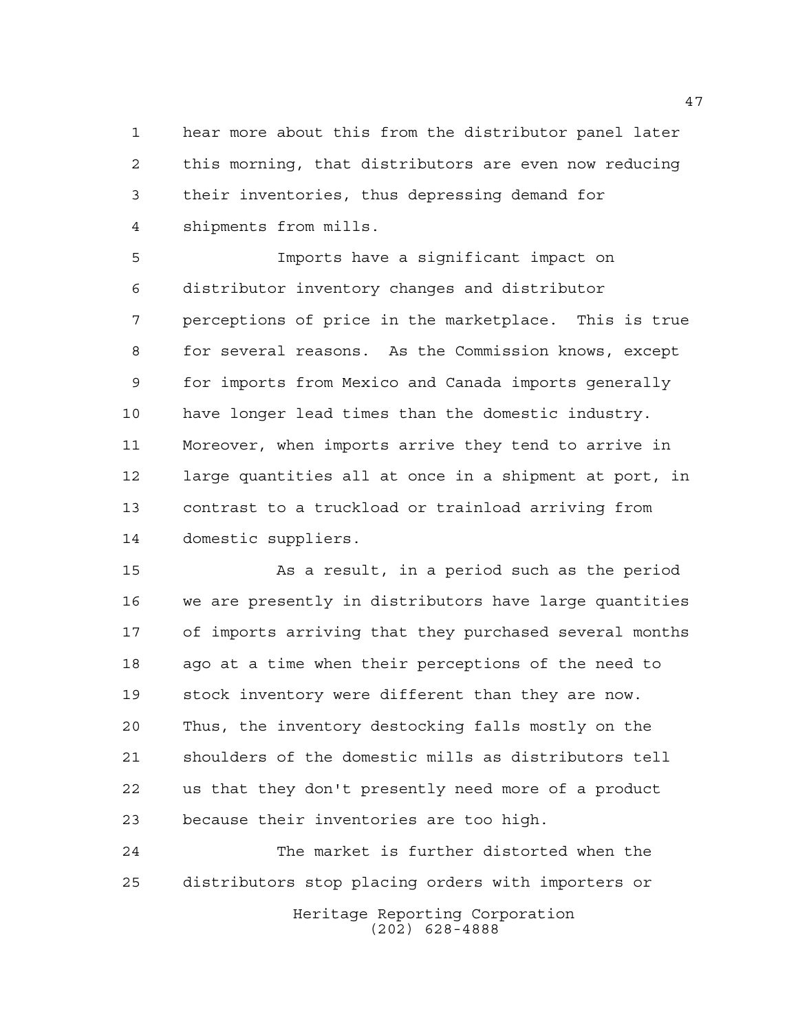hear more about this from the distributor panel later this morning, that distributors are even now reducing their inventories, thus depressing demand for shipments from mills.

Imports have a significant impact on distributor inventory changes and distributor perceptions of price in the marketplace. This is true for several reasons. As the Commission knows, except for imports from Mexico and Canada imports generally have longer lead times than the domestic industry. Moreover, when imports arrive they tend to arrive in large quantities all at once in a shipment at port, in contrast to a truckload or trainload arriving from domestic suppliers.

As a result, in a period such as the period we are presently in distributors have large quantities of imports arriving that they purchased several months ago at a time when their perceptions of the need to stock inventory were different than they are now. Thus, the inventory destocking falls mostly on the shoulders of the domestic mills as distributors tell us that they don't presently need more of a product because their inventories are too high.

The market is further distorted when the distributors stop placing orders with importers or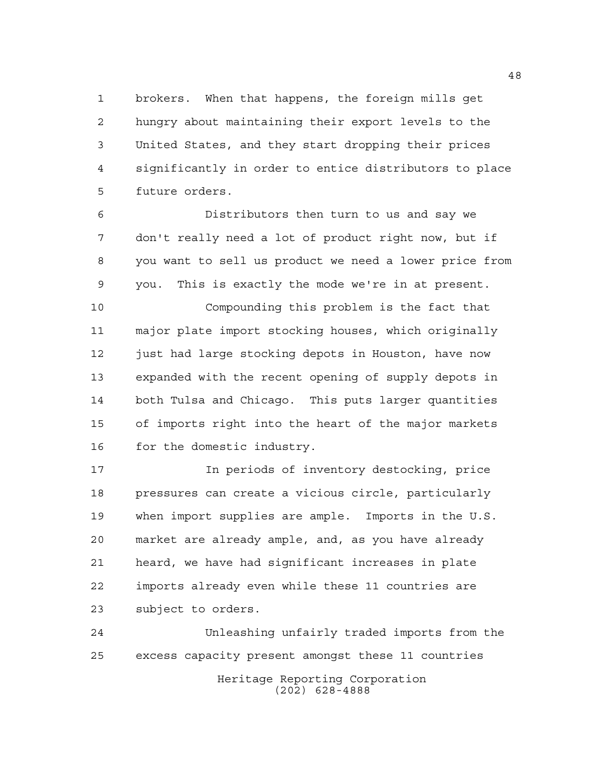brokers. When that happens, the foreign mills get hungry about maintaining their export levels to the United States, and they start dropping their prices significantly in order to entice distributors to place future orders.

Distributors then turn to us and say we don't really need a lot of product right now, but if you want to sell us product we need a lower price from you. This is exactly the mode we're in at present.

Compounding this problem is the fact that major plate import stocking houses, which originally just had large stocking depots in Houston, have now expanded with the recent opening of supply depots in both Tulsa and Chicago. This puts larger quantities of imports right into the heart of the major markets for the domestic industry.

In periods of inventory destocking, price pressures can create a vicious circle, particularly when import supplies are ample. Imports in the U.S. market are already ample, and, as you have already heard, we have had significant increases in plate imports already even while these 11 countries are subject to orders.

Unleashing unfairly traded imports from the excess capacity present amongst these 11 countries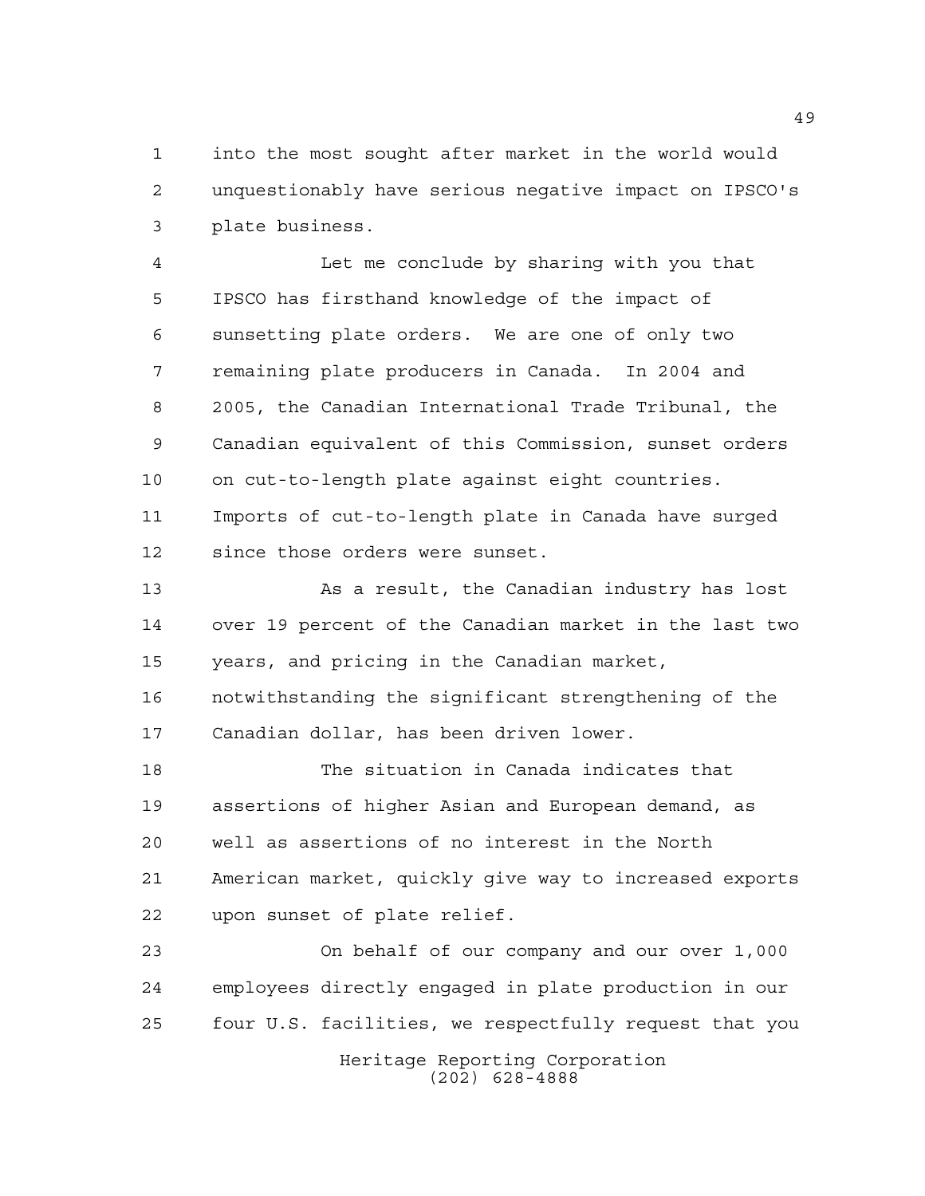into the most sought after market in the world would unquestionably have serious negative impact on IPSCO's plate business.

Let me conclude by sharing with you that IPSCO has firsthand knowledge of the impact of sunsetting plate orders. We are one of only two remaining plate producers in Canada. In 2004 and 2005, the Canadian International Trade Tribunal, the Canadian equivalent of this Commission, sunset orders on cut-to-length plate against eight countries. Imports of cut-to-length plate in Canada have surged since those orders were sunset.

As a result, the Canadian industry has lost over 19 percent of the Canadian market in the last two years, and pricing in the Canadian market, notwithstanding the significant strengthening of the Canadian dollar, has been driven lower.

The situation in Canada indicates that assertions of higher Asian and European demand, as well as assertions of no interest in the North American market, quickly give way to increased exports upon sunset of plate relief.

On behalf of our company and our over 1,000 employees directly engaged in plate production in our four U.S. facilities, we respectfully request that you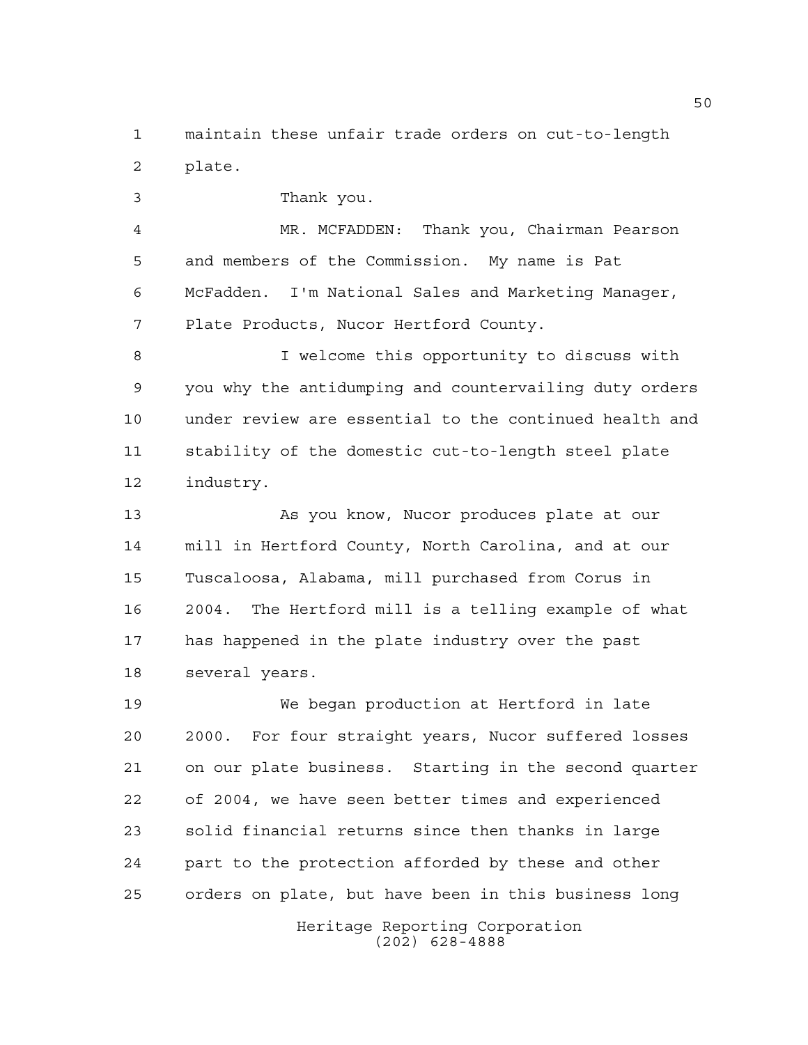maintain these unfair trade orders on cut-to-length plate.

Thank you.

MR. MCFADDEN: Thank you, Chairman Pearson and members of the Commission. My name is Pat McFadden. I'm National Sales and Marketing Manager, Plate Products, Nucor Hertford County.

I welcome this opportunity to discuss with you why the antidumping and countervailing duty orders under review are essential to the continued health and stability of the domestic cut-to-length steel plate industry.

As you know, Nucor produces plate at our mill in Hertford County, North Carolina, and at our Tuscaloosa, Alabama, mill purchased from Corus in 2004. The Hertford mill is a telling example of what has happened in the plate industry over the past several years.

We began production at Hertford in late 2000. For four straight years, Nucor suffered losses on our plate business. Starting in the second quarter of 2004, we have seen better times and experienced solid financial returns since then thanks in large part to the protection afforded by these and other orders on plate, but have been in this business long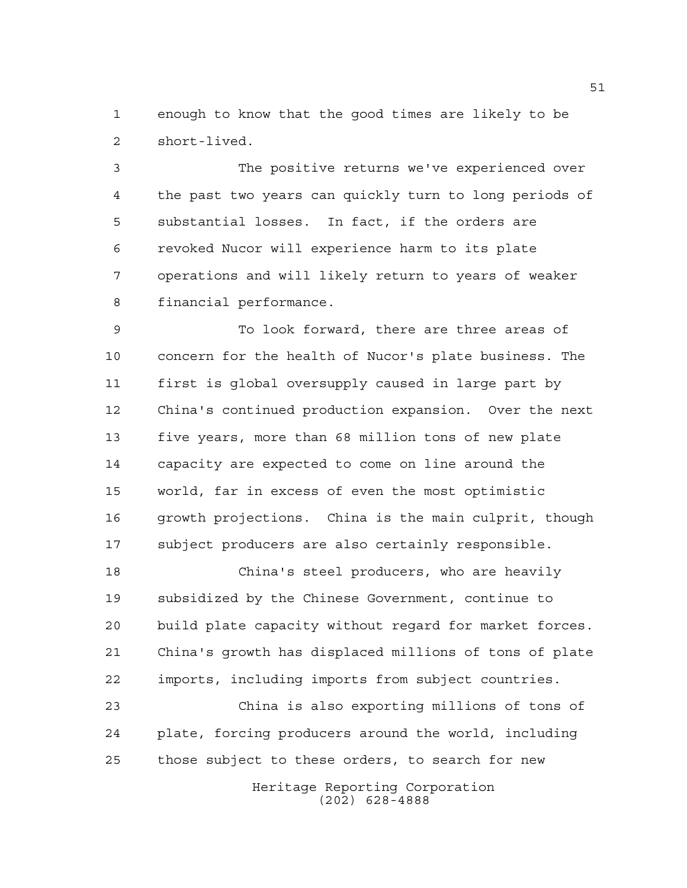enough to know that the good times are likely to be short-lived.

The positive returns we've experienced over the past two years can quickly turn to long periods of substantial losses. In fact, if the orders are revoked Nucor will experience harm to its plate operations and will likely return to years of weaker financial performance.

To look forward, there are three areas of concern for the health of Nucor's plate business. The first is global oversupply caused in large part by China's continued production expansion. Over the next five years, more than 68 million tons of new plate capacity are expected to come on line around the world, far in excess of even the most optimistic growth projections. China is the main culprit, though subject producers are also certainly responsible.

China's steel producers, who are heavily subsidized by the Chinese Government, continue to build plate capacity without regard for market forces. China's growth has displaced millions of tons of plate imports, including imports from subject countries.

China is also exporting millions of tons of plate, forcing producers around the world, including those subject to these orders, to search for new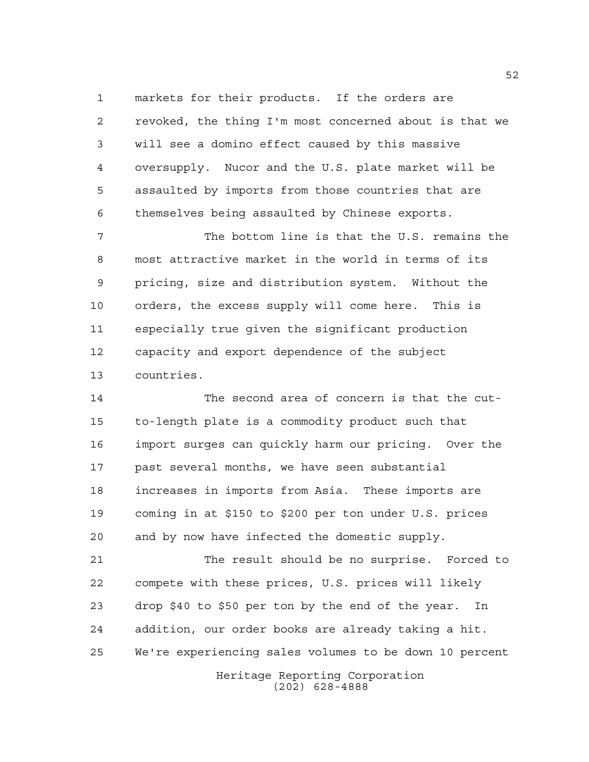markets for their products. If the orders are revoked, the thing I'm most concerned about is that we will see a domino effect caused by this massive oversupply. Nucor and the U.S. plate market will be assaulted by imports from those countries that are themselves being assaulted by Chinese exports.

The bottom line is that the U.S. remains the most attractive market in the world in terms of its pricing, size and distribution system. Without the orders, the excess supply will come here. This is especially true given the significant production capacity and export dependence of the subject countries.

The second area of concern is that the cut-to-length plate is a commodity product such that import surges can quickly harm our pricing. Over the past several months, we have seen substantial increases in imports from Asia. These imports are coming in at $150 to $200 per ton under U.S. prices and by now have infected the domestic supply.

The result should be no surprise. Forced to compete with these prices, U.S. prices will likely drop $40 to $50 per ton by the end of the year. In addition, our order books are already taking a hit. We're experiencing sales volumes to be down 10 percent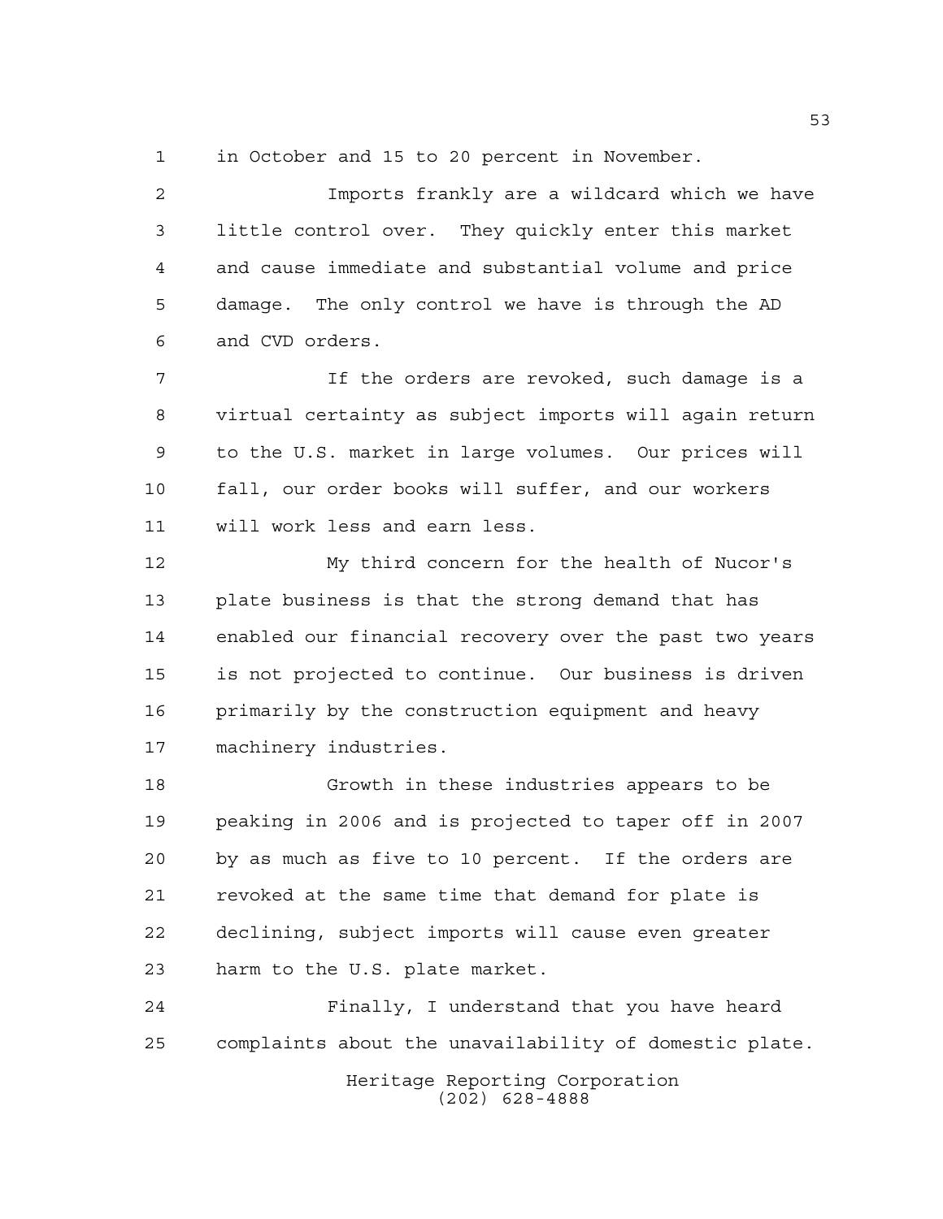in October and 15 to 20 percent in November.

Imports frankly are a wildcard which we have little control over. They quickly enter this market and cause immediate and substantial volume and price damage. The only control we have is through the AD and CVD orders.

If the orders are revoked, such damage is a virtual certainty as subject imports will again return to the U.S. market in large volumes. Our prices will fall, our order books will suffer, and our workers will work less and earn less.

My third concern for the health of Nucor's plate business is that the strong demand that has enabled our financial recovery over the past two years is not projected to continue. Our business is driven primarily by the construction equipment and heavy machinery industries.

Growth in these industries appears to be peaking in 2006 and is projected to taper off in 2007 by as much as five to 10 percent. If the orders are revoked at the same time that demand for plate is declining, subject imports will cause even greater harm to the U.S. plate market.

Finally, I understand that you have heard complaints about the unavailability of domestic plate.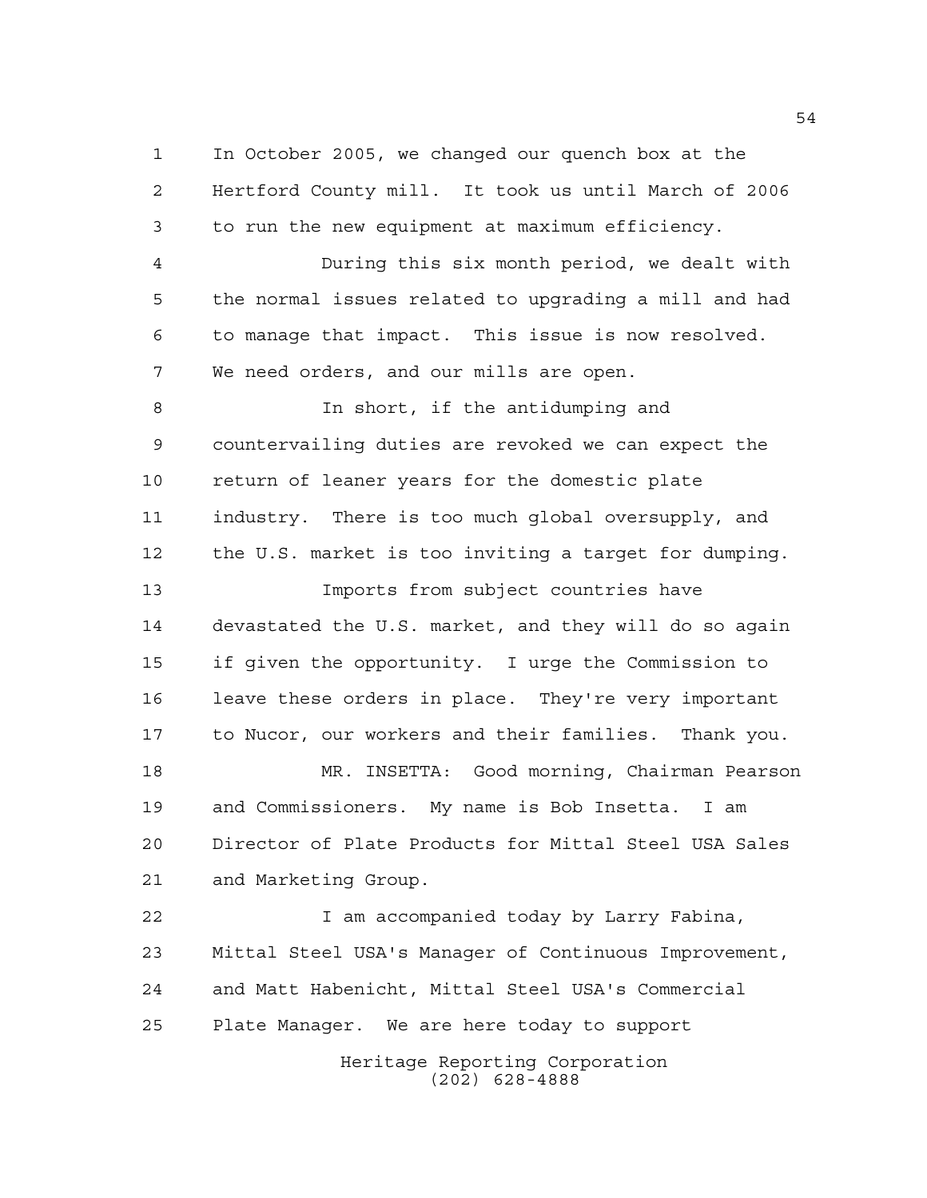In October 2005, we changed our quench box at the Hertford County mill. It took us until March of 2006 to run the new equipment at maximum efficiency.

During this six month period, we dealt with the normal issues related to upgrading a mill and had to manage that impact. This issue is now resolved. We need orders, and our mills are open.

In short, if the antidumping and countervailing duties are revoked we can expect the return of leaner years for the domestic plate industry. There is too much global oversupply, and the U.S. market is too inviting a target for dumping.

Imports from subject countries have devastated the U.S. market, and they will do so again if given the opportunity. I urge the Commission to leave these orders in place. They're very important to Nucor, our workers and their families. Thank you.

MR. INSETTA: Good morning, Chairman Pearson and Commissioners. My name is Bob Insetta. I am Director of Plate Products for Mittal Steel USA Sales and Marketing Group.

I am accompanied today by Larry Fabina, Mittal Steel USA's Manager of Continuous Improvement, and Matt Habenicht, Mittal Steel USA's Commercial Plate Manager. We are here today to support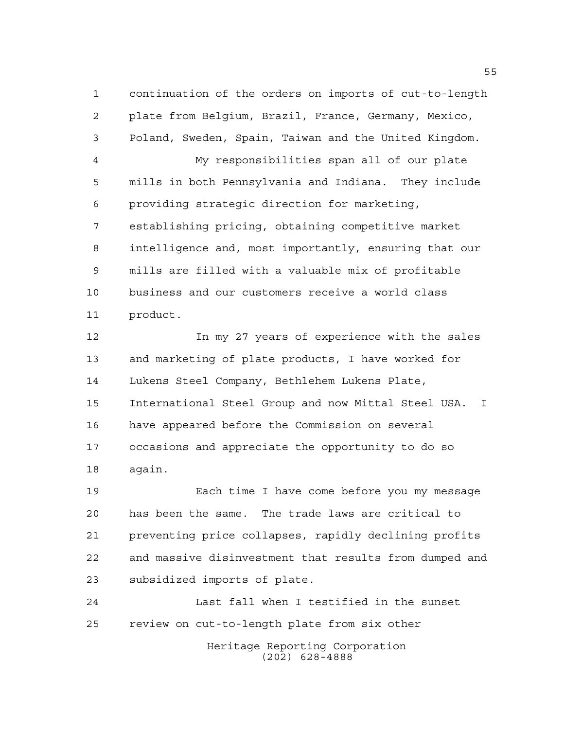continuation of the orders on imports of cut-to-length plate from Belgium, Brazil, France, Germany, Mexico, Poland, Sweden, Spain, Taiwan and the United Kingdom.

My responsibilities span all of our plate mills in both Pennsylvania and Indiana. They include providing strategic direction for marketing, establishing pricing, obtaining competitive market intelligence and, most importantly, ensuring that our mills are filled with a valuable mix of profitable business and our customers receive a world class product.

In my 27 years of experience with the sales and marketing of plate products, I have worked for Lukens Steel Company, Bethlehem Lukens Plate, International Steel Group and now Mittal Steel USA. I have appeared before the Commission on several occasions and appreciate the opportunity to do so again.

Each time I have come before you my message has been the same. The trade laws are critical to preventing price collapses, rapidly declining profits and massive disinvestment that results from dumped and subsidized imports of plate.

Last fall when I testified in the sunset review on cut-to-length plate from six other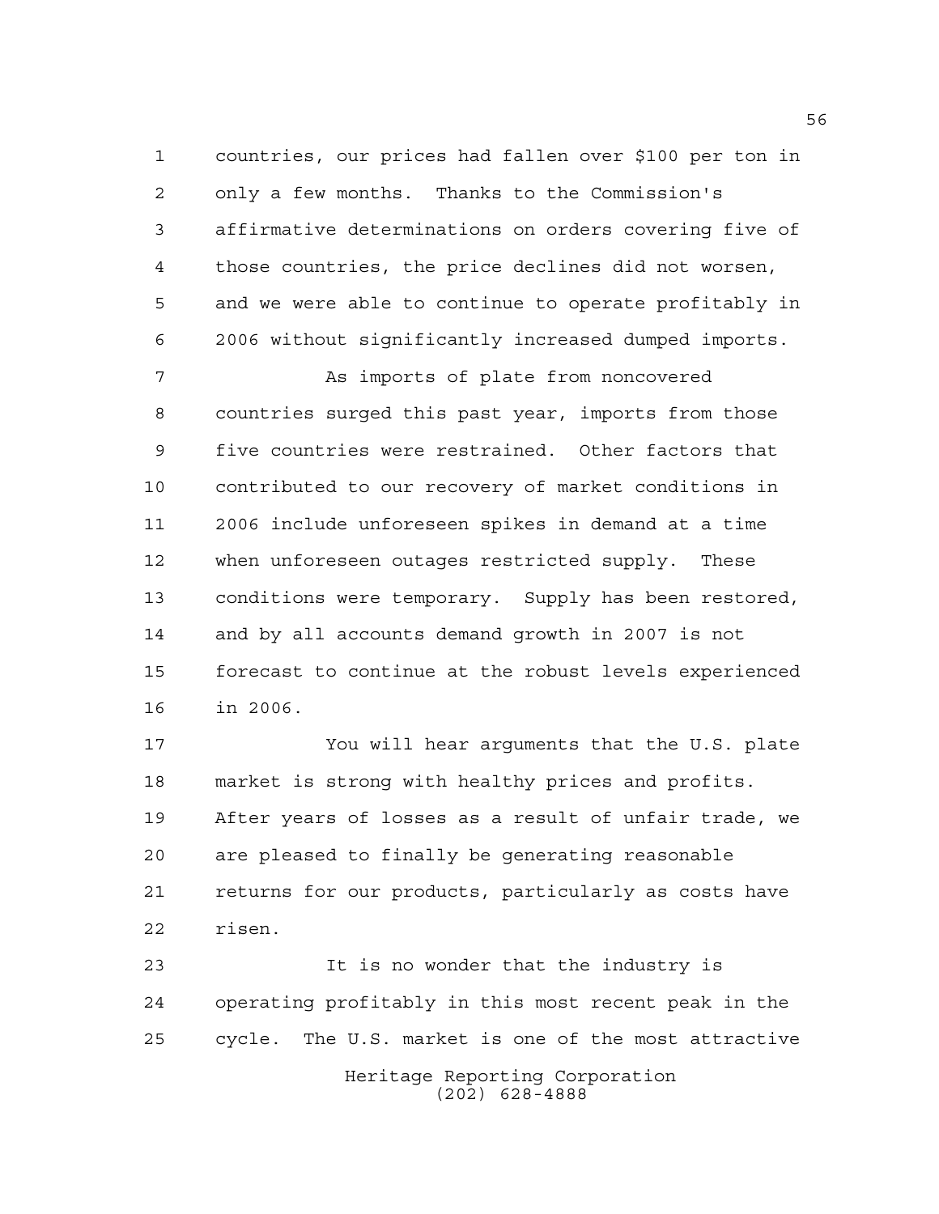countries, our prices had fallen over $100 per ton in only a few months. Thanks to the Commission's affirmative determinations on orders covering five of those countries, the price declines did not worsen, and we were able to continue to operate profitably in 2006 without significantly increased dumped imports.

As imports of plate from noncovered countries surged this past year, imports from those five countries were restrained. Other factors that contributed to our recovery of market conditions in 2006 include unforeseen spikes in demand at a time when unforeseen outages restricted supply. These conditions were temporary. Supply has been restored, and by all accounts demand growth in 2007 is not forecast to continue at the robust levels experienced in 2006.

You will hear arguments that the U.S. plate market is strong with healthy prices and profits. After years of losses as a result of unfair trade, we are pleased to finally be generating reasonable returns for our products, particularly as costs have risen.

It is no wonder that the industry is operating profitably in this most recent peak in the cycle. The U.S. market is one of the most attractive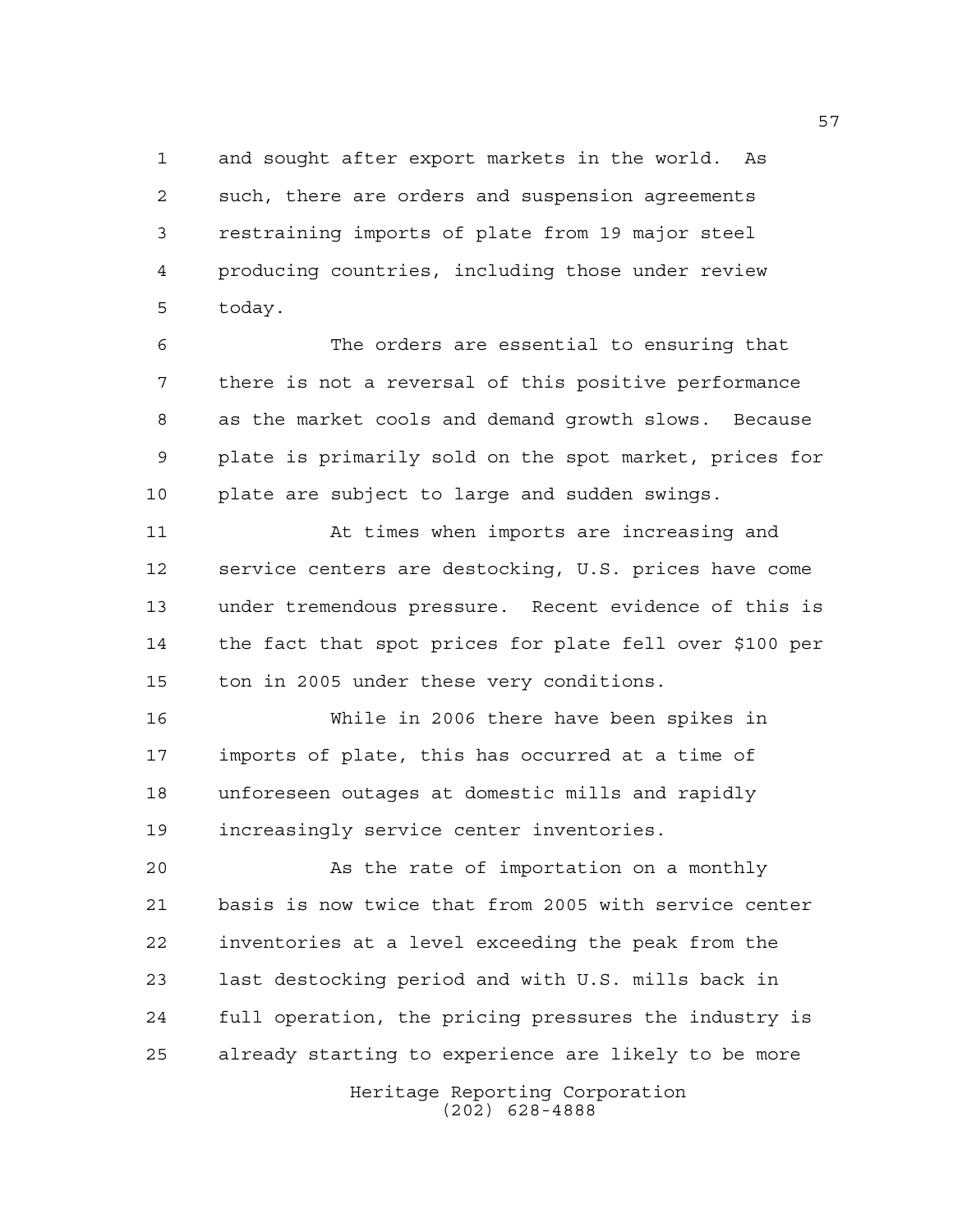and sought after export markets in the world. As such, there are orders and suspension agreements restraining imports of plate from 19 major steel producing countries, including those under review today.

The orders are essential to ensuring that there is not a reversal of this positive performance as the market cools and demand growth slows. Because plate is primarily sold on the spot market, prices for plate are subject to large and sudden swings.

At times when imports are increasing and service centers are destocking, U.S. prices have come under tremendous pressure. Recent evidence of this is the fact that spot prices for plate fell over $100 per ton in 2005 under these very conditions.

While in 2006 there have been spikes in imports of plate, this has occurred at a time of unforeseen outages at domestic mills and rapidly increasingly service center inventories.

As the rate of importation on a monthly basis is now twice that from 2005 with service center inventories at a level exceeding the peak from the last destocking period and with U.S. mills back in full operation, the pricing pressures the industry is already starting to experience are likely to be more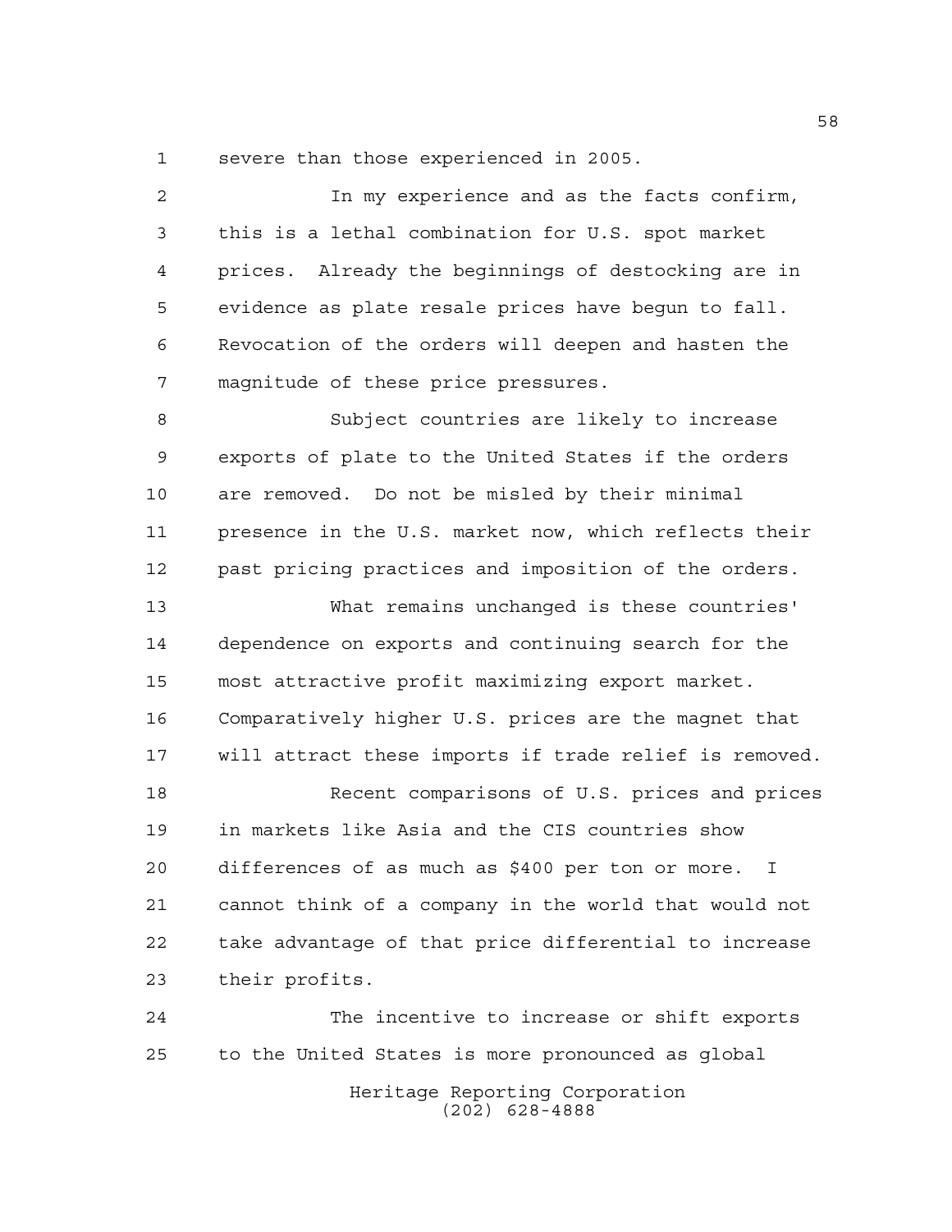severe than those experienced in 2005.

In my experience and as the facts confirm, this is a lethal combination for U.S. spot market prices. Already the beginnings of destocking are in evidence as plate resale prices have begun to fall. Revocation of the orders will deepen and hasten the magnitude of these price pressures.

Subject countries are likely to increase exports of plate to the United States if the orders are removed. Do not be misled by their minimal presence in the U.S. market now, which reflects their past pricing practices and imposition of the orders.

What remains unchanged is these countries' dependence on exports and continuing search for the most attractive profit maximizing export market. Comparatively higher U.S. prices are the magnet that will attract these imports if trade relief is removed.

Recent comparisons of U.S. prices and prices in markets like Asia and the CIS countries show differences of as much as $400 per ton or more. I cannot think of a company in the world that would not take advantage of that price differential to increase their profits.

The incentive to increase or shift exports to the United States is more pronounced as global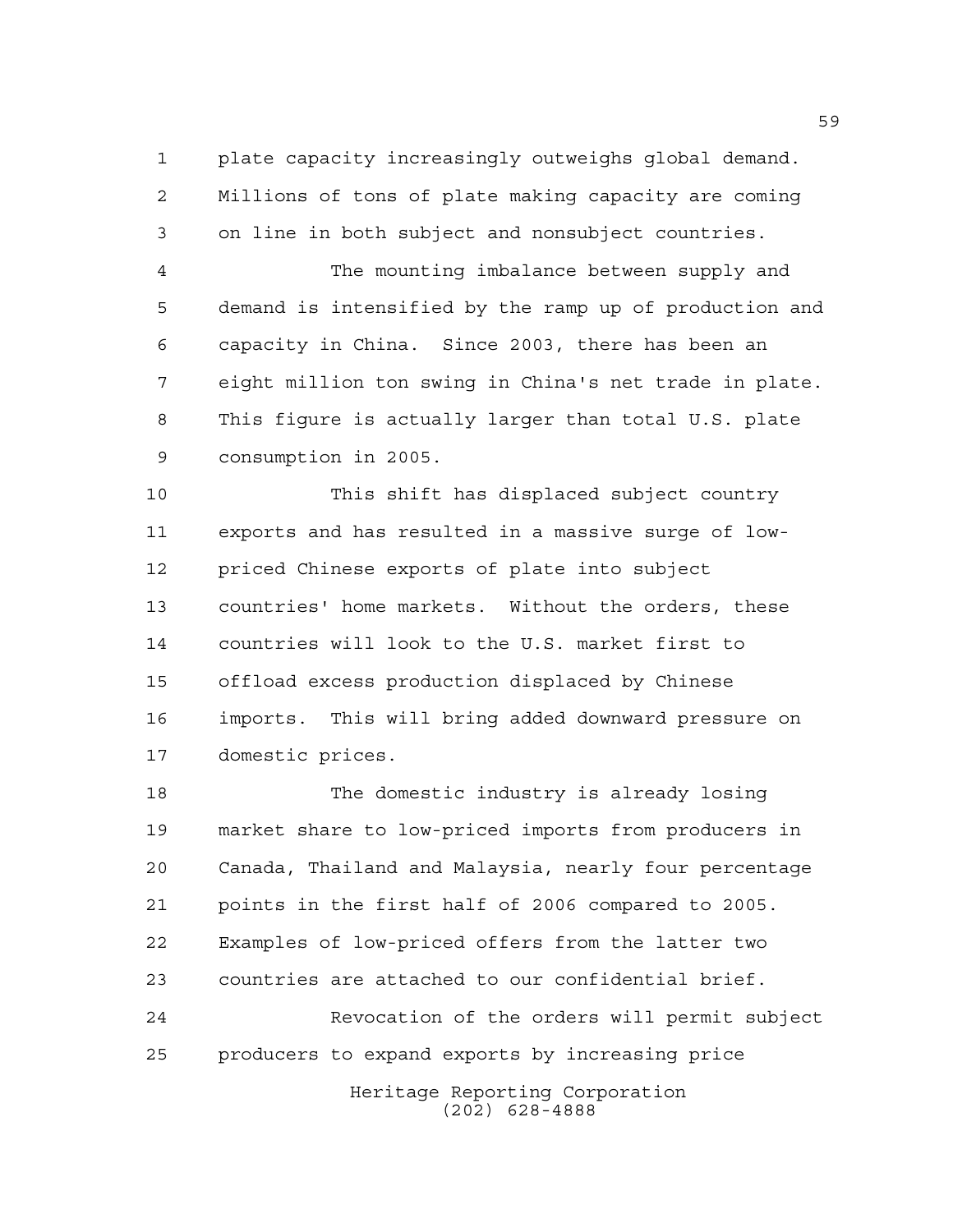plate capacity increasingly outweighs global demand. Millions of tons of plate making capacity are coming on line in both subject and nonsubject countries.

The mounting imbalance between supply and demand is intensified by the ramp up of production and capacity in China. Since 2003, there has been an eight million ton swing in China's net trade in plate. This figure is actually larger than total U.S. plate consumption in 2005.

This shift has displaced subject country exports and has resulted in a massive surge of low-priced Chinese exports of plate into subject countries' home markets. Without the orders, these countries will look to the U.S. market first to offload excess production displaced by Chinese imports. This will bring added downward pressure on domestic prices.

The domestic industry is already losing market share to low-priced imports from producers in Canada, Thailand and Malaysia, nearly four percentage points in the first half of 2006 compared to 2005. Examples of low-priced offers from the latter two countries are attached to our confidential brief.

Revocation of the orders will permit subject producers to expand exports by increasing price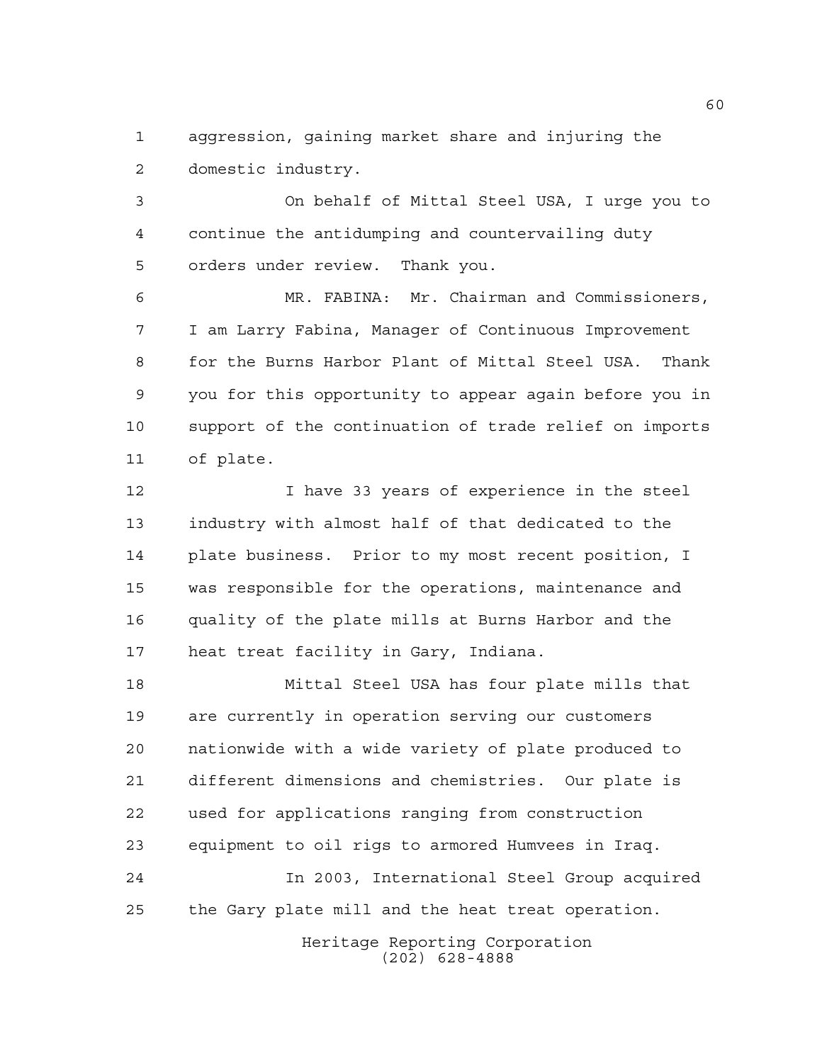aggression, gaining market share and injuring the domestic industry.

On behalf of Mittal Steel USA, I urge you to continue the antidumping and countervailing duty orders under review. Thank you.

MR. FABINA: Mr. Chairman and Commissioners, I am Larry Fabina, Manager of Continuous Improvement for the Burns Harbor Plant of Mittal Steel USA. Thank you for this opportunity to appear again before you in support of the continuation of trade relief on imports of plate.

I have 33 years of experience in the steel industry with almost half of that dedicated to the plate business. Prior to my most recent position, I was responsible for the operations, maintenance and quality of the plate mills at Burns Harbor and the heat treat facility in Gary, Indiana.

Mittal Steel USA has four plate mills that are currently in operation serving our customers nationwide with a wide variety of plate produced to different dimensions and chemistries. Our plate is used for applications ranging from construction equipment to oil rigs to armored Humvees in Iraq.

In 2003, International Steel Group acquired the Gary plate mill and the heat treat operation.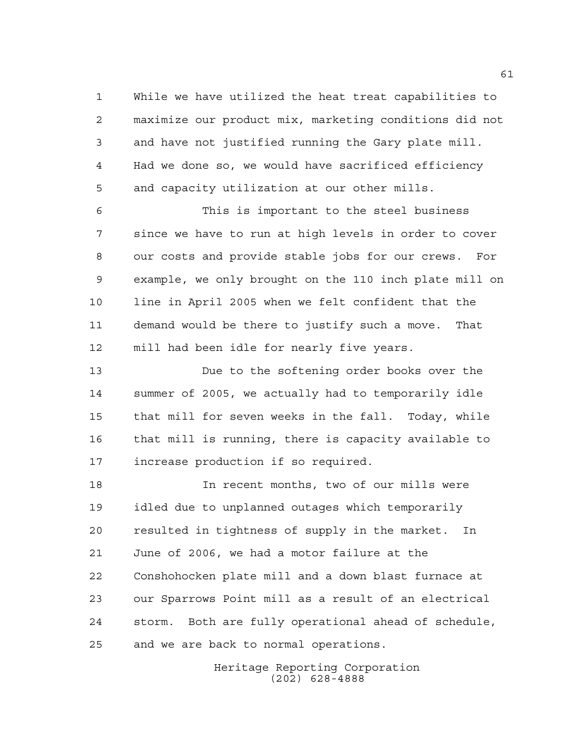While we have utilized the heat treat capabilities to maximize our product mix, marketing conditions did not and have not justified running the Gary plate mill. Had we done so, we would have sacrificed efficiency and capacity utilization at our other mills.

This is important to the steel business since we have to run at high levels in order to cover our costs and provide stable jobs for our crews. For example, we only brought on the 110 inch plate mill on line in April 2005 when we felt confident that the demand would be there to justify such a move. That mill had been idle for nearly five years.

Due to the softening order books over the summer of 2005, we actually had to temporarily idle that mill for seven weeks in the fall. Today, while that mill is running, there is capacity available to increase production if so required.

In recent months, two of our mills were idled due to unplanned outages which temporarily resulted in tightness of supply in the market. In June of 2006, we had a motor failure at the Conshohocken plate mill and a down blast furnace at our Sparrows Point mill as a result of an electrical storm. Both are fully operational ahead of schedule, and we are back to normal operations.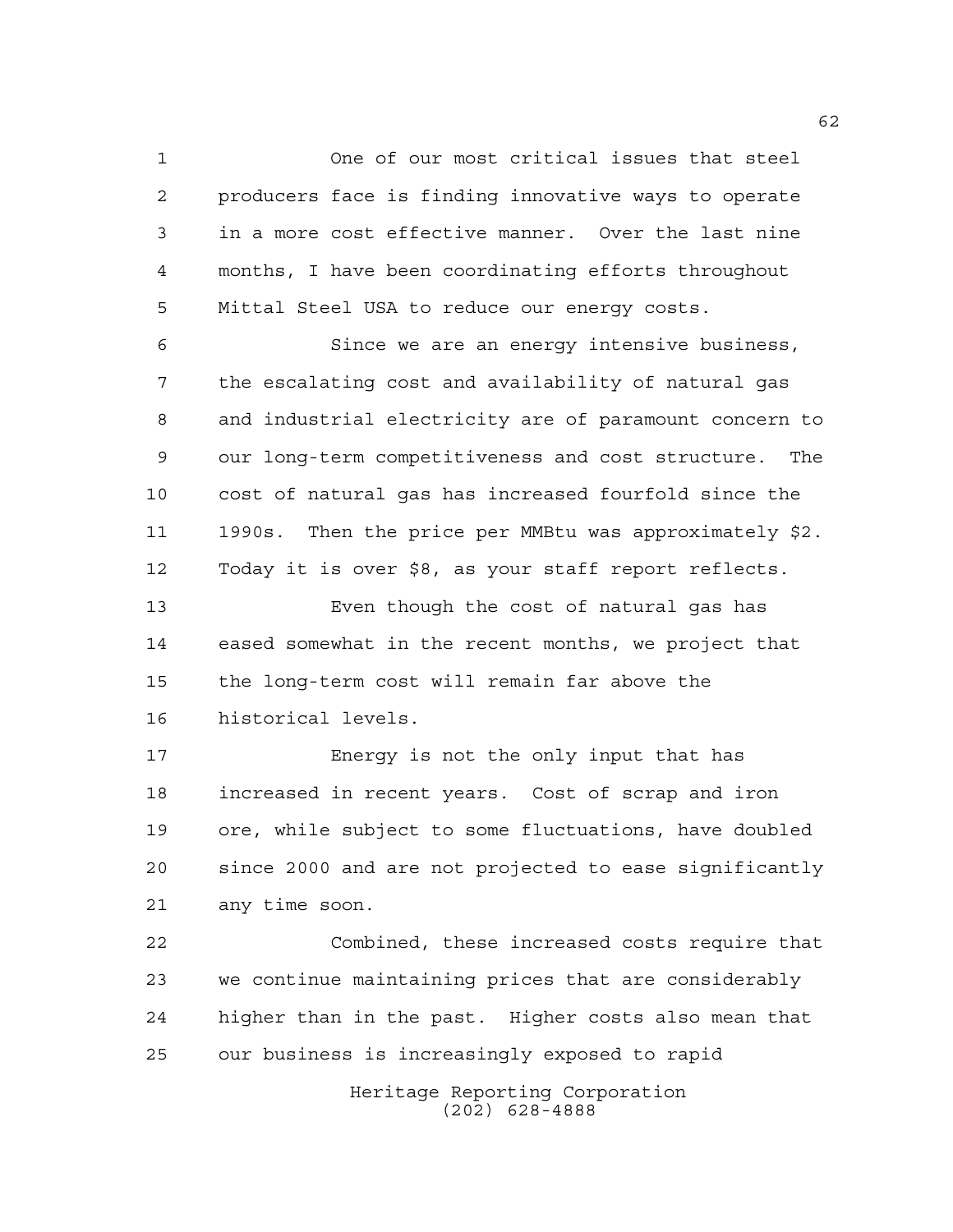One of our most critical issues that steel producers face is finding innovative ways to operate in a more cost effective manner. Over the last nine months, I have been coordinating efforts throughout Mittal Steel USA to reduce our energy costs.

Since we are an energy intensive business, the escalating cost and availability of natural gas and industrial electricity are of paramount concern to our long-term competitiveness and cost structure. The cost of natural gas has increased fourfold since the 1990s. Then the price per MMBtu was approximately $2. Today it is over $8, as your staff report reflects.

Even though the cost of natural gas has eased somewhat in the recent months, we project that the long-term cost will remain far above the historical levels.

Energy is not the only input that has increased in recent years. Cost of scrap and iron ore, while subject to some fluctuations, have doubled since 2000 and are not projected to ease significantly any time soon.

Combined, these increased costs require that we continue maintaining prices that are considerably higher than in the past. Higher costs also mean that our business is increasingly exposed to rapid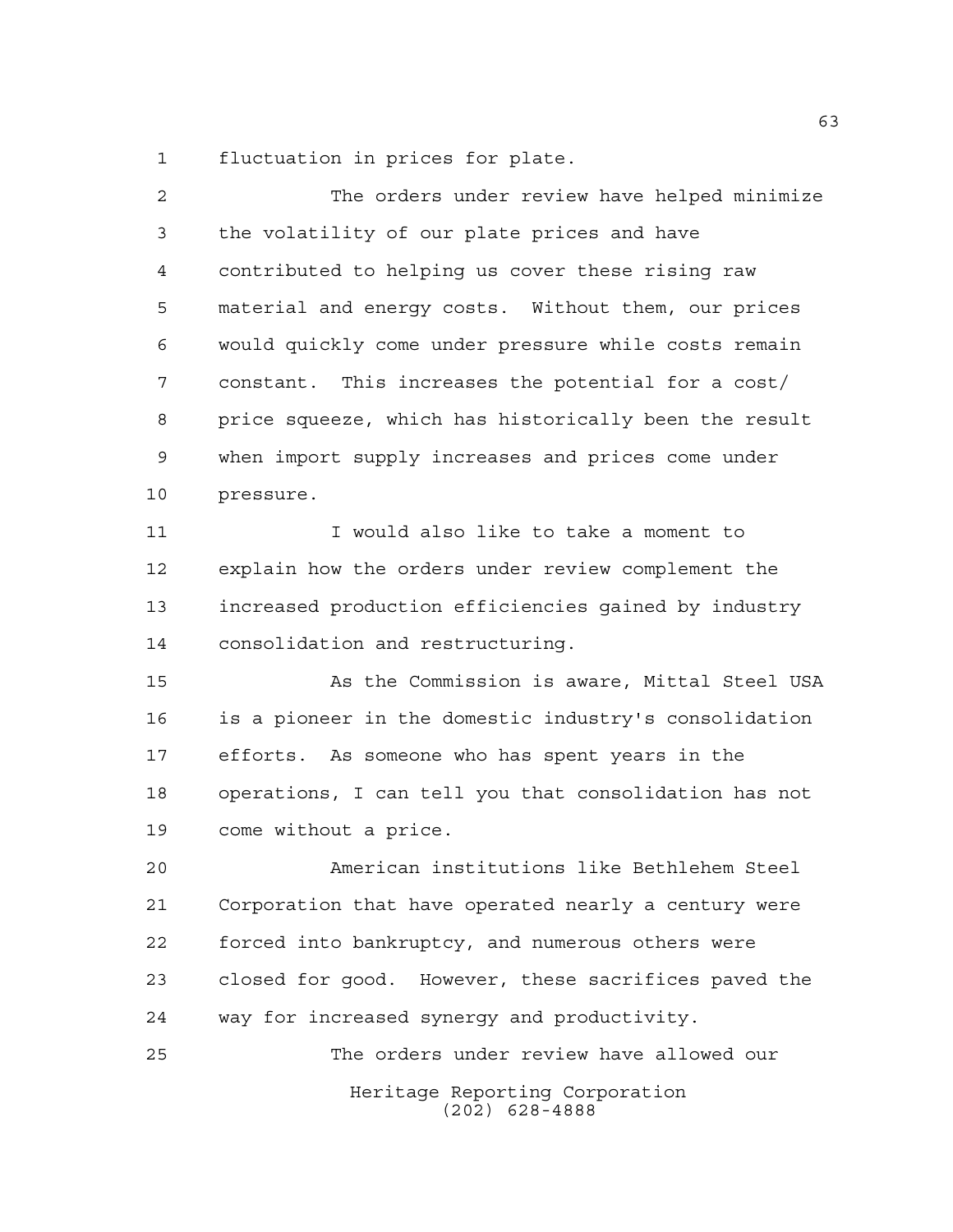fluctuation in prices for plate.

The orders under review have helped minimize the volatility of our plate prices and have contributed to helping us cover these rising raw material and energy costs. Without them, our prices would quickly come under pressure while costs remain constant. This increases the potential for a cost/ price squeeze, which has historically been the result when import supply increases and prices come under pressure.

I would also like to take a moment to explain how the orders under review complement the increased production efficiencies gained by industry consolidation and restructuring.

As the Commission is aware, Mittal Steel USA is a pioneer in the domestic industry's consolidation efforts. As someone who has spent years in the operations, I can tell you that consolidation has not come without a price.

American institutions like Bethlehem Steel Corporation that have operated nearly a century were forced into bankruptcy, and numerous others were closed for good. However, these sacrifices paved the way for increased synergy and productivity.

The orders under review have allowed our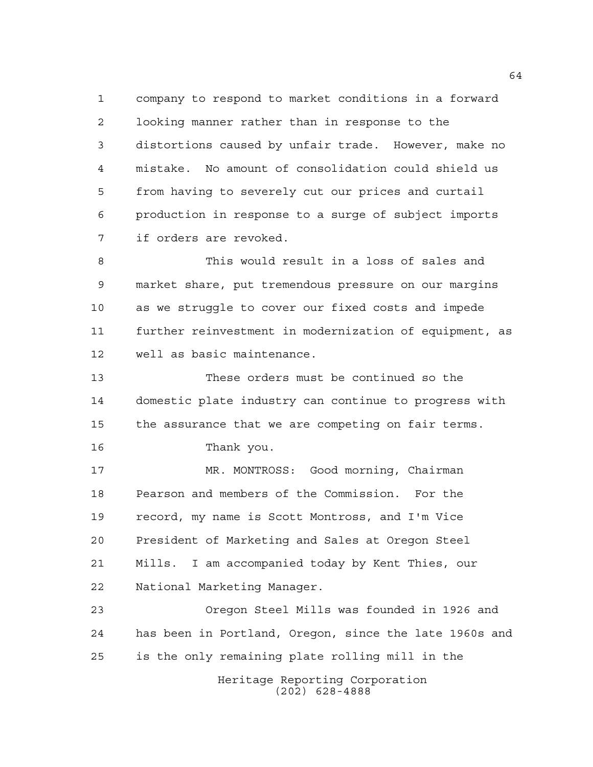company to respond to market conditions in a forward looking manner rather than in response to the distortions caused by unfair trade. However, make no mistake. No amount of consolidation could shield us from having to severely cut our prices and curtail production in response to a surge of subject imports if orders are revoked.

This would result in a loss of sales and market share, put tremendous pressure on our margins as we struggle to cover our fixed costs and impede further reinvestment in modernization of equipment, as well as basic maintenance.

These orders must be continued so the domestic plate industry can continue to progress with the assurance that we are competing on fair terms.

Thank you.

MR. MONTROSS: Good morning, Chairman Pearson and members of the Commission. For the record, my name is Scott Montross, and I'm Vice President of Marketing and Sales at Oregon Steel Mills. I am accompanied today by Kent Thies, our National Marketing Manager.

Oregon Steel Mills was founded in 1926 and has been in Portland, Oregon, since the late 1960s and is the only remaining plate rolling mill in the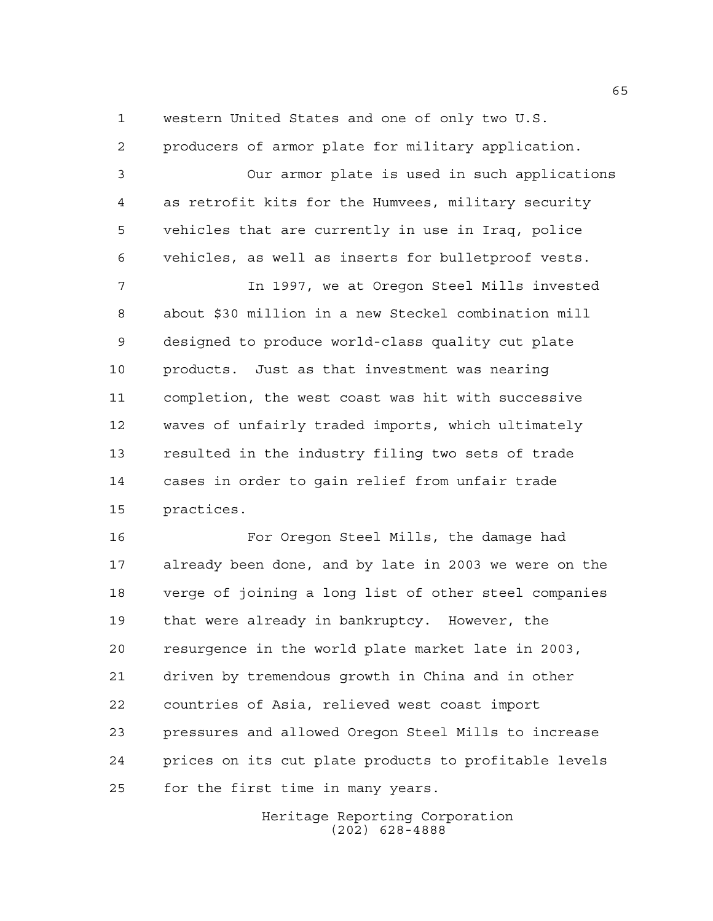western United States and one of only two U.S. producers of armor plate for military application.

Our armor plate is used in such applications as retrofit kits for the Humvees, military security vehicles that are currently in use in Iraq, police vehicles, as well as inserts for bulletproof vests.

In 1997, we at Oregon Steel Mills invested about $30 million in a new Steckel combination mill designed to produce world-class quality cut plate products. Just as that investment was nearing completion, the west coast was hit with successive waves of unfairly traded imports, which ultimately resulted in the industry filing two sets of trade cases in order to gain relief from unfair trade practices.

For Oregon Steel Mills, the damage had already been done, and by late in 2003 we were on the verge of joining a long list of other steel companies that were already in bankruptcy. However, the resurgence in the world plate market late in 2003, driven by tremendous growth in China and in other countries of Asia, relieved west coast import pressures and allowed Oregon Steel Mills to increase prices on its cut plate products to profitable levels for the first time in many years.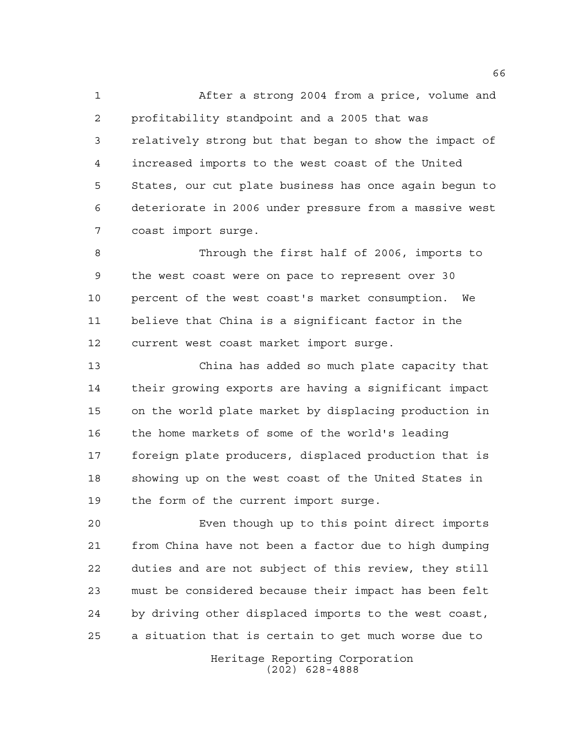After a strong 2004 from a price, volume and profitability standpoint and a 2005 that was relatively strong but that began to show the impact of increased imports to the west coast of the United States, our cut plate business has once again begun to deteriorate in 2006 under pressure from a massive west coast import surge.

Through the first half of 2006, imports to the west coast were on pace to represent over 30 percent of the west coast's market consumption. We believe that China is a significant factor in the current west coast market import surge.

China has added so much plate capacity that their growing exports are having a significant impact on the world plate market by displacing production in the home markets of some of the world's leading foreign plate producers, displaced production that is showing up on the west coast of the United States in the form of the current import surge.

Even though up to this point direct imports from China have not been a factor due to high dumping duties and are not subject of this review, they still must be considered because their impact has been felt by driving other displaced imports to the west coast, a situation that is certain to get much worse due to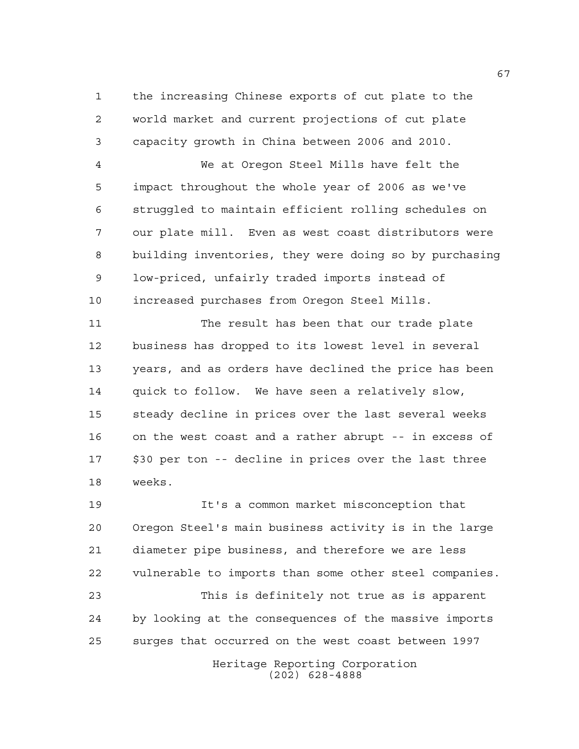the increasing Chinese exports of cut plate to the world market and current projections of cut plate capacity growth in China between 2006 and 2010.

We at Oregon Steel Mills have felt the impact throughout the whole year of 2006 as we've struggled to maintain efficient rolling schedules on our plate mill. Even as west coast distributors were building inventories, they were doing so by purchasing low-priced, unfairly traded imports instead of increased purchases from Oregon Steel Mills.

The result has been that our trade plate business has dropped to its lowest level in several years, and as orders have declined the price has been quick to follow. We have seen a relatively slow, steady decline in prices over the last several weeks on the west coast and a rather abrupt -- in excess of $30 per ton -- decline in prices over the last three weeks.

It's a common market misconception that Oregon Steel's main business activity is in the large diameter pipe business, and therefore we are less vulnerable to imports than some other steel companies.

This is definitely not true as is apparent by looking at the consequences of the massive imports surges that occurred on the west coast between 1997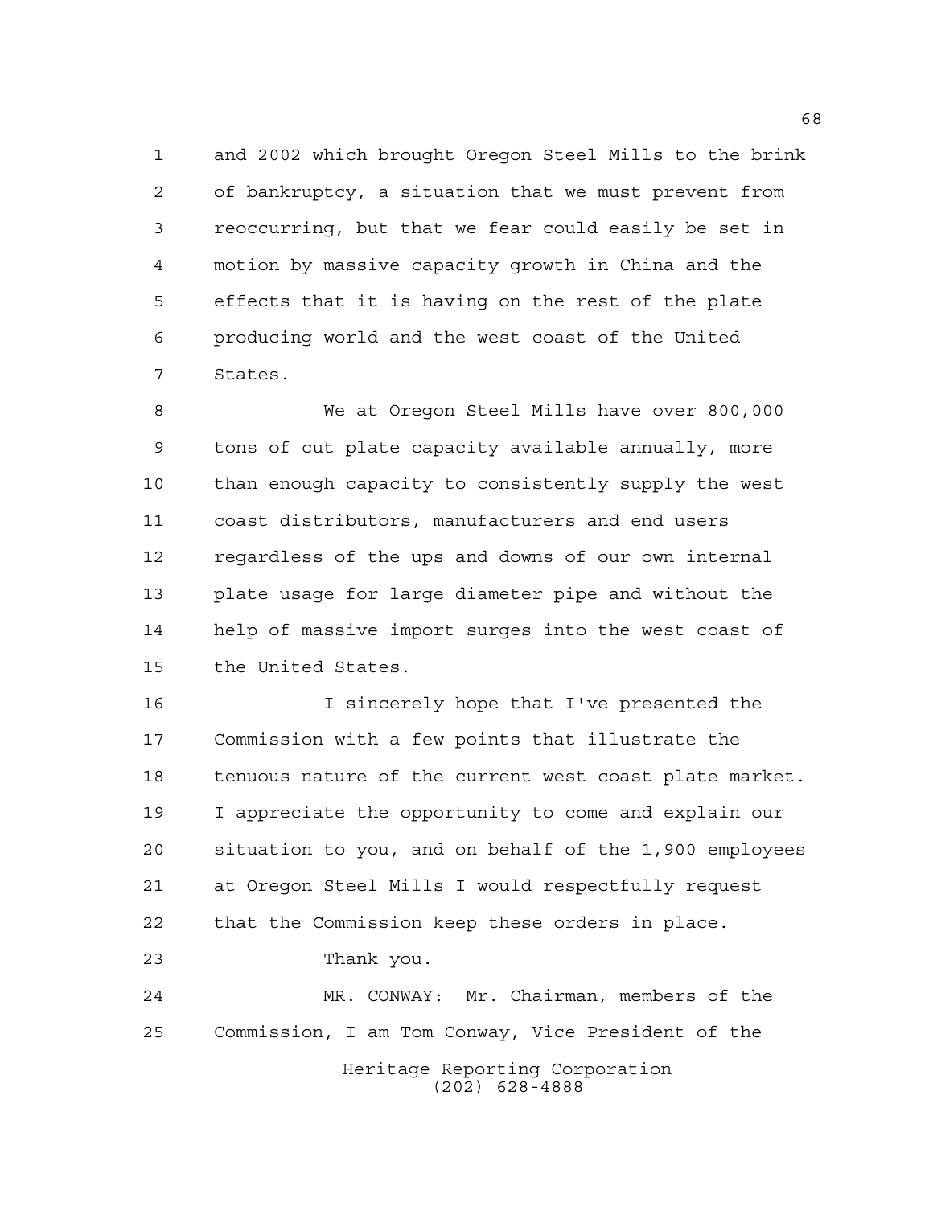and 2002 which brought Oregon Steel Mills to the brink of bankruptcy, a situation that we must prevent from reoccurring, but that we fear could easily be set in motion by massive capacity growth in China and the effects that it is having on the rest of the plate producing world and the west coast of the United States.

We at Oregon Steel Mills have over 800,000 tons of cut plate capacity available annually, more than enough capacity to consistently supply the west coast distributors, manufacturers and end users regardless of the ups and downs of our own internal plate usage for large diameter pipe and without the help of massive import surges into the west coast of the United States.

I sincerely hope that I've presented the Commission with a few points that illustrate the tenuous nature of the current west coast plate market. I appreciate the opportunity to come and explain our situation to you, and on behalf of the 1,900 employees at Oregon Steel Mills I would respectfully request that the Commission keep these orders in place.

Thank you.

MR. CONWAY: Mr. Chairman, members of the Commission, I am Tom Conway, Vice President of the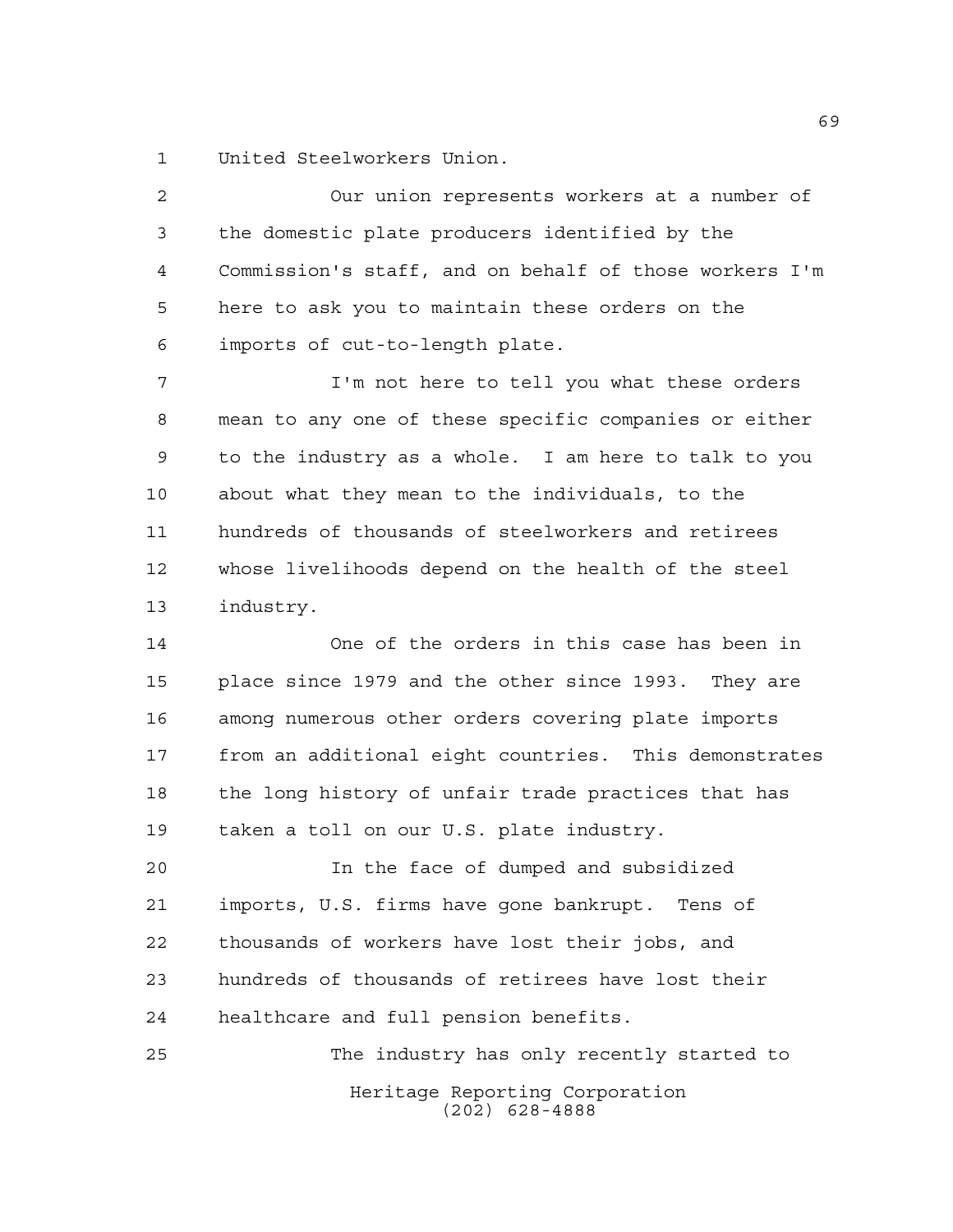United Steelworkers Union.

Our union represents workers at a number of the domestic plate producers identified by the Commission's staff, and on behalf of those workers I'm here to ask you to maintain these orders on the imports of cut-to-length plate.

I'm not here to tell you what these orders mean to any one of these specific companies or either to the industry as a whole. I am here to talk to you about what they mean to the individuals, to the hundreds of thousands of steelworkers and retirees whose livelihoods depend on the health of the steel industry.

One of the orders in this case has been in place since 1979 and the other since 1993. They are among numerous other orders covering plate imports from an additional eight countries. This demonstrates the long history of unfair trade practices that has taken a toll on our U.S. plate industry.

In the face of dumped and subsidized imports, U.S. firms have gone bankrupt. Tens of thousands of workers have lost their jobs, and hundreds of thousands of retirees have lost their healthcare and full pension benefits.

The industry has only recently started to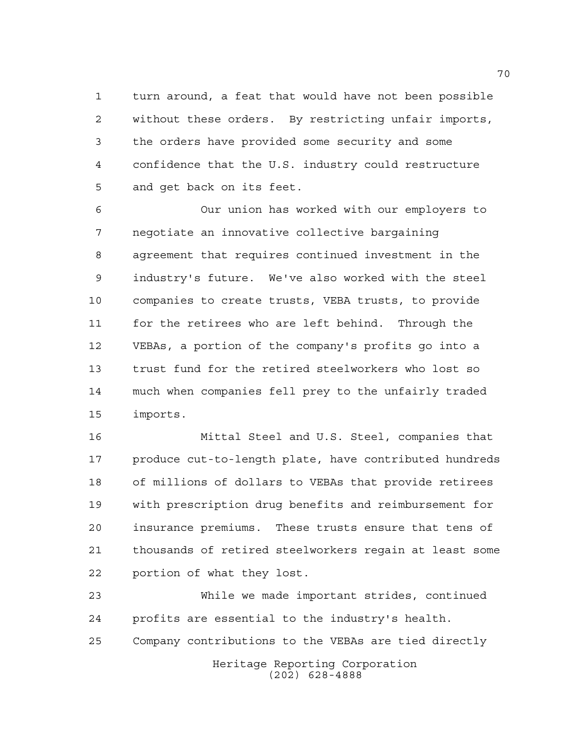turn around, a feat that would have not been possible without these orders. By restricting unfair imports, the orders have provided some security and some confidence that the U.S. industry could restructure and get back on its feet.

Our union has worked with our employers to negotiate an innovative collective bargaining agreement that requires continued investment in the industry's future. We've also worked with the steel companies to create trusts, VEBA trusts, to provide for the retirees who are left behind. Through the VEBAs, a portion of the company's profits go into a trust fund for the retired steelworkers who lost so much when companies fell prey to the unfairly traded imports.

Mittal Steel and U.S. Steel, companies that produce cut-to-length plate, have contributed hundreds of millions of dollars to VEBAs that provide retirees with prescription drug benefits and reimbursement for insurance premiums. These trusts ensure that tens of thousands of retired steelworkers regain at least some portion of what they lost.

While we made important strides, continued profits are essential to the industry's health. Company contributions to the VEBAs are tied directly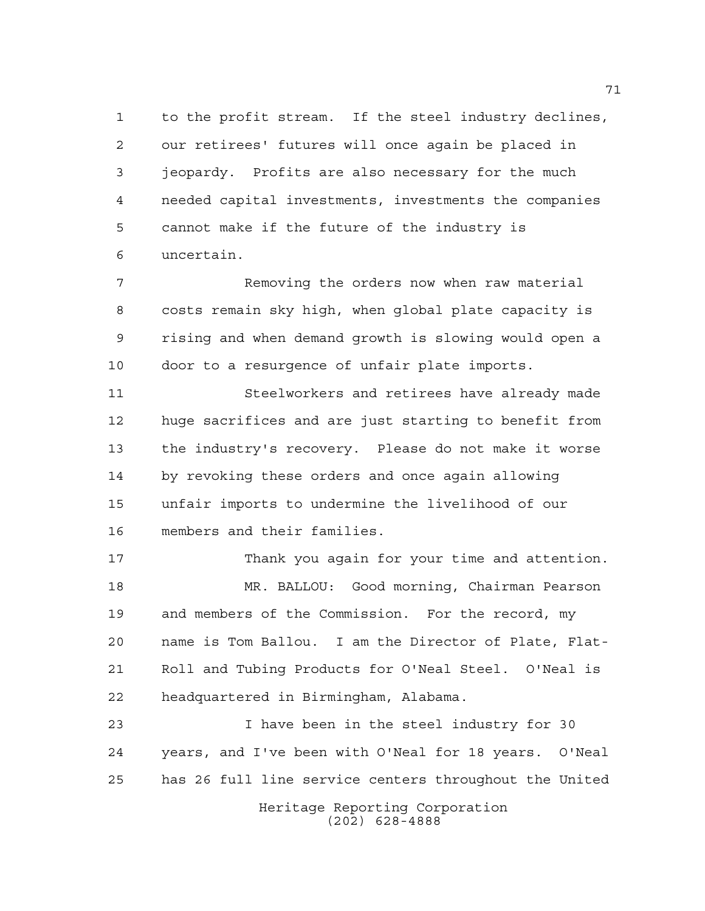to the profit stream. If the steel industry declines, our retirees' futures will once again be placed in jeopardy. Profits are also necessary for the much needed capital investments, investments the companies cannot make if the future of the industry is uncertain.

Removing the orders now when raw material costs remain sky high, when global plate capacity is rising and when demand growth is slowing would open a door to a resurgence of unfair plate imports.

Steelworkers and retirees have already made huge sacrifices and are just starting to benefit from the industry's recovery. Please do not make it worse by revoking these orders and once again allowing unfair imports to undermine the livelihood of our members and their families.

Thank you again for your time and attention.

MR. BALLOU: Good morning, Chairman Pearson and members of the Commission. For the record, my name is Tom Ballou. I am the Director of Plate, Flat-Roll and Tubing Products for O'Neal Steel. O'Neal is headquartered in Birmingham, Alabama.

I have been in the steel industry for 30 years, and I've been with O'Neal for 18 years. O'Neal has 26 full line service centers throughout the United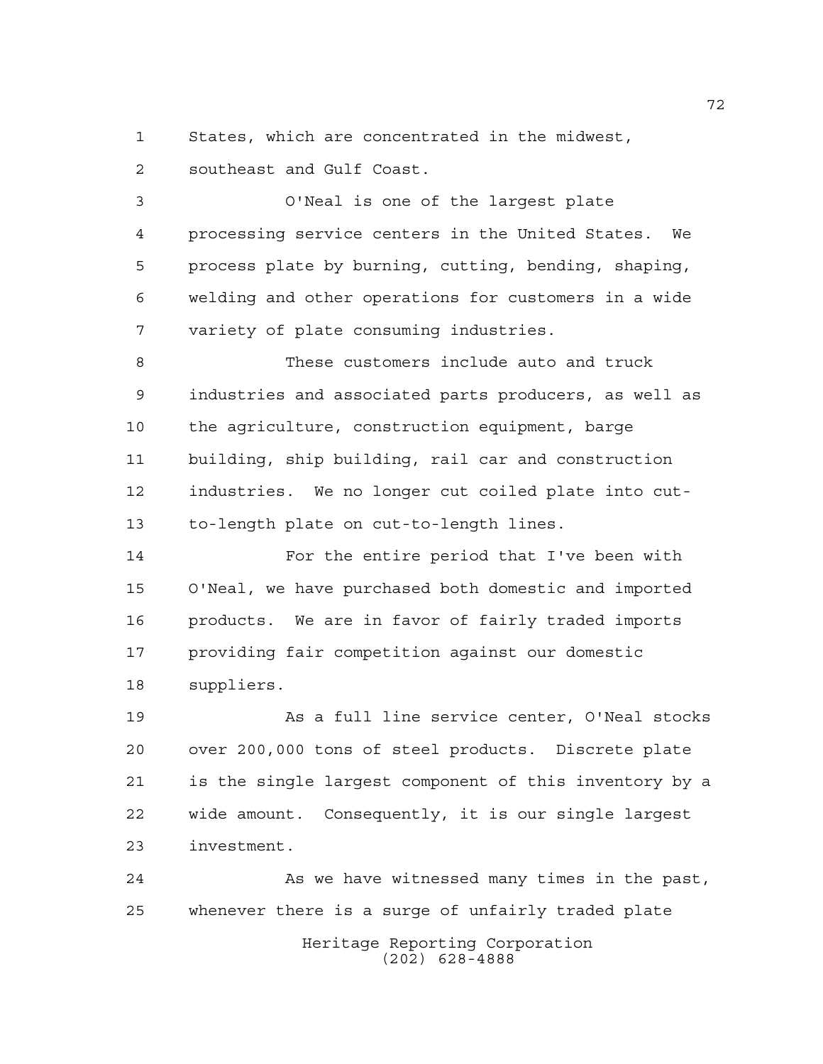States, which are concentrated in the midwest, southeast and Gulf Coast.

O'Neal is one of the largest plate processing service centers in the United States. We process plate by burning, cutting, bending, shaping, welding and other operations for customers in a wide variety of plate consuming industries.

These customers include auto and truck industries and associated parts producers, as well as the agriculture, construction equipment, barge building, ship building, rail car and construction industries. We no longer cut coiled plate into cut-to-length plate on cut-to-length lines.

For the entire period that I've been with O'Neal, we have purchased both domestic and imported products. We are in favor of fairly traded imports providing fair competition against our domestic suppliers.

As a full line service center, O'Neal stocks over 200,000 tons of steel products. Discrete plate is the single largest component of this inventory by a wide amount. Consequently, it is our single largest investment.

As we have witnessed many times in the past, whenever there is a surge of unfairly traded plate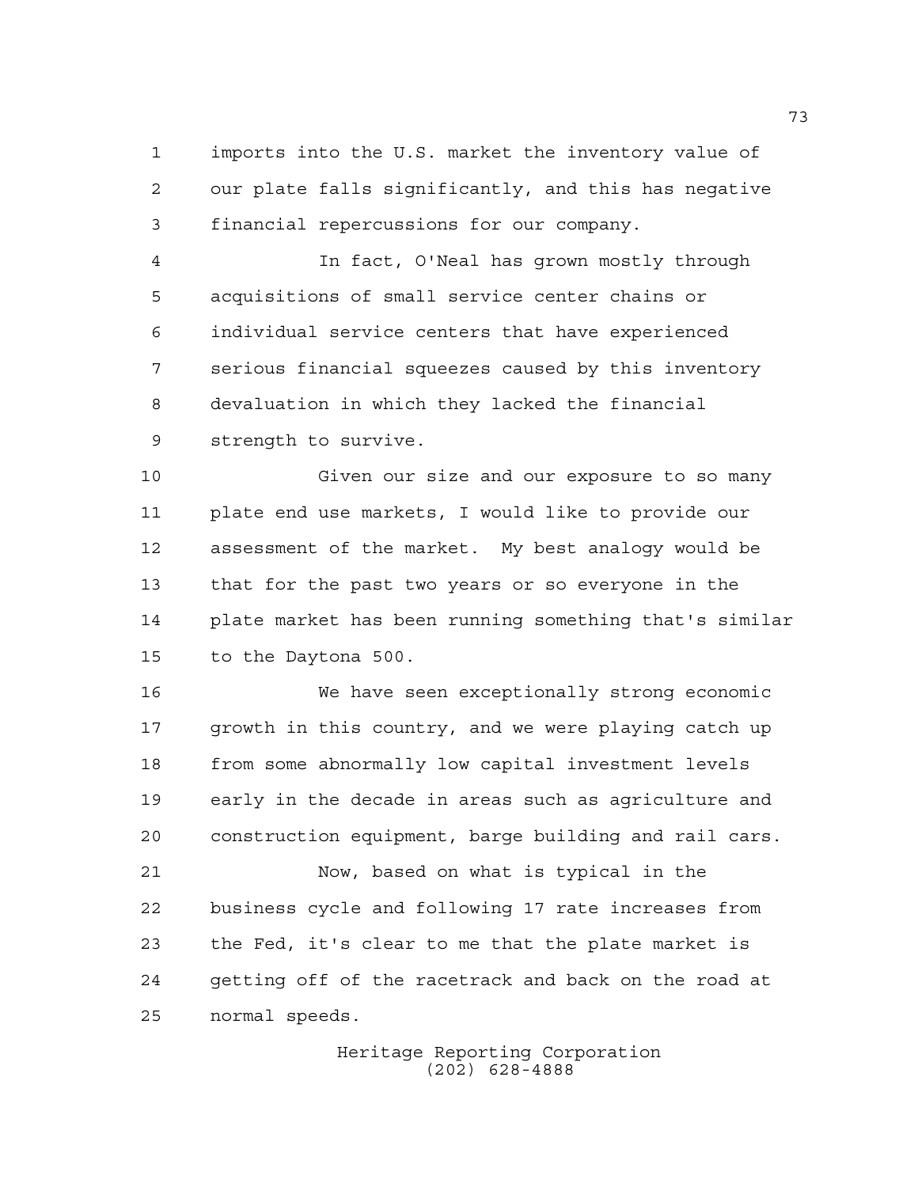imports into the U.S. market the inventory value of our plate falls significantly, and this has negative financial repercussions for our company.

In fact, O'Neal has grown mostly through acquisitions of small service center chains or individual service centers that have experienced serious financial squeezes caused by this inventory devaluation in which they lacked the financial strength to survive.

Given our size and our exposure to so many plate end use markets, I would like to provide our assessment of the market. My best analogy would be that for the past two years or so everyone in the plate market has been running something that's similar to the Daytona 500.

We have seen exceptionally strong economic growth in this country, and we were playing catch up from some abnormally low capital investment levels early in the decade in areas such as agriculture and construction equipment, barge building and rail cars.

Now, based on what is typical in the business cycle and following 17 rate increases from the Fed, it's clear to me that the plate market is getting off of the racetrack and back on the road at normal speeds.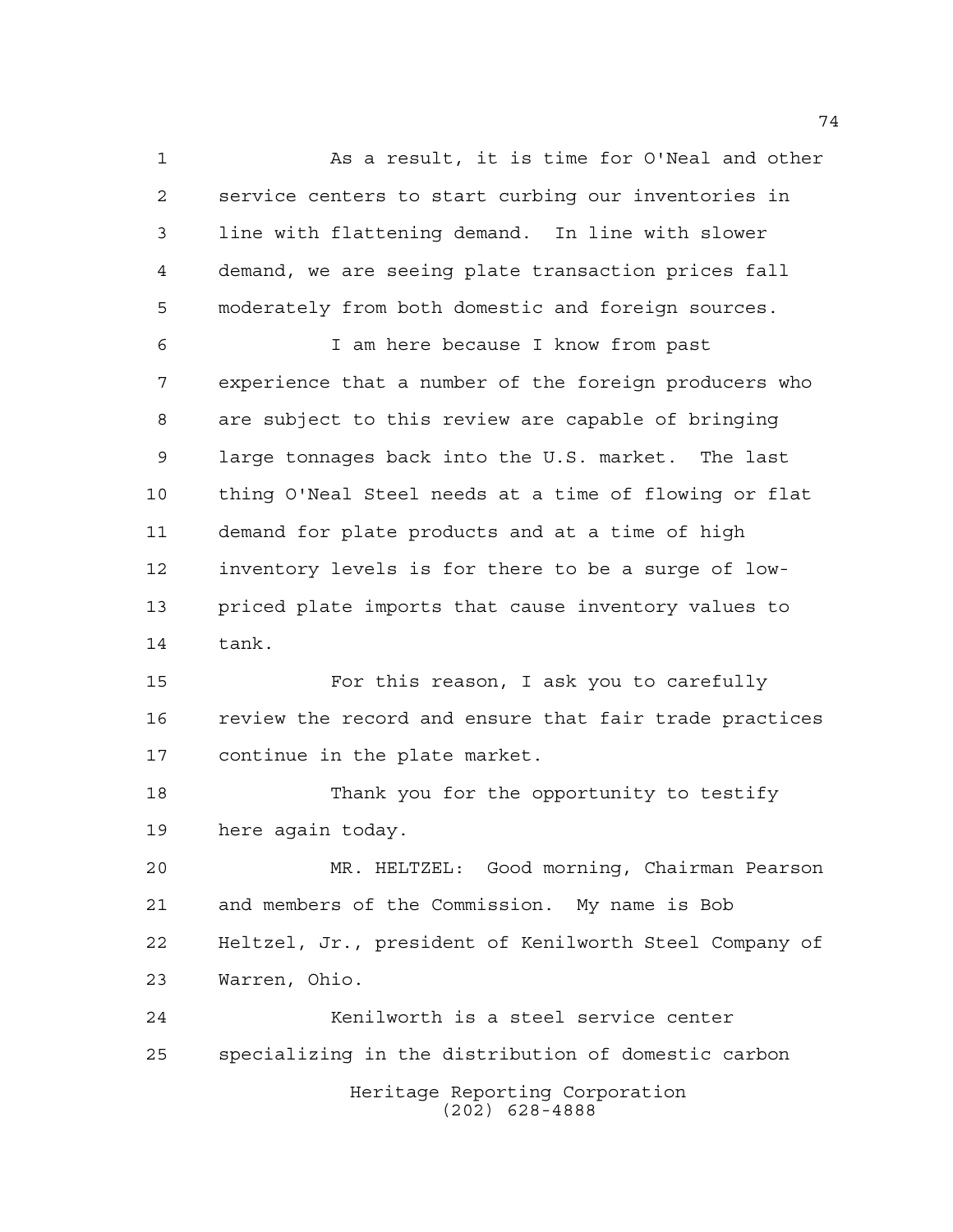As a result, it is time for O'Neal and other service centers to start curbing our inventories in line with flattening demand. In line with slower demand, we are seeing plate transaction prices fall moderately from both domestic and foreign sources.

I am here because I know from past experience that a number of the foreign producers who are subject to this review are capable of bringing large tonnages back into the U.S. market. The last thing O'Neal Steel needs at a time of flowing or flat demand for plate products and at a time of high inventory levels is for there to be a surge of low-priced plate imports that cause inventory values to tank.

For this reason, I ask you to carefully review the record and ensure that fair trade practices continue in the plate market.

Thank you for the opportunity to testify here again today.

MR. HELTZEL: Good morning, Chairman Pearson and members of the Commission. My name is Bob Heltzel, Jr., president of Kenilworth Steel Company of Warren, Ohio.

Kenilworth is a steel service center specializing in the distribution of domestic carbon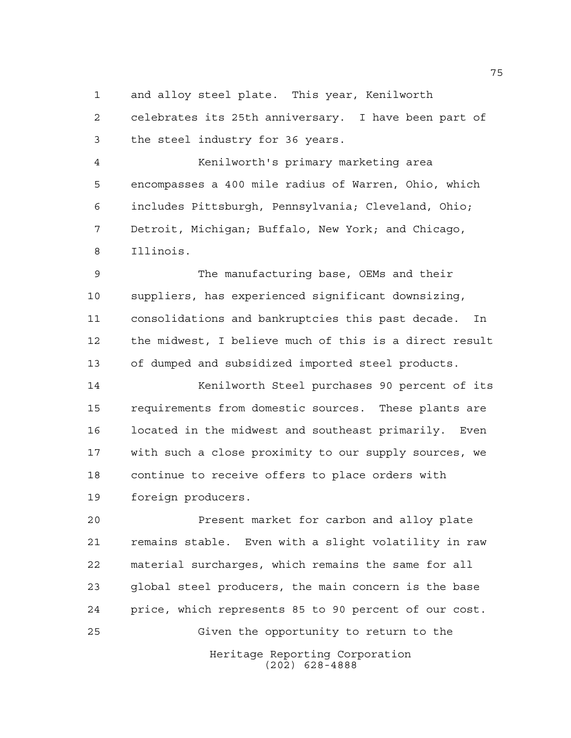and alloy steel plate. This year, Kenilworth celebrates its 25th anniversary. I have been part of the steel industry for 36 years.

Kenilworth's primary marketing area encompasses a 400 mile radius of Warren, Ohio, which includes Pittsburgh, Pennsylvania; Cleveland, Ohio; Detroit, Michigan; Buffalo, New York; and Chicago, Illinois.

The manufacturing base, OEMs and their suppliers, has experienced significant downsizing, consolidations and bankruptcies this past decade. In the midwest, I believe much of this is a direct result of dumped and subsidized imported steel products.

Kenilworth Steel purchases 90 percent of its requirements from domestic sources. These plants are located in the midwest and southeast primarily. Even with such a close proximity to our supply sources, we continue to receive offers to place orders with foreign producers.

Present market for carbon and alloy plate remains stable. Even with a slight volatility in raw material surcharges, which remains the same for all global steel producers, the main concern is the base price, which represents 85 to 90 percent of our cost.

Given the opportunity to return to the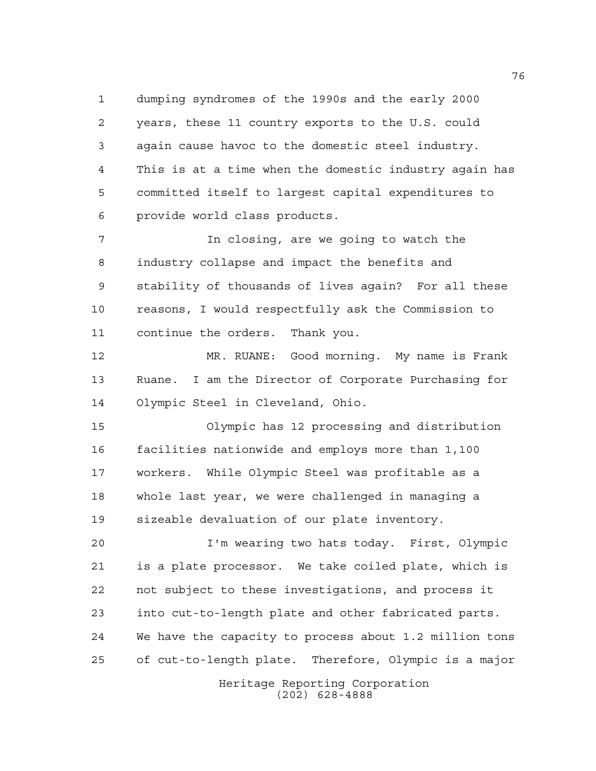dumping syndromes of the 1990s and the early 2000 years, these 11 country exports to the U.S. could again cause havoc to the domestic steel industry. This is at a time when the domestic industry again has committed itself to largest capital expenditures to provide world class products.

In closing, are we going to watch the industry collapse and impact the benefits and stability of thousands of lives again? For all these reasons, I would respectfully ask the Commission to continue the orders. Thank you.

MR. RUANE: Good morning. My name is Frank Ruane. I am the Director of Corporate Purchasing for Olympic Steel in Cleveland, Ohio.

Olympic has 12 processing and distribution facilities nationwide and employs more than 1,100 workers. While Olympic Steel was profitable as a whole last year, we were challenged in managing a sizeable devaluation of our plate inventory.

I'm wearing two hats today. First, Olympic is a plate processor. We take coiled plate, which is not subject to these investigations, and process it into cut-to-length plate and other fabricated parts. We have the capacity to process about 1.2 million tons of cut-to-length plate. Therefore, Olympic is a major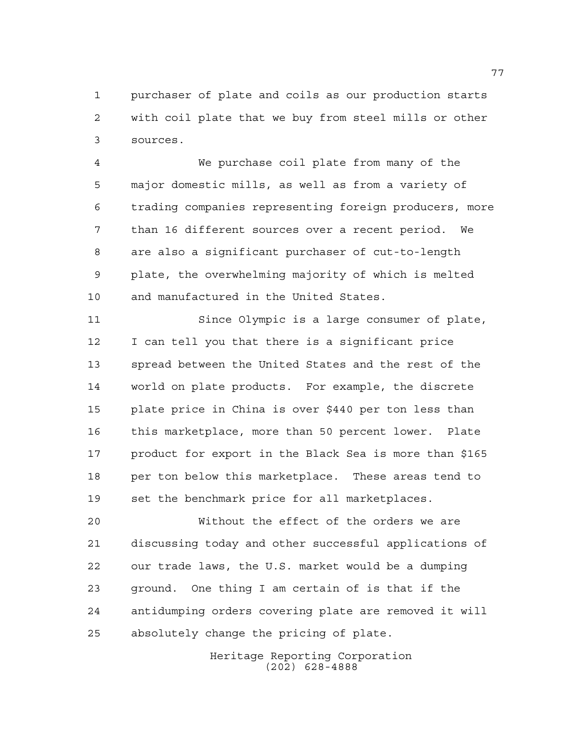purchaser of plate and coils as our production starts with coil plate that we buy from steel mills or other sources.

We purchase coil plate from many of the major domestic mills, as well as from a variety of trading companies representing foreign producers, more than 16 different sources over a recent period. We are also a significant purchaser of cut-to-length plate, the overwhelming majority of which is melted and manufactured in the United States.

Since Olympic is a large consumer of plate, I can tell you that there is a significant price spread between the United States and the rest of the world on plate products. For example, the discrete plate price in China is over $440 per ton less than this marketplace, more than 50 percent lower. Plate product for export in the Black Sea is more than $165 per ton below this marketplace. These areas tend to set the benchmark price for all marketplaces.

Without the effect of the orders we are discussing today and other successful applications of our trade laws, the U.S. market would be a dumping ground. One thing I am certain of is that if the antidumping orders covering plate are removed it will absolutely change the pricing of plate.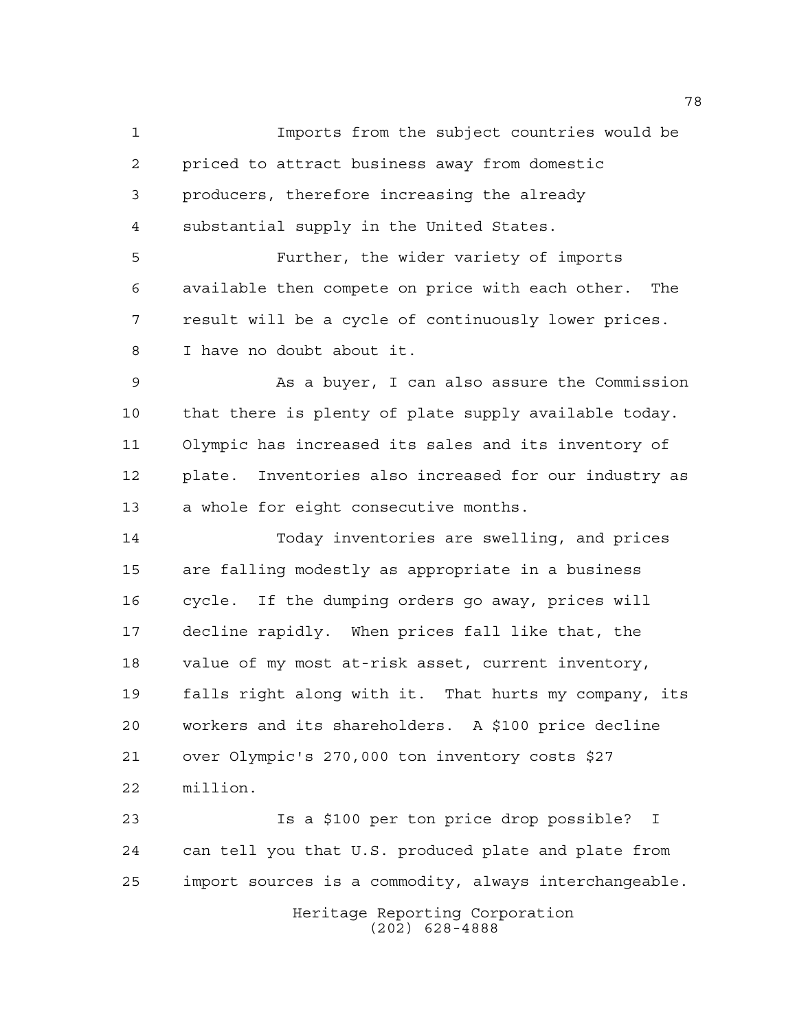Imports from the subject countries would be priced to attract business away from domestic producers, therefore increasing the already substantial supply in the United States.

Further, the wider variety of imports available then compete on price with each other. The result will be a cycle of continuously lower prices. I have no doubt about it.

As a buyer, I can also assure the Commission that there is plenty of plate supply available today. Olympic has increased its sales and its inventory of plate. Inventories also increased for our industry as a whole for eight consecutive months.

Today inventories are swelling, and prices are falling modestly as appropriate in a business cycle. If the dumping orders go away, prices will decline rapidly. When prices fall like that, the value of my most at-risk asset, current inventory, falls right along with it. That hurts my company, its workers and its shareholders. A $100 price decline over Olympic's 270,000 ton inventory costs $27 million.

Is a $100 per ton price drop possible? I can tell you that U.S. produced plate and plate from import sources is a commodity, always interchangeable.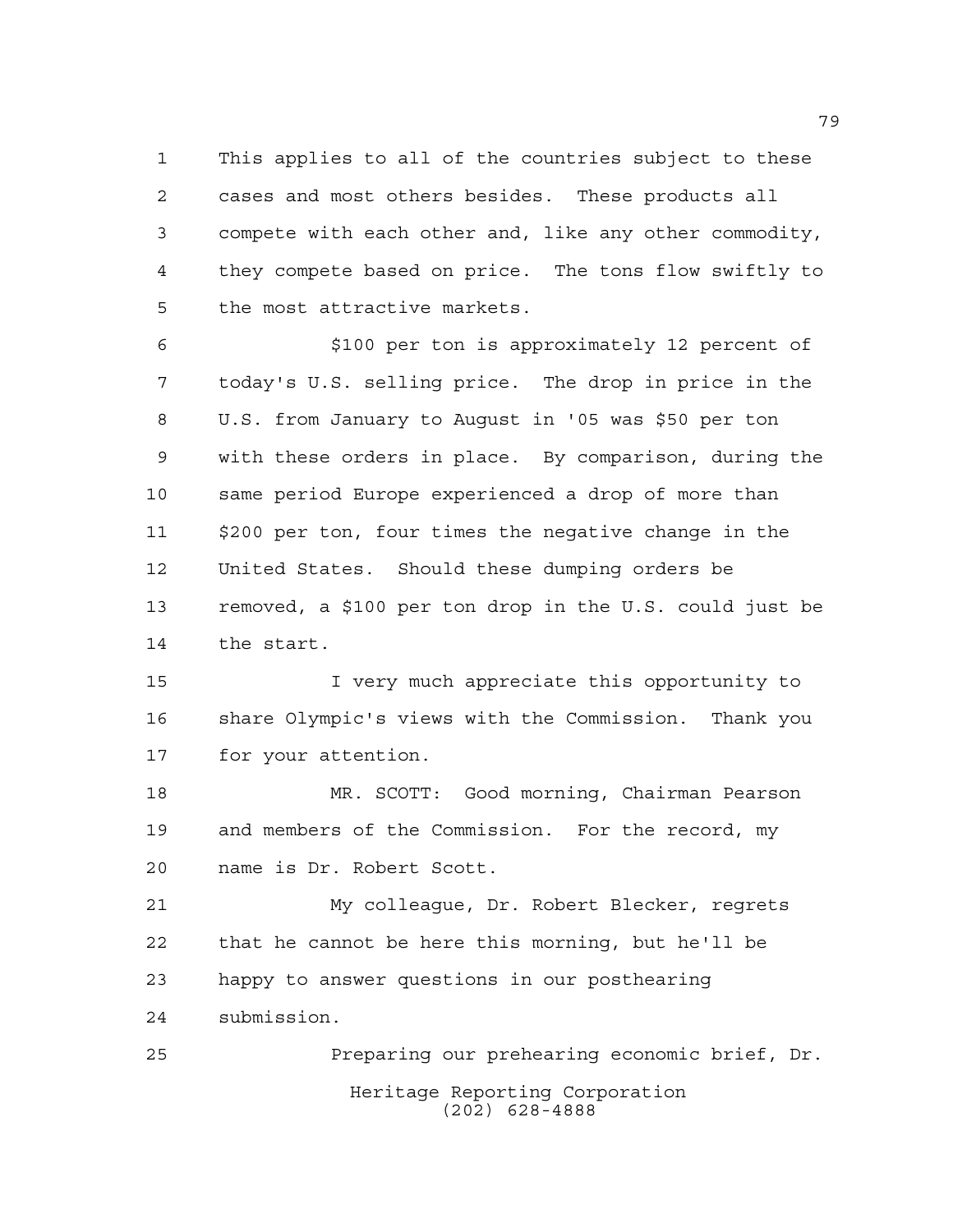This applies to all of the countries subject to these cases and most others besides. These products all compete with each other and, like any other commodity, they compete based on price. The tons flow swiftly to the most attractive markets.

$100 per ton is approximately 12 percent of today's U.S. selling price. The drop in price in the U.S. from January to August in '05 was $50 per ton with these orders in place. By comparison, during the same period Europe experienced a drop of more than $200 per ton, four times the negative change in the United States. Should these dumping orders be removed, a $100 per ton drop in the U.S. could just be the start.

I very much appreciate this opportunity to share Olympic's views with the Commission. Thank you for your attention.

MR. SCOTT: Good morning, Chairman Pearson and members of the Commission. For the record, my name is Dr. Robert Scott.

My colleague, Dr. Robert Blecker, regrets that he cannot be here this morning, but he'll be happy to answer questions in our posthearing submission.

Preparing our prehearing economic brief, Dr.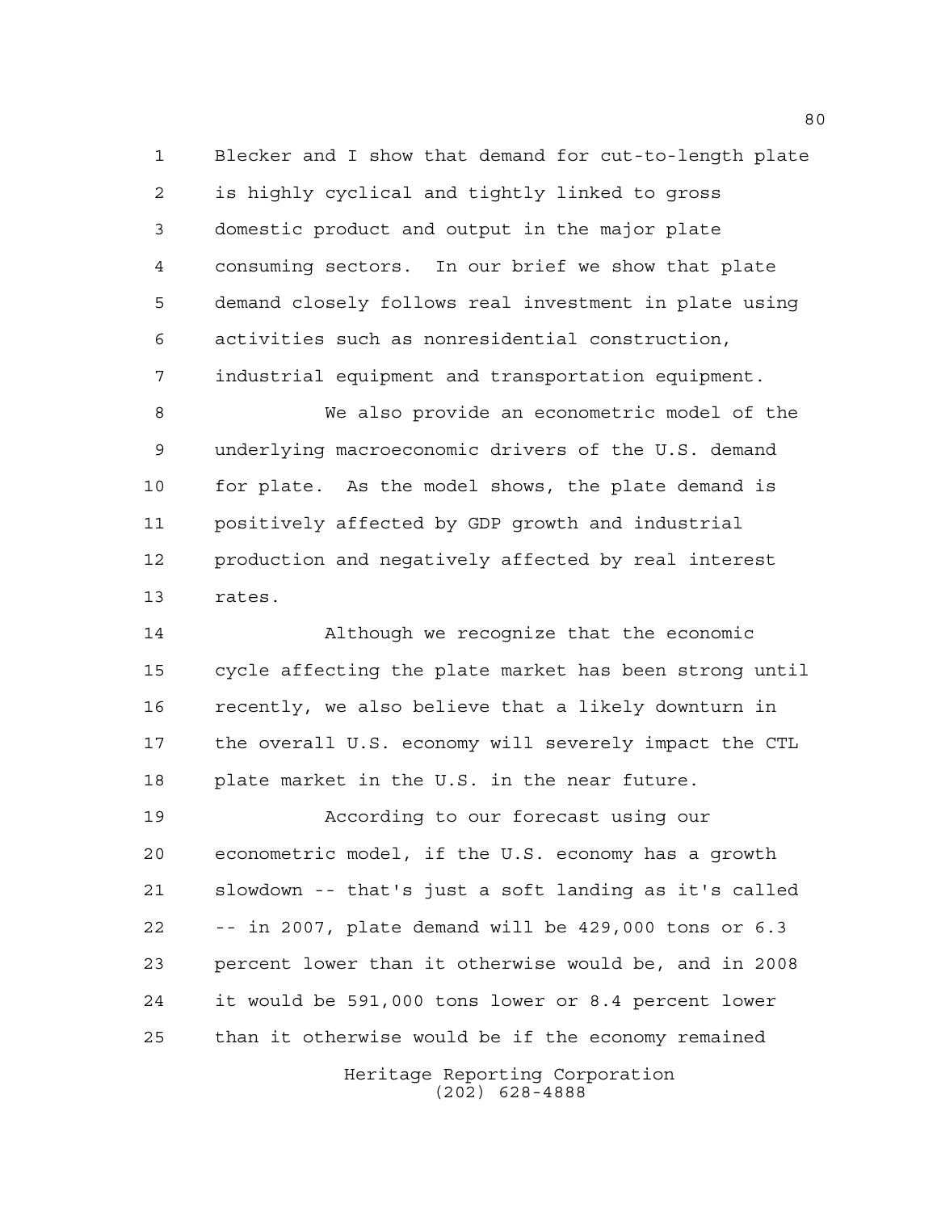Blecker and I show that demand for cut-to-length plate is highly cyclical and tightly linked to gross domestic product and output in the major plate consuming sectors. In our brief we show that plate demand closely follows real investment in plate using activities such as nonresidential construction, industrial equipment and transportation equipment.

We also provide an econometric model of the underlying macroeconomic drivers of the U.S. demand for plate. As the model shows, the plate demand is positively affected by GDP growth and industrial production and negatively affected by real interest rates.

Although we recognize that the economic cycle affecting the plate market has been strong until recently, we also believe that a likely downturn in the overall U.S. economy will severely impact the CTL plate market in the U.S. in the near future.

According to our forecast using our econometric model, if the U.S. economy has a growth slowdown -- that's just a soft landing as it's called -- in 2007, plate demand will be 429,000 tons or 6.3 percent lower than it otherwise would be, and in 2008 it would be 591,000 tons lower or 8.4 percent lower than it otherwise would be if the economy remained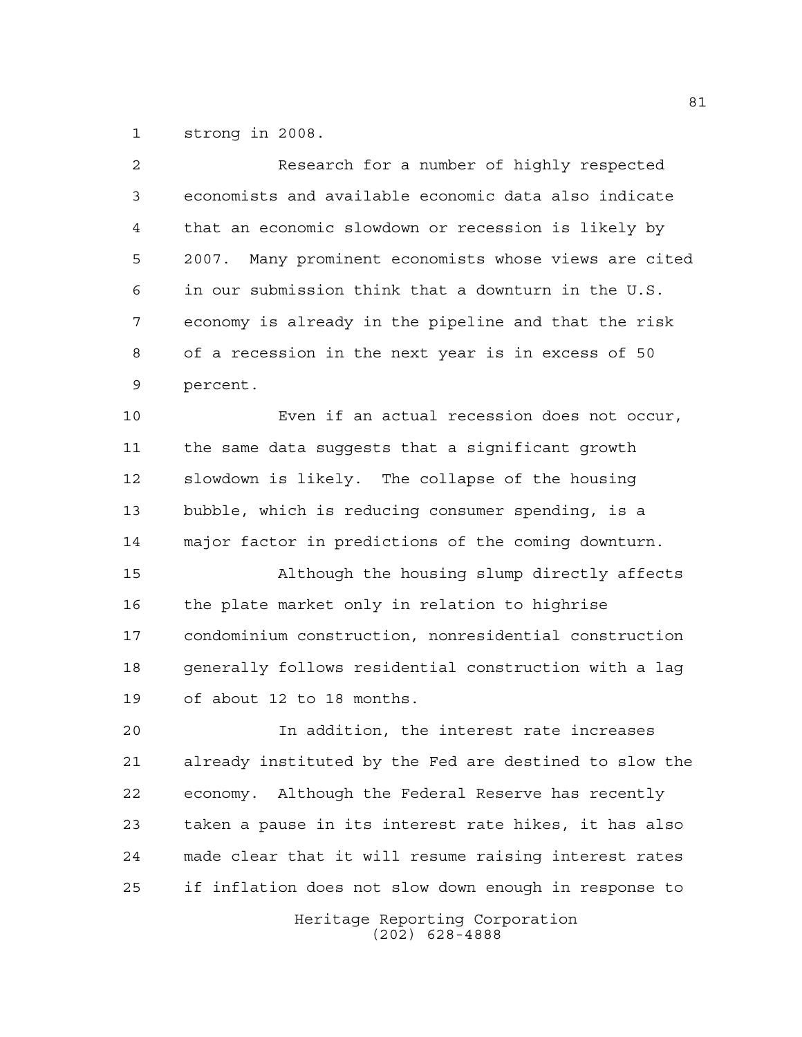strong in 2008.

Research for a number of highly respected economists and available economic data also indicate that an economic slowdown or recession is likely by 2007. Many prominent economists whose views are cited in our submission think that a downturn in the U.S. economy is already in the pipeline and that the risk of a recession in the next year is in excess of 50 percent.

Even if an actual recession does not occur, the same data suggests that a significant growth slowdown is likely. The collapse of the housing bubble, which is reducing consumer spending, is a major factor in predictions of the coming downturn.

Although the housing slump directly affects the plate market only in relation to highrise condominium construction, nonresidential construction generally follows residential construction with a lag of about 12 to 18 months.

In addition, the interest rate increases already instituted by the Fed are destined to slow the economy. Although the Federal Reserve has recently taken a pause in its interest rate hikes, it has also made clear that it will resume raising interest rates if inflation does not slow down enough in response to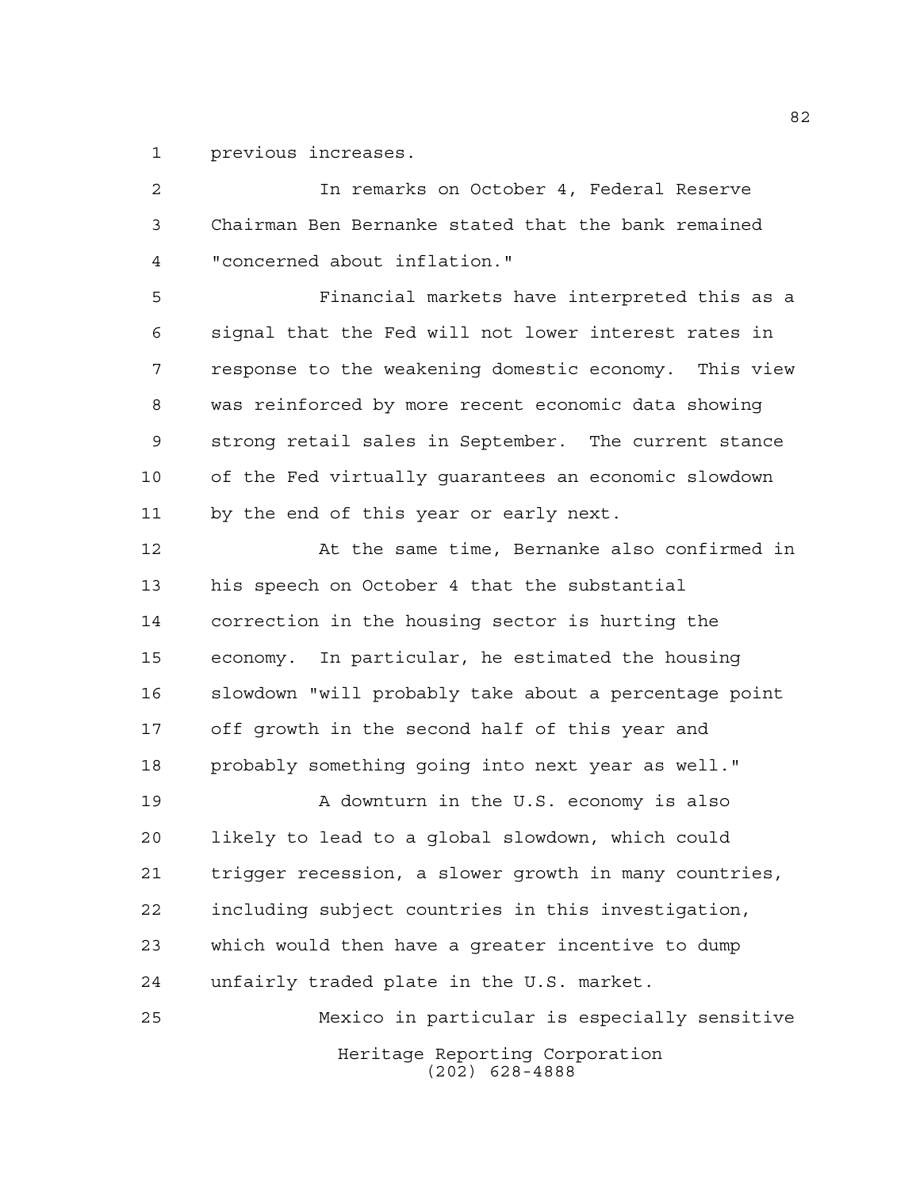previous increases.

In remarks on October 4, Federal Reserve Chairman Ben Bernanke stated that the bank remained "concerned about inflation."

Financial markets have interpreted this as a signal that the Fed will not lower interest rates in response to the weakening domestic economy. This view was reinforced by more recent economic data showing strong retail sales in September. The current stance of the Fed virtually guarantees an economic slowdown by the end of this year or early next.

At the same time, Bernanke also confirmed in his speech on October 4 that the substantial correction in the housing sector is hurting the economy. In particular, he estimated the housing slowdown "will probably take about a percentage point off growth in the second half of this year and probably something going into next year as well."

A downturn in the U.S. economy is also likely to lead to a global slowdown, which could trigger recession, a slower growth in many countries, including subject countries in this investigation, which would then have a greater incentive to dump unfairly traded plate in the U.S. market.

Mexico in particular is especially sensitive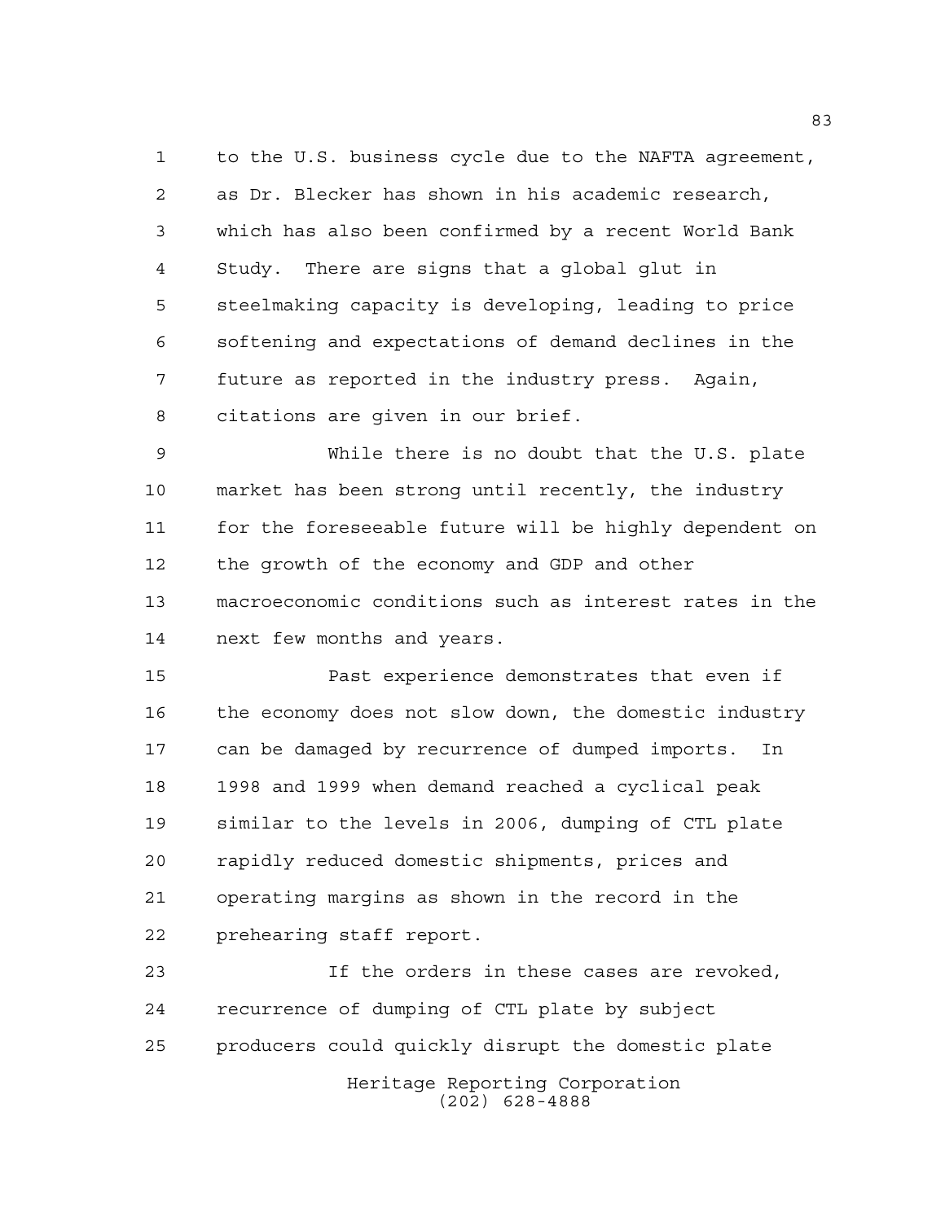to the U.S. business cycle due to the NAFTA agreement, as Dr. Blecker has shown in his academic research, which has also been confirmed by a recent World Bank Study. There are signs that a global glut in steelmaking capacity is developing, leading to price softening and expectations of demand declines in the future as reported in the industry press. Again, citations are given in our brief.

While there is no doubt that the U.S. plate market has been strong until recently, the industry for the foreseeable future will be highly dependent on the growth of the economy and GDP and other macroeconomic conditions such as interest rates in the next few months and years.

Past experience demonstrates that even if the economy does not slow down, the domestic industry can be damaged by recurrence of dumped imports. In 1998 and 1999 when demand reached a cyclical peak similar to the levels in 2006, dumping of CTL plate rapidly reduced domestic shipments, prices and operating margins as shown in the record in the prehearing staff report.

If the orders in these cases are revoked, recurrence of dumping of CTL plate by subject producers could quickly disrupt the domestic plate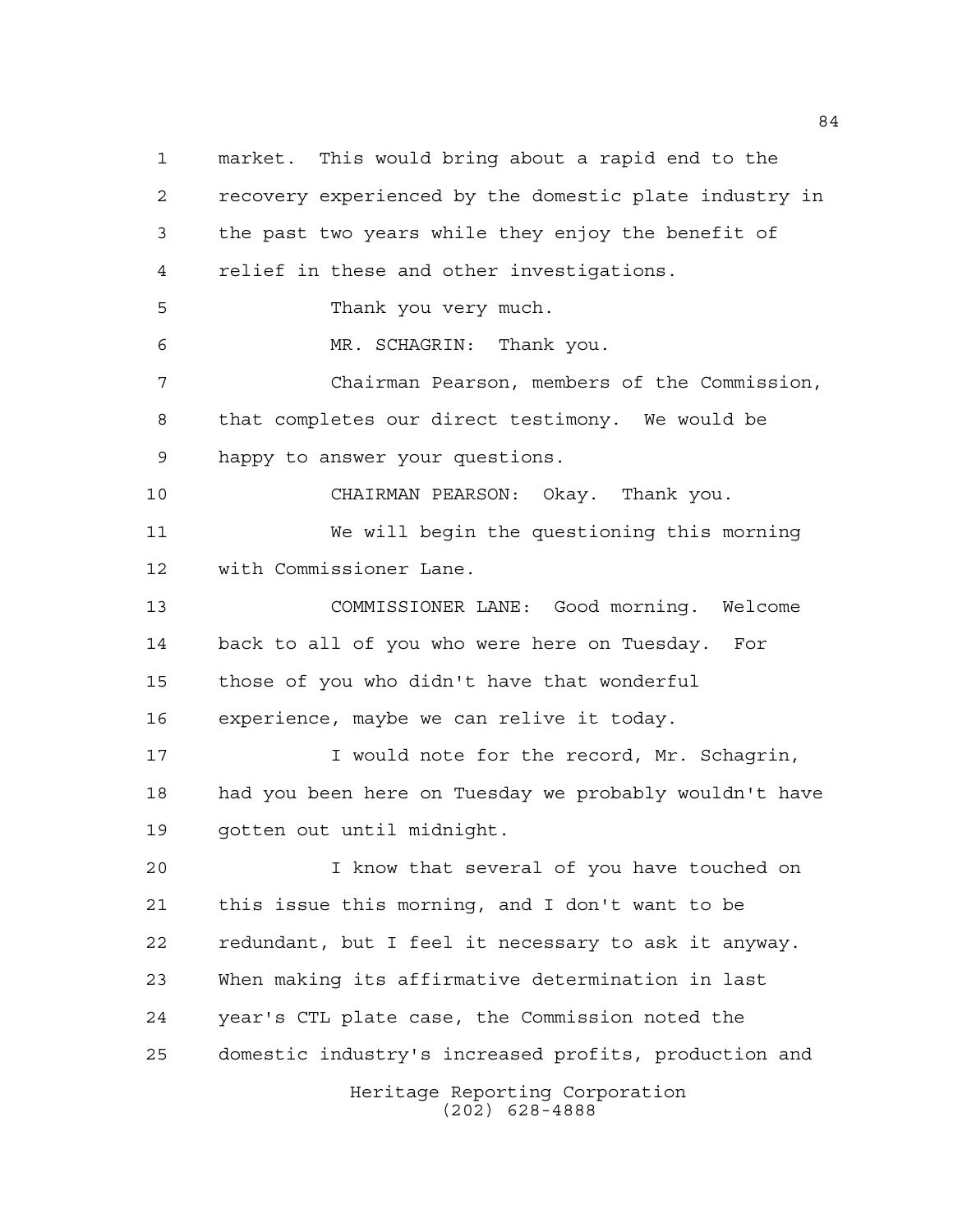market. This would bring about a rapid end to the recovery experienced by the domestic plate industry in the past two years while they enjoy the benefit of relief in these and other investigations.

Thank you very much.

MR. SCHAGRIN: Thank you.

Chairman Pearson, members of the Commission, that completes our direct testimony. We would be happy to answer your questions.

CHAIRMAN PEARSON: Okay. Thank you.

We will begin the questioning this morning with Commissioner Lane.

COMMISSIONER LANE: Good morning. Welcome back to all of you who were here on Tuesday. For those of you who didn't have that wonderful experience, maybe we can relive it today.

I would note for the record, Mr. Schagrin, had you been here on Tuesday we probably wouldn't have gotten out until midnight.

I know that several of you have touched on this issue this morning, and I don't want to be redundant, but I feel it necessary to ask it anyway. When making its affirmative determination in last year's CTL plate case, the Commission noted the domestic industry's increased profits, production and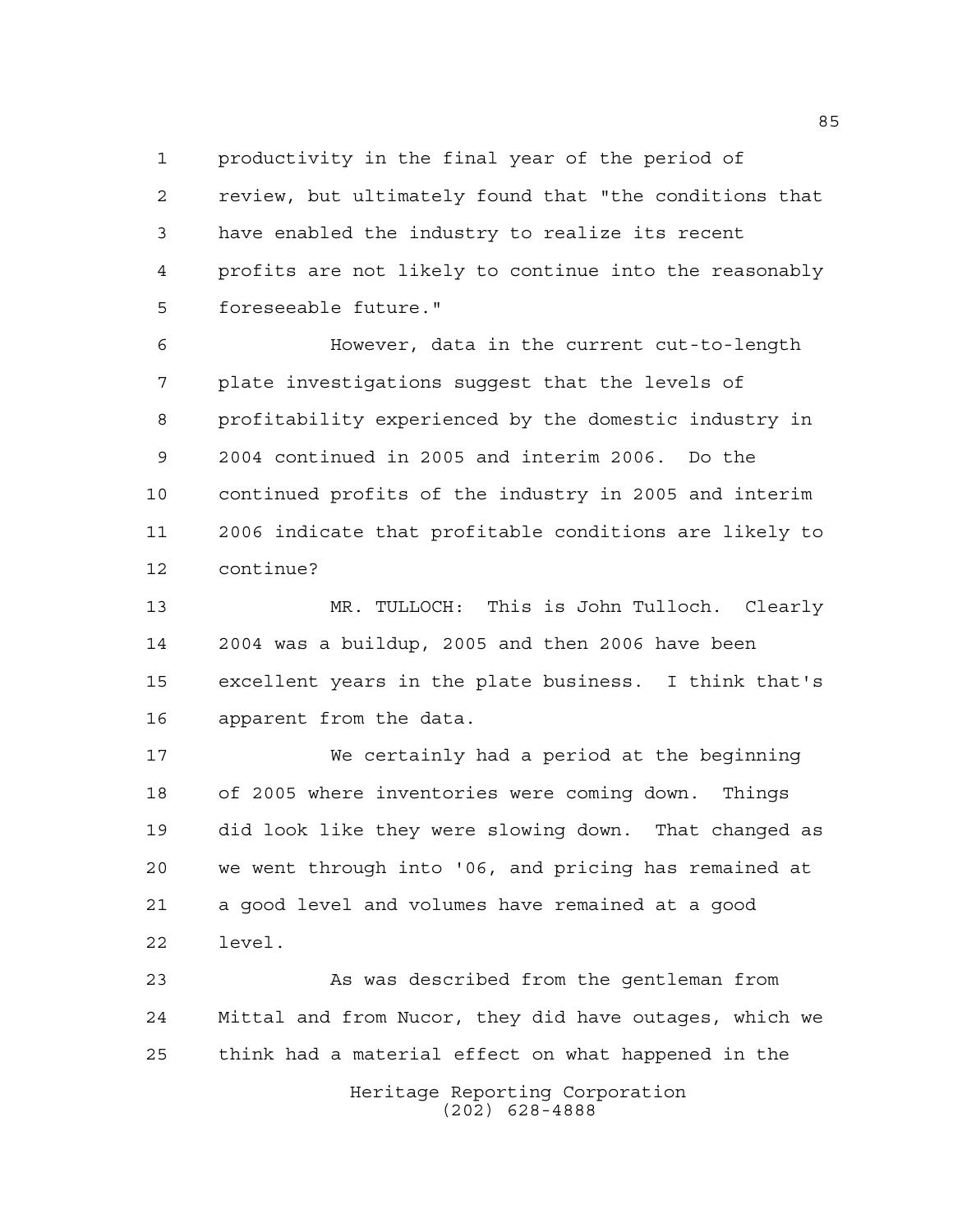productivity in the final year of the period of review, but ultimately found that "the conditions that have enabled the industry to realize its recent profits are not likely to continue into the reasonably foreseeable future."

However, data in the current cut-to-length plate investigations suggest that the levels of profitability experienced by the domestic industry in 2004 continued in 2005 and interim 2006. Do the continued profits of the industry in 2005 and interim 2006 indicate that profitable conditions are likely to continue?

MR. TULLOCH: This is John Tulloch. Clearly 2004 was a buildup, 2005 and then 2006 have been excellent years in the plate business. I think that's apparent from the data.

We certainly had a period at the beginning of 2005 where inventories were coming down. Things did look like they were slowing down. That changed as we went through into '06, and pricing has remained at a good level and volumes have remained at a good level.

As was described from the gentleman from Mittal and from Nucor, they did have outages, which we think had a material effect on what happened in the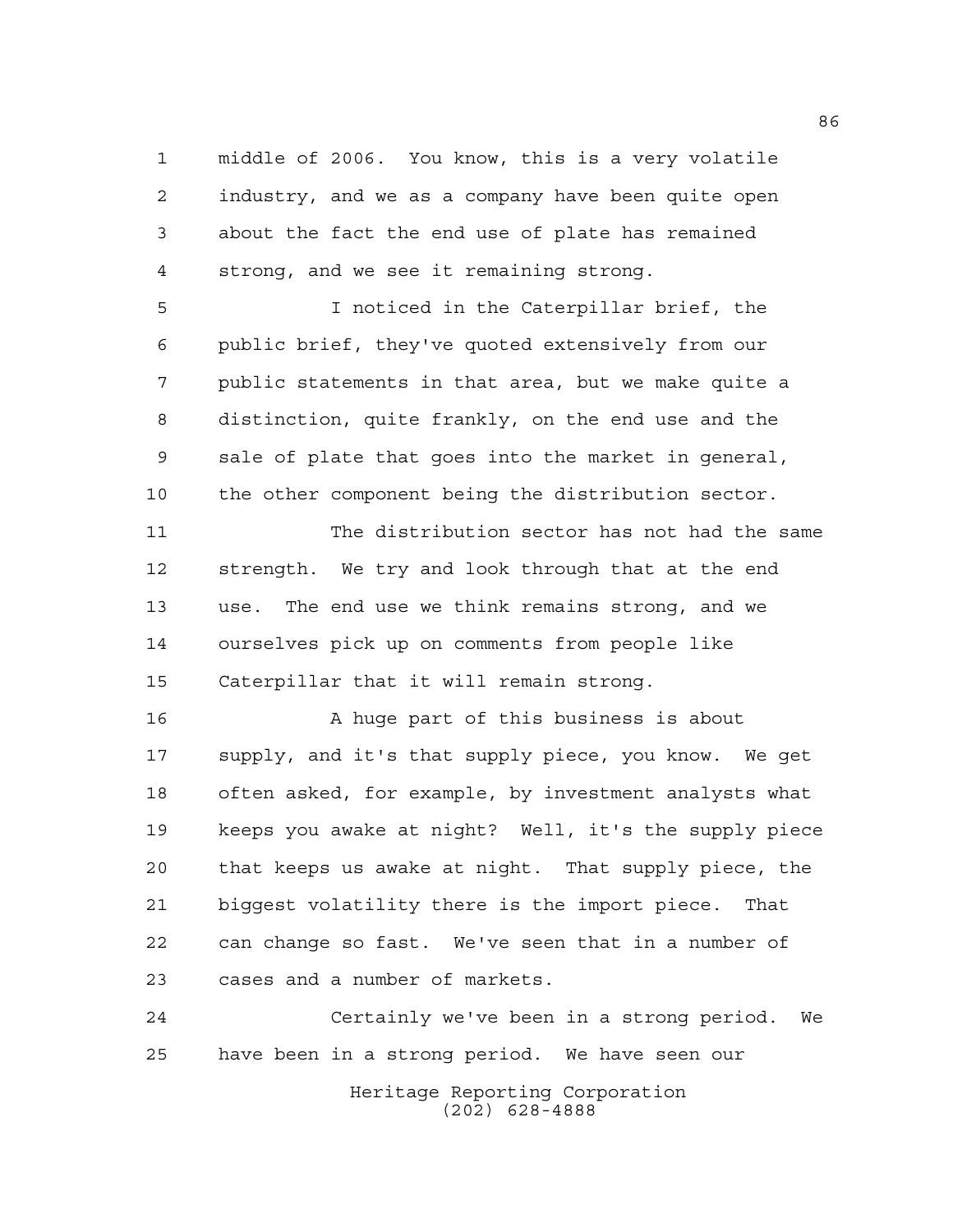middle of 2006. You know, this is a very volatile industry, and we as a company have been quite open about the fact the end use of plate has remained strong, and we see it remaining strong.

I noticed in the Caterpillar brief, the public brief, they've quoted extensively from our public statements in that area, but we make quite a distinction, quite frankly, on the end use and the sale of plate that goes into the market in general, the other component being the distribution sector.

The distribution sector has not had the same strength. We try and look through that at the end use. The end use we think remains strong, and we ourselves pick up on comments from people like Caterpillar that it will remain strong.

A huge part of this business is about supply, and it's that supply piece, you know. We get often asked, for example, by investment analysts what keeps you awake at night? Well, it's the supply piece that keeps us awake at night. That supply piece, the biggest volatility there is the import piece. That can change so fast. We've seen that in a number of cases and a number of markets.

Certainly we've been in a strong period. We have been in a strong period. We have seen our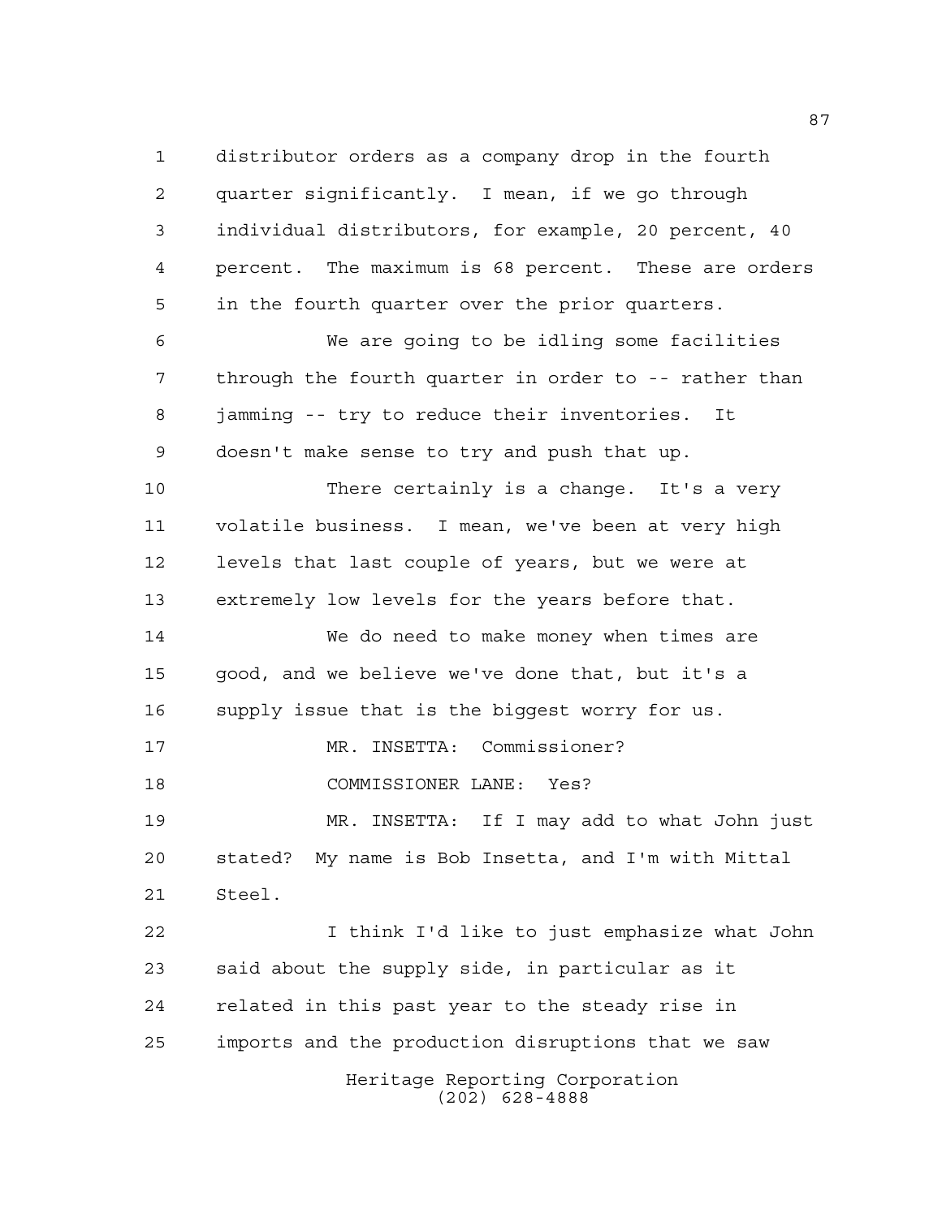distributor orders as a company drop in the fourth quarter significantly. I mean, if we go through individual distributors, for example, 20 percent, 40 percent. The maximum is 68 percent. These are orders in the fourth quarter over the prior quarters.

We are going to be idling some facilities through the fourth quarter in order to -- rather than jamming -- try to reduce their inventories. It doesn't make sense to try and push that up.

There certainly is a change. It's a very volatile business. I mean, we've been at very high levels that last couple of years, but we were at extremely low levels for the years before that.

We do need to make money when times are good, and we believe we've done that, but it's a supply issue that is the biggest worry for us.

MR. INSETTA: Commissioner?

COMMISSIONER LANE: Yes?

MR. INSETTA: If I may add to what John just stated? My name is Bob Insetta, and I'm with Mittal Steel.

I think I'd like to just emphasize what John said about the supply side, in particular as it related in this past year to the steady rise in imports and the production disruptions that we saw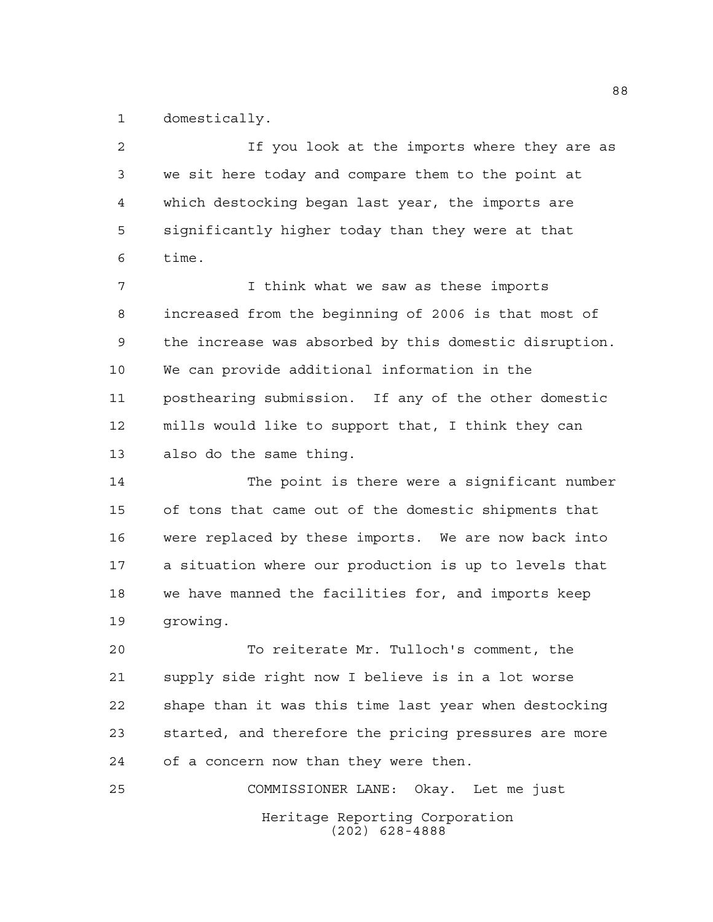domestically.

If you look at the imports where they are as we sit here today and compare them to the point at which destocking began last year, the imports are significantly higher today than they were at that time.

I think what we saw as these imports increased from the beginning of 2006 is that most of the increase was absorbed by this domestic disruption. We can provide additional information in the posthearing submission. If any of the other domestic mills would like to support that, I think they can also do the same thing.

The point is there were a significant number of tons that came out of the domestic shipments that were replaced by these imports. We are now back into a situation where our production is up to levels that we have manned the facilities for, and imports keep growing.

To reiterate Mr. Tulloch's comment, the supply side right now I believe is in a lot worse shape than it was this time last year when destocking started, and therefore the pricing pressures are more of a concern now than they were then.

COMMISSIONER LANE: Okay. Let me just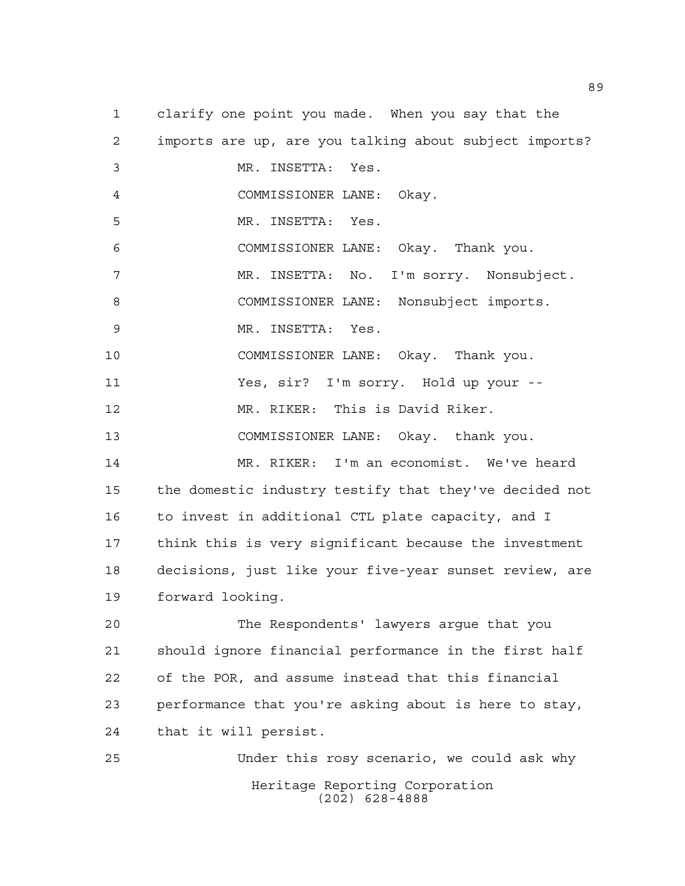clarify one point you made. When you say that the imports are up, are you talking about subject imports?

MR. INSETTA: Yes.

COMMISSIONER LANE: Okay.

MR. INSETTA: Yes.

COMMISSIONER LANE: Okay. Thank you.

MR. INSETTA: No. I'm sorry. Nonsubject.

COMMISSIONER LANE: Nonsubject imports.

MR. INSETTA: Yes.

COMMISSIONER LANE: Okay. Thank you.

Yes, sir? I'm sorry. Hold up your --

MR. RIKER: This is David Riker.

COMMISSIONER LANE: Okay. thank you.

MR. RIKER: I'm an economist. We've heard the domestic industry testify that they've decided not to invest in additional CTL plate capacity, and I think this is very significant because the investment decisions, just like your five-year sunset review, are forward looking.

The Respondents' lawyers argue that you should ignore financial performance in the first half of the POR, and assume instead that this financial performance that you're asking about is here to stay, that it will persist.

Under this rosy scenario, we could ask why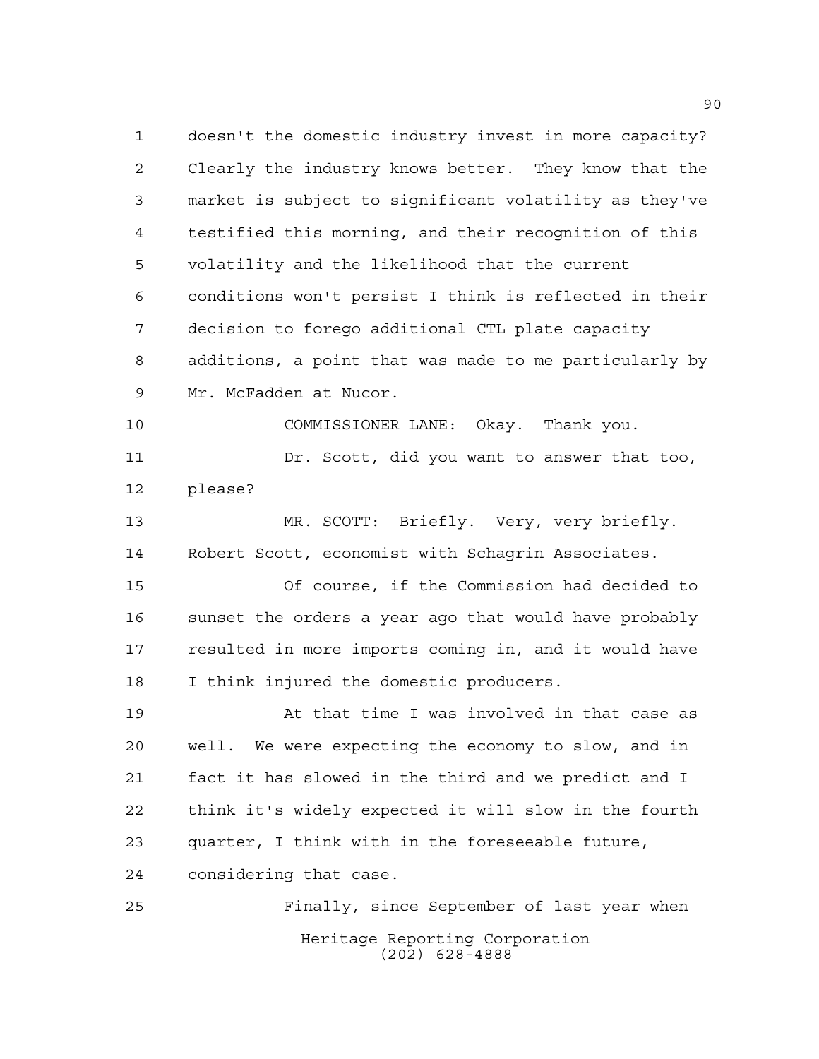doesn't the domestic industry invest in more capacity? Clearly the industry knows better. They know that the market is subject to significant volatility as they've testified this morning, and their recognition of this volatility and the likelihood that the current conditions won't persist I think is reflected in their decision to forego additional CTL plate capacity additions, a point that was made to me particularly by Mr. McFadden at Nucor.

COMMISSIONER LANE: Okay. Thank you.

Dr. Scott, did you want to answer that too, please?

MR. SCOTT: Briefly. Very, very briefly. Robert Scott, economist with Schagrin Associates.

Of course, if the Commission had decided to sunset the orders a year ago that would have probably resulted in more imports coming in, and it would have I think injured the domestic producers.

At that time I was involved in that case as well. We were expecting the economy to slow, and in fact it has slowed in the third and we predict and I think it's widely expected it will slow in the fourth quarter, I think with in the foreseeable future, considering that case.

Finally, since September of last year when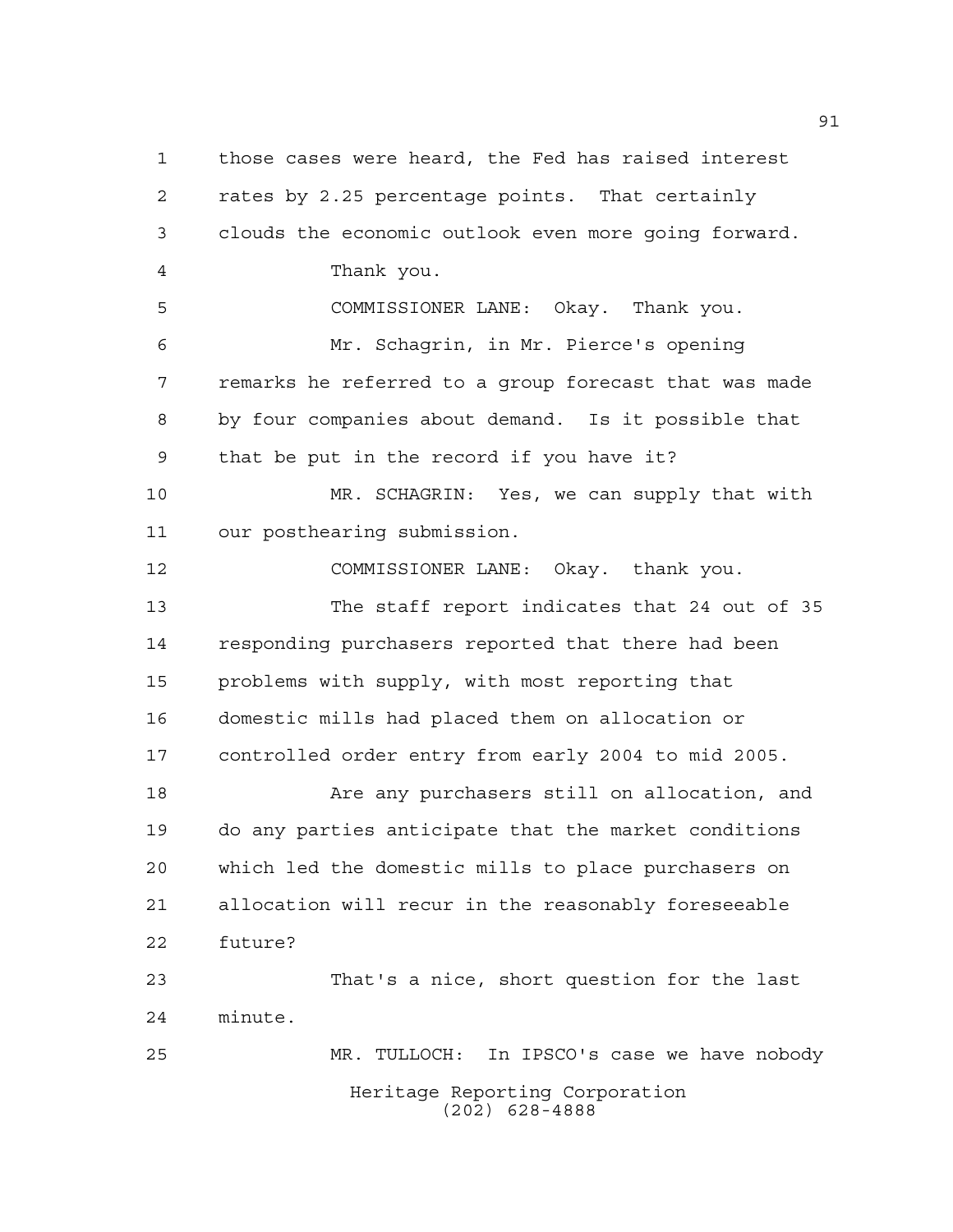those cases were heard, the Fed has raised interest rates by 2.25 percentage points. That certainly clouds the economic outlook even more going forward.

Thank you.

COMMISSIONER LANE: Okay. Thank you.

Mr. Schagrin, in Mr. Pierce's opening remarks he referred to a group forecast that was made by four companies about demand. Is it possible that that be put in the record if you have it?

MR. SCHAGRIN: Yes, we can supply that with our posthearing submission.

COMMISSIONER LANE: Okay. thank you.

The staff report indicates that 24 out of 35 responding purchasers reported that there had been problems with supply, with most reporting that domestic mills had placed them on allocation or controlled order entry from early 2004 to mid 2005.

Are any purchasers still on allocation, and do any parties anticipate that the market conditions which led the domestic mills to place purchasers on allocation will recur in the reasonably foreseeable future?

That's a nice, short question for the last minute.

MR. TULLOCH: In IPSCO's case we have nobody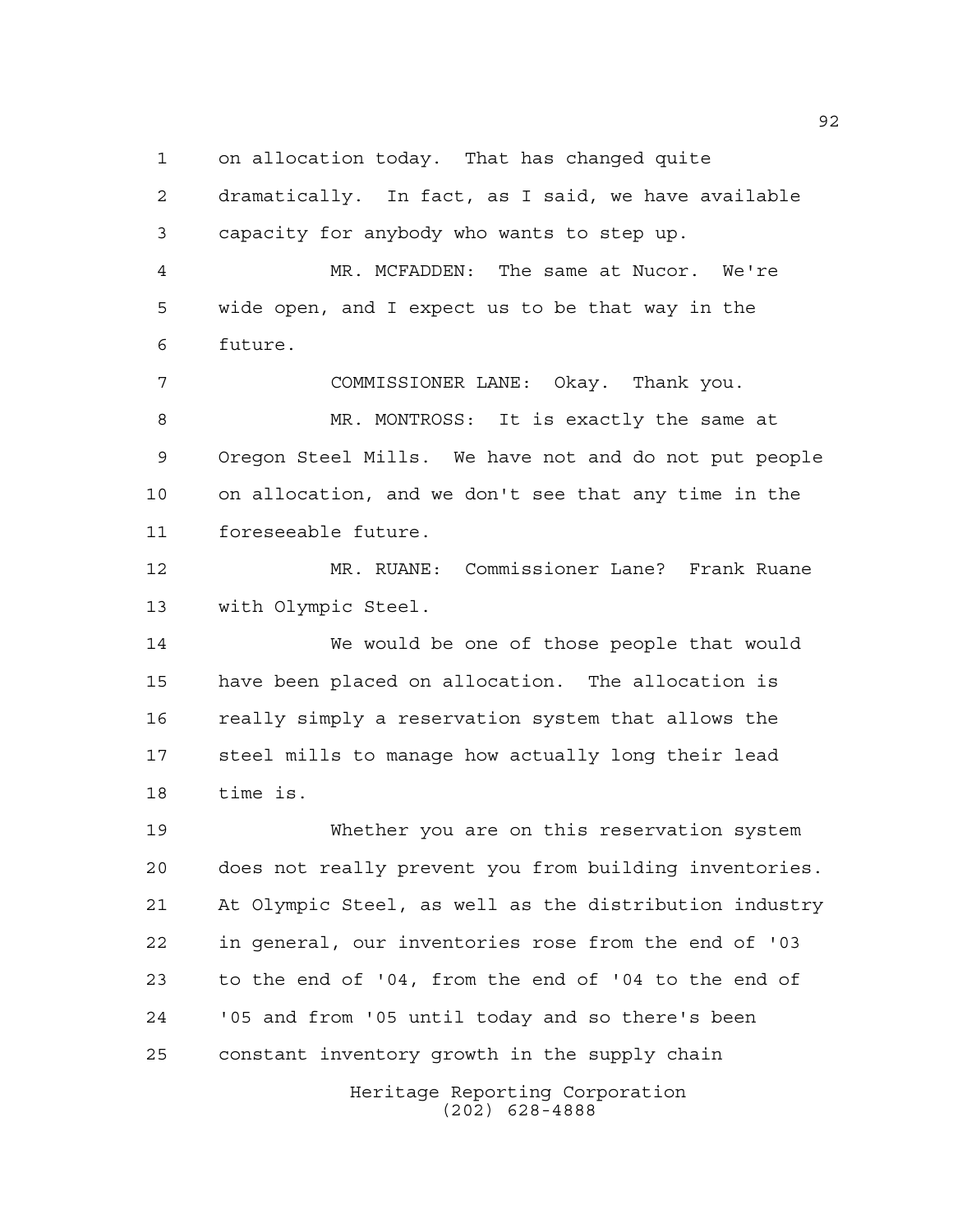on allocation today. That has changed quite dramatically. In fact, as I said, we have available capacity for anybody who wants to step up.

MR. MCFADDEN: The same at Nucor. We're wide open, and I expect us to be that way in the future.

COMMISSIONER LANE: Okay. Thank you.

MR. MONTROSS: It is exactly the same at Oregon Steel Mills. We have not and do not put people on allocation, and we don't see that any time in the foreseeable future.

MR. RUANE: Commissioner Lane? Frank Ruane with Olympic Steel.

We would be one of those people that would have been placed on allocation. The allocation is really simply a reservation system that allows the steel mills to manage how actually long their lead time is.

Whether you are on this reservation system does not really prevent you from building inventories. At Olympic Steel, as well as the distribution industry in general, our inventories rose from the end of '03 to the end of '04, from the end of '04 to the end of '05 and from '05 until today and so there's been constant inventory growth in the supply chain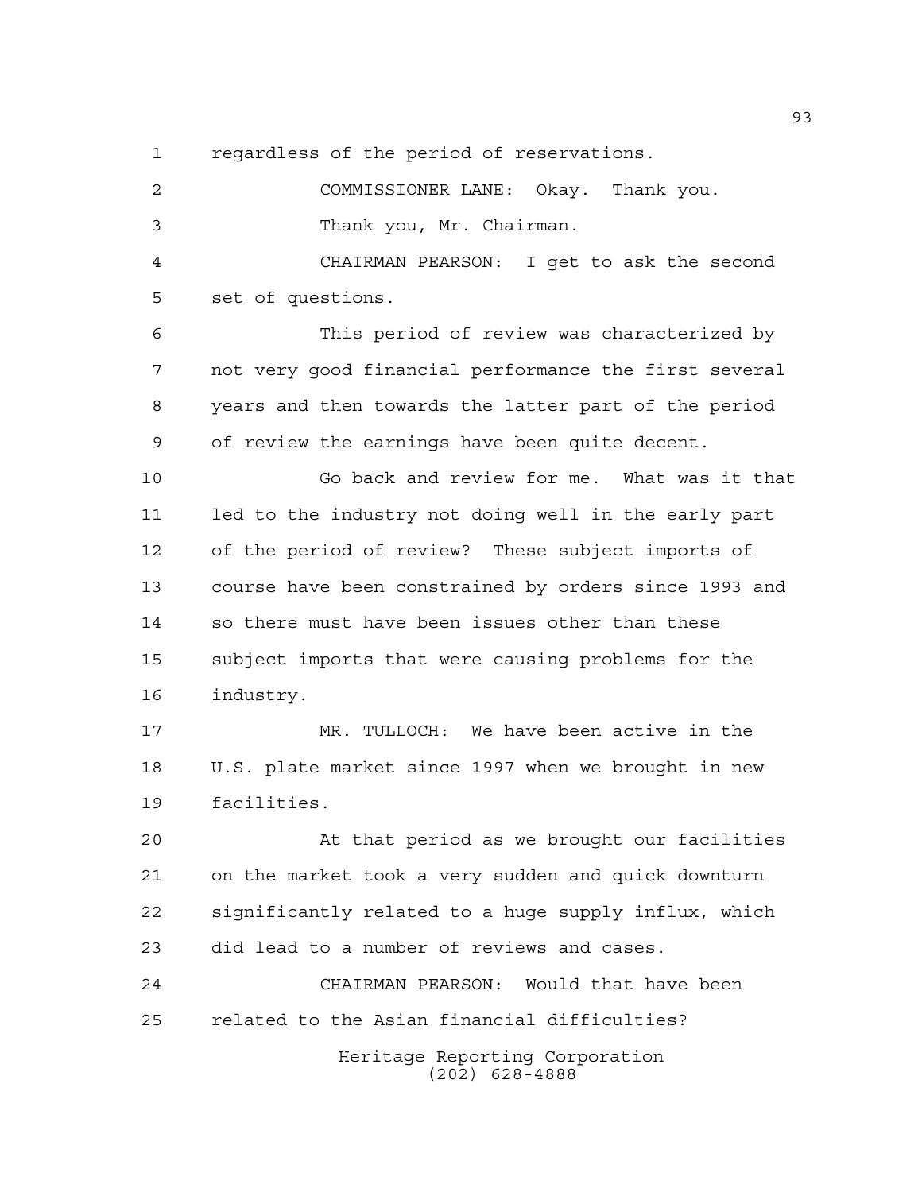regardless of the period of reservations.

COMMISSIONER LANE: Okay. Thank you.

Thank you, Mr. Chairman.

CHAIRMAN PEARSON: I get to ask the second set of questions.

This period of review was characterized by not very good financial performance the first several years and then towards the latter part of the period of review the earnings have been quite decent.

Go back and review for me. What was it that led to the industry not doing well in the early part of the period of review? These subject imports of course have been constrained by orders since 1993 and so there must have been issues other than these subject imports that were causing problems for the industry.

MR. TULLOCH: We have been active in the U.S. plate market since 1997 when we brought in new facilities.

At that period as we brought our facilities on the market took a very sudden and quick downturn significantly related to a huge supply influx, which did lead to a number of reviews and cases.

CHAIRMAN PEARSON: Would that have been related to the Asian financial difficulties?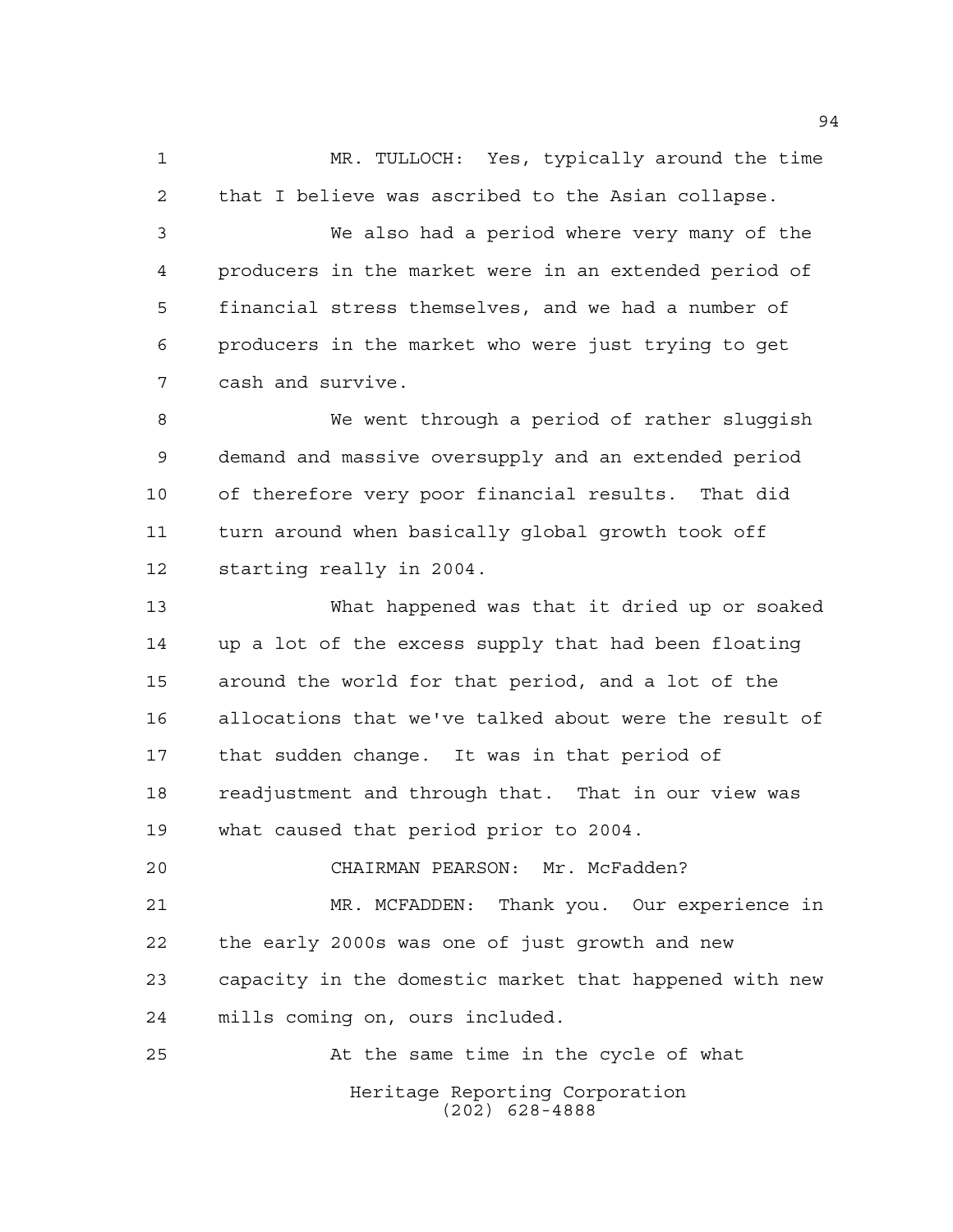MR. TULLOCH: Yes, typically around the time that I believe was ascribed to the Asian collapse.

We also had a period where very many of the producers in the market were in an extended period of financial stress themselves, and we had a number of producers in the market who were just trying to get cash and survive.

We went through a period of rather sluggish demand and massive oversupply and an extended period of therefore very poor financial results. That did turn around when basically global growth took off starting really in 2004.

What happened was that it dried up or soaked up a lot of the excess supply that had been floating around the world for that period, and a lot of the allocations that we've talked about were the result of that sudden change. It was in that period of readjustment and through that. That in our view was what caused that period prior to 2004.

CHAIRMAN PEARSON: Mr. McFadden?

MR. MCFADDEN: Thank you. Our experience in the early 2000s was one of just growth and new capacity in the domestic market that happened with new mills coming on, ours included.

At the same time in the cycle of what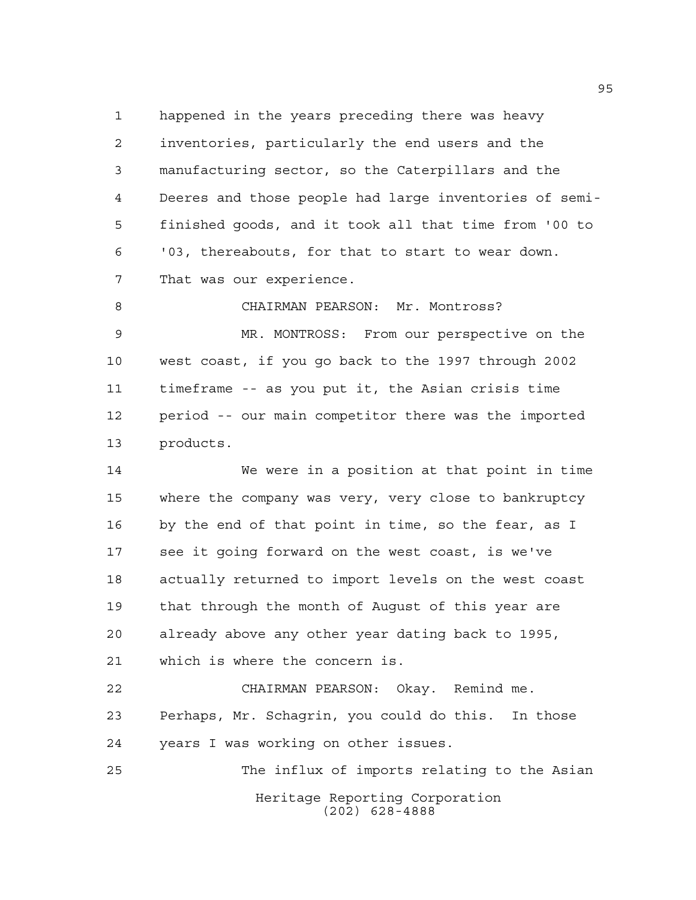happened in the years preceding there was heavy inventories, particularly the end users and the manufacturing sector, so the Caterpillars and the Deeres and those people had large inventories of semi-finished goods, and it took all that time from '00 to '03, thereabouts, for that to start to wear down. That was our experience.

CHAIRMAN PEARSON: Mr. Montross?

MR. MONTROSS: From our perspective on the west coast, if you go back to the 1997 through 2002 timeframe -- as you put it, the Asian crisis time period -- our main competitor there was the imported products.

We were in a position at that point in time where the company was very, very close to bankruptcy by the end of that point in time, so the fear, as I see it going forward on the west coast, is we've actually returned to import levels on the west coast that through the month of August of this year are already above any other year dating back to 1995, which is where the concern is.

CHAIRMAN PEARSON: Okay. Remind me. Perhaps, Mr. Schagrin, you could do this. In those years I was working on other issues.

The influx of imports relating to the Asian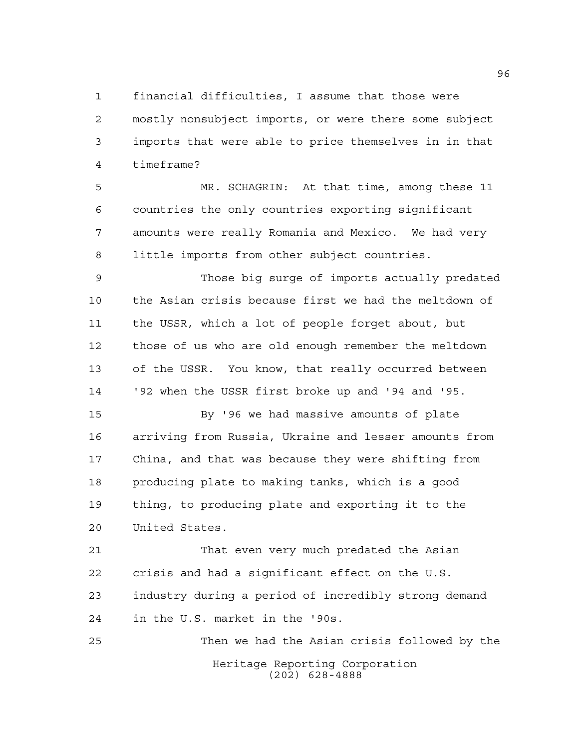financial difficulties, I assume that those were mostly nonsubject imports, or were there some subject imports that were able to price themselves in in that timeframe?

MR. SCHAGRIN: At that time, among these 11 countries the only countries exporting significant amounts were really Romania and Mexico. We had very little imports from other subject countries.

Those big surge of imports actually predated the Asian crisis because first we had the meltdown of the USSR, which a lot of people forget about, but those of us who are old enough remember the meltdown of the USSR. You know, that really occurred between '92 when the USSR first broke up and '94 and '95.

By '96 we had massive amounts of plate arriving from Russia, Ukraine and lesser amounts from China, and that was because they were shifting from producing plate to making tanks, which is a good thing, to producing plate and exporting it to the United States.

That even very much predated the Asian crisis and had a significant effect on the U.S. industry during a period of incredibly strong demand in the U.S. market in the '90s.

Then we had the Asian crisis followed by the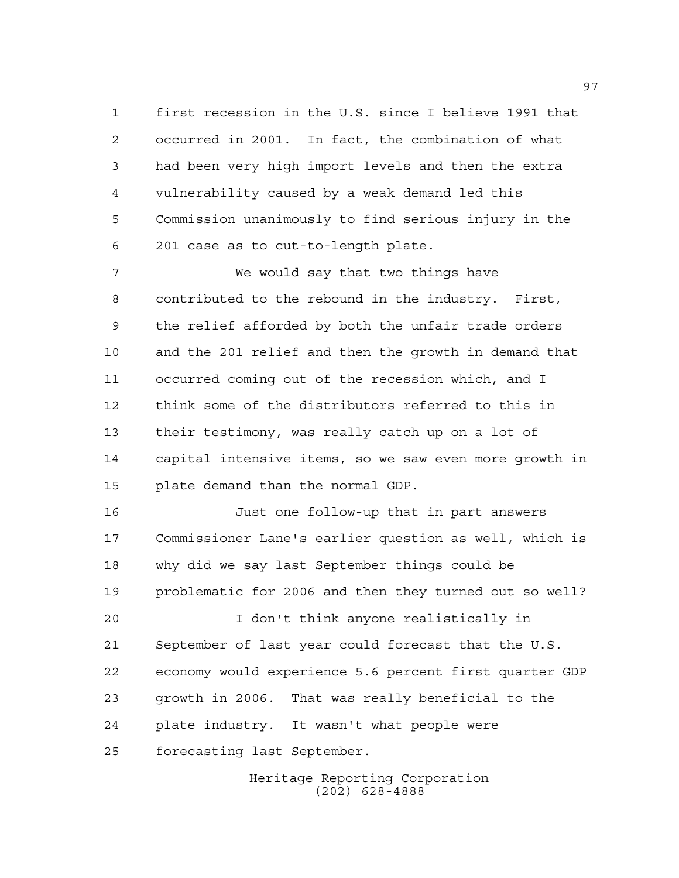first recession in the U.S. since I believe 1991 that occurred in 2001. In fact, the combination of what had been very high import levels and then the extra vulnerability caused by a weak demand led this Commission unanimously to find serious injury in the 201 case as to cut-to-length plate.

We would say that two things have contributed to the rebound in the industry. First, the relief afforded by both the unfair trade orders and the 201 relief and then the growth in demand that occurred coming out of the recession which, and I think some of the distributors referred to this in their testimony, was really catch up on a lot of capital intensive items, so we saw even more growth in plate demand than the normal GDP.

Just one follow-up that in part answers Commissioner Lane's earlier question as well, which is why did we say last September things could be problematic for 2006 and then they turned out so well?

I don't think anyone realistically in September of last year could forecast that the U.S. economy would experience 5.6 percent first quarter GDP growth in 2006. That was really beneficial to the plate industry. It wasn't what people were forecasting last September.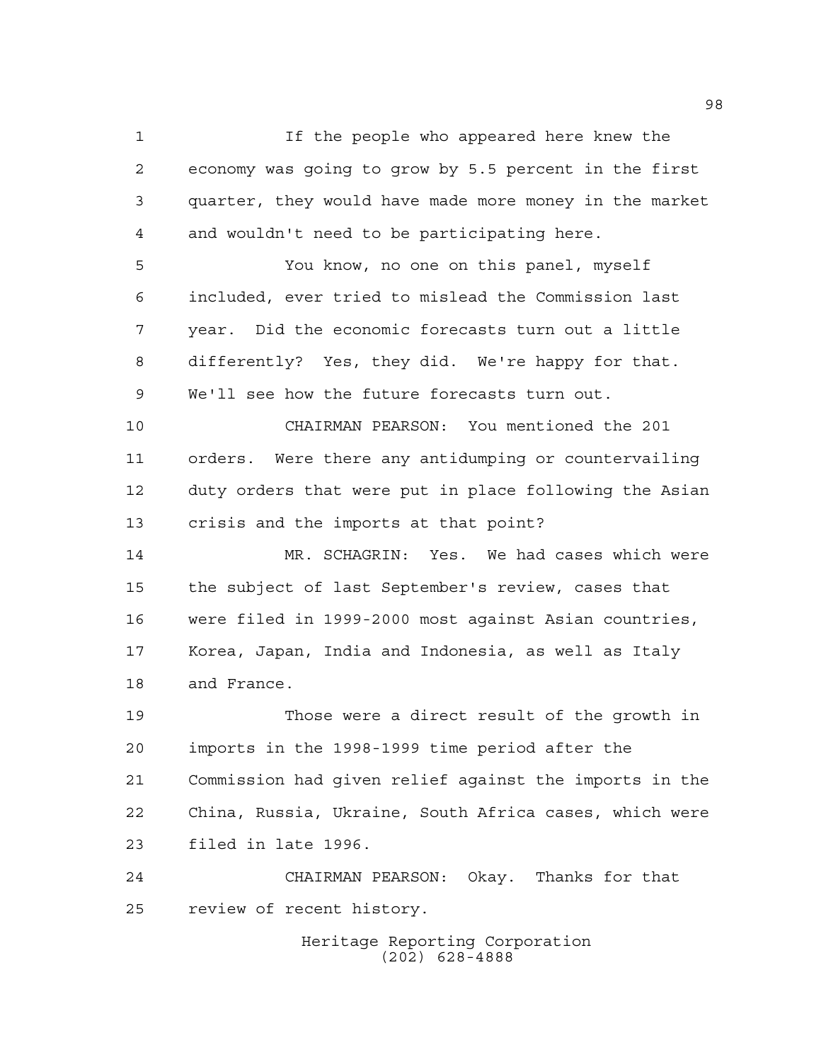If the people who appeared here knew the economy was going to grow by 5.5 percent in the first quarter, they would have made more money in the market and wouldn't need to be participating here.

You know, no one on this panel, myself included, ever tried to mislead the Commission last year. Did the economic forecasts turn out a little differently? Yes, they did. We're happy for that. We'll see how the future forecasts turn out.

CHAIRMAN PEARSON: You mentioned the 201 orders. Were there any antidumping or countervailing duty orders that were put in place following the Asian crisis and the imports at that point?

MR. SCHAGRIN: Yes. We had cases which were the subject of last September's review, cases that were filed in 1999-2000 most against Asian countries, Korea, Japan, India and Indonesia, as well as Italy and France.

Those were a direct result of the growth in imports in the 1998-1999 time period after the Commission had given relief against the imports in the China, Russia, Ukraine, South Africa cases, which were filed in late 1996.

CHAIRMAN PEARSON: Okay. Thanks for that review of recent history.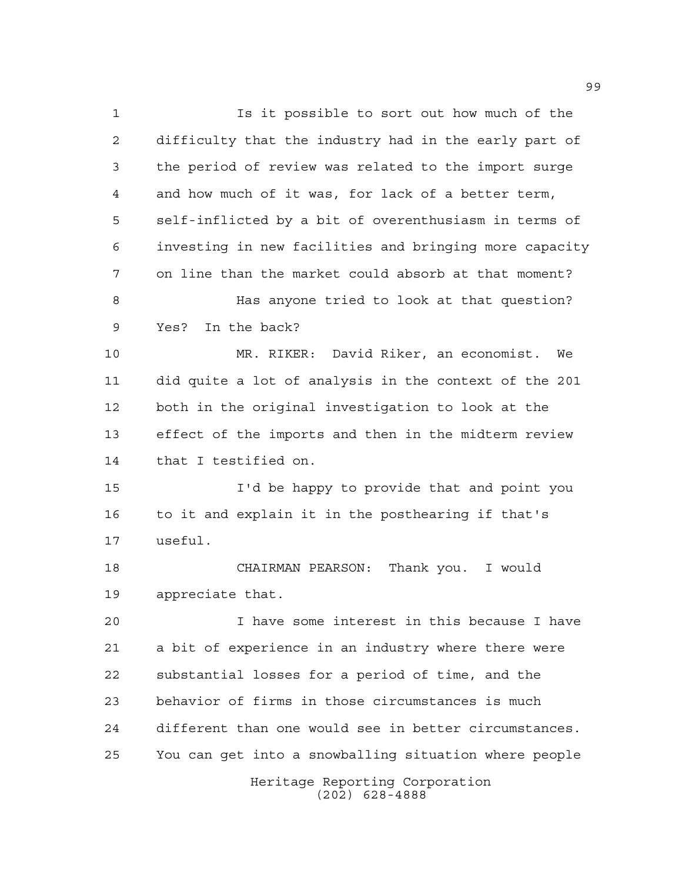Is it possible to sort out how much of the difficulty that the industry had in the early part of the period of review was related to the import surge and how much of it was, for lack of a better term, self-inflicted by a bit of overenthusiasm in terms of investing in new facilities and bringing more capacity on line than the market could absorb at that moment?

Has anyone tried to look at that question? Yes? In the back?

MR. RIKER: David Riker, an economist. We did quite a lot of analysis in the context of the 201 both in the original investigation to look at the effect of the imports and then in the midterm review that I testified on.

I'd be happy to provide that and point you to it and explain it in the posthearing if that's useful.

CHAIRMAN PEARSON: Thank you. I would appreciate that.

I have some interest in this because I have a bit of experience in an industry where there were substantial losses for a period of time, and the behavior of firms in those circumstances is much different than one would see in better circumstances. You can get into a snowballing situation where people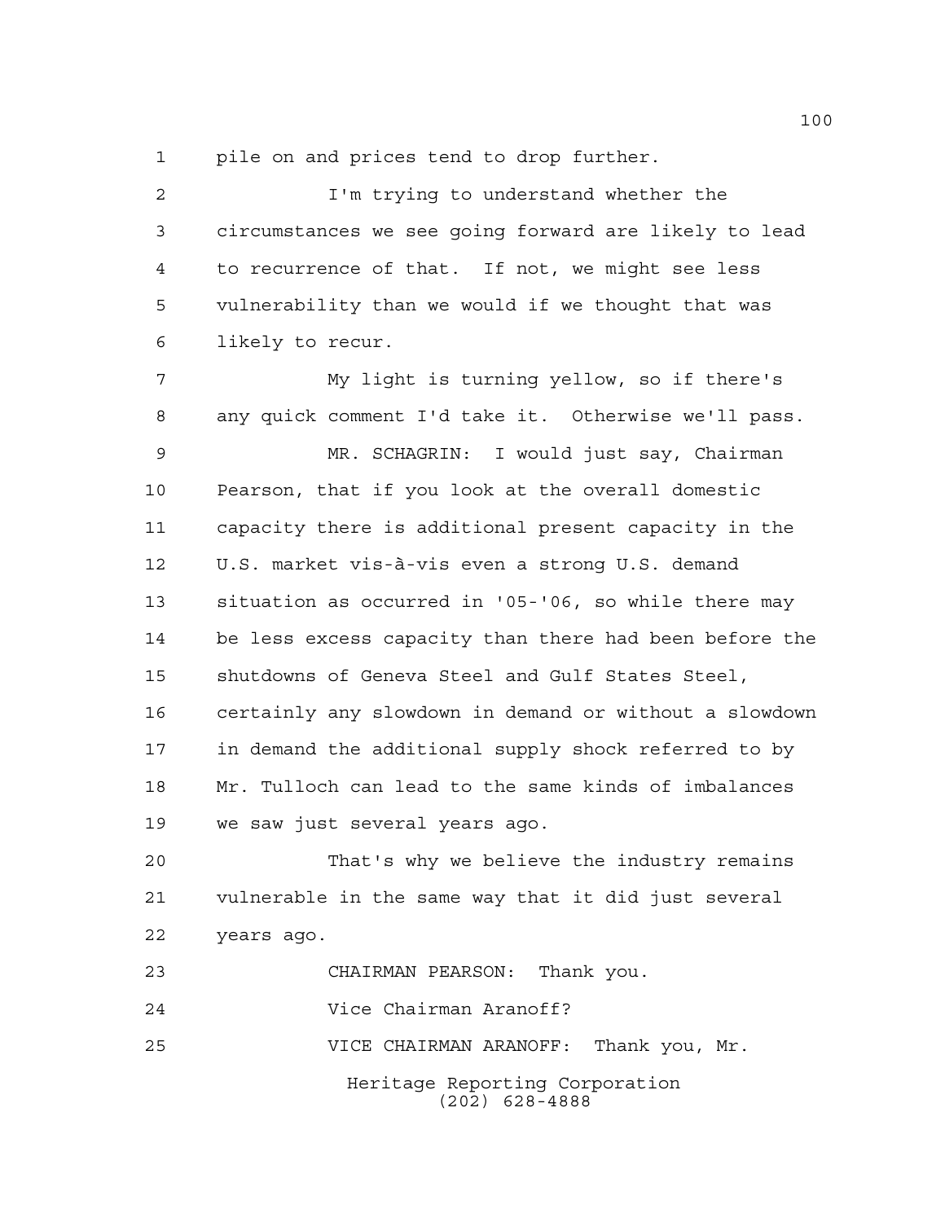pile on and prices tend to drop further.

I'm trying to understand whether the circumstances we see going forward are likely to lead to recurrence of that. If not, we might see less vulnerability than we would if we thought that was likely to recur.

My light is turning yellow, so if there's any quick comment I'd take it. Otherwise we'll pass.

MR. SCHAGRIN: I would just say, Chairman Pearson, that if you look at the overall domestic capacity there is additional present capacity in the U.S. market vis-à-vis even a strong U.S. demand situation as occurred in '05-'06, so while there may be less excess capacity than there had been before the shutdowns of Geneva Steel and Gulf States Steel, certainly any slowdown in demand or without a slowdown in demand the additional supply shock referred to by Mr. Tulloch can lead to the same kinds of imbalances we saw just several years ago.

That's why we believe the industry remains vulnerable in the same way that it did just several years ago.

CHAIRMAN PEARSON: Thank you.

Vice Chairman Aranoff?

VICE CHAIRMAN ARANOFF: Thank you, Mr.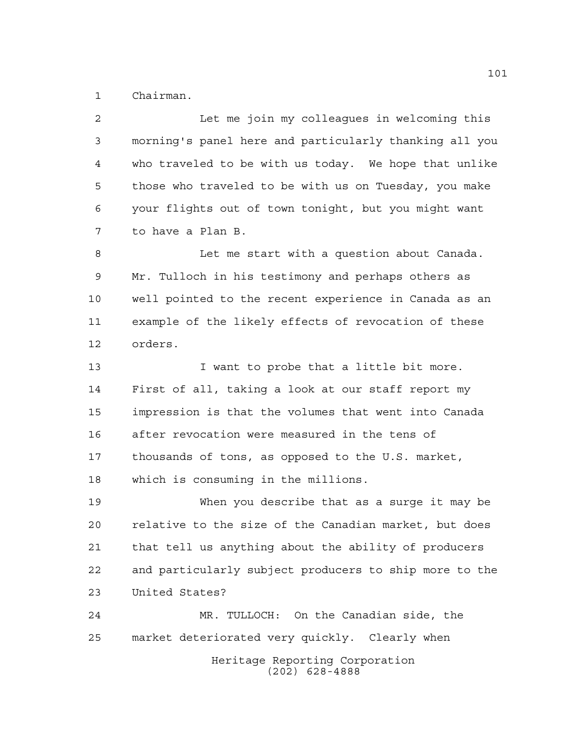Chairman.

Let me join my colleagues in welcoming this morning's panel here and particularly thanking all you who traveled to be with us today. We hope that unlike those who traveled to be with us on Tuesday, you make your flights out of town tonight, but you might want to have a Plan B.

Let me start with a question about Canada. Mr. Tulloch in his testimony and perhaps others as well pointed to the recent experience in Canada as an example of the likely effects of revocation of these orders.

I want to probe that a little bit more. First of all, taking a look at our staff report my impression is that the volumes that went into Canada after revocation were measured in the tens of thousands of tons, as opposed to the U.S. market, which is consuming in the millions.

When you describe that as a surge it may be relative to the size of the Canadian market, but does that tell us anything about the ability of producers and particularly subject producers to ship more to the United States?

MR. TULLOCH: On the Canadian side, the market deteriorated very quickly. Clearly when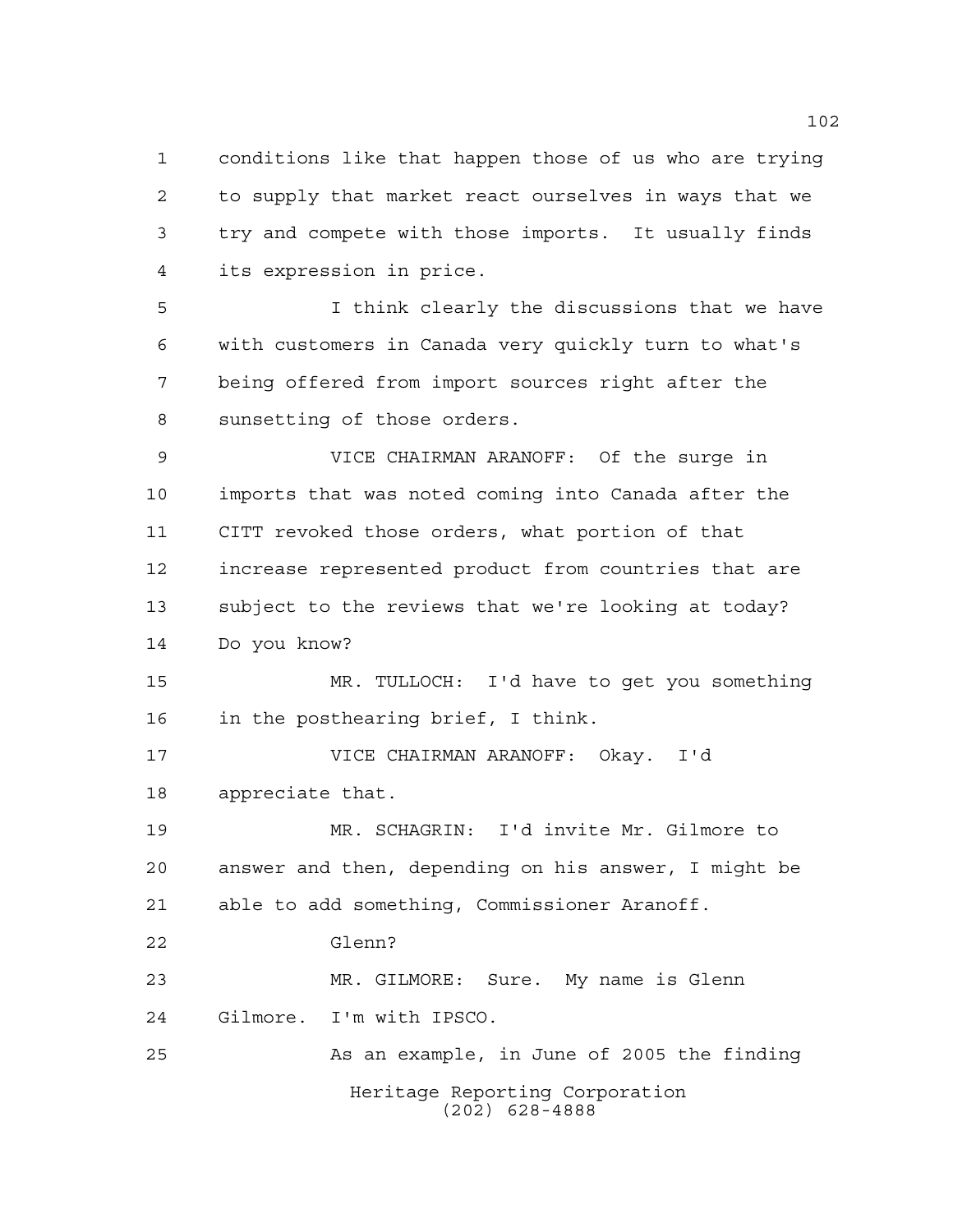conditions like that happen those of us who are trying to supply that market react ourselves in ways that we try and compete with those imports. It usually finds its expression in price.

I think clearly the discussions that we have with customers in Canada very quickly turn to what's being offered from import sources right after the sunsetting of those orders.

VICE CHAIRMAN ARANOFF: Of the surge in imports that was noted coming into Canada after the CITT revoked those orders, what portion of that increase represented product from countries that are subject to the reviews that we're looking at today? Do you know?

MR. TULLOCH: I'd have to get you something in the posthearing brief, I think.

VICE CHAIRMAN ARANOFF: Okay. I'd appreciate that.

MR. SCHAGRIN: I'd invite Mr. Gilmore to answer and then, depending on his answer, I might be able to add something, Commissioner Aranoff.

Glenn?

MR. GILMORE: Sure. My name is Glenn Gilmore. I'm with IPSCO.

As an example, in June of 2005 the finding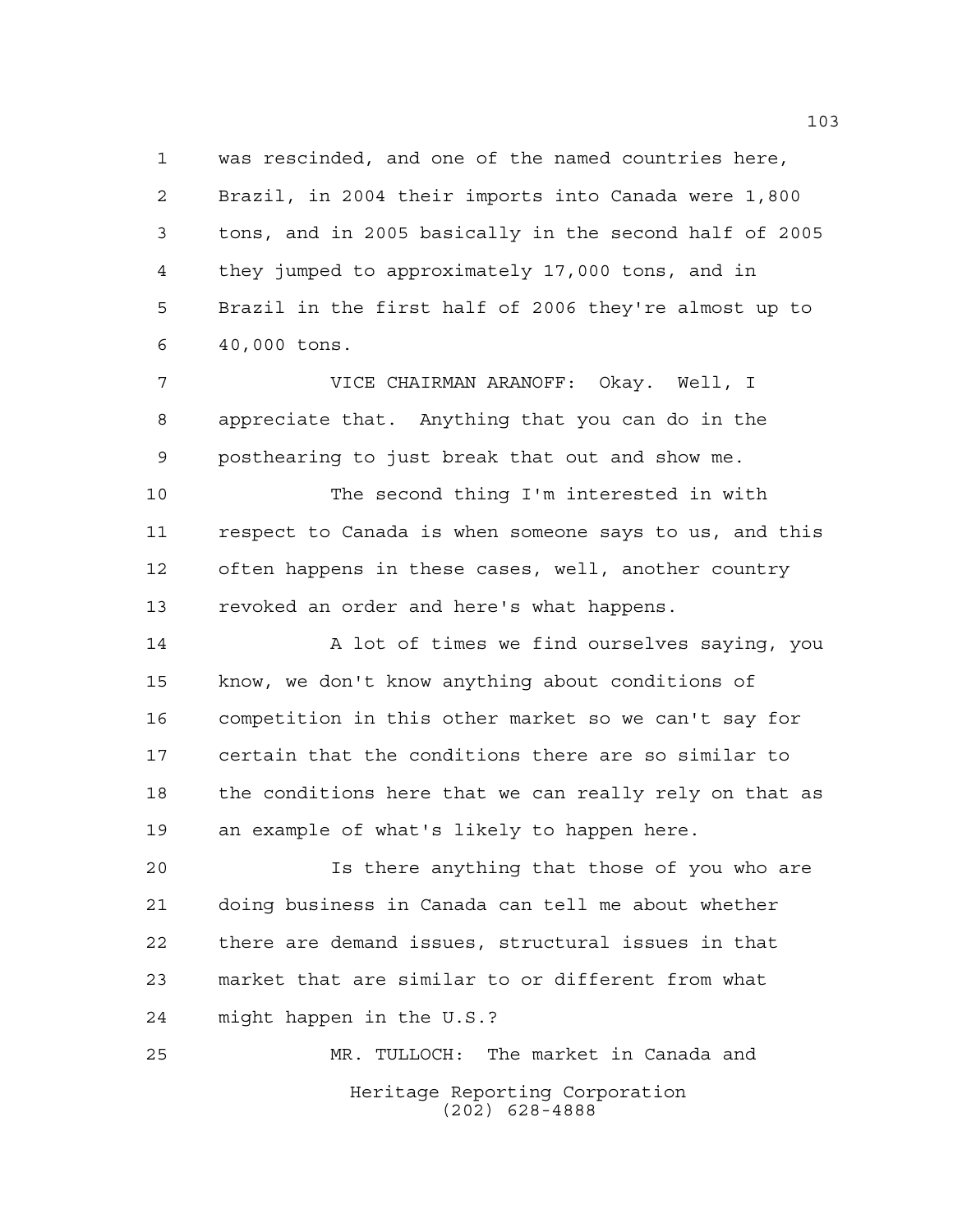was rescinded, and one of the named countries here, Brazil, in 2004 their imports into Canada were 1,800 tons, and in 2005 basically in the second half of 2005 they jumped to approximately 17,000 tons, and in Brazil in the first half of 2006 they're almost up to 40,000 tons.

VICE CHAIRMAN ARANOFF: Okay. Well, I appreciate that. Anything that you can do in the posthearing to just break that out and show me.

The second thing I'm interested in with respect to Canada is when someone says to us, and this often happens in these cases, well, another country revoked an order and here's what happens.

A lot of times we find ourselves saying, you know, we don't know anything about conditions of competition in this other market so we can't say for certain that the conditions there are so similar to the conditions here that we can really rely on that as an example of what's likely to happen here.

Is there anything that those of you who are doing business in Canada can tell me about whether there are demand issues, structural issues in that market that are similar to or different from what might happen in the U.S.?

MR. TULLOCH: The market in Canada and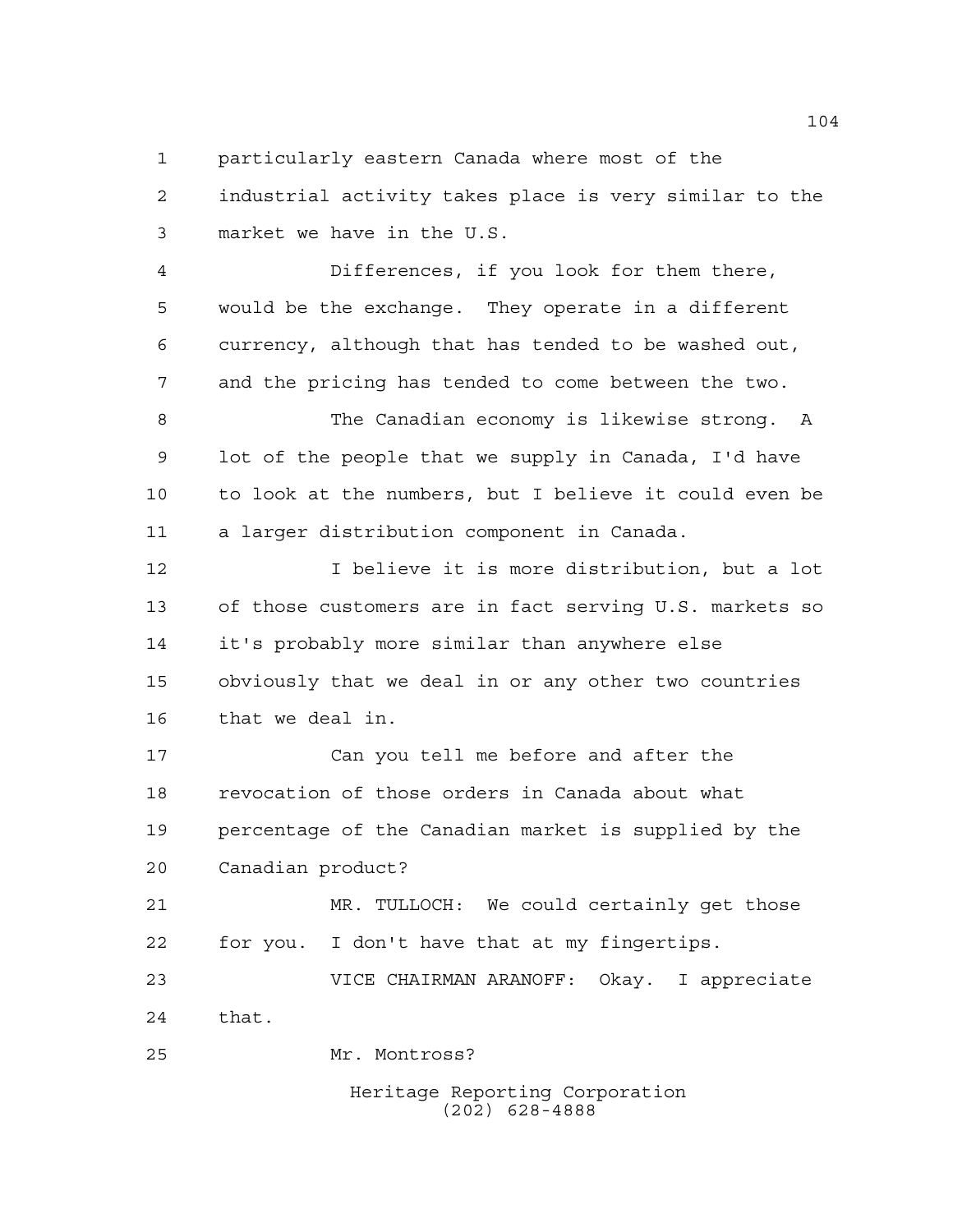particularly eastern Canada where most of the industrial activity takes place is very similar to the market we have in the U.S.

Differences, if you look for them there, would be the exchange. They operate in a different currency, although that has tended to be washed out, and the pricing has tended to come between the two.

The Canadian economy is likewise strong. A lot of the people that we supply in Canada, I'd have to look at the numbers, but I believe it could even be a larger distribution component in Canada.

I believe it is more distribution, but a lot of those customers are in fact serving U.S. markets so it's probably more similar than anywhere else obviously that we deal in or any other two countries that we deal in.

Can you tell me before and after the revocation of those orders in Canada about what percentage of the Canadian market is supplied by the Canadian product?

MR. TULLOCH: We could certainly get those for you. I don't have that at my fingertips.

VICE CHAIRMAN ARANOFF: Okay. I appreciate that.

Mr. Montross?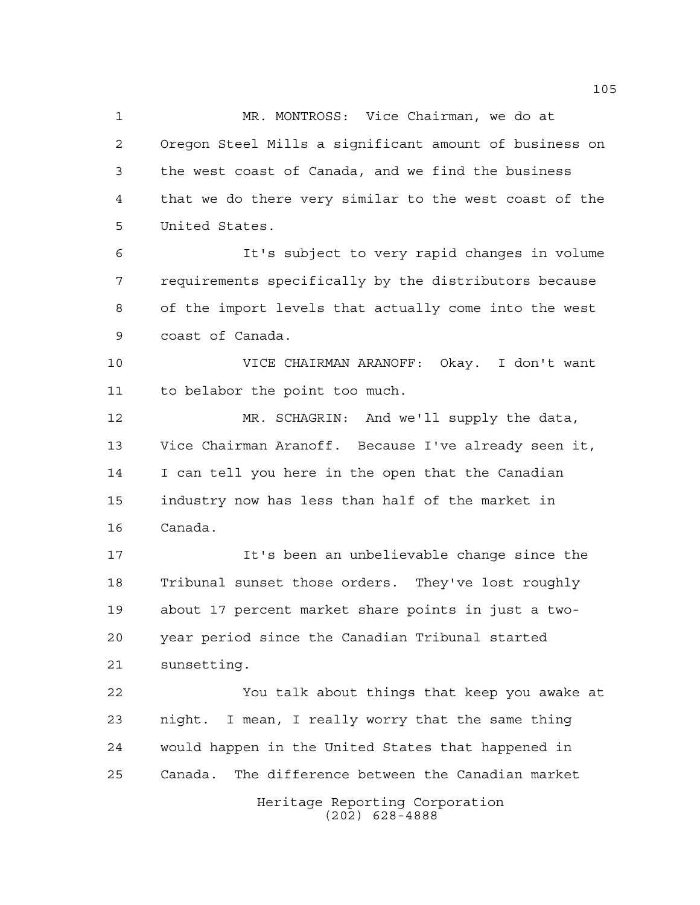MR. MONTROSS: Vice Chairman, we do at Oregon Steel Mills a significant amount of business on the west coast of Canada, and we find the business that we do there very similar to the west coast of the United States.

It's subject to very rapid changes in volume requirements specifically by the distributors because of the import levels that actually come into the west coast of Canada.

VICE CHAIRMAN ARANOFF: Okay. I don't want to belabor the point too much.

MR. SCHAGRIN: And we'll supply the data, Vice Chairman Aranoff. Because I've already seen it, I can tell you here in the open that the Canadian industry now has less than half of the market in Canada.

It's been an unbelievable change since the Tribunal sunset those orders. They've lost roughly about 17 percent market share points in just a two-year period since the Canadian Tribunal started sunsetting.

You talk about things that keep you awake at night. I mean, I really worry that the same thing would happen in the United States that happened in Canada. The difference between the Canadian market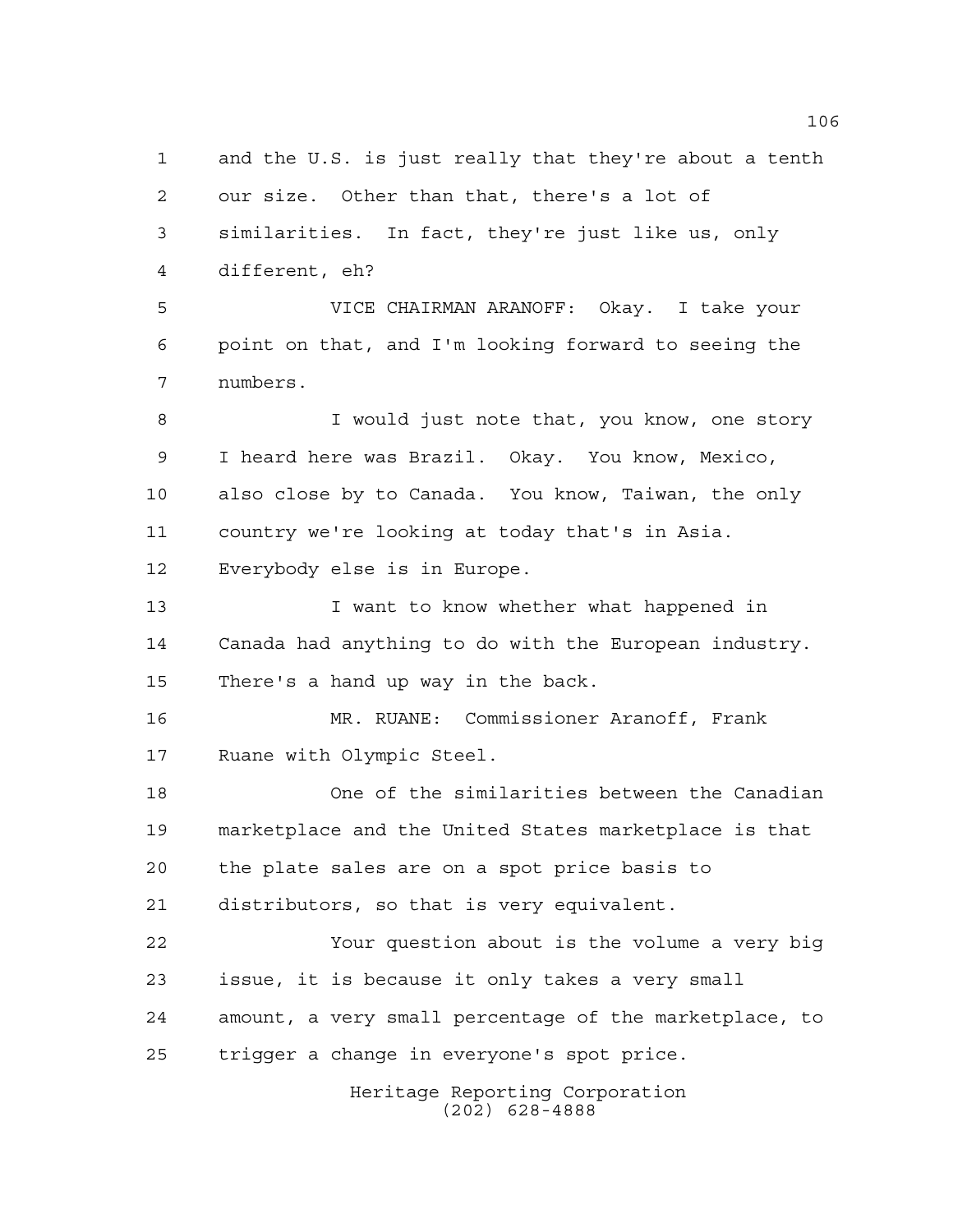and the U.S. is just really that they're about a tenth our size. Other than that, there's a lot of similarities. In fact, they're just like us, only different, eh?

VICE CHAIRMAN ARANOFF: Okay. I take your point on that, and I'm looking forward to seeing the numbers.

I would just note that, you know, one story I heard here was Brazil. Okay. You know, Mexico, also close by to Canada. You know, Taiwan, the only country we're looking at today that's in Asia. Everybody else is in Europe.

I want to know whether what happened in Canada had anything to do with the European industry. There's a hand up way in the back.

MR. RUANE: Commissioner Aranoff, Frank Ruane with Olympic Steel.

One of the similarities between the Canadian marketplace and the United States marketplace is that the plate sales are on a spot price basis to distributors, so that is very equivalent.

Your question about is the volume a very big issue, it is because it only takes a very small amount, a very small percentage of the marketplace, to trigger a change in everyone's spot price.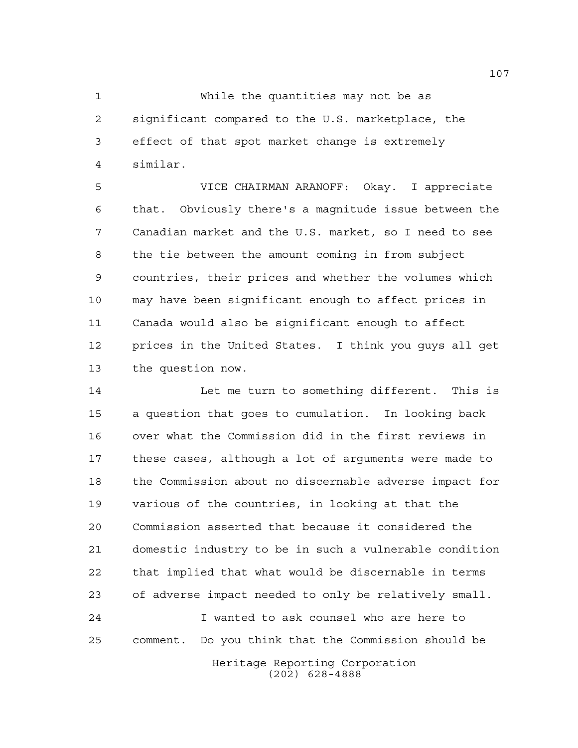While the quantities may not be as significant compared to the U.S. marketplace, the effect of that spot market change is extremely similar.

VICE CHAIRMAN ARANOFF: Okay. I appreciate that. Obviously there's a magnitude issue between the Canadian market and the U.S. market, so I need to see the tie between the amount coming in from subject countries, their prices and whether the volumes which may have been significant enough to affect prices in Canada would also be significant enough to affect prices in the United States. I think you guys all get the question now.

Let me turn to something different. This is a question that goes to cumulation. In looking back over what the Commission did in the first reviews in these cases, although a lot of arguments were made to the Commission about no discernable adverse impact for various of the countries, in looking at that the Commission asserted that because it considered the domestic industry to be in such a vulnerable condition that implied that what would be discernable in terms of adverse impact needed to only be relatively small.

I wanted to ask counsel who are here to comment. Do you think that the Commission should be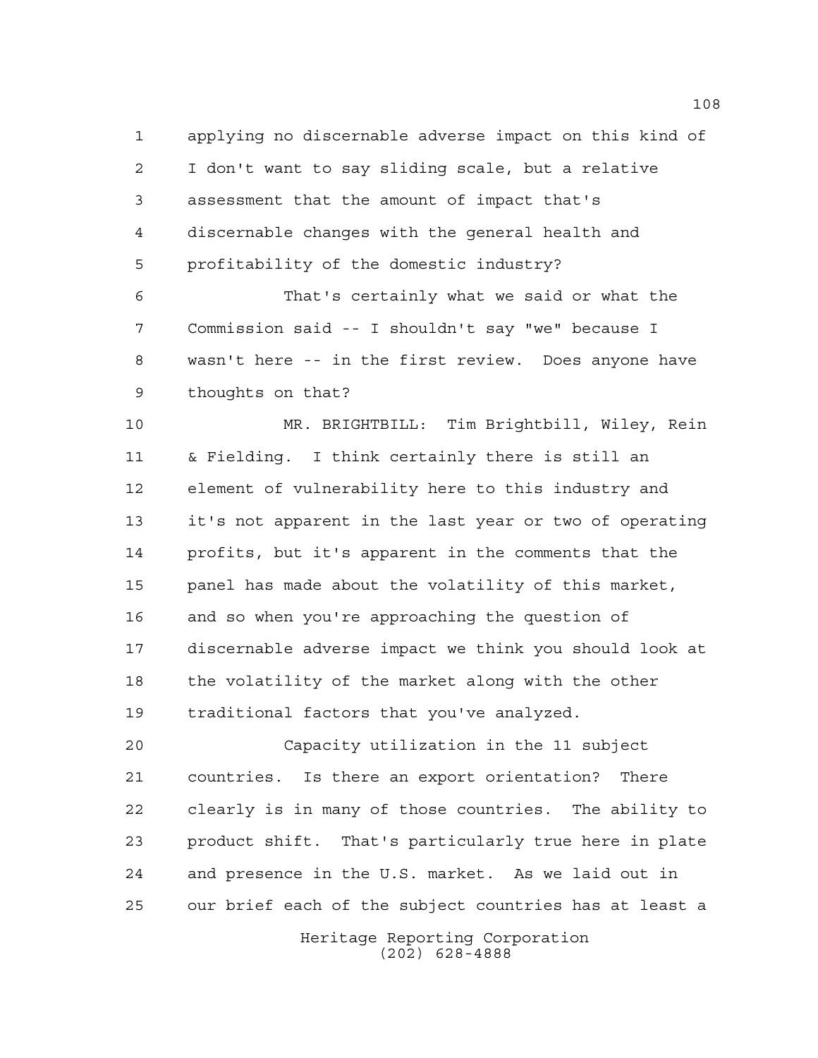applying no discernable adverse impact on this kind of I don't want to say sliding scale, but a relative assessment that the amount of impact that's discernable changes with the general health and profitability of the domestic industry?

That's certainly what we said or what the Commission said -- I shouldn't say "we" because I wasn't here -- in the first review. Does anyone have thoughts on that?

MR. BRIGHTBILL: Tim Brightbill, Wiley, Rein & Fielding. I think certainly there is still an element of vulnerability here to this industry and it's not apparent in the last year or two of operating profits, but it's apparent in the comments that the panel has made about the volatility of this market, and so when you're approaching the question of discernable adverse impact we think you should look at the volatility of the market along with the other traditional factors that you've analyzed.

Capacity utilization in the 11 subject countries. Is there an export orientation? There clearly is in many of those countries. The ability to product shift. That's particularly true here in plate and presence in the U.S. market. As we laid out in our brief each of the subject countries has at least a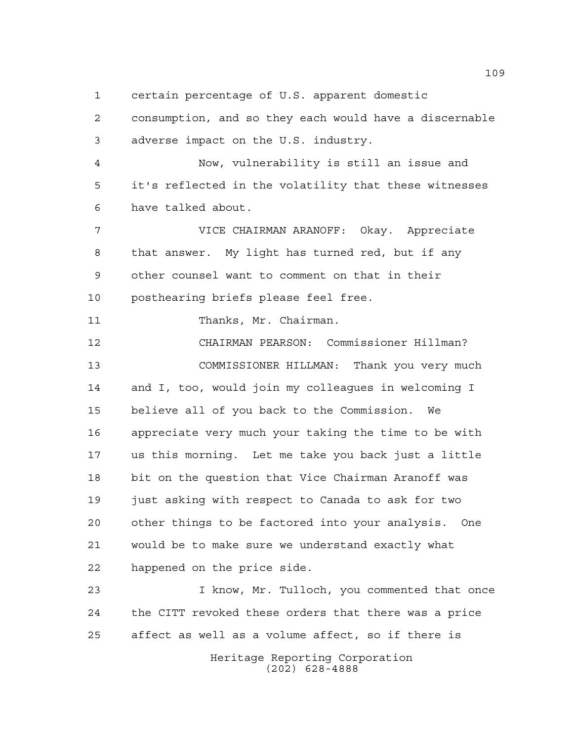certain percentage of U.S. apparent domestic consumption, and so they each would have a discernable adverse impact on the U.S. industry.

Now, vulnerability is still an issue and it's reflected in the volatility that these witnesses have talked about.

VICE CHAIRMAN ARANOFF: Okay. Appreciate that answer. My light has turned red, but if any other counsel want to comment on that in their posthearing briefs please feel free.

Thanks, Mr. Chairman.

CHAIRMAN PEARSON: Commissioner Hillman?

COMMISSIONER HILLMAN: Thank you very much and I, too, would join my colleagues in welcoming I believe all of you back to the Commission. We appreciate very much your taking the time to be with us this morning. Let me take you back just a little bit on the question that Vice Chairman Aranoff was just asking with respect to Canada to ask for two other things to be factored into your analysis. One would be to make sure we understand exactly what happened on the price side.

I know, Mr. Tulloch, you commented that once the CITT revoked these orders that there was a price affect as well as a volume affect, so if there is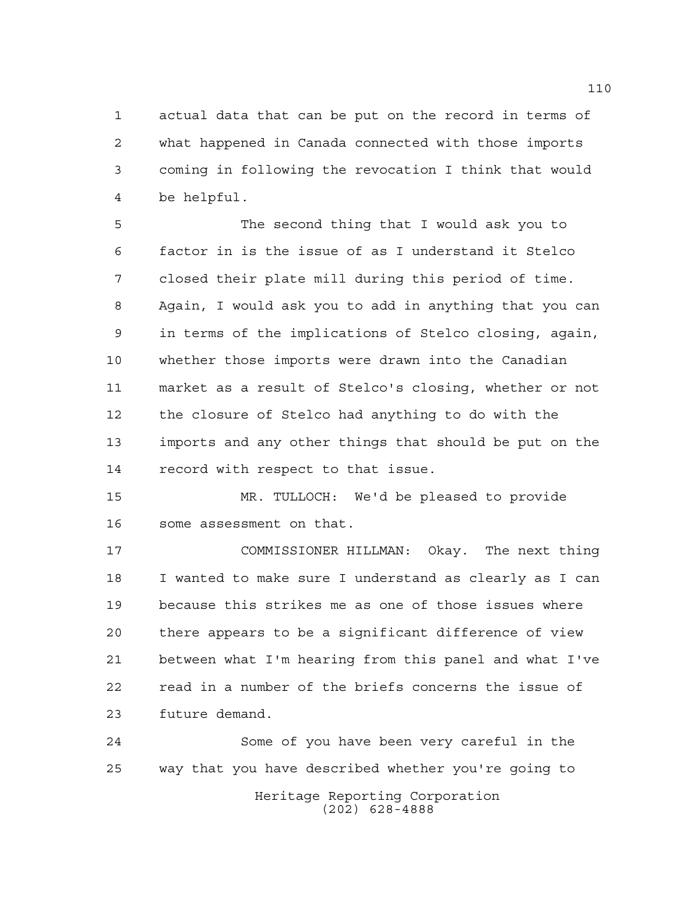actual data that can be put on the record in terms of what happened in Canada connected with those imports coming in following the revocation I think that would be helpful.

The second thing that I would ask you to factor in is the issue of as I understand it Stelco closed their plate mill during this period of time. Again, I would ask you to add in anything that you can in terms of the implications of Stelco closing, again, whether those imports were drawn into the Canadian market as a result of Stelco's closing, whether or not the closure of Stelco had anything to do with the imports and any other things that should be put on the record with respect to that issue.

MR. TULLOCH: We'd be pleased to provide some assessment on that.

COMMISSIONER HILLMAN: Okay. The next thing I wanted to make sure I understand as clearly as I can because this strikes me as one of those issues where there appears to be a significant difference of view between what I'm hearing from this panel and what I've read in a number of the briefs concerns the issue of future demand.

Some of you have been very careful in the way that you have described whether you're going to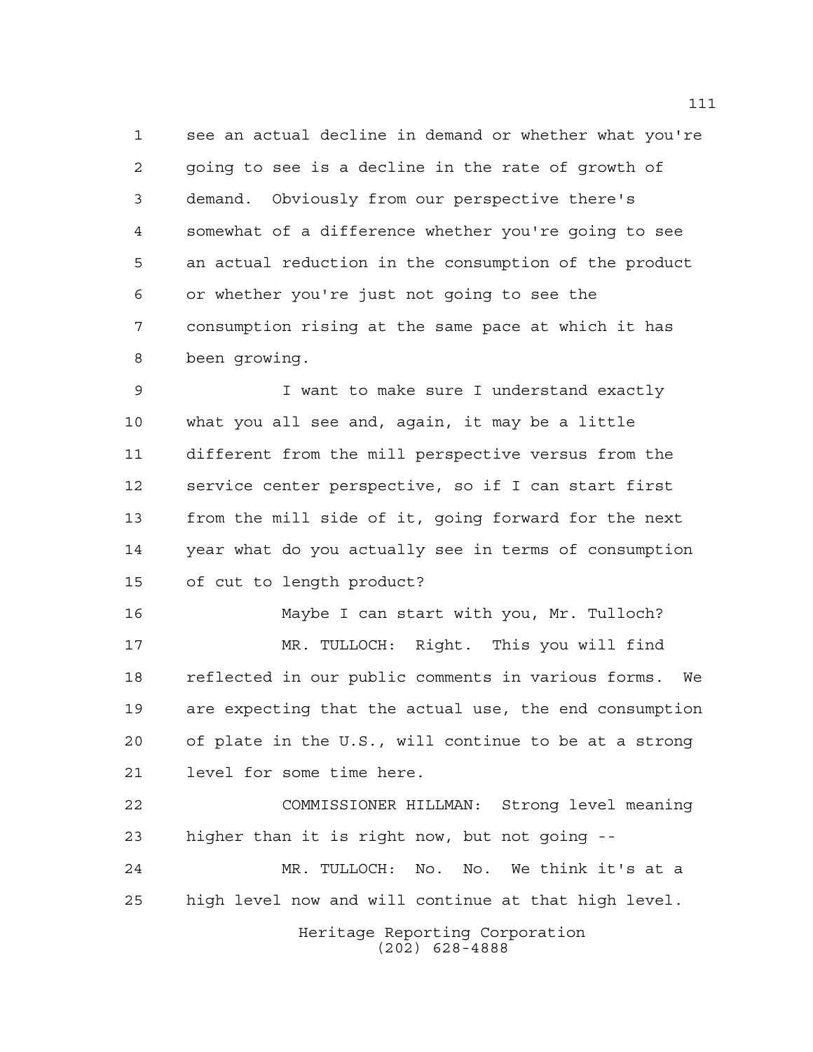see an actual decline in demand or whether what you're going to see is a decline in the rate of growth of demand. Obviously from our perspective there's somewhat of a difference whether you're going to see an actual reduction in the consumption of the product or whether you're just not going to see the consumption rising at the same pace at which it has been growing.

I want to make sure I understand exactly what you all see and, again, it may be a little different from the mill perspective versus from the service center perspective, so if I can start first from the mill side of it, going forward for the next year what do you actually see in terms of consumption of cut to length product?

Maybe I can start with you, Mr. Tulloch?

MR. TULLOCH: Right. This you will find reflected in our public comments in various forms. We are expecting that the actual use, the end consumption of plate in the U.S., will continue to be at a strong level for some time here.

COMMISSIONER HILLMAN: Strong level meaning higher than it is right now, but not going --

MR. TULLOCH: No. No. We think it's at a high level now and will continue at that high level.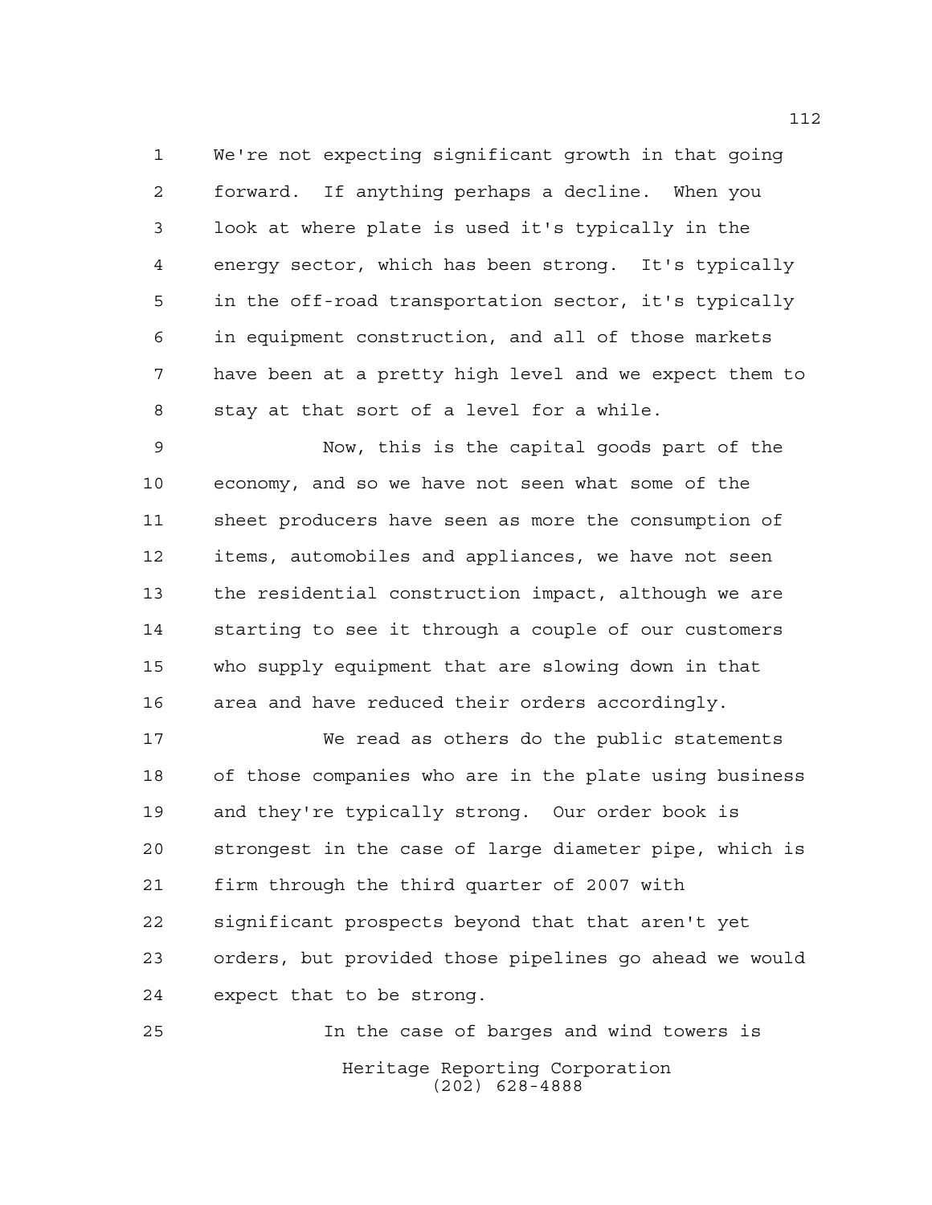We're not expecting significant growth in that going forward. If anything perhaps a decline. When you look at where plate is used it's typically in the energy sector, which has been strong. It's typically in the off-road transportation sector, it's typically in equipment construction, and all of those markets have been at a pretty high level and we expect them to stay at that sort of a level for a while.

Now, this is the capital goods part of the economy, and so we have not seen what some of the sheet producers have seen as more the consumption of items, automobiles and appliances, we have not seen the residential construction impact, although we are starting to see it through a couple of our customers who supply equipment that are slowing down in that area and have reduced their orders accordingly.

We read as others do the public statements of those companies who are in the plate using business and they're typically strong. Our order book is strongest in the case of large diameter pipe, which is firm through the third quarter of 2007 with significant prospects beyond that that aren't yet orders, but provided those pipelines go ahead we would expect that to be strong.

In the case of barges and wind towers is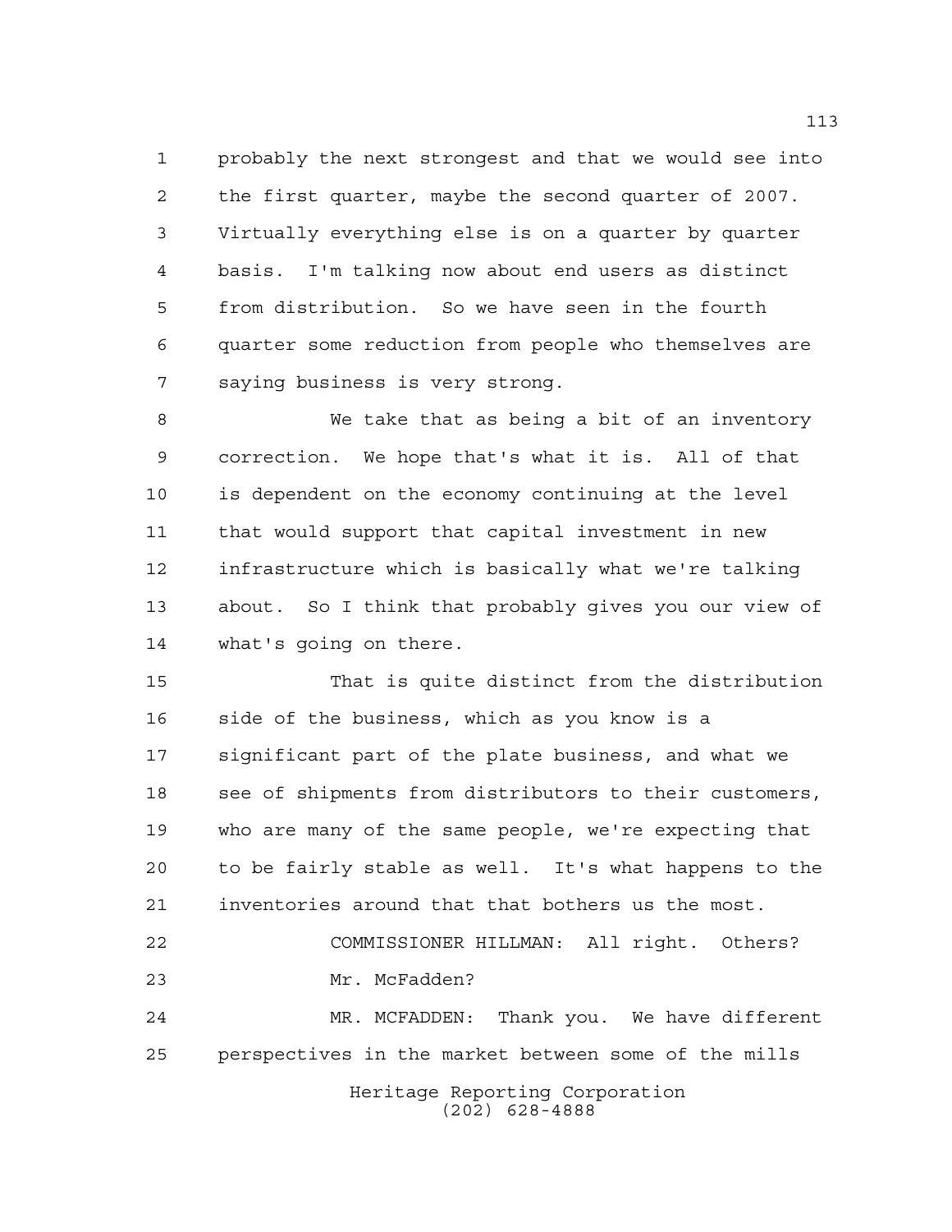probably the next strongest and that we would see into the first quarter, maybe the second quarter of 2007. Virtually everything else is on a quarter by quarter basis. I'm talking now about end users as distinct from distribution. So we have seen in the fourth quarter some reduction from people who themselves are saying business is very strong.

We take that as being a bit of an inventory correction. We hope that's what it is. All of that is dependent on the economy continuing at the level that would support that capital investment in new infrastructure which is basically what we're talking about. So I think that probably gives you our view of what's going on there.

That is quite distinct from the distribution side of the business, which as you know is a significant part of the plate business, and what we see of shipments from distributors to their customers, who are many of the same people, we're expecting that to be fairly stable as well. It's what happens to the inventories around that that bothers us the most.

COMMISSIONER HILLMAN: All right. Others? Mr. McFadden?

MR. MCFADDEN: Thank you. We have different perspectives in the market between some of the mills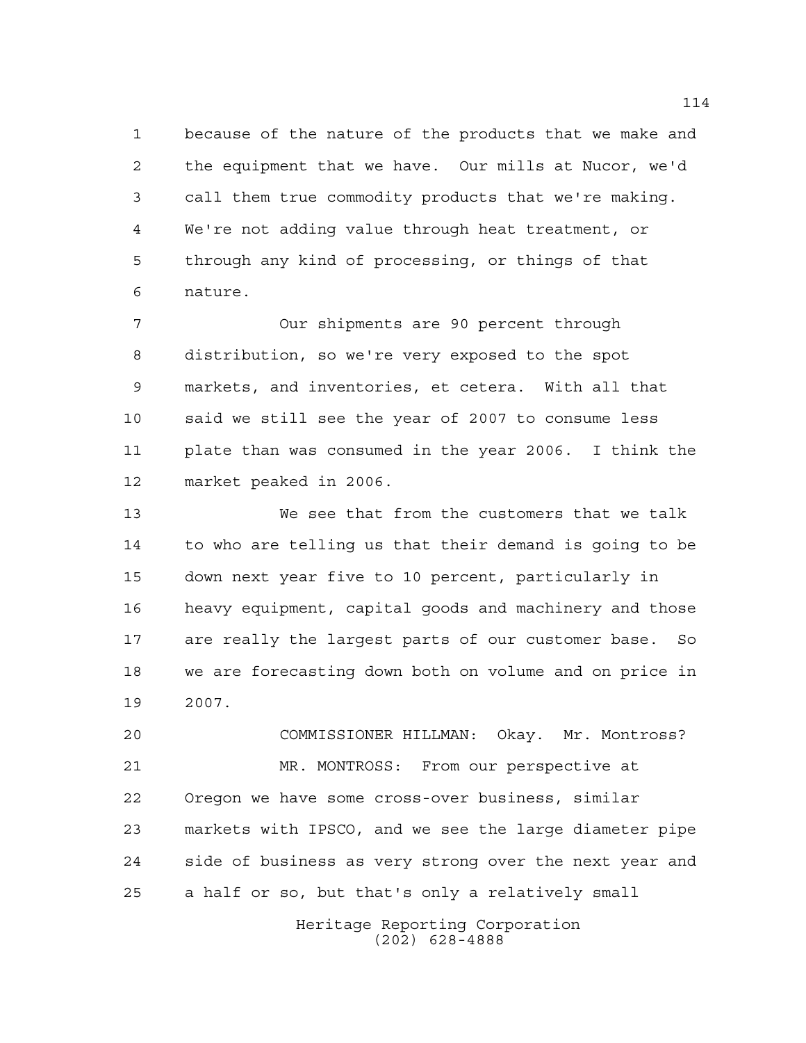because of the nature of the products that we make and the equipment that we have. Our mills at Nucor, we'd call them true commodity products that we're making. We're not adding value through heat treatment, or through any kind of processing, or things of that nature.

Our shipments are 90 percent through distribution, so we're very exposed to the spot markets, and inventories, et cetera. With all that said we still see the year of 2007 to consume less plate than was consumed in the year 2006. I think the market peaked in 2006.

We see that from the customers that we talk to who are telling us that their demand is going to be down next year five to 10 percent, particularly in heavy equipment, capital goods and machinery and those are really the largest parts of our customer base. So we are forecasting down both on volume and on price in 2007.

COMMISSIONER HILLMAN: Okay. Mr. Montross?

MR. MONTROSS: From our perspective at Oregon we have some cross-over business, similar markets with IPSCO, and we see the large diameter pipe side of business as very strong over the next year and a half or so, but that's only a relatively small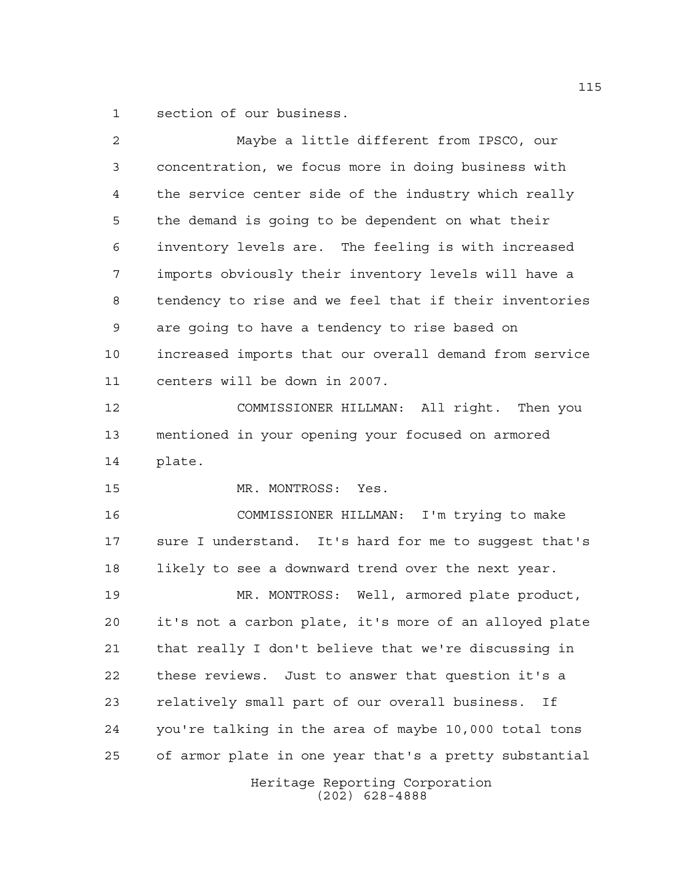section of our business.

Maybe a little different from IPSCO, our concentration, we focus more in doing business with the service center side of the industry which really the demand is going to be dependent on what their inventory levels are. The feeling is with increased imports obviously their inventory levels will have a tendency to rise and we feel that if their inventories are going to have a tendency to rise based on increased imports that our overall demand from service centers will be down in 2007.

COMMISSIONER HILLMAN: All right. Then you mentioned in your opening your focused on armored plate.

MR. MONTROSS: Yes.

COMMISSIONER HILLMAN: I'm trying to make sure I understand. It's hard for me to suggest that's likely to see a downward trend over the next year.

MR. MONTROSS: Well, armored plate product, it's not a carbon plate, it's more of an alloyed plate that really I don't believe that we're discussing in these reviews. Just to answer that question it's a relatively small part of our overall business. If you're talking in the area of maybe 10,000 total tons of armor plate in one year that's a pretty substantial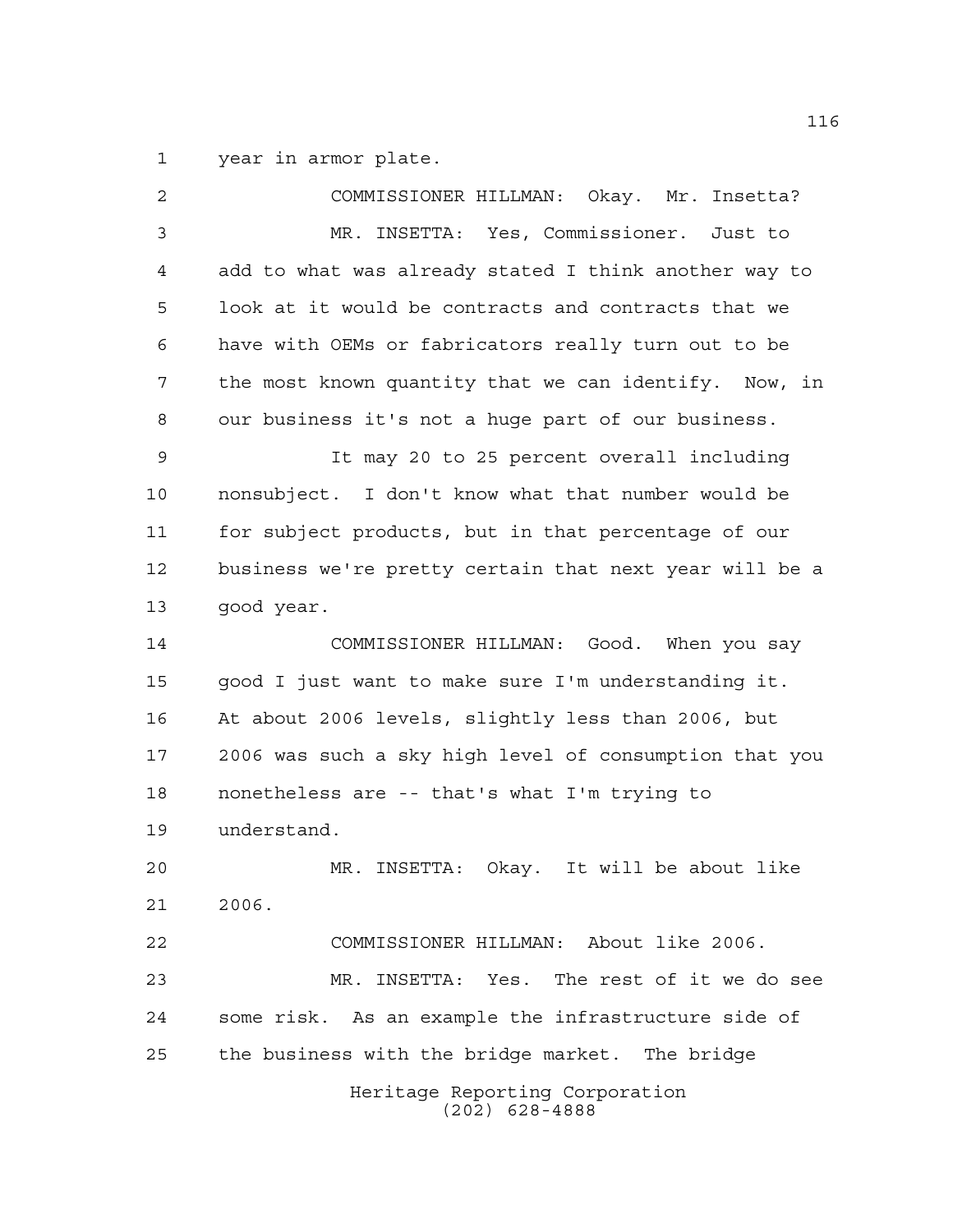year in armor plate.

COMMISSIONER HILLMAN: Okay. Mr. Insetta?

MR. INSETTA: Yes, Commissioner. Just to add to what was already stated I think another way to look at it would be contracts and contracts that we have with OEMs or fabricators really turn out to be the most known quantity that we can identify. Now, in our business it's not a huge part of our business.

It may 20 to 25 percent overall including nonsubject. I don't know what that number would be for subject products, but in that percentage of our business we're pretty certain that next year will be a good year.

COMMISSIONER HILLMAN: Good. When you say good I just want to make sure I'm understanding it. At about 2006 levels, slightly less than 2006, but 2006 was such a sky high level of consumption that you nonetheless are -- that's what I'm trying to understand.

MR. INSETTA: Okay. It will be about like 2006.

COMMISSIONER HILLMAN: About like 2006.

MR. INSETTA: Yes. The rest of it we do see some risk. As an example the infrastructure side of the business with the bridge market. The bridge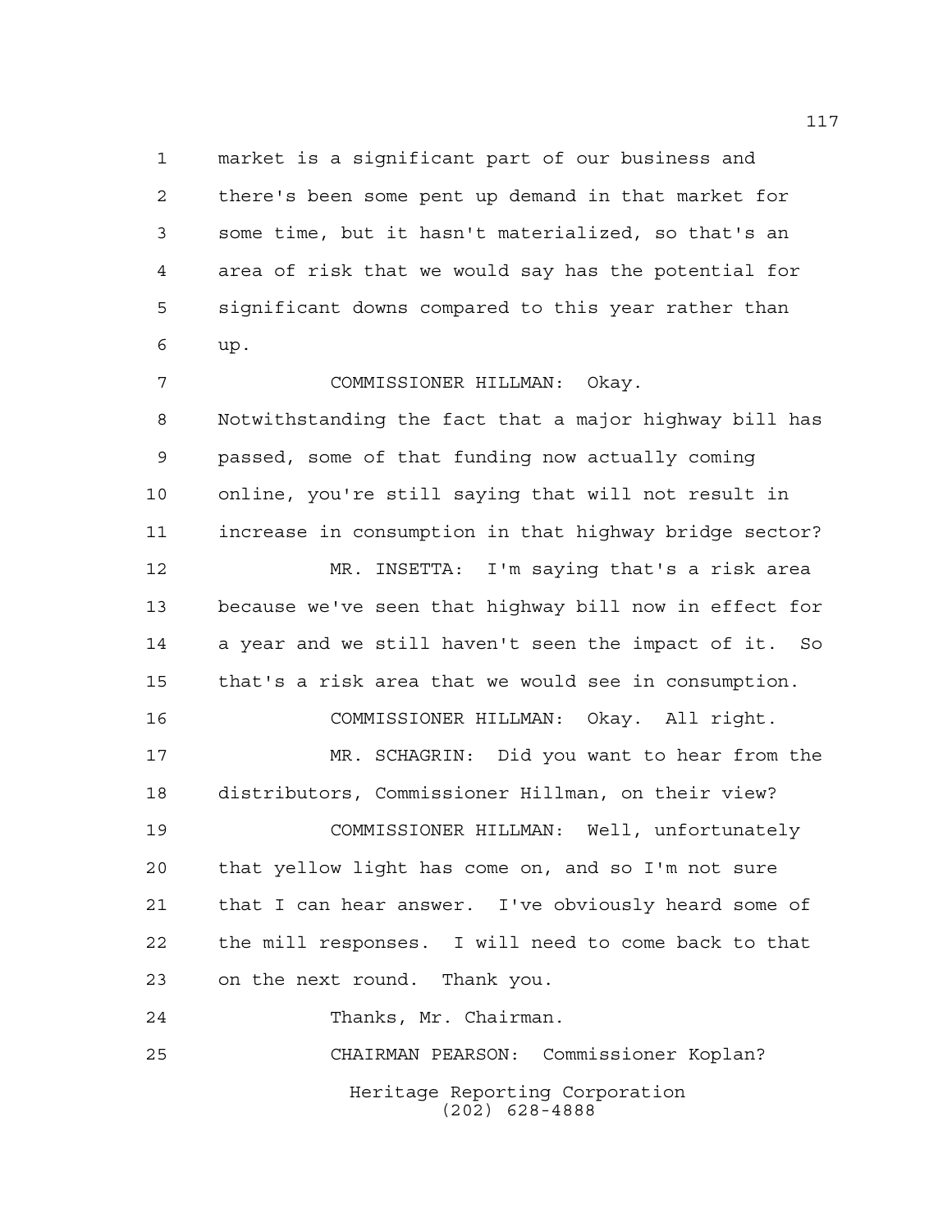market is a significant part of our business and there's been some pent up demand in that market for some time, but it hasn't materialized, so that's an area of risk that we would say has the potential for significant downs compared to this year rather than up.

COMMISSIONER HILLMAN: Okay. Notwithstanding the fact that a major highway bill has passed, some of that funding now actually coming online, you're still saying that will not result in increase in consumption in that highway bridge sector?

MR. INSETTA: I'm saying that's a risk area because we've seen that highway bill now in effect for a year and we still haven't seen the impact of it. So that's a risk area that we would see in consumption.

COMMISSIONER HILLMAN: Okay. All right.

MR. SCHAGRIN: Did you want to hear from the distributors, Commissioner Hillman, on their view?

COMMISSIONER HILLMAN: Well, unfortunately that yellow light has come on, and so I'm not sure that I can hear answer. I've obviously heard some of the mill responses. I will need to come back to that on the next round. Thank you.

Thanks, Mr. Chairman.

CHAIRMAN PEARSON: Commissioner Koplan?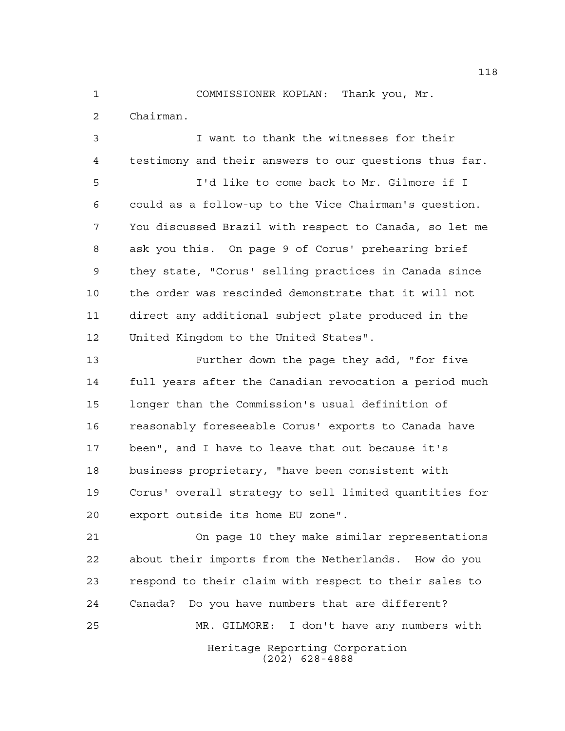COMMISSIONER KOPLAN: Thank you, Mr. Chairman.

I want to thank the witnesses for their testimony and their answers to our questions thus far.

I'd like to come back to Mr. Gilmore if I could as a follow-up to the Vice Chairman's question. You discussed Brazil with respect to Canada, so let me ask you this. On page 9 of Corus' prehearing brief they state, "Corus' selling practices in Canada since the order was rescinded demonstrate that it will not direct any additional subject plate produced in the United Kingdom to the United States".

Further down the page they add, "for five full years after the Canadian revocation a period much longer than the Commission's usual definition of reasonably foreseeable Corus' exports to Canada have been", and I have to leave that out because it's business proprietary, "have been consistent with Corus' overall strategy to sell limited quantities for export outside its home EU zone".

On page 10 they make similar representations about their imports from the Netherlands. How do you respond to their claim with respect to their sales to Canada? Do you have numbers that are different?

MR. GILMORE: I don't have any numbers with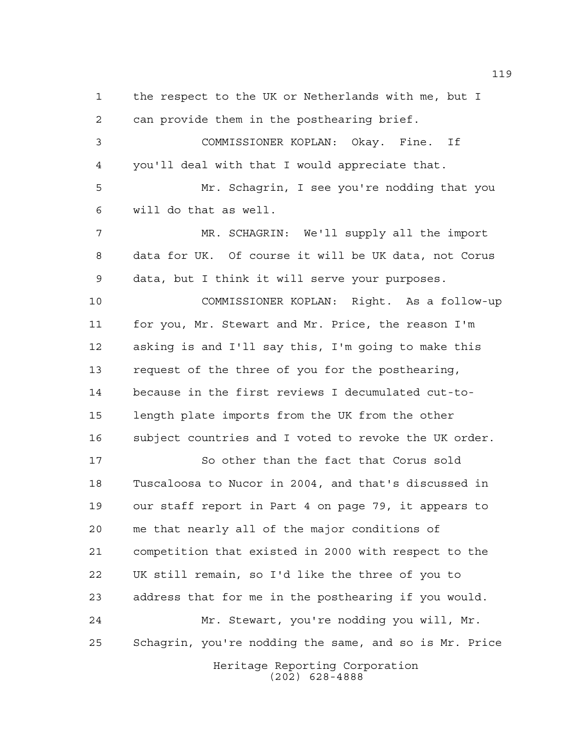the respect to the UK or Netherlands with me, but I can provide them in the posthearing brief.

COMMISSIONER KOPLAN: Okay. Fine. If you'll deal with that I would appreciate that.

Mr. Schagrin, I see you're nodding that you will do that as well.

MR. SCHAGRIN: We'll supply all the import data for UK. Of course it will be UK data, not Corus data, but I think it will serve your purposes.

COMMISSIONER KOPLAN: Right. As a follow-up for you, Mr. Stewart and Mr. Price, the reason I'm asking is and I'll say this, I'm going to make this request of the three of you for the posthearing, because in the first reviews I decumulated cut-to-length plate imports from the UK from the other subject countries and I voted to revoke the UK order.

So other than the fact that Corus sold Tuscaloosa to Nucor in 2004, and that's discussed in our staff report in Part 4 on page 79, it appears to me that nearly all of the major conditions of competition that existed in 2000 with respect to the UK still remain, so I'd like the three of you to address that for me in the posthearing if you would.

Mr. Stewart, you're nodding you will, Mr. Schagrin, you're nodding the same, and so is Mr. Price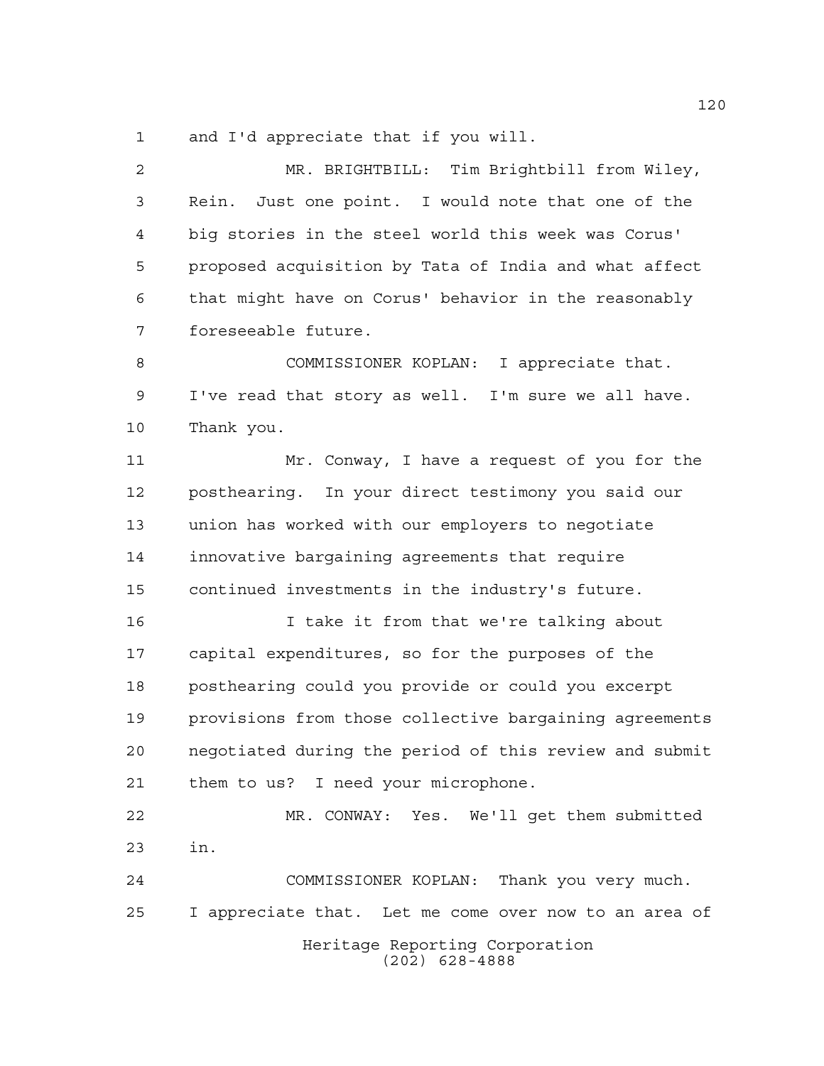and I'd appreciate that if you will.

MR. BRIGHTBILL: Tim Brightbill from Wiley, Rein. Just one point. I would note that one of the big stories in the steel world this week was Corus' proposed acquisition by Tata of India and what affect that might have on Corus' behavior in the reasonably foreseeable future.

COMMISSIONER KOPLAN: I appreciate that. I've read that story as well. I'm sure we all have. Thank you.

Mr. Conway, I have a request of you for the posthearing. In your direct testimony you said our union has worked with our employers to negotiate innovative bargaining agreements that require continued investments in the industry's future.

I take it from that we're talking about capital expenditures, so for the purposes of the posthearing could you provide or could you excerpt provisions from those collective bargaining agreements negotiated during the period of this review and submit them to us? I need your microphone.

MR. CONWAY: Yes. We'll get them submitted in.

COMMISSIONER KOPLAN: Thank you very much. I appreciate that. Let me come over now to an area of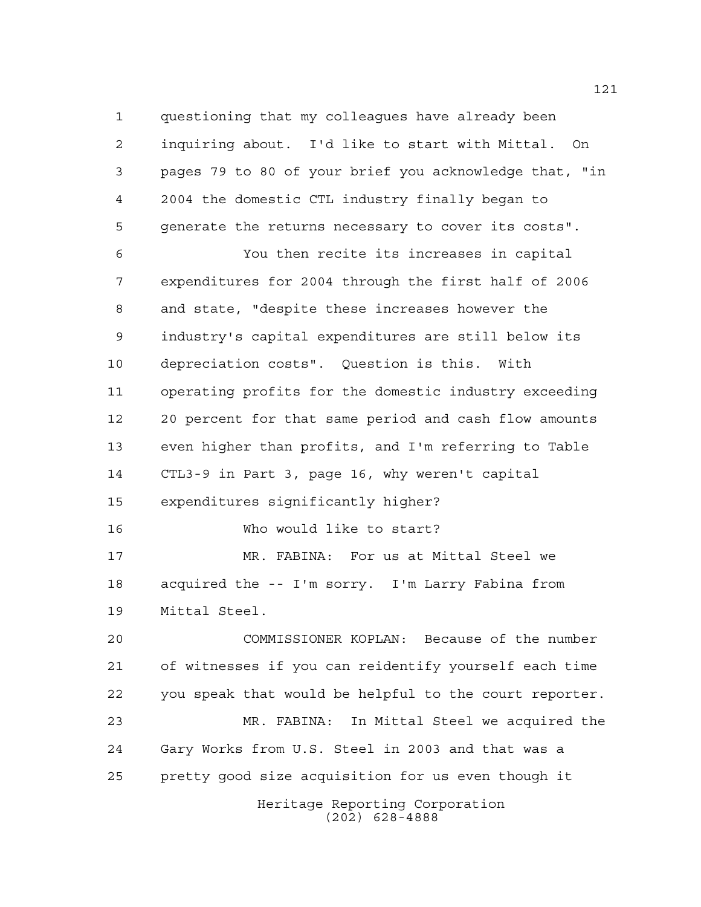questioning that my colleagues have already been inquiring about. I'd like to start with Mittal. On pages 79 to 80 of your brief you acknowledge that, "in 2004 the domestic CTL industry finally began to generate the returns necessary to cover its costs".

You then recite its increases in capital expenditures for 2004 through the first half of 2006 and state, "despite these increases however the industry's capital expenditures are still below its depreciation costs". Question is this. With operating profits for the domestic industry exceeding 20 percent for that same period and cash flow amounts even higher than profits, and I'm referring to Table CTL3-9 in Part 3, page 16, why weren't capital expenditures significantly higher?

Who would like to start?

MR. FABINA: For us at Mittal Steel we acquired the -- I'm sorry. I'm Larry Fabina from Mittal Steel.

COMMISSIONER KOPLAN: Because of the number of witnesses if you can reidentify yourself each time you speak that would be helpful to the court reporter.

MR. FABINA: In Mittal Steel we acquired the Gary Works from U.S. Steel in 2003 and that was a pretty good size acquisition for us even though it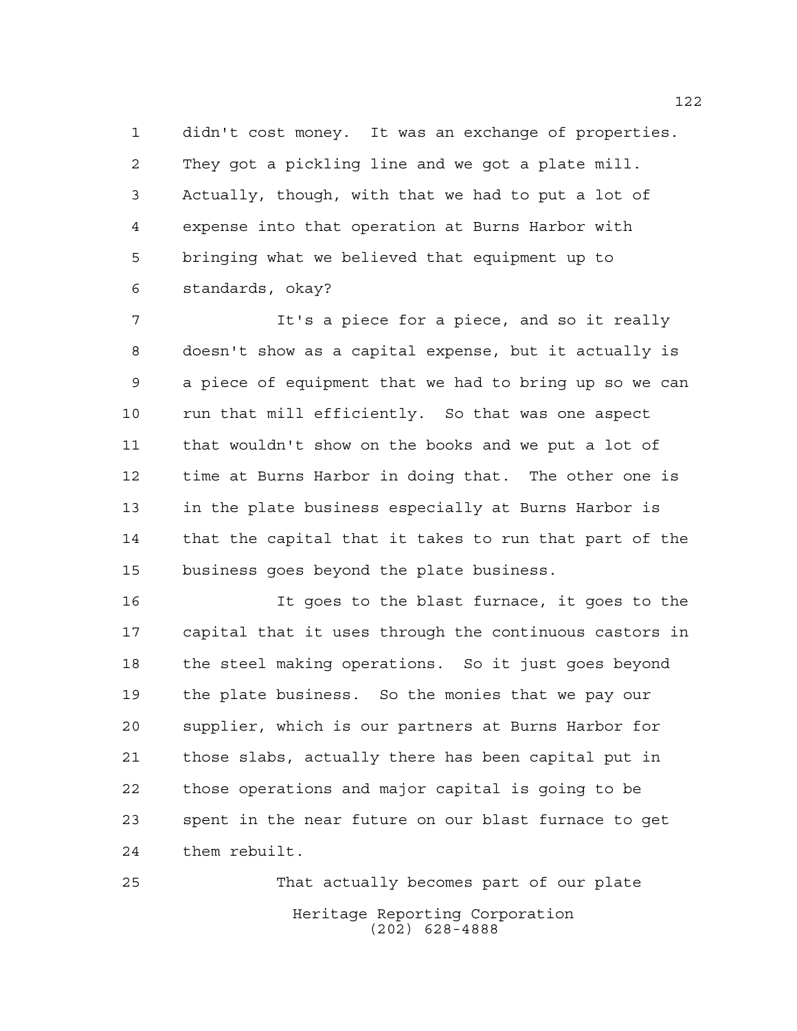didn't cost money. It was an exchange of properties. They got a pickling line and we got a plate mill. Actually, though, with that we had to put a lot of expense into that operation at Burns Harbor with bringing what we believed that equipment up to standards, okay?

It's a piece for a piece, and so it really doesn't show as a capital expense, but it actually is a piece of equipment that we had to bring up so we can run that mill efficiently. So that was one aspect that wouldn't show on the books and we put a lot of time at Burns Harbor in doing that. The other one is in the plate business especially at Burns Harbor is that the capital that it takes to run that part of the business goes beyond the plate business.

It goes to the blast furnace, it goes to the capital that it uses through the continuous castors in the steel making operations. So it just goes beyond the plate business. So the monies that we pay our supplier, which is our partners at Burns Harbor for those slabs, actually there has been capital put in those operations and major capital is going to be spent in the near future on our blast furnace to get them rebuilt.

That actually becomes part of our plate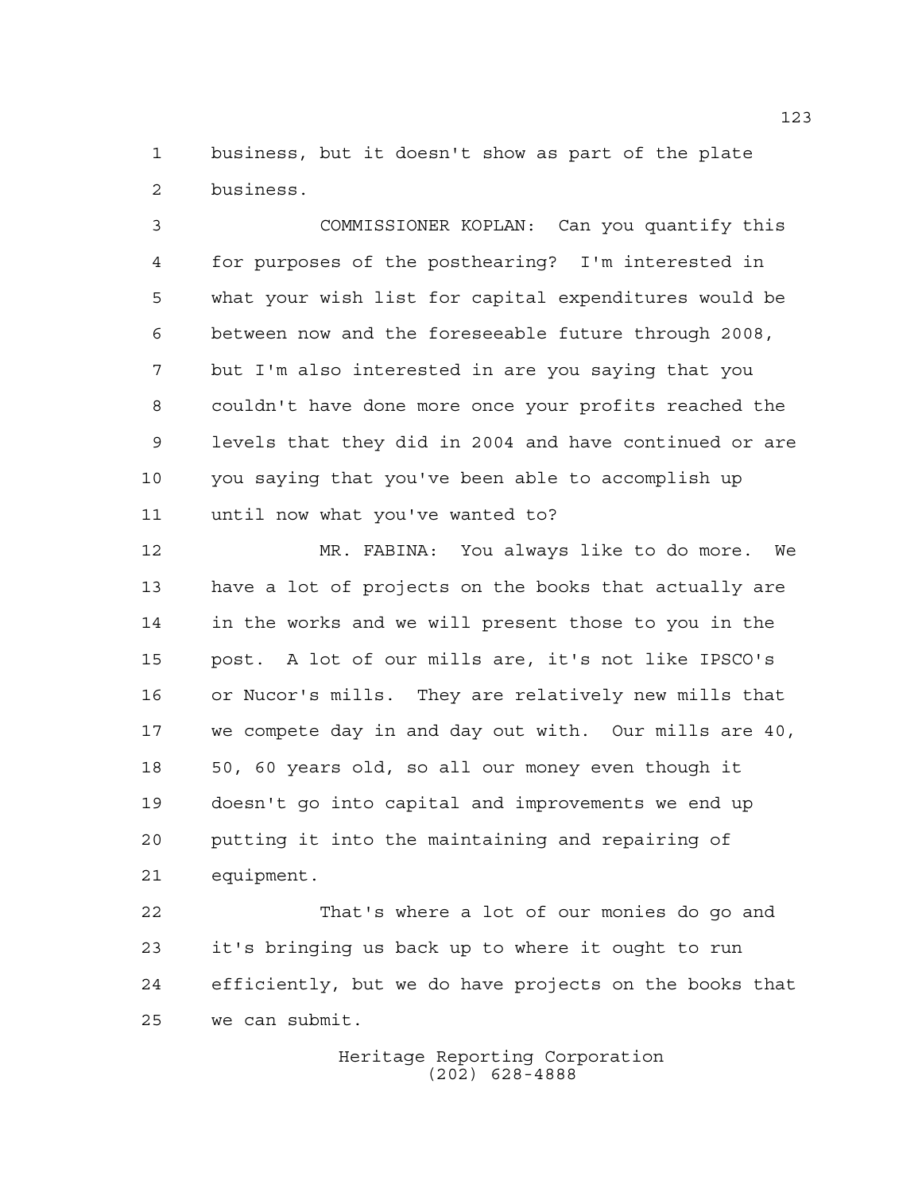business, but it doesn't show as part of the plate business.

COMMISSIONER KOPLAN: Can you quantify this for purposes of the posthearing? I'm interested in what your wish list for capital expenditures would be between now and the foreseeable future through 2008, but I'm also interested in are you saying that you couldn't have done more once your profits reached the levels that they did in 2004 and have continued or are you saying that you've been able to accomplish up until now what you've wanted to?

MR. FABINA: You always like to do more. We have a lot of projects on the books that actually are in the works and we will present those to you in the post. A lot of our mills are, it's not like IPSCO's or Nucor's mills. They are relatively new mills that we compete day in and day out with. Our mills are 40, 50, 60 years old, so all our money even though it doesn't go into capital and improvements we end up putting it into the maintaining and repairing of equipment.

That's where a lot of our monies do go and it's bringing us back up to where it ought to run efficiently, but we do have projects on the books that we can submit.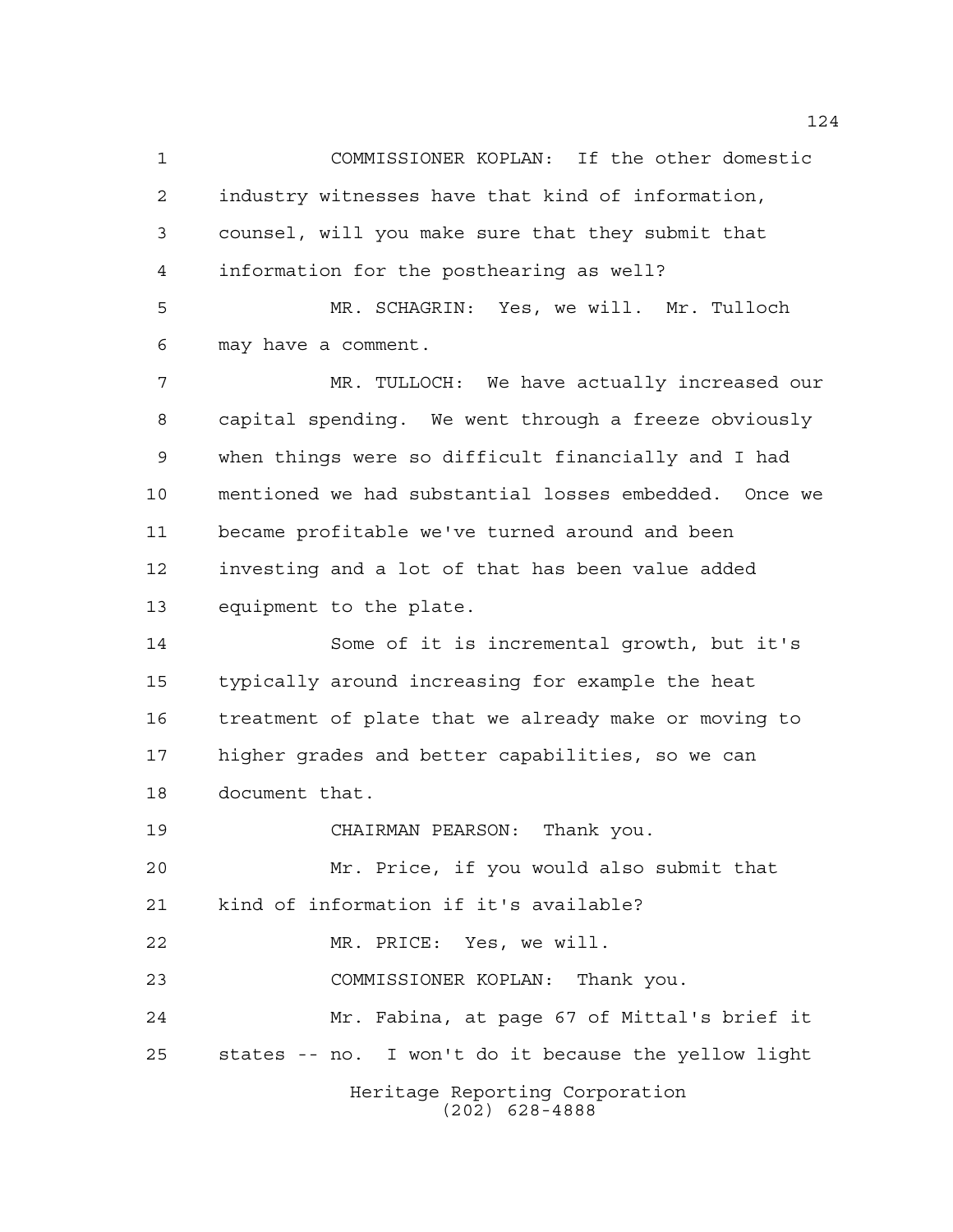COMMISSIONER KOPLAN: If the other domestic industry witnesses have that kind of information, counsel, will you make sure that they submit that information for the posthearing as well?

MR. SCHAGRIN: Yes, we will. Mr. Tulloch may have a comment.

MR. TULLOCH: We have actually increased our capital spending. We went through a freeze obviously when things were so difficult financially and I had mentioned we had substantial losses embedded. Once we became profitable we've turned around and been investing and a lot of that has been value added equipment to the plate.

Some of it is incremental growth, but it's typically around increasing for example the heat treatment of plate that we already make or moving to higher grades and better capabilities, so we can document that.

CHAIRMAN PEARSON: Thank you.

Mr. Price, if you would also submit that kind of information if it's available?

MR. PRICE: Yes, we will.

COMMISSIONER KOPLAN: Thank you.

Mr. Fabina, at page 67 of Mittal's brief it states -- no. I won't do it because the yellow light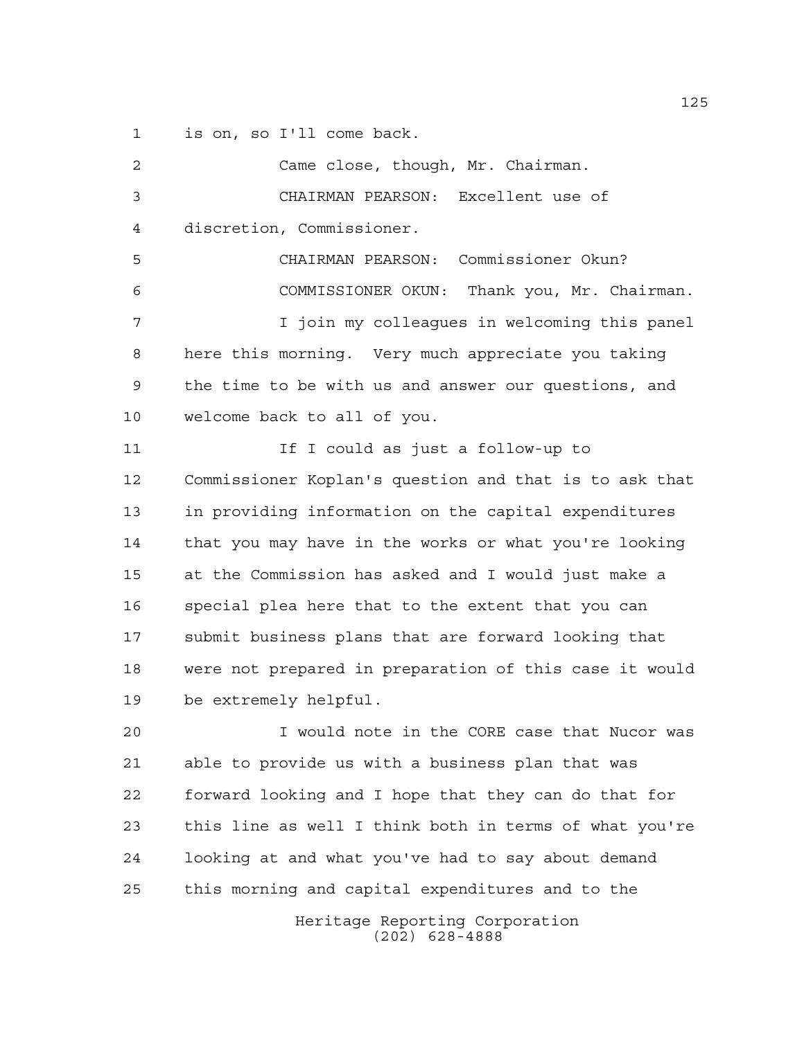is on, so I'll come back.

Came close, though, Mr. Chairman.

CHAIRMAN PEARSON: Excellent use of discretion, Commissioner.

CHAIRMAN PEARSON: Commissioner Okun?

COMMISSIONER OKUN: Thank you, Mr. Chairman.

I join my colleagues in welcoming this panel here this morning. Very much appreciate you taking the time to be with us and answer our questions, and welcome back to all of you.

If I could as just a follow-up to Commissioner Koplan's question and that is to ask that in providing information on the capital expenditures that you may have in the works or what you're looking at the Commission has asked and I would just make a special plea here that to the extent that you can submit business plans that are forward looking that were not prepared in preparation of this case it would be extremely helpful.

I would note in the CORE case that Nucor was able to provide us with a business plan that was forward looking and I hope that they can do that for this line as well I think both in terms of what you're looking at and what you've had to say about demand this morning and capital expenditures and to the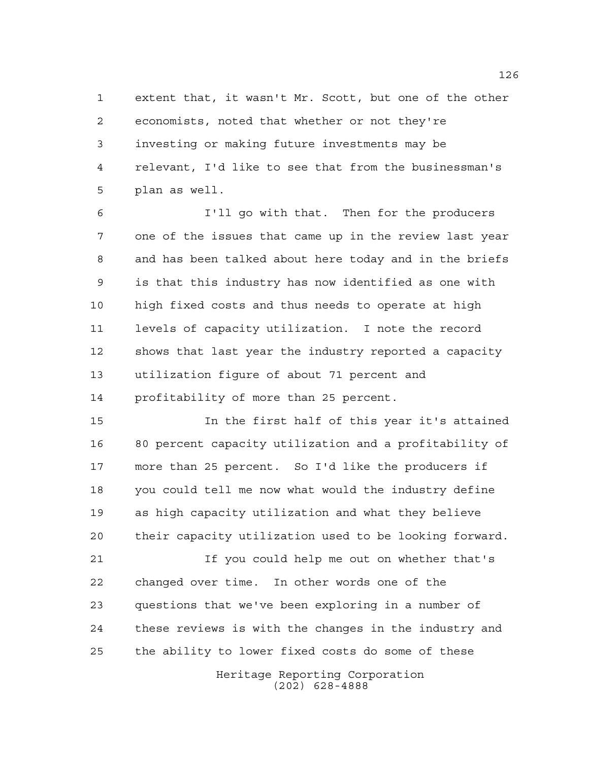extent that, it wasn't Mr. Scott, but one of the other economists, noted that whether or not they're investing or making future investments may be relevant, I'd like to see that from the businessman's plan as well.

I'll go with that. Then for the producers one of the issues that came up in the review last year and has been talked about here today and in the briefs is that this industry has now identified as one with high fixed costs and thus needs to operate at high levels of capacity utilization. I note the record shows that last year the industry reported a capacity utilization figure of about 71 percent and profitability of more than 25 percent.

In the first half of this year it's attained 80 percent capacity utilization and a profitability of more than 25 percent. So I'd like the producers if you could tell me now what would the industry define as high capacity utilization and what they believe their capacity utilization used to be looking forward.

If you could help me out on whether that's changed over time. In other words one of the questions that we've been exploring in a number of these reviews is with the changes in the industry and the ability to lower fixed costs do some of these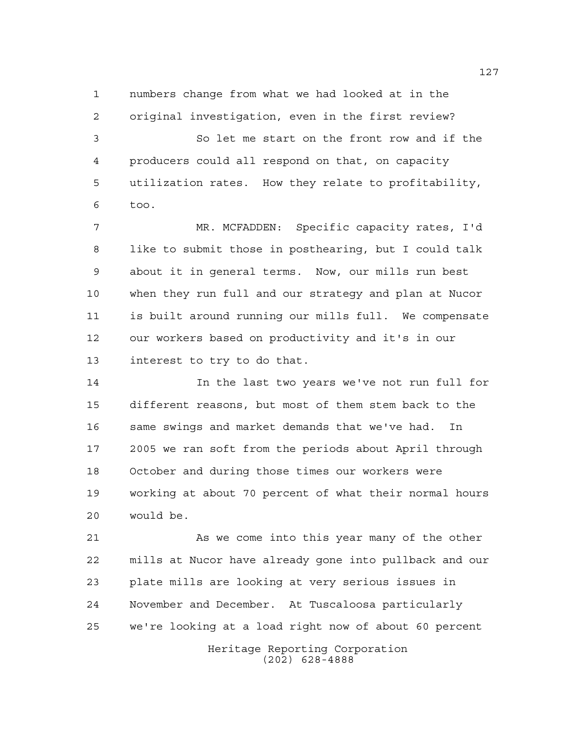numbers change from what we had looked at in the original investigation, even in the first review?

So let me start on the front row and if the producers could all respond on that, on capacity utilization rates. How they relate to profitability, too.

MR. MCFADDEN: Specific capacity rates, I'd like to submit those in posthearing, but I could talk about it in general terms. Now, our mills run best when they run full and our strategy and plan at Nucor is built around running our mills full. We compensate our workers based on productivity and it's in our interest to try to do that.

In the last two years we've not run full for different reasons, but most of them stem back to the same swings and market demands that we've had. In 2005 we ran soft from the periods about April through October and during those times our workers were working at about 70 percent of what their normal hours would be.

As we come into this year many of the other mills at Nucor have already gone into pullback and our plate mills are looking at very serious issues in November and December. At Tuscaloosa particularly we're looking at a load right now of about 60 percent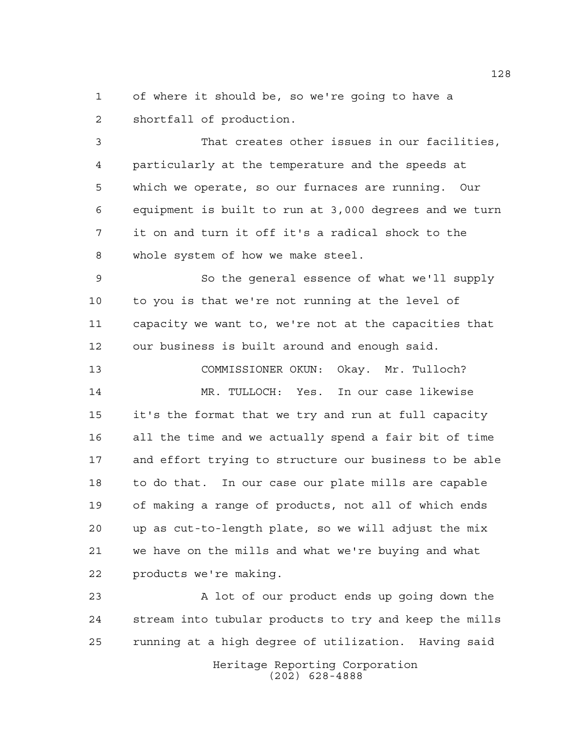of where it should be, so we're going to have a shortfall of production.

That creates other issues in our facilities, particularly at the temperature and the speeds at which we operate, so our furnaces are running. Our equipment is built to run at 3,000 degrees and we turn it on and turn it off it's a radical shock to the whole system of how we make steel.

So the general essence of what we'll supply to you is that we're not running at the level of capacity we want to, we're not at the capacities that our business is built around and enough said.

COMMISSIONER OKUN: Okay. Mr. Tulloch?

MR. TULLOCH: Yes. In our case likewise it's the format that we try and run at full capacity all the time and we actually spend a fair bit of time and effort trying to structure our business to be able to do that. In our case our plate mills are capable of making a range of products, not all of which ends up as cut-to-length plate, so we will adjust the mix we have on the mills and what we're buying and what products we're making.

A lot of our product ends up going down the stream into tubular products to try and keep the mills running at a high degree of utilization. Having said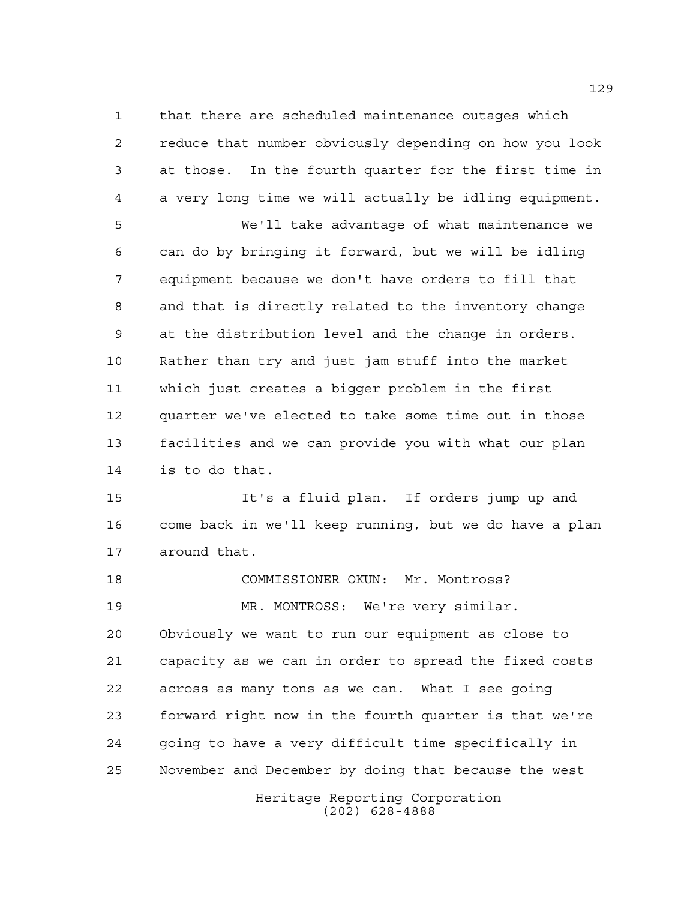that there are scheduled maintenance outages which reduce that number obviously depending on how you look at those. In the fourth quarter for the first time in a very long time we will actually be idling equipment.

We'll take advantage of what maintenance we can do by bringing it forward, but we will be idling equipment because we don't have orders to fill that and that is directly related to the inventory change at the distribution level and the change in orders. Rather than try and just jam stuff into the market which just creates a bigger problem in the first quarter we've elected to take some time out in those facilities and we can provide you with what our plan is to do that.

It's a fluid plan. If orders jump up and come back in we'll keep running, but we do have a plan around that.

COMMISSIONER OKUN: Mr. Montross?

MR. MONTROSS: We're very similar. Obviously we want to run our equipment as close to capacity as we can in order to spread the fixed costs across as many tons as we can. What I see going forward right now in the fourth quarter is that we're going to have a very difficult time specifically in November and December by doing that because the west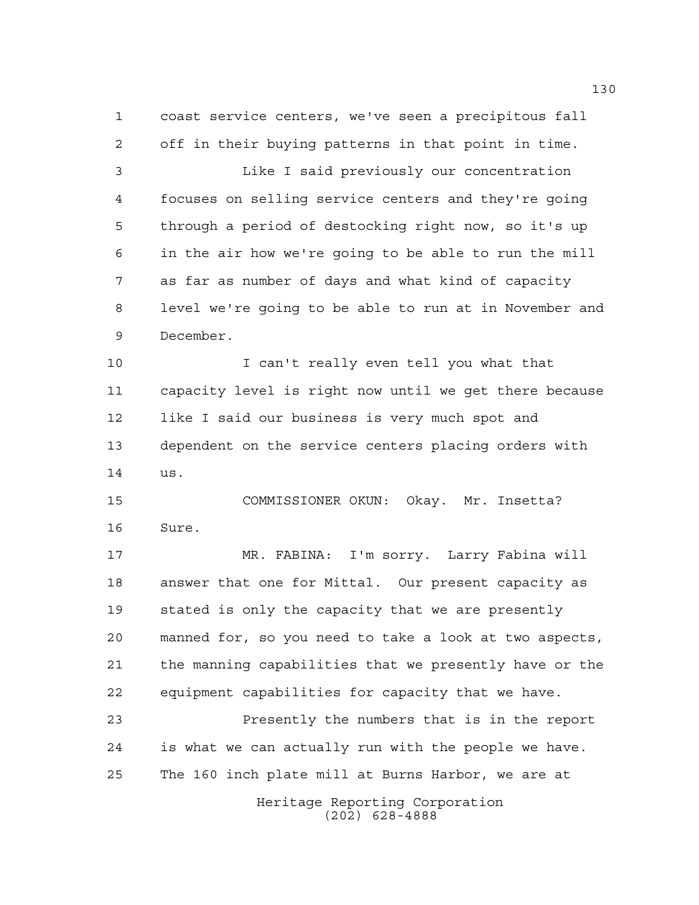coast service centers, we've seen a precipitous fall off in their buying patterns in that point in time.

Like I said previously our concentration focuses on selling service centers and they're going through a period of destocking right now, so it's up in the air how we're going to be able to run the mill as far as number of days and what kind of capacity level we're going to be able to run at in November and December.

I can't really even tell you what that capacity level is right now until we get there because like I said our business is very much spot and dependent on the service centers placing orders with us.

COMMISSIONER OKUN: Okay. Mr. Insetta? Sure.

MR. FABINA: I'm sorry. Larry Fabina will answer that one for Mittal. Our present capacity as stated is only the capacity that we are presently manned for, so you need to take a look at two aspects, the manning capabilities that we presently have or the equipment capabilities for capacity that we have.

Presently the numbers that is in the report is what we can actually run with the people we have. The 160 inch plate mill at Burns Harbor, we are at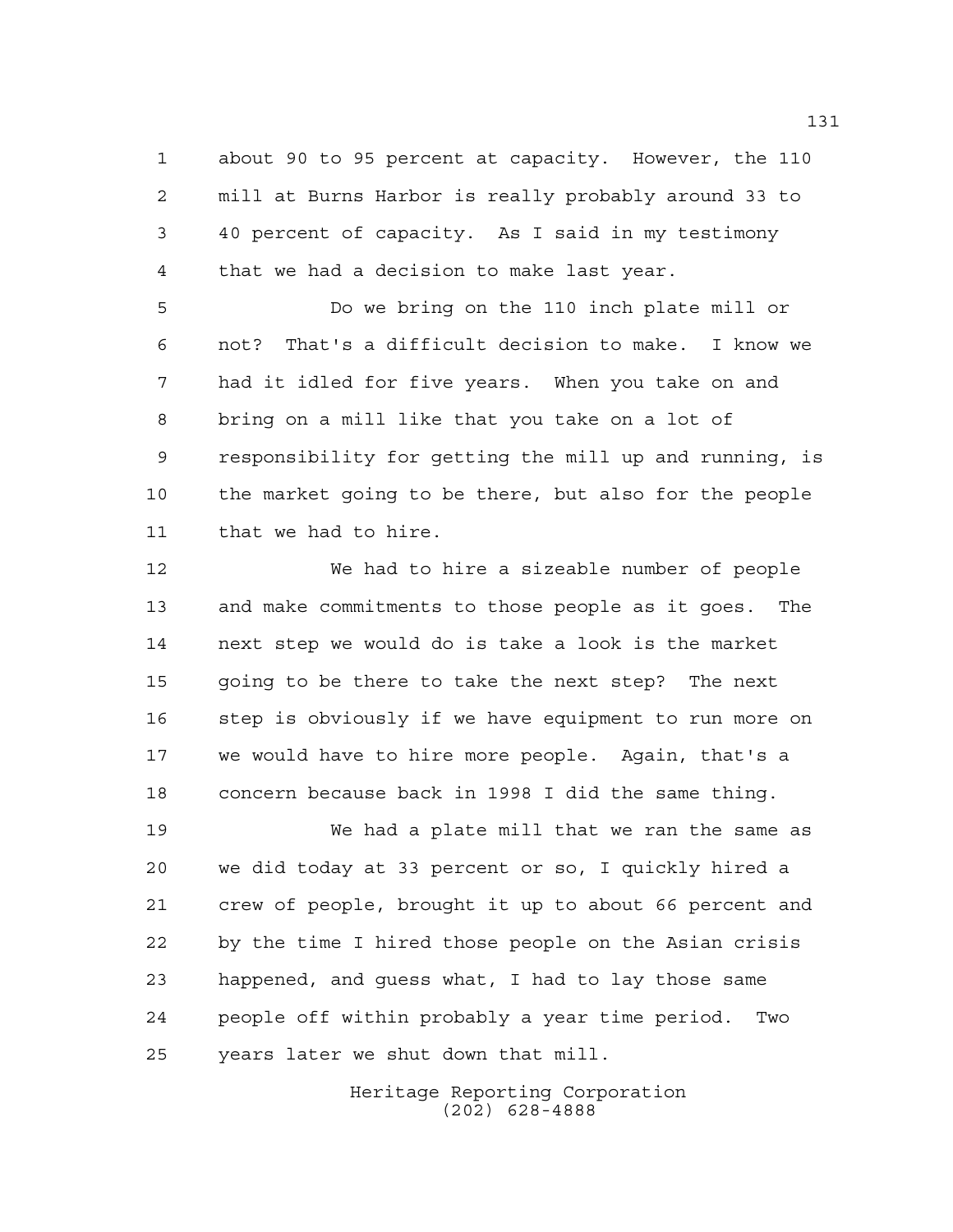about 90 to 95 percent at capacity. However, the 110 mill at Burns Harbor is really probably around 33 to 40 percent of capacity. As I said in my testimony that we had a decision to make last year.

Do we bring on the 110 inch plate mill or not? That's a difficult decision to make. I know we had it idled for five years. When you take on and bring on a mill like that you take on a lot of responsibility for getting the mill up and running, is the market going to be there, but also for the people that we had to hire.

We had to hire a sizeable number of people and make commitments to those people as it goes. The next step we would do is take a look is the market going to be there to take the next step? The next step is obviously if we have equipment to run more on we would have to hire more people. Again, that's a concern because back in 1998 I did the same thing.

We had a plate mill that we ran the same as we did today at 33 percent or so, I quickly hired a crew of people, brought it up to about 66 percent and by the time I hired those people on the Asian crisis happened, and guess what, I had to lay those same people off within probably a year time period. Two years later we shut down that mill.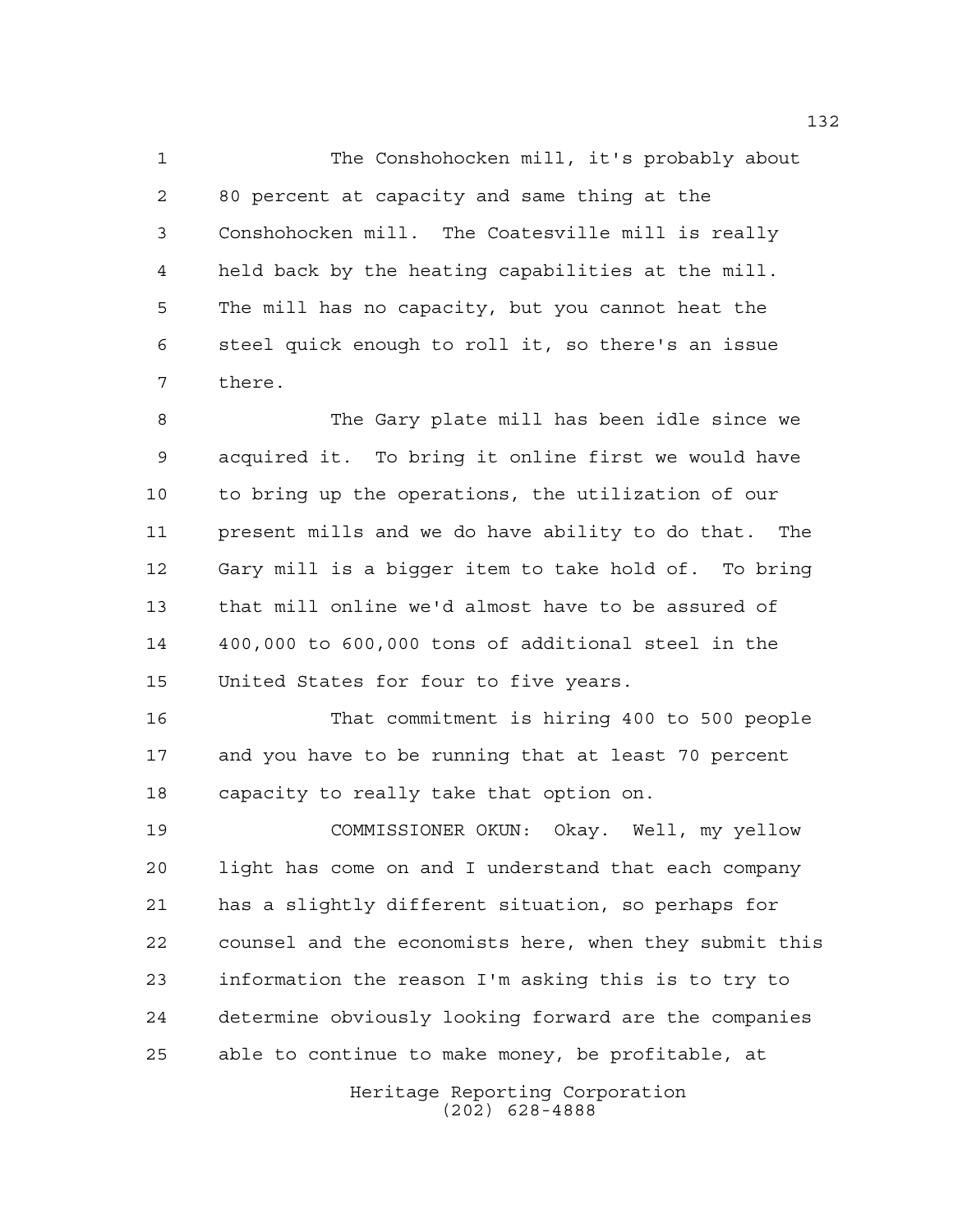The Conshohocken mill, it's probably about 80 percent at capacity and same thing at the Conshohocken mill. The Coatesville mill is really held back by the heating capabilities at the mill. The mill has no capacity, but you cannot heat the steel quick enough to roll it, so there's an issue there.

The Gary plate mill has been idle since we acquired it. To bring it online first we would have to bring up the operations, the utilization of our present mills and we do have ability to do that. The Gary mill is a bigger item to take hold of. To bring that mill online we'd almost have to be assured of 400,000 to 600,000 tons of additional steel in the United States for four to five years.

That commitment is hiring 400 to 500 people and you have to be running that at least 70 percent capacity to really take that option on.

COMMISSIONER OKUN: Okay. Well, my yellow light has come on and I understand that each company has a slightly different situation, so perhaps for counsel and the economists here, when they submit this information the reason I'm asking this is to try to determine obviously looking forward are the companies able to continue to make money, be profitable, at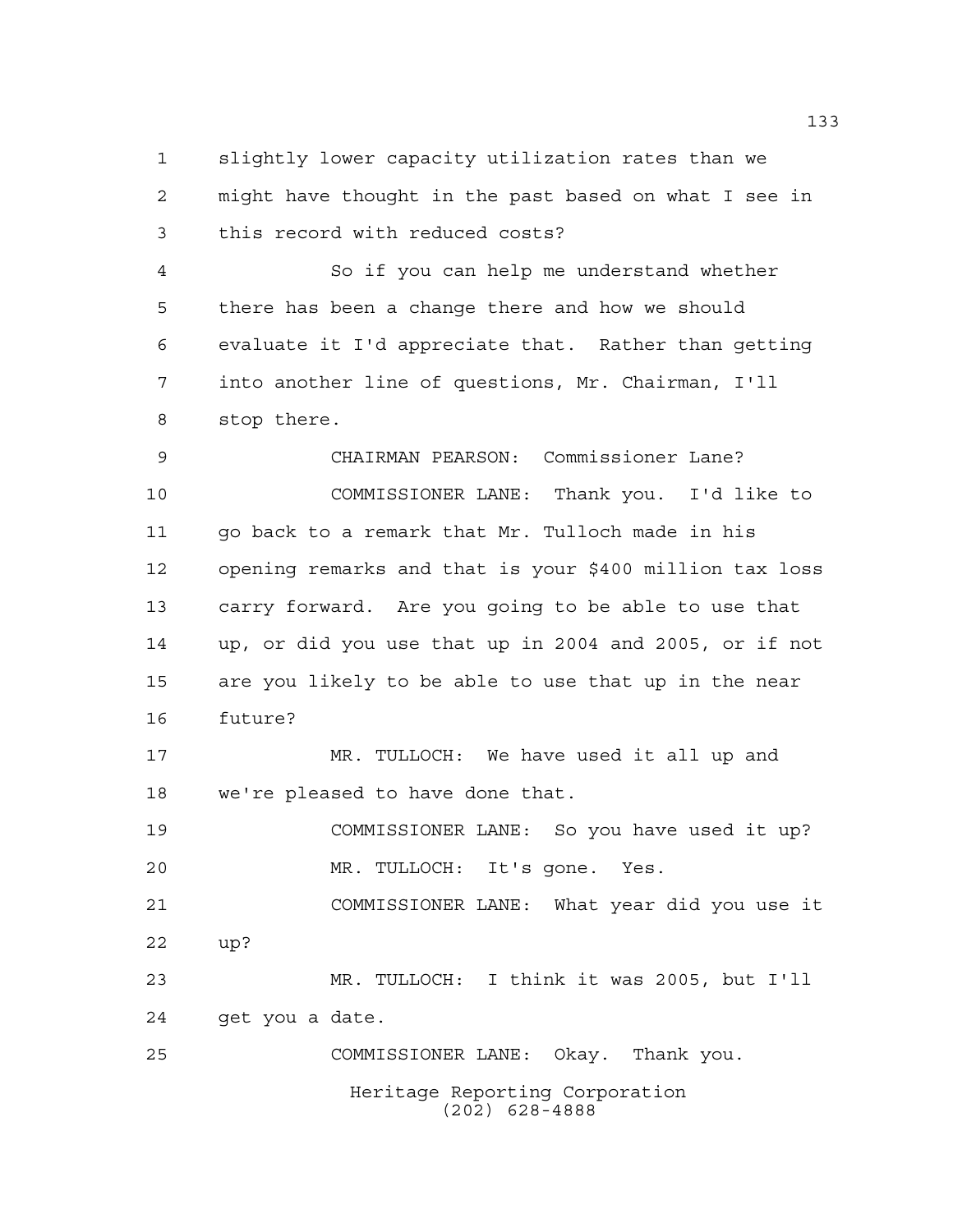slightly lower capacity utilization rates than we might have thought in the past based on what I see in this record with reduced costs?

So if you can help me understand whether there has been a change there and how we should evaluate it I'd appreciate that. Rather than getting into another line of questions, Mr. Chairman, I'll stop there.

CHAIRMAN PEARSON: Commissioner Lane?

COMMISSIONER LANE: Thank you. I'd like to go back to a remark that Mr. Tulloch made in his opening remarks and that is your $400 million tax loss carry forward. Are you going to be able to use that up, or did you use that up in 2004 and 2005, or if not are you likely to be able to use that up in the near future?

MR. TULLOCH: We have used it all up and we're pleased to have done that.

COMMISSIONER LANE: So you have used it up?

MR. TULLOCH: It's gone. Yes.

COMMISSIONER LANE: What year did you use it up?

MR. TULLOCH: I think it was 2005, but I'll get you a date.

COMMISSIONER LANE: Okay. Thank you.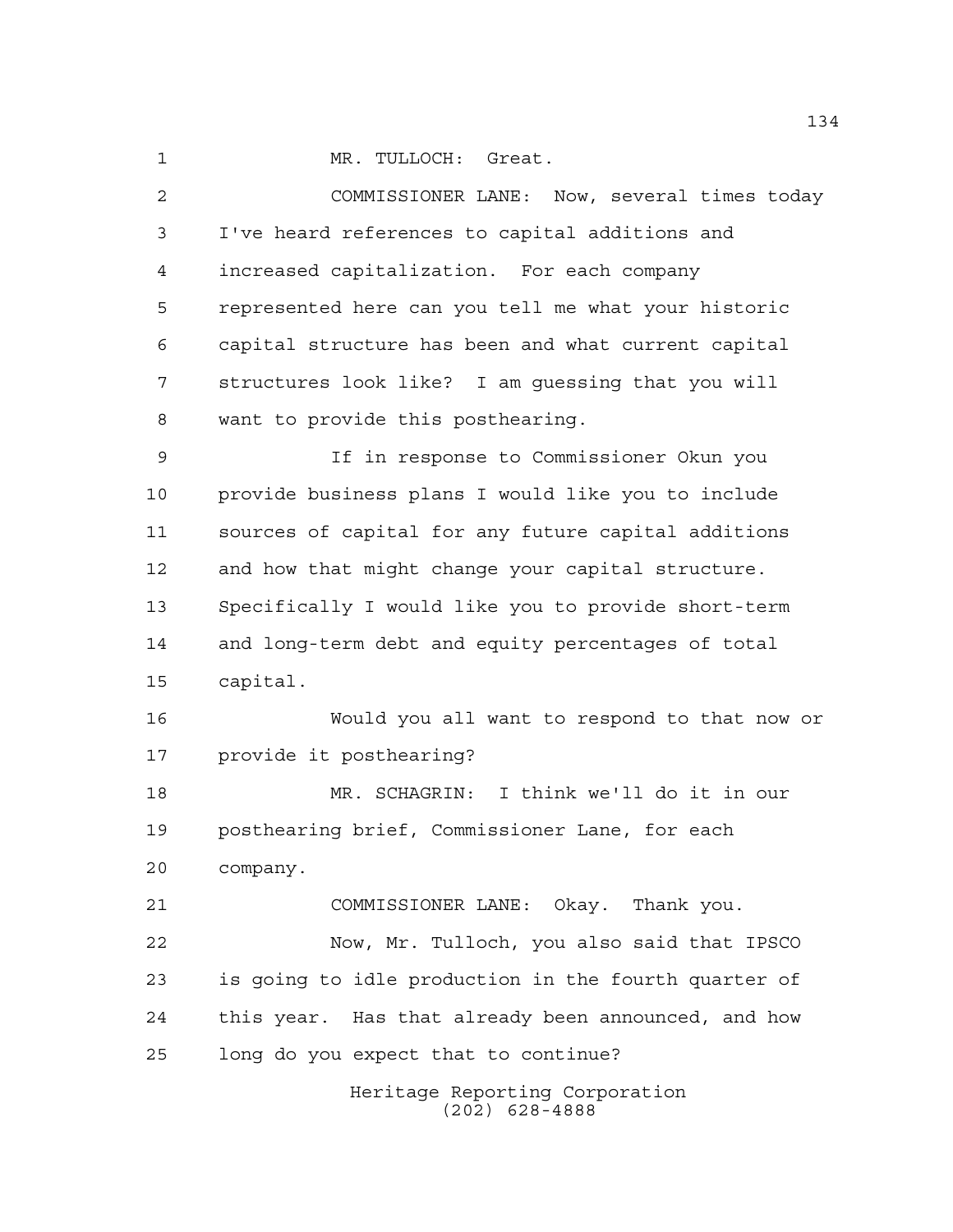MR. TULLOCH: Great.

COMMISSIONER LANE: Now, several times today I've heard references to capital additions and increased capitalization. For each company represented here can you tell me what your historic capital structure has been and what current capital structures look like? I am guessing that you will want to provide this posthearing.

If in response to Commissioner Okun you provide business plans I would like you to include sources of capital for any future capital additions and how that might change your capital structure. Specifically I would like you to provide short-term and long-term debt and equity percentages of total capital.

Would you all want to respond to that now or provide it posthearing?

MR. SCHAGRIN: I think we'll do it in our posthearing brief, Commissioner Lane, for each company.

COMMISSIONER LANE: Okay. Thank you.

Now, Mr. Tulloch, you also said that IPSCO is going to idle production in the fourth quarter of this year. Has that already been announced, and how long do you expect that to continue?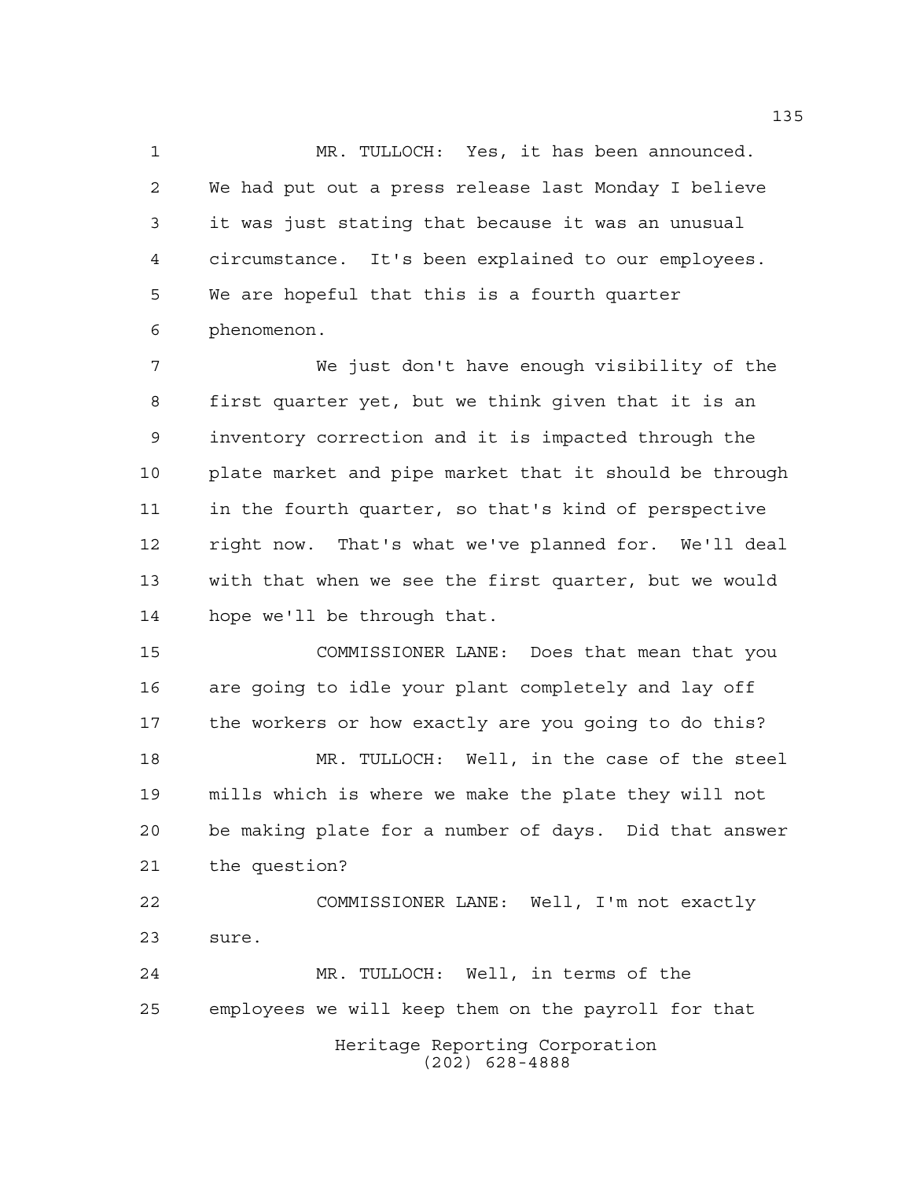MR. TULLOCH: Yes, it has been announced. We had put out a press release last Monday I believe it was just stating that because it was an unusual circumstance. It's been explained to our employees. We are hopeful that this is a fourth quarter phenomenon.

We just don't have enough visibility of the first quarter yet, but we think given that it is an inventory correction and it is impacted through the plate market and pipe market that it should be through in the fourth quarter, so that's kind of perspective right now. That's what we've planned for. We'll deal with that when we see the first quarter, but we would hope we'll be through that.

COMMISSIONER LANE: Does that mean that you are going to idle your plant completely and lay off the workers or how exactly are you going to do this?

MR. TULLOCH: Well, in the case of the steel mills which is where we make the plate they will not be making plate for a number of days. Did that answer the question?

COMMISSIONER LANE: Well, I'm not exactly sure.

MR. TULLOCH: Well, in terms of the employees we will keep them on the payroll for that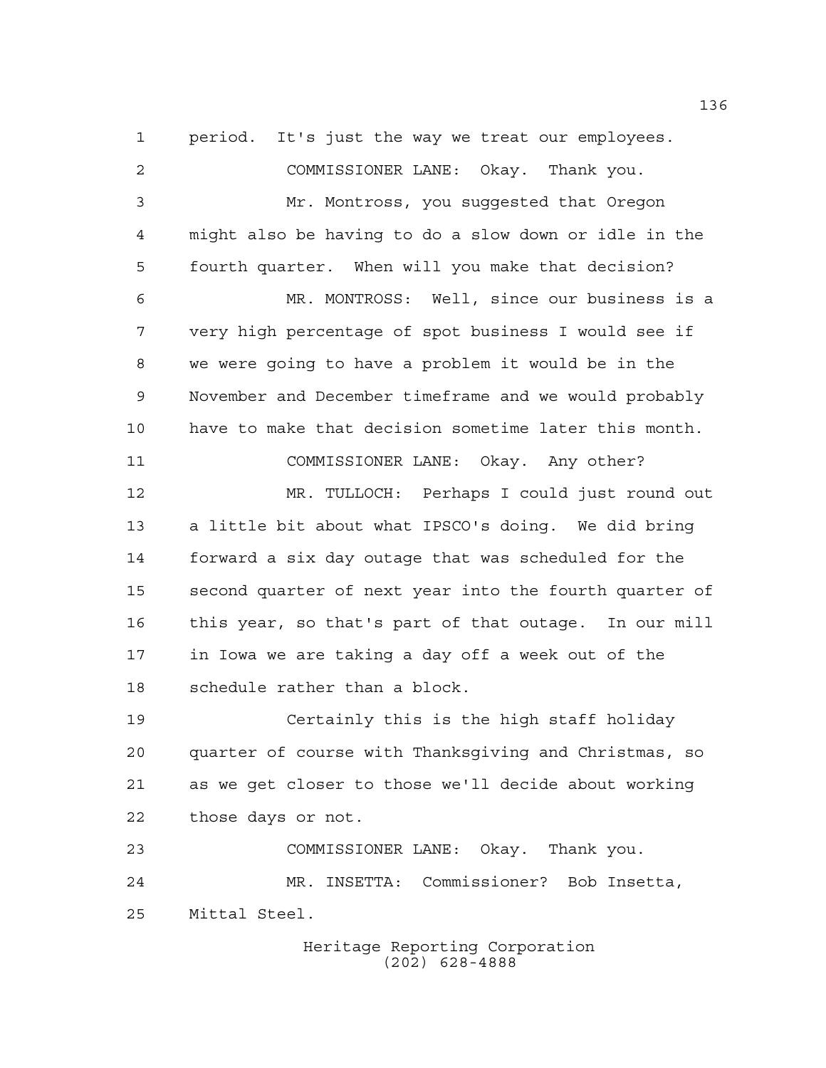period. It's just the way we treat our employees.

COMMISSIONER LANE: Okay. Thank you.

Mr. Montross, you suggested that Oregon might also be having to do a slow down or idle in the fourth quarter. When will you make that decision?

MR. MONTROSS: Well, since our business is a very high percentage of spot business I would see if we were going to have a problem it would be in the November and December timeframe and we would probably have to make that decision sometime later this month.

COMMISSIONER LANE: Okay. Any other?

MR. TULLOCH: Perhaps I could just round out a little bit about what IPSCO's doing. We did bring forward a six day outage that was scheduled for the second quarter of next year into the fourth quarter of this year, so that's part of that outage. In our mill in Iowa we are taking a day off a week out of the schedule rather than a block.

Certainly this is the high staff holiday quarter of course with Thanksgiving and Christmas, so as we get closer to those we'll decide about working those days or not.

COMMISSIONER LANE: Okay. Thank you.

MR. INSETTA: Commissioner? Bob Insetta, Mittal Steel.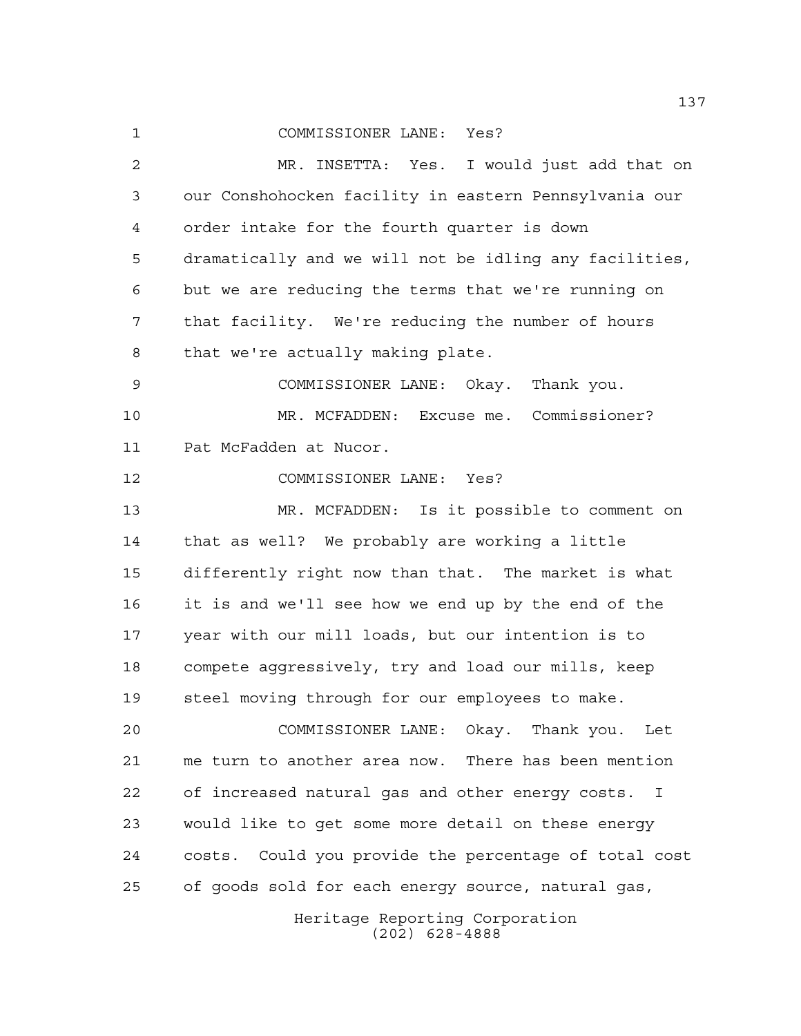COMMISSIONER LANE: Yes?

MR. INSETTA: Yes. I would just add that on our Conshohocken facility in eastern Pennsylvania our order intake for the fourth quarter is down dramatically and we will not be idling any facilities, but we are reducing the terms that we're running on that facility. We're reducing the number of hours that we're actually making plate.

COMMISSIONER LANE: Okay. Thank you.

MR. MCFADDEN: Excuse me. Commissioner? Pat McFadden at Nucor.

COMMISSIONER LANE: Yes?

MR. MCFADDEN: Is it possible to comment on that as well? We probably are working a little differently right now than that. The market is what it is and we'll see how we end up by the end of the year with our mill loads, but our intention is to compete aggressively, try and load our mills, keep steel moving through for our employees to make.

COMMISSIONER LANE: Okay. Thank you. Let me turn to another area now. There has been mention of increased natural gas and other energy costs. I would like to get some more detail on these energy costs. Could you provide the percentage of total cost of goods sold for each energy source, natural gas,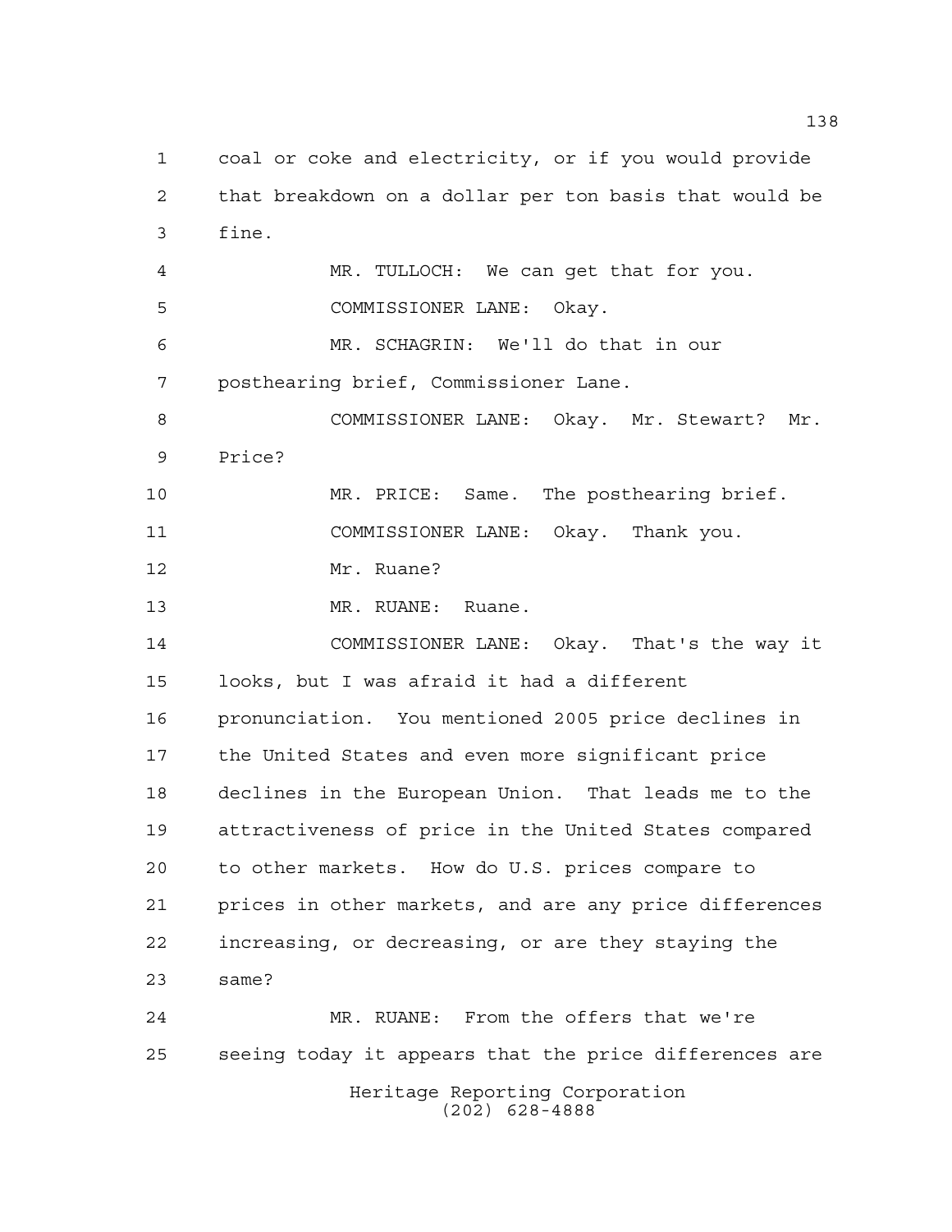coal or coke and electricity, or if you would provide that breakdown on a dollar per ton basis that would be fine.

MR. TULLOCH: We can get that for you.

COMMISSIONER LANE: Okay.

MR. SCHAGRIN: We'll do that in our posthearing brief, Commissioner Lane.

COMMISSIONER LANE: Okay. Mr. Stewart? Mr. Price?

MR. PRICE: Same. The posthearing brief.

COMMISSIONER LANE: Okay. Thank you.

Mr. Ruane?

MR. RUANE: Ruane.

COMMISSIONER LANE: Okay. That's the way it looks, but I was afraid it had a different pronunciation. You mentioned 2005 price declines in the United States and even more significant price declines in the European Union. That leads me to the attractiveness of price in the United States compared to other markets. How do U.S. prices compare to prices in other markets, and are any price differences increasing, or decreasing, or are they staying the same?

MR. RUANE: From the offers that we're seeing today it appears that the price differences are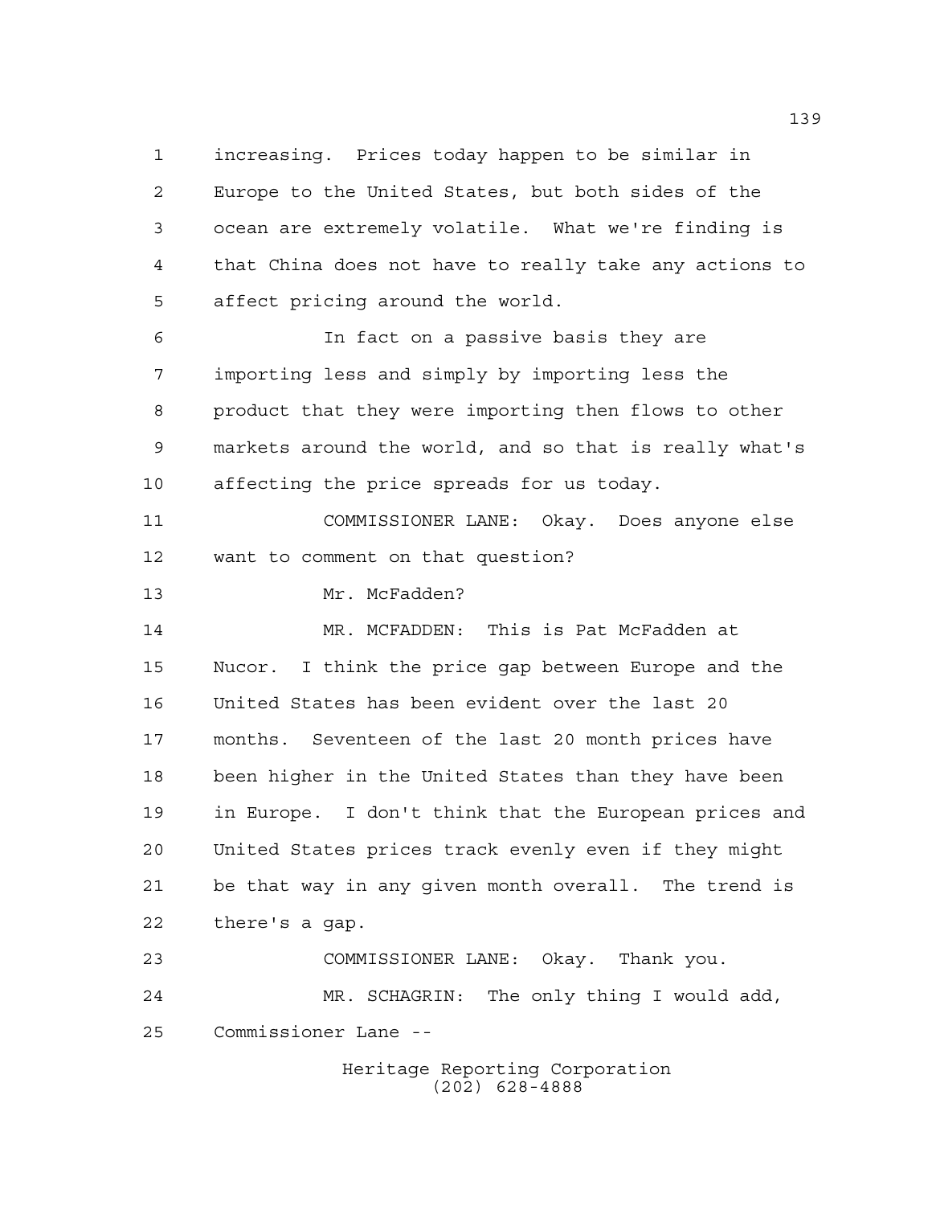increasing. Prices today happen to be similar in Europe to the United States, but both sides of the ocean are extremely volatile. What we're finding is that China does not have to really take any actions to affect pricing around the world.

In fact on a passive basis they are importing less and simply by importing less the product that they were importing then flows to other markets around the world, and so that is really what's affecting the price spreads for us today.

COMMISSIONER LANE: Okay. Does anyone else want to comment on that question?

Mr. McFadden?

MR. MCFADDEN: This is Pat McFadden at Nucor. I think the price gap between Europe and the United States has been evident over the last 20 months. Seventeen of the last 20 month prices have been higher in the United States than they have been in Europe. I don't think that the European prices and United States prices track evenly even if they might be that way in any given month overall. The trend is there's a gap.

COMMISSIONER LANE: Okay. Thank you.

MR. SCHAGRIN: The only thing I would add, Commissioner Lane --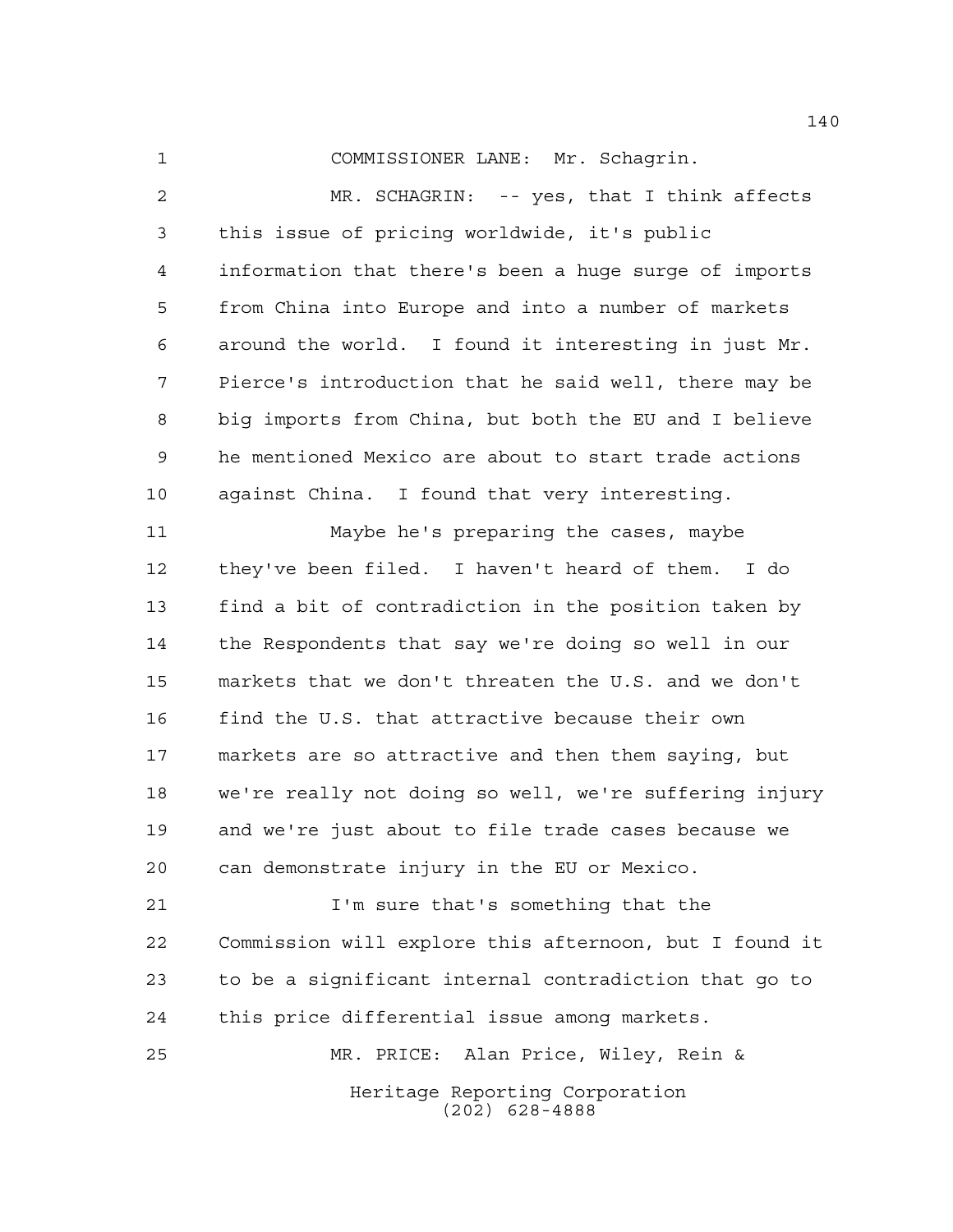COMMISSIONER LANE: Mr. Schagrin.

MR. SCHAGRIN: -- yes, that I think affects this issue of pricing worldwide, it's public information that there's been a huge surge of imports from China into Europe and into a number of markets around the world. I found it interesting in just Mr. Pierce's introduction that he said well, there may be big imports from China, but both the EU and I believe he mentioned Mexico are about to start trade actions against China. I found that very interesting.

Maybe he's preparing the cases, maybe they've been filed. I haven't heard of them. I do find a bit of contradiction in the position taken by the Respondents that say we're doing so well in our markets that we don't threaten the U.S. and we don't find the U.S. that attractive because their own markets are so attractive and then them saying, but we're really not doing so well, we're suffering injury and we're just about to file trade cases because we can demonstrate injury in the EU or Mexico.

I'm sure that's something that the Commission will explore this afternoon, but I found it to be a significant internal contradiction that go to this price differential issue among markets.

MR. PRICE: Alan Price, Wiley, Rein &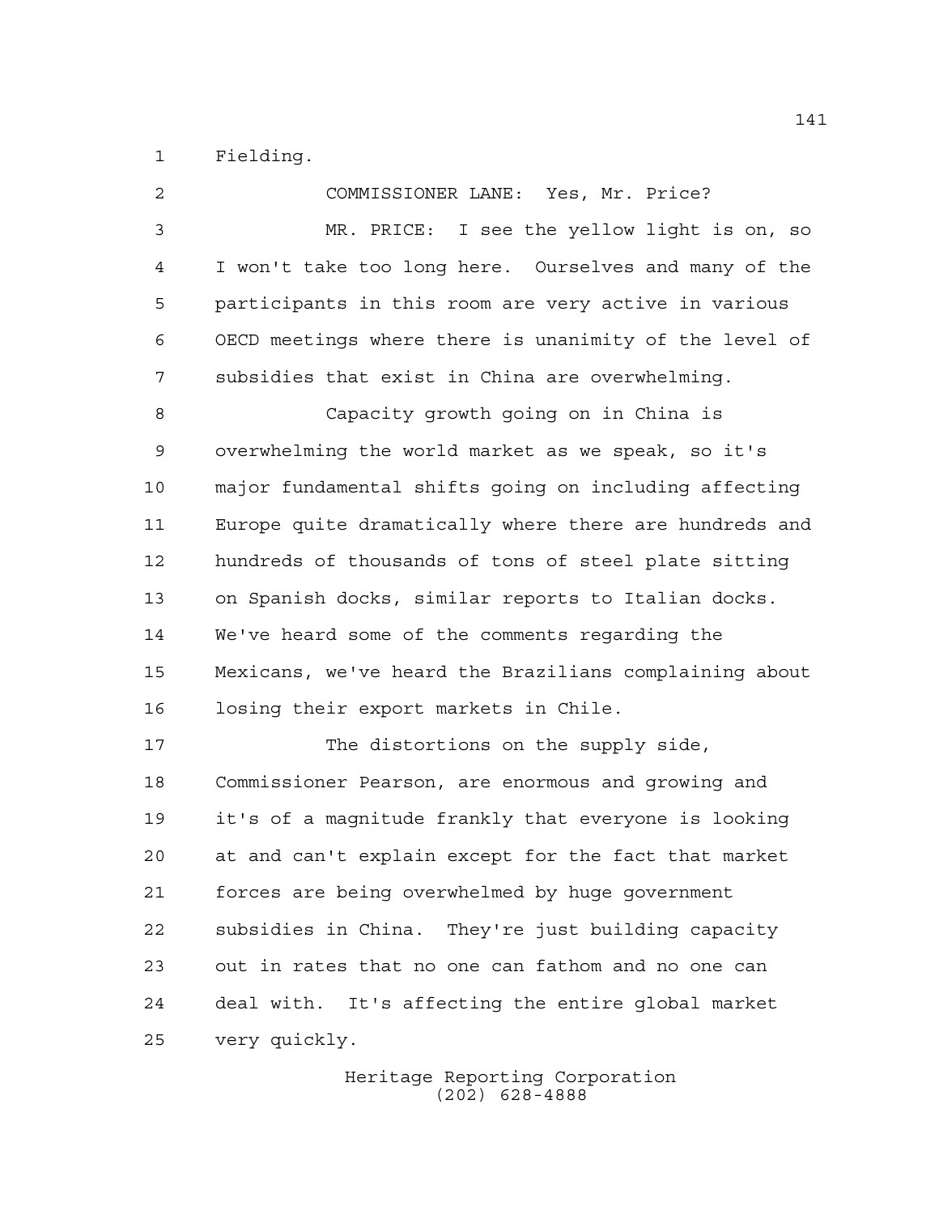Fielding.

COMMISSIONER LANE: Yes, Mr. Price?

MR. PRICE: I see the yellow light is on, so I won't take too long here. Ourselves and many of the participants in this room are very active in various OECD meetings where there is unanimity of the level of subsidies that exist in China are overwhelming.

Capacity growth going on in China is overwhelming the world market as we speak, so it's major fundamental shifts going on including affecting Europe quite dramatically where there are hundreds and hundreds of thousands of tons of steel plate sitting on Spanish docks, similar reports to Italian docks. We've heard some of the comments regarding the Mexicans, we've heard the Brazilians complaining about losing their export markets in Chile.

The distortions on the supply side, Commissioner Pearson, are enormous and growing and it's of a magnitude frankly that everyone is looking at and can't explain except for the fact that market forces are being overwhelmed by huge government subsidies in China. They're just building capacity out in rates that no one can fathom and no one can deal with. It's affecting the entire global market very quickly.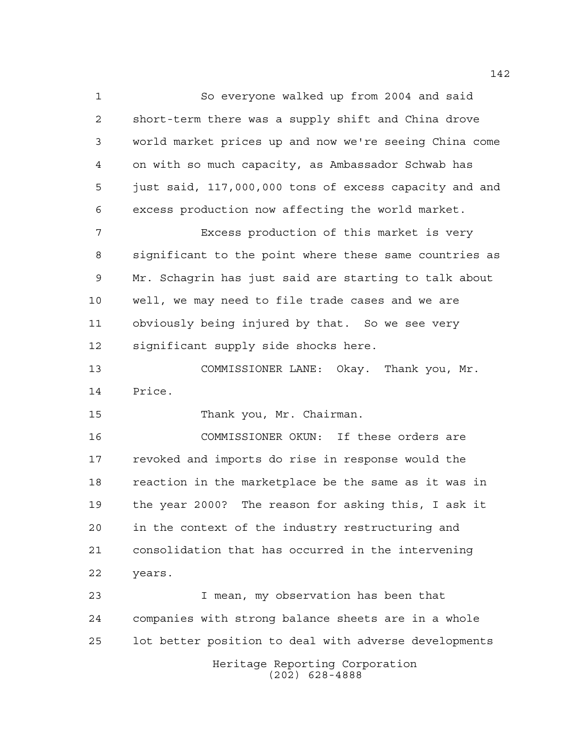So everyone walked up from 2004 and said short-term there was a supply shift and China drove world market prices up and now we're seeing China come on with so much capacity, as Ambassador Schwab has just said, 117,000,000 tons of excess capacity and and excess production now affecting the world market.

Excess production of this market is very significant to the point where these same countries as Mr. Schagrin has just said are starting to talk about well, we may need to file trade cases and we are obviously being injured by that. So we see very significant supply side shocks here.

COMMISSIONER LANE: Okay. Thank you, Mr. Price.

Thank you, Mr. Chairman.

COMMISSIONER OKUN: If these orders are revoked and imports do rise in response would the reaction in the marketplace be the same as it was in the year 2000? The reason for asking this, I ask it in the context of the industry restructuring and consolidation that has occurred in the intervening years.

I mean, my observation has been that companies with strong balance sheets are in a whole lot better position to deal with adverse developments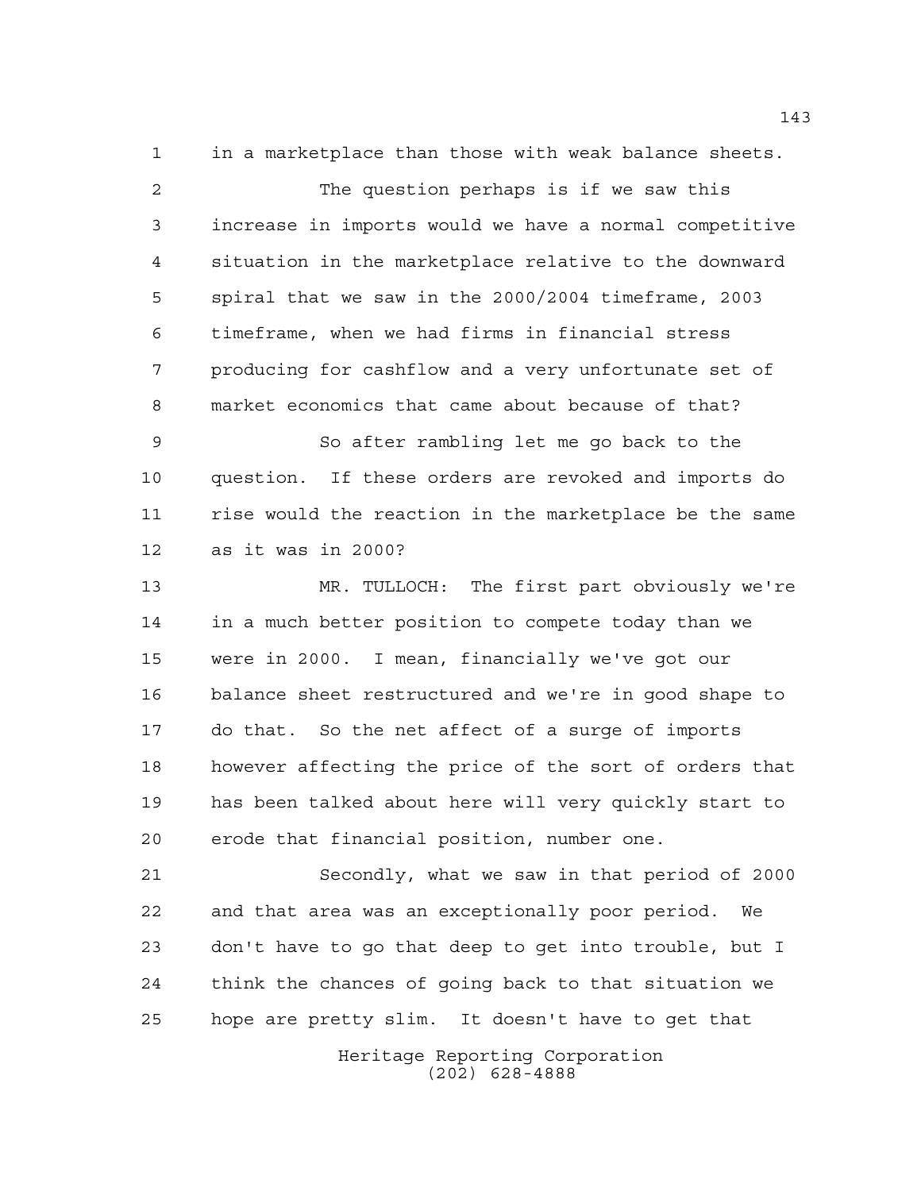in a marketplace than those with weak balance sheets.

The question perhaps is if we saw this increase in imports would we have a normal competitive situation in the marketplace relative to the downward spiral that we saw in the 2000/2004 timeframe, 2003 timeframe, when we had firms in financial stress producing for cashflow and a very unfortunate set of market economics that came about because of that?

So after rambling let me go back to the question. If these orders are revoked and imports do rise would the reaction in the marketplace be the same as it was in 2000?

MR. TULLOCH: The first part obviously we're in a much better position to compete today than we were in 2000. I mean, financially we've got our balance sheet restructured and we're in good shape to do that. So the net affect of a surge of imports however affecting the price of the sort of orders that has been talked about here will very quickly start to erode that financial position, number one.

Secondly, what we saw in that period of 2000 and that area was an exceptionally poor period. We don't have to go that deep to get into trouble, but I think the chances of going back to that situation we hope are pretty slim. It doesn't have to get that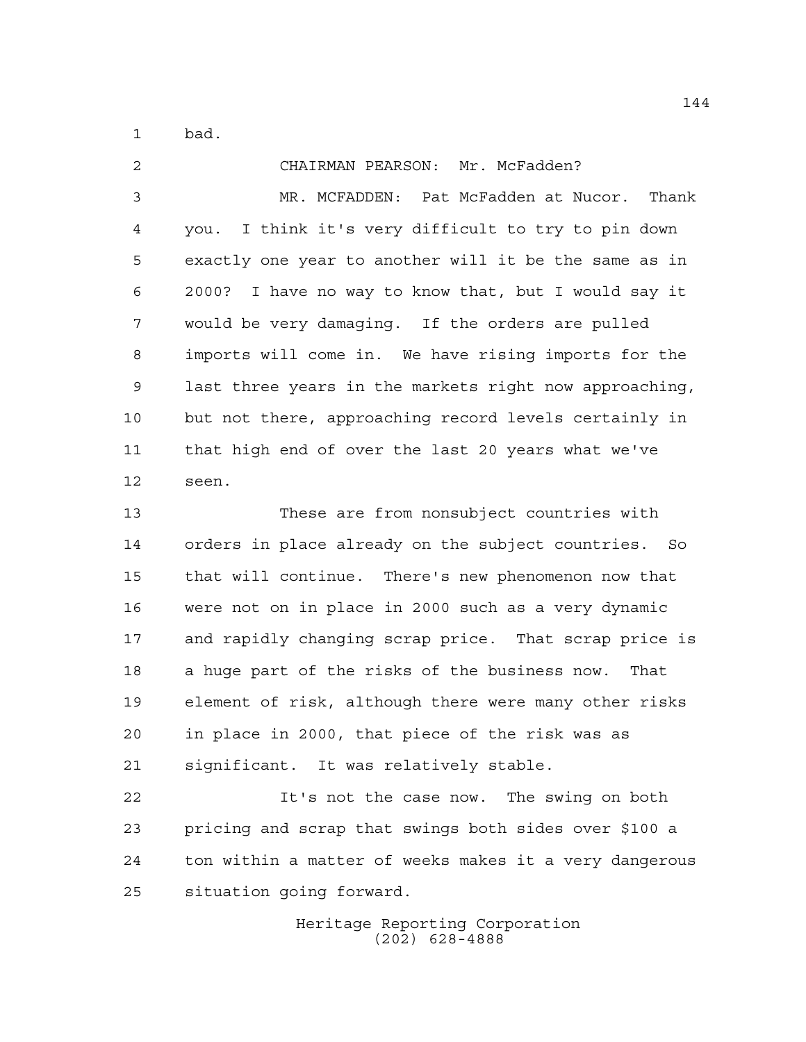bad.

CHAIRMAN PEARSON: Mr. McFadden?

MR. MCFADDEN: Pat McFadden at Nucor. Thank you. I think it's very difficult to try to pin down exactly one year to another will it be the same as in 2000? I have no way to know that, but I would say it would be very damaging. If the orders are pulled imports will come in. We have rising imports for the last three years in the markets right now approaching, but not there, approaching record levels certainly in that high end of over the last 20 years what we've seen.

These are from nonsubject countries with orders in place already on the subject countries. So that will continue. There's new phenomenon now that were not on in place in 2000 such as a very dynamic and rapidly changing scrap price. That scrap price is a huge part of the risks of the business now. That element of risk, although there were many other risks in place in 2000, that piece of the risk was as significant. It was relatively stable.

It's not the case now. The swing on both pricing and scrap that swings both sides over $100 a ton within a matter of weeks makes it a very dangerous situation going forward.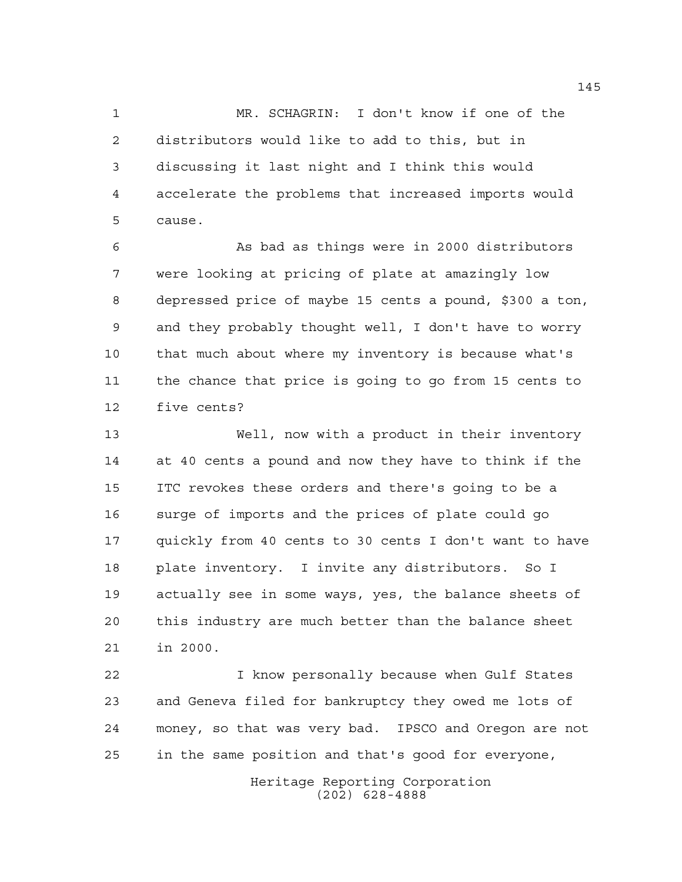MR. SCHAGRIN: I don't know if one of the distributors would like to add to this, but in discussing it last night and I think this would accelerate the problems that increased imports would cause.

As bad as things were in 2000 distributors were looking at pricing of plate at amazingly low depressed price of maybe 15 cents a pound, $300 a ton, and they probably thought well, I don't have to worry that much about where my inventory is because what's the chance that price is going to go from 15 cents to five cents?

Well, now with a product in their inventory at 40 cents a pound and now they have to think if the ITC revokes these orders and there's going to be a surge of imports and the prices of plate could go quickly from 40 cents to 30 cents I don't want to have plate inventory. I invite any distributors. So I actually see in some ways, yes, the balance sheets of this industry are much better than the balance sheet in 2000.

I know personally because when Gulf States and Geneva filed for bankruptcy they owed me lots of money, so that was very bad. IPSCO and Oregon are not in the same position and that's good for everyone,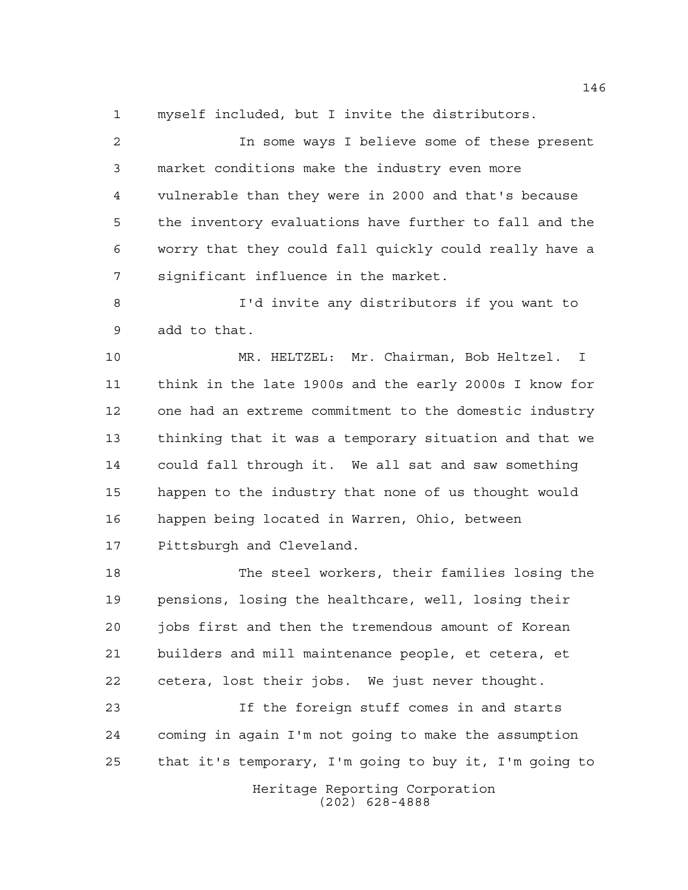myself included, but I invite the distributors.

In some ways I believe some of these present market conditions make the industry even more vulnerable than they were in 2000 and that's because the inventory evaluations have further to fall and the worry that they could fall quickly could really have a significant influence in the market.

I'd invite any distributors if you want to add to that.

MR. HELTZEL: Mr. Chairman, Bob Heltzel. I think in the late 1900s and the early 2000s I know for one had an extreme commitment to the domestic industry thinking that it was a temporary situation and that we could fall through it. We all sat and saw something happen to the industry that none of us thought would happen being located in Warren, Ohio, between Pittsburgh and Cleveland.

The steel workers, their families losing the pensions, losing the healthcare, well, losing their jobs first and then the tremendous amount of Korean builders and mill maintenance people, et cetera, et cetera, lost their jobs. We just never thought.

If the foreign stuff comes in and starts coming in again I'm not going to make the assumption that it's temporary, I'm going to buy it, I'm going to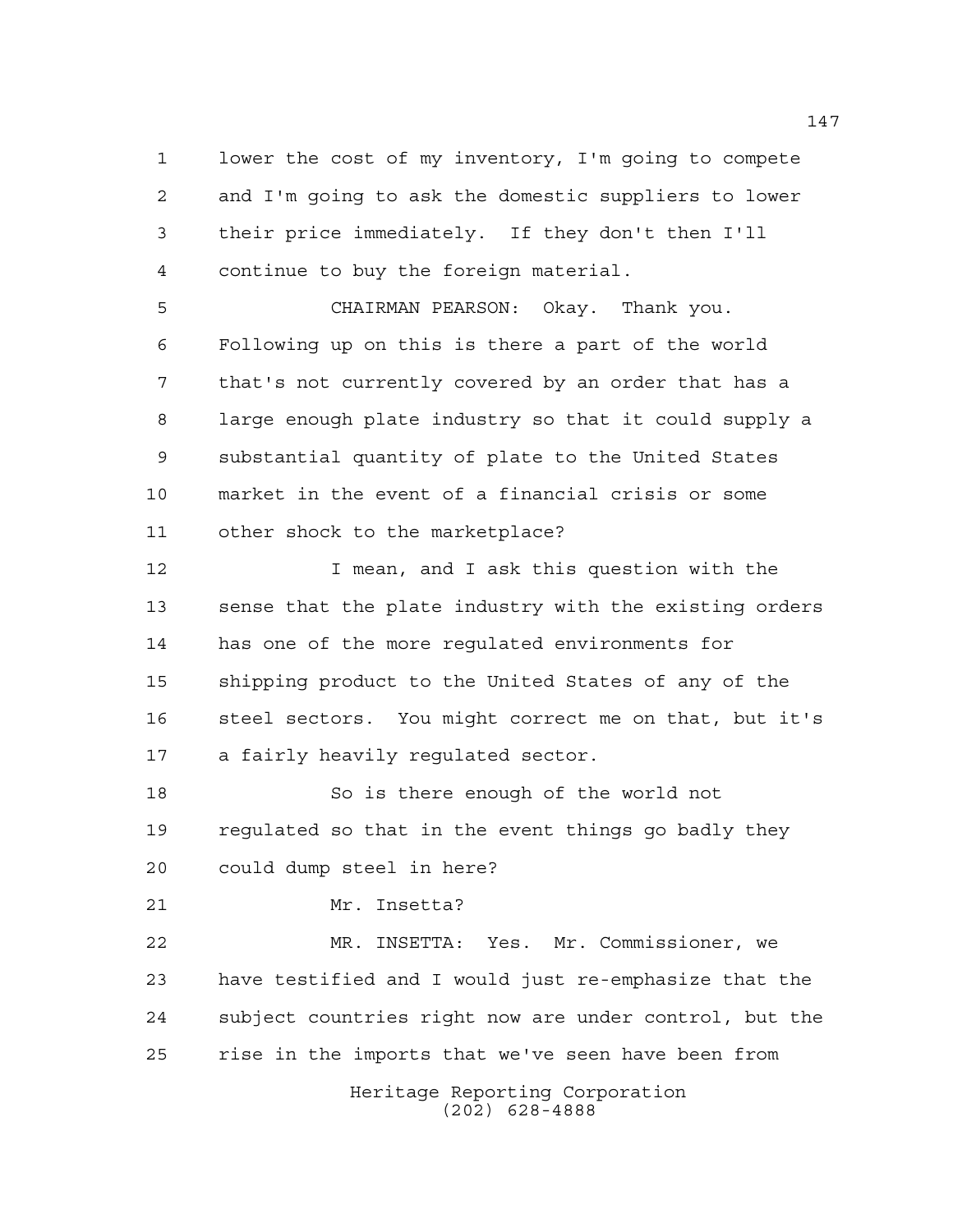lower the cost of my inventory, I'm going to compete and I'm going to ask the domestic suppliers to lower their price immediately. If they don't then I'll continue to buy the foreign material.

CHAIRMAN PEARSON: Okay. Thank you. Following up on this is there a part of the world that's not currently covered by an order that has a large enough plate industry so that it could supply a substantial quantity of plate to the United States market in the event of a financial crisis or some other shock to the marketplace?

I mean, and I ask this question with the sense that the plate industry with the existing orders has one of the more regulated environments for shipping product to the United States of any of the steel sectors. You might correct me on that, but it's a fairly heavily regulated sector.

So is there enough of the world not regulated so that in the event things go badly they could dump steel in here?

Mr. Insetta?

MR. INSETTA: Yes. Mr. Commissioner, we have testified and I would just re-emphasize that the subject countries right now are under control, but the rise in the imports that we've seen have been from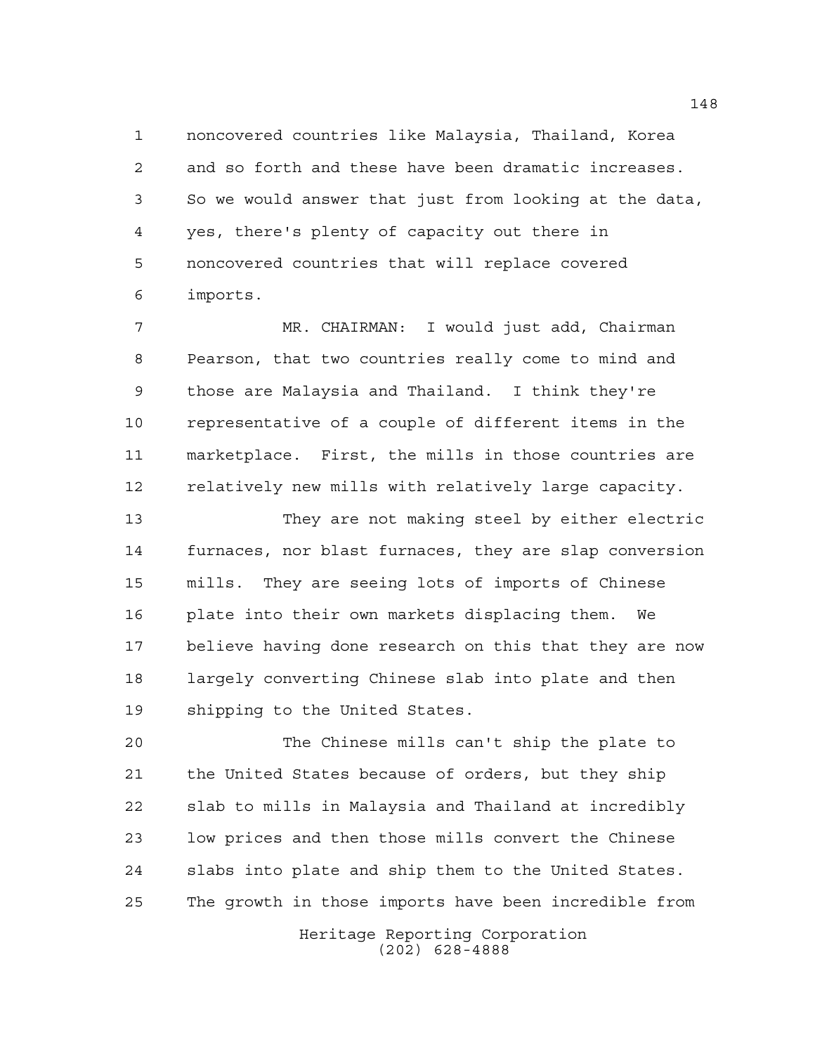noncovered countries like Malaysia, Thailand, Korea and so forth and these have been dramatic increases. So we would answer that just from looking at the data, yes, there's plenty of capacity out there in noncovered countries that will replace covered imports.

MR. CHAIRMAN: I would just add, Chairman Pearson, that two countries really come to mind and those are Malaysia and Thailand. I think they're representative of a couple of different items in the marketplace. First, the mills in those countries are relatively new mills with relatively large capacity.

They are not making steel by either electric furnaces, nor blast furnaces, they are slap conversion mills. They are seeing lots of imports of Chinese plate into their own markets displacing them. We believe having done research on this that they are now largely converting Chinese slab into plate and then shipping to the United States.

The Chinese mills can't ship the plate to the United States because of orders, but they ship slab to mills in Malaysia and Thailand at incredibly low prices and then those mills convert the Chinese slabs into plate and ship them to the United States. The growth in those imports have been incredible from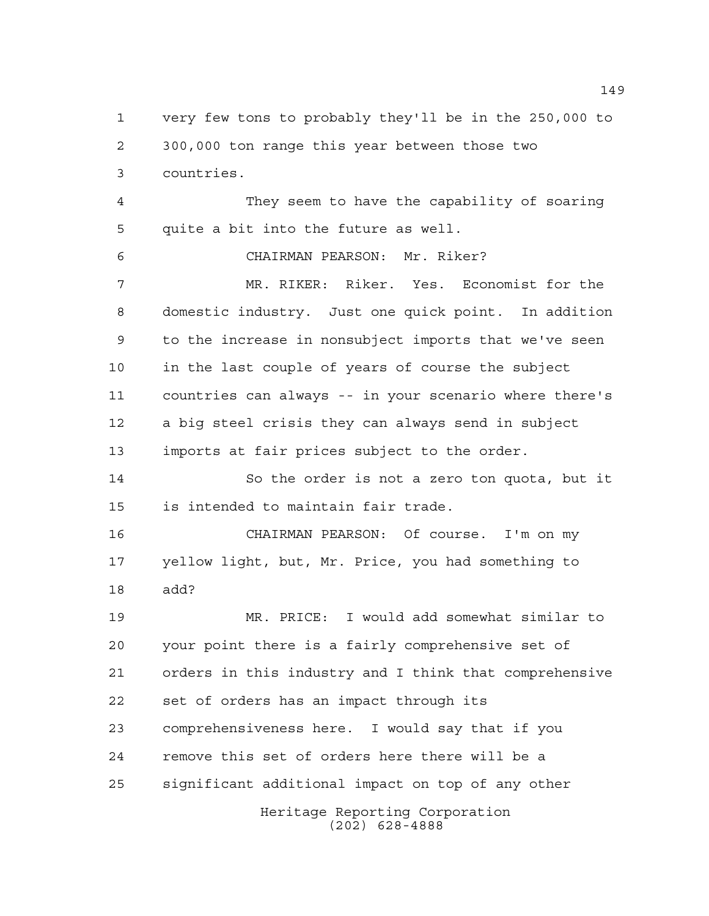very few tons to probably they'll be in the 250,000 to 300,000 ton range this year between those two countries.

They seem to have the capability of soaring quite a bit into the future as well.

CHAIRMAN PEARSON: Mr. Riker?

MR. RIKER: Riker. Yes. Economist for the domestic industry. Just one quick point. In addition to the increase in nonsubject imports that we've seen in the last couple of years of course the subject countries can always -- in your scenario where there's a big steel crisis they can always send in subject imports at fair prices subject to the order.

So the order is not a zero ton quota, but it is intended to maintain fair trade.

CHAIRMAN PEARSON: Of course. I'm on my yellow light, but, Mr. Price, you had something to add?

MR. PRICE: I would add somewhat similar to your point there is a fairly comprehensive set of orders in this industry and I think that comprehensive set of orders has an impact through its comprehensiveness here. I would say that if you remove this set of orders here there will be a significant additional impact on top of any other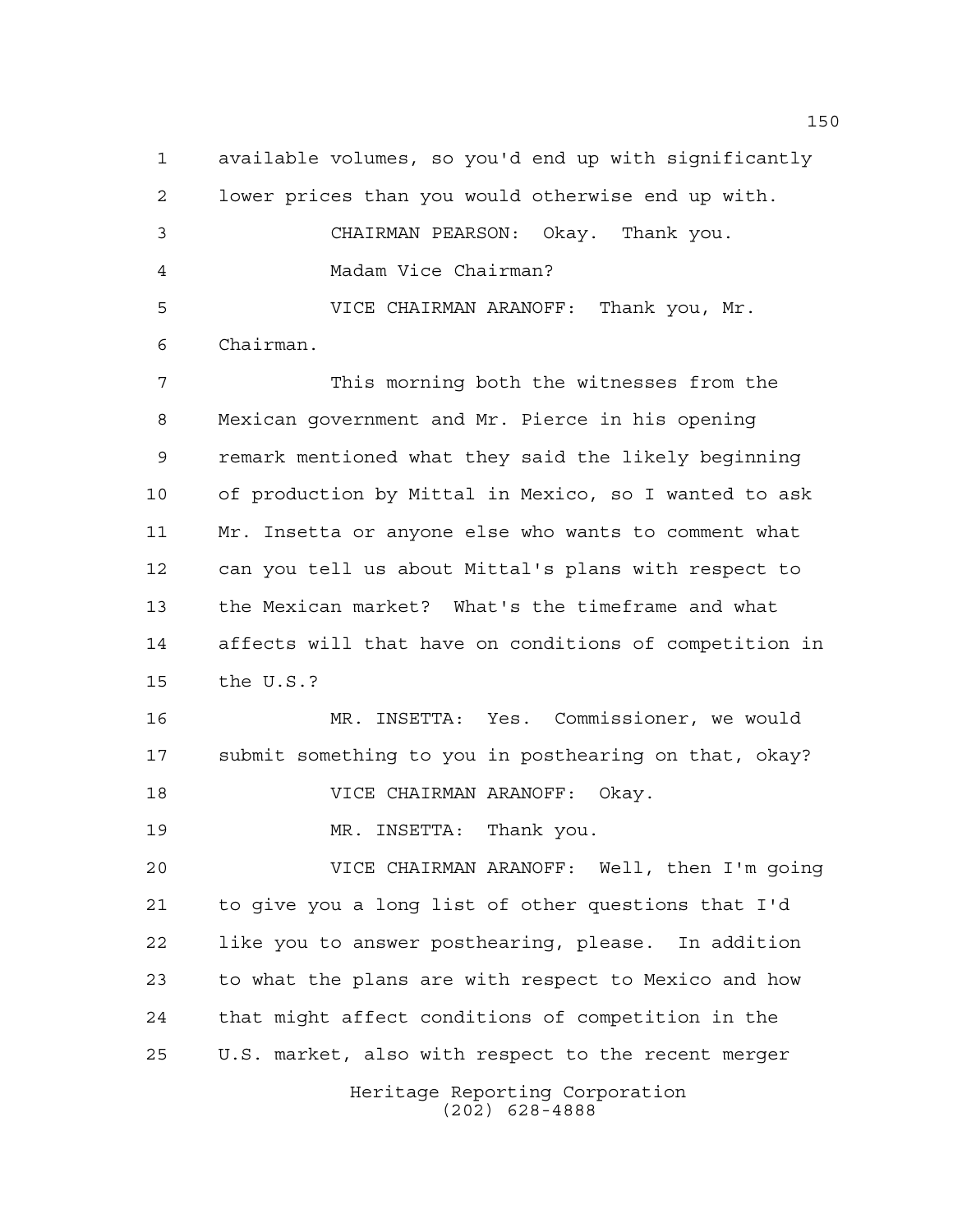available volumes, so you'd end up with significantly lower prices than you would otherwise end up with.

CHAIRMAN PEARSON: Okay. Thank you.

Madam Vice Chairman?

VICE CHAIRMAN ARANOFF: Thank you, Mr. Chairman.

This morning both the witnesses from the Mexican government and Mr. Pierce in his opening remark mentioned what they said the likely beginning of production by Mittal in Mexico, so I wanted to ask Mr. Insetta or anyone else who wants to comment what can you tell us about Mittal's plans with respect to the Mexican market? What's the timeframe and what affects will that have on conditions of competition in the U.S.?

MR. INSETTA: Yes. Commissioner, we would submit something to you in posthearing on that, okay?

VICE CHAIRMAN ARANOFF: Okay.

MR. INSETTA: Thank you.

VICE CHAIRMAN ARANOFF: Well, then I'm going to give you a long list of other questions that I'd like you to answer posthearing, please. In addition to what the plans are with respect to Mexico and how that might affect conditions of competition in the U.S. market, also with respect to the recent merger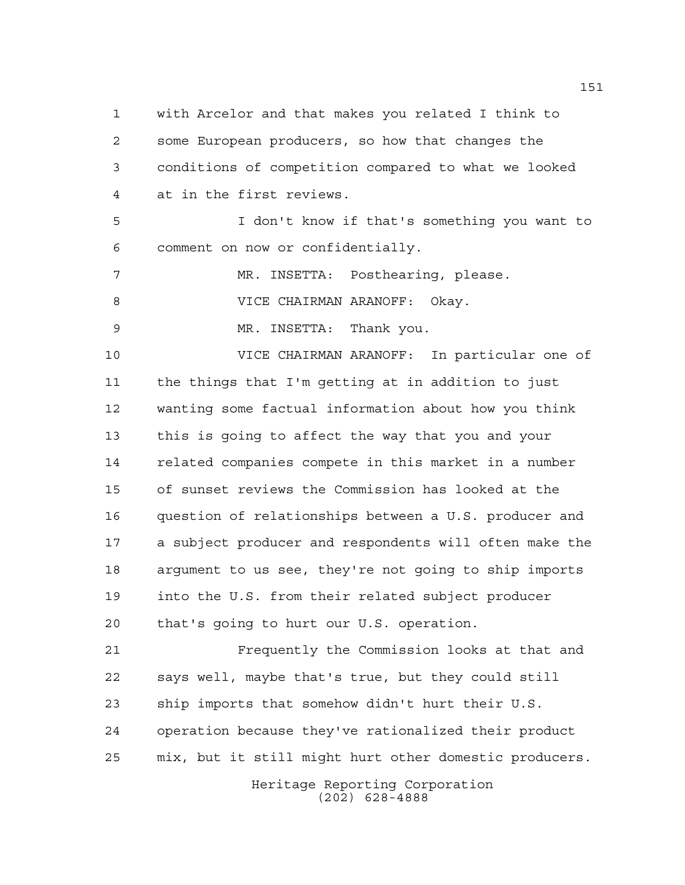with Arcelor and that makes you related I think to some European producers, so how that changes the conditions of competition compared to what we looked at in the first reviews.

I don't know if that's something you want to comment on now or confidentially.

MR. INSETTA: Posthearing, please.

VICE CHAIRMAN ARANOFF: Okay.

MR. INSETTA: Thank you.

VICE CHAIRMAN ARANOFF: In particular one of the things that I'm getting at in addition to just wanting some factual information about how you think this is going to affect the way that you and your related companies compete in this market in a number of sunset reviews the Commission has looked at the question of relationships between a U.S. producer and a subject producer and respondents will often make the argument to us see, they're not going to ship imports into the U.S. from their related subject producer that's going to hurt our U.S. operation.

Frequently the Commission looks at that and says well, maybe that's true, but they could still ship imports that somehow didn't hurt their U.S. operation because they've rationalized their product mix, but it still might hurt other domestic producers.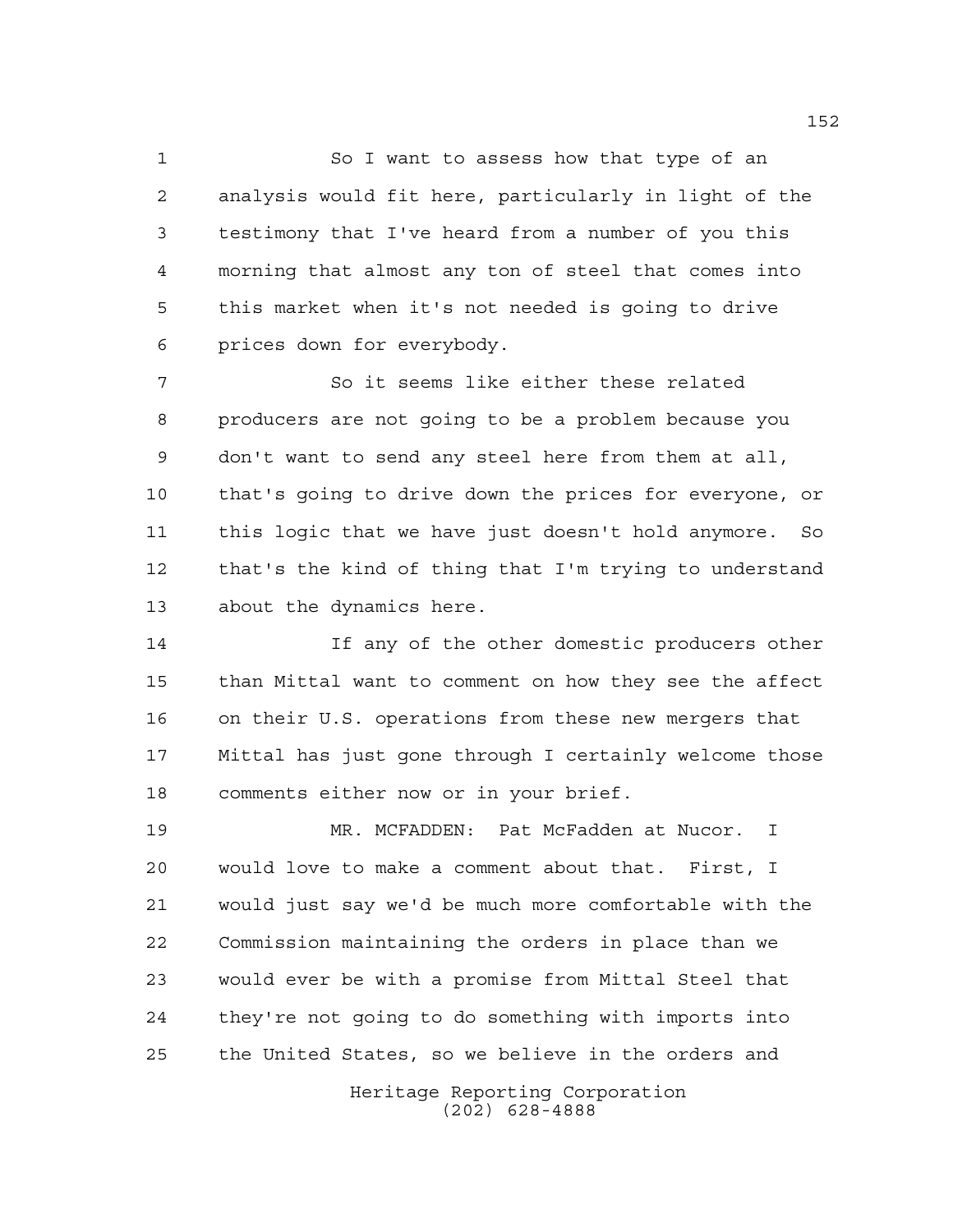So I want to assess how that type of an analysis would fit here, particularly in light of the testimony that I've heard from a number of you this morning that almost any ton of steel that comes into this market when it's not needed is going to drive prices down for everybody.

So it seems like either these related producers are not going to be a problem because you don't want to send any steel here from them at all, that's going to drive down the prices for everyone, or this logic that we have just doesn't hold anymore. So that's the kind of thing that I'm trying to understand about the dynamics here.

If any of the other domestic producers other than Mittal want to comment on how they see the affect on their U.S. operations from these new mergers that Mittal has just gone through I certainly welcome those comments either now or in your brief.

MR. MCFADDEN: Pat McFadden at Nucor. I would love to make a comment about that. First, I would just say we'd be much more comfortable with the Commission maintaining the orders in place than we would ever be with a promise from Mittal Steel that they're not going to do something with imports into the United States, so we believe in the orders and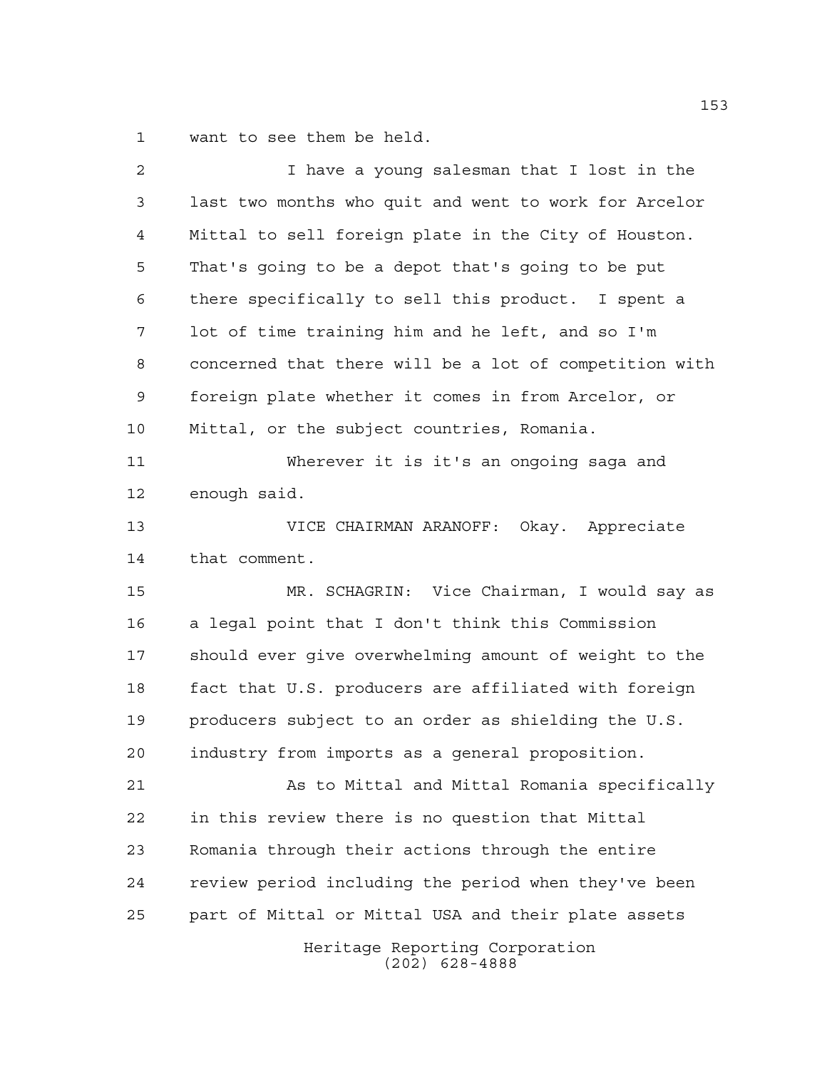want to see them be held.

I have a young salesman that I lost in the last two months who quit and went to work for Arcelor Mittal to sell foreign plate in the City of Houston. That's going to be a depot that's going to be put there specifically to sell this product. I spent a lot of time training him and he left, and so I'm concerned that there will be a lot of competition with foreign plate whether it comes in from Arcelor, or Mittal, or the subject countries, Romania.

Wherever it is it's an ongoing saga and enough said.

VICE CHAIRMAN ARANOFF: Okay. Appreciate that comment.

MR. SCHAGRIN: Vice Chairman, I would say as a legal point that I don't think this Commission should ever give overwhelming amount of weight to the fact that U.S. producers are affiliated with foreign producers subject to an order as shielding the U.S. industry from imports as a general proposition.

As to Mittal and Mittal Romania specifically in this review there is no question that Mittal Romania through their actions through the entire review period including the period when they've been part of Mittal or Mittal USA and their plate assets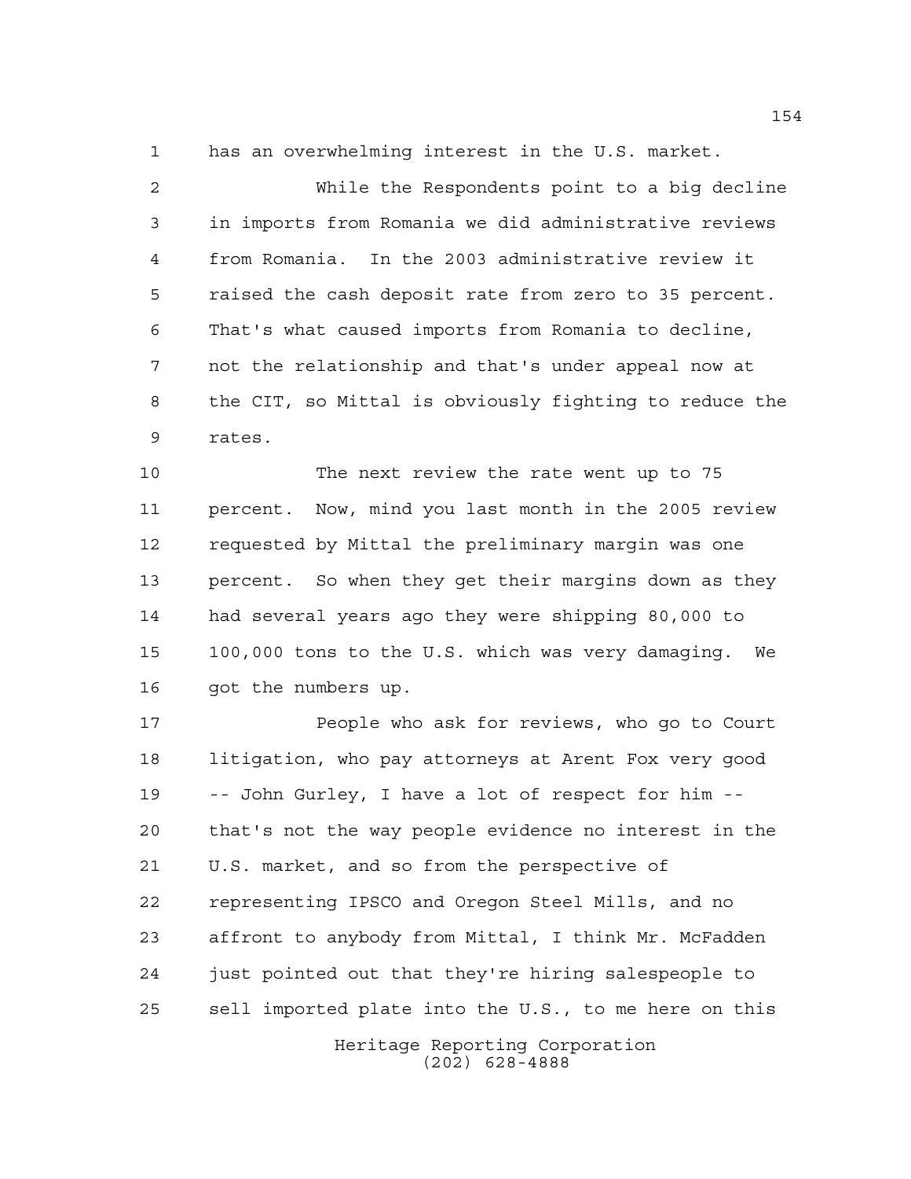has an overwhelming interest in the U.S. market.

While the Respondents point to a big decline in imports from Romania we did administrative reviews from Romania. In the 2003 administrative review it raised the cash deposit rate from zero to 35 percent. That's what caused imports from Romania to decline, not the relationship and that's under appeal now at the CIT, so Mittal is obviously fighting to reduce the rates.

The next review the rate went up to 75 percent. Now, mind you last month in the 2005 review requested by Mittal the preliminary margin was one percent. So when they get their margins down as they had several years ago they were shipping 80,000 to 100,000 tons to the U.S. which was very damaging. We got the numbers up.

People who ask for reviews, who go to Court litigation, who pay attorneys at Arent Fox very good -- John Gurley, I have a lot of respect for him -- that's not the way people evidence no interest in the U.S. market, and so from the perspective of representing IPSCO and Oregon Steel Mills, and no affront to anybody from Mittal, I think Mr. McFadden just pointed out that they're hiring salespeople to sell imported plate into the U.S., to me here on this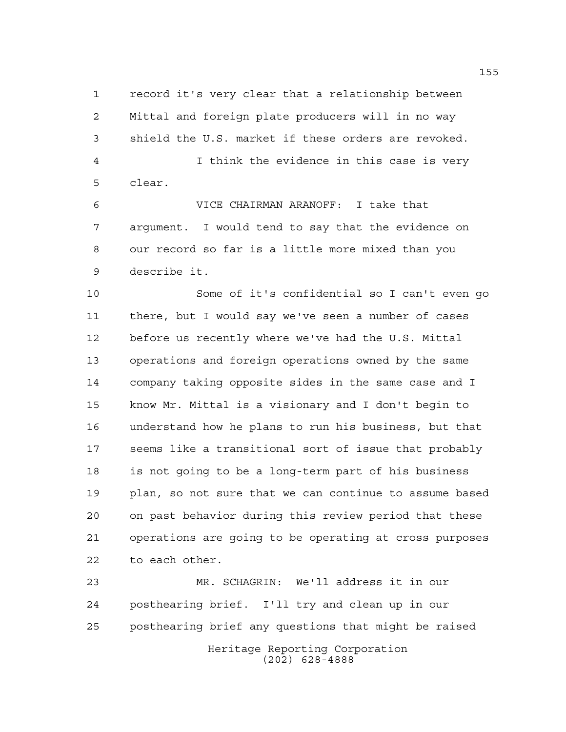record it's very clear that a relationship between Mittal and foreign plate producers will in no way shield the U.S. market if these orders are revoked.

I think the evidence in this case is very clear.

VICE CHAIRMAN ARANOFF: I take that argument. I would tend to say that the evidence on our record so far is a little more mixed than you describe it.

Some of it's confidential so I can't even go there, but I would say we've seen a number of cases before us recently where we've had the U.S. Mittal operations and foreign operations owned by the same company taking opposite sides in the same case and I know Mr. Mittal is a visionary and I don't begin to understand how he plans to run his business, but that seems like a transitional sort of issue that probably is not going to be a long-term part of his business plan, so not sure that we can continue to assume based on past behavior during this review period that these operations are going to be operating at cross purposes to each other.

MR. SCHAGRIN: We'll address it in our posthearing brief. I'll try and clean up in our posthearing brief any questions that might be raised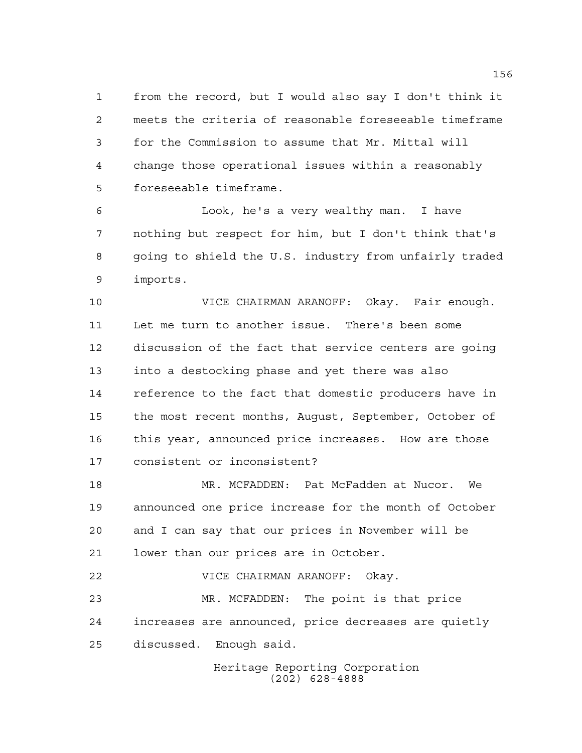from the record, but I would also say I don't think it meets the criteria of reasonable foreseeable timeframe for the Commission to assume that Mr. Mittal will change those operational issues within a reasonably foreseeable timeframe.

Look, he's a very wealthy man. I have nothing but respect for him, but I don't think that's going to shield the U.S. industry from unfairly traded imports.

VICE CHAIRMAN ARANOFF: Okay. Fair enough. Let me turn to another issue. There's been some discussion of the fact that service centers are going into a destocking phase and yet there was also reference to the fact that domestic producers have in the most recent months, August, September, October of this year, announced price increases. How are those consistent or inconsistent?

MR. MCFADDEN: Pat McFadden at Nucor. We announced one price increase for the month of October and I can say that our prices in November will be lower than our prices are in October.

VICE CHAIRMAN ARANOFF: Okay.

MR. MCFADDEN: The point is that price increases are announced, price decreases are quietly discussed. Enough said.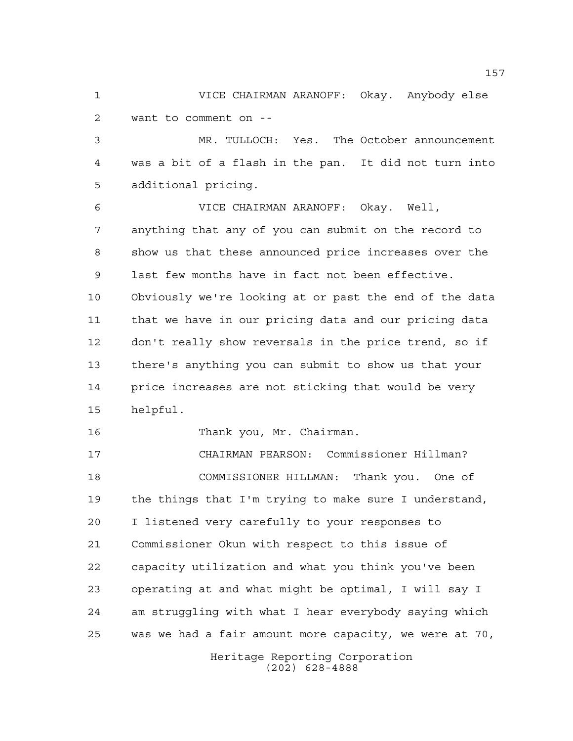VICE CHAIRMAN ARANOFF: Okay. Anybody else want to comment on --

MR. TULLOCH: Yes. The October announcement was a bit of a flash in the pan. It did not turn into additional pricing.

VICE CHAIRMAN ARANOFF: Okay. Well, anything that any of you can submit on the record to show us that these announced price increases over the last few months have in fact not been effective. Obviously we're looking at or past the end of the data that we have in our pricing data and our pricing data don't really show reversals in the price trend, so if there's anything you can submit to show us that your price increases are not sticking that would be very helpful.

Thank you, Mr. Chairman.

CHAIRMAN PEARSON: Commissioner Hillman?

COMMISSIONER HILLMAN: Thank you. One of the things that I'm trying to make sure I understand, I listened very carefully to your responses to Commissioner Okun with respect to this issue of capacity utilization and what you think you've been operating at and what might be optimal, I will say I am struggling with what I hear everybody saying which was we had a fair amount more capacity, we were at 70,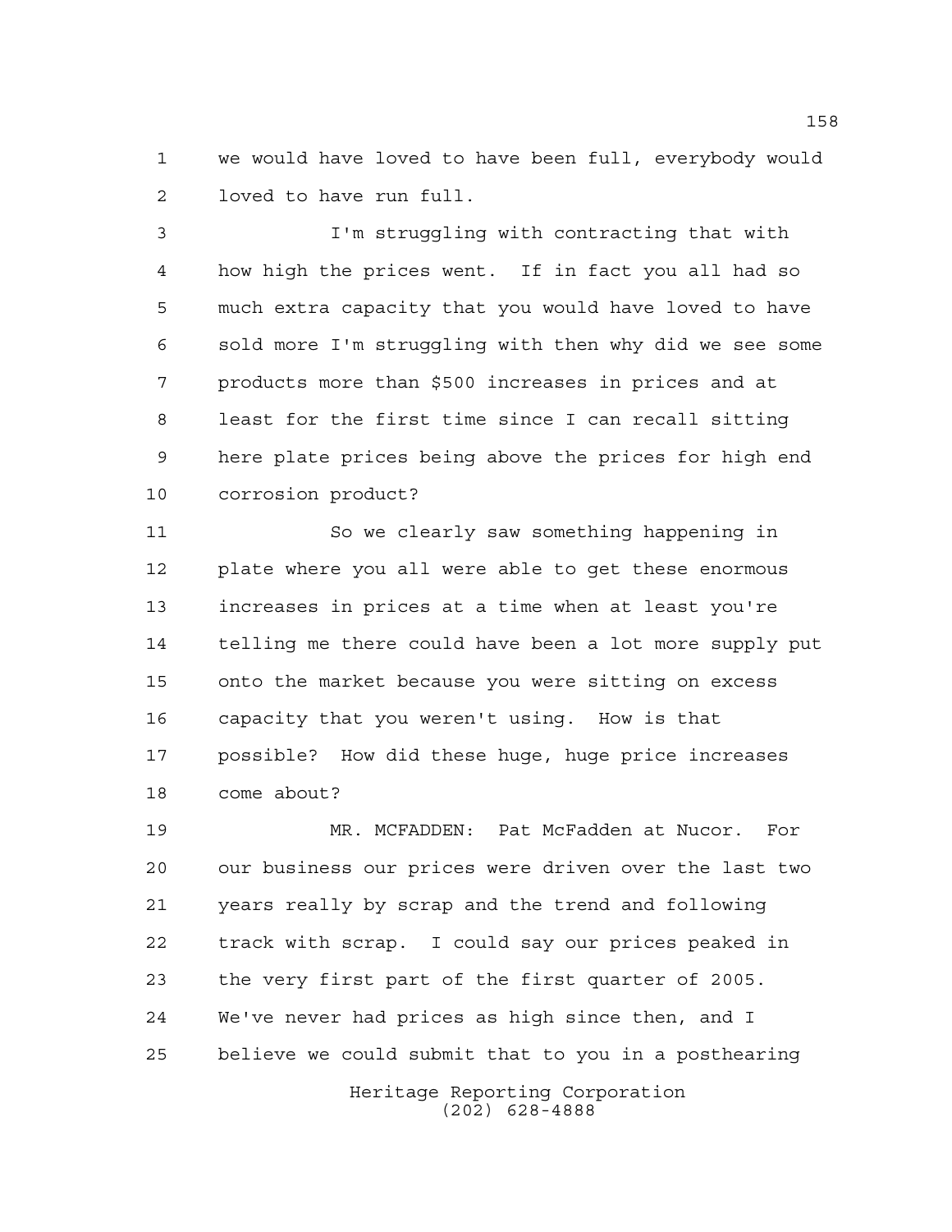we would have loved to have been full, everybody would loved to have run full.

I'm struggling with contracting that with how high the prices went. If in fact you all had so much extra capacity that you would have loved to have sold more I'm struggling with then why did we see some products more than $500 increases in prices and at least for the first time since I can recall sitting here plate prices being above the prices for high end corrosion product?

So we clearly saw something happening in plate where you all were able to get these enormous increases in prices at a time when at least you're telling me there could have been a lot more supply put onto the market because you were sitting on excess capacity that you weren't using. How is that possible? How did these huge, huge price increases come about?

MR. MCFADDEN: Pat McFadden at Nucor. For our business our prices were driven over the last two years really by scrap and the trend and following track with scrap. I could say our prices peaked in the very first part of the first quarter of 2005. We've never had prices as high since then, and I believe we could submit that to you in a posthearing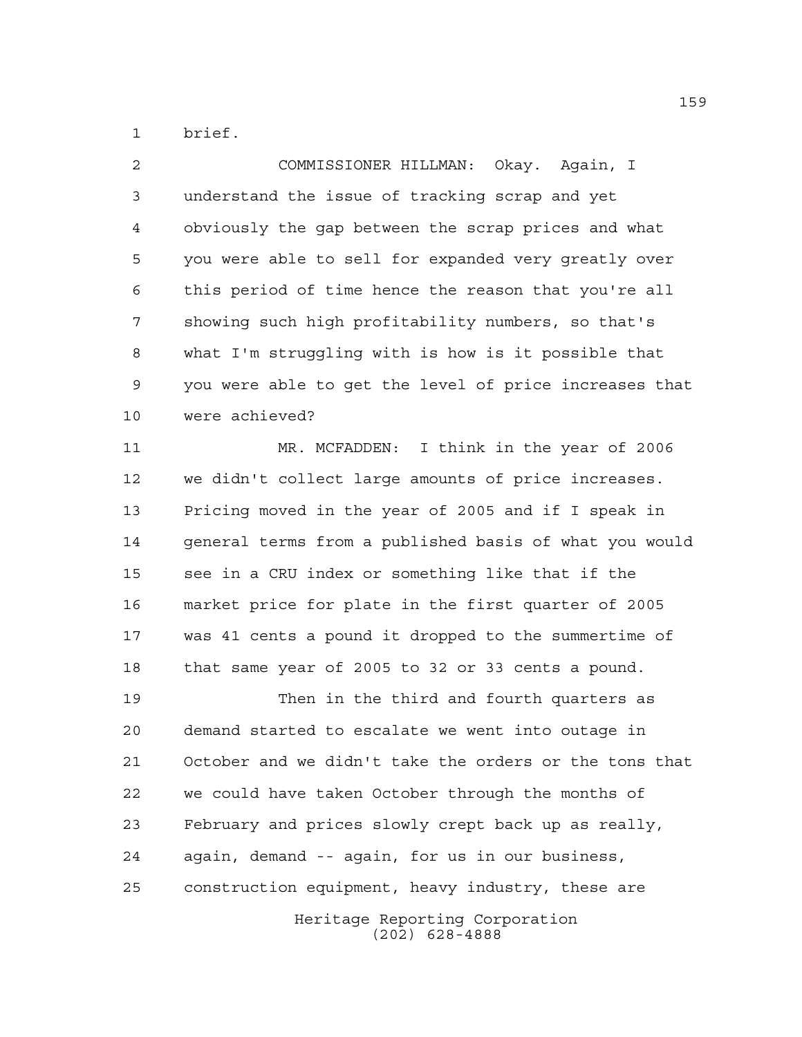brief.

COMMISSIONER HILLMAN: Okay. Again, I understand the issue of tracking scrap and yet obviously the gap between the scrap prices and what you were able to sell for expanded very greatly over this period of time hence the reason that you're all showing such high profitability numbers, so that's what I'm struggling with is how is it possible that you were able to get the level of price increases that were achieved?

MR. MCFADDEN: I think in the year of 2006 we didn't collect large amounts of price increases. Pricing moved in the year of 2005 and if I speak in general terms from a published basis of what you would see in a CRU index or something like that if the market price for plate in the first quarter of 2005 was 41 cents a pound it dropped to the summertime of that same year of 2005 to 32 or 33 cents a pound.

Then in the third and fourth quarters as demand started to escalate we went into outage in October and we didn't take the orders or the tons that we could have taken October through the months of February and prices slowly crept back up as really, again, demand -- again, for us in our business, construction equipment, heavy industry, these are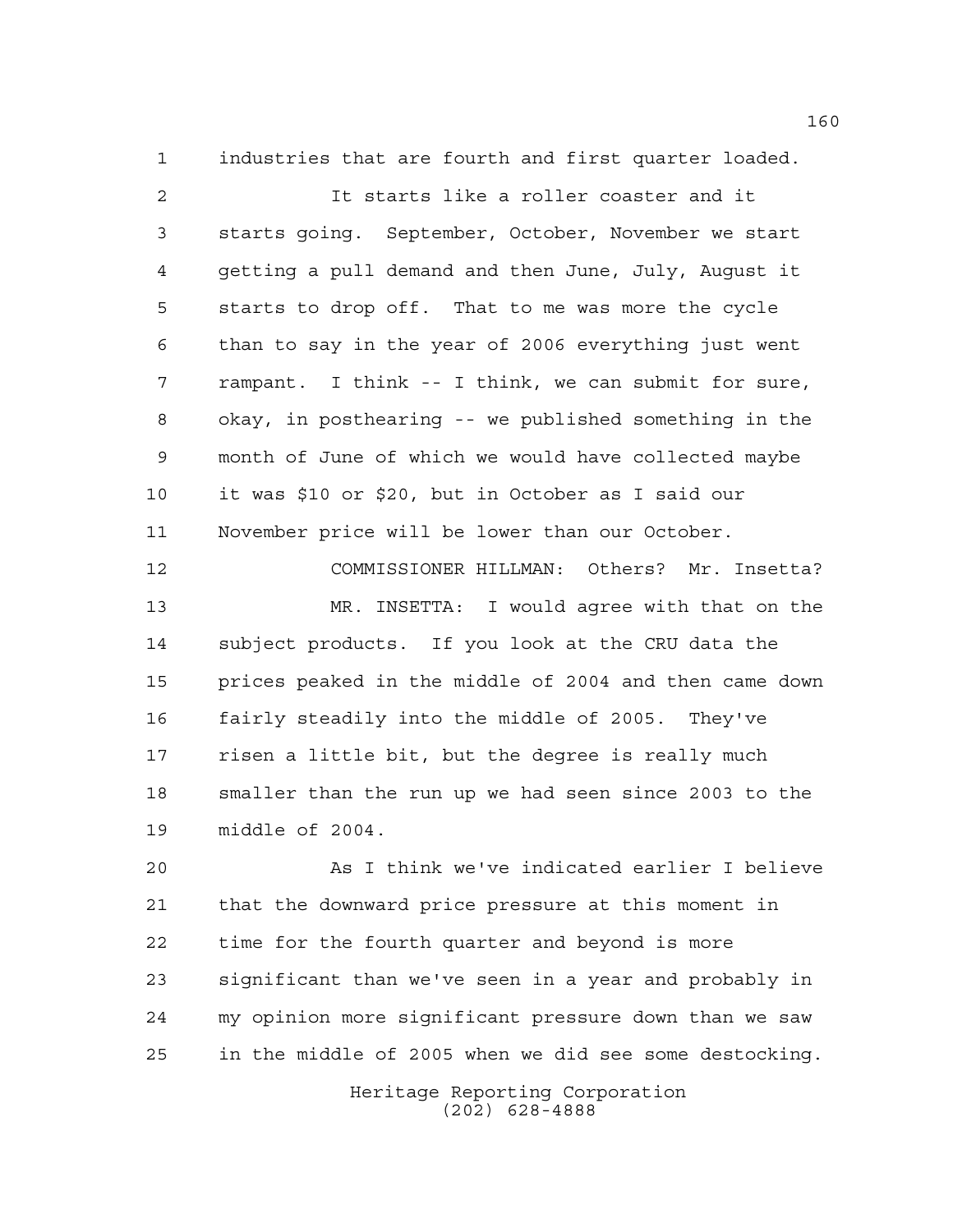industries that are fourth and first quarter loaded.

It starts like a roller coaster and it starts going. September, October, November we start getting a pull demand and then June, July, August it starts to drop off. That to me was more the cycle than to say in the year of 2006 everything just went rampant. I think -- I think, we can submit for sure, okay, in posthearing -- we published something in the month of June of which we would have collected maybe it was $10 or $20, but in October as I said our November price will be lower than our October.

COMMISSIONER HILLMAN: Others? Mr. Insetta?

MR. INSETTA: I would agree with that on the subject products. If you look at the CRU data the prices peaked in the middle of 2004 and then came down fairly steadily into the middle of 2005. They've risen a little bit, but the degree is really much smaller than the run up we had seen since 2003 to the middle of 2004.

As I think we've indicated earlier I believe that the downward price pressure at this moment in time for the fourth quarter and beyond is more significant than we've seen in a year and probably in my opinion more significant pressure down than we saw in the middle of 2005 when we did see some destocking.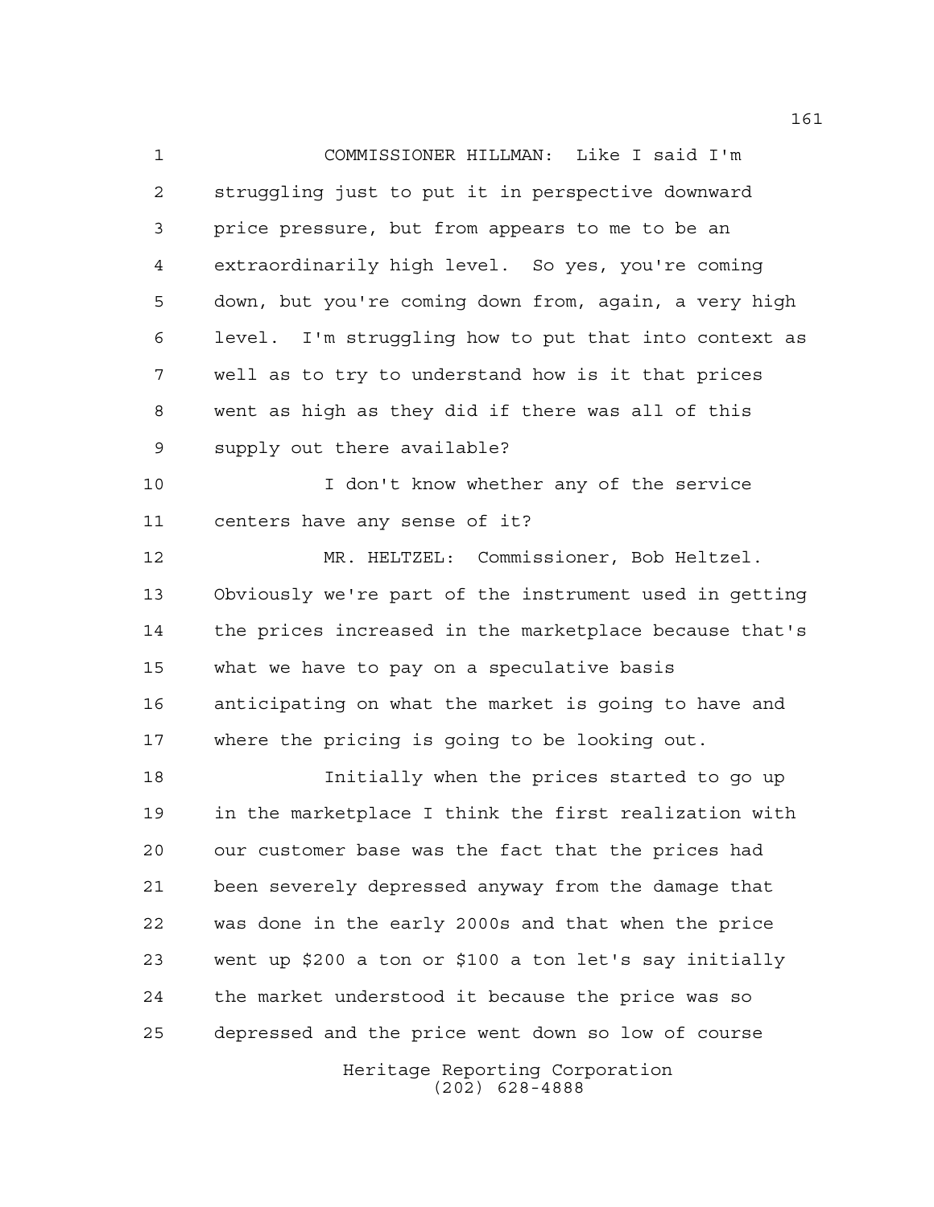COMMISSIONER HILLMAN: Like I said I'm struggling just to put it in perspective downward price pressure, but from appears to me to be an extraordinarily high level. So yes, you're coming down, but you're coming down from, again, a very high level. I'm struggling how to put that into context as well as to try to understand how is it that prices went as high as they did if there was all of this supply out there available?

I don't know whether any of the service centers have any sense of it?

MR. HELTZEL: Commissioner, Bob Heltzel. Obviously we're part of the instrument used in getting the prices increased in the marketplace because that's what we have to pay on a speculative basis anticipating on what the market is going to have and where the pricing is going to be looking out.

Initially when the prices started to go up in the marketplace I think the first realization with our customer base was the fact that the prices had been severely depressed anyway from the damage that was done in the early 2000s and that when the price went up $200 a ton or $100 a ton let's say initially the market understood it because the price was so depressed and the price went down so low of course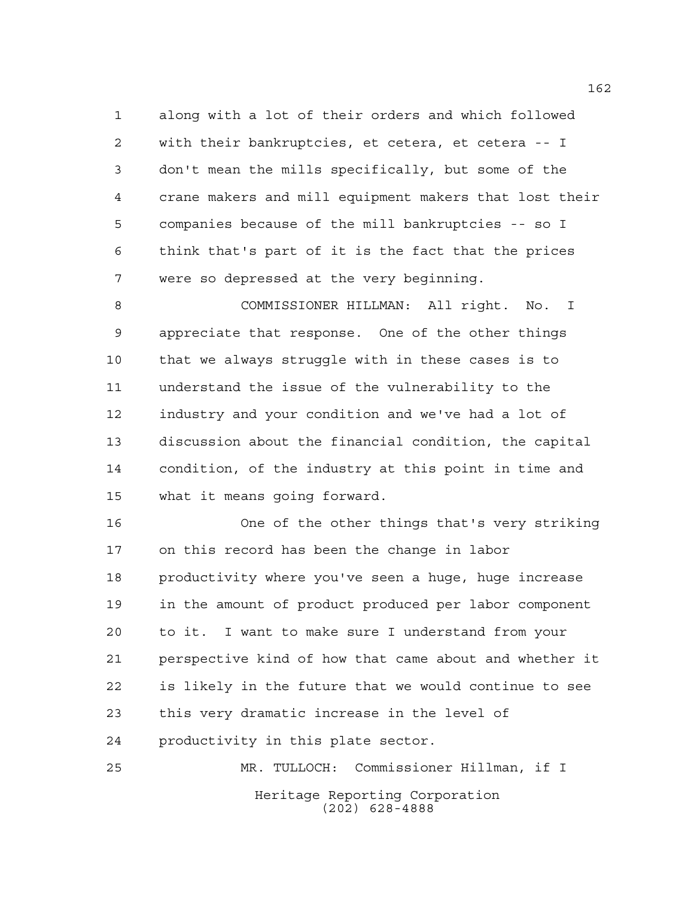along with a lot of their orders and which followed with their bankruptcies, et cetera, et cetera -- I don't mean the mills specifically, but some of the crane makers and mill equipment makers that lost their companies because of the mill bankruptcies -- so I think that's part of it is the fact that the prices were so depressed at the very beginning.

COMMISSIONER HILLMAN: All right. No. I appreciate that response. One of the other things that we always struggle with in these cases is to understand the issue of the vulnerability to the industry and your condition and we've had a lot of discussion about the financial condition, the capital condition, of the industry at this point in time and what it means going forward.

One of the other things that's very striking on this record has been the change in labor productivity where you've seen a huge, huge increase in the amount of product produced per labor component to it. I want to make sure I understand from your perspective kind of how that came about and whether it is likely in the future that we would continue to see this very dramatic increase in the level of productivity in this plate sector.

MR. TULLOCH: Commissioner Hillman, if I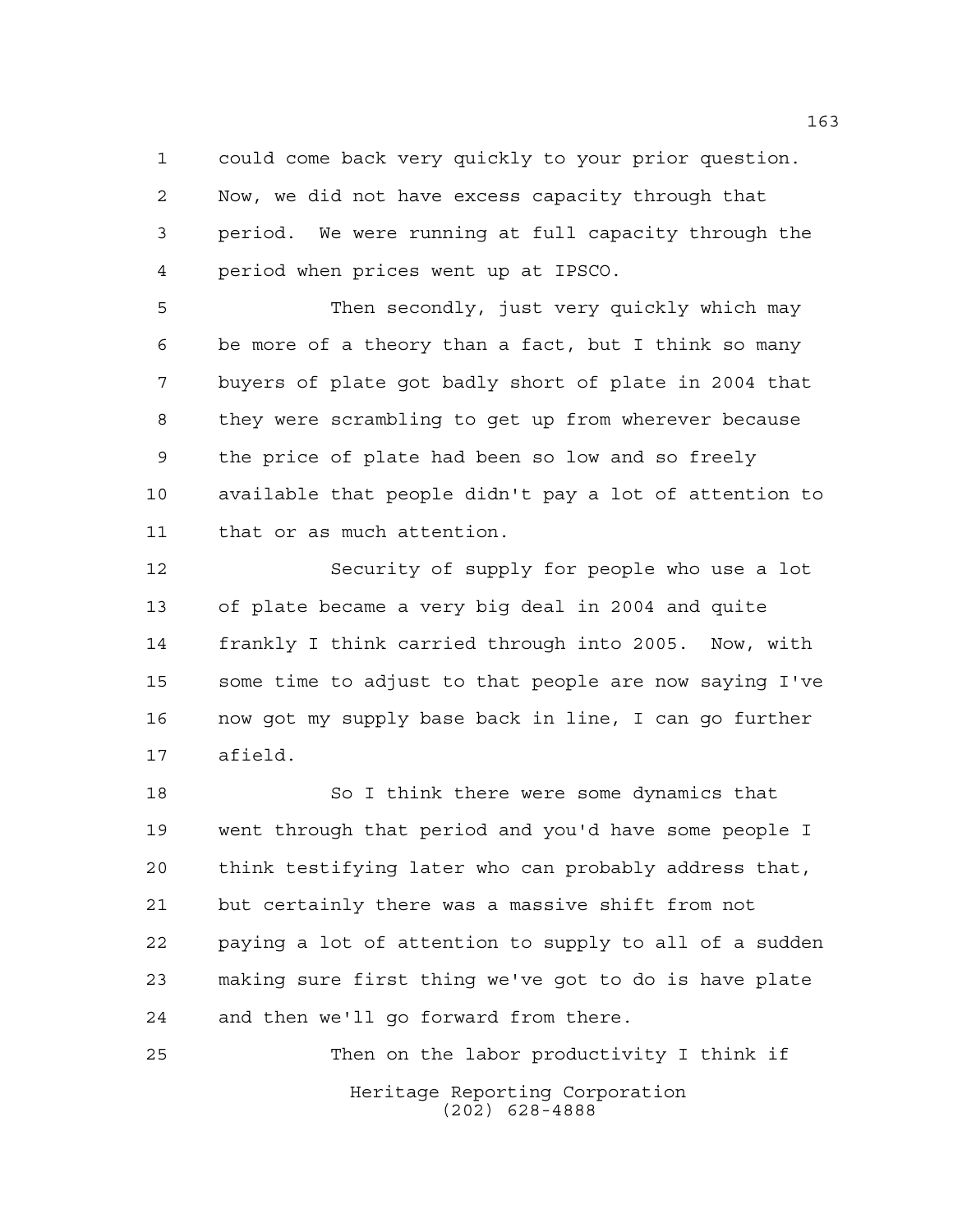could come back very quickly to your prior question. Now, we did not have excess capacity through that period. We were running at full capacity through the period when prices went up at IPSCO.

Then secondly, just very quickly which may be more of a theory than a fact, but I think so many buyers of plate got badly short of plate in 2004 that they were scrambling to get up from wherever because the price of plate had been so low and so freely available that people didn't pay a lot of attention to that or as much attention.

Security of supply for people who use a lot of plate became a very big deal in 2004 and quite frankly I think carried through into 2005. Now, with some time to adjust to that people are now saying I've now got my supply base back in line, I can go further afield.

So I think there were some dynamics that went through that period and you'd have some people I think testifying later who can probably address that, but certainly there was a massive shift from not paying a lot of attention to supply to all of a sudden making sure first thing we've got to do is have plate and then we'll go forward from there.

Then on the labor productivity I think if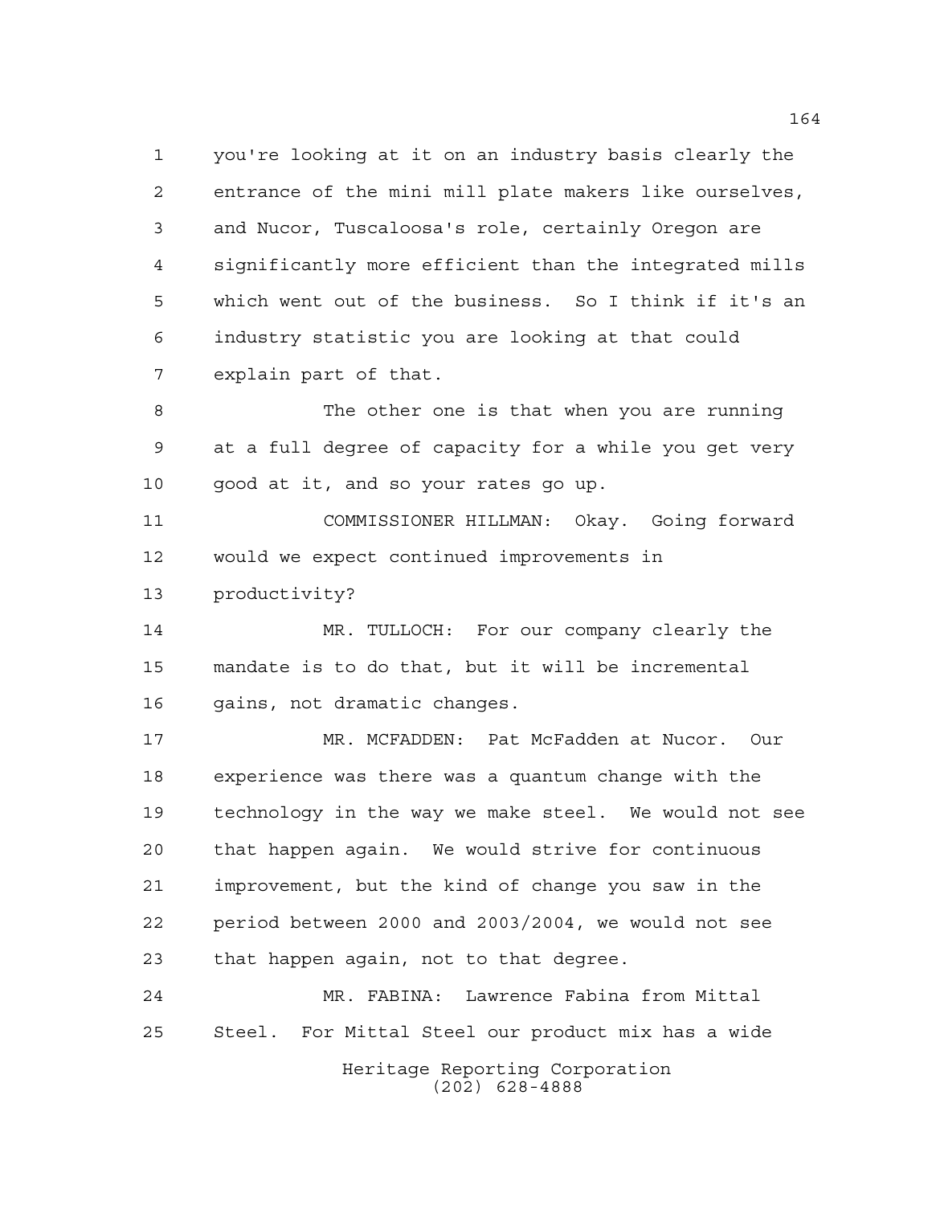you're looking at it on an industry basis clearly the entrance of the mini mill plate makers like ourselves, and Nucor, Tuscaloosa's role, certainly Oregon are significantly more efficient than the integrated mills which went out of the business. So I think if it's an industry statistic you are looking at that could explain part of that.

The other one is that when you are running at a full degree of capacity for a while you get very good at it, and so your rates go up.

COMMISSIONER HILLMAN: Okay. Going forward would we expect continued improvements in productivity?

MR. TULLOCH: For our company clearly the mandate is to do that, but it will be incremental gains, not dramatic changes.

MR. MCFADDEN: Pat McFadden at Nucor. Our experience was there was a quantum change with the technology in the way we make steel. We would not see that happen again. We would strive for continuous improvement, but the kind of change you saw in the period between 2000 and 2003/2004, we would not see that happen again, not to that degree.

MR. FABINA: Lawrence Fabina from Mittal Steel. For Mittal Steel our product mix has a wide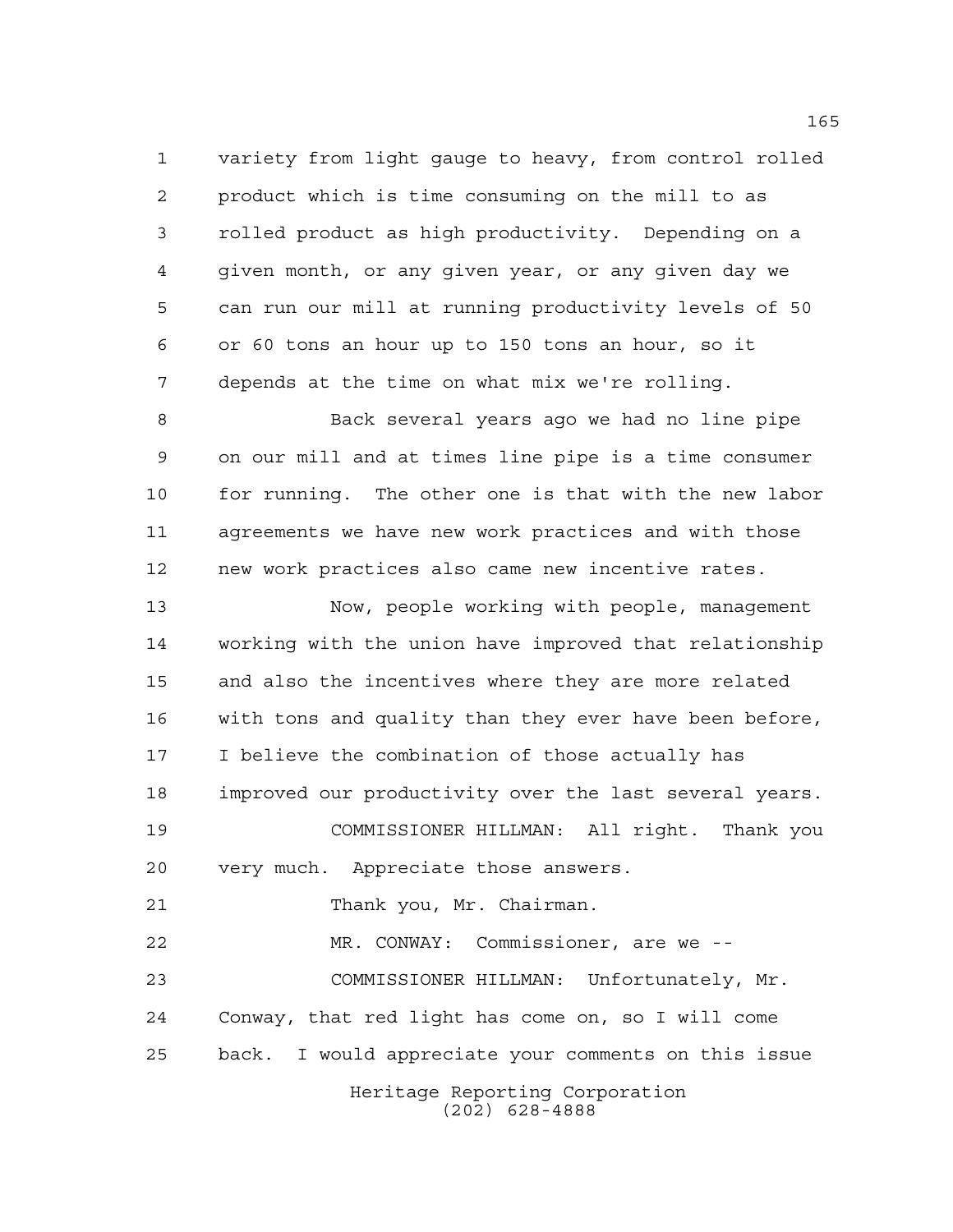variety from light gauge to heavy, from control rolled product which is time consuming on the mill to as rolled product as high productivity. Depending on a given month, or any given year, or any given day we can run our mill at running productivity levels of 50 or 60 tons an hour up to 150 tons an hour, so it depends at the time on what mix we're rolling.

Back several years ago we had no line pipe on our mill and at times line pipe is a time consumer for running. The other one is that with the new labor agreements we have new work practices and with those new work practices also came new incentive rates.

Now, people working with people, management working with the union have improved that relationship and also the incentives where they are more related with tons and quality than they ever have been before, I believe the combination of those actually has improved our productivity over the last several years.

COMMISSIONER HILLMAN: All right. Thank you very much. Appreciate those answers.

Thank you, Mr. Chairman.

MR. CONWAY: Commissioner, are we --

COMMISSIONER HILLMAN: Unfortunately, Mr. Conway, that red light has come on, so I will come back. I would appreciate your comments on this issue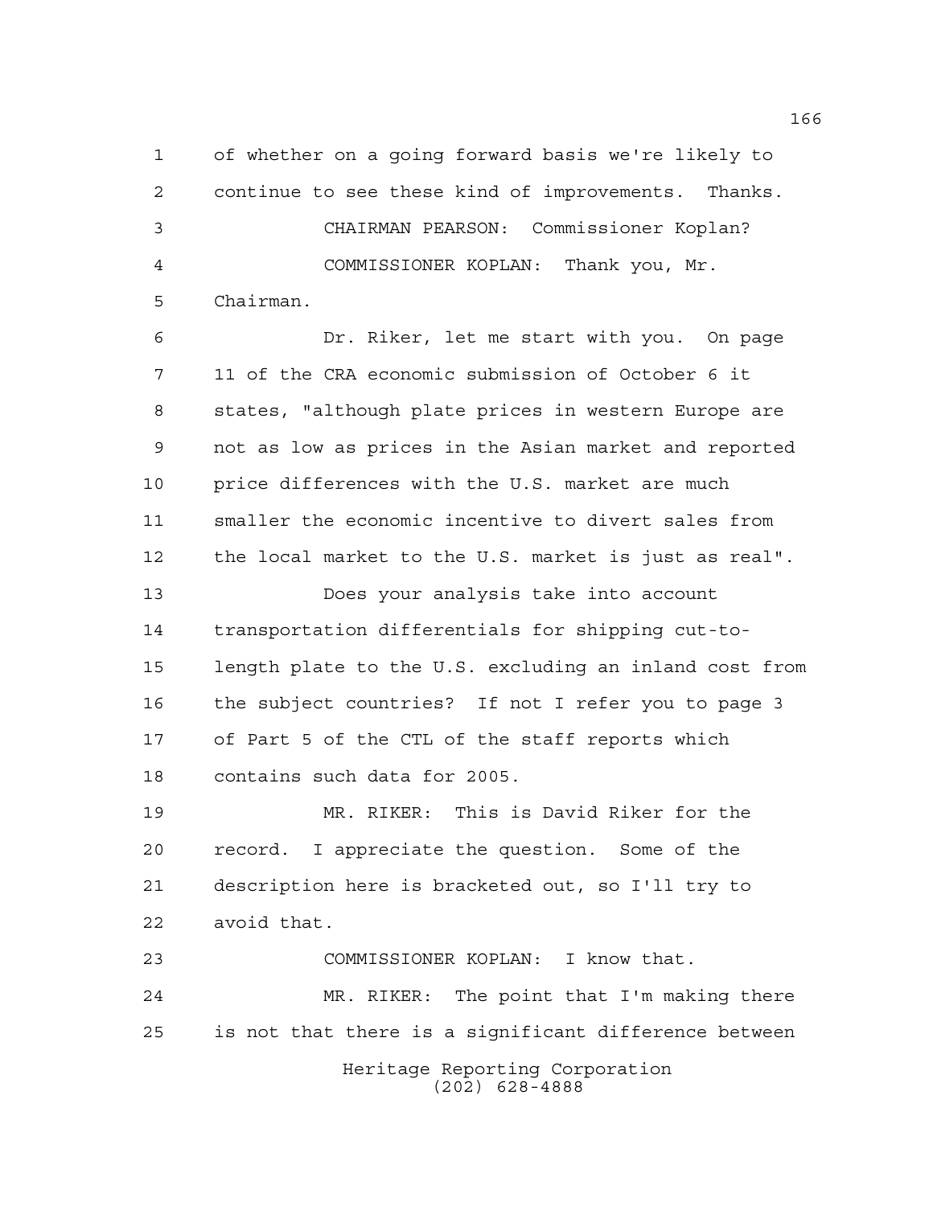of whether on a going forward basis we're likely to continue to see these kind of improvements. Thanks.

CHAIRMAN PEARSON: Commissioner Koplan?

COMMISSIONER KOPLAN: Thank you, Mr. Chairman.

Dr. Riker, let me start with you. On page 11 of the CRA economic submission of October 6 it states, "although plate prices in western Europe are not as low as prices in the Asian market and reported price differences with the U.S. market are much smaller the economic incentive to divert sales from the local market to the U.S. market is just as real".

Does your analysis take into account transportation differentials for shipping cut-to-length plate to the U.S. excluding an inland cost from the subject countries? If not I refer you to page 3 of Part 5 of the CTL of the staff reports which contains such data for 2005.

MR. RIKER: This is David Riker for the record. I appreciate the question. Some of the description here is bracketed out, so I'll try to avoid that.

COMMISSIONER KOPLAN: I know that.

MR. RIKER: The point that I'm making there is not that there is a significant difference between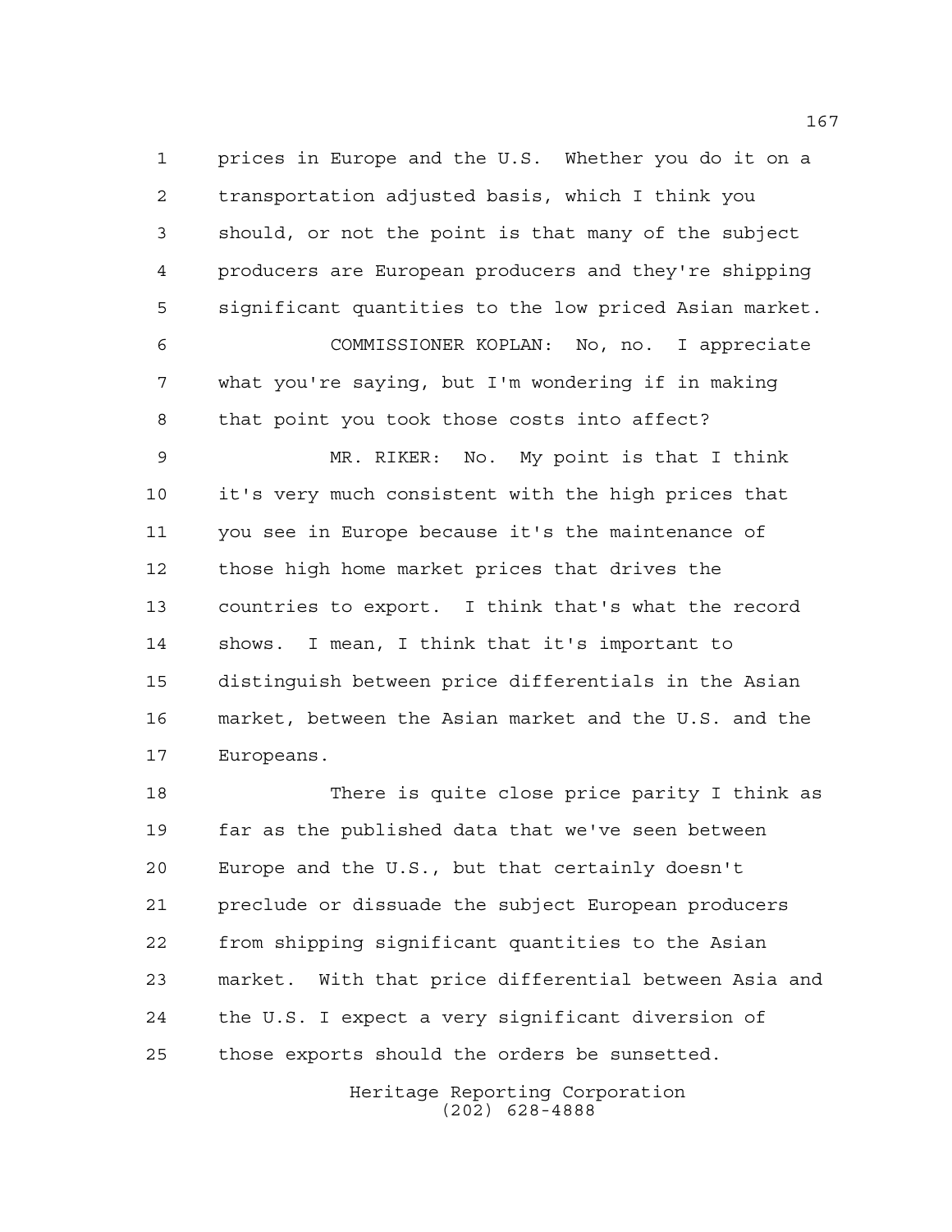prices in Europe and the U.S. Whether you do it on a transportation adjusted basis, which I think you should, or not the point is that many of the subject producers are European producers and they're shipping significant quantities to the low priced Asian market.

COMMISSIONER KOPLAN: No, no. I appreciate what you're saying, but I'm wondering if in making that point you took those costs into affect?

MR. RIKER: No. My point is that I think it's very much consistent with the high prices that you see in Europe because it's the maintenance of those high home market prices that drives the countries to export. I think that's what the record shows. I mean, I think that it's important to distinguish between price differentials in the Asian market, between the Asian market and the U.S. and the Europeans.

There is quite close price parity I think as far as the published data that we've seen between Europe and the U.S., but that certainly doesn't preclude or dissuade the subject European producers from shipping significant quantities to the Asian market. With that price differential between Asia and the U.S. I expect a very significant diversion of those exports should the orders be sunsetted.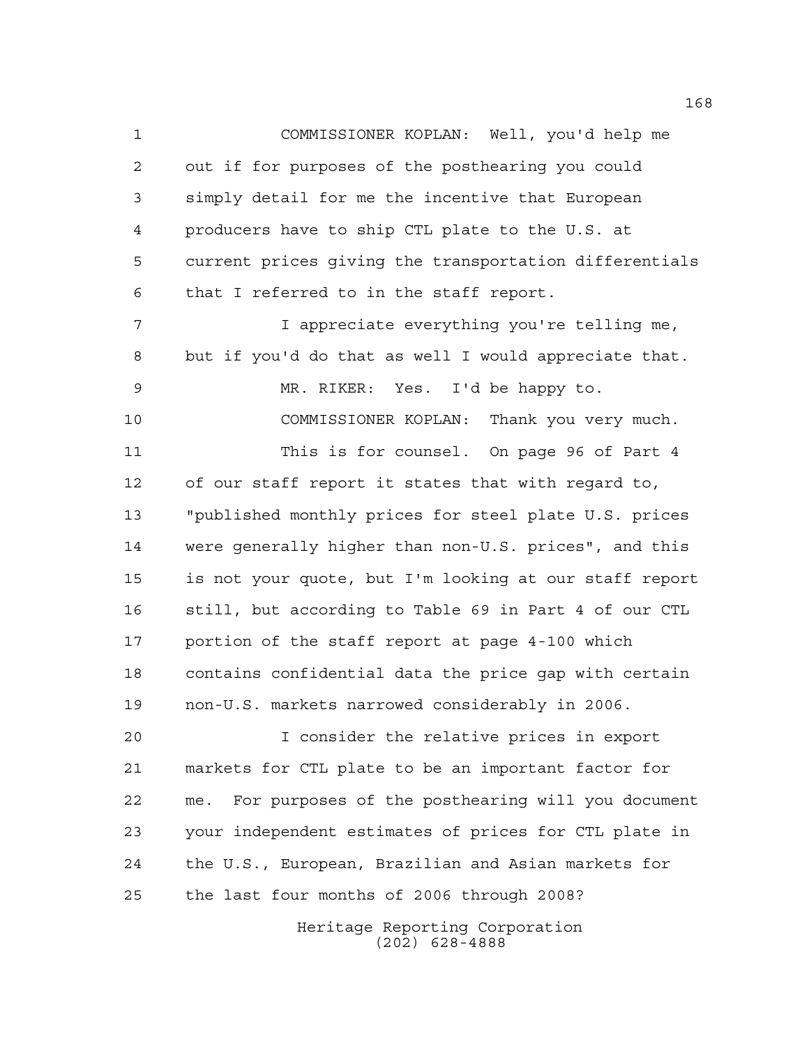COMMISSIONER KOPLAN: Well, you'd help me out if for purposes of the posthearing you could simply detail for me the incentive that European producers have to ship CTL plate to the U.S. at current prices giving the transportation differentials that I referred to in the staff report.

I appreciate everything you're telling me, but if you'd do that as well I would appreciate that.

MR. RIKER: Yes. I'd be happy to.

COMMISSIONER KOPLAN: Thank you very much.

This is for counsel. On page 96 of Part 4 of our staff report it states that with regard to, "published monthly prices for steel plate U.S. prices were generally higher than non-U.S. prices", and this is not your quote, but I'm looking at our staff report still, but according to Table 69 in Part 4 of our CTL portion of the staff report at page 4-100 which contains confidential data the price gap with certain non-U.S. markets narrowed considerably in 2006.

I consider the relative prices in export markets for CTL plate to be an important factor for me. For purposes of the posthearing will you document your independent estimates of prices for CTL plate in the U.S., European, Brazilian and Asian markets for the last four months of 2006 through 2008?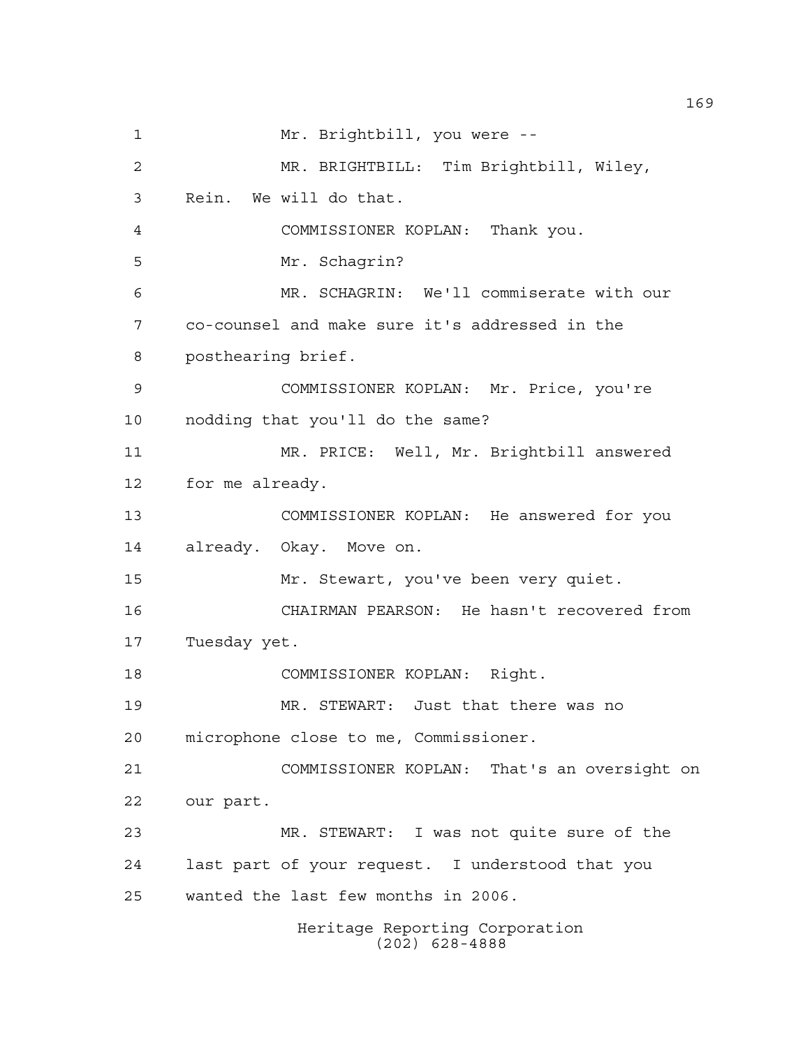Mr. Brightbill, you were --

MR. BRIGHTBILL: Tim Brightbill, Wiley, Rein. We will do that.

COMMISSIONER KOPLAN: Thank you.

Mr. Schagrin?

MR. SCHAGRIN: We'll commiserate with our co-counsel and make sure it's addressed in the posthearing brief.

COMMISSIONER KOPLAN: Mr. Price, you're nodding that you'll do the same?

MR. PRICE: Well, Mr. Brightbill answered for me already.

COMMISSIONER KOPLAN: He answered for you already. Okay. Move on.

Mr. Stewart, you've been very quiet.

CHAIRMAN PEARSON: He hasn't recovered from Tuesday yet.

COMMISSIONER KOPLAN: Right.

MR. STEWART: Just that there was no microphone close to me, Commissioner.

COMMISSIONER KOPLAN: That's an oversight on our part.

MR. STEWART: I was not quite sure of the last part of your request. I understood that you wanted the last few months in 2006.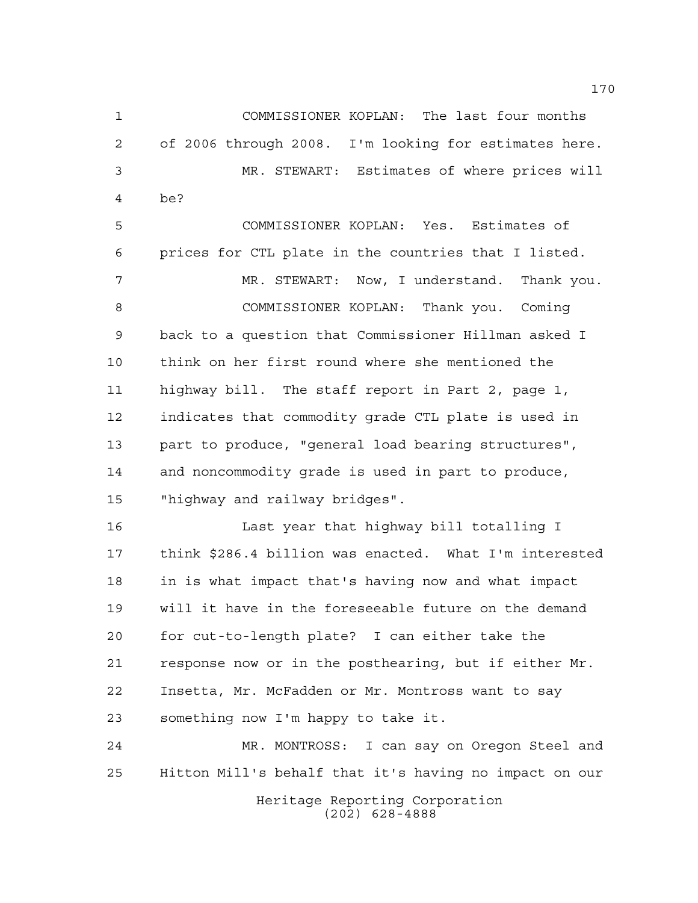COMMISSIONER KOPLAN: The last four months of 2006 through 2008. I'm looking for estimates here.

MR. STEWART: Estimates of where prices will be?

COMMISSIONER KOPLAN: Yes. Estimates of prices for CTL plate in the countries that I listed.

MR. STEWART: Now, I understand. Thank you.

COMMISSIONER KOPLAN: Thank you. Coming back to a question that Commissioner Hillman asked I think on her first round where she mentioned the highway bill. The staff report in Part 2, page 1, indicates that commodity grade CTL plate is used in part to produce, "general load bearing structures", and noncommodity grade is used in part to produce, "highway and railway bridges".

Last year that highway bill totalling I think $286.4 billion was enacted. What I'm interested in is what impact that's having now and what impact will it have in the foreseeable future on the demand for cut-to-length plate? I can either take the response now or in the posthearing, but if either Mr. Insetta, Mr. McFadden or Mr. Montross want to say something now I'm happy to take it.

MR. MONTROSS: I can say on Oregon Steel and Hitton Mill's behalf that it's having no impact on our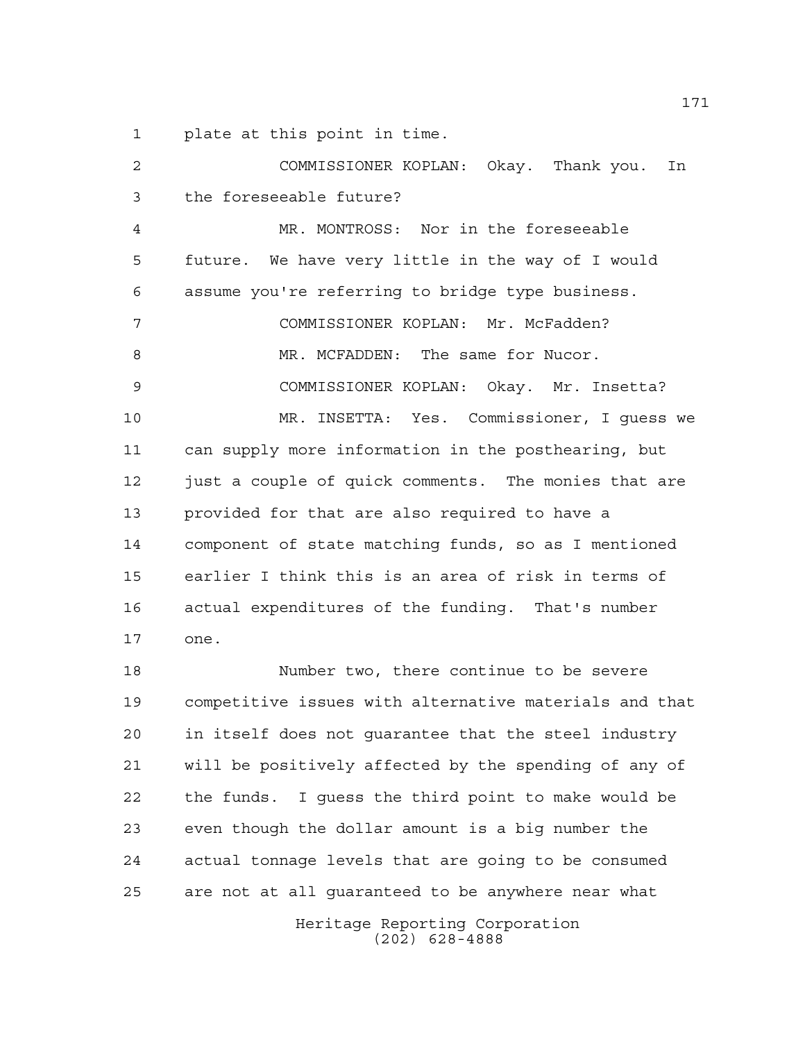plate at this point in time.

COMMISSIONER KOPLAN: Okay. Thank you. In the foreseeable future?

MR. MONTROSS: Nor in the foreseeable future. We have very little in the way of I would assume you're referring to bridge type business.

COMMISSIONER KOPLAN: Mr. McFadden?

MR. MCFADDEN: The same for Nucor.

COMMISSIONER KOPLAN: Okay. Mr. Insetta?

MR. INSETTA: Yes. Commissioner, I guess we can supply more information in the posthearing, but just a couple of quick comments. The monies that are provided for that are also required to have a component of state matching funds, so as I mentioned earlier I think this is an area of risk in terms of actual expenditures of the funding. That's number one.

Number two, there continue to be severe competitive issues with alternative materials and that in itself does not guarantee that the steel industry will be positively affected by the spending of any of the funds. I guess the third point to make would be even though the dollar amount is a big number the actual tonnage levels that are going to be consumed are not at all guaranteed to be anywhere near what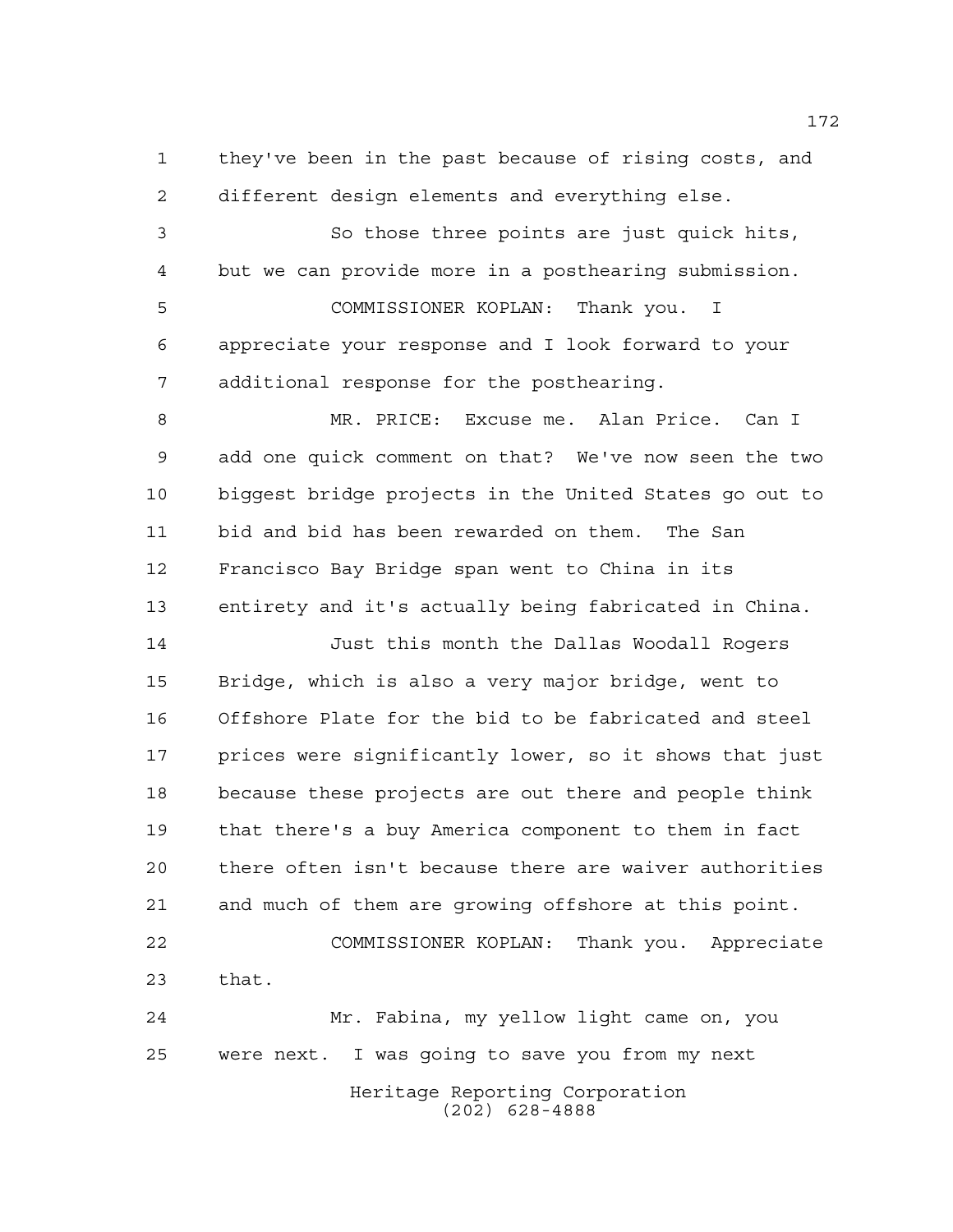they've been in the past because of rising costs, and different design elements and everything else.

So those three points are just quick hits, but we can provide more in a posthearing submission.

COMMISSIONER KOPLAN: Thank you. I appreciate your response and I look forward to your additional response for the posthearing.

MR. PRICE: Excuse me. Alan Price. Can I add one quick comment on that? We've now seen the two biggest bridge projects in the United States go out to bid and bid has been rewarded on them. The San Francisco Bay Bridge span went to China in its entirety and it's actually being fabricated in China.

Just this month the Dallas Woodall Rogers Bridge, which is also a very major bridge, went to Offshore Plate for the bid to be fabricated and steel prices were significantly lower, so it shows that just because these projects are out there and people think that there's a buy America component to them in fact there often isn't because there are waiver authorities and much of them are growing offshore at this point.

COMMISSIONER KOPLAN: Thank you. Appreciate that.

Mr. Fabina, my yellow light came on, you were next. I was going to save you from my next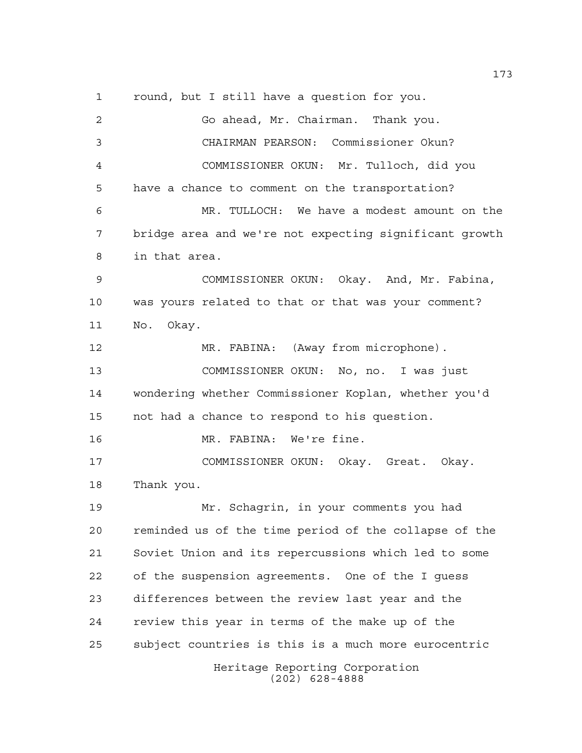round, but I still have a question for you.

Go ahead, Mr. Chairman. Thank you.

CHAIRMAN PEARSON: Commissioner Okun?

COMMISSIONER OKUN: Mr. Tulloch, did you have a chance to comment on the transportation?

MR. TULLOCH: We have a modest amount on the bridge area and we're not expecting significant growth in that area.

COMMISSIONER OKUN: Okay. And, Mr. Fabina, was yours related to that or that was your comment? No. Okay.

MR. FABINA: (Away from microphone).

COMMISSIONER OKUN: No, no. I was just wondering whether Commissioner Koplan, whether you'd not had a chance to respond to his question.

MR. FABINA: We're fine.

COMMISSIONER OKUN: Okay. Great. Okay. Thank you.

Mr. Schagrin, in your comments you had reminded us of the time period of the collapse of the Soviet Union and its repercussions which led to some of the suspension agreements. One of the I guess differences between the review last year and the review this year in terms of the make up of the subject countries is this is a much more eurocentric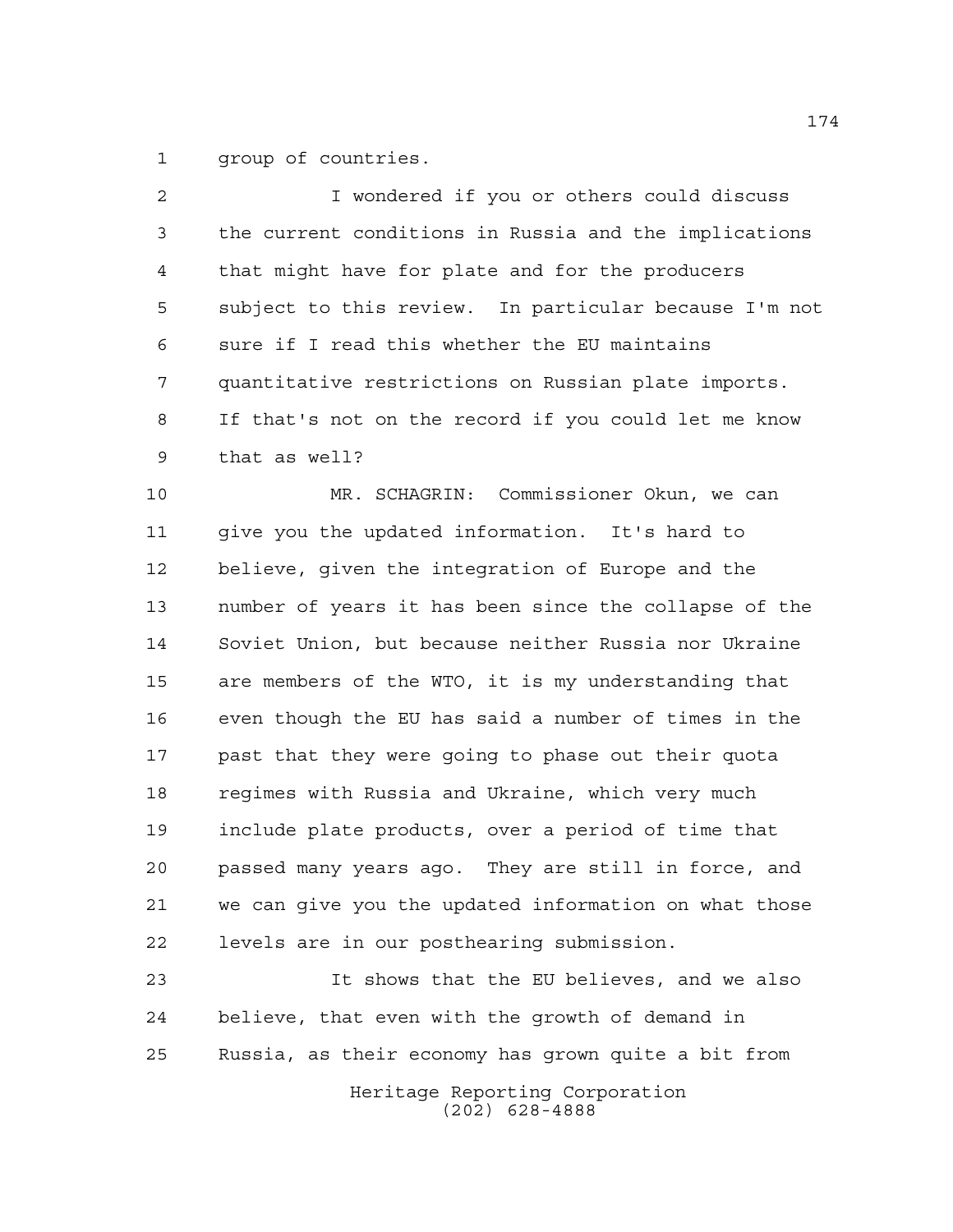group of countries.

I wondered if you or others could discuss the current conditions in Russia and the implications that might have for plate and for the producers subject to this review. In particular because I'm not sure if I read this whether the EU maintains quantitative restrictions on Russian plate imports. If that's not on the record if you could let me know that as well?

MR. SCHAGRIN: Commissioner Okun, we can give you the updated information. It's hard to believe, given the integration of Europe and the number of years it has been since the collapse of the Soviet Union, but because neither Russia nor Ukraine are members of the WTO, it is my understanding that even though the EU has said a number of times in the past that they were going to phase out their quota regimes with Russia and Ukraine, which very much include plate products, over a period of time that passed many years ago. They are still in force, and we can give you the updated information on what those levels are in our posthearing submission.

It shows that the EU believes, and we also believe, that even with the growth of demand in Russia, as their economy has grown quite a bit from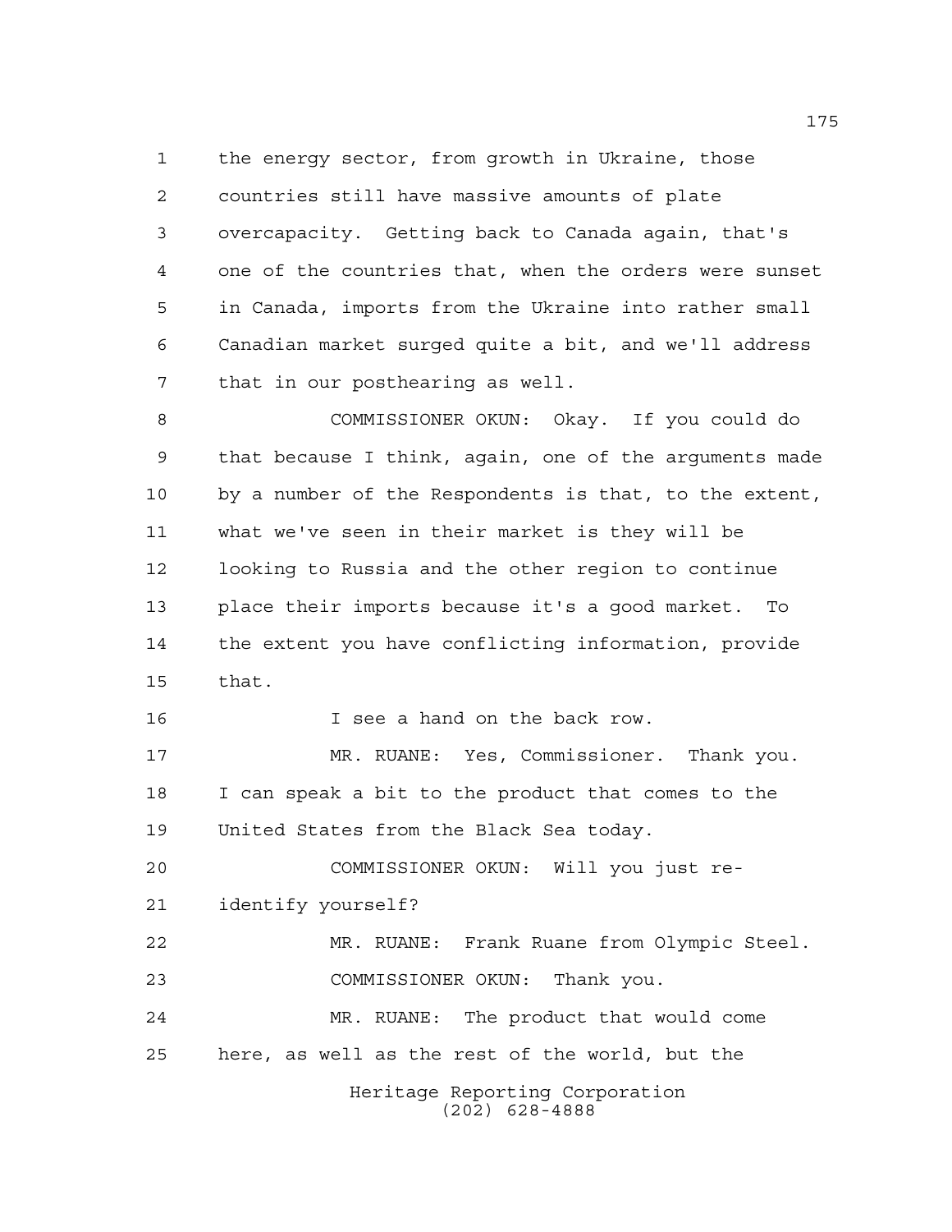the energy sector, from growth in Ukraine, those countries still have massive amounts of plate overcapacity. Getting back to Canada again, that's one of the countries that, when the orders were sunset in Canada, imports from the Ukraine into rather small Canadian market surged quite a bit, and we'll address that in our posthearing as well.

COMMISSIONER OKUN: Okay. If you could do that because I think, again, one of the arguments made by a number of the Respondents is that, to the extent, what we've seen in their market is they will be looking to Russia and the other region to continue place their imports because it's a good market. To the extent you have conflicting information, provide that.

I see a hand on the back row.

MR. RUANE: Yes, Commissioner. Thank you. I can speak a bit to the product that comes to the United States from the Black Sea today.

COMMISSIONER OKUN: Will you just re-identify yourself?

MR. RUANE: Frank Ruane from Olympic Steel.

COMMISSIONER OKUN: Thank you.

MR. RUANE: The product that would come here, as well as the rest of the world, but the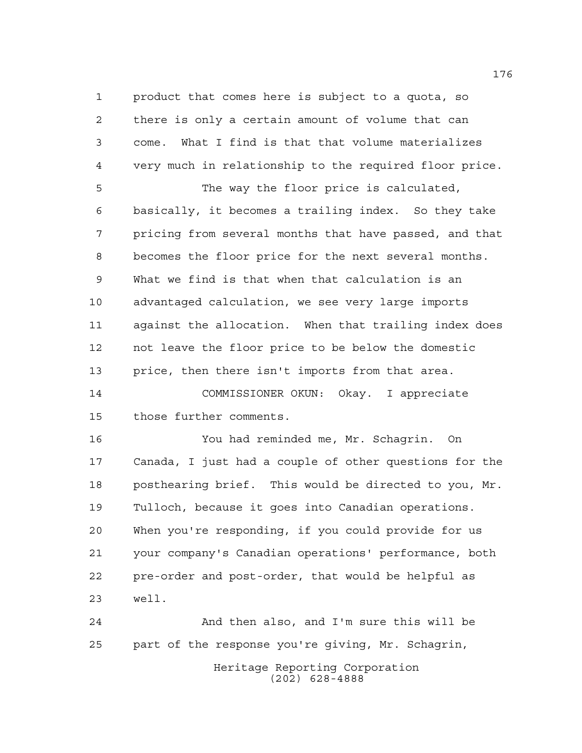product that comes here is subject to a quota, so there is only a certain amount of volume that can come. What I find is that that volume materializes very much in relationship to the required floor price.

The way the floor price is calculated, basically, it becomes a trailing index. So they take pricing from several months that have passed, and that becomes the floor price for the next several months. What we find is that when that calculation is an advantaged calculation, we see very large imports against the allocation. When that trailing index does not leave the floor price to be below the domestic price, then there isn't imports from that area.

COMMISSIONER OKUN: Okay. I appreciate those further comments.

You had reminded me, Mr. Schagrin. On Canada, I just had a couple of other questions for the posthearing brief. This would be directed to you, Mr. Tulloch, because it goes into Canadian operations. When you're responding, if you could provide for us your company's Canadian operations' performance, both pre-order and post-order, that would be helpful as well.

And then also, and I'm sure this will be part of the response you're giving, Mr. Schagrin,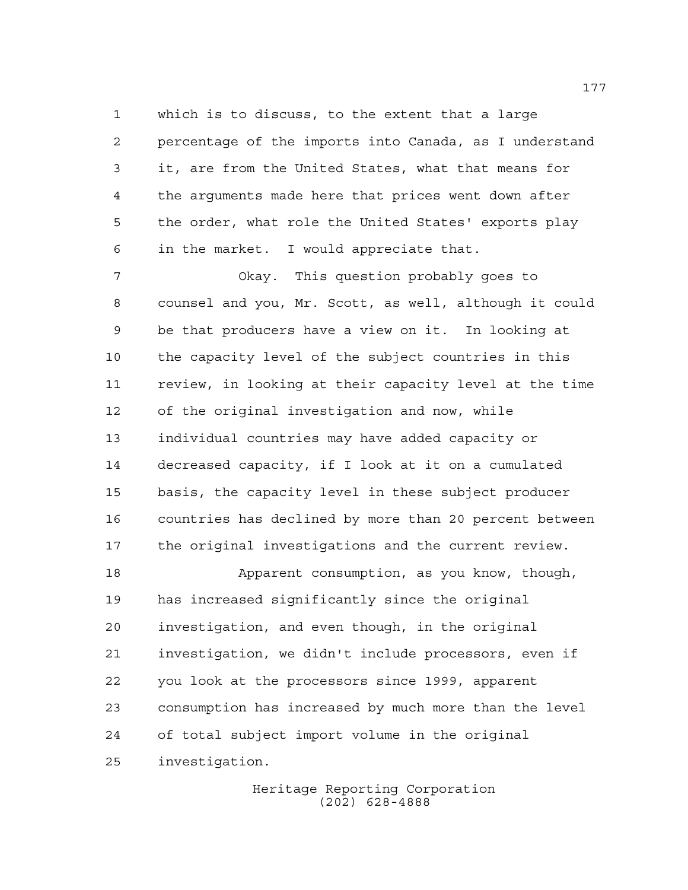which is to discuss, to the extent that a large percentage of the imports into Canada, as I understand it, are from the United States, what that means for the arguments made here that prices went down after the order, what role the United States' exports play in the market. I would appreciate that.

Okay. This question probably goes to counsel and you, Mr. Scott, as well, although it could be that producers have a view on it. In looking at the capacity level of the subject countries in this review, in looking at their capacity level at the time of the original investigation and now, while individual countries may have added capacity or decreased capacity, if I look at it on a cumulated basis, the capacity level in these subject producer countries has declined by more than 20 percent between the original investigations and the current review.

Apparent consumption, as you know, though, has increased significantly since the original investigation, and even though, in the original investigation, we didn't include processors, even if you look at the processors since 1999, apparent consumption has increased by much more than the level of total subject import volume in the original investigation.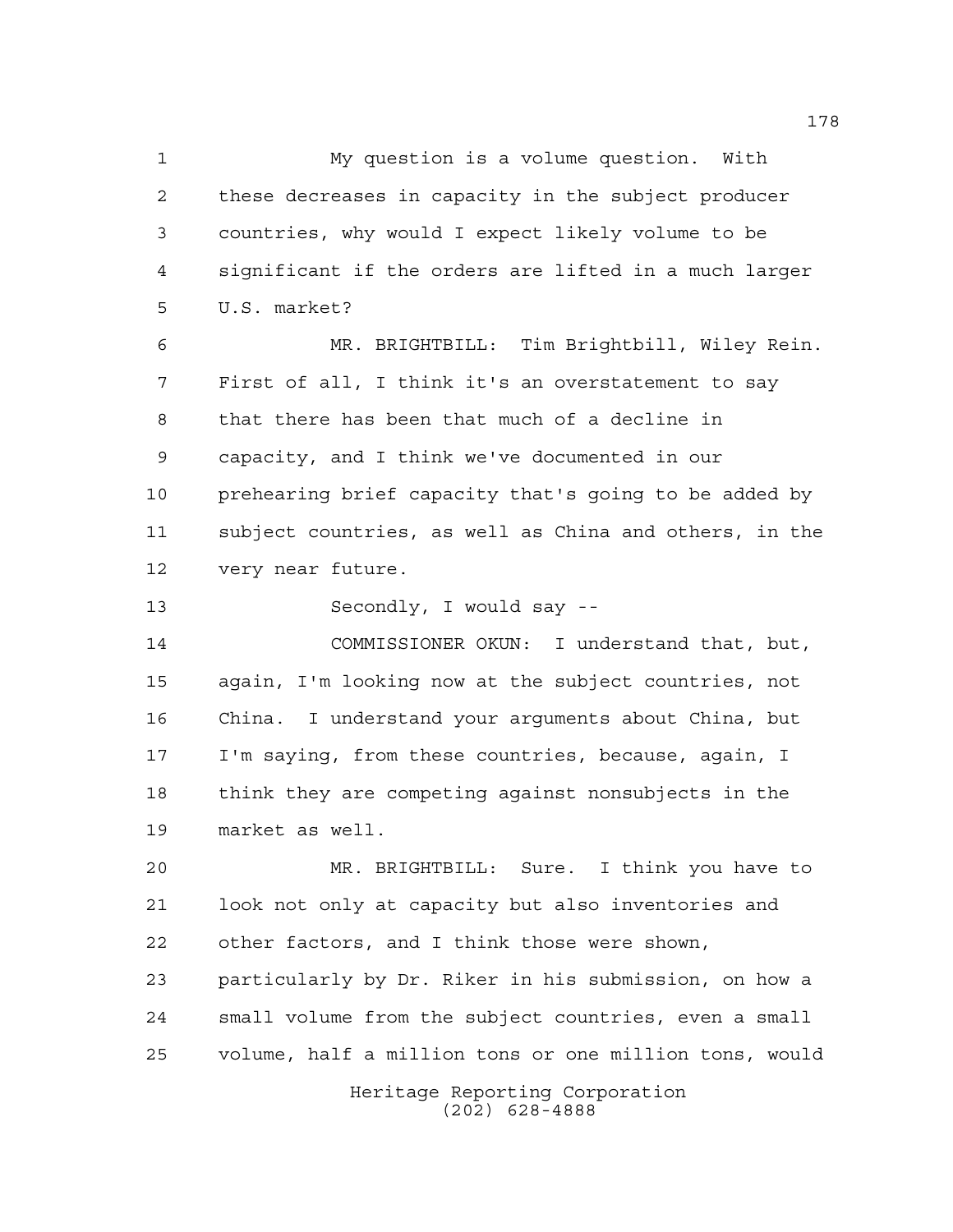My question is a volume question. With these decreases in capacity in the subject producer countries, why would I expect likely volume to be significant if the orders are lifted in a much larger U.S. market?

MR. BRIGHTBILL: Tim Brightbill, Wiley Rein. First of all, I think it's an overstatement to say that there has been that much of a decline in capacity, and I think we've documented in our prehearing brief capacity that's going to be added by subject countries, as well as China and others, in the very near future.

Secondly, I would say --

COMMISSIONER OKUN: I understand that, but, again, I'm looking now at the subject countries, not China. I understand your arguments about China, but I'm saying, from these countries, because, again, I think they are competing against nonsubjects in the market as well.

MR. BRIGHTBILL: Sure. I think you have to look not only at capacity but also inventories and other factors, and I think those were shown, particularly by Dr. Riker in his submission, on how a small volume from the subject countries, even a small volume, half a million tons or one million tons, would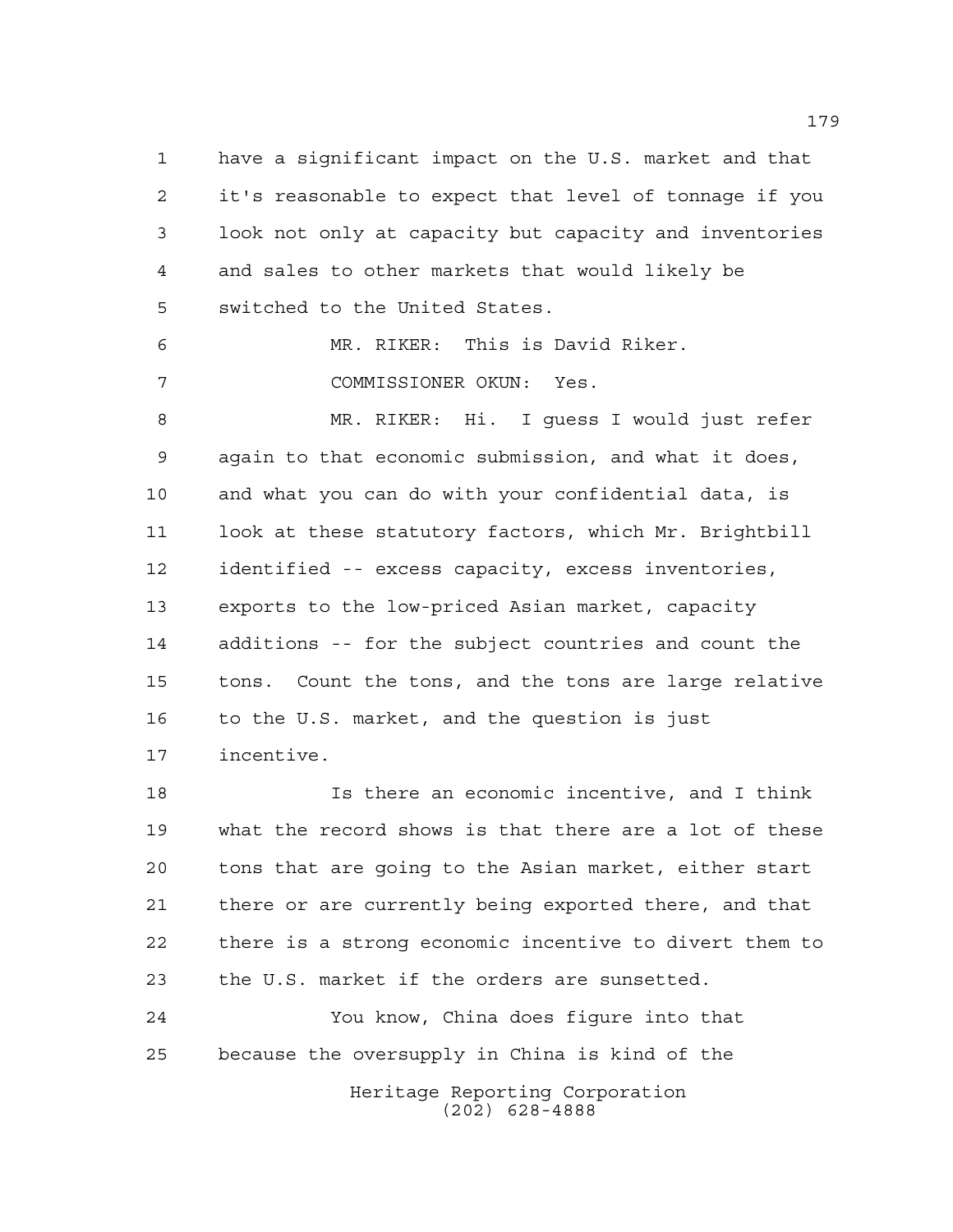have a significant impact on the U.S. market and that it's reasonable to expect that level of tonnage if you look not only at capacity but capacity and inventories and sales to other markets that would likely be switched to the United States.

MR. RIKER: This is David Riker.

COMMISSIONER OKUN: Yes.

MR. RIKER: Hi. I guess I would just refer again to that economic submission, and what it does, and what you can do with your confidential data, is look at these statutory factors, which Mr. Brightbill identified -- excess capacity, excess inventories, exports to the low-priced Asian market, capacity additions -- for the subject countries and count the tons. Count the tons, and the tons are large relative to the U.S. market, and the question is just incentive.

Is there an economic incentive, and I think what the record shows is that there are a lot of these tons that are going to the Asian market, either start there or are currently being exported there, and that there is a strong economic incentive to divert them to the U.S. market if the orders are sunsetted.

You know, China does figure into that because the oversupply in China is kind of the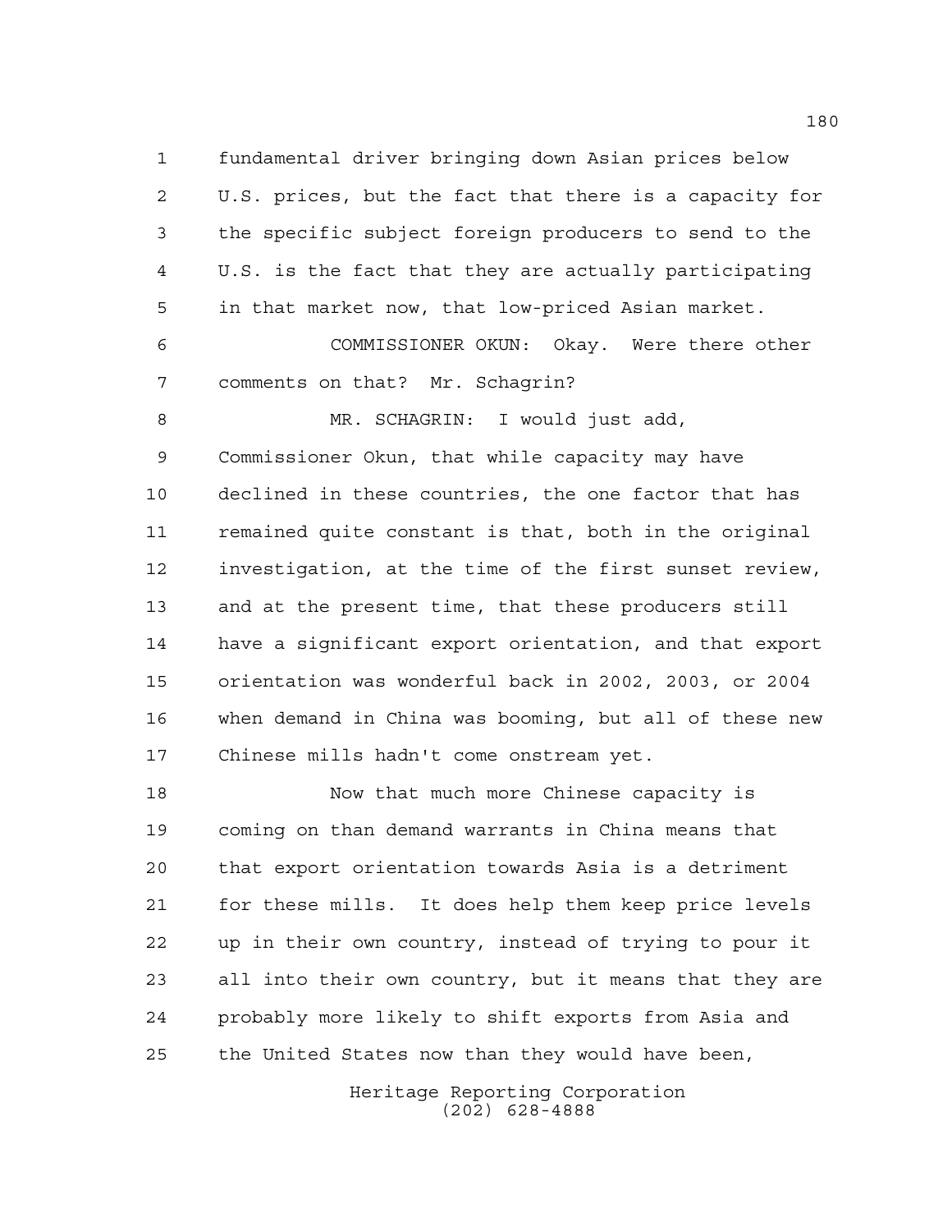fundamental driver bringing down Asian prices below U.S. prices, but the fact that there is a capacity for the specific subject foreign producers to send to the U.S. is the fact that they are actually participating in that market now, that low-priced Asian market.

COMMISSIONER OKUN: Okay. Were there other comments on that? Mr. Schagrin?

MR. SCHAGRIN: I would just add, Commissioner Okun, that while capacity may have declined in these countries, the one factor that has remained quite constant is that, both in the original investigation, at the time of the first sunset review, and at the present time, that these producers still have a significant export orientation, and that export orientation was wonderful back in 2002, 2003, or 2004 when demand in China was booming, but all of these new Chinese mills hadn't come onstream yet.

Now that much more Chinese capacity is coming on than demand warrants in China means that that export orientation towards Asia is a detriment for these mills. It does help them keep price levels up in their own country, instead of trying to pour it all into their own country, but it means that they are probably more likely to shift exports from Asia and the United States now than they would have been,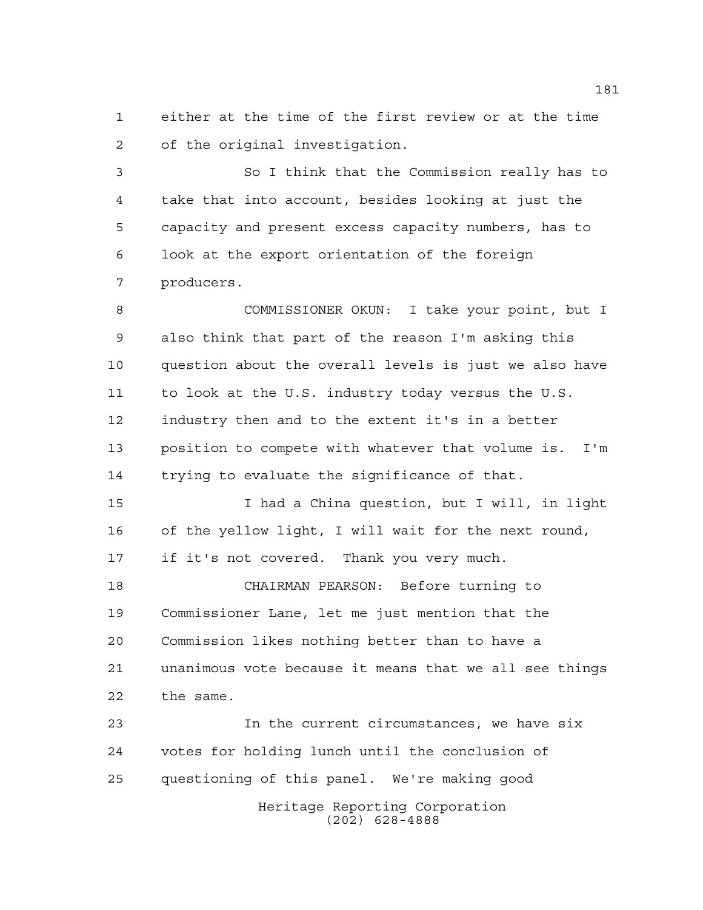either at the time of the first review or at the time of the original investigation.

So I think that the Commission really has to take that into account, besides looking at just the capacity and present excess capacity numbers, has to look at the export orientation of the foreign producers.

COMMISSIONER OKUN: I take your point, but I also think that part of the reason I'm asking this question about the overall levels is just we also have to look at the U.S. industry today versus the U.S. industry then and to the extent it's in a better position to compete with whatever that volume is. I'm trying to evaluate the significance of that.

I had a China question, but I will, in light of the yellow light, I will wait for the next round, if it's not covered. Thank you very much.

CHAIRMAN PEARSON: Before turning to Commissioner Lane, let me just mention that the Commission likes nothing better than to have a unanimous vote because it means that we all see things the same.

In the current circumstances, we have six votes for holding lunch until the conclusion of questioning of this panel. We're making good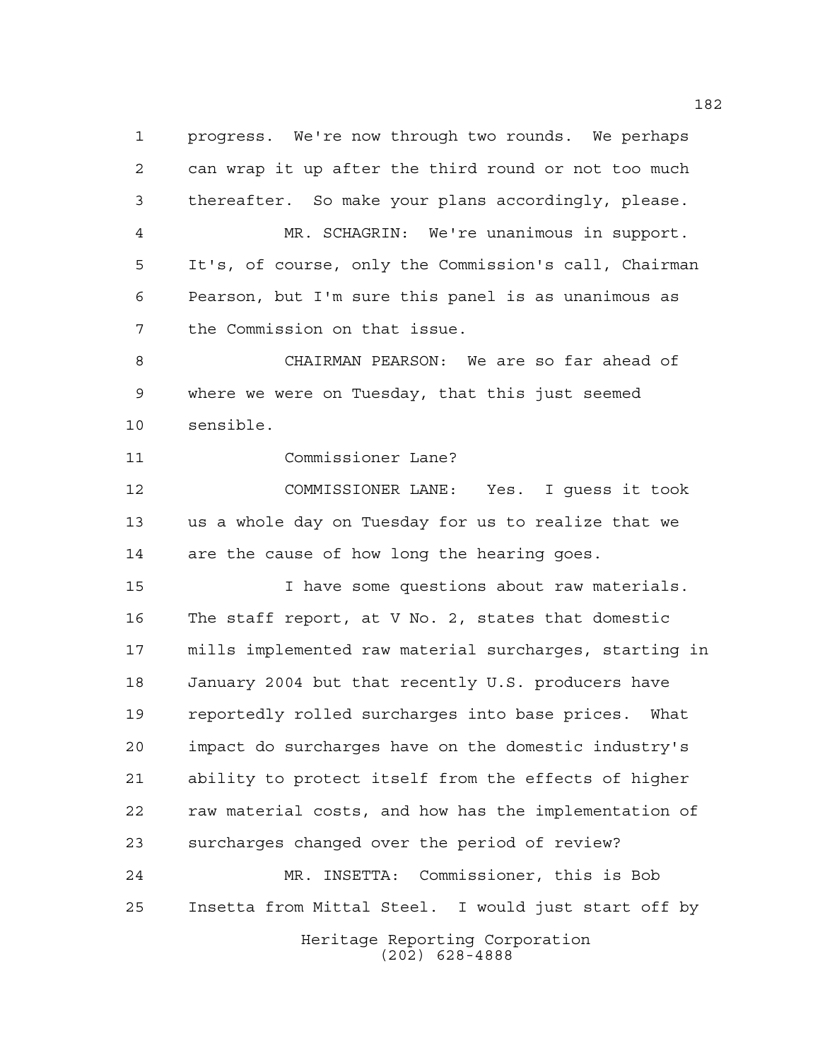progress. We're now through two rounds. We perhaps can wrap it up after the third round or not too much thereafter. So make your plans accordingly, please.

MR. SCHAGRIN: We're unanimous in support. It's, of course, only the Commission's call, Chairman Pearson, but I'm sure this panel is as unanimous as the Commission on that issue.

CHAIRMAN PEARSON: We are so far ahead of where we were on Tuesday, that this just seemed sensible.

Commissioner Lane?

COMMISSIONER LANE: Yes. I guess it took us a whole day on Tuesday for us to realize that we are the cause of how long the hearing goes.

I have some questions about raw materials. The staff report, at V No. 2, states that domestic mills implemented raw material surcharges, starting in January 2004 but that recently U.S. producers have reportedly rolled surcharges into base prices. What impact do surcharges have on the domestic industry's ability to protect itself from the effects of higher raw material costs, and how has the implementation of surcharges changed over the period of review?

MR. INSETTA: Commissioner, this is Bob Insetta from Mittal Steel. I would just start off by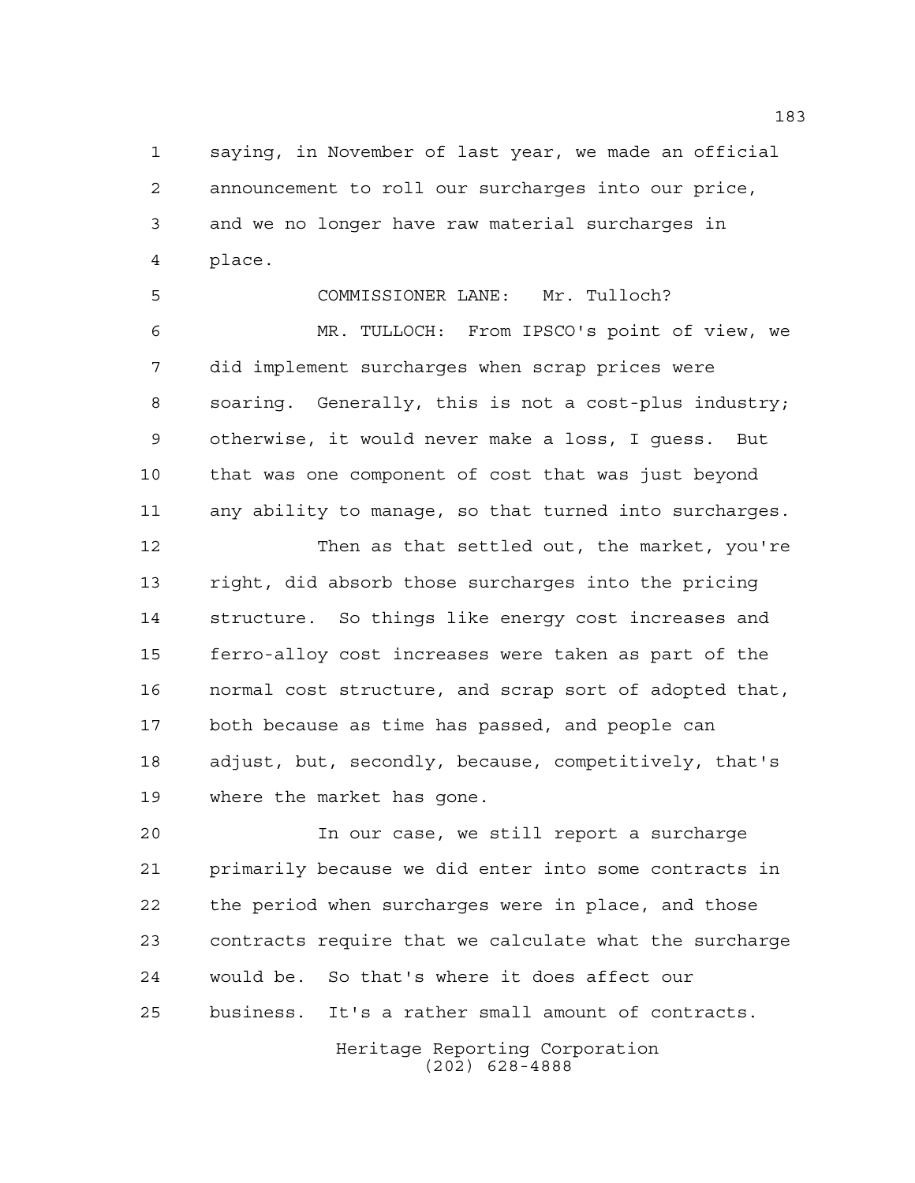saying, in November of last year, we made an official announcement to roll our surcharges into our price, and we no longer have raw material surcharges in place.

COMMISSIONER LANE: Mr. Tulloch?

MR. TULLOCH: From IPSCO's point of view, we did implement surcharges when scrap prices were soaring. Generally, this is not a cost-plus industry; otherwise, it would never make a loss, I guess. But that was one component of cost that was just beyond any ability to manage, so that turned into surcharges.

Then as that settled out, the market, you're right, did absorb those surcharges into the pricing structure. So things like energy cost increases and ferro-alloy cost increases were taken as part of the normal cost structure, and scrap sort of adopted that, both because as time has passed, and people can adjust, but, secondly, because, competitively, that's where the market has gone.

In our case, we still report a surcharge primarily because we did enter into some contracts in the period when surcharges were in place, and those contracts require that we calculate what the surcharge would be. So that's where it does affect our business. It's a rather small amount of contracts.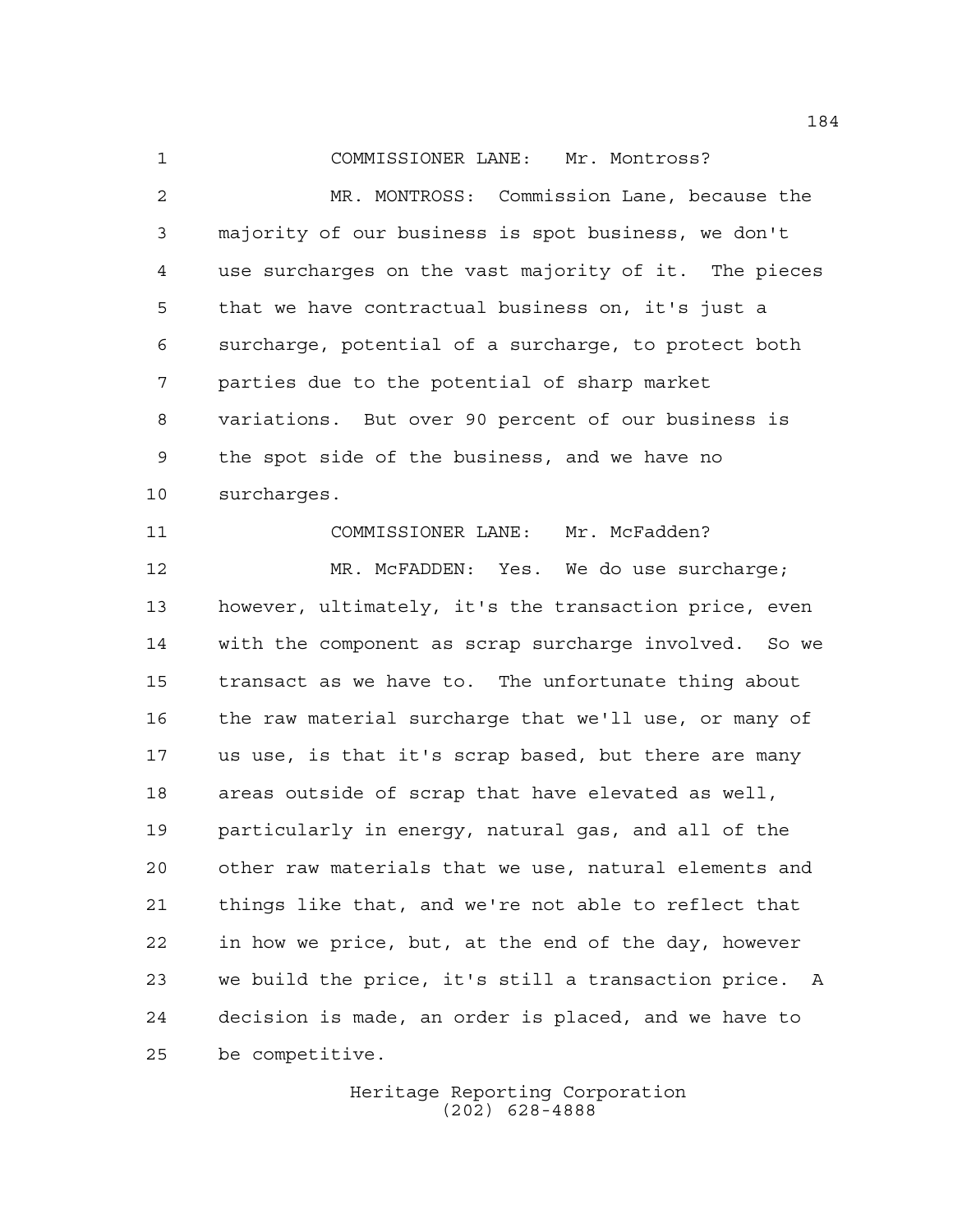COMMISSIONER LANE: Mr. Montross?

MR. MONTROSS: Commission Lane, because the majority of our business is spot business, we don't use surcharges on the vast majority of it. The pieces that we have contractual business on, it's just a surcharge, potential of a surcharge, to protect both parties due to the potential of sharp market variations. But over 90 percent of our business is the spot side of the business, and we have no surcharges.

COMMISSIONER LANE: Mr. McFadden?

MR. McFADDEN: Yes. We do use surcharge; however, ultimately, it's the transaction price, even with the component as scrap surcharge involved. So we transact as we have to. The unfortunate thing about the raw material surcharge that we'll use, or many of us use, is that it's scrap based, but there are many areas outside of scrap that have elevated as well, particularly in energy, natural gas, and all of the other raw materials that we use, natural elements and things like that, and we're not able to reflect that in how we price, but, at the end of the day, however we build the price, it's still a transaction price. A decision is made, an order is placed, and we have to be competitive.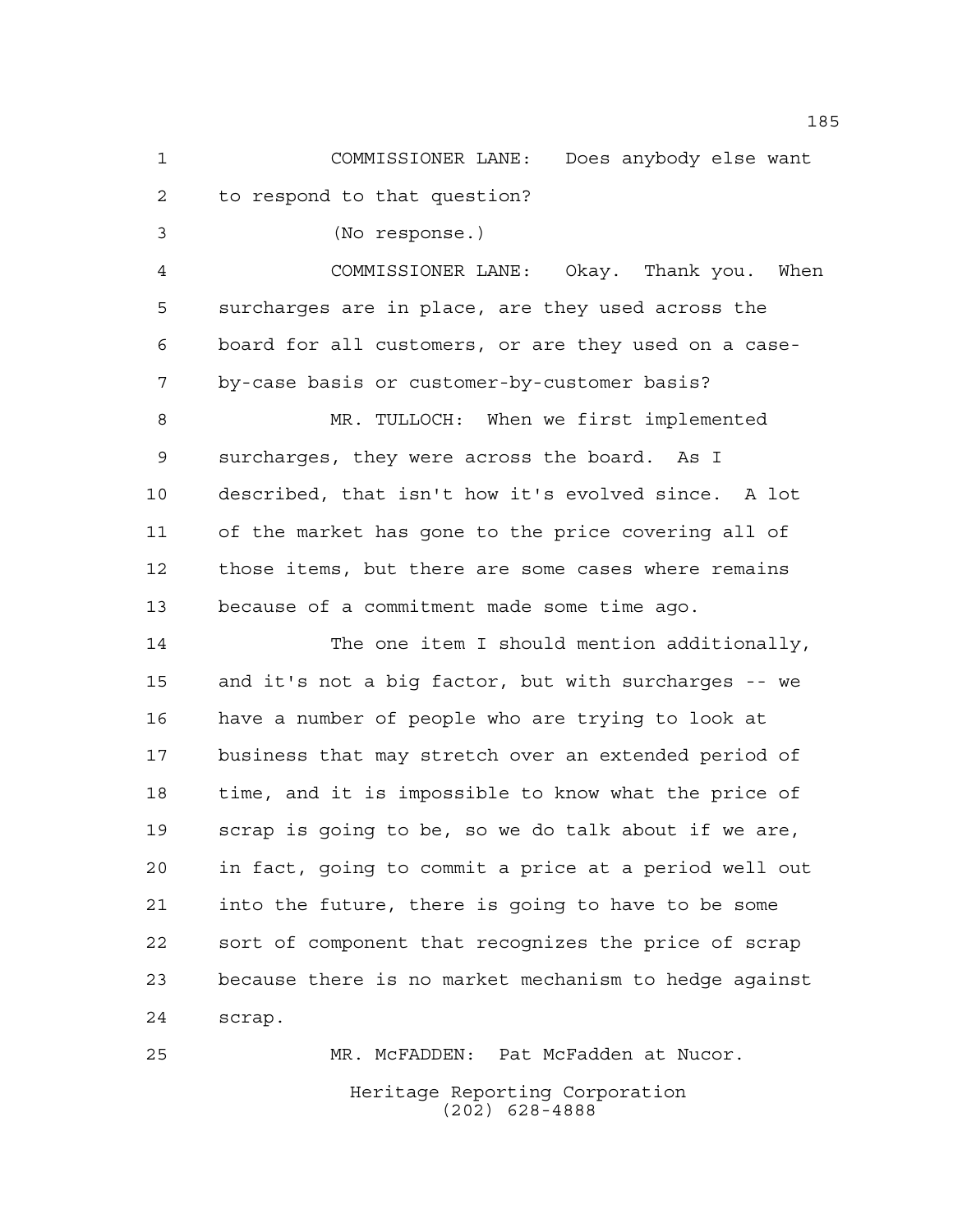COMMISSIONER LANE: Does anybody else want to respond to that question?

(No response.)

COMMISSIONER LANE: Okay. Thank you. When surcharges are in place, are they used across the board for all customers, or are they used on a case-by-case basis or customer-by-customer basis?

MR. TULLOCH: When we first implemented surcharges, they were across the board. As I described, that isn't how it's evolved since. A lot of the market has gone to the price covering all of those items, but there are some cases where remains because of a commitment made some time ago.

The one item I should mention additionally, and it's not a big factor, but with surcharges -- we have a number of people who are trying to look at business that may stretch over an extended period of time, and it is impossible to know what the price of scrap is going to be, so we do talk about if we are, in fact, going to commit a price at a period well out into the future, there is going to have to be some sort of component that recognizes the price of scrap because there is no market mechanism to hedge against scrap.

MR. McFADDEN: Pat McFadden at Nucor.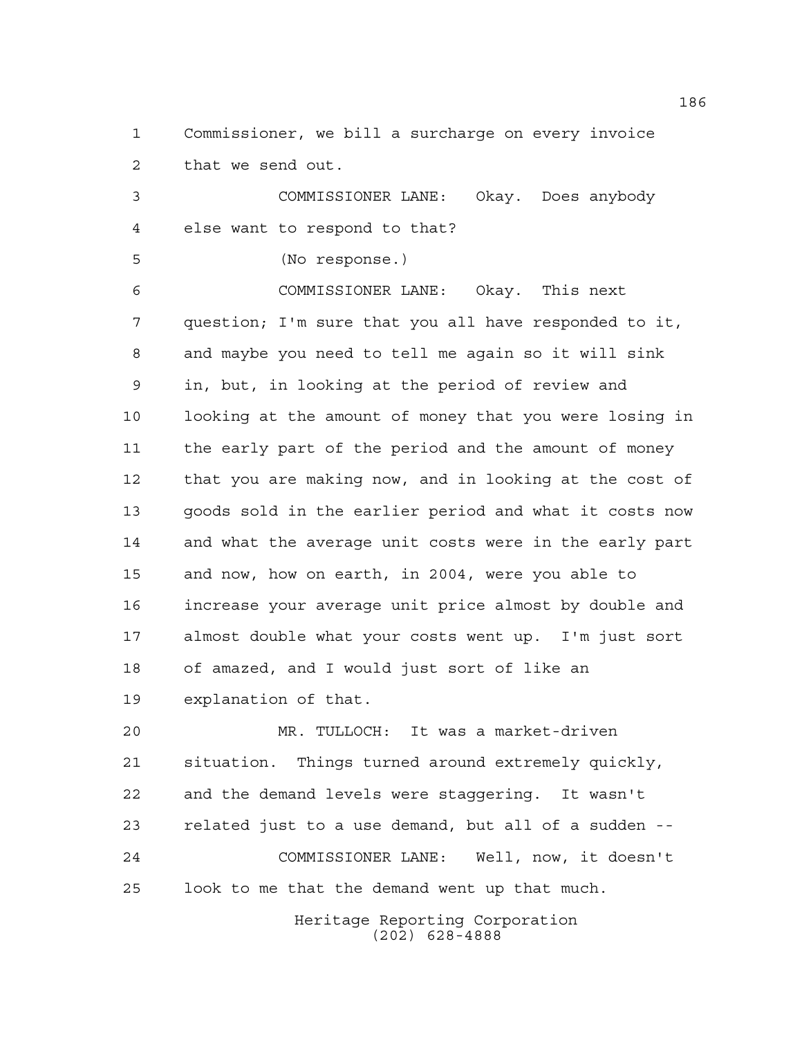Commissioner, we bill a surcharge on every invoice that we send out.

COMMISSIONER LANE: Okay. Does anybody else want to respond to that?

(No response.)

COMMISSIONER LANE: Okay. This next question; I'm sure that you all have responded to it, and maybe you need to tell me again so it will sink in, but, in looking at the period of review and looking at the amount of money that you were losing in the early part of the period and the amount of money that you are making now, and in looking at the cost of goods sold in the earlier period and what it costs now and what the average unit costs were in the early part and now, how on earth, in 2004, were you able to increase your average unit price almost by double and almost double what your costs went up. I'm just sort of amazed, and I would just sort of like an explanation of that.

MR. TULLOCH: It was a market-driven situation. Things turned around extremely quickly, and the demand levels were staggering. It wasn't related just to a use demand, but all of a sudden --

COMMISSIONER LANE: Well, now, it doesn't look to me that the demand went up that much.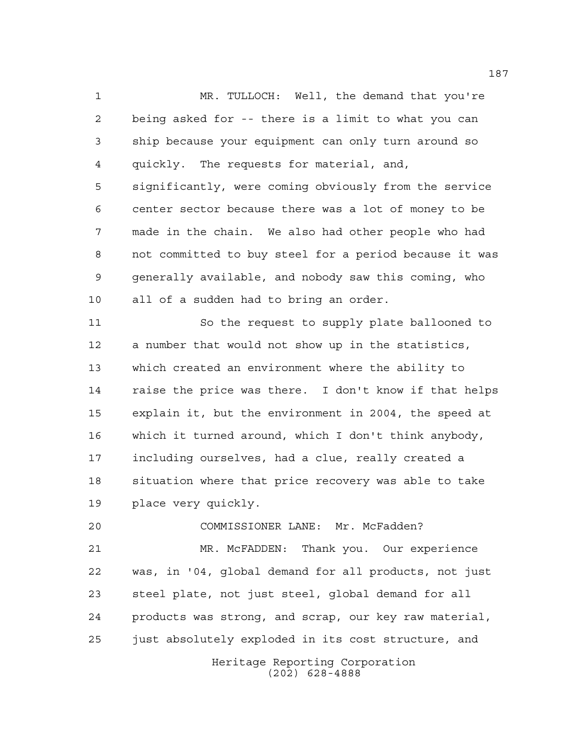MR. TULLOCH: Well, the demand that you're being asked for -- there is a limit to what you can ship because your equipment can only turn around so quickly. The requests for material, and, significantly, were coming obviously from the service center sector because there was a lot of money to be made in the chain. We also had other people who had not committed to buy steel for a period because it was generally available, and nobody saw this coming, who all of a sudden had to bring an order.

So the request to supply plate ballooned to a number that would not show up in the statistics, which created an environment where the ability to raise the price was there. I don't know if that helps explain it, but the environment in 2004, the speed at which it turned around, which I don't think anybody, including ourselves, had a clue, really created a situation where that price recovery was able to take place very quickly.

COMMISSIONER LANE: Mr. McFadden?

MR. McFADDEN: Thank you. Our experience was, in '04, global demand for all products, not just steel plate, not just steel, global demand for all products was strong, and scrap, our key raw material, just absolutely exploded in its cost structure, and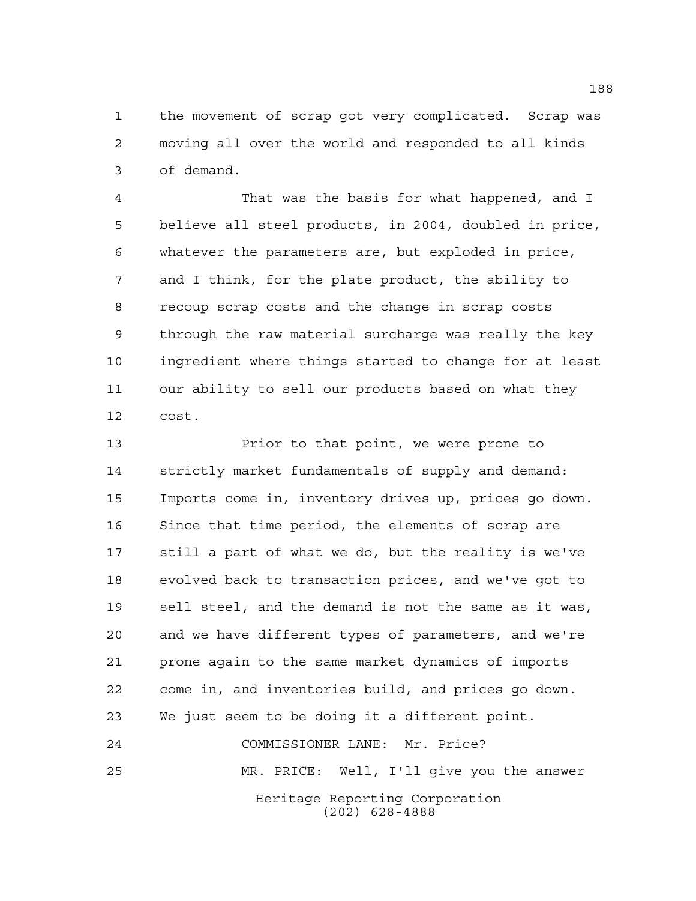the movement of scrap got very complicated. Scrap was moving all over the world and responded to all kinds of demand.

That was the basis for what happened, and I believe all steel products, in 2004, doubled in price, whatever the parameters are, but exploded in price, and I think, for the plate product, the ability to recoup scrap costs and the change in scrap costs through the raw material surcharge was really the key ingredient where things started to change for at least our ability to sell our products based on what they cost.

Prior to that point, we were prone to strictly market fundamentals of supply and demand: Imports come in, inventory drives up, prices go down. Since that time period, the elements of scrap are still a part of what we do, but the reality is we've evolved back to transaction prices, and we've got to sell steel, and the demand is not the same as it was, and we have different types of parameters, and we're prone again to the same market dynamics of imports come in, and inventories build, and prices go down. We just seem to be doing it a different point.

COMMISSIONER LANE: Mr. Price?

MR. PRICE: Well, I'll give you the answer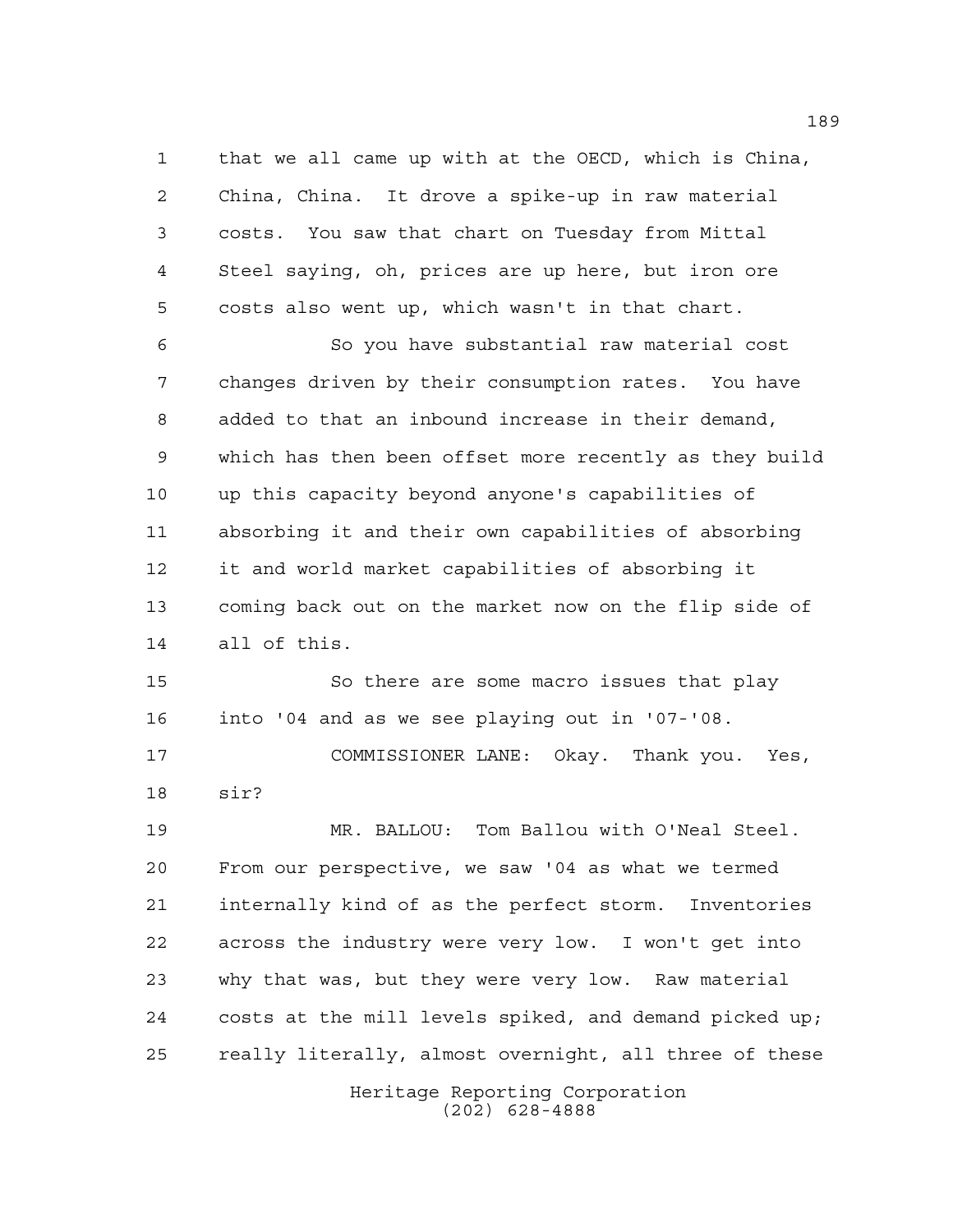that we all came up with at the OECD, which is China, China, China. It drove a spike-up in raw material costs. You saw that chart on Tuesday from Mittal Steel saying, oh, prices are up here, but iron ore costs also went up, which wasn't in that chart.

So you have substantial raw material cost changes driven by their consumption rates. You have added to that an inbound increase in their demand, which has then been offset more recently as they build up this capacity beyond anyone's capabilities of absorbing it and their own capabilities of absorbing it and world market capabilities of absorbing it coming back out on the market now on the flip side of all of this.

So there are some macro issues that play into '04 and as we see playing out in '07-'08.

COMMISSIONER LANE: Okay. Thank you. Yes, sir?

MR. BALLOU: Tom Ballou with O'Neal Steel. From our perspective, we saw '04 as what we termed internally kind of as the perfect storm. Inventories across the industry were very low. I won't get into why that was, but they were very low. Raw material costs at the mill levels spiked, and demand picked up; really literally, almost overnight, all three of these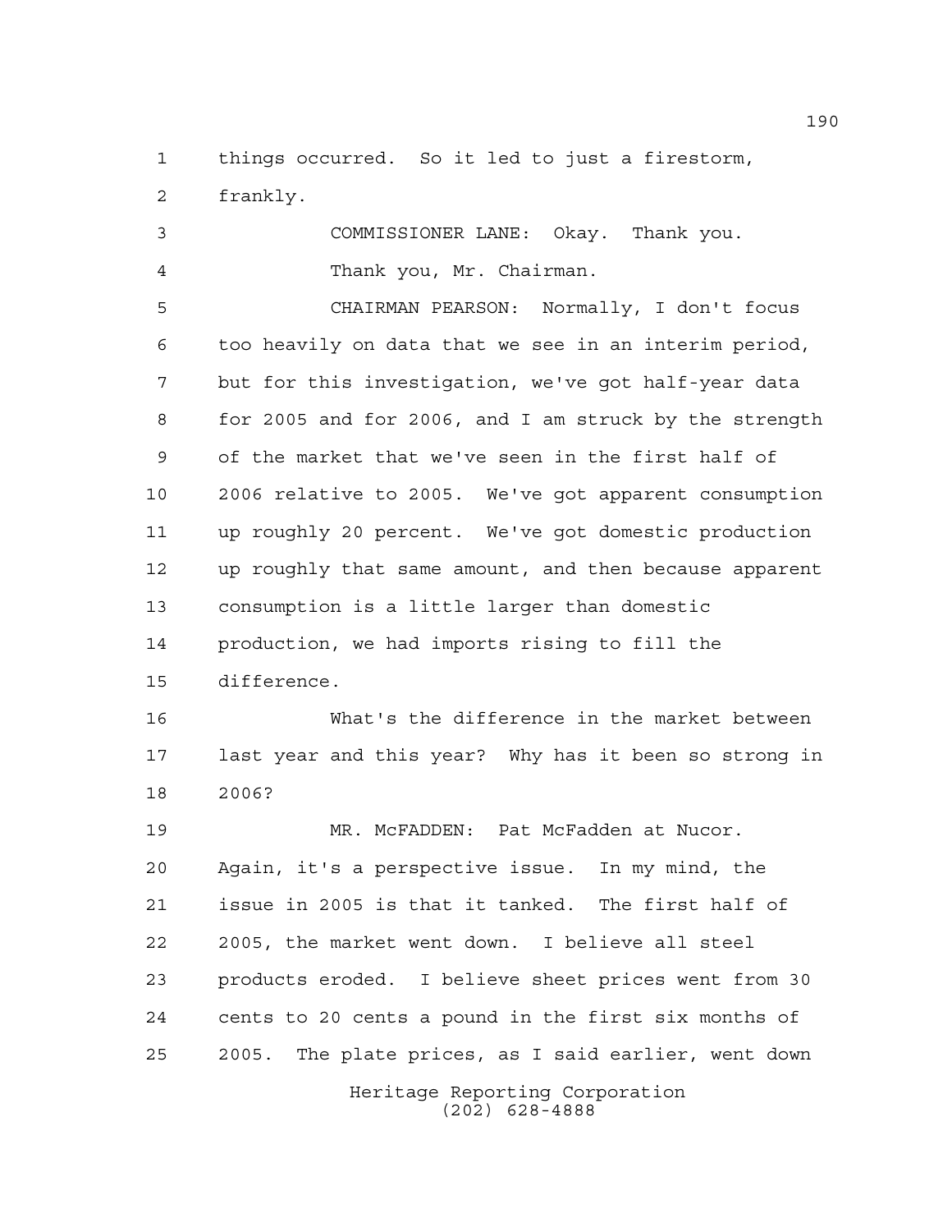things occurred. So it led to just a firestorm, frankly.

COMMISSIONER LANE: Okay. Thank you.

Thank you, Mr. Chairman.

CHAIRMAN PEARSON: Normally, I don't focus too heavily on data that we see in an interim period, but for this investigation, we've got half-year data for 2005 and for 2006, and I am struck by the strength of the market that we've seen in the first half of 2006 relative to 2005. We've got apparent consumption up roughly 20 percent. We've got domestic production up roughly that same amount, and then because apparent consumption is a little larger than domestic production, we had imports rising to fill the difference.

What's the difference in the market between last year and this year? Why has it been so strong in 2006?

MR. McFADDEN: Pat McFadden at Nucor. Again, it's a perspective issue. In my mind, the issue in 2005 is that it tanked. The first half of 2005, the market went down. I believe all steel products eroded. I believe sheet prices went from 30 cents to 20 cents a pound in the first six months of 2005. The plate prices, as I said earlier, went down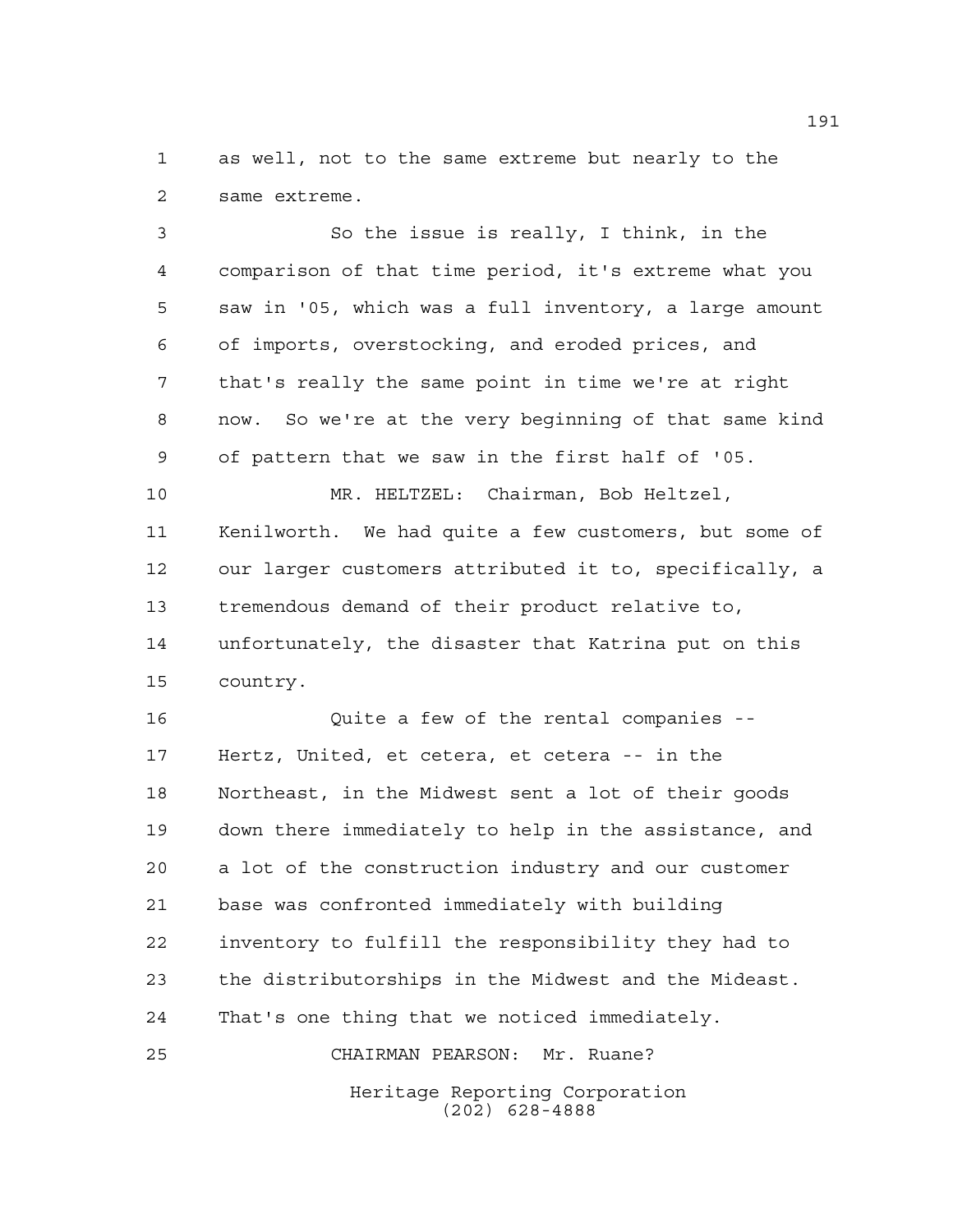as well, not to the same extreme but nearly to the same extreme.

So the issue is really, I think, in the comparison of that time period, it's extreme what you saw in '05, which was a full inventory, a large amount of imports, overstocking, and eroded prices, and that's really the same point in time we're at right now. So we're at the very beginning of that same kind of pattern that we saw in the first half of '05.

MR. HELTZEL: Chairman, Bob Heltzel, Kenilworth. We had quite a few customers, but some of our larger customers attributed it to, specifically, a tremendous demand of their product relative to, unfortunately, the disaster that Katrina put on this country.

Quite a few of the rental companies -- Hertz, United, et cetera, et cetera -- in the Northeast, in the Midwest sent a lot of their goods down there immediately to help in the assistance, and a lot of the construction industry and our customer base was confronted immediately with building inventory to fulfill the responsibility they had to the distributorships in the Midwest and the Mideast. That's one thing that we noticed immediately.

CHAIRMAN PEARSON: Mr. Ruane?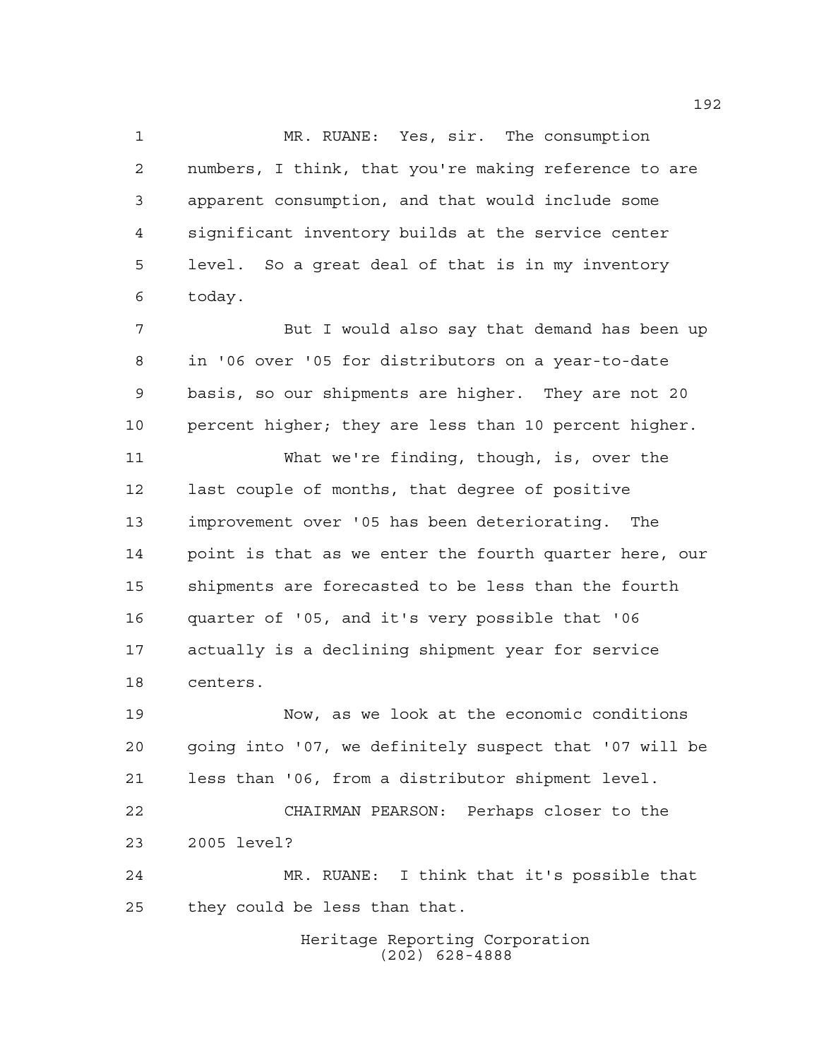MR. RUANE: Yes, sir. The consumption numbers, I think, that you're making reference to are apparent consumption, and that would include some significant inventory builds at the service center level. So a great deal of that is in my inventory today.

But I would also say that demand has been up in '06 over '05 for distributors on a year-to-date basis, so our shipments are higher. They are not 20 percent higher; they are less than 10 percent higher.

What we're finding, though, is, over the last couple of months, that degree of positive improvement over '05 has been deteriorating. The point is that as we enter the fourth quarter here, our shipments are forecasted to be less than the fourth quarter of '05, and it's very possible that '06 actually is a declining shipment year for service centers.

Now, as we look at the economic conditions going into '07, we definitely suspect that '07 will be less than '06, from a distributor shipment level.

CHAIRMAN PEARSON: Perhaps closer to the 2005 level?

MR. RUANE: I think that it's possible that they could be less than that.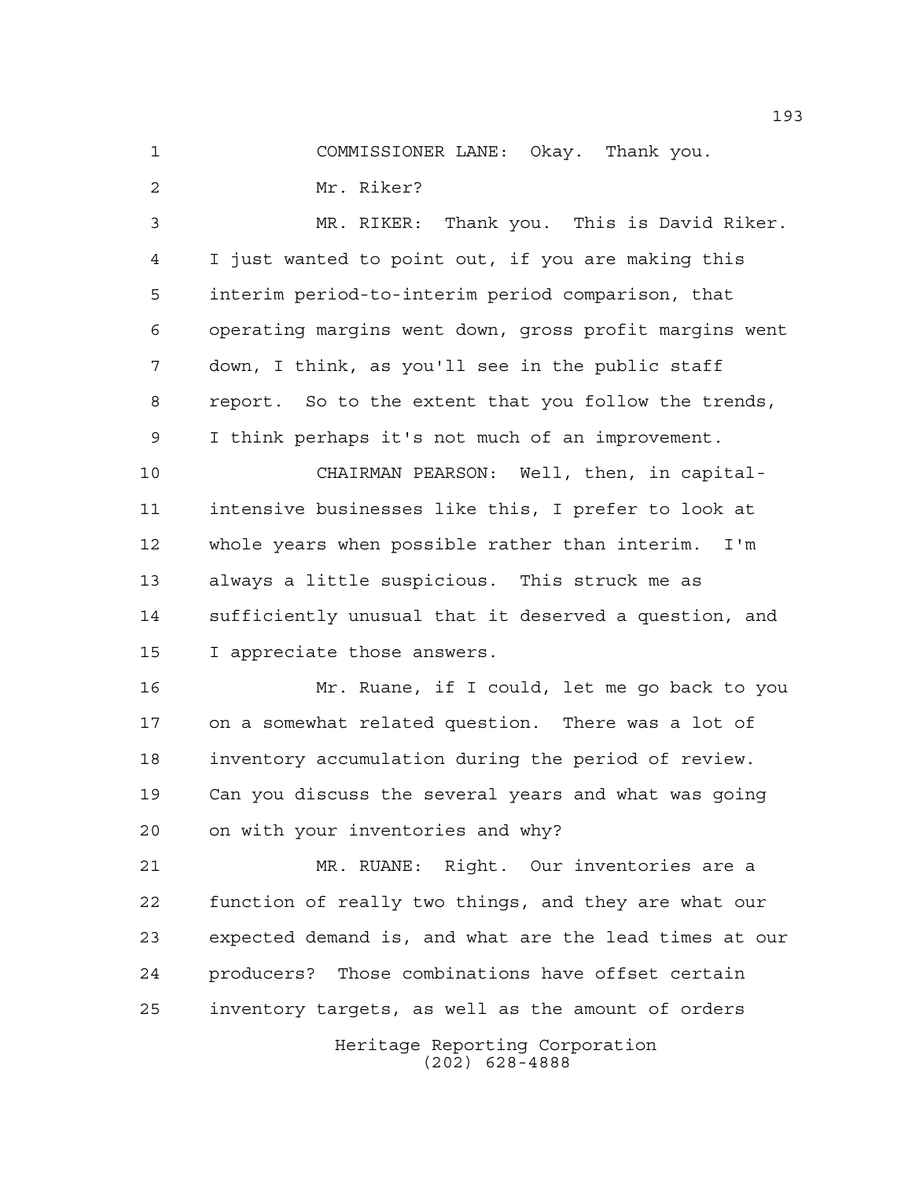COMMISSIONER LANE: Okay. Thank you.

Mr. Riker?

MR. RIKER: Thank you. This is David Riker. I just wanted to point out, if you are making this interim period-to-interim period comparison, that operating margins went down, gross profit margins went down, I think, as you'll see in the public staff report. So to the extent that you follow the trends, I think perhaps it's not much of an improvement.

CHAIRMAN PEARSON: Well, then, in capital-intensive businesses like this, I prefer to look at whole years when possible rather than interim. I'm always a little suspicious. This struck me as sufficiently unusual that it deserved a question, and I appreciate those answers.

Mr. Ruane, if I could, let me go back to you on a somewhat related question. There was a lot of inventory accumulation during the period of review. Can you discuss the several years and what was going on with your inventories and why?

MR. RUANE: Right. Our inventories are a function of really two things, and they are what our expected demand is, and what are the lead times at our producers? Those combinations have offset certain inventory targets, as well as the amount of orders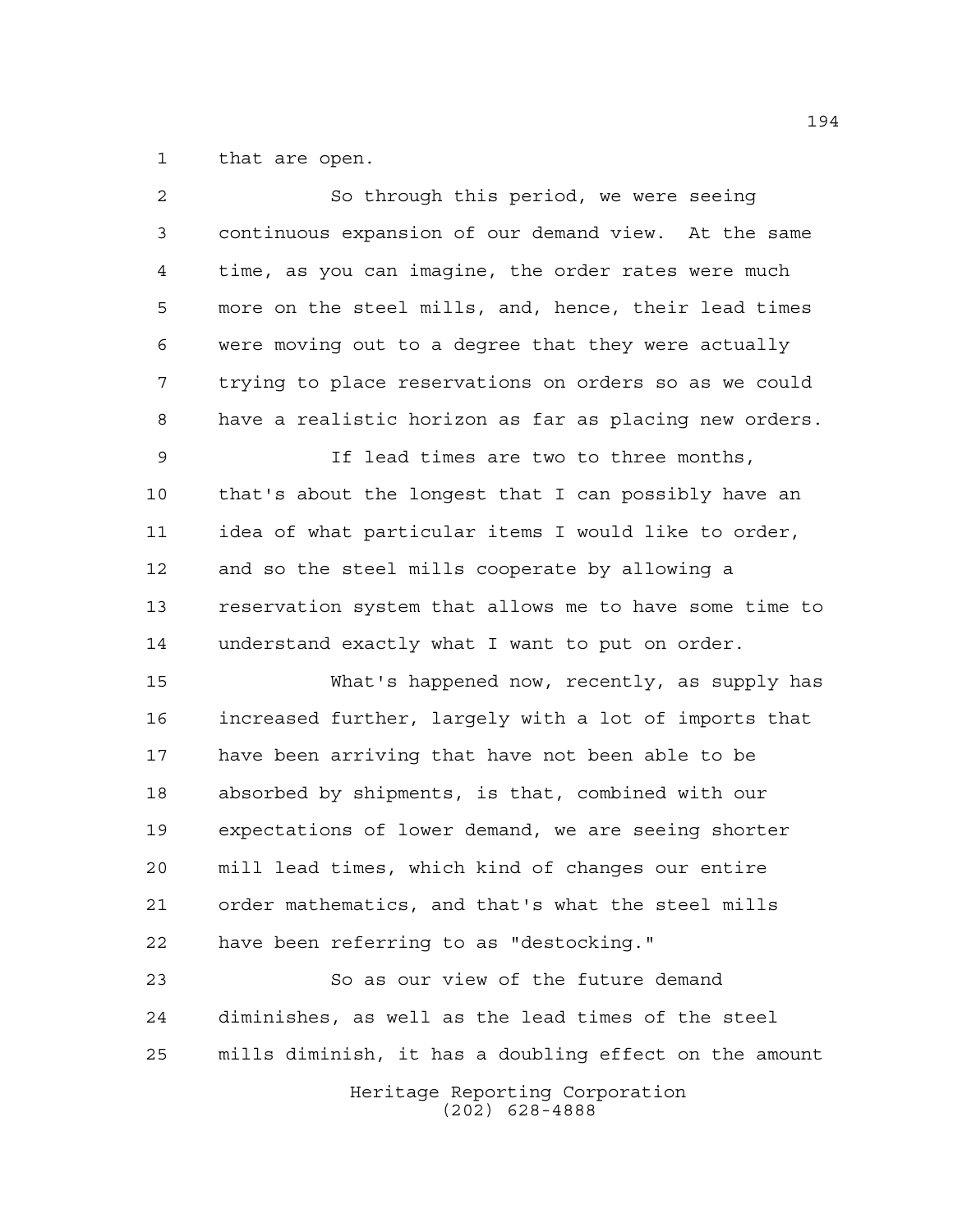that are open.

So through this period, we were seeing continuous expansion of our demand view. At the same time, as you can imagine, the order rates were much more on the steel mills, and, hence, their lead times were moving out to a degree that they were actually trying to place reservations on orders so as we could have a realistic horizon as far as placing new orders.

If lead times are two to three months, that's about the longest that I can possibly have an idea of what particular items I would like to order, and so the steel mills cooperate by allowing a reservation system that allows me to have some time to understand exactly what I want to put on order.

What's happened now, recently, as supply has increased further, largely with a lot of imports that have been arriving that have not been able to be absorbed by shipments, is that, combined with our expectations of lower demand, we are seeing shorter mill lead times, which kind of changes our entire order mathematics, and that's what the steel mills have been referring to as "destocking."

So as our view of the future demand diminishes, as well as the lead times of the steel mills diminish, it has a doubling effect on the amount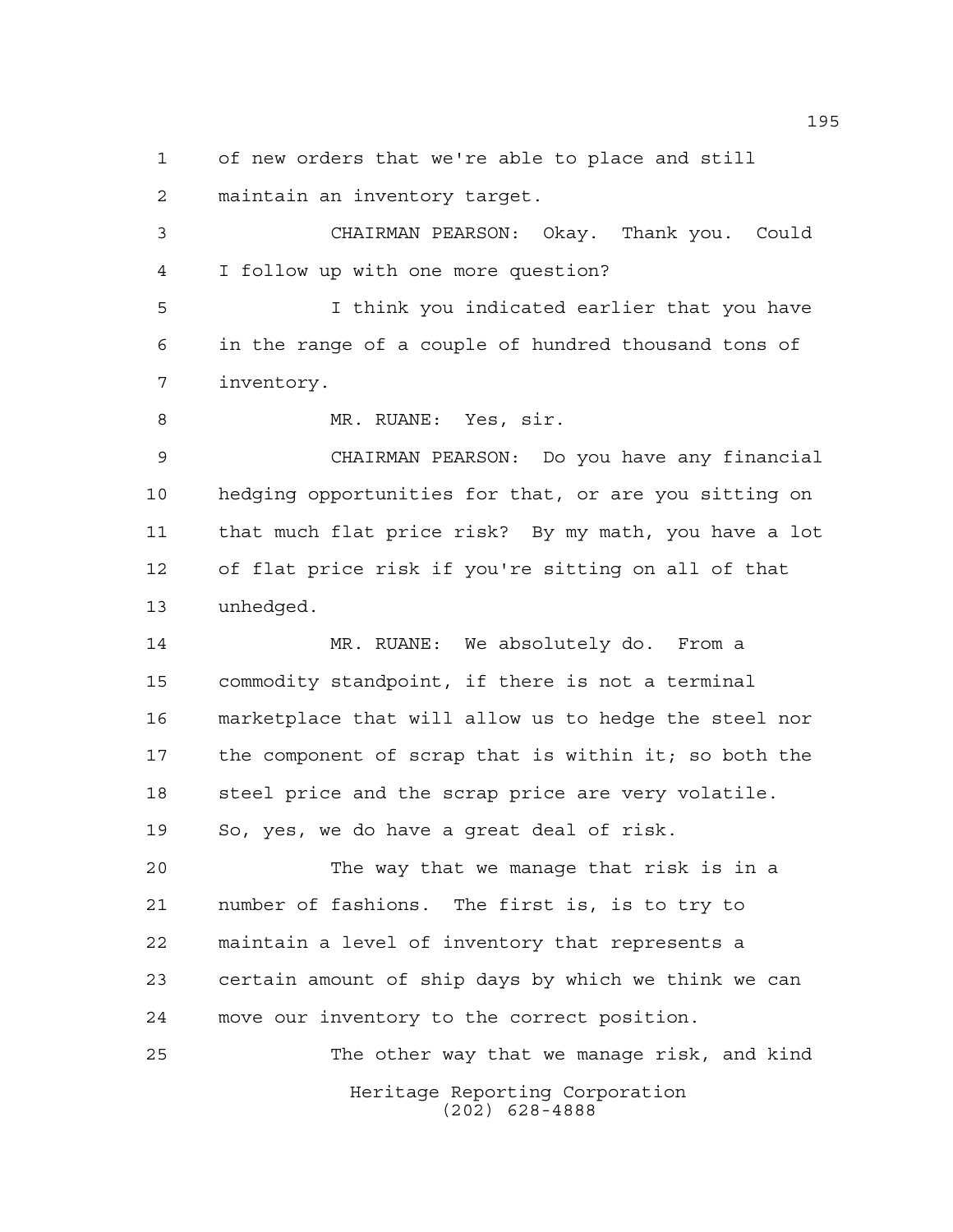of new orders that we're able to place and still maintain an inventory target.

CHAIRMAN PEARSON: Okay. Thank you. Could I follow up with one more question?

I think you indicated earlier that you have in the range of a couple of hundred thousand tons of inventory.

MR. RUANE: Yes, sir.

CHAIRMAN PEARSON: Do you have any financial hedging opportunities for that, or are you sitting on that much flat price risk? By my math, you have a lot of flat price risk if you're sitting on all of that unhedged.

MR. RUANE: We absolutely do. From a commodity standpoint, if there is not a terminal marketplace that will allow us to hedge the steel nor the component of scrap that is within it; so both the steel price and the scrap price are very volatile. So, yes, we do have a great deal of risk.

The way that we manage that risk is in a number of fashions. The first is, is to try to maintain a level of inventory that represents a certain amount of ship days by which we think we can move our inventory to the correct position.

The other way that we manage risk, and kind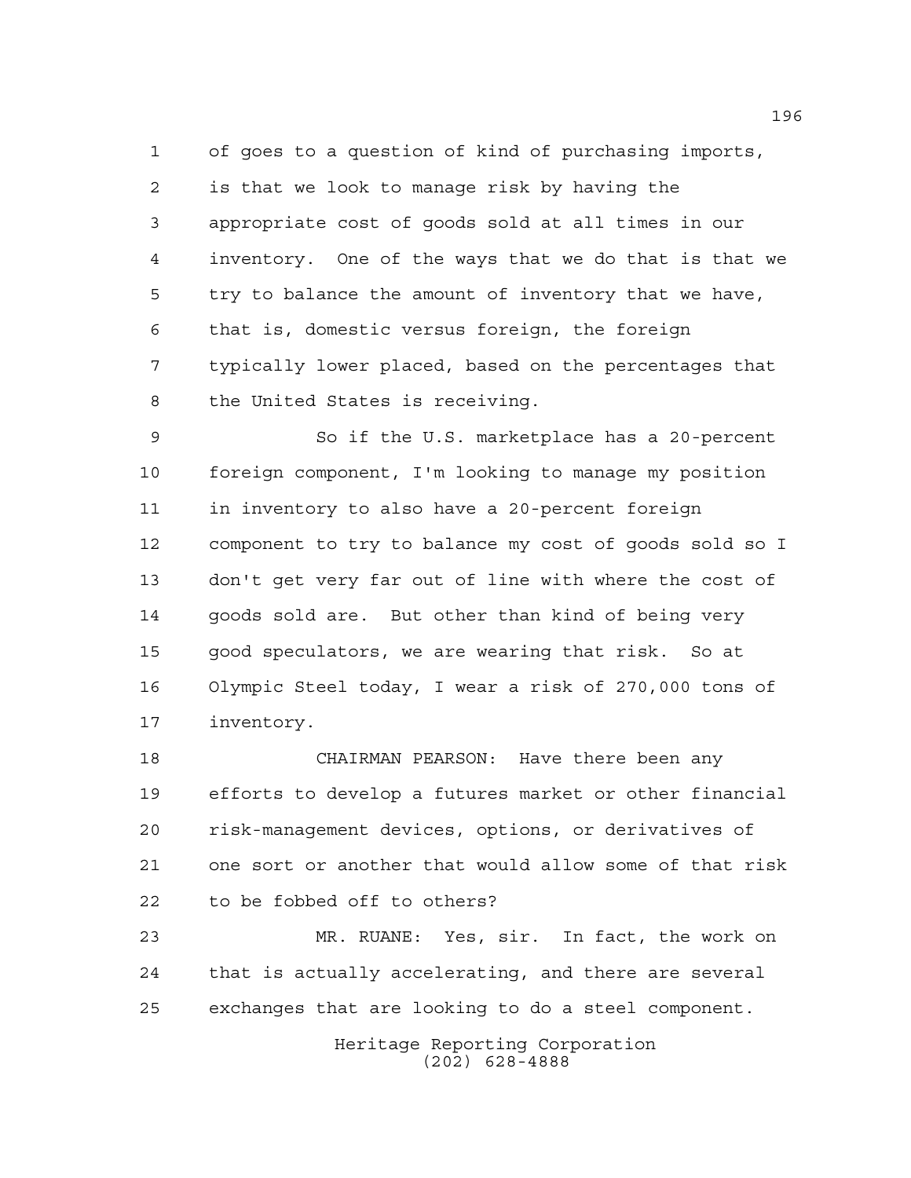of goes to a question of kind of purchasing imports, is that we look to manage risk by having the appropriate cost of goods sold at all times in our inventory. One of the ways that we do that is that we try to balance the amount of inventory that we have, that is, domestic versus foreign, the foreign typically lower placed, based on the percentages that the United States is receiving.

So if the U.S. marketplace has a 20-percent foreign component, I'm looking to manage my position in inventory to also have a 20-percent foreign component to try to balance my cost of goods sold so I don't get very far out of line with where the cost of goods sold are. But other than kind of being very good speculators, we are wearing that risk. So at Olympic Steel today, I wear a risk of 270,000 tons of inventory.

CHAIRMAN PEARSON: Have there been any efforts to develop a futures market or other financial risk-management devices, options, or derivatives of one sort or another that would allow some of that risk to be fobbed off to others?

MR. RUANE: Yes, sir. In fact, the work on that is actually accelerating, and there are several exchanges that are looking to do a steel component.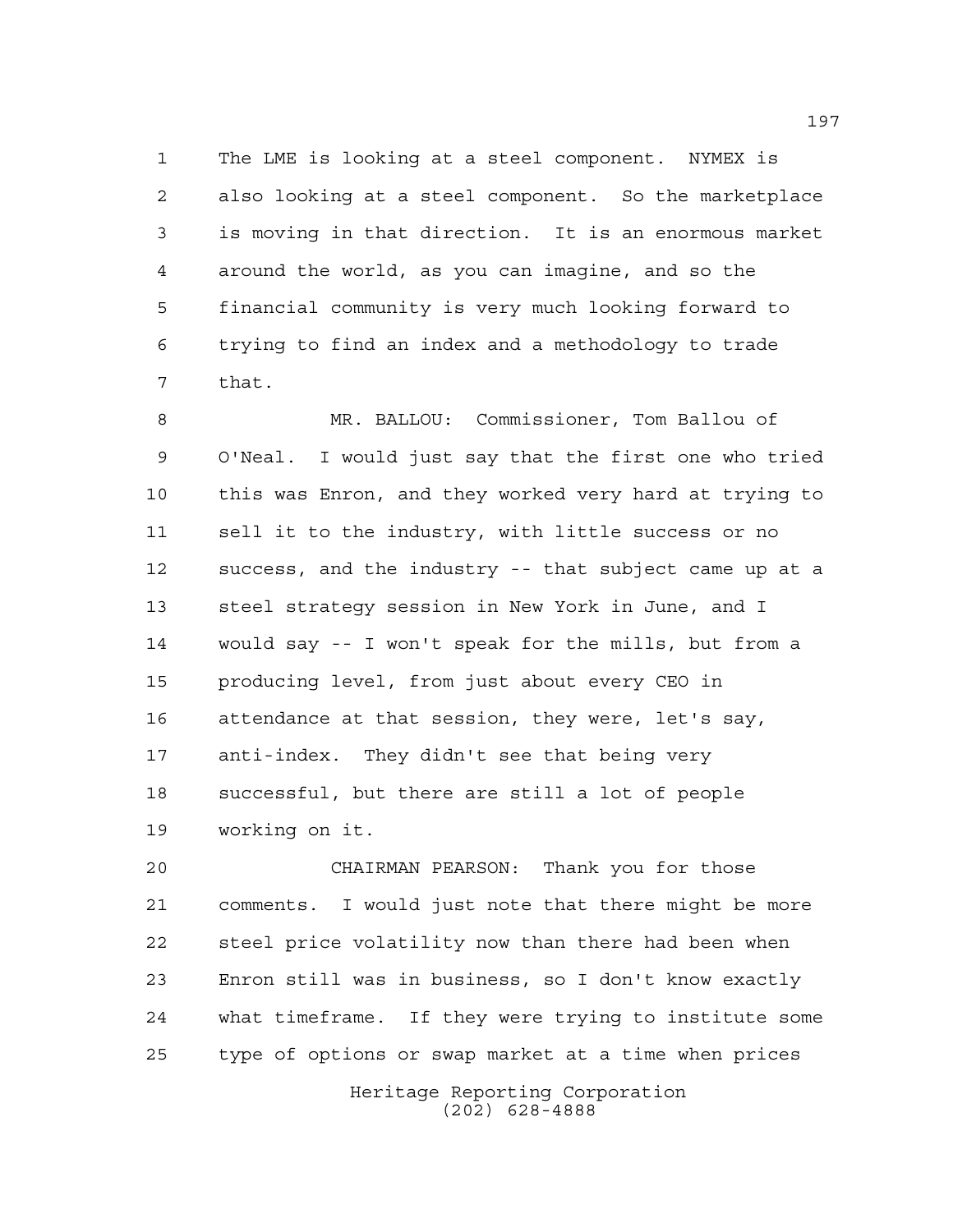The LME is looking at a steel component. NYMEX is also looking at a steel component. So the marketplace is moving in that direction. It is an enormous market around the world, as you can imagine, and so the financial community is very much looking forward to trying to find an index and a methodology to trade that.

MR. BALLOU: Commissioner, Tom Ballou of O'Neal. I would just say that the first one who tried this was Enron, and they worked very hard at trying to sell it to the industry, with little success or no success, and the industry -- that subject came up at a steel strategy session in New York in June, and I would say -- I won't speak for the mills, but from a producing level, from just about every CEO in attendance at that session, they were, let's say, anti-index. They didn't see that being very successful, but there are still a lot of people working on it.

CHAIRMAN PEARSON: Thank you for those comments. I would just note that there might be more steel price volatility now than there had been when Enron still was in business, so I don't know exactly what timeframe. If they were trying to institute some type of options or swap market at a time when prices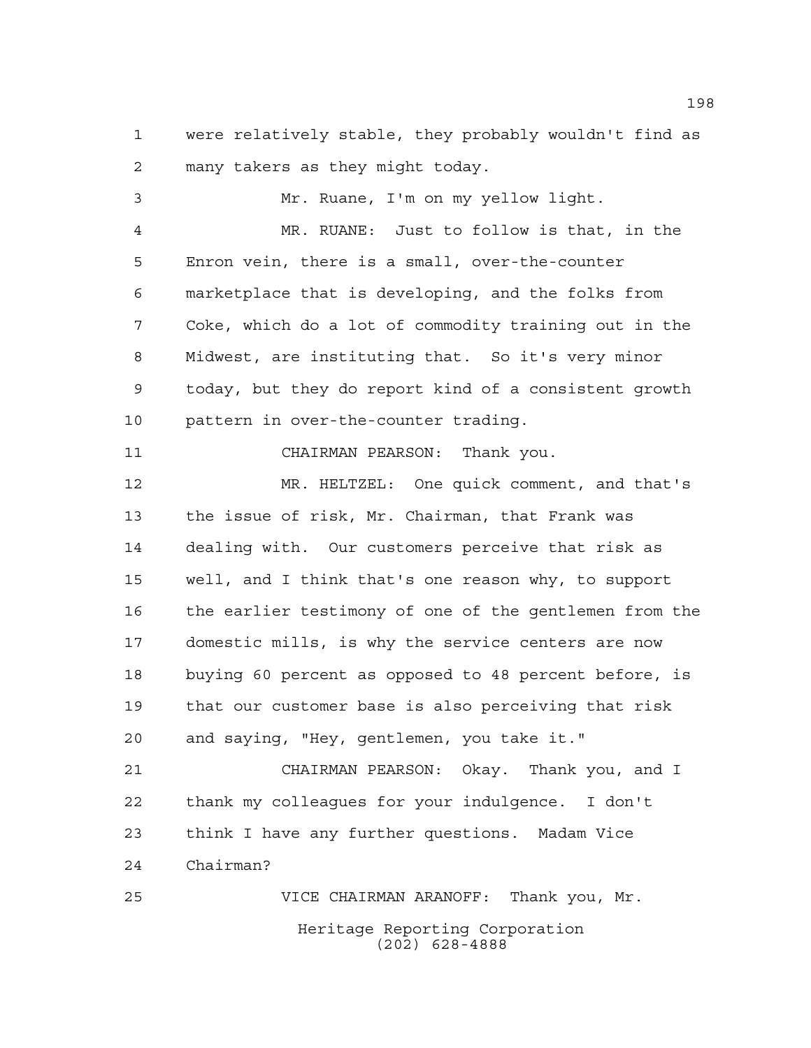were relatively stable, they probably wouldn't find as many takers as they might today.

Mr. Ruane, I'm on my yellow light.

MR. RUANE: Just to follow is that, in the Enron vein, there is a small, over-the-counter marketplace that is developing, and the folks from Coke, which do a lot of commodity training out in the Midwest, are instituting that. So it's very minor today, but they do report kind of a consistent growth pattern in over-the-counter trading.

CHAIRMAN PEARSON: Thank you.

MR. HELTZEL: One quick comment, and that's the issue of risk, Mr. Chairman, that Frank was dealing with. Our customers perceive that risk as well, and I think that's one reason why, to support the earlier testimony of one of the gentlemen from the domestic mills, is why the service centers are now buying 60 percent as opposed to 48 percent before, is that our customer base is also perceiving that risk and saying, "Hey, gentlemen, you take it."

CHAIRMAN PEARSON: Okay. Thank you, and I thank my colleagues for your indulgence. I don't think I have any further questions. Madam Vice Chairman?

VICE CHAIRMAN ARANOFF: Thank you, Mr.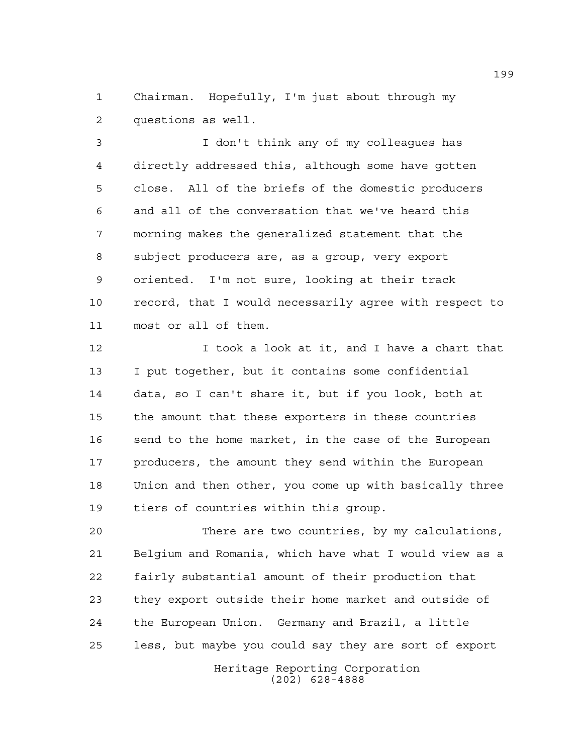Chairman. Hopefully, I'm just about through my questions as well.

I don't think any of my colleagues has directly addressed this, although some have gotten close. All of the briefs of the domestic producers and all of the conversation that we've heard this morning makes the generalized statement that the subject producers are, as a group, very export oriented. I'm not sure, looking at their track record, that I would necessarily agree with respect to most or all of them.

I took a look at it, and I have a chart that I put together, but it contains some confidential data, so I can't share it, but if you look, both at the amount that these exporters in these countries send to the home market, in the case of the European producers, the amount they send within the European Union and then other, you come up with basically three tiers of countries within this group.

There are two countries, by my calculations, Belgium and Romania, which have what I would view as a fairly substantial amount of their production that they export outside their home market and outside of the European Union. Germany and Brazil, a little less, but maybe you could say they are sort of export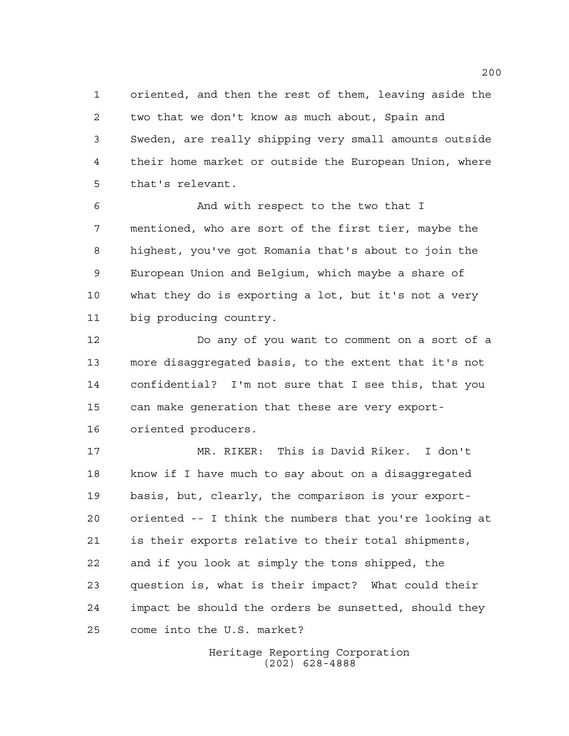oriented, and then the rest of them, leaving aside the two that we don't know as much about, Spain and Sweden, are really shipping very small amounts outside their home market or outside the European Union, where that's relevant.

And with respect to the two that I mentioned, who are sort of the first tier, maybe the highest, you've got Romania that's about to join the European Union and Belgium, which maybe a share of what they do is exporting a lot, but it's not a very big producing country.

Do any of you want to comment on a sort of a more disaggregated basis, to the extent that it's not confidential? I'm not sure that I see this, that you can make generation that these are very export-oriented producers.

MR. RIKER: This is David Riker. I don't know if I have much to say about on a disaggregated basis, but, clearly, the comparison is your export-oriented -- I think the numbers that you're looking at is their exports relative to their total shipments, and if you look at simply the tons shipped, the question is, what is their impact? What could their impact be should the orders be sunsetted, should they come into the U.S. market?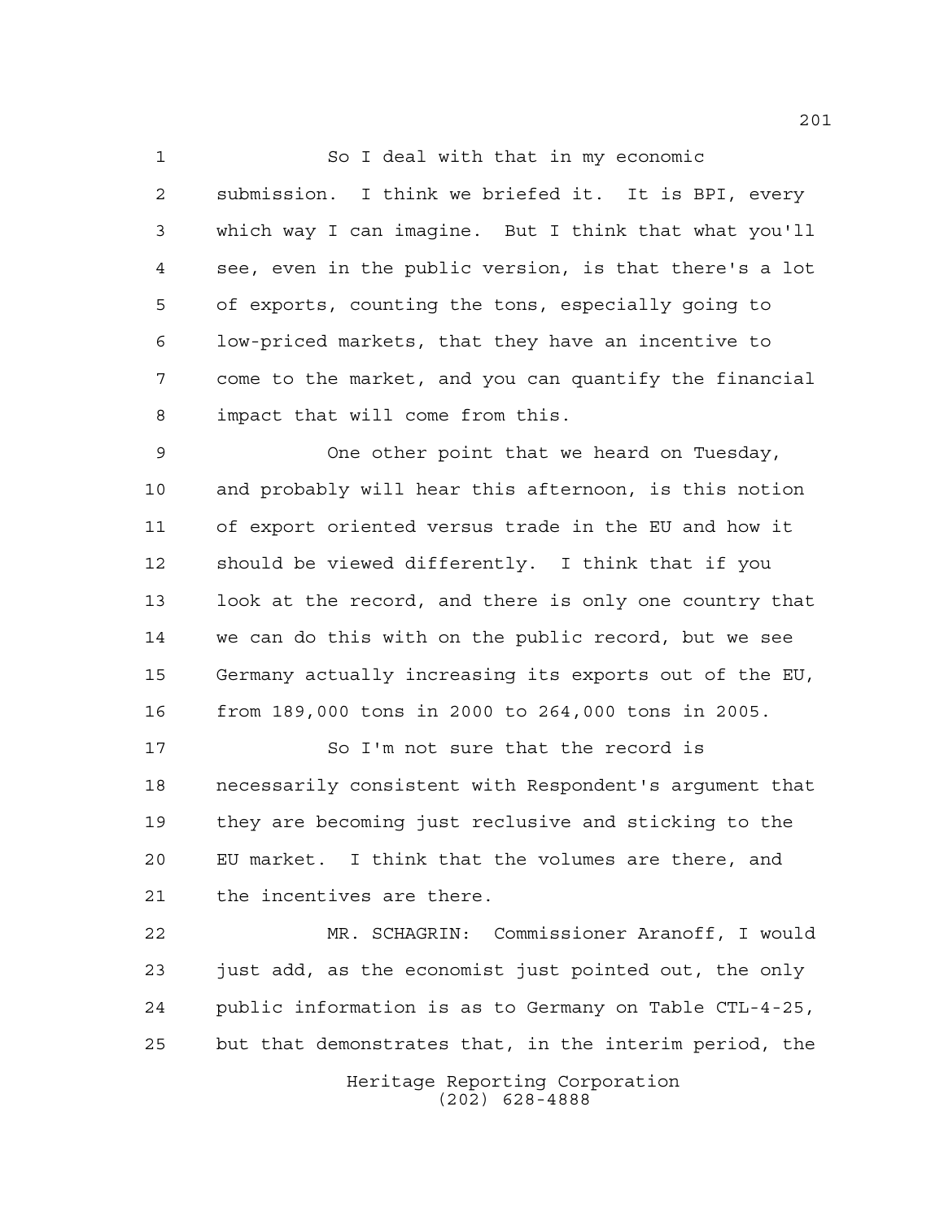So I deal with that in my economic submission. I think we briefed it. It is BPI, every which way I can imagine. But I think that what you'll see, even in the public version, is that there's a lot of exports, counting the tons, especially going to low-priced markets, that they have an incentive to come to the market, and you can quantify the financial impact that will come from this.

One other point that we heard on Tuesday, and probably will hear this afternoon, is this notion of export oriented versus trade in the EU and how it should be viewed differently. I think that if you look at the record, and there is only one country that we can do this with on the public record, but we see Germany actually increasing its exports out of the EU, from 189,000 tons in 2000 to 264,000 tons in 2005.

So I'm not sure that the record is necessarily consistent with Respondent's argument that they are becoming just reclusive and sticking to the EU market. I think that the volumes are there, and the incentives are there.

MR. SCHAGRIN: Commissioner Aranoff, I would just add, as the economist just pointed out, the only public information is as to Germany on Table CTL-4-25, but that demonstrates that, in the interim period, the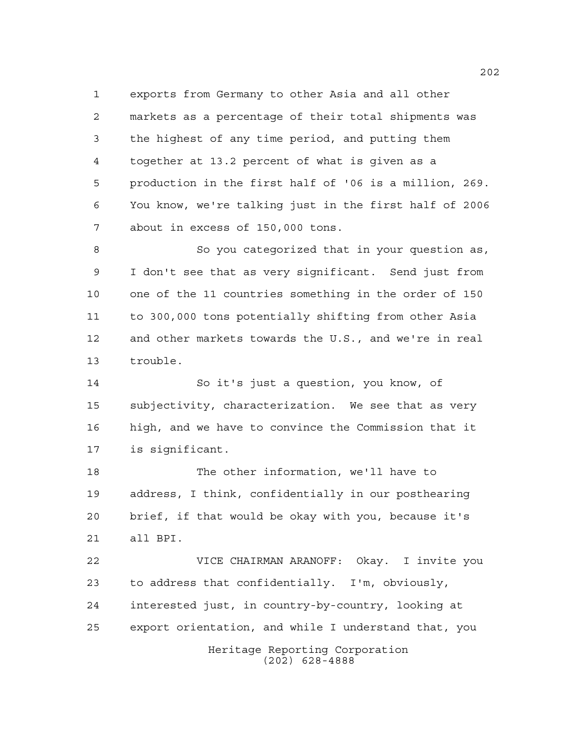exports from Germany to other Asia and all other markets as a percentage of their total shipments was the highest of any time period, and putting them together at 13.2 percent of what is given as a production in the first half of '06 is a million, 269. You know, we're talking just in the first half of 2006 about in excess of 150,000 tons.

So you categorized that in your question as, I don't see that as very significant. Send just from one of the 11 countries something in the order of 150 to 300,000 tons potentially shifting from other Asia and other markets towards the U.S., and we're in real trouble.

So it's just a question, you know, of subjectivity, characterization. We see that as very high, and we have to convince the Commission that it is significant.

The other information, we'll have to address, I think, confidentially in our posthearing brief, if that would be okay with you, because it's all BPI.

VICE CHAIRMAN ARANOFF: Okay. I invite you to address that confidentially. I'm, obviously, interested just, in country-by-country, looking at export orientation, and while I understand that, you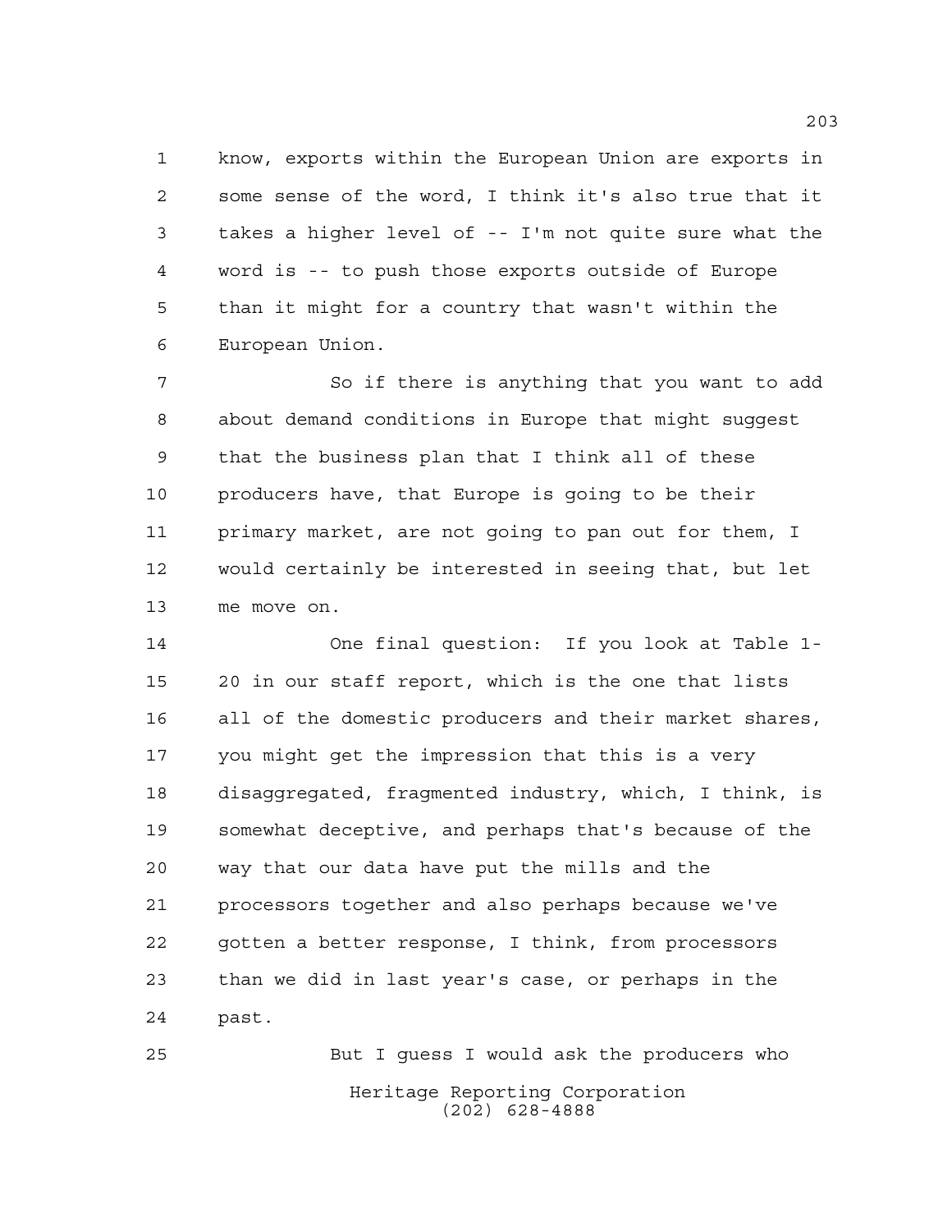know, exports within the European Union are exports in some sense of the word, I think it's also true that it takes a higher level of -- I'm not quite sure what the word is -- to push those exports outside of Europe than it might for a country that wasn't within the European Union.

So if there is anything that you want to add about demand conditions in Europe that might suggest that the business plan that I think all of these producers have, that Europe is going to be their primary market, are not going to pan out for them, I would certainly be interested in seeing that, but let me move on.

One final question: If you look at Table 1-20 in our staff report, which is the one that lists all of the domestic producers and their market shares, you might get the impression that this is a very disaggregated, fragmented industry, which, I think, is somewhat deceptive, and perhaps that's because of the way that our data have put the mills and the processors together and also perhaps because we've gotten a better response, I think, from processors than we did in last year's case, or perhaps in the past.

But I guess I would ask the producers who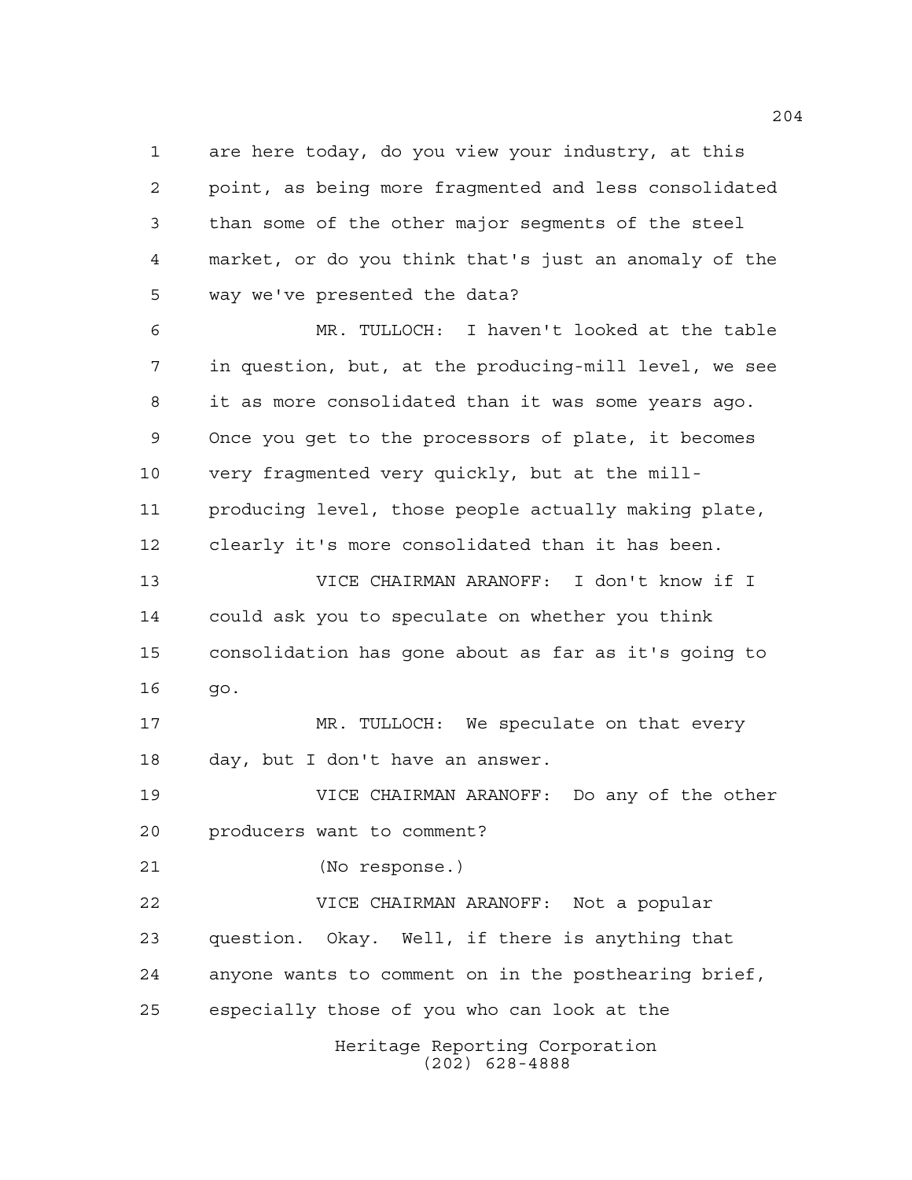are here today, do you view your industry, at this point, as being more fragmented and less consolidated than some of the other major segments of the steel market, or do you think that's just an anomaly of the way we've presented the data?

MR. TULLOCH: I haven't looked at the table in question, but, at the producing-mill level, we see it as more consolidated than it was some years ago. Once you get to the processors of plate, it becomes very fragmented very quickly, but at the mill-producing level, those people actually making plate, clearly it's more consolidated than it has been.

VICE CHAIRMAN ARANOFF: I don't know if I could ask you to speculate on whether you think consolidation has gone about as far as it's going to go.

MR. TULLOCH: We speculate on that every day, but I don't have an answer.

VICE CHAIRMAN ARANOFF: Do any of the other producers want to comment?

(No response.)

VICE CHAIRMAN ARANOFF: Not a popular question. Okay. Well, if there is anything that anyone wants to comment on in the posthearing brief, especially those of you who can look at the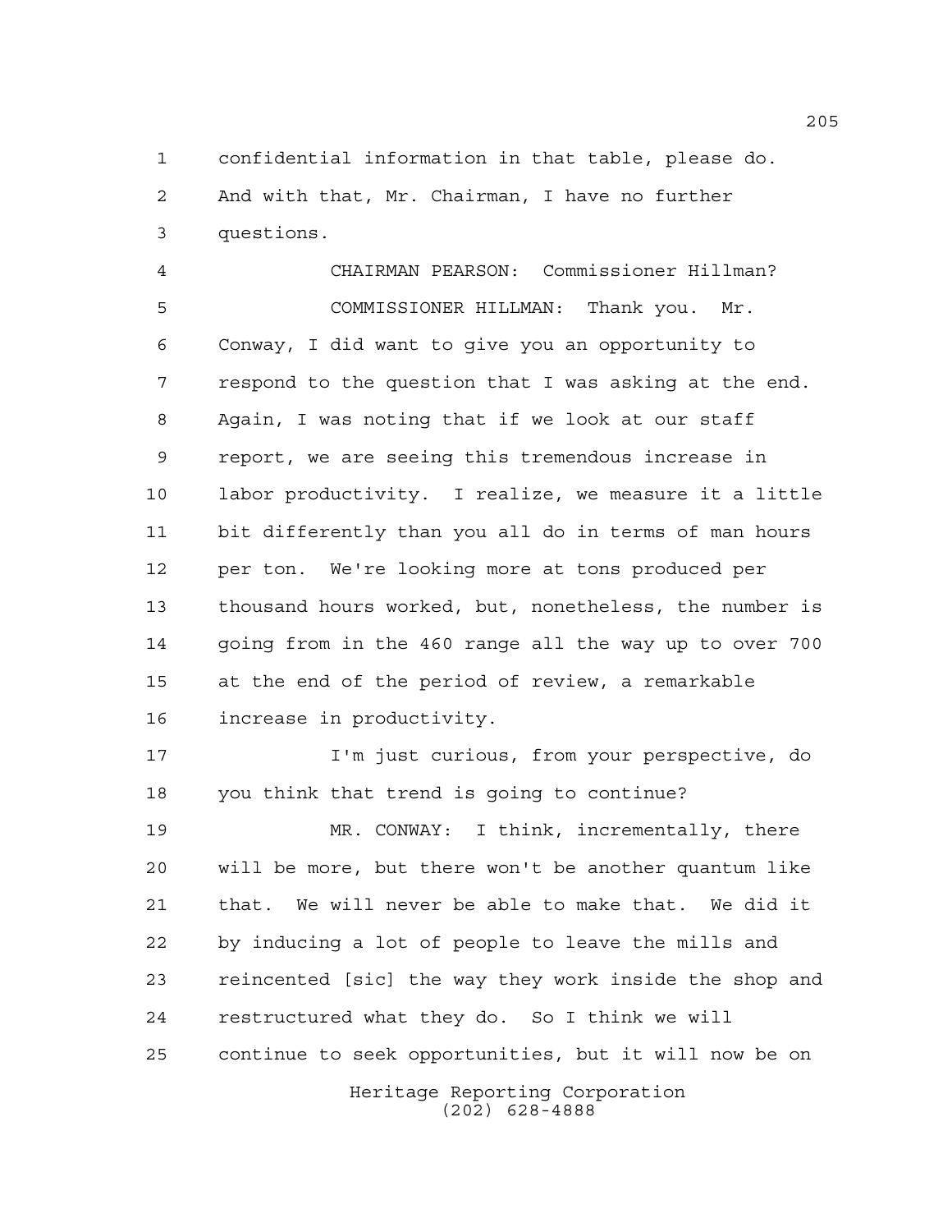confidential information in that table, please do. And with that, Mr. Chairman, I have no further questions.

CHAIRMAN PEARSON: Commissioner Hillman?

COMMISSIONER HILLMAN: Thank you. Mr. Conway, I did want to give you an opportunity to respond to the question that I was asking at the end. Again, I was noting that if we look at our staff report, we are seeing this tremendous increase in labor productivity. I realize, we measure it a little bit differently than you all do in terms of man hours per ton. We're looking more at tons produced per thousand hours worked, but, nonetheless, the number is going from in the 460 range all the way up to over 700 at the end of the period of review, a remarkable increase in productivity.

I'm just curious, from your perspective, do you think that trend is going to continue?

MR. CONWAY: I think, incrementally, there will be more, but there won't be another quantum like that. We will never be able to make that. We did it by inducing a lot of people to leave the mills and reincented [sic] the way they work inside the shop and restructured what they do. So I think we will continue to seek opportunities, but it will now be on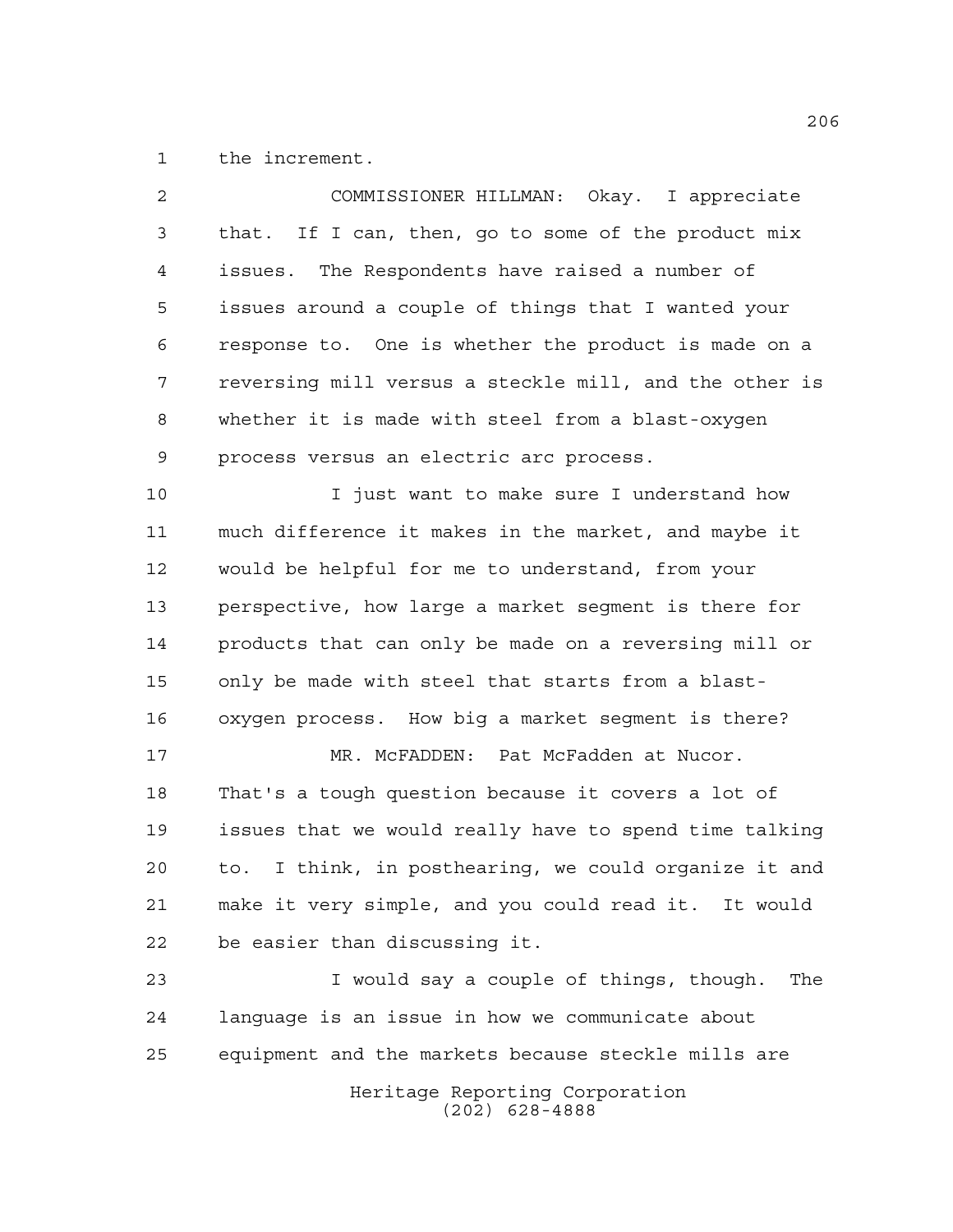the increment.

COMMISSIONER HILLMAN: Okay. I appreciate that. If I can, then, go to some of the product mix issues. The Respondents have raised a number of issues around a couple of things that I wanted your response to. One is whether the product is made on a reversing mill versus a steckle mill, and the other is whether it is made with steel from a blast-oxygen process versus an electric arc process.

I just want to make sure I understand how much difference it makes in the market, and maybe it would be helpful for me to understand, from your perspective, how large a market segment is there for products that can only be made on a reversing mill or only be made with steel that starts from a blast-oxygen process. How big a market segment is there?

MR. McFADDEN: Pat McFadden at Nucor. That's a tough question because it covers a lot of issues that we would really have to spend time talking to. I think, in posthearing, we could organize it and make it very simple, and you could read it. It would be easier than discussing it.

I would say a couple of things, though. The language is an issue in how we communicate about equipment and the markets because steckle mills are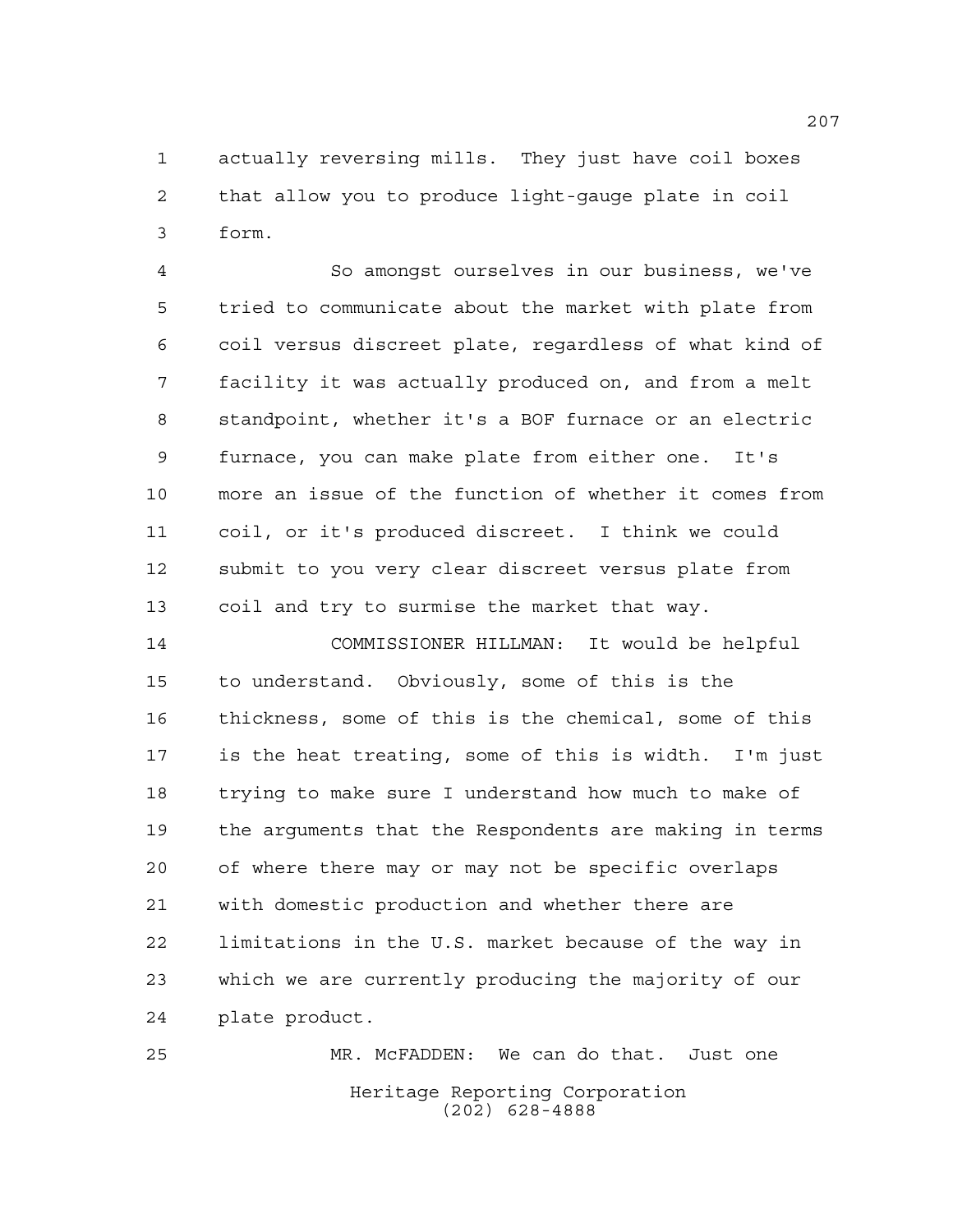actually reversing mills. They just have coil boxes that allow you to produce light-gauge plate in coil form.

So amongst ourselves in our business, we've tried to communicate about the market with plate from coil versus discreet plate, regardless of what kind of facility it was actually produced on, and from a melt standpoint, whether it's a BOF furnace or an electric furnace, you can make plate from either one. It's more an issue of the function of whether it comes from coil, or it's produced discreet. I think we could submit to you very clear discreet versus plate from coil and try to surmise the market that way.

COMMISSIONER HILLMAN: It would be helpful to understand. Obviously, some of this is the thickness, some of this is the chemical, some of this is the heat treating, some of this is width. I'm just trying to make sure I understand how much to make of the arguments that the Respondents are making in terms of where there may or may not be specific overlaps with domestic production and whether there are limitations in the U.S. market because of the way in which we are currently producing the majority of our plate product.

MR. McFADDEN: We can do that. Just one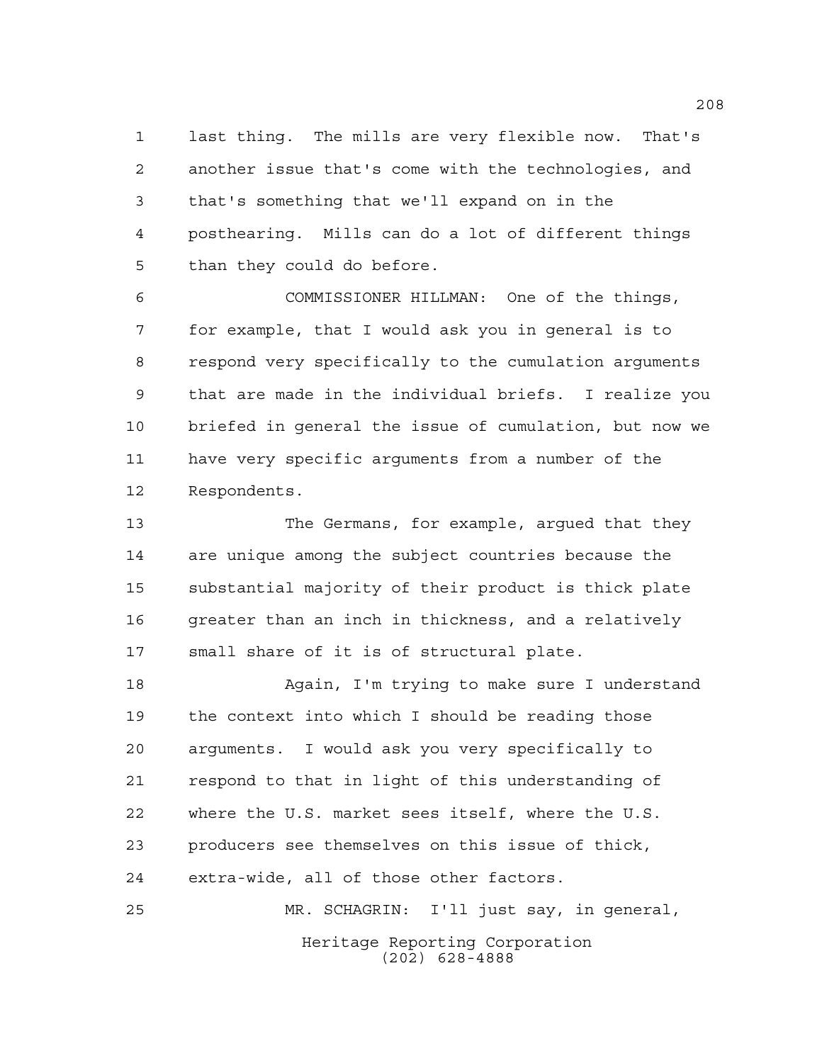last thing. The mills are very flexible now. That's another issue that's come with the technologies, and that's something that we'll expand on in the posthearing. Mills can do a lot of different things than they could do before.

COMMISSIONER HILLMAN: One of the things, for example, that I would ask you in general is to respond very specifically to the cumulation arguments that are made in the individual briefs. I realize you briefed in general the issue of cumulation, but now we have very specific arguments from a number of the Respondents.

The Germans, for example, argued that they are unique among the subject countries because the substantial majority of their product is thick plate greater than an inch in thickness, and a relatively small share of it is of structural plate.

Again, I'm trying to make sure I understand the context into which I should be reading those arguments. I would ask you very specifically to respond to that in light of this understanding of where the U.S. market sees itself, where the U.S. producers see themselves on this issue of thick, extra-wide, all of those other factors.

MR. SCHAGRIN: I'll just say, in general,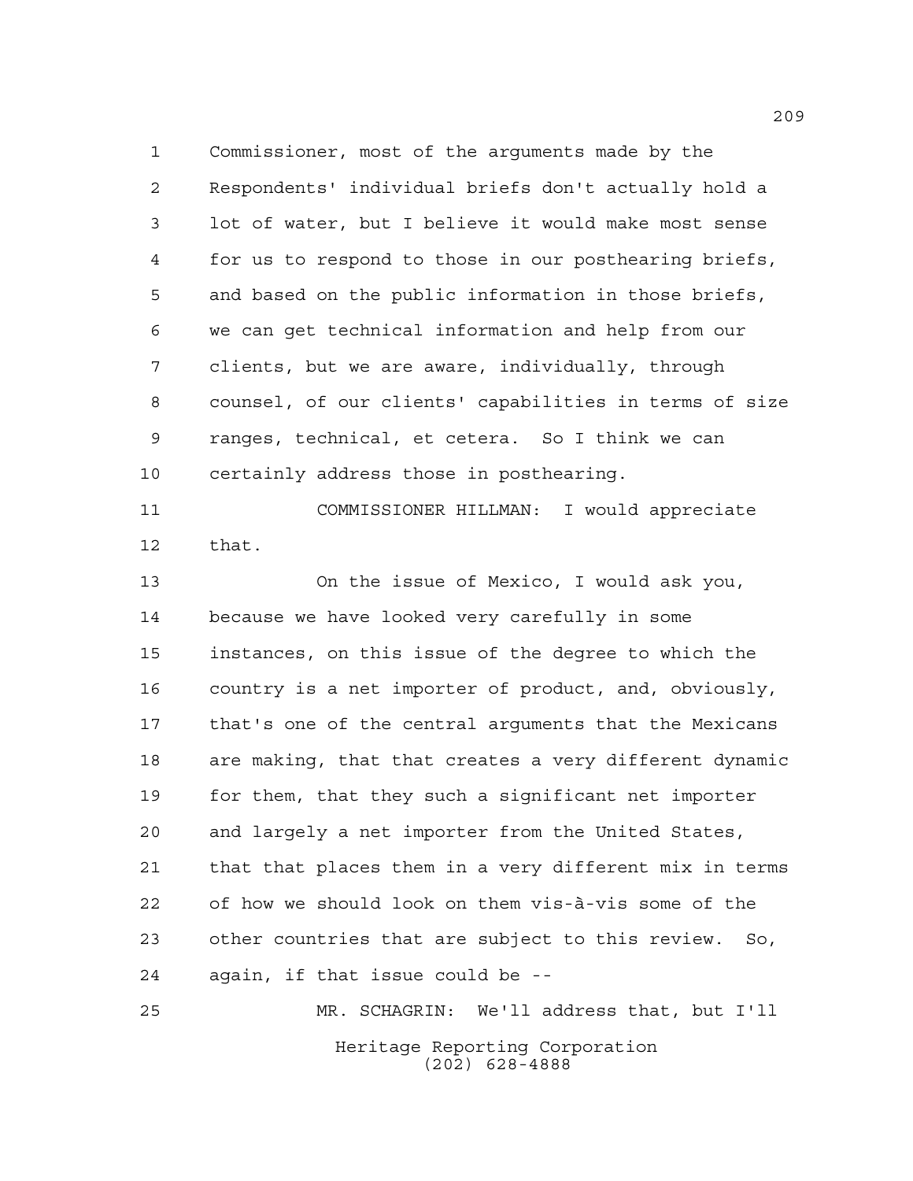Commissioner, most of the arguments made by the Respondents' individual briefs don't actually hold a lot of water, but I believe it would make most sense for us to respond to those in our posthearing briefs, and based on the public information in those briefs, we can get technical information and help from our clients, but we are aware, individually, through counsel, of our clients' capabilities in terms of size ranges, technical, et cetera. So I think we can certainly address those in posthearing.

COMMISSIONER HILLMAN: I would appreciate that.

On the issue of Mexico, I would ask you, because we have looked very carefully in some instances, on this issue of the degree to which the country is a net importer of product, and, obviously, that's one of the central arguments that the Mexicans are making, that that creates a very different dynamic for them, that they such a significant net importer and largely a net importer from the United States, that that places them in a very different mix in terms of how we should look on them vis-à-vis some of the other countries that are subject to this review. So, again, if that issue could be --

MR. SCHAGRIN: We'll address that, but I'll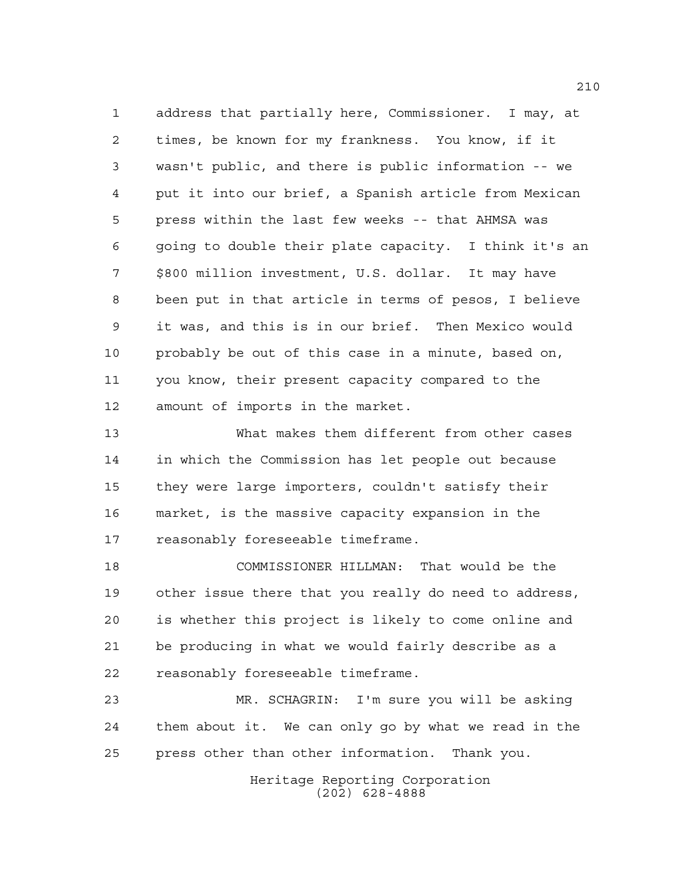address that partially here, Commissioner. I may, at times, be known for my frankness. You know, if it wasn't public, and there is public information -- we put it into our brief, a Spanish article from Mexican press within the last few weeks -- that AHMSA was going to double their plate capacity. I think it's an $800 million investment, U.S. dollar. It may have been put in that article in terms of pesos, I believe it was, and this is in our brief. Then Mexico would probably be out of this case in a minute, based on, you know, their present capacity compared to the amount of imports in the market.

What makes them different from other cases in which the Commission has let people out because they were large importers, couldn't satisfy their market, is the massive capacity expansion in the reasonably foreseeable timeframe.

COMMISSIONER HILLMAN: That would be the other issue there that you really do need to address, is whether this project is likely to come online and be producing in what we would fairly describe as a reasonably foreseeable timeframe.

MR. SCHAGRIN: I'm sure you will be asking them about it. We can only go by what we read in the press other than other information. Thank you.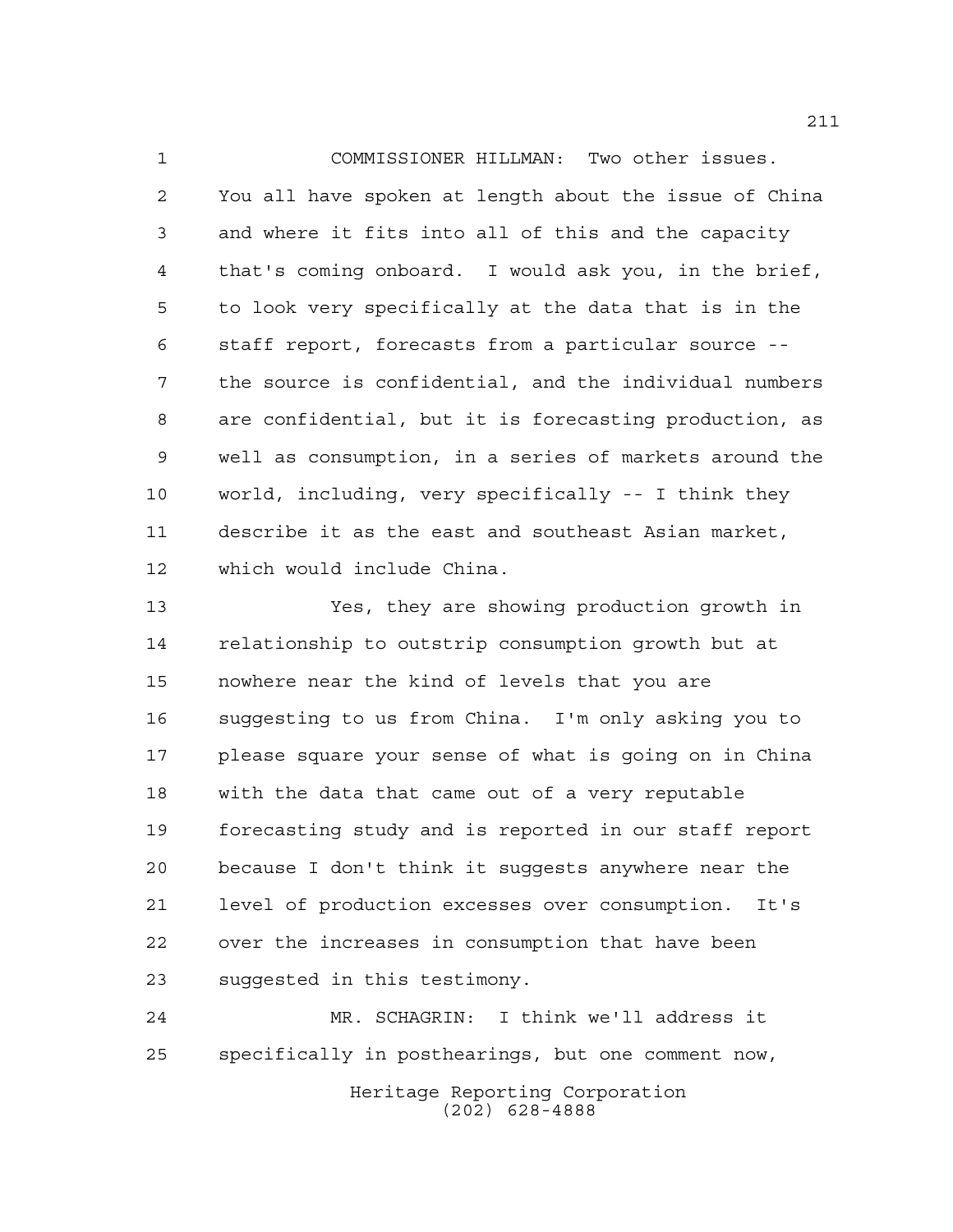COMMISSIONER HILLMAN: Two other issues. You all have spoken at length about the issue of China and where it fits into all of this and the capacity that's coming onboard. I would ask you, in the brief, to look very specifically at the data that is in the staff report, forecasts from a particular source -- the source is confidential, and the individual numbers are confidential, but it is forecasting production, as well as consumption, in a series of markets around the world, including, very specifically -- I think they describe it as the east and southeast Asian market, which would include China.

Yes, they are showing production growth in relationship to outstrip consumption growth but at nowhere near the kind of levels that you are suggesting to us from China. I'm only asking you to please square your sense of what is going on in China with the data that came out of a very reputable forecasting study and is reported in our staff report because I don't think it suggests anywhere near the level of production excesses over consumption. It's over the increases in consumption that have been suggested in this testimony.

MR. SCHAGRIN: I think we'll address it specifically in posthearings, but one comment now,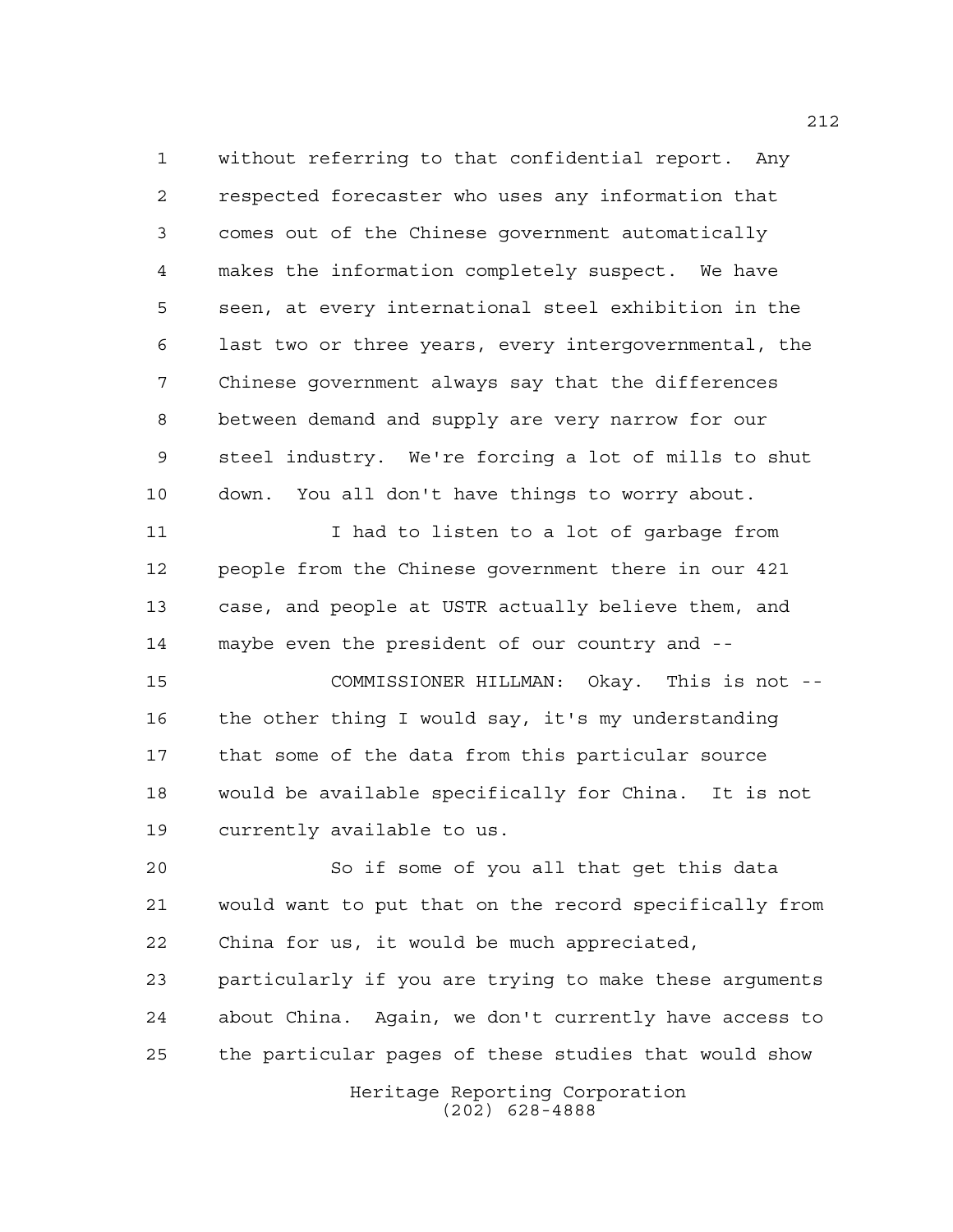without referring to that confidential report. Any respected forecaster who uses any information that comes out of the Chinese government automatically makes the information completely suspect. We have seen, at every international steel exhibition in the last two or three years, every intergovernmental, the Chinese government always say that the differences between demand and supply are very narrow for our steel industry. We're forcing a lot of mills to shut down. You all don't have things to worry about.

I had to listen to a lot of garbage from people from the Chinese government there in our 421 case, and people at USTR actually believe them, and maybe even the president of our country and --

COMMISSIONER HILLMAN: Okay. This is not -- the other thing I would say, it's my understanding that some of the data from this particular source would be available specifically for China. It is not currently available to us.

So if some of you all that get this data would want to put that on the record specifically from China for us, it would be much appreciated, particularly if you are trying to make these arguments about China. Again, we don't currently have access to the particular pages of these studies that would show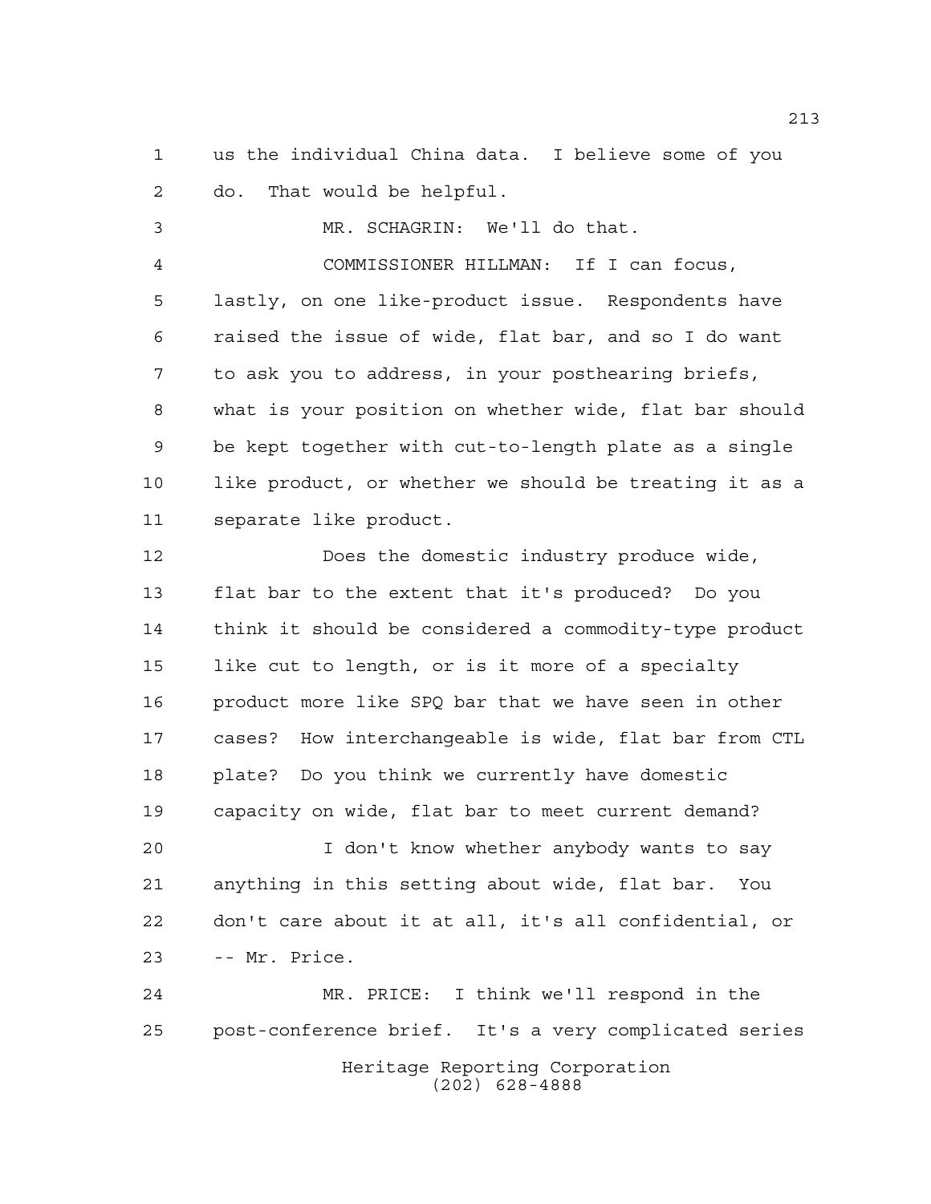us the individual China data. I believe some of you do. That would be helpful.

MR. SCHAGRIN: We'll do that.

COMMISSIONER HILLMAN: If I can focus, lastly, on one like-product issue. Respondents have raised the issue of wide, flat bar, and so I do want to ask you to address, in your posthearing briefs, what is your position on whether wide, flat bar should be kept together with cut-to-length plate as a single like product, or whether we should be treating it as a separate like product.

Does the domestic industry produce wide, flat bar to the extent that it's produced? Do you think it should be considered a commodity-type product like cut to length, or is it more of a specialty product more like SPQ bar that we have seen in other cases? How interchangeable is wide, flat bar from CTL plate? Do you think we currently have domestic capacity on wide, flat bar to meet current demand?

I don't know whether anybody wants to say anything in this setting about wide, flat bar. You don't care about it at all, it's all confidential, or -- Mr. Price.

MR. PRICE: I think we'll respond in the post-conference brief. It's a very complicated series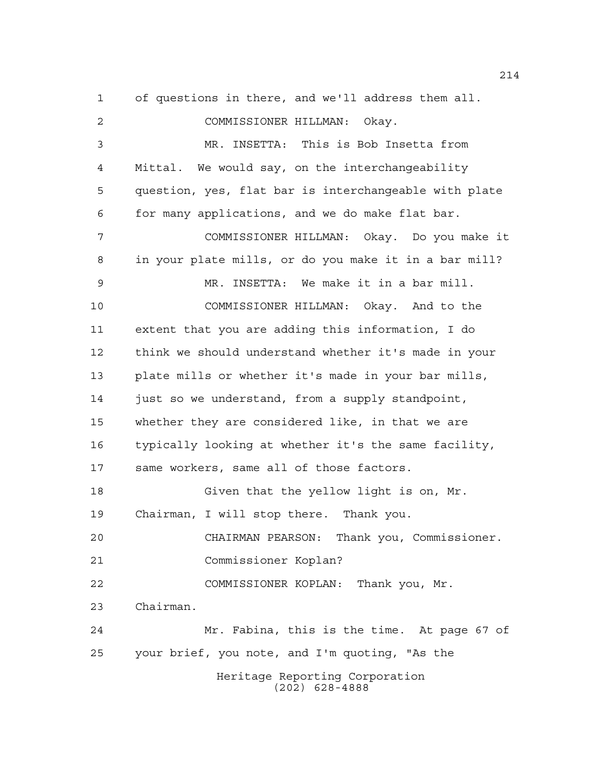of questions in there, and we'll address them all.

COMMISSIONER HILLMAN: Okay.

MR. INSETTA: This is Bob Insetta from Mittal. We would say, on the interchangeability question, yes, flat bar is interchangeable with plate for many applications, and we do make flat bar.

COMMISSIONER HILLMAN: Okay. Do you make it in your plate mills, or do you make it in a bar mill?

MR. INSETTA: We make it in a bar mill.

COMMISSIONER HILLMAN: Okay. And to the extent that you are adding this information, I do think we should understand whether it's made in your plate mills or whether it's made in your bar mills, just so we understand, from a supply standpoint, whether they are considered like, in that we are typically looking at whether it's the same facility, same workers, same all of those factors.

Given that the yellow light is on, Mr. Chairman, I will stop there. Thank you.

CHAIRMAN PEARSON: Thank you, Commissioner.

Commissioner Koplan?

COMMISSIONER KOPLAN: Thank you, Mr. Chairman.

Mr. Fabina, this is the time. At page 67 of your brief, you note, and I'm quoting, "As the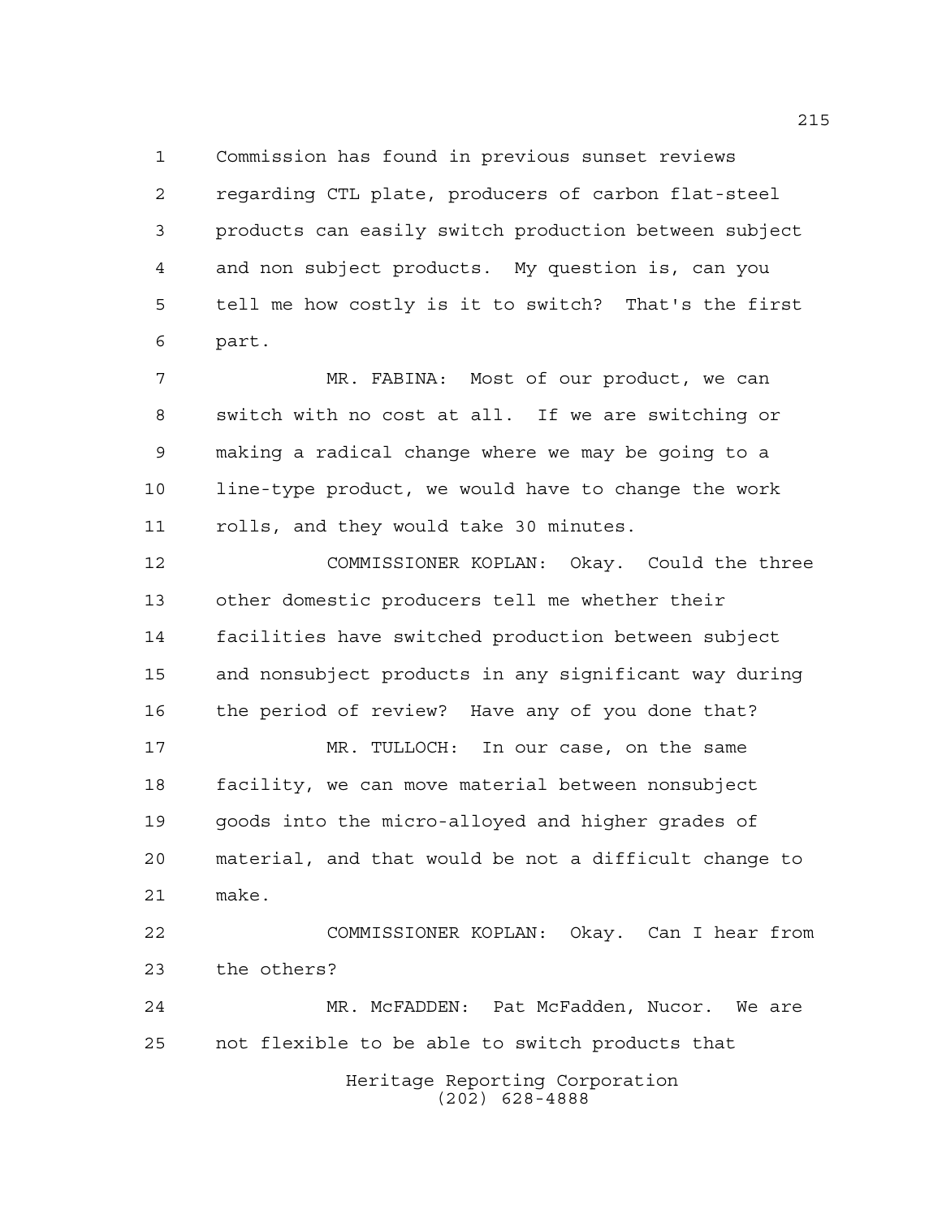Commission has found in previous sunset reviews regarding CTL plate, producers of carbon flat-steel products can easily switch production between subject and non subject products. My question is, can you tell me how costly is it to switch? That's the first part.

MR. FABINA: Most of our product, we can switch with no cost at all. If we are switching or making a radical change where we may be going to a line-type product, we would have to change the work rolls, and they would take 30 minutes.

COMMISSIONER KOPLAN: Okay. Could the three other domestic producers tell me whether their facilities have switched production between subject and nonsubject products in any significant way during the period of review? Have any of you done that?

MR. TULLOCH: In our case, on the same facility, we can move material between nonsubject goods into the micro-alloyed and higher grades of material, and that would be not a difficult change to make.

COMMISSIONER KOPLAN: Okay. Can I hear from the others?

MR. McFADDEN: Pat McFadden, Nucor. We are not flexible to be able to switch products that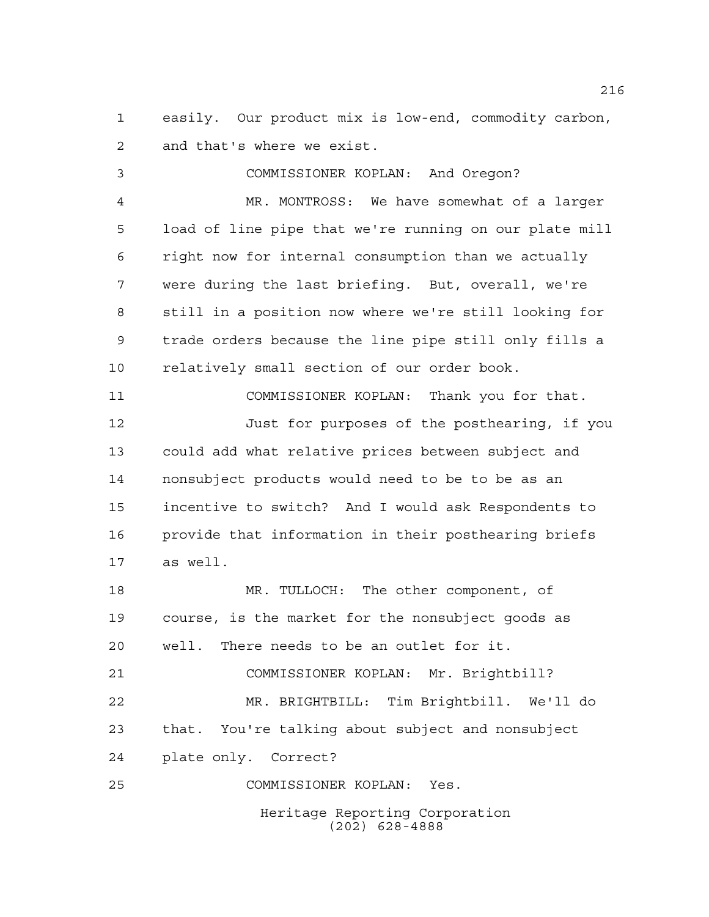easily. Our product mix is low-end, commodity carbon, and that's where we exist.

COMMISSIONER KOPLAN: And Oregon?

MR. MONTROSS: We have somewhat of a larger load of line pipe that we're running on our plate mill right now for internal consumption than we actually were during the last briefing. But, overall, we're still in a position now where we're still looking for trade orders because the line pipe still only fills a relatively small section of our order book.

COMMISSIONER KOPLAN: Thank you for that.

Just for purposes of the posthearing, if you could add what relative prices between subject and nonsubject products would need to be to be as an incentive to switch? And I would ask Respondents to provide that information in their posthearing briefs as well.

MR. TULLOCH: The other component, of course, is the market for the nonsubject goods as well. There needs to be an outlet for it.

COMMISSIONER KOPLAN: Mr. Brightbill?

MR. BRIGHTBILL: Tim Brightbill. We'll do that. You're talking about subject and nonsubject plate only. Correct?

COMMISSIONER KOPLAN: Yes.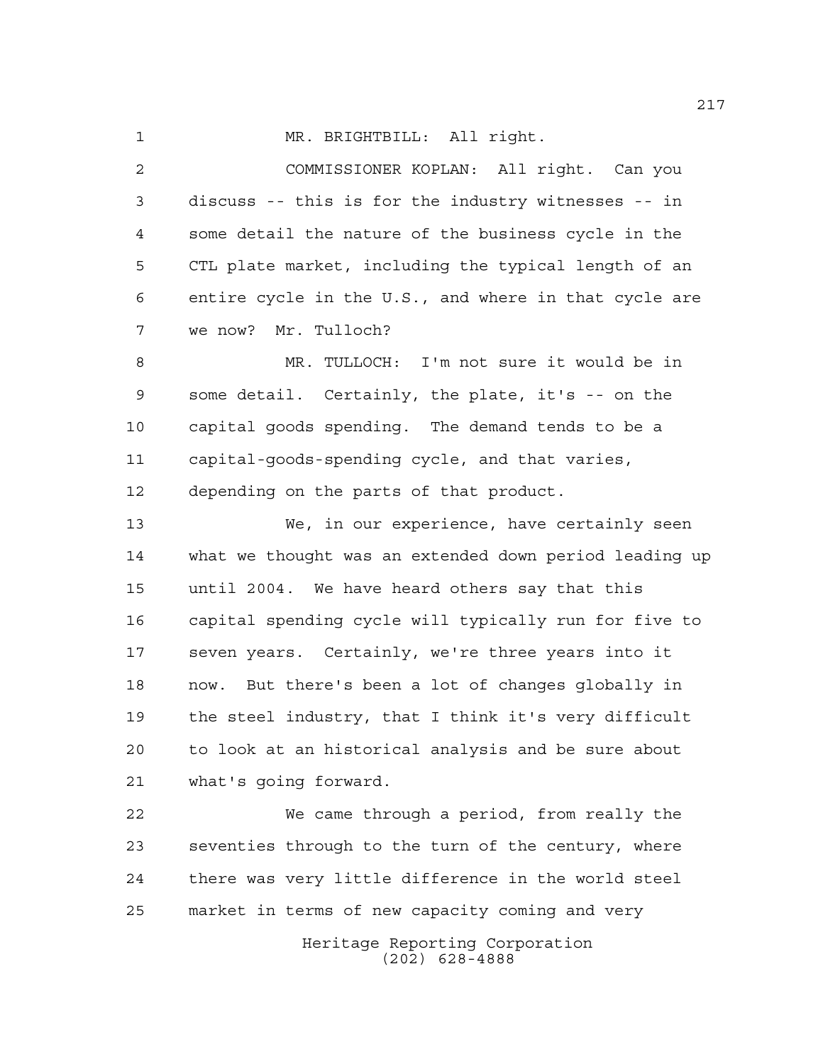MR. BRIGHTBILL: All right.

COMMISSIONER KOPLAN: All right. Can you discuss -- this is for the industry witnesses -- in some detail the nature of the business cycle in the CTL plate market, including the typical length of an entire cycle in the U.S., and where in that cycle are we now? Mr. Tulloch?

MR. TULLOCH: I'm not sure it would be in some detail. Certainly, the plate, it's -- on the capital goods spending. The demand tends to be a capital-goods-spending cycle, and that varies, depending on the parts of that product.

We, in our experience, have certainly seen what we thought was an extended down period leading up until 2004. We have heard others say that this capital spending cycle will typically run for five to seven years. Certainly, we're three years into it now. But there's been a lot of changes globally in the steel industry, that I think it's very difficult to look at an historical analysis and be sure about what's going forward.

We came through a period, from really the seventies through to the turn of the century, where there was very little difference in the world steel market in terms of new capacity coming and very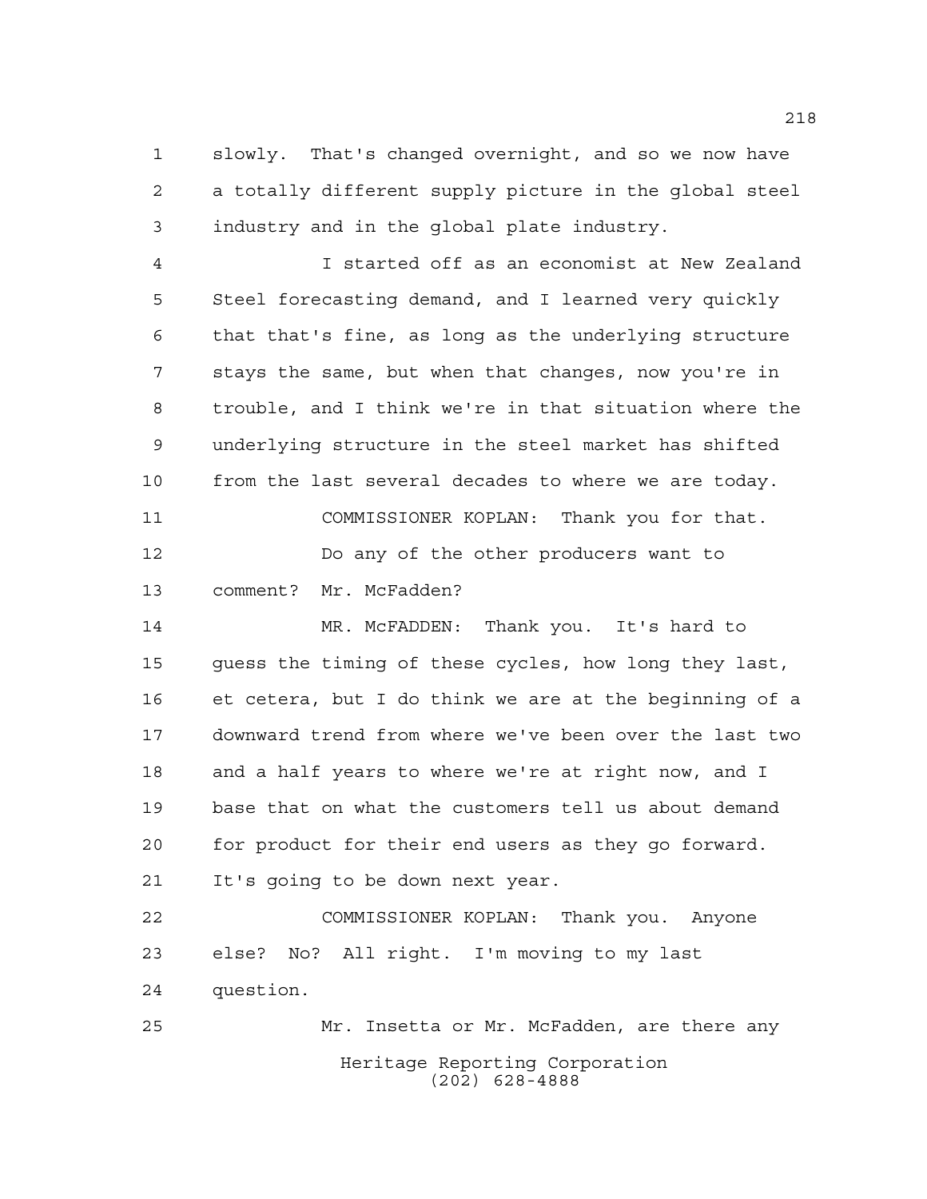slowly. That's changed overnight, and so we now have a totally different supply picture in the global steel industry and in the global plate industry.

I started off as an economist at New Zealand Steel forecasting demand, and I learned very quickly that that's fine, as long as the underlying structure stays the same, but when that changes, now you're in trouble, and I think we're in that situation where the underlying structure in the steel market has shifted from the last several decades to where we are today.

COMMISSIONER KOPLAN: Thank you for that.

Do any of the other producers want to comment? Mr. McFadden?

MR. McFADDEN: Thank you. It's hard to guess the timing of these cycles, how long they last, et cetera, but I do think we are at the beginning of a downward trend from where we've been over the last two and a half years to where we're at right now, and I base that on what the customers tell us about demand for product for their end users as they go forward. It's going to be down next year.

COMMISSIONER KOPLAN: Thank you. Anyone else? No? All right. I'm moving to my last question.

Mr. Insetta or Mr. McFadden, are there any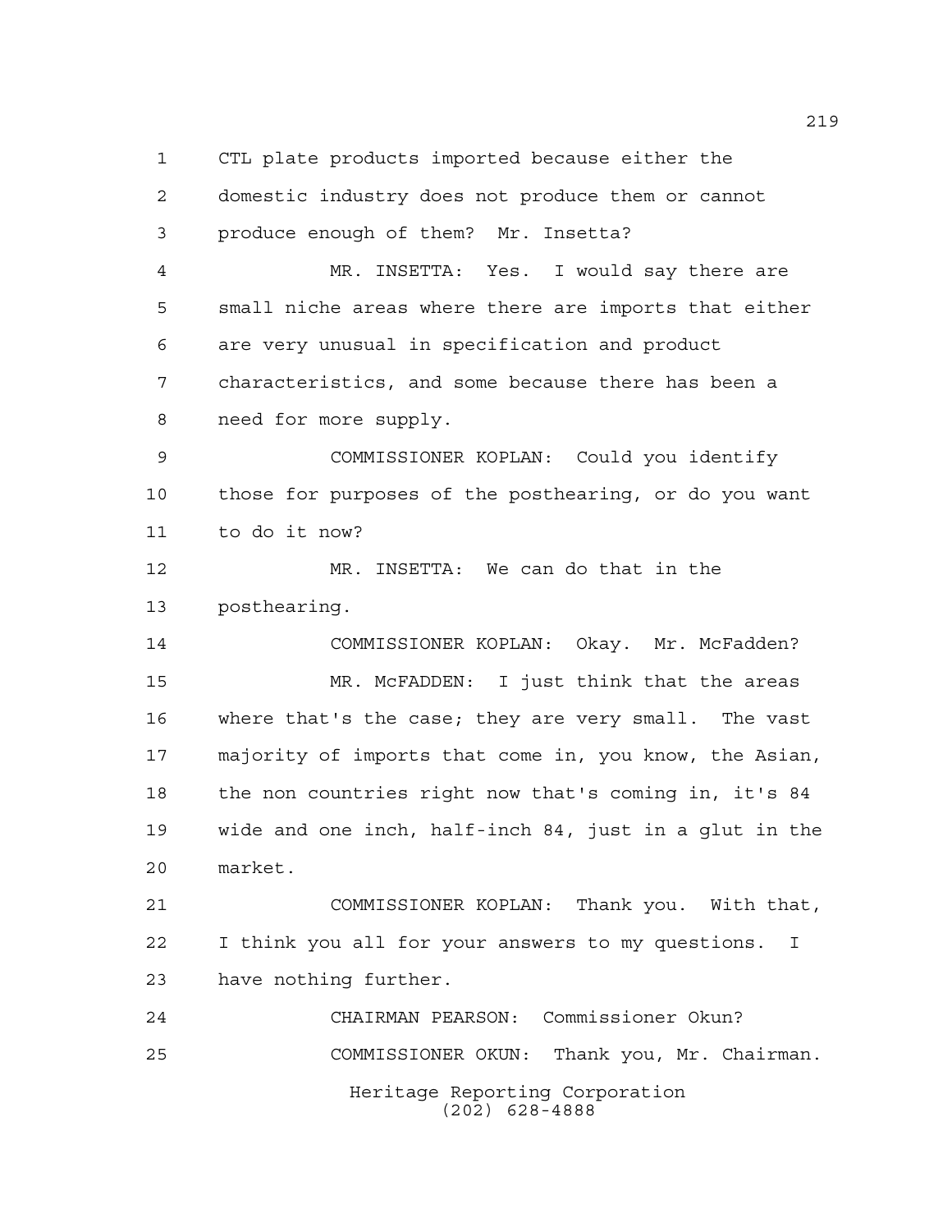CTL plate products imported because either the domestic industry does not produce them or cannot produce enough of them? Mr. Insetta?

MR. INSETTA: Yes. I would say there are small niche areas where there are imports that either are very unusual in specification and product characteristics, and some because there has been a need for more supply.

COMMISSIONER KOPLAN: Could you identify those for purposes of the posthearing, or do you want to do it now?

MR. INSETTA: We can do that in the posthearing.

COMMISSIONER KOPLAN: Okay. Mr. McFadden?

MR. McFADDEN: I just think that the areas where that's the case; they are very small. The vast majority of imports that come in, you know, the Asian, the non countries right now that's coming in, it's 84 wide and one inch, half-inch 84, just in a glut in the market.

COMMISSIONER KOPLAN: Thank you. With that, I think you all for your answers to my questions. I have nothing further.

CHAIRMAN PEARSON: Commissioner Okun?

COMMISSIONER OKUN: Thank you, Mr. Chairman.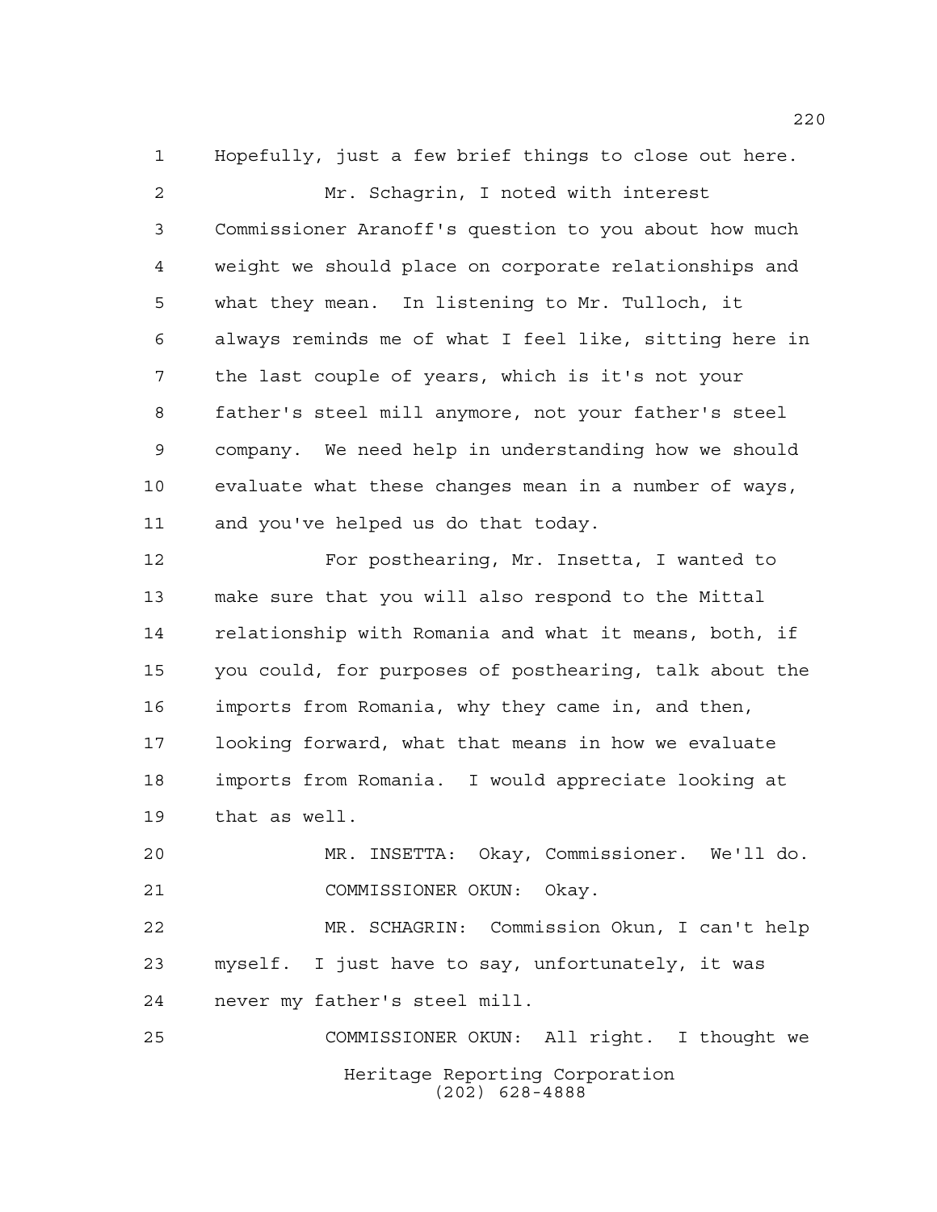Hopefully, just a few brief things to close out here.

Mr. Schagrin, I noted with interest Commissioner Aranoff's question to you about how much weight we should place on corporate relationships and what they mean. In listening to Mr. Tulloch, it always reminds me of what I feel like, sitting here in the last couple of years, which is it's not your father's steel mill anymore, not your father's steel company. We need help in understanding how we should evaluate what these changes mean in a number of ways, and you've helped us do that today.

For posthearing, Mr. Insetta, I wanted to make sure that you will also respond to the Mittal relationship with Romania and what it means, both, if you could, for purposes of posthearing, talk about the imports from Romania, why they came in, and then, looking forward, what that means in how we evaluate imports from Romania. I would appreciate looking at that as well.

MR. INSETTA: Okay, Commissioner. We'll do.

COMMISSIONER OKUN: Okay.

MR. SCHAGRIN: Commission Okun, I can't help myself. I just have to say, unfortunately, it was never my father's steel mill.

COMMISSIONER OKUN: All right. I thought we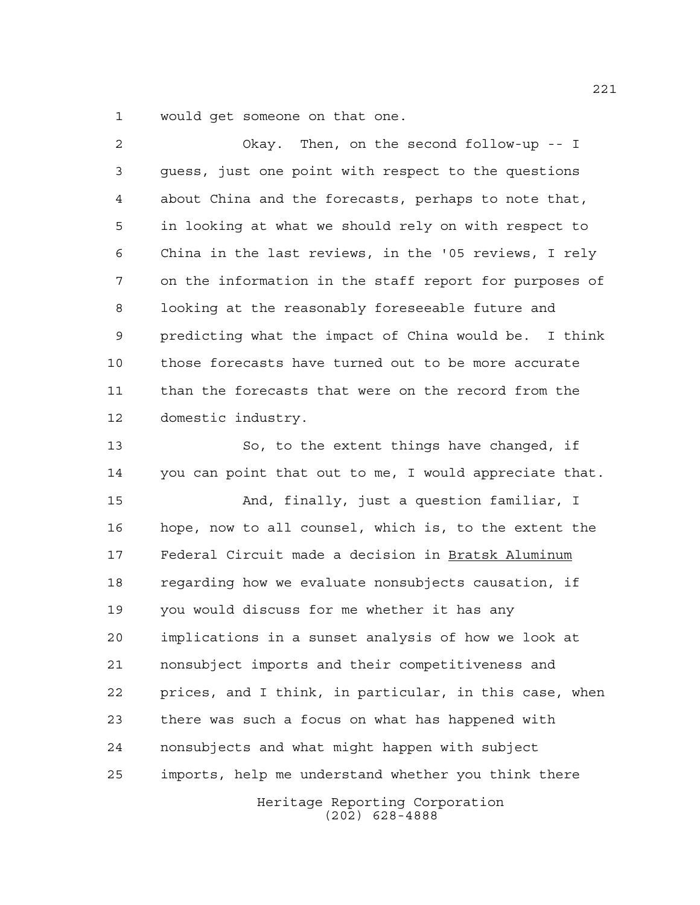would get someone on that one.

Okay. Then, on the second follow-up -- I guess, just one point with respect to the questions about China and the forecasts, perhaps to note that, in looking at what we should rely on with respect to China in the last reviews, in the '05 reviews, I rely on the information in the staff report for purposes of looking at the reasonably foreseeable future and predicting what the impact of China would be. I think those forecasts have turned out to be more accurate than the forecasts that were on the record from the domestic industry.

So, to the extent things have changed, if you can point that out to me, I would appreciate that.

And, finally, just a question familiar, I hope, now to all counsel, which is, to the extent the Federal Circuit made a decision in Bratsk Aluminum regarding how we evaluate nonsubjects causation, if you would discuss for me whether it has any implications in a sunset analysis of how we look at nonsubject imports and their competitiveness and prices, and I think, in particular, in this case, when there was such a focus on what has happened with nonsubjects and what might happen with subject imports, help me understand whether you think there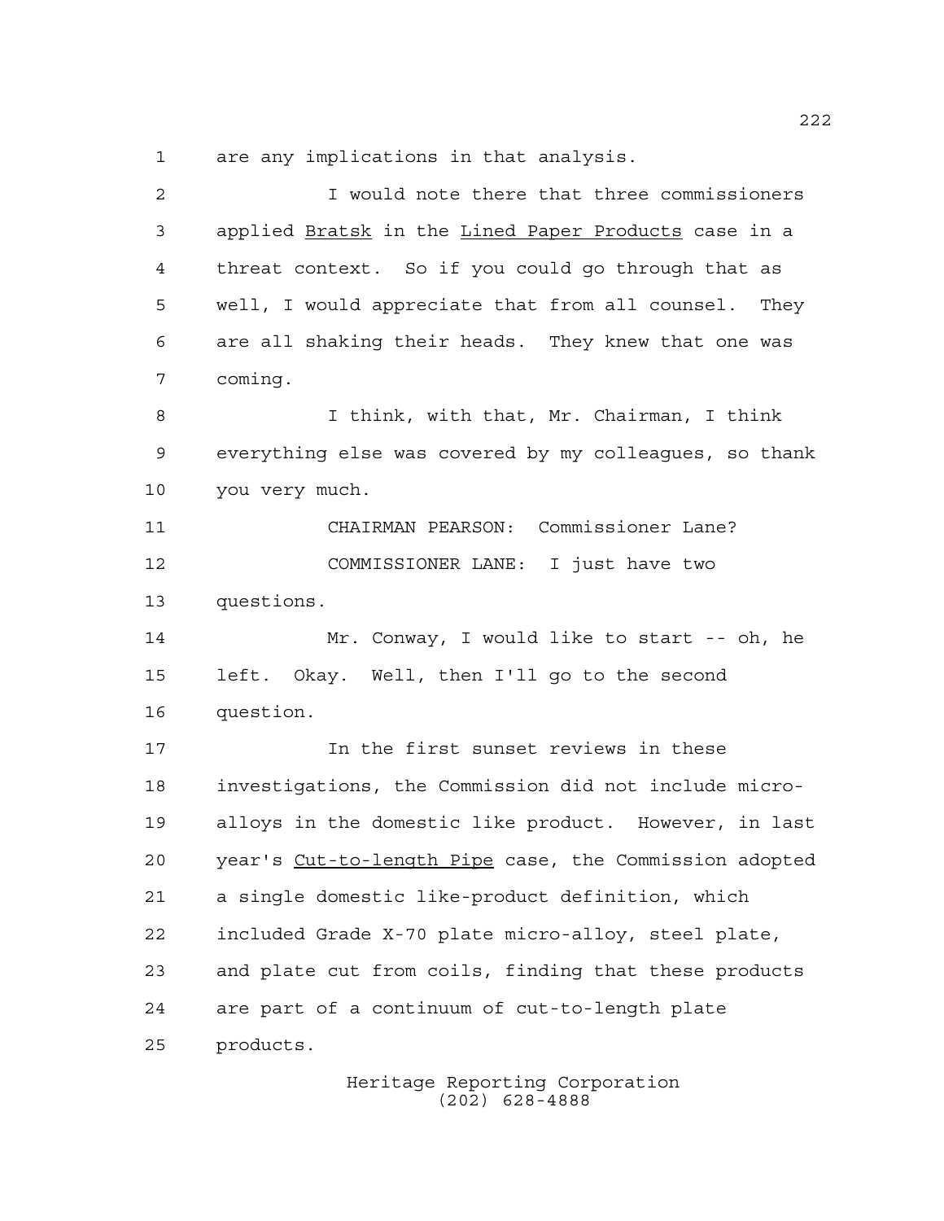are any implications in that analysis.

I would note there that three commissioners applied Bratsk in the Lined Paper Products case in a threat context. So if you could go through that as well, I would appreciate that from all counsel. They are all shaking their heads. They knew that one was coming.

I think, with that, Mr. Chairman, I think everything else was covered by my colleagues, so thank you very much.

CHAIRMAN PEARSON: Commissioner Lane?

COMMISSIONER LANE: I just have two questions.

Mr. Conway, I would like to start -- oh, he left. Okay. Well, then I'll go to the second question.

In the first sunset reviews in these investigations, the Commission did not include micro-alloys in the domestic like product. However, in last year's Cut-to-length Pipe case, the Commission adopted a single domestic like-product definition, which included Grade X-70 plate micro-alloy, steel plate, and plate cut from coils, finding that these products are part of a continuum of cut-to-length plate products.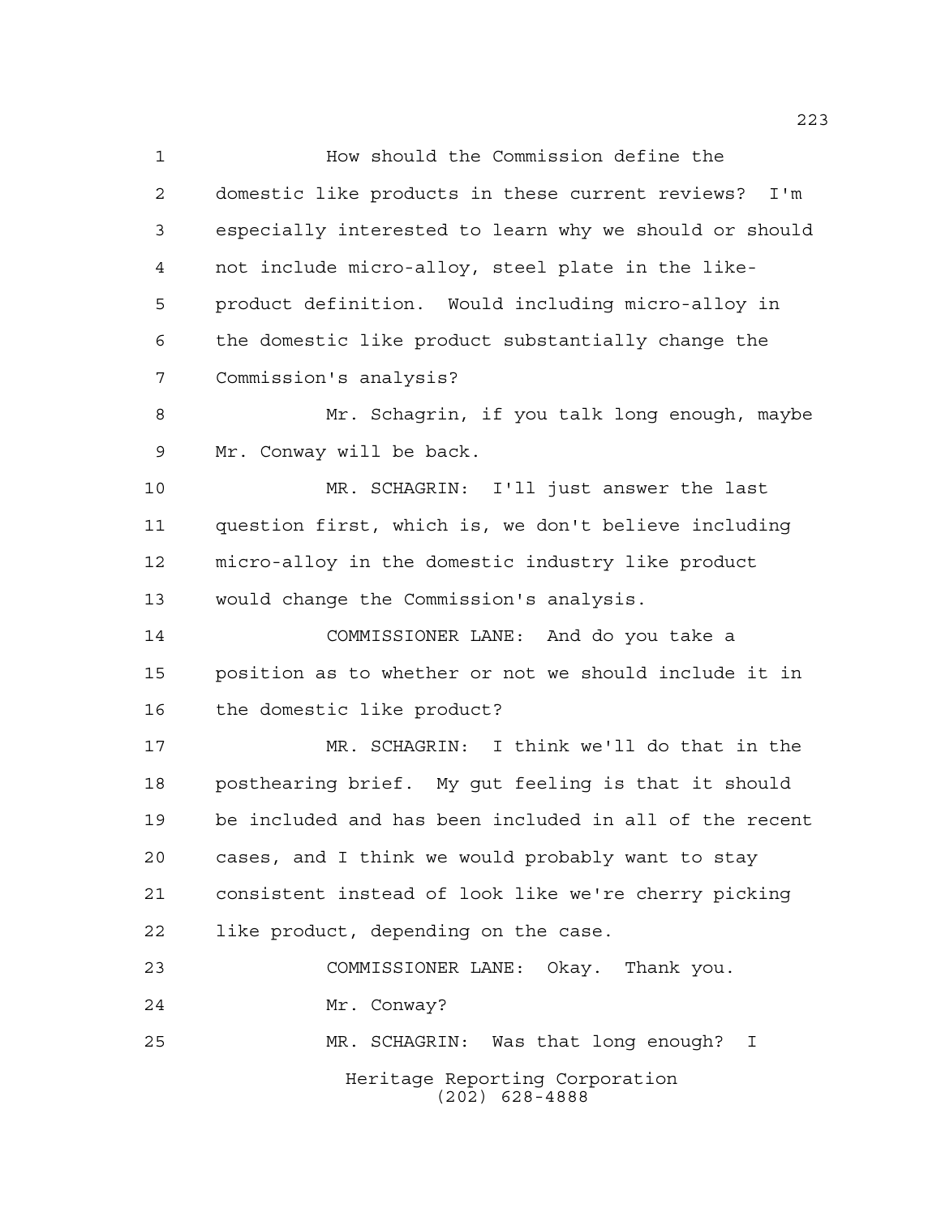How should the Commission define the domestic like products in these current reviews? I'm especially interested to learn why we should or should not include micro-alloy, steel plate in the like-product definition. Would including micro-alloy in the domestic like product substantially change the Commission's analysis?

Mr. Schagrin, if you talk long enough, maybe Mr. Conway will be back.

MR. SCHAGRIN: I'll just answer the last question first, which is, we don't believe including micro-alloy in the domestic industry like product would change the Commission's analysis.

COMMISSIONER LANE: And do you take a position as to whether or not we should include it in the domestic like product?

MR. SCHAGRIN: I think we'll do that in the posthearing brief. My gut feeling is that it should be included and has been included in all of the recent cases, and I think we would probably want to stay consistent instead of look like we're cherry picking like product, depending on the case.

COMMISSIONER LANE: Okay. Thank you.

Mr. Conway?

MR. SCHAGRIN: Was that long enough? I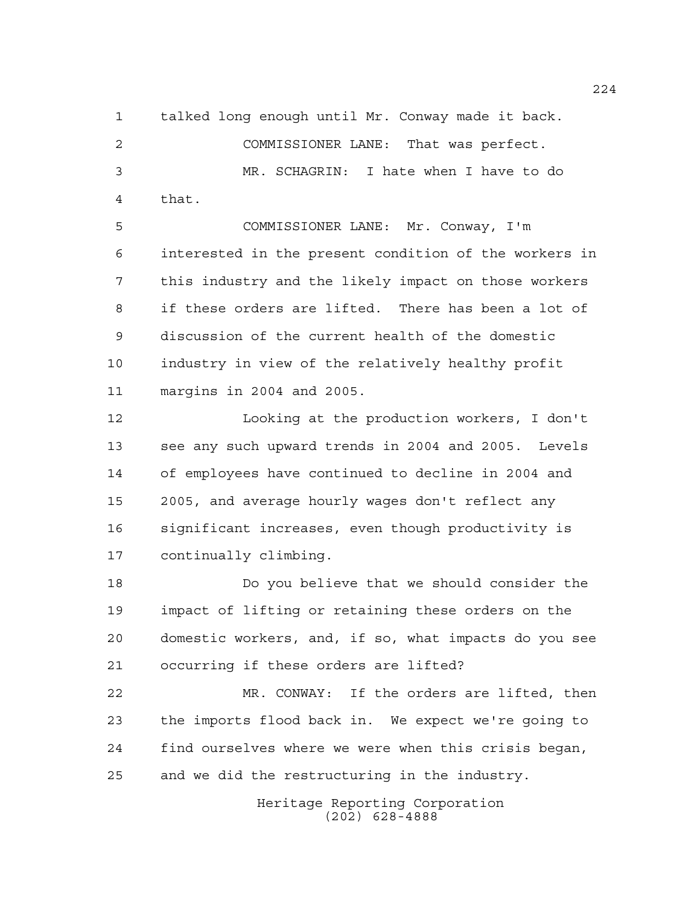talked long enough until Mr. Conway made it back.

COMMISSIONER LANE: That was perfect.

MR. SCHAGRIN: I hate when I have to do that.

COMMISSIONER LANE: Mr. Conway, I'm interested in the present condition of the workers in this industry and the likely impact on those workers if these orders are lifted. There has been a lot of discussion of the current health of the domestic industry in view of the relatively healthy profit margins in 2004 and 2005.

Looking at the production workers, I don't see any such upward trends in 2004 and 2005. Levels of employees have continued to decline in 2004 and 2005, and average hourly wages don't reflect any significant increases, even though productivity is continually climbing.

Do you believe that we should consider the impact of lifting or retaining these orders on the domestic workers, and, if so, what impacts do you see occurring if these orders are lifted?

MR. CONWAY: If the orders are lifted, then the imports flood back in. We expect we're going to find ourselves where we were when this crisis began, and we did the restructuring in the industry.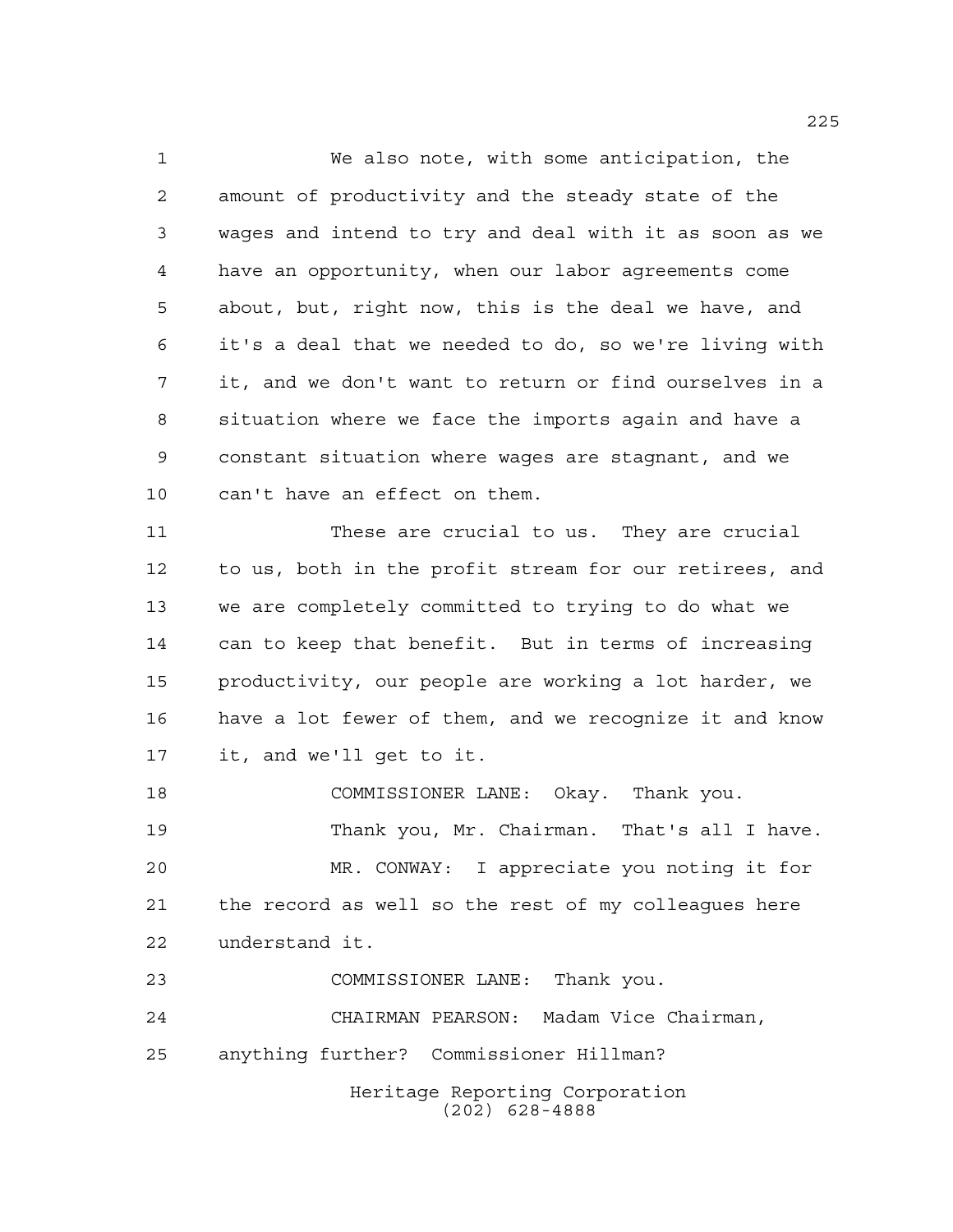We also note, with some anticipation, the amount of productivity and the steady state of the wages and intend to try and deal with it as soon as we have an opportunity, when our labor agreements come about, but, right now, this is the deal we have, and it's a deal that we needed to do, so we're living with it, and we don't want to return or find ourselves in a situation where we face the imports again and have a constant situation where wages are stagnant, and we can't have an effect on them.

These are crucial to us. They are crucial to us, both in the profit stream for our retirees, and we are completely committed to trying to do what we can to keep that benefit. But in terms of increasing productivity, our people are working a lot harder, we have a lot fewer of them, and we recognize it and know it, and we'll get to it.

COMMISSIONER LANE: Okay. Thank you.

Thank you, Mr. Chairman. That's all I have.

MR. CONWAY: I appreciate you noting it for the record as well so the rest of my colleagues here understand it.

COMMISSIONER LANE: Thank you.

CHAIRMAN PEARSON: Madam Vice Chairman, anything further? Commissioner Hillman?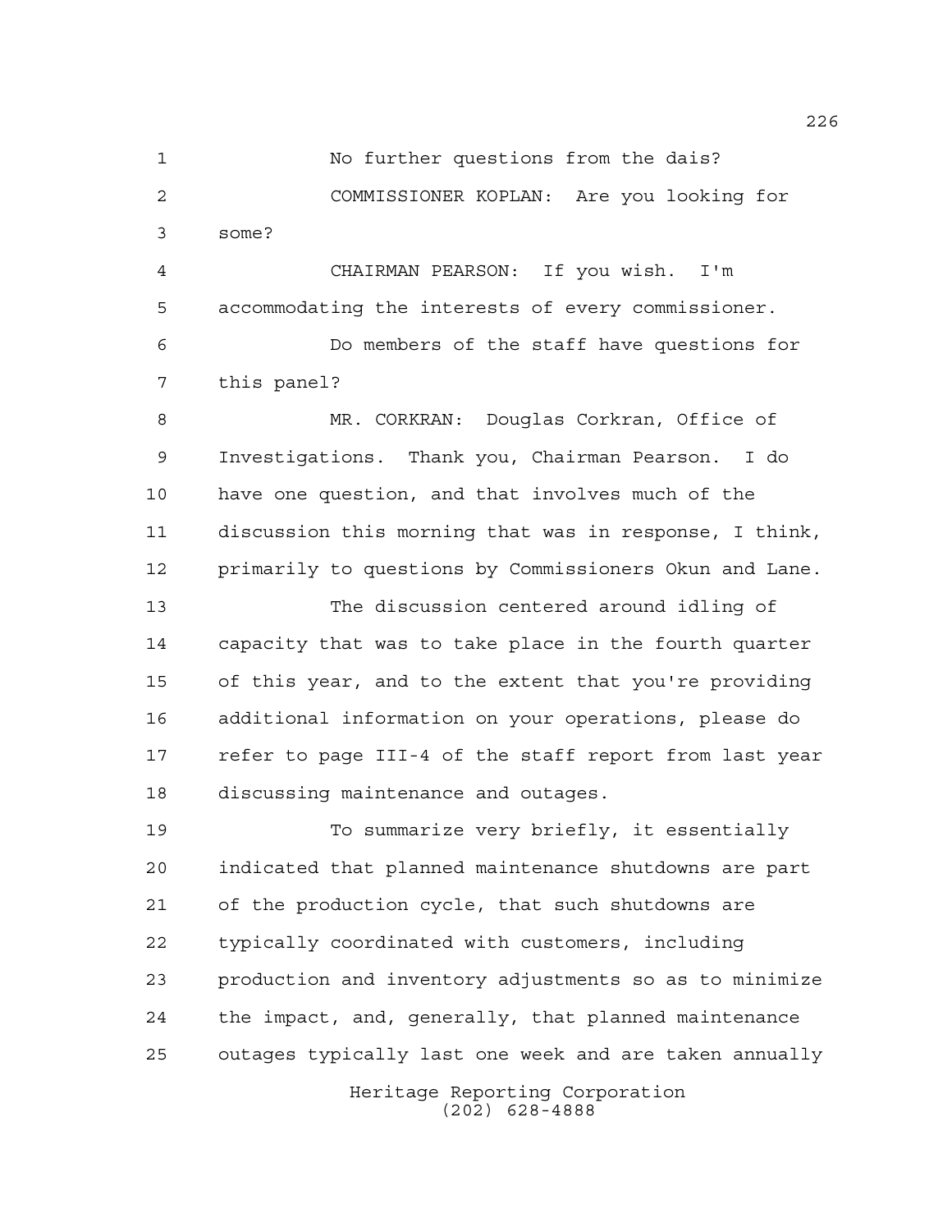No further questions from the dais?

COMMISSIONER KOPLAN: Are you looking for some?

CHAIRMAN PEARSON: If you wish. I'm accommodating the interests of every commissioner.

Do members of the staff have questions for this panel?

MR. CORKRAN: Douglas Corkran, Office of Investigations. Thank you, Chairman Pearson. I do have one question, and that involves much of the discussion this morning that was in response, I think, primarily to questions by Commissioners Okun and Lane.

The discussion centered around idling of capacity that was to take place in the fourth quarter of this year, and to the extent that you're providing additional information on your operations, please do refer to page III-4 of the staff report from last year discussing maintenance and outages.

To summarize very briefly, it essentially indicated that planned maintenance shutdowns are part of the production cycle, that such shutdowns are typically coordinated with customers, including production and inventory adjustments so as to minimize the impact, and, generally, that planned maintenance outages typically last one week and are taken annually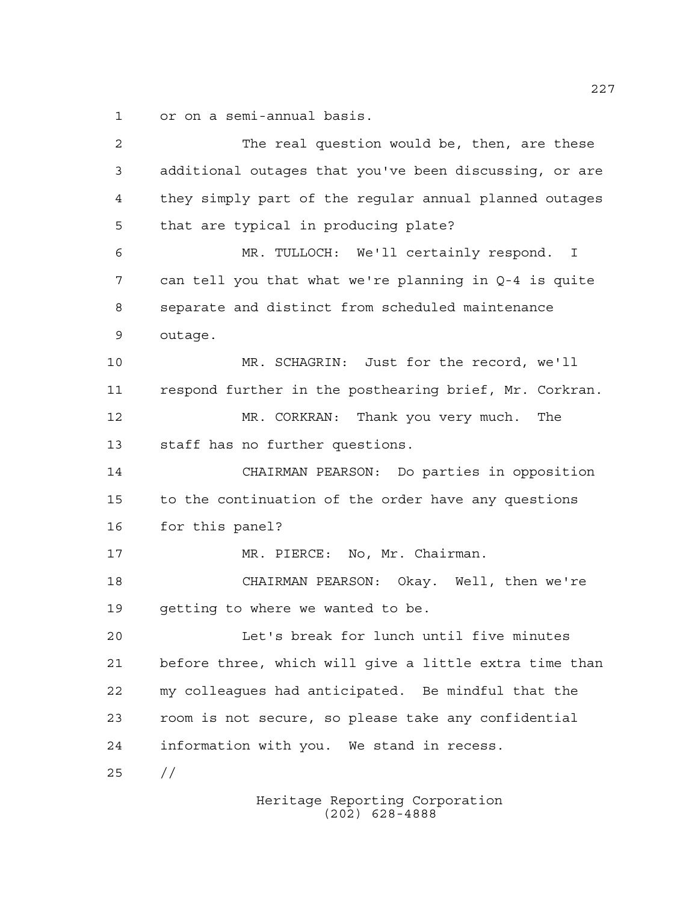or on a semi-annual basis.

The real question would be, then, are these additional outages that you've been discussing, or are they simply part of the regular annual planned outages that are typical in producing plate?

MR. TULLOCH: We'll certainly respond. I can tell you that what we're planning in Q-4 is quite separate and distinct from scheduled maintenance outage.

MR. SCHAGRIN: Just for the record, we'll respond further in the posthearing brief, Mr. Corkran.

MR. CORKRAN: Thank you very much. The staff has no further questions.

CHAIRMAN PEARSON: Do parties in opposition to the continuation of the order have any questions for this panel?

MR. PIERCE: No, Mr. Chairman.

CHAIRMAN PEARSON: Okay. Well, then we're getting to where we wanted to be.

Let's break for lunch until five minutes before three, which will give a little extra time than my colleagues had anticipated. Be mindful that the room is not secure, so please take any confidential information with you. We stand in recess.

//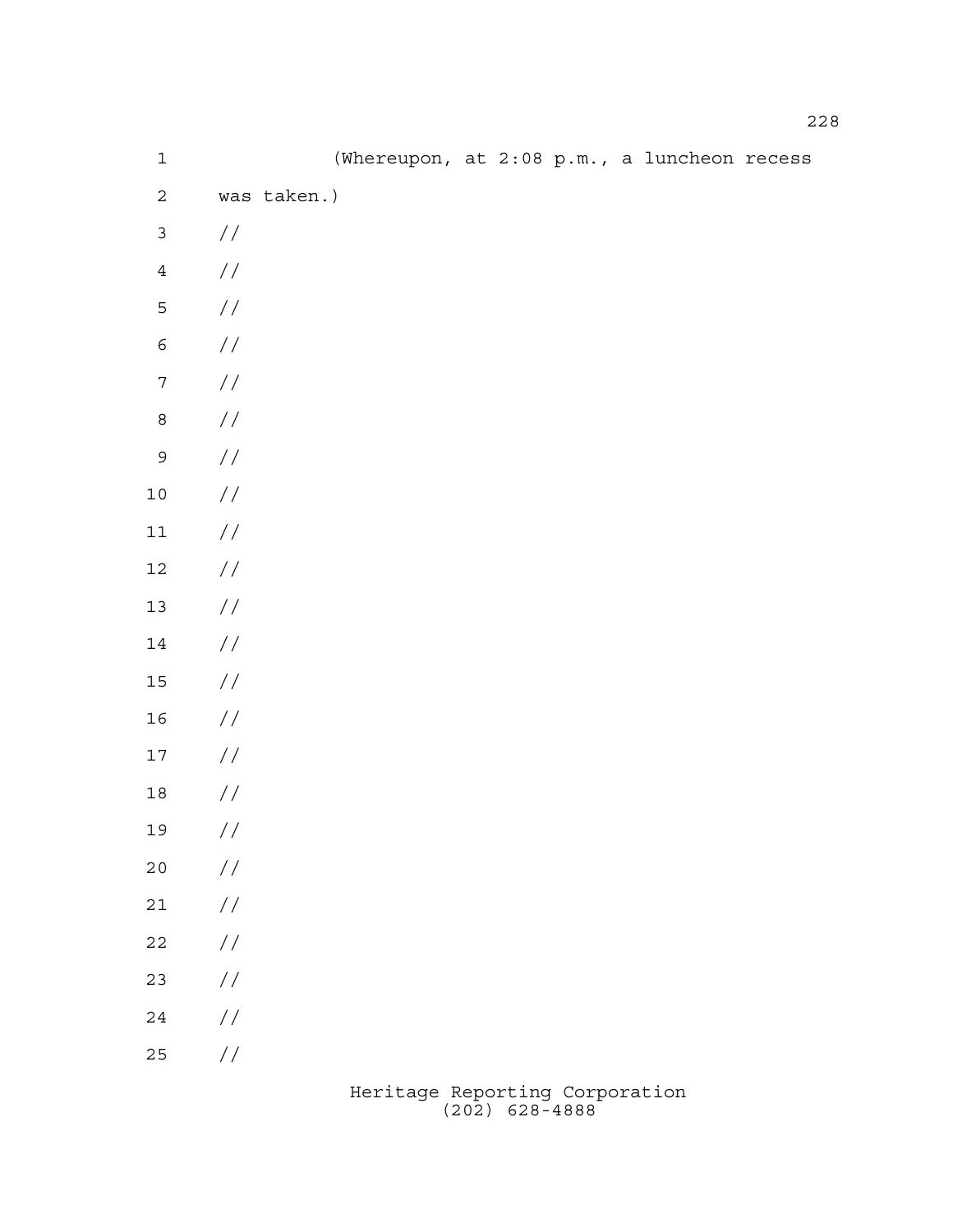(Whereupon, at 2:08 p.m., a luncheon recess was taken.)

//

//

//

//

//

//

//

//

//

//

//

//

//

//

//

//

//

//

//

//

//

//

//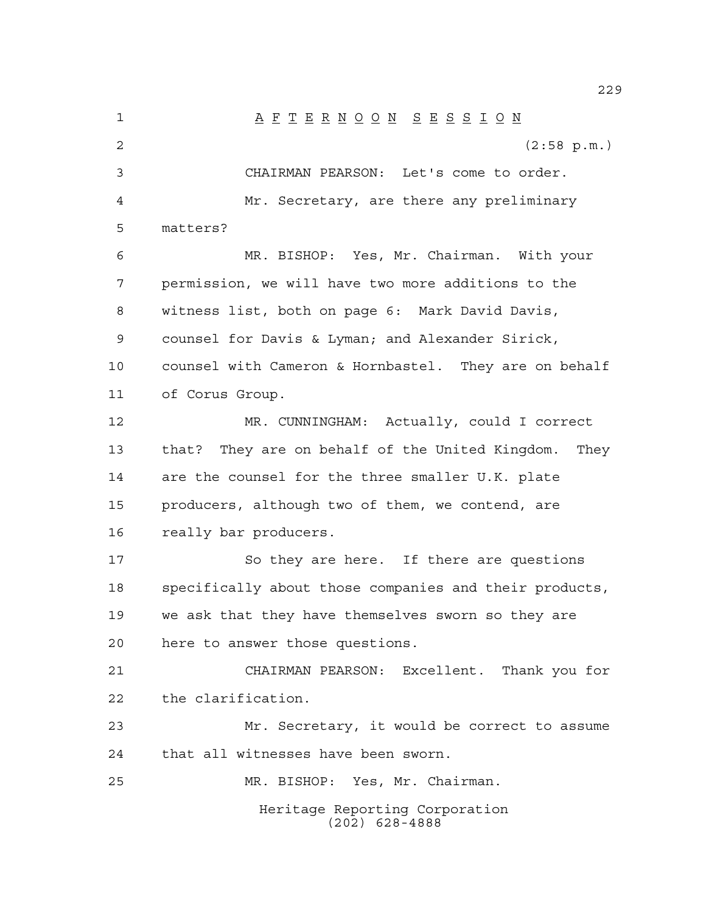# A F T E R N O O N   S E S S I O N

(2:58 p.m.)

CHAIRMAN PEARSON: Let's come to order.

Mr. Secretary, are there any preliminary matters?

MR. BISHOP: Yes, Mr. Chairman. With your permission, we will have two more additions to the witness list, both on page 6: Mark David Davis, counsel for Davis & Lyman; and Alexander Sirick, counsel with Cameron & Hornbastel. They are on behalf of Corus Group.

MR. CUNNINGHAM: Actually, could I correct that? They are on behalf of the United Kingdom. They are the counsel for the three smaller U.K. plate producers, although two of them, we contend, are really bar producers.

So they are here. If there are questions specifically about those companies and their products, we ask that they have themselves sworn so they are here to answer those questions.

CHAIRMAN PEARSON: Excellent. Thank you for the clarification.

Mr. Secretary, it would be correct to assume that all witnesses have been sworn.

MR. BISHOP: Yes, Mr. Chairman.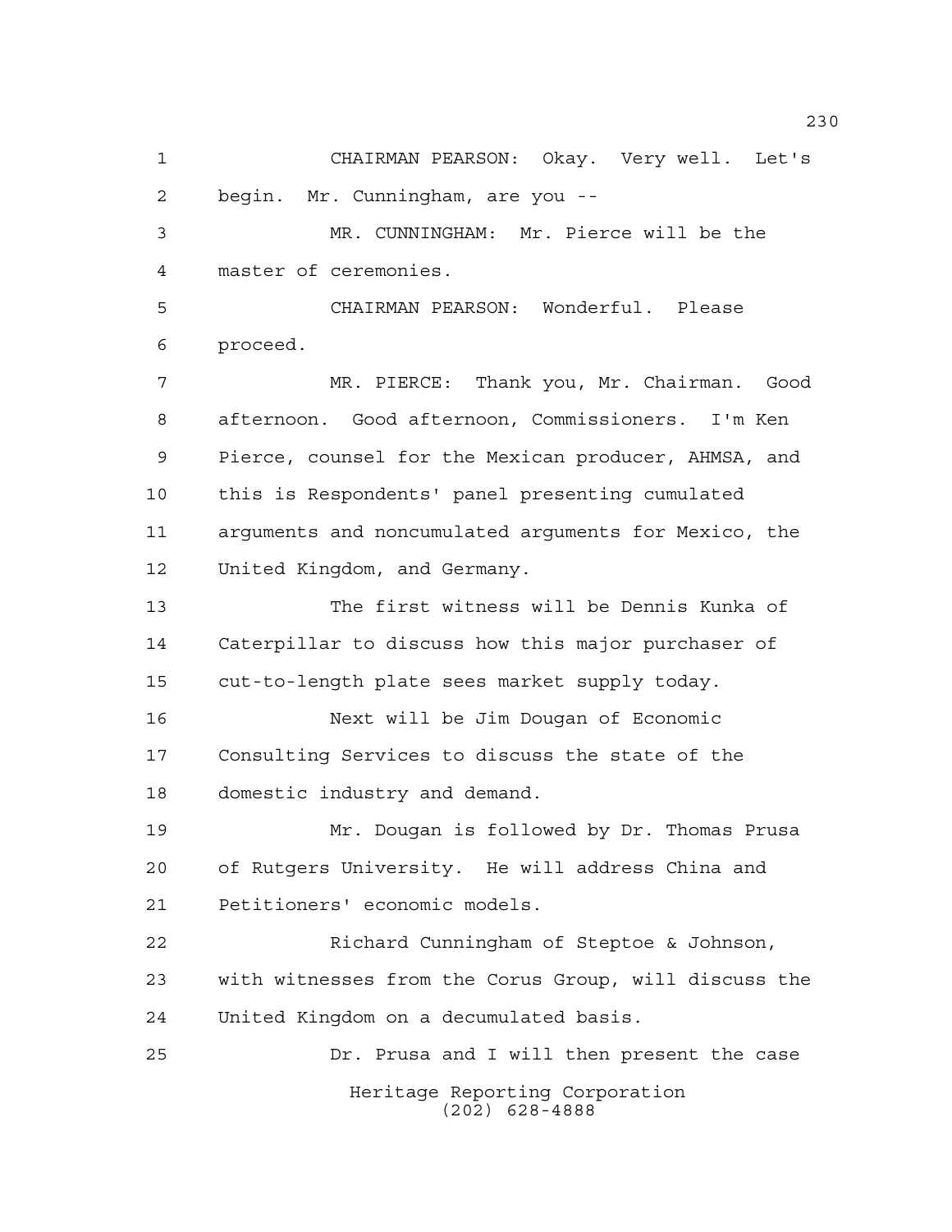CHAIRMAN PEARSON: Okay. Very well. Let's begin. Mr. Cunningham, are you --

MR. CUNNINGHAM: Mr. Pierce will be the master of ceremonies.

CHAIRMAN PEARSON: Wonderful. Please proceed.

MR. PIERCE: Thank you, Mr. Chairman. Good afternoon. Good afternoon, Commissioners. I'm Ken Pierce, counsel for the Mexican producer, AHMSA, and this is Respondents' panel presenting cumulated arguments and noncumulated arguments for Mexico, the United Kingdom, and Germany.

The first witness will be Dennis Kunka of Caterpillar to discuss how this major purchaser of cut-to-length plate sees market supply today.

Next will be Jim Dougan of Economic Consulting Services to discuss the state of the domestic industry and demand.

Mr. Dougan is followed by Dr. Thomas Prusa of Rutgers University. He will address China and Petitioners' economic models.

Richard Cunningham of Steptoe & Johnson, with witnesses from the Corus Group, will discuss the United Kingdom on a decumulated basis.

Dr. Prusa and I will then present the case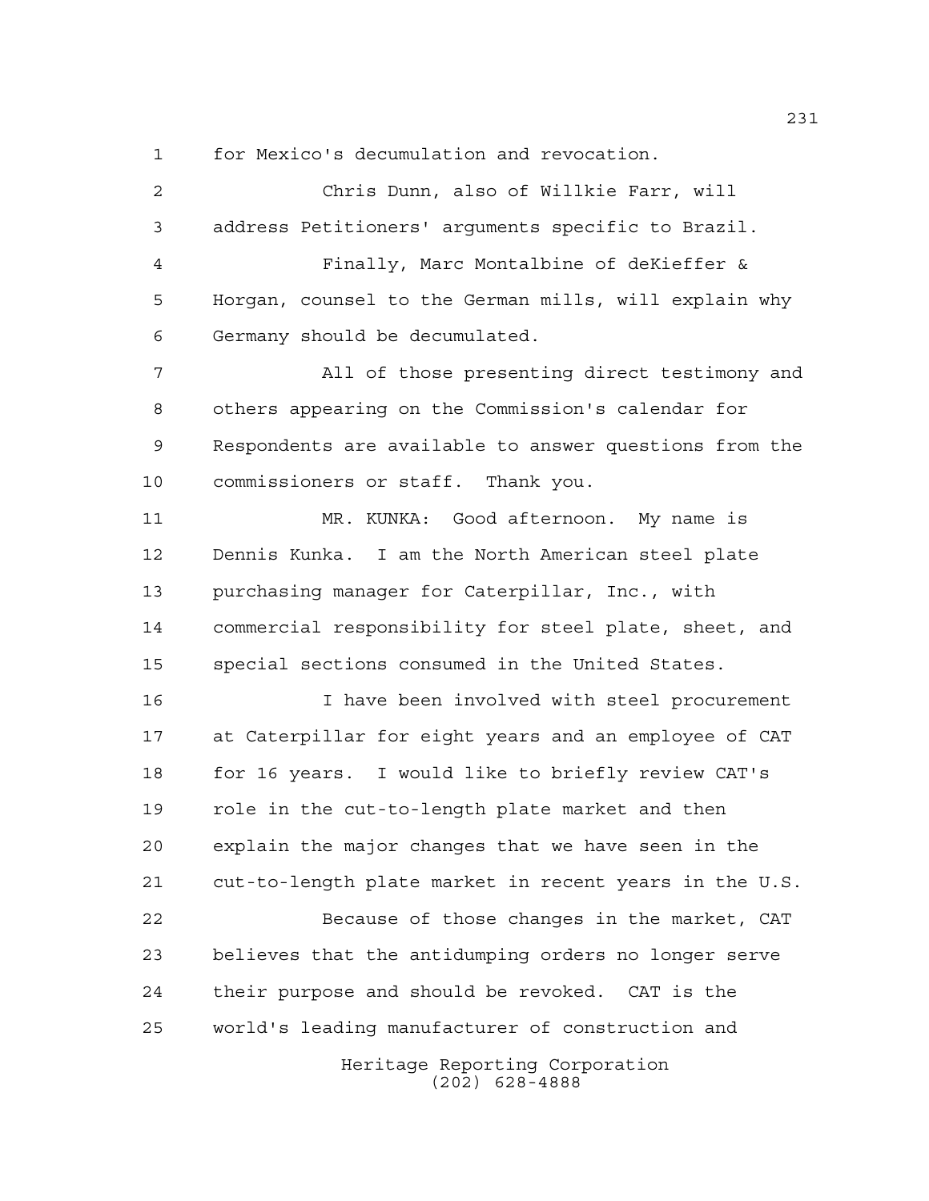for Mexico's decumulation and revocation.

Chris Dunn, also of Willkie Farr, will address Petitioners' arguments specific to Brazil.

Finally, Marc Montalbine of deKieffer & Horgan, counsel to the German mills, will explain why Germany should be decumulated.

All of those presenting direct testimony and others appearing on the Commission's calendar for Respondents are available to answer questions from the commissioners or staff. Thank you.

MR. KUNKA: Good afternoon. My name is Dennis Kunka. I am the North American steel plate purchasing manager for Caterpillar, Inc., with commercial responsibility for steel plate, sheet, and special sections consumed in the United States.

I have been involved with steel procurement at Caterpillar for eight years and an employee of CAT for 16 years. I would like to briefly review CAT's role in the cut-to-length plate market and then explain the major changes that we have seen in the cut-to-length plate market in recent years in the U.S.

Because of those changes in the market, CAT believes that the antidumping orders no longer serve their purpose and should be revoked. CAT is the world's leading manufacturer of construction and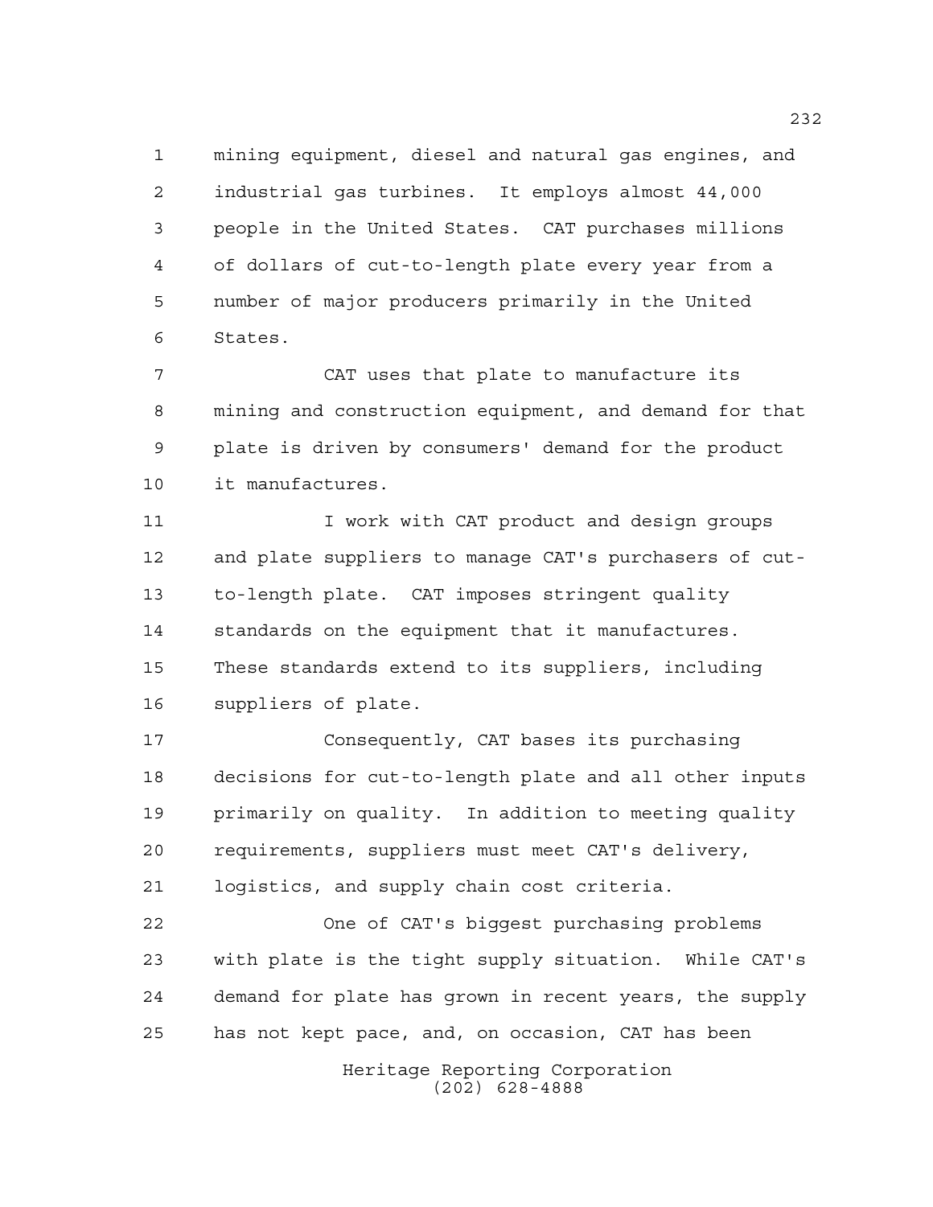mining equipment, diesel and natural gas engines, and industrial gas turbines. It employs almost 44,000 people in the United States. CAT purchases millions of dollars of cut-to-length plate every year from a number of major producers primarily in the United States.

CAT uses that plate to manufacture its mining and construction equipment, and demand for that plate is driven by consumers' demand for the product it manufactures.

I work with CAT product and design groups and plate suppliers to manage CAT's purchasers of cut-to-length plate. CAT imposes stringent quality standards on the equipment that it manufactures. These standards extend to its suppliers, including suppliers of plate.

Consequently, CAT bases its purchasing decisions for cut-to-length plate and all other inputs primarily on quality. In addition to meeting quality requirements, suppliers must meet CAT's delivery, logistics, and supply chain cost criteria.

One of CAT's biggest purchasing problems with plate is the tight supply situation. While CAT's demand for plate has grown in recent years, the supply has not kept pace, and, on occasion, CAT has been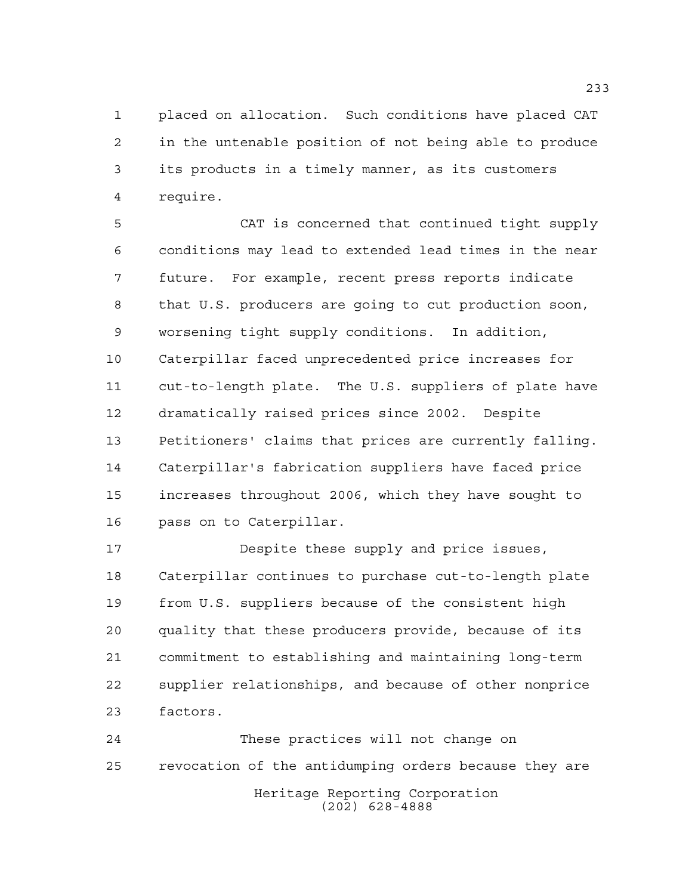placed on allocation. Such conditions have placed CAT in the untenable position of not being able to produce its products in a timely manner, as its customers require.

CAT is concerned that continued tight supply conditions may lead to extended lead times in the near future. For example, recent press reports indicate that U.S. producers are going to cut production soon, worsening tight supply conditions. In addition, Caterpillar faced unprecedented price increases for cut-to-length plate. The U.S. suppliers of plate have dramatically raised prices since 2002. Despite Petitioners' claims that prices are currently falling. Caterpillar's fabrication suppliers have faced price increases throughout 2006, which they have sought to pass on to Caterpillar.

Despite these supply and price issues, Caterpillar continues to purchase cut-to-length plate from U.S. suppliers because of the consistent high quality that these producers provide, because of its commitment to establishing and maintaining long-term supplier relationships, and because of other nonprice factors.

These practices will not change on revocation of the antidumping orders because they are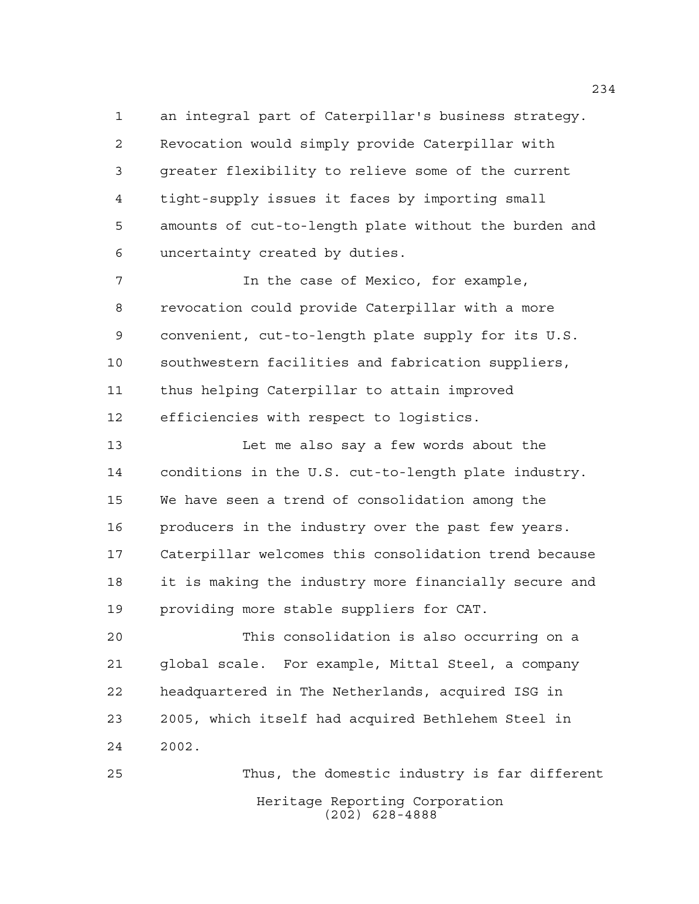an integral part of Caterpillar's business strategy. Revocation would simply provide Caterpillar with greater flexibility to relieve some of the current tight-supply issues it faces by importing small amounts of cut-to-length plate without the burden and uncertainty created by duties.

In the case of Mexico, for example, revocation could provide Caterpillar with a more convenient, cut-to-length plate supply for its U.S. southwestern facilities and fabrication suppliers, thus helping Caterpillar to attain improved efficiencies with respect to logistics.

Let me also say a few words about the conditions in the U.S. cut-to-length plate industry. We have seen a trend of consolidation among the producers in the industry over the past few years. Caterpillar welcomes this consolidation trend because it is making the industry more financially secure and providing more stable suppliers for CAT.

This consolidation is also occurring on a global scale. For example, Mittal Steel, a company headquartered in The Netherlands, acquired ISG in 2005, which itself had acquired Bethlehem Steel in 2002.

Thus, the domestic industry is far different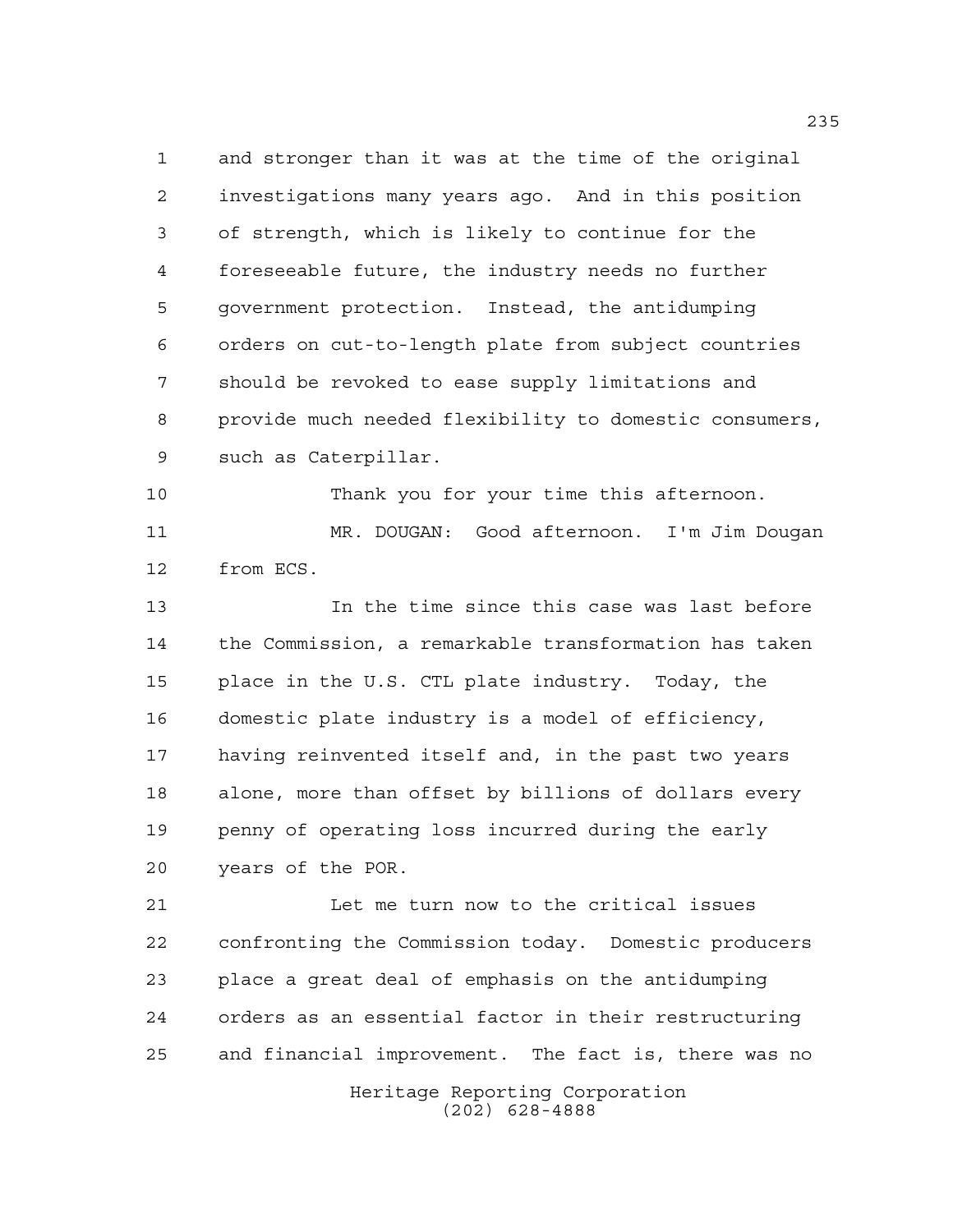and stronger than it was at the time of the original investigations many years ago. And in this position of strength, which is likely to continue for the foreseeable future, the industry needs no further government protection. Instead, the antidumping orders on cut-to-length plate from subject countries should be revoked to ease supply limitations and provide much needed flexibility to domestic consumers, such as Caterpillar.

Thank you for your time this afternoon.

MR. DOUGAN: Good afternoon. I'm Jim Dougan from ECS.

In the time since this case was last before the Commission, a remarkable transformation has taken place in the U.S. CTL plate industry. Today, the domestic plate industry is a model of efficiency, having reinvented itself and, in the past two years alone, more than offset by billions of dollars every penny of operating loss incurred during the early years of the POR.

Let me turn now to the critical issues confronting the Commission today. Domestic producers place a great deal of emphasis on the antidumping orders as an essential factor in their restructuring and financial improvement. The fact is, there was no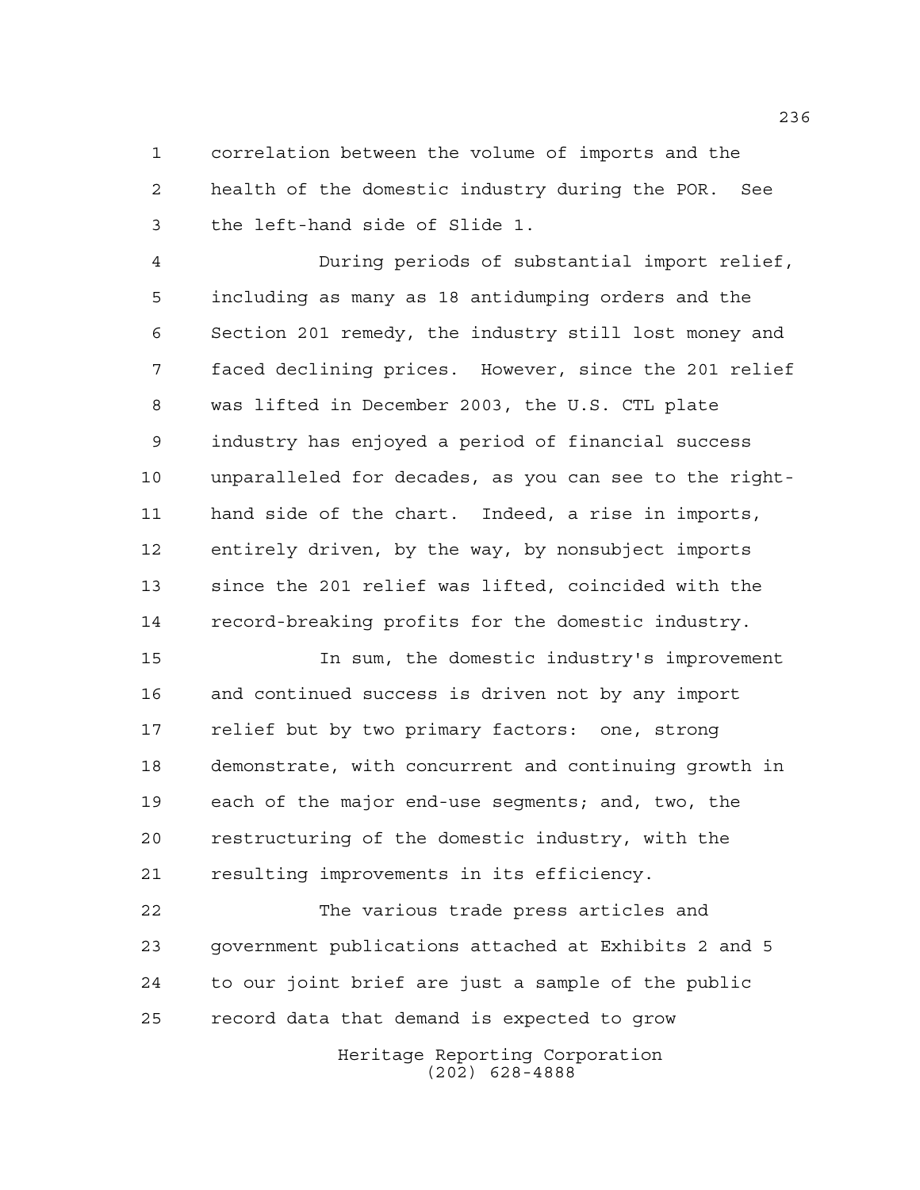correlation between the volume of imports and the health of the domestic industry during the POR. See the left-hand side of Slide 1.

During periods of substantial import relief, including as many as 18 antidumping orders and the Section 201 remedy, the industry still lost money and faced declining prices. However, since the 201 relief was lifted in December 2003, the U.S. CTL plate industry has enjoyed a period of financial success unparalleled for decades, as you can see to the right-hand side of the chart. Indeed, a rise in imports, entirely driven, by the way, by nonsubject imports since the 201 relief was lifted, coincided with the record-breaking profits for the domestic industry.

In sum, the domestic industry's improvement and continued success is driven not by any import relief but by two primary factors: one, strong demonstrate, with concurrent and continuing growth in each of the major end-use segments; and, two, the restructuring of the domestic industry, with the resulting improvements in its efficiency.

The various trade press articles and government publications attached at Exhibits 2 and 5 to our joint brief are just a sample of the public record data that demand is expected to grow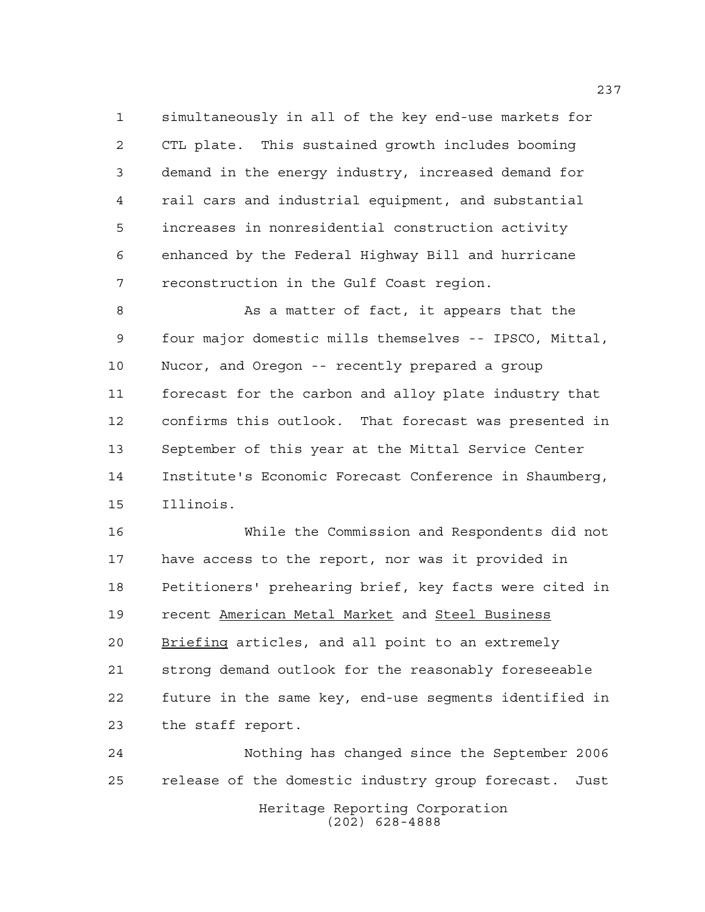simultaneously in all of the key end-use markets for CTL plate. This sustained growth includes booming demand in the energy industry, increased demand for rail cars and industrial equipment, and substantial increases in nonresidential construction activity enhanced by the Federal Highway Bill and hurricane reconstruction in the Gulf Coast region.

As a matter of fact, it appears that the four major domestic mills themselves -- IPSCO, Mittal, Nucor, and Oregon -- recently prepared a group forecast for the carbon and alloy plate industry that confirms this outlook. That forecast was presented in September of this year at the Mittal Service Center Institute's Economic Forecast Conference in Shaumberg, Illinois.

While the Commission and Respondents did not have access to the report, nor was it provided in Petitioners' prehearing brief, key facts were cited in recent American Metal Market and Steel Business Briefing articles, and all point to an extremely strong demand outlook for the reasonably foreseeable future in the same key, end-use segments identified in the staff report.

Nothing has changed since the September 2006 release of the domestic industry group forecast. Just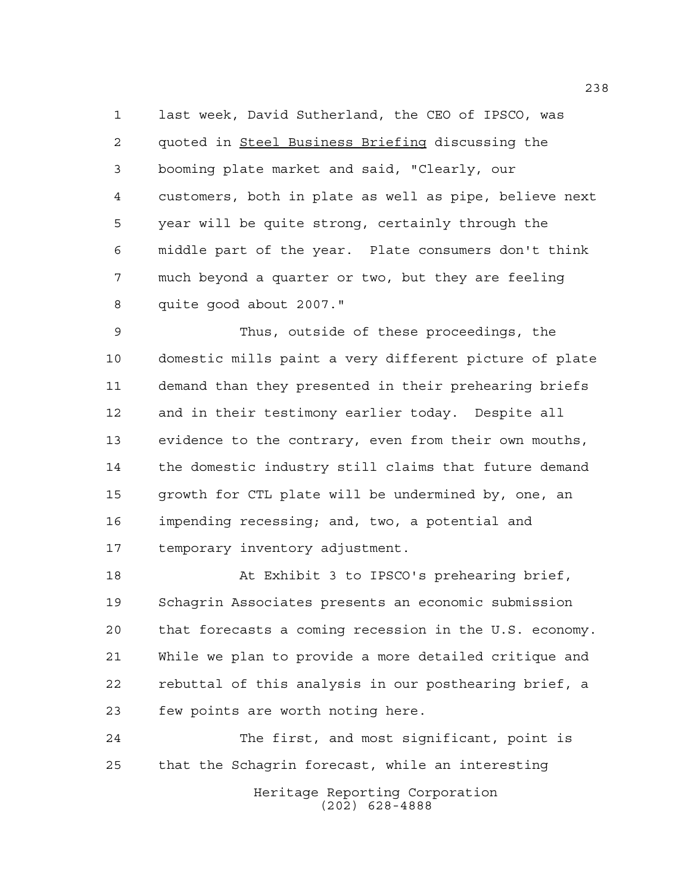last week, David Sutherland, the CEO of IPSCO, was quoted in Steel Business Briefing discussing the booming plate market and said, "Clearly, our customers, both in plate as well as pipe, believe next year will be quite strong, certainly through the middle part of the year. Plate consumers don't think much beyond a quarter or two, but they are feeling quite good about 2007."

Thus, outside of these proceedings, the domestic mills paint a very different picture of plate demand than they presented in their prehearing briefs and in their testimony earlier today. Despite all evidence to the contrary, even from their own mouths, the domestic industry still claims that future demand growth for CTL plate will be undermined by, one, an impending recessing; and, two, a potential and temporary inventory adjustment.

At Exhibit 3 to IPSCO's prehearing brief, Schagrin Associates presents an economic submission that forecasts a coming recession in the U.S. economy. While we plan to provide a more detailed critique and rebuttal of this analysis in our posthearing brief, a few points are worth noting here.

The first, and most significant, point is that the Schagrin forecast, while an interesting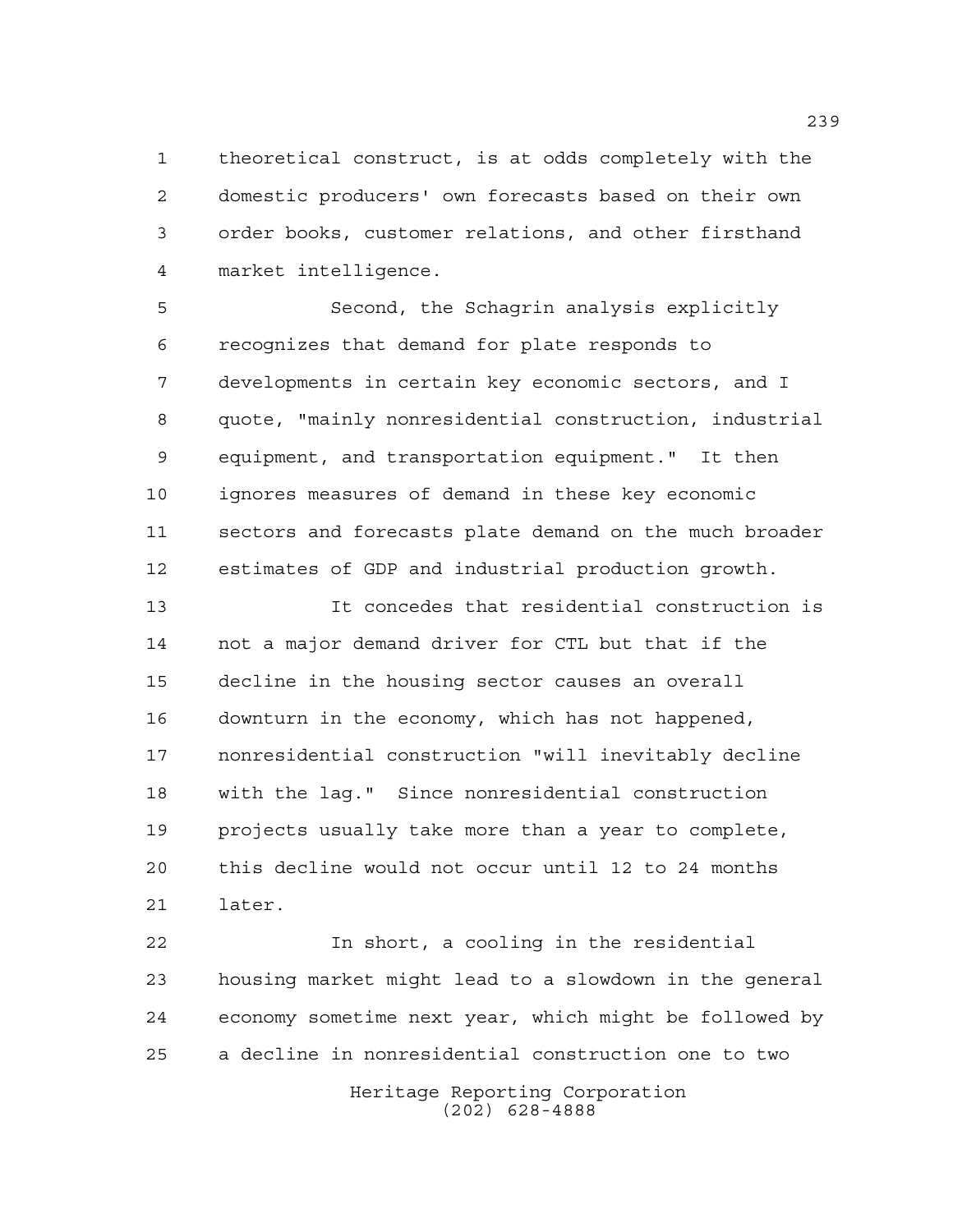theoretical construct, is at odds completely with the domestic producers' own forecasts based on their own order books, customer relations, and other firsthand market intelligence.

Second, the Schagrin analysis explicitly recognizes that demand for plate responds to developments in certain key economic sectors, and I quote, "mainly nonresidential construction, industrial equipment, and transportation equipment." It then ignores measures of demand in these key economic sectors and forecasts plate demand on the much broader estimates of GDP and industrial production growth.

It concedes that residential construction is not a major demand driver for CTL but that if the decline in the housing sector causes an overall downturn in the economy, which has not happened, nonresidential construction "will inevitably decline with the lag." Since nonresidential construction projects usually take more than a year to complete, this decline would not occur until 12 to 24 months later.

In short, a cooling in the residential housing market might lead to a slowdown in the general economy sometime next year, which might be followed by a decline in nonresidential construction one to two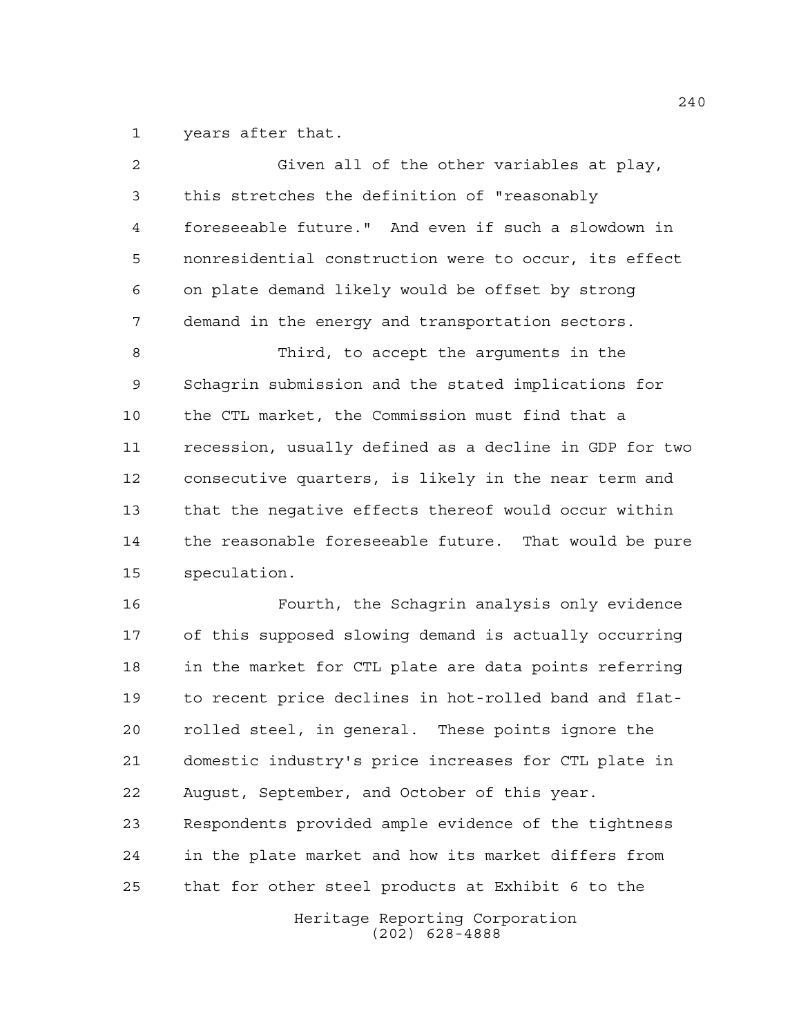years after that.

Given all of the other variables at play, this stretches the definition of "reasonably foreseeable future." And even if such a slowdown in nonresidential construction were to occur, its effect on plate demand likely would be offset by strong demand in the energy and transportation sectors.

Third, to accept the arguments in the Schagrin submission and the stated implications for the CTL market, the Commission must find that a recession, usually defined as a decline in GDP for two consecutive quarters, is likely in the near term and that the negative effects thereof would occur within the reasonable foreseeable future. That would be pure speculation.

Fourth, the Schagrin analysis only evidence of this supposed slowing demand is actually occurring in the market for CTL plate are data points referring to recent price declines in hot-rolled band and flat-rolled steel, in general. These points ignore the domestic industry's price increases for CTL plate in August, September, and October of this year. Respondents provided ample evidence of the tightness in the plate market and how its market differs from that for other steel products at Exhibit 6 to the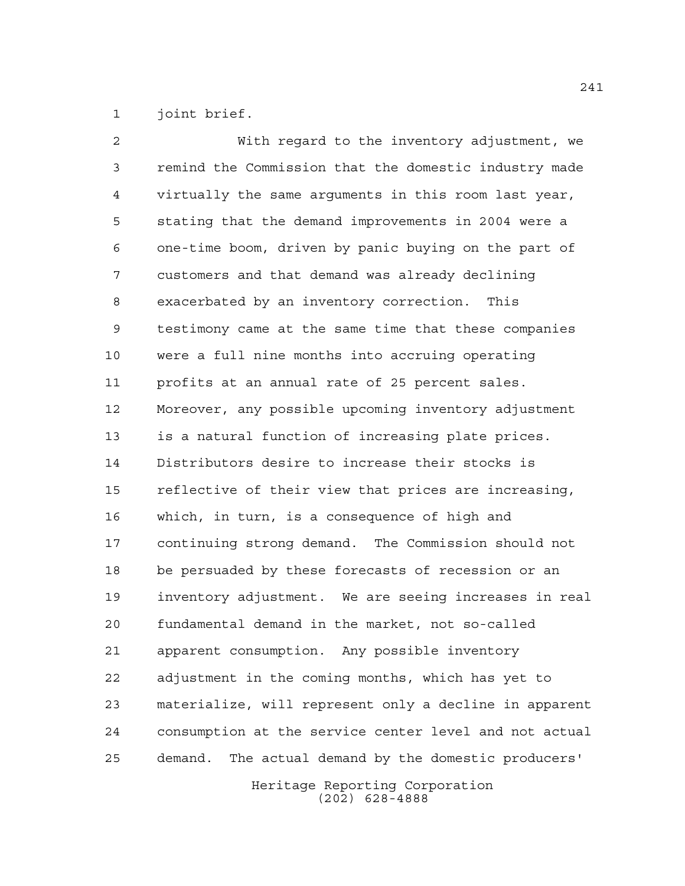joint brief.

With regard to the inventory adjustment, we remind the Commission that the domestic industry made virtually the same arguments in this room last year, stating that the demand improvements in 2004 were a one-time boom, driven by panic buying on the part of customers and that demand was already declining exacerbated by an inventory correction. This testimony came at the same time that these companies were a full nine months into accruing operating profits at an annual rate of 25 percent sales. Moreover, any possible upcoming inventory adjustment is a natural function of increasing plate prices. Distributors desire to increase their stocks is reflective of their view that prices are increasing, which, in turn, is a consequence of high and continuing strong demand. The Commission should not be persuaded by these forecasts of recession or an inventory adjustment. We are seeing increases in real fundamental demand in the market, not so-called apparent consumption. Any possible inventory adjustment in the coming months, which has yet to materialize, will represent only a decline in apparent consumption at the service center level and not actual demand. The actual demand by the domestic producers'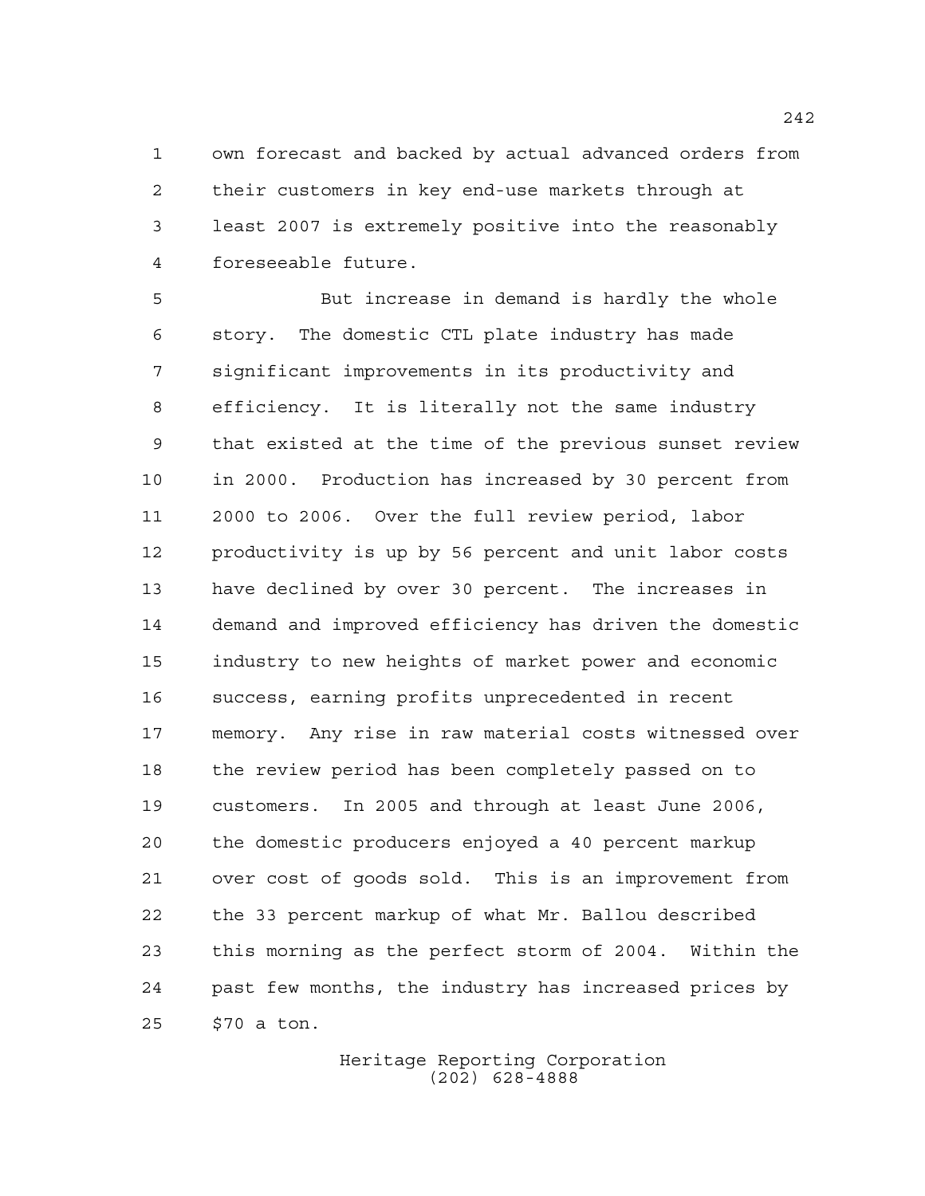own forecast and backed by actual advanced orders from their customers in key end-use markets through at least 2007 is extremely positive into the reasonably foreseeable future.

But increase in demand is hardly the whole story. The domestic CTL plate industry has made significant improvements in its productivity and efficiency. It is literally not the same industry that existed at the time of the previous sunset review in 2000. Production has increased by 30 percent from 2000 to 2006. Over the full review period, labor productivity is up by 56 percent and unit labor costs have declined by over 30 percent. The increases in demand and improved efficiency has driven the domestic industry to new heights of market power and economic success, earning profits unprecedented in recent memory. Any rise in raw material costs witnessed over the review period has been completely passed on to customers. In 2005 and through at least June 2006, the domestic producers enjoyed a 40 percent markup over cost of goods sold. This is an improvement from the 33 percent markup of what Mr. Ballou described this morning as the perfect storm of 2004. Within the past few months, the industry has increased prices by $70 a ton.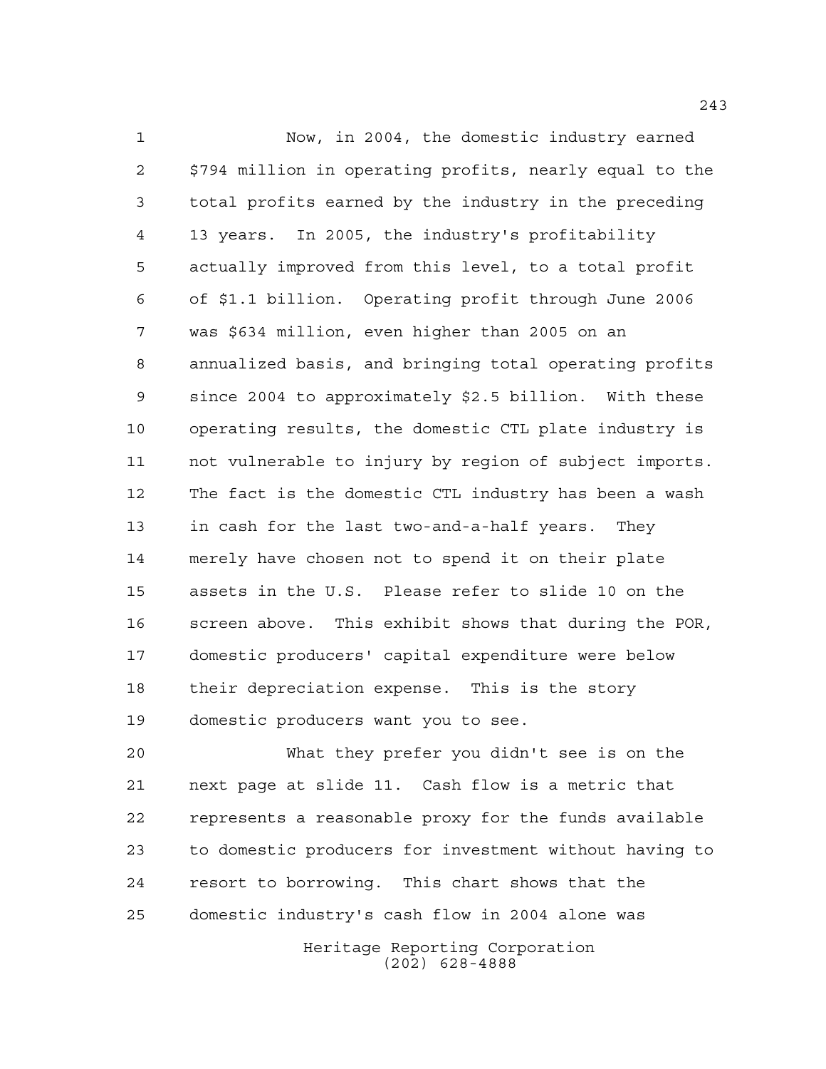Now, in 2004, the domestic industry earned $794 million in operating profits, nearly equal to the total profits earned by the industry in the preceding 13 years. In 2005, the industry's profitability actually improved from this level, to a total profit of $1.1 billion. Operating profit through June 2006 was $634 million, even higher than 2005 on an annualized basis, and bringing total operating profits since 2004 to approximately $2.5 billion. With these operating results, the domestic CTL plate industry is not vulnerable to injury by region of subject imports. The fact is the domestic CTL industry has been a wash in cash for the last two-and-a-half years. They merely have chosen not to spend it on their plate assets in the U.S. Please refer to slide 10 on the screen above. This exhibit shows that during the POR, domestic producers' capital expenditure were below their depreciation expense. This is the story domestic producers want you to see.

What they prefer you didn't see is on the next page at slide 11. Cash flow is a metric that represents a reasonable proxy for the funds available to domestic producers for investment without having to resort to borrowing. This chart shows that the domestic industry's cash flow in 2004 alone was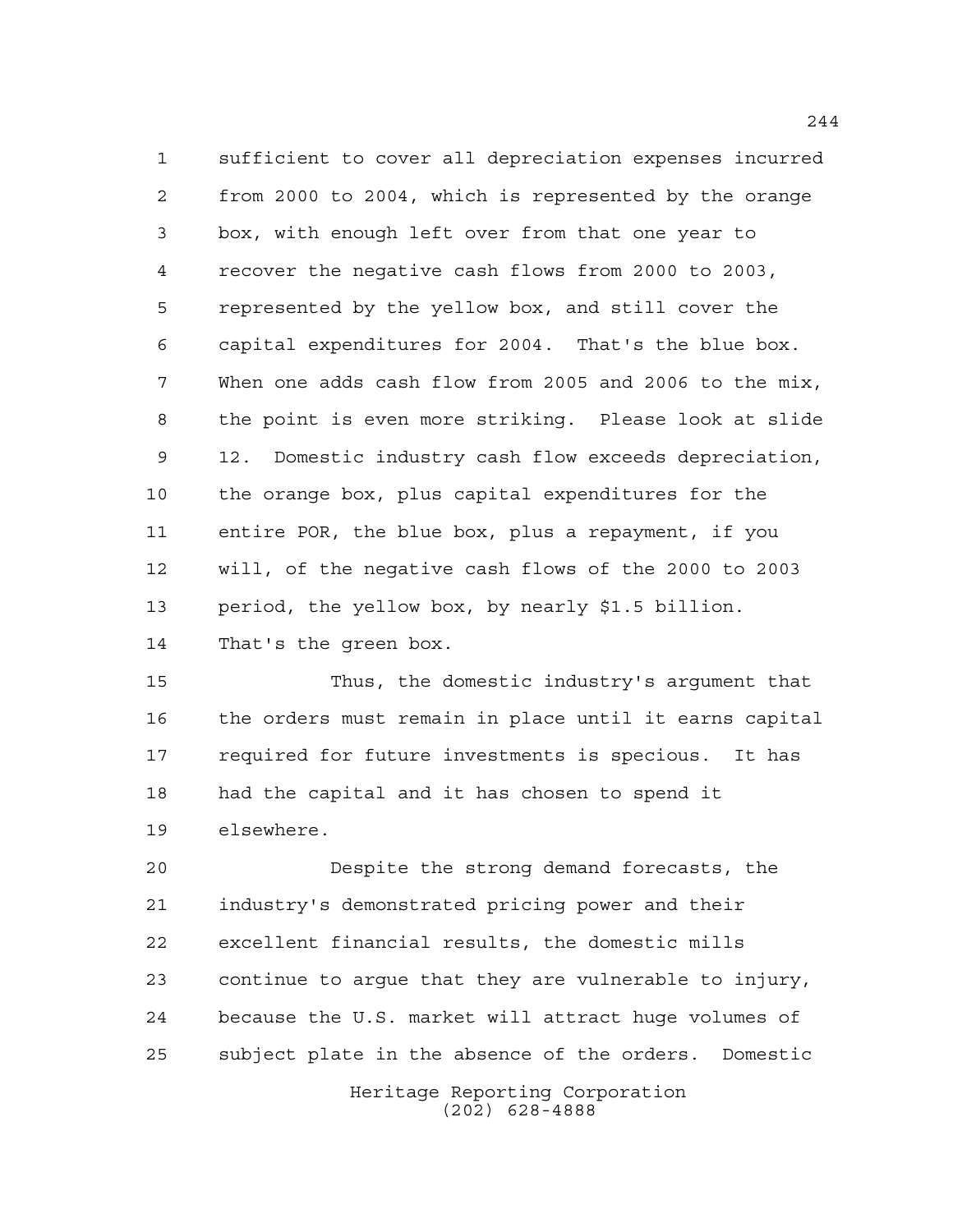sufficient to cover all depreciation expenses incurred from 2000 to 2004, which is represented by the orange box, with enough left over from that one year to recover the negative cash flows from 2000 to 2003, represented by the yellow box, and still cover the capital expenditures for 2004. That's the blue box. When one adds cash flow from 2005 and 2006 to the mix, the point is even more striking. Please look at slide 12. Domestic industry cash flow exceeds depreciation, the orange box, plus capital expenditures for the entire POR, the blue box, plus a repayment, if you will, of the negative cash flows of the 2000 to 2003 period, the yellow box, by nearly $1.5 billion. That's the green box.

Thus, the domestic industry's argument that the orders must remain in place until it earns capital required for future investments is specious. It has had the capital and it has chosen to spend it elsewhere.

Despite the strong demand forecasts, the industry's demonstrated pricing power and their excellent financial results, the domestic mills continue to argue that they are vulnerable to injury, because the U.S. market will attract huge volumes of subject plate in the absence of the orders. Domestic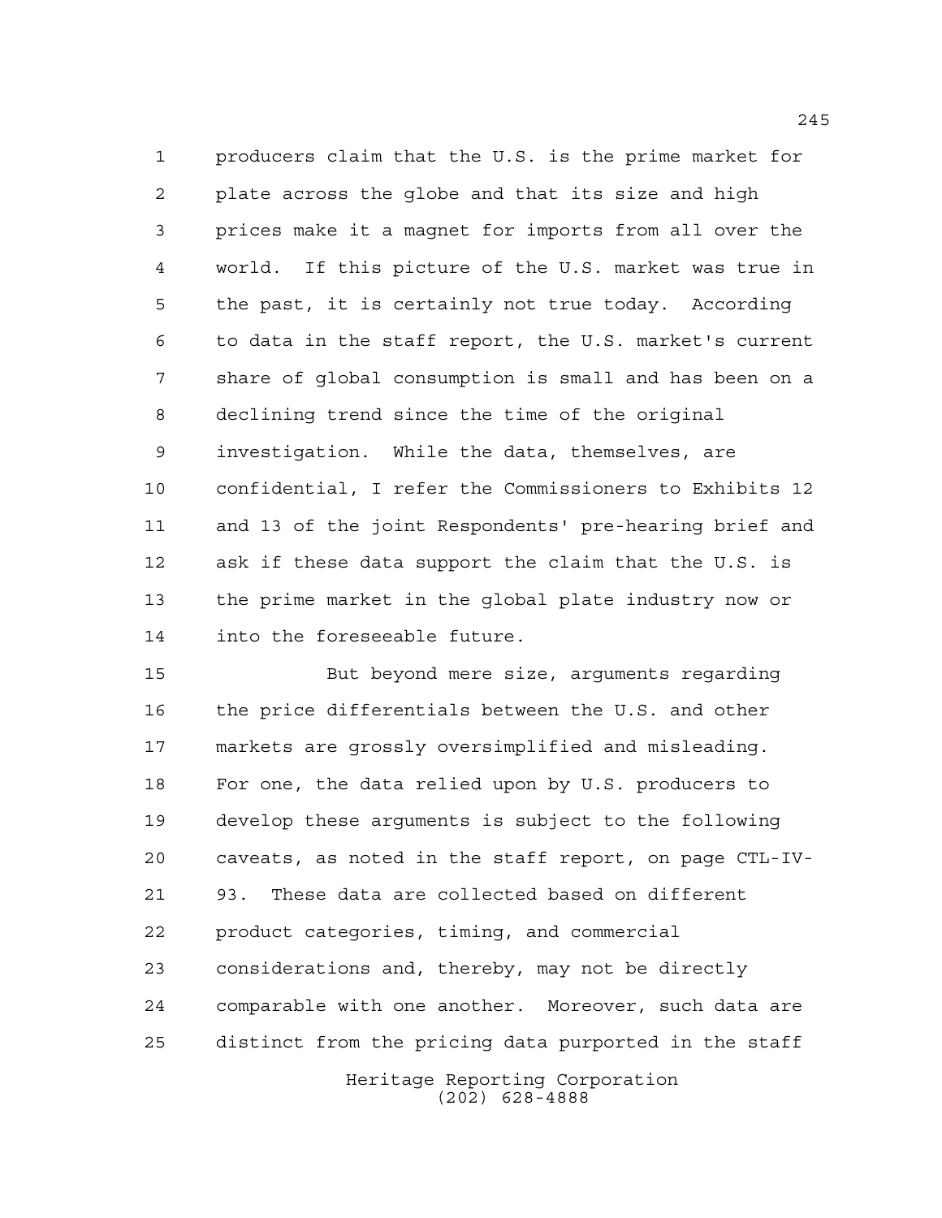producers claim that the U.S. is the prime market for plate across the globe and that its size and high prices make it a magnet for imports from all over the world. If this picture of the U.S. market was true in the past, it is certainly not true today. According to data in the staff report, the U.S. market's current share of global consumption is small and has been on a declining trend since the time of the original investigation. While the data, themselves, are confidential, I refer the Commissioners to Exhibits 12 and 13 of the joint Respondents' pre-hearing brief and ask if these data support the claim that the U.S. is the prime market in the global plate industry now or into the foreseeable future.

But beyond mere size, arguments regarding the price differentials between the U.S. and other markets are grossly oversimplified and misleading. For one, the data relied upon by U.S. producers to develop these arguments is subject to the following caveats, as noted in the staff report, on page CTL-IV-93. These data are collected based on different product categories, timing, and commercial considerations and, thereby, may not be directly comparable with one another. Moreover, such data are distinct from the pricing data purported in the staff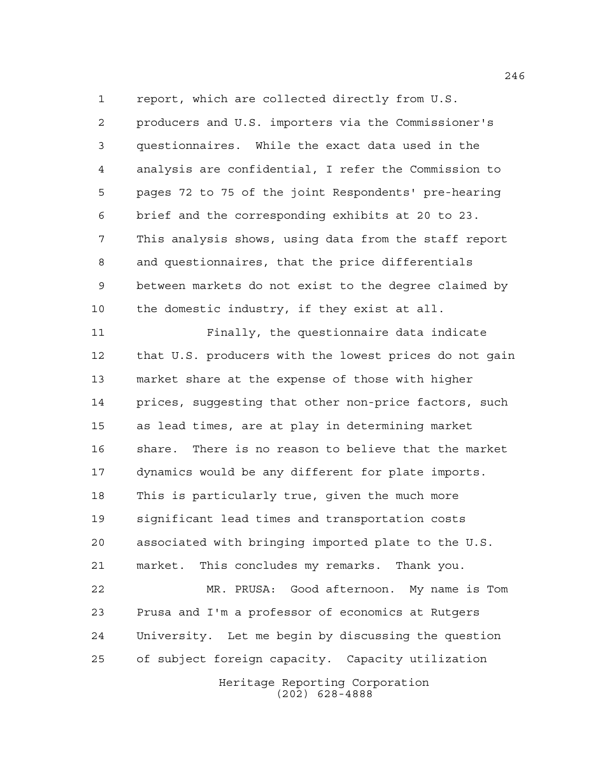report, which are collected directly from U.S. producers and U.S. importers via the Commissioner's questionnaires. While the exact data used in the analysis are confidential, I refer the Commission to pages 72 to 75 of the joint Respondents' pre-hearing brief and the corresponding exhibits at 20 to 23. This analysis shows, using data from the staff report and questionnaires, that the price differentials between markets do not exist to the degree claimed by the domestic industry, if they exist at all.

Finally, the questionnaire data indicate that U.S. producers with the lowest prices do not gain market share at the expense of those with higher prices, suggesting that other non-price factors, such as lead times, are at play in determining market share. There is no reason to believe that the market dynamics would be any different for plate imports. This is particularly true, given the much more significant lead times and transportation costs associated with bringing imported plate to the U.S. market. This concludes my remarks. Thank you.

MR. PRUSA: Good afternoon. My name is Tom Prusa and I'm a professor of economics at Rutgers University. Let me begin by discussing the question of subject foreign capacity. Capacity utilization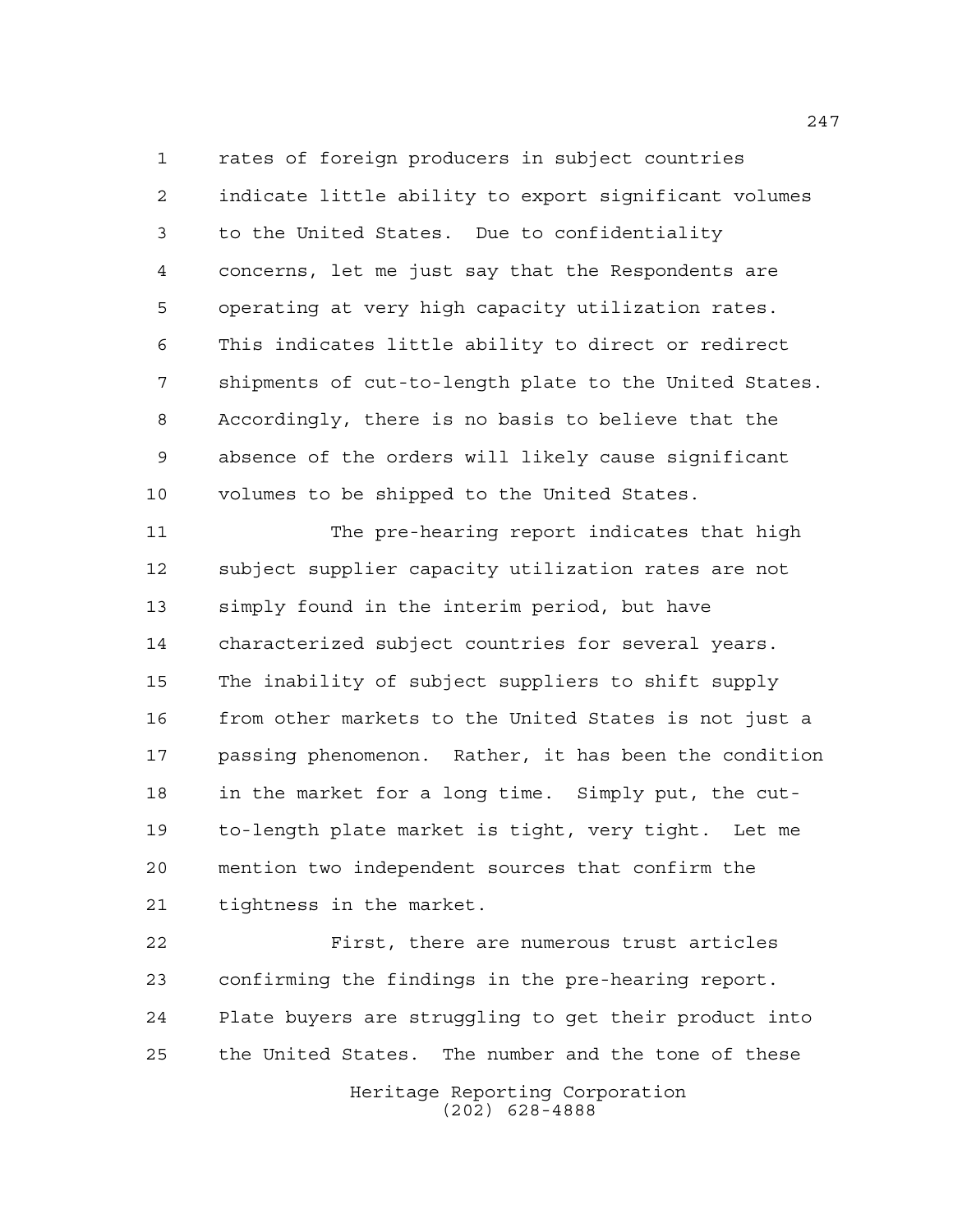rates of foreign producers in subject countries indicate little ability to export significant volumes to the United States. Due to confidentiality concerns, let me just say that the Respondents are operating at very high capacity utilization rates. This indicates little ability to direct or redirect shipments of cut-to-length plate to the United States. Accordingly, there is no basis to believe that the absence of the orders will likely cause significant volumes to be shipped to the United States.

The pre-hearing report indicates that high subject supplier capacity utilization rates are not simply found in the interim period, but have characterized subject countries for several years. The inability of subject suppliers to shift supply from other markets to the United States is not just a passing phenomenon. Rather, it has been the condition in the market for a long time. Simply put, the cut-to-length plate market is tight, very tight. Let me mention two independent sources that confirm the tightness in the market.

First, there are numerous trust articles confirming the findings in the pre-hearing report. Plate buyers are struggling to get their product into the United States. The number and the tone of these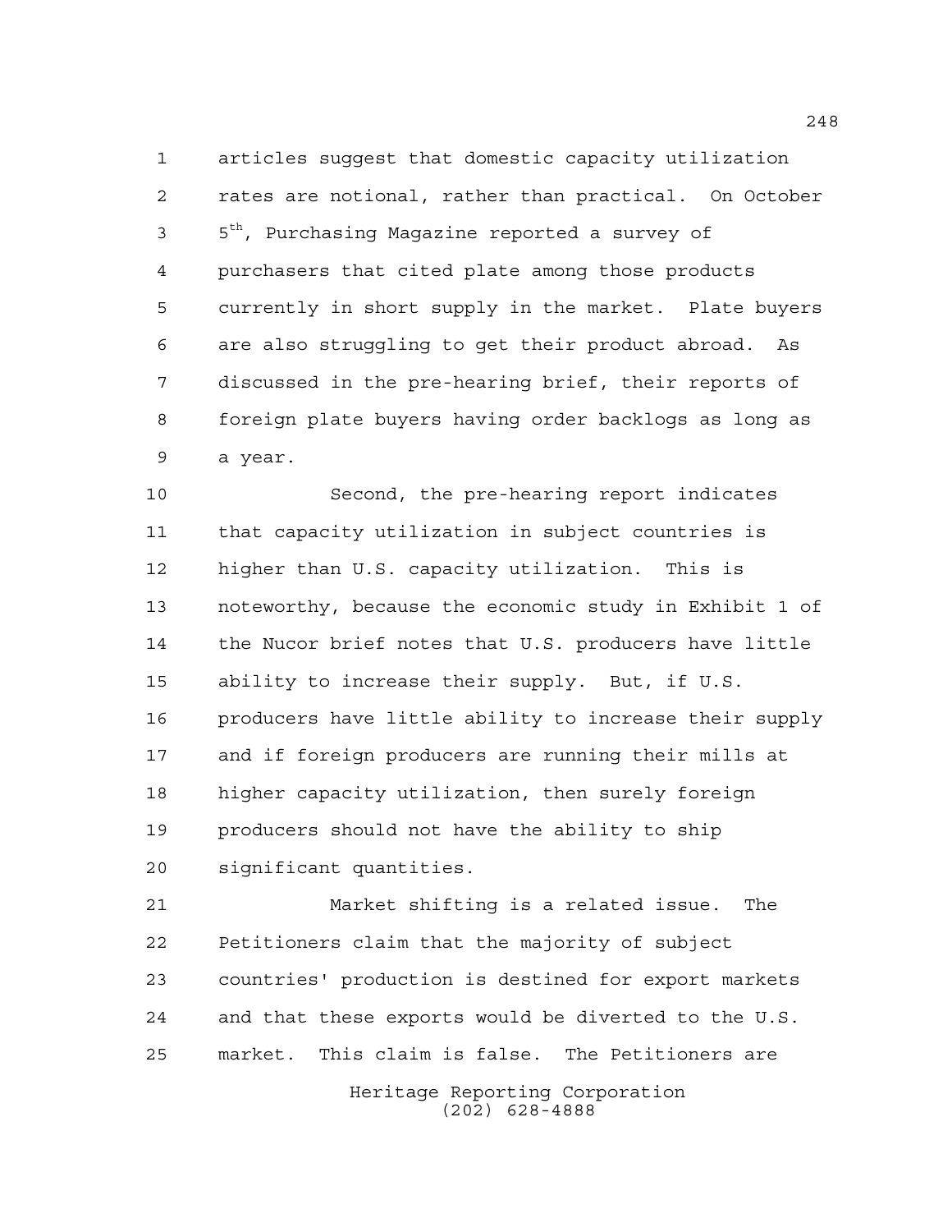articles suggest that domestic capacity utilization rates are notional, rather than practical. On October 5th, Purchasing Magazine reported a survey of purchasers that cited plate among those products currently in short supply in the market. Plate buyers are also struggling to get their product abroad. As discussed in the pre-hearing brief, their reports of foreign plate buyers having order backlogs as long as a year.

Second, the pre-hearing report indicates that capacity utilization in subject countries is higher than U.S. capacity utilization. This is noteworthy, because the economic study in Exhibit 1 of the Nucor brief notes that U.S. producers have little ability to increase their supply. But, if U.S. producers have little ability to increase their supply and if foreign producers are running their mills at higher capacity utilization, then surely foreign producers should not have the ability to ship significant quantities.

Market shifting is a related issue. The Petitioners claim that the majority of subject countries' production is destined for export markets and that these exports would be diverted to the U.S. market. This claim is false. The Petitioners are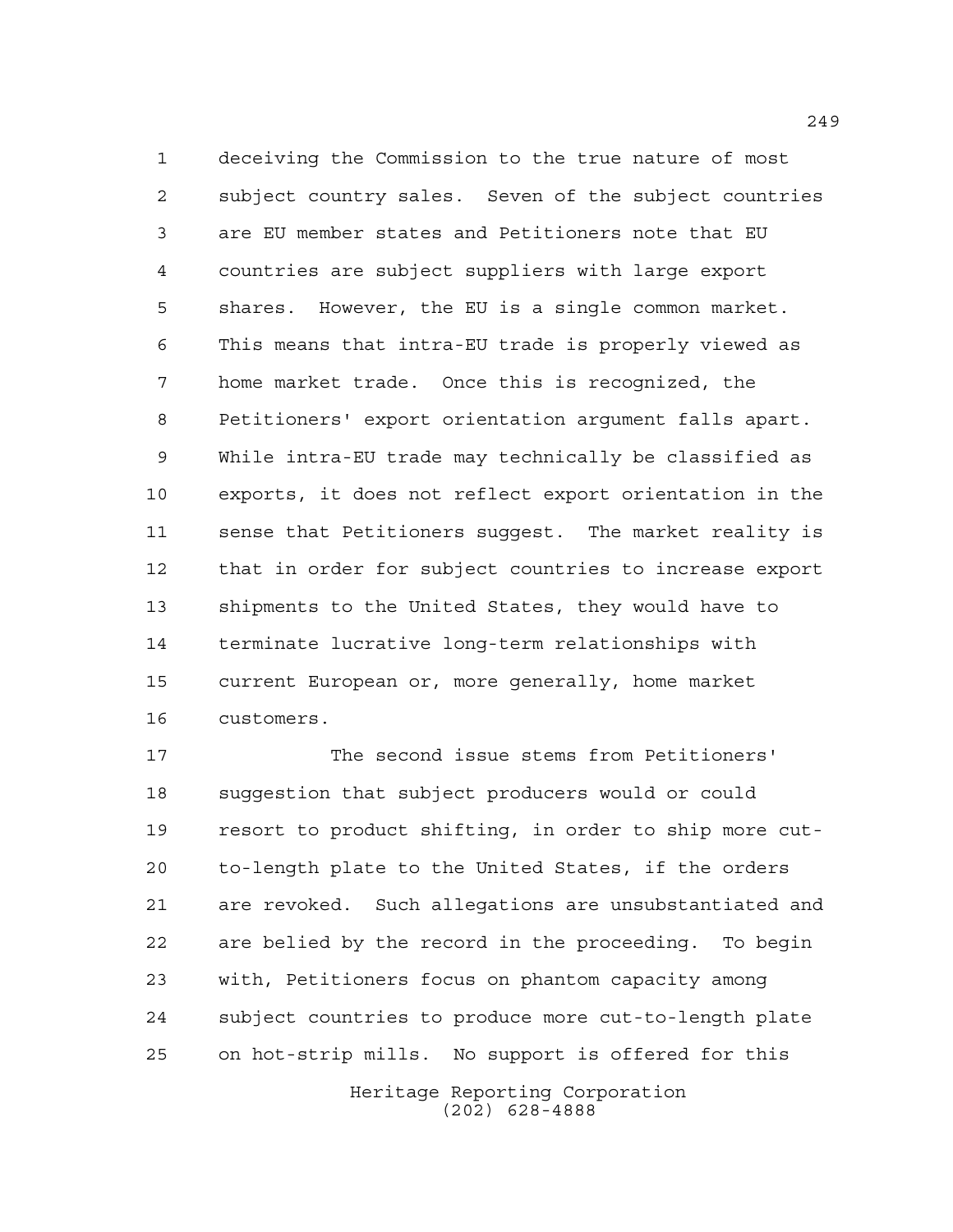deceiving the Commission to the true nature of most subject country sales. Seven of the subject countries are EU member states and Petitioners note that EU countries are subject suppliers with large export shares. However, the EU is a single common market. This means that intra-EU trade is properly viewed as home market trade. Once this is recognized, the Petitioners' export orientation argument falls apart. While intra-EU trade may technically be classified as exports, it does not reflect export orientation in the sense that Petitioners suggest. The market reality is that in order for subject countries to increase export shipments to the United States, they would have to terminate lucrative long-term relationships with current European or, more generally, home market customers.

The second issue stems from Petitioners' suggestion that subject producers would or could resort to product shifting, in order to ship more cut-to-length plate to the United States, if the orders are revoked. Such allegations are unsubstantiated and are belied by the record in the proceeding. To begin with, Petitioners focus on phantom capacity among subject countries to produce more cut-to-length plate on hot-strip mills. No support is offered for this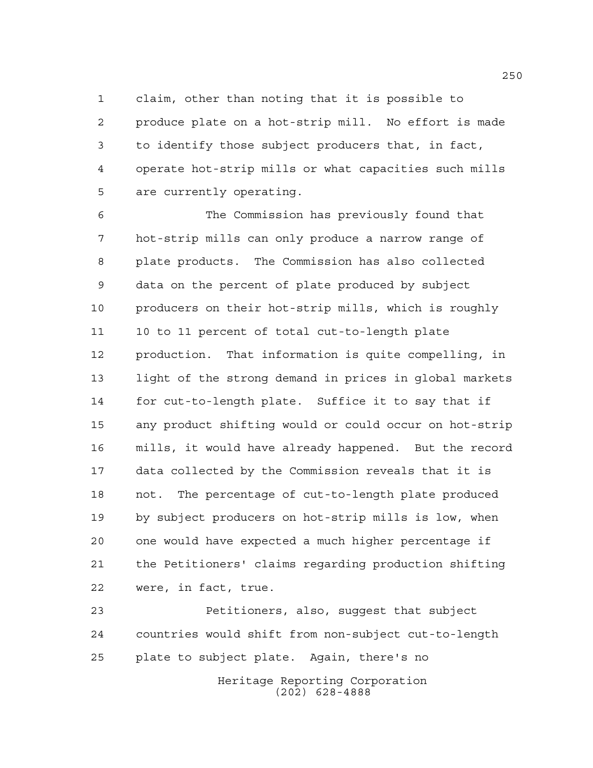claim, other than noting that it is possible to produce plate on a hot-strip mill. No effort is made to identify those subject producers that, in fact, operate hot-strip mills or what capacities such mills are currently operating.

The Commission has previously found that hot-strip mills can only produce a narrow range of plate products. The Commission has also collected data on the percent of plate produced by subject producers on their hot-strip mills, which is roughly 10 to 11 percent of total cut-to-length plate production. That information is quite compelling, in light of the strong demand in prices in global markets for cut-to-length plate. Suffice it to say that if any product shifting would or could occur on hot-strip mills, it would have already happened. But the record data collected by the Commission reveals that it is not. The percentage of cut-to-length plate produced by subject producers on hot-strip mills is low, when one would have expected a much higher percentage if the Petitioners' claims regarding production shifting were, in fact, true.

Petitioners, also, suggest that subject countries would shift from non-subject cut-to-length plate to subject plate. Again, there's no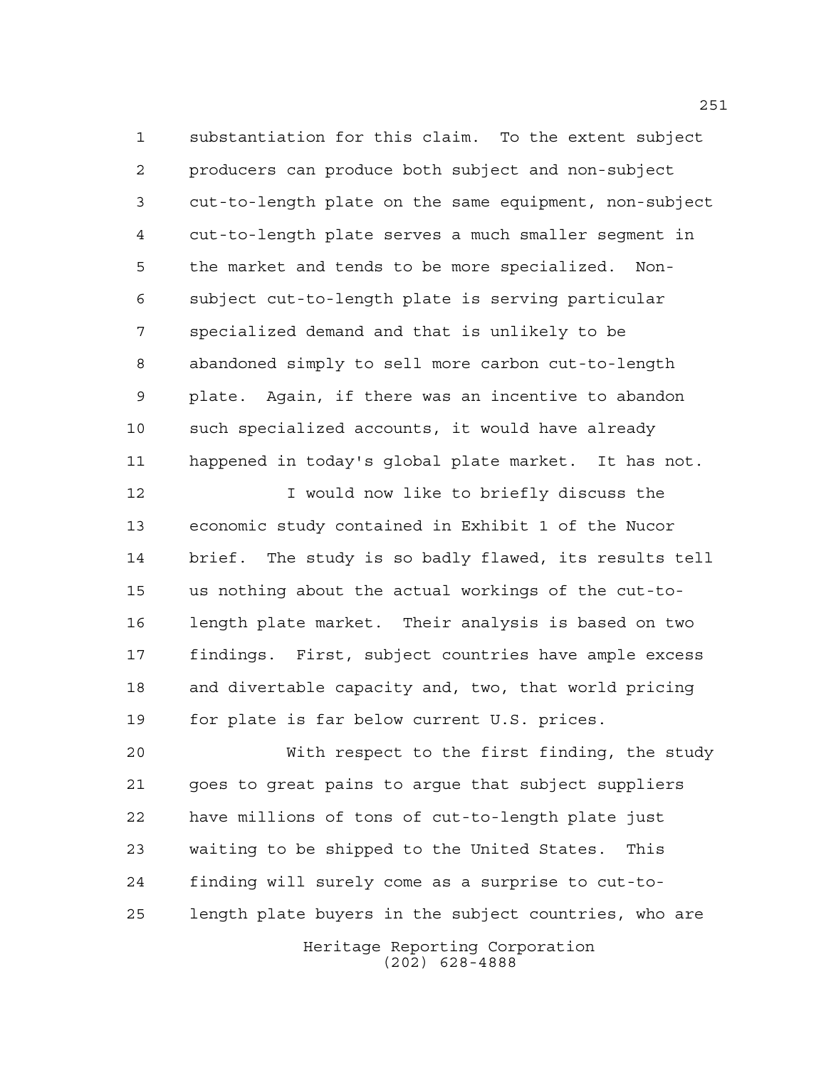substantiation for this claim. To the extent subject producers can produce both subject and non-subject cut-to-length plate on the same equipment, non-subject cut-to-length plate serves a much smaller segment in the market and tends to be more specialized. Non-subject cut-to-length plate is serving particular specialized demand and that is unlikely to be abandoned simply to sell more carbon cut-to-length plate. Again, if there was an incentive to abandon such specialized accounts, it would have already happened in today's global plate market. It has not.

I would now like to briefly discuss the economic study contained in Exhibit 1 of the Nucor brief. The study is so badly flawed, its results tell us nothing about the actual workings of the cut-to-length plate market. Their analysis is based on two findings. First, subject countries have ample excess and divertable capacity and, two, that world pricing for plate is far below current U.S. prices.

With respect to the first finding, the study goes to great pains to argue that subject suppliers have millions of tons of cut-to-length plate just waiting to be shipped to the United States. This finding will surely come as a surprise to cut-to-length plate buyers in the subject countries, who are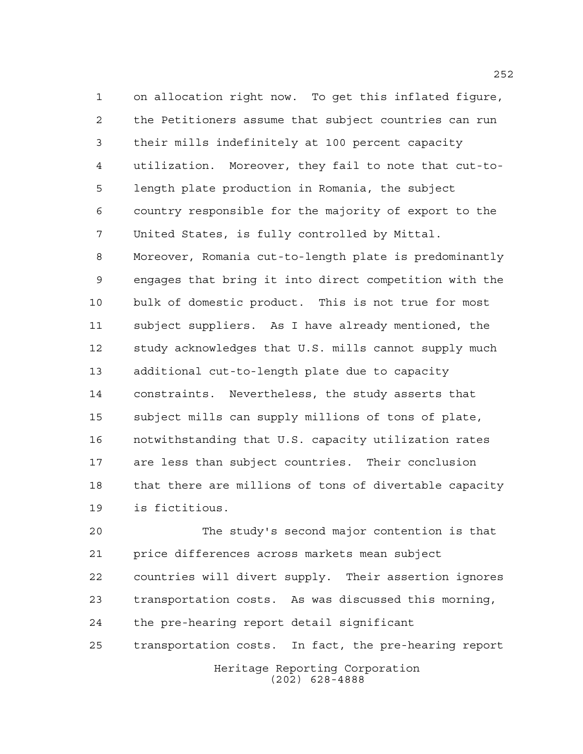on allocation right now. To get this inflated figure, the Petitioners assume that subject countries can run their mills indefinitely at 100 percent capacity utilization. Moreover, they fail to note that cut-to-length plate production in Romania, the subject country responsible for the majority of export to the United States, is fully controlled by Mittal. Moreover, Romania cut-to-length plate is predominantly engages that bring it into direct competition with the bulk of domestic product. This is not true for most subject suppliers. As I have already mentioned, the study acknowledges that U.S. mills cannot supply much additional cut-to-length plate due to capacity constraints. Nevertheless, the study asserts that subject mills can supply millions of tons of plate, notwithstanding that U.S. capacity utilization rates are less than subject countries. Their conclusion that there are millions of tons of divertable capacity is fictitious.

The study's second major contention is that price differences across markets mean subject countries will divert supply. Their assertion ignores transportation costs. As was discussed this morning, the pre-hearing report detail significant transportation costs. In fact, the pre-hearing report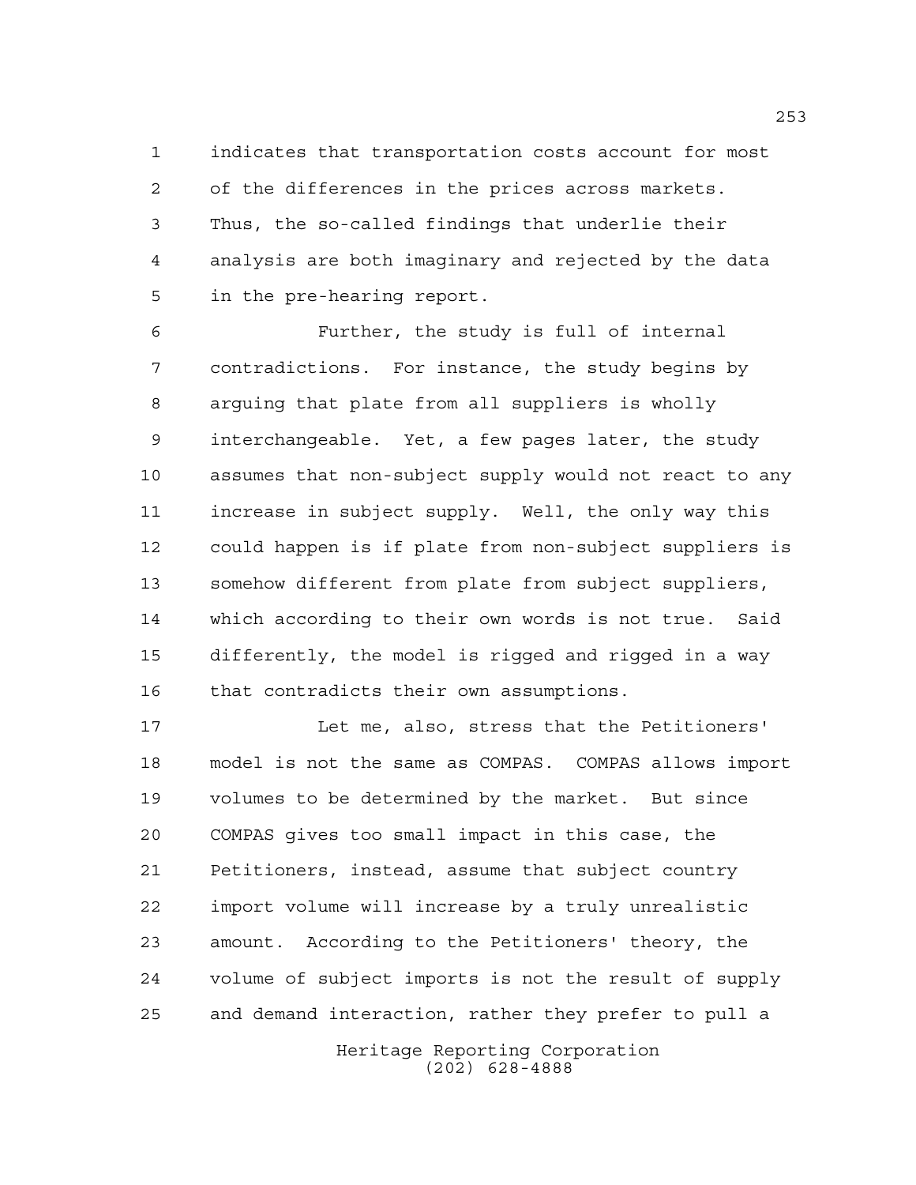indicates that transportation costs account for most of the differences in the prices across markets. Thus, the so-called findings that underlie their analysis are both imaginary and rejected by the data in the pre-hearing report.

Further, the study is full of internal contradictions. For instance, the study begins by arguing that plate from all suppliers is wholly interchangeable. Yet, a few pages later, the study assumes that non-subject supply would not react to any increase in subject supply. Well, the only way this could happen is if plate from non-subject suppliers is somehow different from plate from subject suppliers, which according to their own words is not true. Said differently, the model is rigged and rigged in a way that contradicts their own assumptions.

Let me, also, stress that the Petitioners' model is not the same as COMPAS. COMPAS allows import volumes to be determined by the market. But since COMPAS gives too small impact in this case, the Petitioners, instead, assume that subject country import volume will increase by a truly unrealistic amount. According to the Petitioners' theory, the volume of subject imports is not the result of supply and demand interaction, rather they prefer to pull a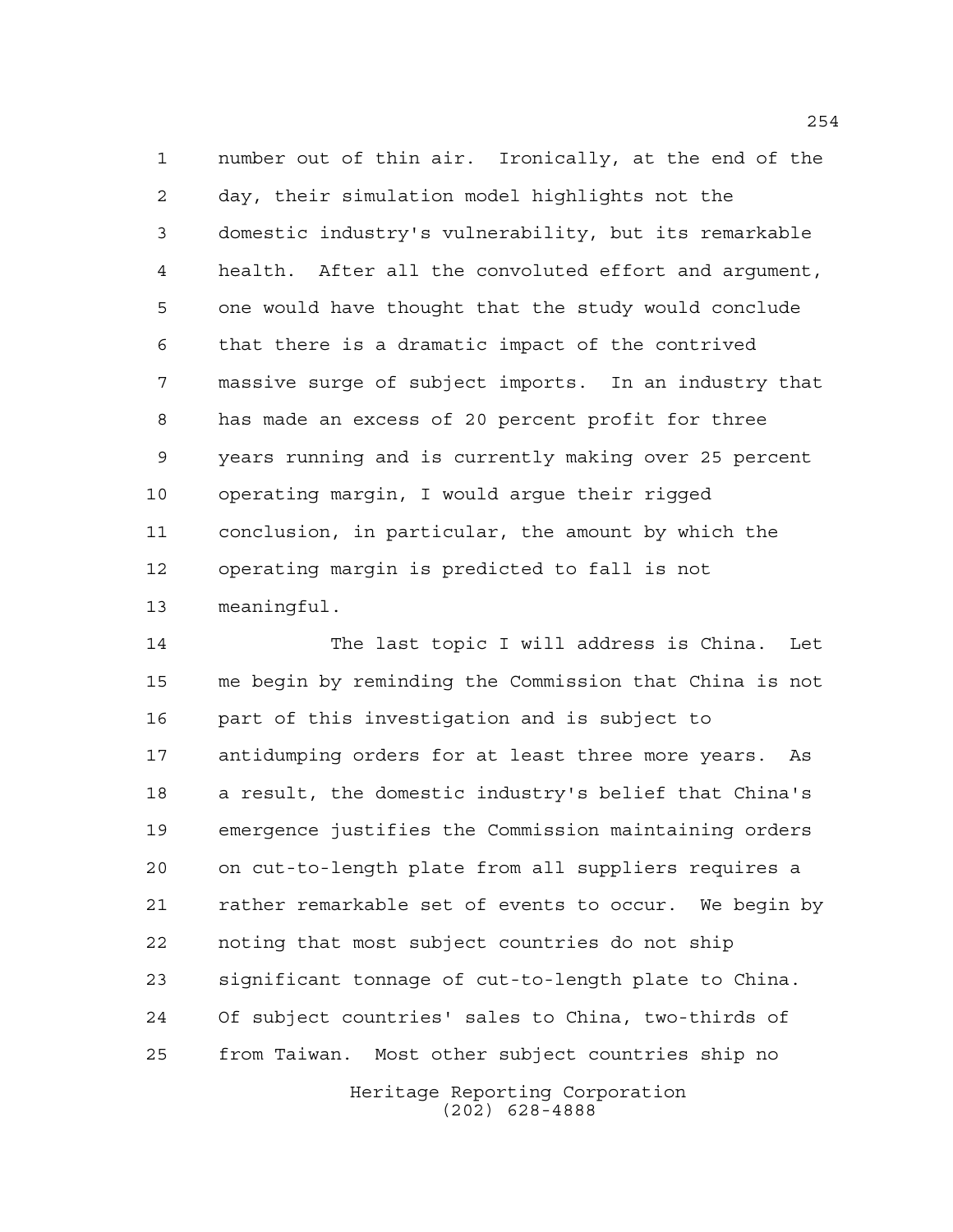number out of thin air. Ironically, at the end of the day, their simulation model highlights not the domestic industry's vulnerability, but its remarkable health. After all the convoluted effort and argument, one would have thought that the study would conclude that there is a dramatic impact of the contrived massive surge of subject imports. In an industry that has made an excess of 20 percent profit for three years running and is currently making over 25 percent operating margin, I would argue their rigged conclusion, in particular, the amount by which the operating margin is predicted to fall is not meaningful.

The last topic I will address is China. Let me begin by reminding the Commission that China is not part of this investigation and is subject to antidumping orders for at least three more years. As a result, the domestic industry's belief that China's emergence justifies the Commission maintaining orders on cut-to-length plate from all suppliers requires a rather remarkable set of events to occur. We begin by noting that most subject countries do not ship significant tonnage of cut-to-length plate to China. Of subject countries' sales to China, two-thirds of from Taiwan. Most other subject countries ship no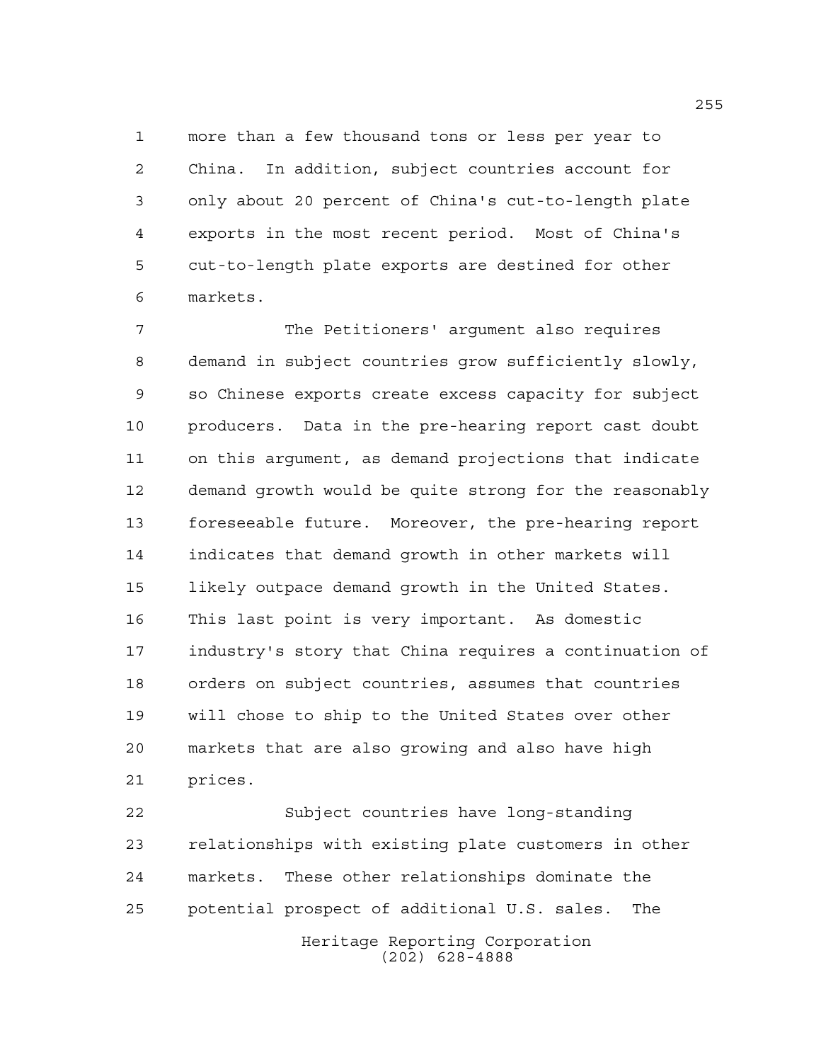more than a few thousand tons or less per year to China. In addition, subject countries account for only about 20 percent of China's cut-to-length plate exports in the most recent period. Most of China's cut-to-length plate exports are destined for other markets.

The Petitioners' argument also requires demand in subject countries grow sufficiently slowly, so Chinese exports create excess capacity for subject producers. Data in the pre-hearing report cast doubt on this argument, as demand projections that indicate demand growth would be quite strong for the reasonably foreseeable future. Moreover, the pre-hearing report indicates that demand growth in other markets will likely outpace demand growth in the United States. This last point is very important. As domestic industry's story that China requires a continuation of orders on subject countries, assumes that countries will chose to ship to the United States over other markets that are also growing and also have high prices.

Subject countries have long-standing relationships with existing plate customers in other markets. These other relationships dominate the potential prospect of additional U.S. sales. The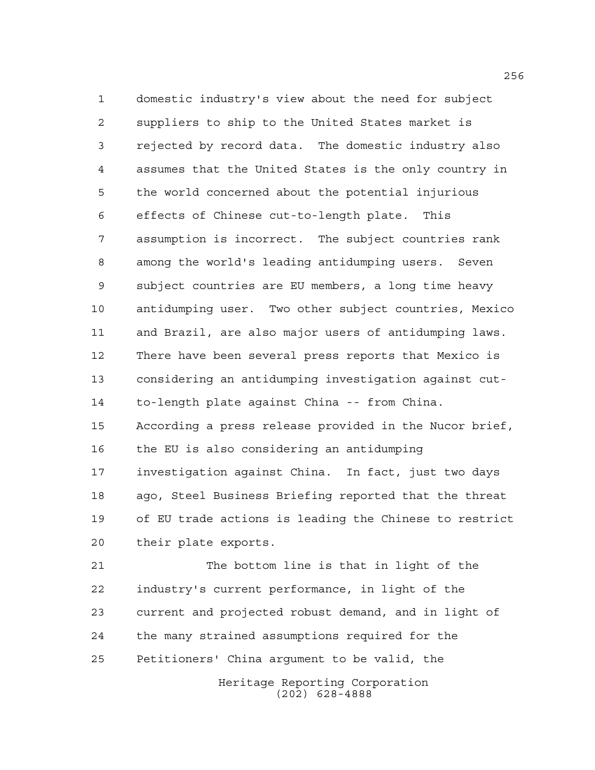domestic industry's view about the need for subject suppliers to ship to the United States market is rejected by record data. The domestic industry also assumes that the United States is the only country in the world concerned about the potential injurious effects of Chinese cut-to-length plate. This assumption is incorrect. The subject countries rank among the world's leading antidumping users. Seven subject countries are EU members, a long time heavy antidumping user. Two other subject countries, Mexico and Brazil, are also major users of antidumping laws. There have been several press reports that Mexico is considering an antidumping investigation against cut-to-length plate against China -- from China. According a press release provided in the Nucor brief, the EU is also considering an antidumping investigation against China. In fact, just two days ago, Steel Business Briefing reported that the threat of EU trade actions is leading the Chinese to restrict their plate exports.

The bottom line is that in light of the industry's current performance, in light of the current and projected robust demand, and in light of the many strained assumptions required for the Petitioners' China argument to be valid, the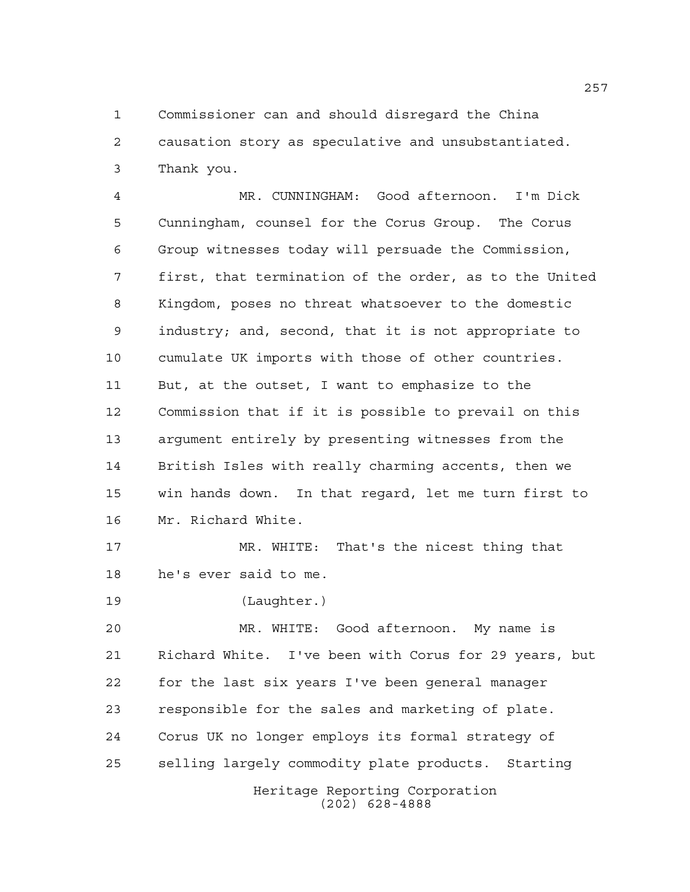Commissioner can and should disregard the China causation story as speculative and unsubstantiated. Thank you.

MR. CUNNINGHAM: Good afternoon. I'm Dick Cunningham, counsel for the Corus Group. The Corus Group witnesses today will persuade the Commission, first, that termination of the order, as to the United Kingdom, poses no threat whatsoever to the domestic industry; and, second, that it is not appropriate to cumulate UK imports with those of other countries. But, at the outset, I want to emphasize to the Commission that if it is possible to prevail on this argument entirely by presenting witnesses from the British Isles with really charming accents, then we win hands down. In that regard, let me turn first to Mr. Richard White.

MR. WHITE: That's the nicest thing that he's ever said to me.

(Laughter.)

MR. WHITE: Good afternoon. My name is Richard White. I've been with Corus for 29 years, but for the last six years I've been general manager responsible for the sales and marketing of plate. Corus UK no longer employs its formal strategy of selling largely commodity plate products. Starting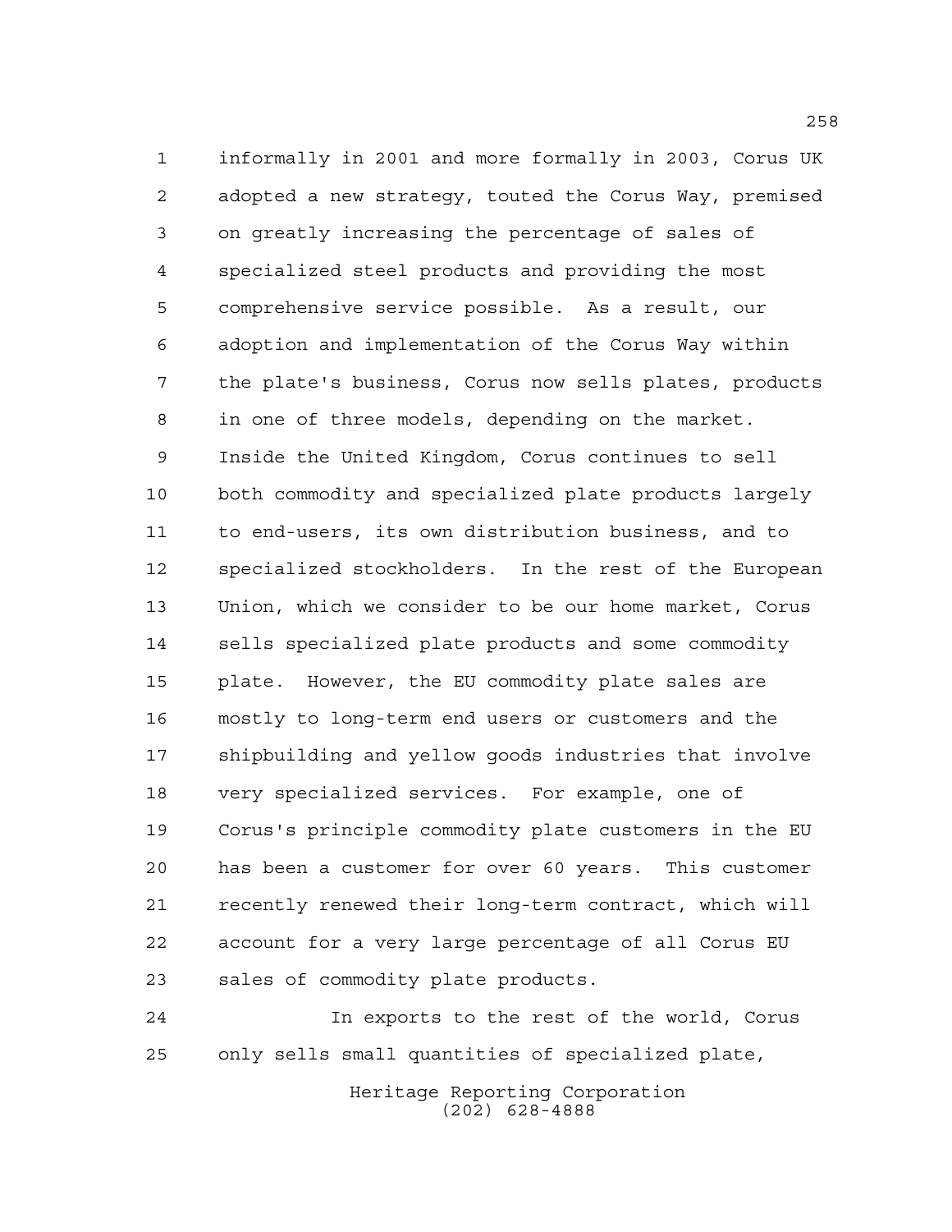informally in 2001 and more formally in 2003, Corus UK adopted a new strategy, touted the Corus Way, premised on greatly increasing the percentage of sales of specialized steel products and providing the most comprehensive service possible. As a result, our adoption and implementation of the Corus Way within the plate's business, Corus now sells plates, products in one of three models, depending on the market. Inside the United Kingdom, Corus continues to sell both commodity and specialized plate products largely to end-users, its own distribution business, and to specialized stockholders. In the rest of the European Union, which we consider to be our home market, Corus sells specialized plate products and some commodity plate. However, the EU commodity plate sales are mostly to long-term end users or customers and the shipbuilding and yellow goods industries that involve very specialized services. For example, one of Corus's principle commodity plate customers in the EU has been a customer for over 60 years. This customer recently renewed their long-term contract, which will account for a very large percentage of all Corus EU sales of commodity plate products.

In exports to the rest of the world, Corus only sells small quantities of specialized plate,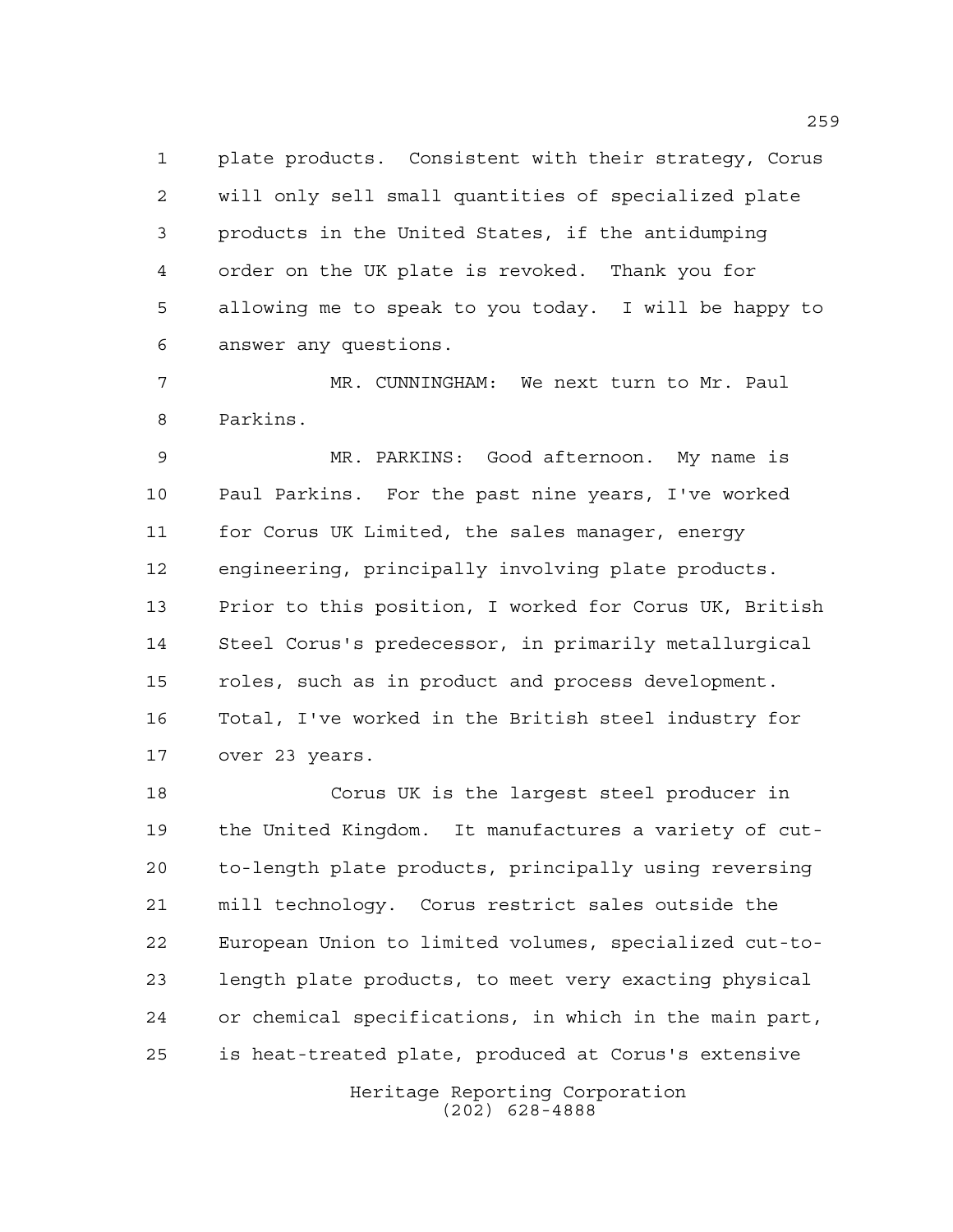plate products. Consistent with their strategy, Corus will only sell small quantities of specialized plate products in the United States, if the antidumping order on the UK plate is revoked. Thank you for allowing me to speak to you today. I will be happy to answer any questions.

MR. CUNNINGHAM: We next turn to Mr. Paul Parkins.

MR. PARKINS: Good afternoon. My name is Paul Parkins. For the past nine years, I've worked for Corus UK Limited, the sales manager, energy engineering, principally involving plate products. Prior to this position, I worked for Corus UK, British Steel Corus's predecessor, in primarily metallurgical roles, such as in product and process development. Total, I've worked in the British steel industry for over 23 years.

Corus UK is the largest steel producer in the United Kingdom. It manufactures a variety of cut-to-length plate products, principally using reversing mill technology. Corus restrict sales outside the European Union to limited volumes, specialized cut-to-length plate products, to meet very exacting physical or chemical specifications, in which in the main part, is heat-treated plate, produced at Corus's extensive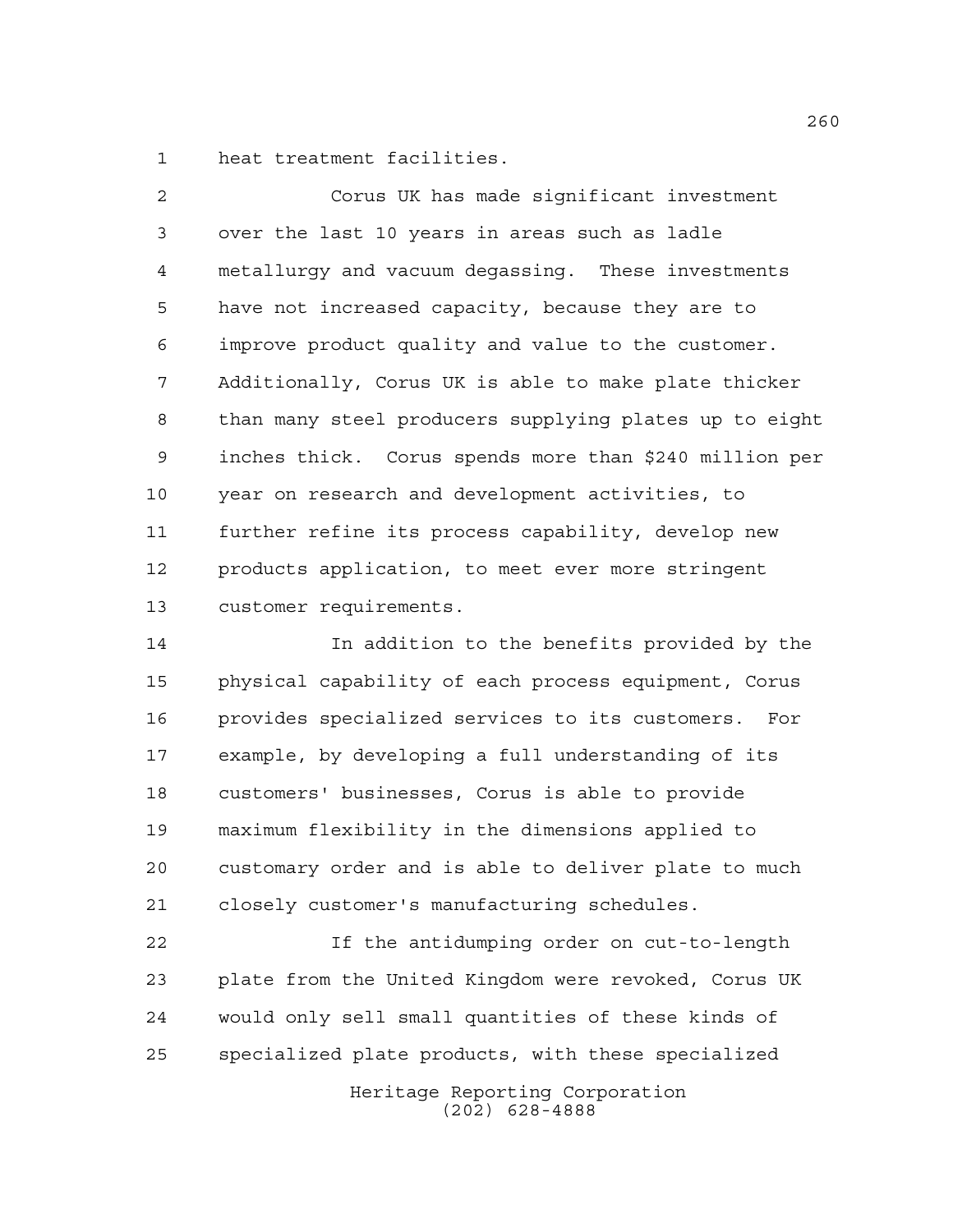heat treatment facilities.

Corus UK has made significant investment over the last 10 years in areas such as ladle metallurgy and vacuum degassing. These investments have not increased capacity, because they are to improve product quality and value to the customer. Additionally, Corus UK is able to make plate thicker than many steel producers supplying plates up to eight inches thick. Corus spends more than $240 million per year on research and development activities, to further refine its process capability, develop new products application, to meet ever more stringent customer requirements.

In addition to the benefits provided by the physical capability of each process equipment, Corus provides specialized services to its customers. For example, by developing a full understanding of its customers' businesses, Corus is able to provide maximum flexibility in the dimensions applied to customary order and is able to deliver plate to much closely customer's manufacturing schedules.

If the antidumping order on cut-to-length plate from the United Kingdom were revoked, Corus UK would only sell small quantities of these kinds of specialized plate products, with these specialized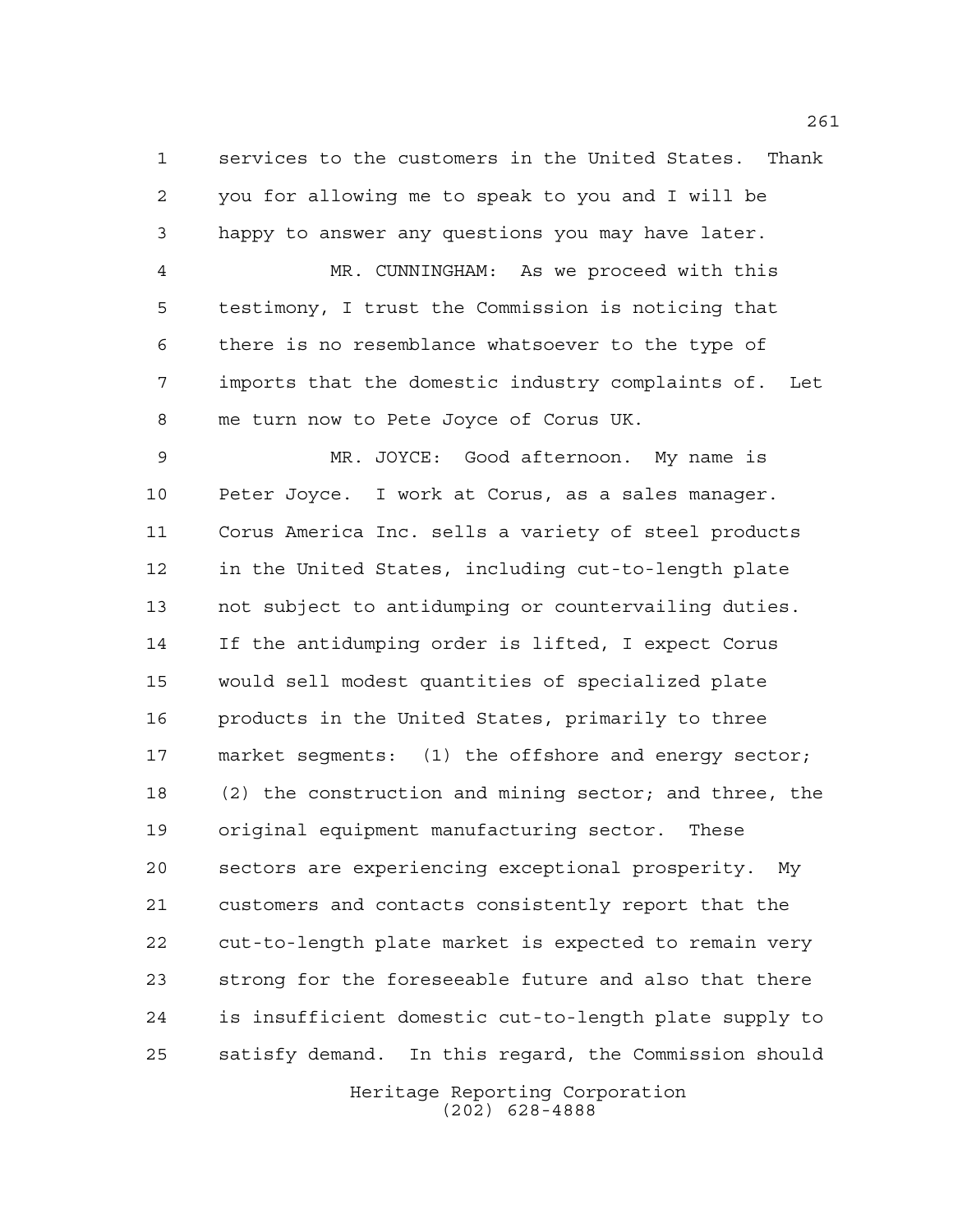services to the customers in the United States. Thank you for allowing me to speak to you and I will be happy to answer any questions you may have later.

MR. CUNNINGHAM: As we proceed with this testimony, I trust the Commission is noticing that there is no resemblance whatsoever to the type of imports that the domestic industry complaints of. Let me turn now to Pete Joyce of Corus UK.

MR. JOYCE: Good afternoon. My name is Peter Joyce. I work at Corus, as a sales manager. Corus America Inc. sells a variety of steel products in the United States, including cut-to-length plate not subject to antidumping or countervailing duties. If the antidumping order is lifted, I expect Corus would sell modest quantities of specialized plate products in the United States, primarily to three market segments: (1) the offshore and energy sector; (2) the construction and mining sector; and three, the original equipment manufacturing sector. These sectors are experiencing exceptional prosperity. My customers and contacts consistently report that the cut-to-length plate market is expected to remain very strong for the foreseeable future and also that there is insufficient domestic cut-to-length plate supply to satisfy demand. In this regard, the Commission should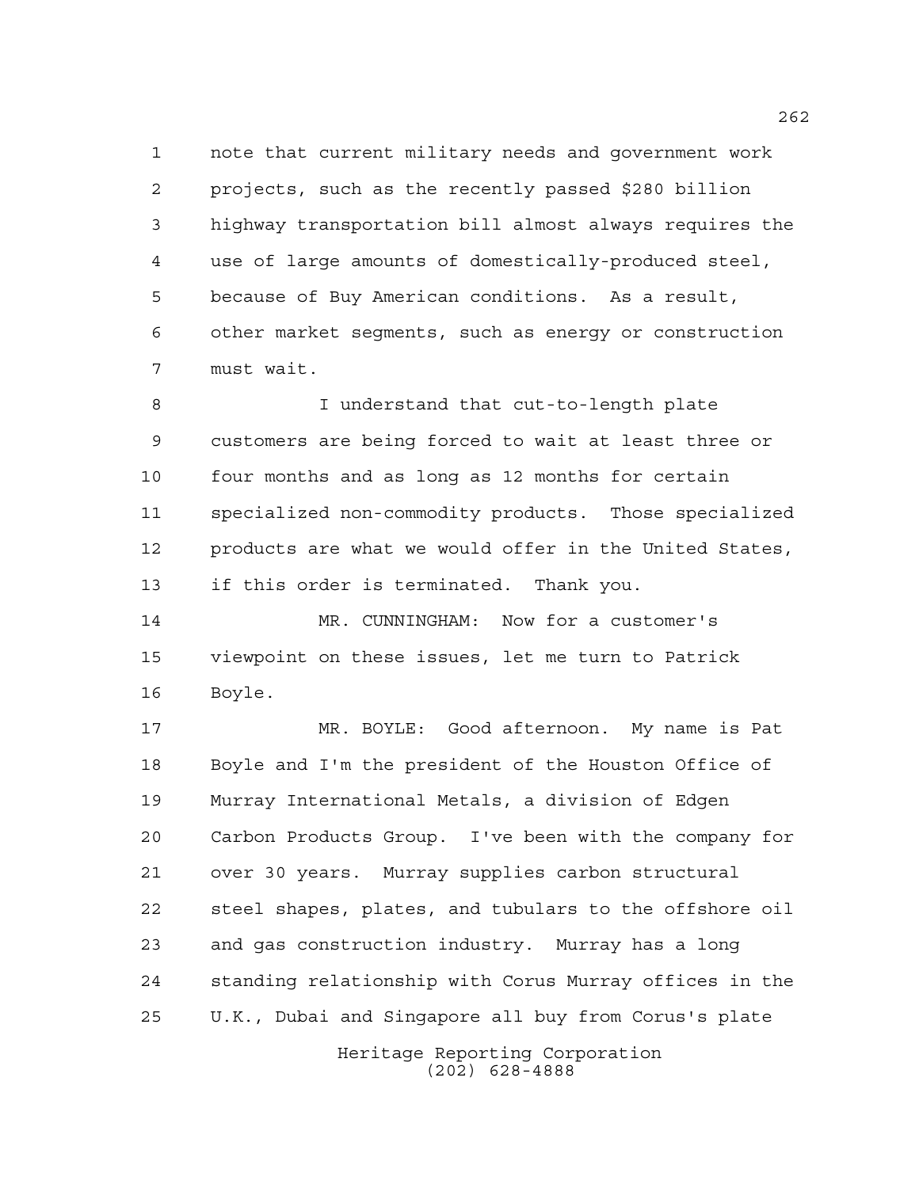note that current military needs and government work projects, such as the recently passed $280 billion highway transportation bill almost always requires the use of large amounts of domestically-produced steel, because of Buy American conditions. As a result, other market segments, such as energy or construction must wait.

I understand that cut-to-length plate customers are being forced to wait at least three or four months and as long as 12 months for certain specialized non-commodity products. Those specialized products are what we would offer in the United States, if this order is terminated. Thank you.

MR. CUNNINGHAM: Now for a customer's viewpoint on these issues, let me turn to Patrick Boyle.

MR. BOYLE: Good afternoon. My name is Pat Boyle and I'm the president of the Houston Office of Murray International Metals, a division of Edgen Carbon Products Group. I've been with the company for over 30 years. Murray supplies carbon structural steel shapes, plates, and tubulars to the offshore oil and gas construction industry. Murray has a long standing relationship with Corus Murray offices in the U.K., Dubai and Singapore all buy from Corus's plate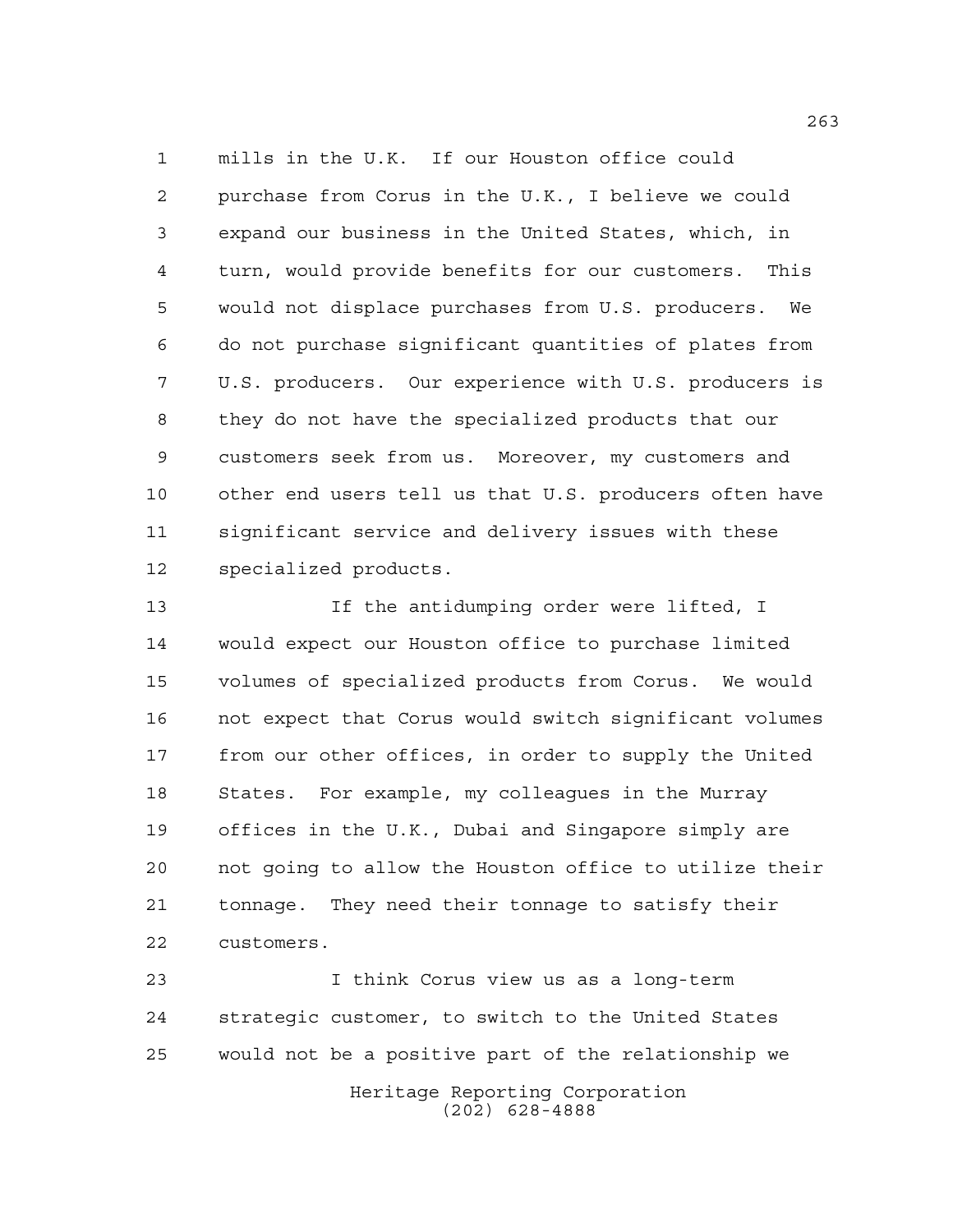mills in the U.K. If our Houston office could purchase from Corus in the U.K., I believe we could expand our business in the United States, which, in turn, would provide benefits for our customers. This would not displace purchases from U.S. producers. We do not purchase significant quantities of plates from U.S. producers. Our experience with U.S. producers is they do not have the specialized products that our customers seek from us. Moreover, my customers and other end users tell us that U.S. producers often have significant service and delivery issues with these specialized products.

If the antidumping order were lifted, I would expect our Houston office to purchase limited volumes of specialized products from Corus. We would not expect that Corus would switch significant volumes from our other offices, in order to supply the United States. For example, my colleagues in the Murray offices in the U.K., Dubai and Singapore simply are not going to allow the Houston office to utilize their tonnage. They need their tonnage to satisfy their customers.

I think Corus view us as a long-term strategic customer, to switch to the United States would not be a positive part of the relationship we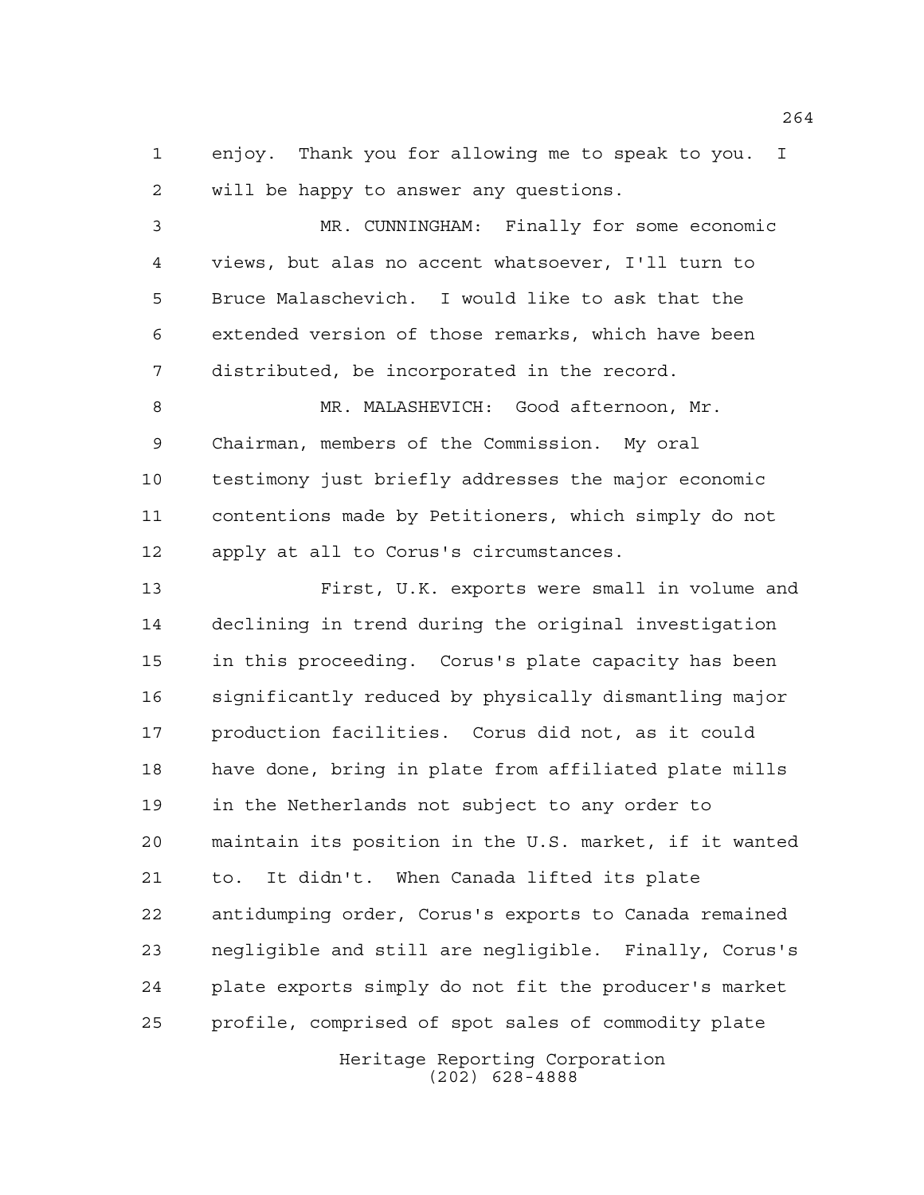enjoy. Thank you for allowing me to speak to you. I will be happy to answer any questions.

MR. CUNNINGHAM: Finally for some economic views, but alas no accent whatsoever, I'll turn to Bruce Malaschevich. I would like to ask that the extended version of those remarks, which have been distributed, be incorporated in the record.

MR. MALASHEVICH: Good afternoon, Mr. Chairman, members of the Commission. My oral testimony just briefly addresses the major economic contentions made by Petitioners, which simply do not apply at all to Corus's circumstances.

First, U.K. exports were small in volume and declining in trend during the original investigation in this proceeding. Corus's plate capacity has been significantly reduced by physically dismantling major production facilities. Corus did not, as it could have done, bring in plate from affiliated plate mills in the Netherlands not subject to any order to maintain its position in the U.S. market, if it wanted to. It didn't. When Canada lifted its plate antidumping order, Corus's exports to Canada remained negligible and still are negligible. Finally, Corus's plate exports simply do not fit the producer's market profile, comprised of spot sales of commodity plate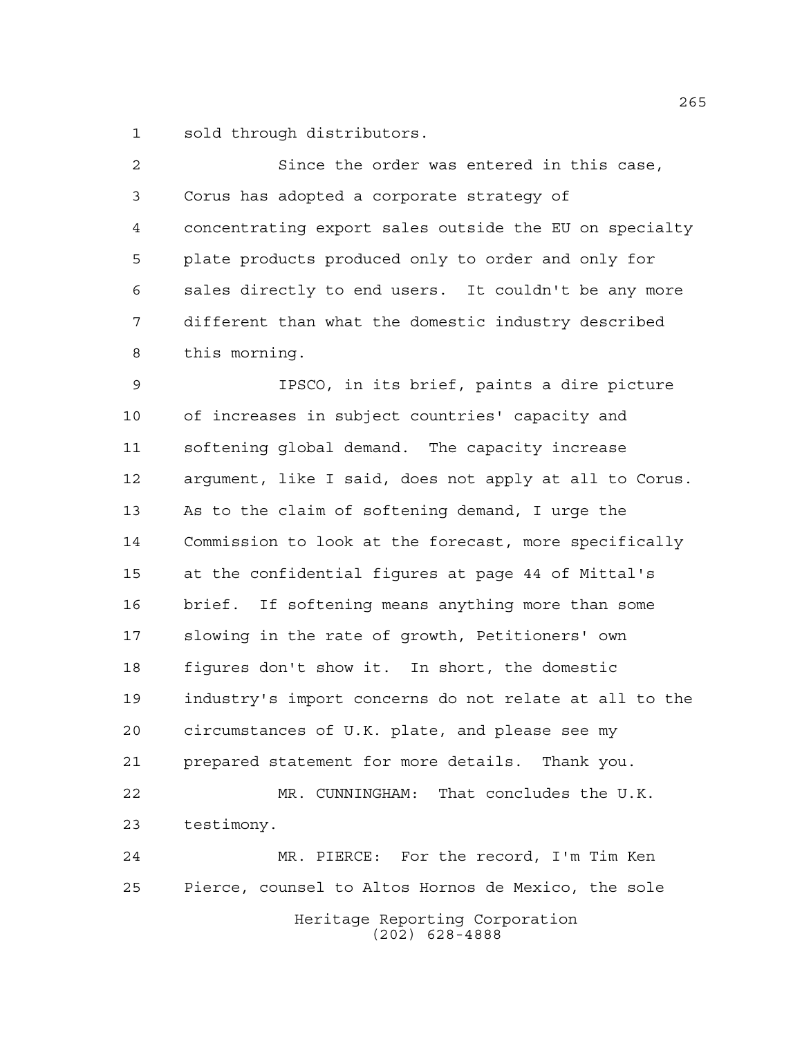sold through distributors.

Since the order was entered in this case, Corus has adopted a corporate strategy of concentrating export sales outside the EU on specialty plate products produced only to order and only for sales directly to end users. It couldn't be any more different than what the domestic industry described this morning.

IPSCO, in its brief, paints a dire picture of increases in subject countries' capacity and softening global demand. The capacity increase argument, like I said, does not apply at all to Corus. As to the claim of softening demand, I urge the Commission to look at the forecast, more specifically at the confidential figures at page 44 of Mittal's brief. If softening means anything more than some slowing in the rate of growth, Petitioners' own figures don't show it. In short, the domestic industry's import concerns do not relate at all to the circumstances of U.K. plate, and please see my prepared statement for more details. Thank you.

MR. CUNNINGHAM: That concludes the U.K. testimony.

MR. PIERCE: For the record, I'm Tim Ken Pierce, counsel to Altos Hornos de Mexico, the sole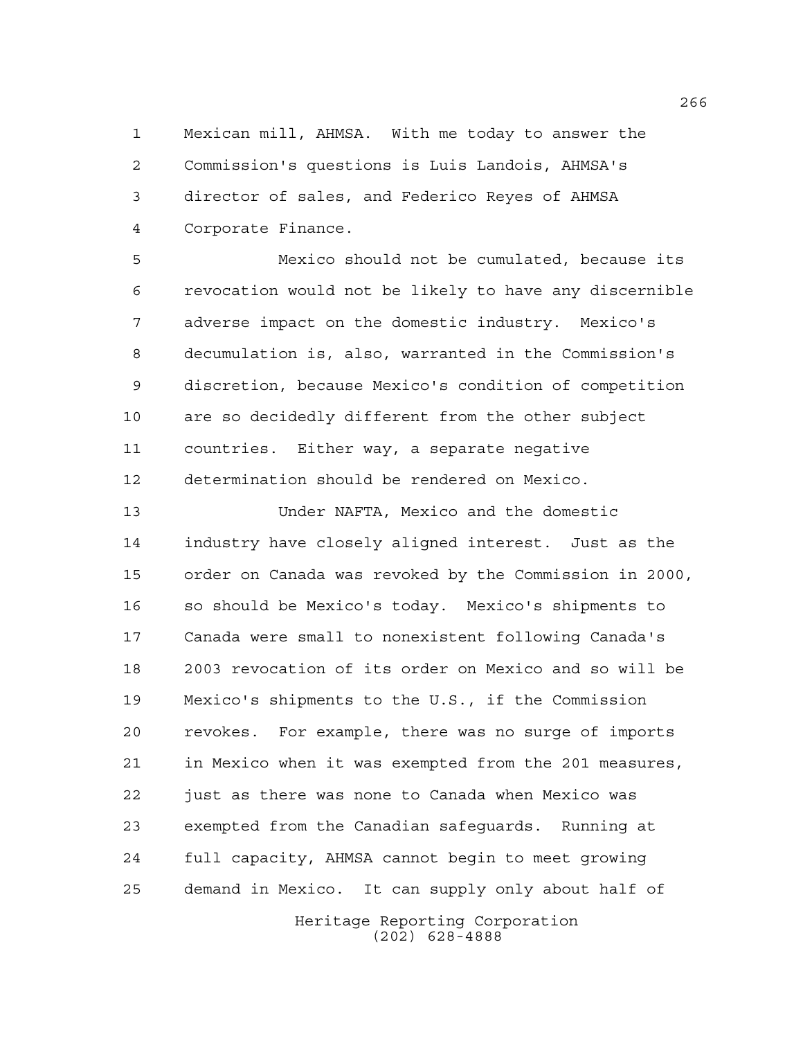Mexican mill, AHMSA. With me today to answer the Commission's questions is Luis Landois, AHMSA's director of sales, and Federico Reyes of AHMSA Corporate Finance.

Mexico should not be cumulated, because its revocation would not be likely to have any discernible adverse impact on the domestic industry. Mexico's decumulation is, also, warranted in the Commission's discretion, because Mexico's condition of competition are so decidedly different from the other subject countries. Either way, a separate negative determination should be rendered on Mexico.

Under NAFTA, Mexico and the domestic industry have closely aligned interest. Just as the order on Canada was revoked by the Commission in 2000, so should be Mexico's today. Mexico's shipments to Canada were small to nonexistent following Canada's 2003 revocation of its order on Mexico and so will be Mexico's shipments to the U.S., if the Commission revokes. For example, there was no surge of imports in Mexico when it was exempted from the 201 measures, just as there was none to Canada when Mexico was exempted from the Canadian safeguards. Running at full capacity, AHMSA cannot begin to meet growing demand in Mexico. It can supply only about half of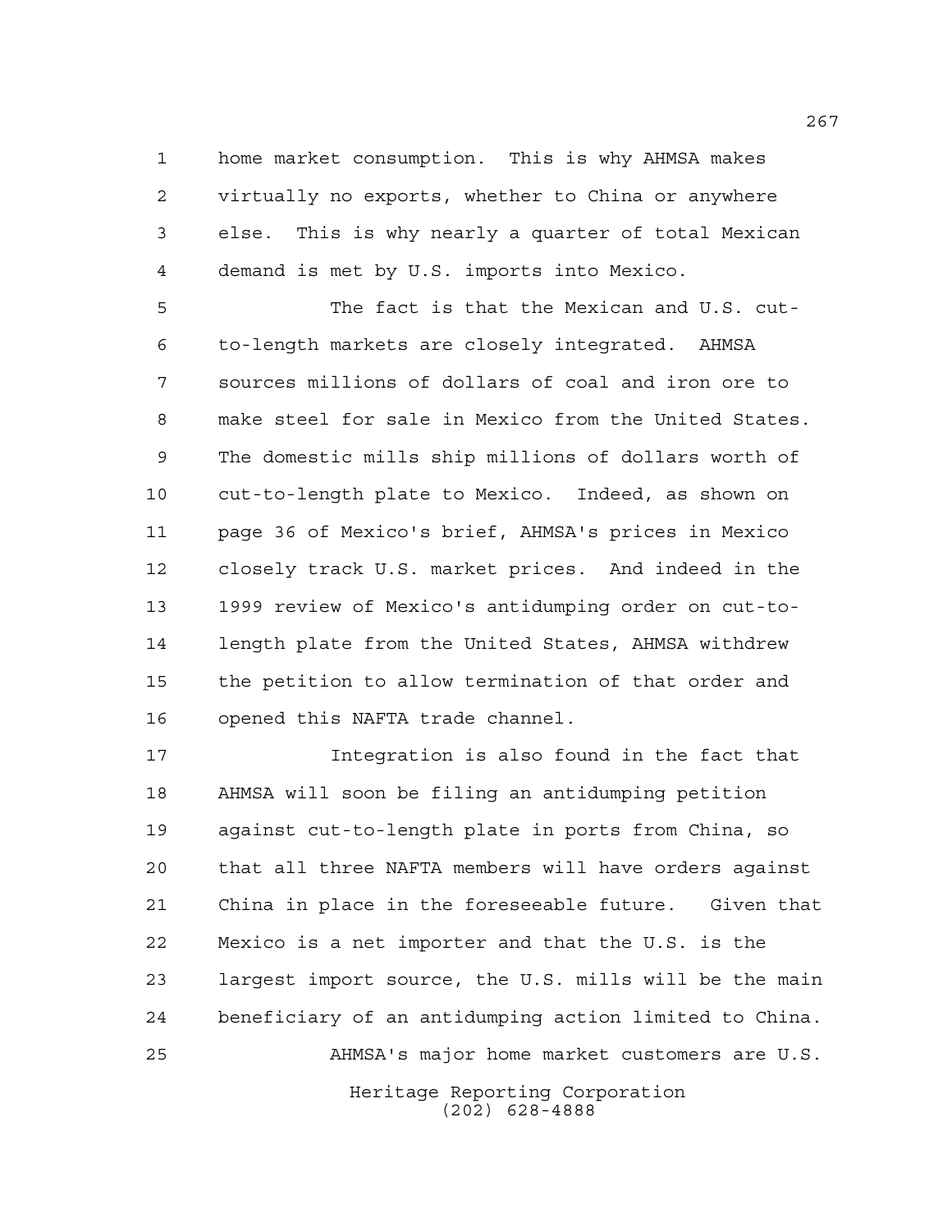home market consumption. This is why AHMSA makes virtually no exports, whether to China or anywhere else. This is why nearly a quarter of total Mexican demand is met by U.S. imports into Mexico.

The fact is that the Mexican and U.S. cut-to-length markets are closely integrated. AHMSA sources millions of dollars of coal and iron ore to make steel for sale in Mexico from the United States. The domestic mills ship millions of dollars worth of cut-to-length plate to Mexico. Indeed, as shown on page 36 of Mexico's brief, AHMSA's prices in Mexico closely track U.S. market prices. And indeed in the 1999 review of Mexico's antidumping order on cut-to-length plate from the United States, AHMSA withdrew the petition to allow termination of that order and opened this NAFTA trade channel.

Integration is also found in the fact that AHMSA will soon be filing an antidumping petition against cut-to-length plate in ports from China, so that all three NAFTA members will have orders against China in place in the foreseeable future. Given that Mexico is a net importer and that the U.S. is the largest import source, the U.S. mills will be the main beneficiary of an antidumping action limited to China.

AHMSA's major home market customers are U.S.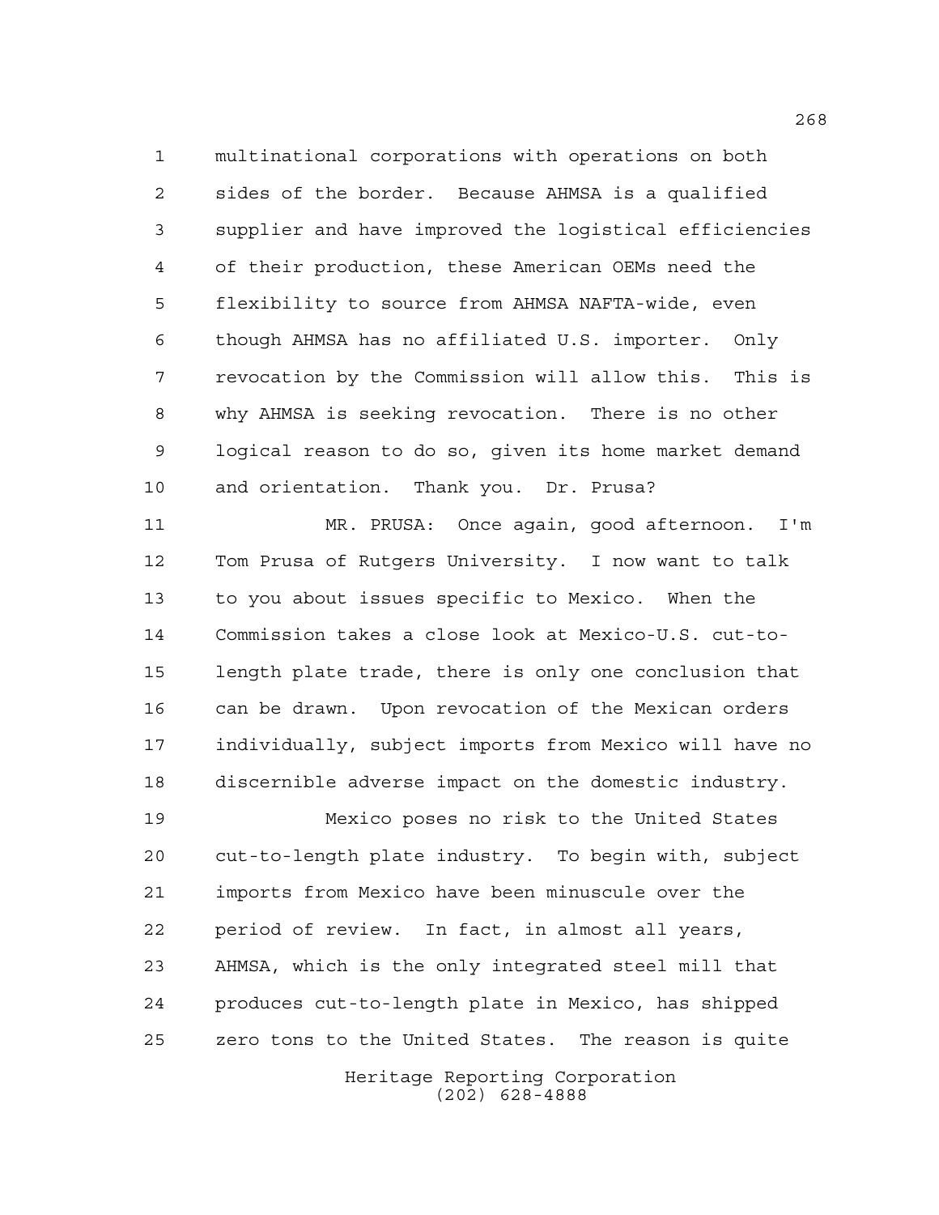multinational corporations with operations on both sides of the border. Because AHMSA is a qualified supplier and have improved the logistical efficiencies of their production, these American OEMs need the flexibility to source from AHMSA NAFTA-wide, even though AHMSA has no affiliated U.S. importer. Only revocation by the Commission will allow this. This is why AHMSA is seeking revocation. There is no other logical reason to do so, given its home market demand and orientation. Thank you. Dr. Prusa?

MR. PRUSA: Once again, good afternoon. I'm Tom Prusa of Rutgers University. I now want to talk to you about issues specific to Mexico. When the Commission takes a close look at Mexico-U.S. cut-to-length plate trade, there is only one conclusion that can be drawn. Upon revocation of the Mexican orders individually, subject imports from Mexico will have no discernible adverse impact on the domestic industry.

Mexico poses no risk to the United States cut-to-length plate industry. To begin with, subject imports from Mexico have been minuscule over the period of review. In fact, in almost all years, AHMSA, which is the only integrated steel mill that produces cut-to-length plate in Mexico, has shipped zero tons to the United States. The reason is quite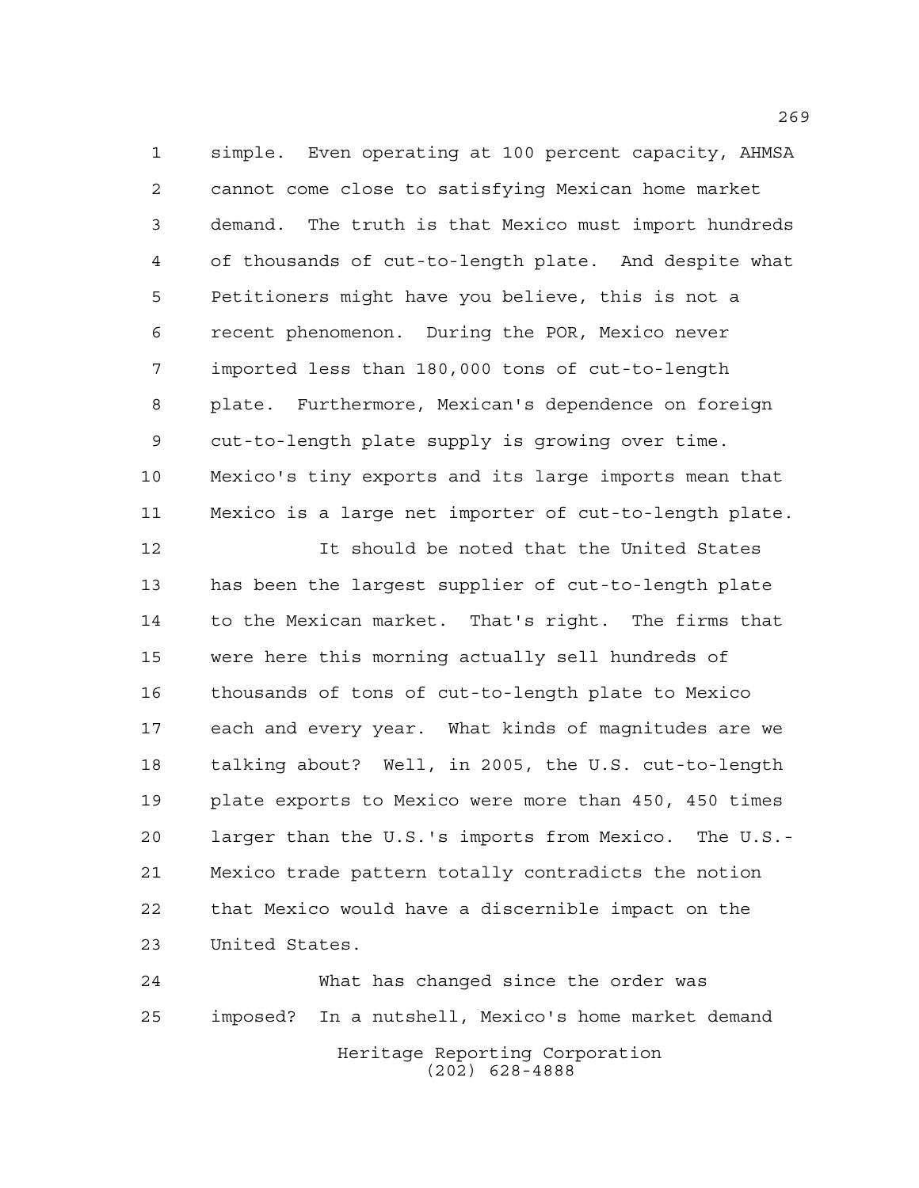simple. Even operating at 100 percent capacity, AHMSA cannot come close to satisfying Mexican home market demand. The truth is that Mexico must import hundreds of thousands of cut-to-length plate. And despite what Petitioners might have you believe, this is not a recent phenomenon. During the POR, Mexico never imported less than 180,000 tons of cut-to-length plate. Furthermore, Mexican's dependence on foreign cut-to-length plate supply is growing over time. Mexico's tiny exports and its large imports mean that Mexico is a large net importer of cut-to-length plate.

It should be noted that the United States has been the largest supplier of cut-to-length plate to the Mexican market. That's right. The firms that were here this morning actually sell hundreds of thousands of tons of cut-to-length plate to Mexico each and every year. What kinds of magnitudes are we talking about? Well, in 2005, the U.S. cut-to-length plate exports to Mexico were more than 450, 450 times larger than the U.S.'s imports from Mexico. The U.S.-Mexico trade pattern totally contradicts the notion that Mexico would have a discernible impact on the United States.

What has changed since the order was imposed? In a nutshell, Mexico's home market demand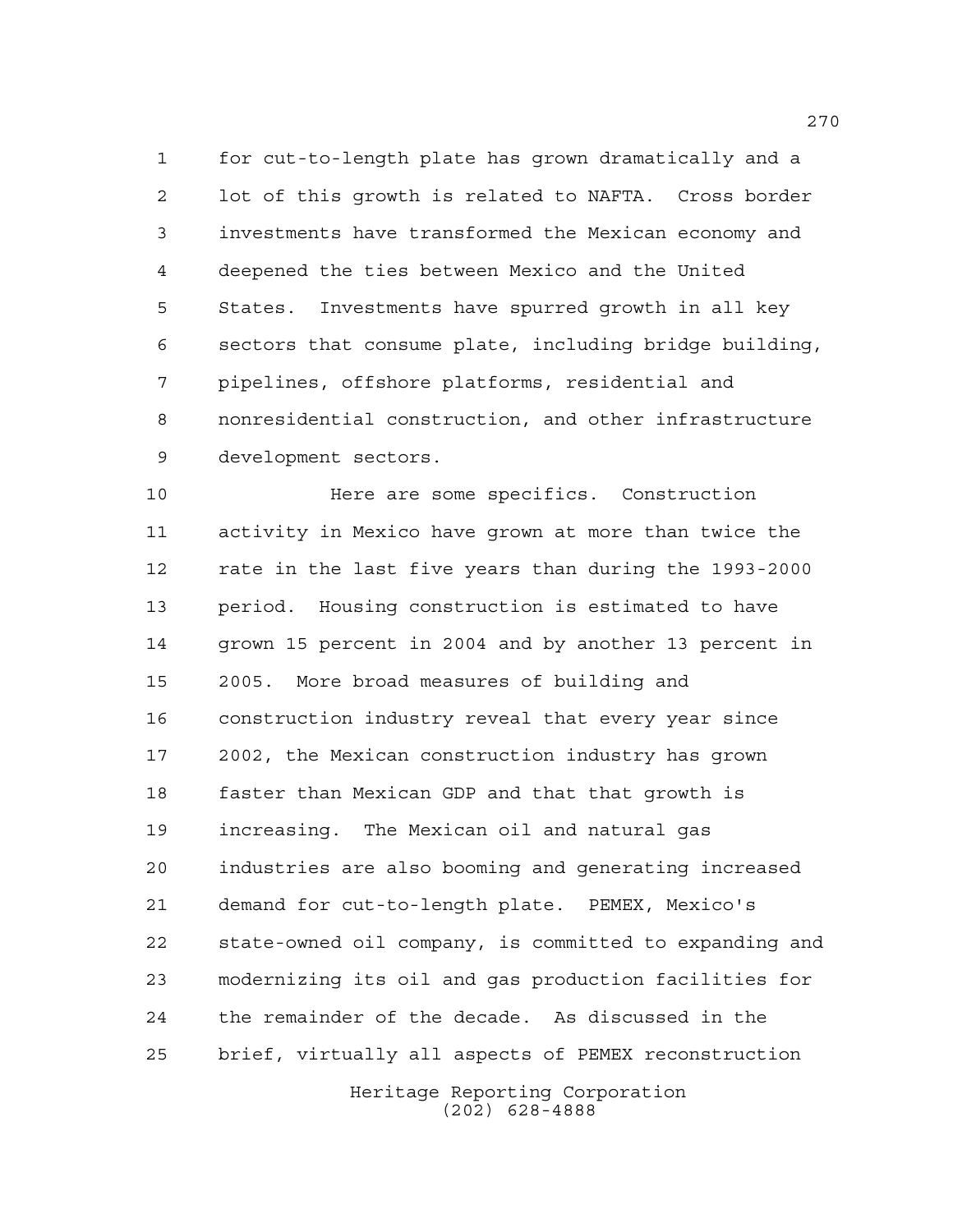for cut-to-length plate has grown dramatically and a lot of this growth is related to NAFTA. Cross border investments have transformed the Mexican economy and deepened the ties between Mexico and the United States. Investments have spurred growth in all key sectors that consume plate, including bridge building, pipelines, offshore platforms, residential and nonresidential construction, and other infrastructure development sectors.

Here are some specifics. Construction activity in Mexico have grown at more than twice the rate in the last five years than during the 1993-2000 period. Housing construction is estimated to have grown 15 percent in 2004 and by another 13 percent in 2005. More broad measures of building and construction industry reveal that every year since 2002, the Mexican construction industry has grown faster than Mexican GDP and that that growth is increasing. The Mexican oil and natural gas industries are also booming and generating increased demand for cut-to-length plate. PEMEX, Mexico's state-owned oil company, is committed to expanding and modernizing its oil and gas production facilities for the remainder of the decade. As discussed in the brief, virtually all aspects of PEMEX reconstruction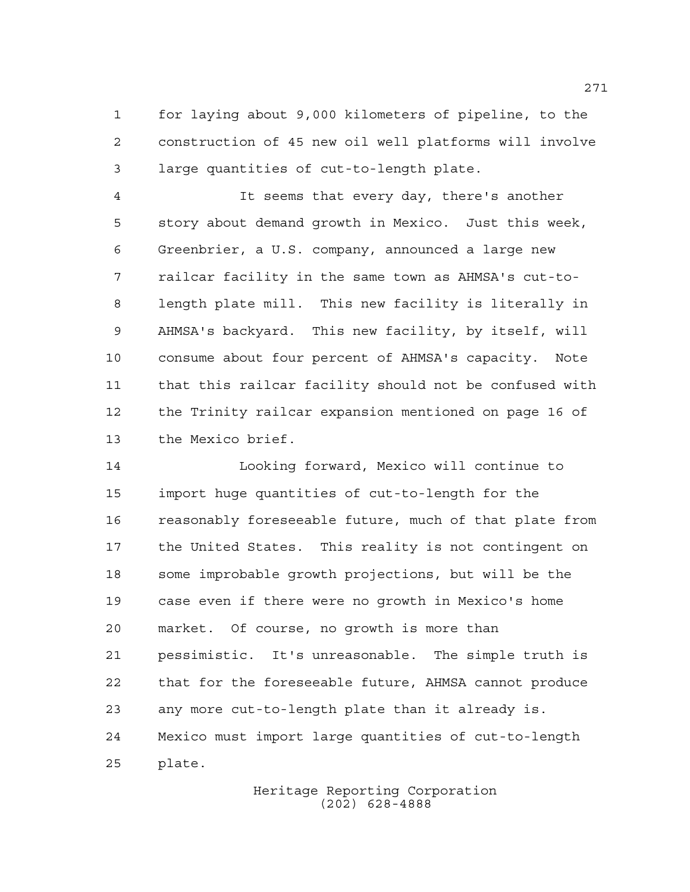for laying about 9,000 kilometers of pipeline, to the construction of 45 new oil well platforms will involve large quantities of cut-to-length plate.

It seems that every day, there's another story about demand growth in Mexico. Just this week, Greenbrier, a U.S. company, announced a large new railcar facility in the same town as AHMSA's cut-to-length plate mill. This new facility is literally in AHMSA's backyard. This new facility, by itself, will consume about four percent of AHMSA's capacity. Note that this railcar facility should not be confused with the Trinity railcar expansion mentioned on page 16 of the Mexico brief.

Looking forward, Mexico will continue to import huge quantities of cut-to-length for the reasonably foreseeable future, much of that plate from the United States. This reality is not contingent on some improbable growth projections, but will be the case even if there were no growth in Mexico's home market. Of course, no growth is more than pessimistic. It's unreasonable. The simple truth is that for the foreseeable future, AHMSA cannot produce any more cut-to-length plate than it already is. Mexico must import large quantities of cut-to-length plate.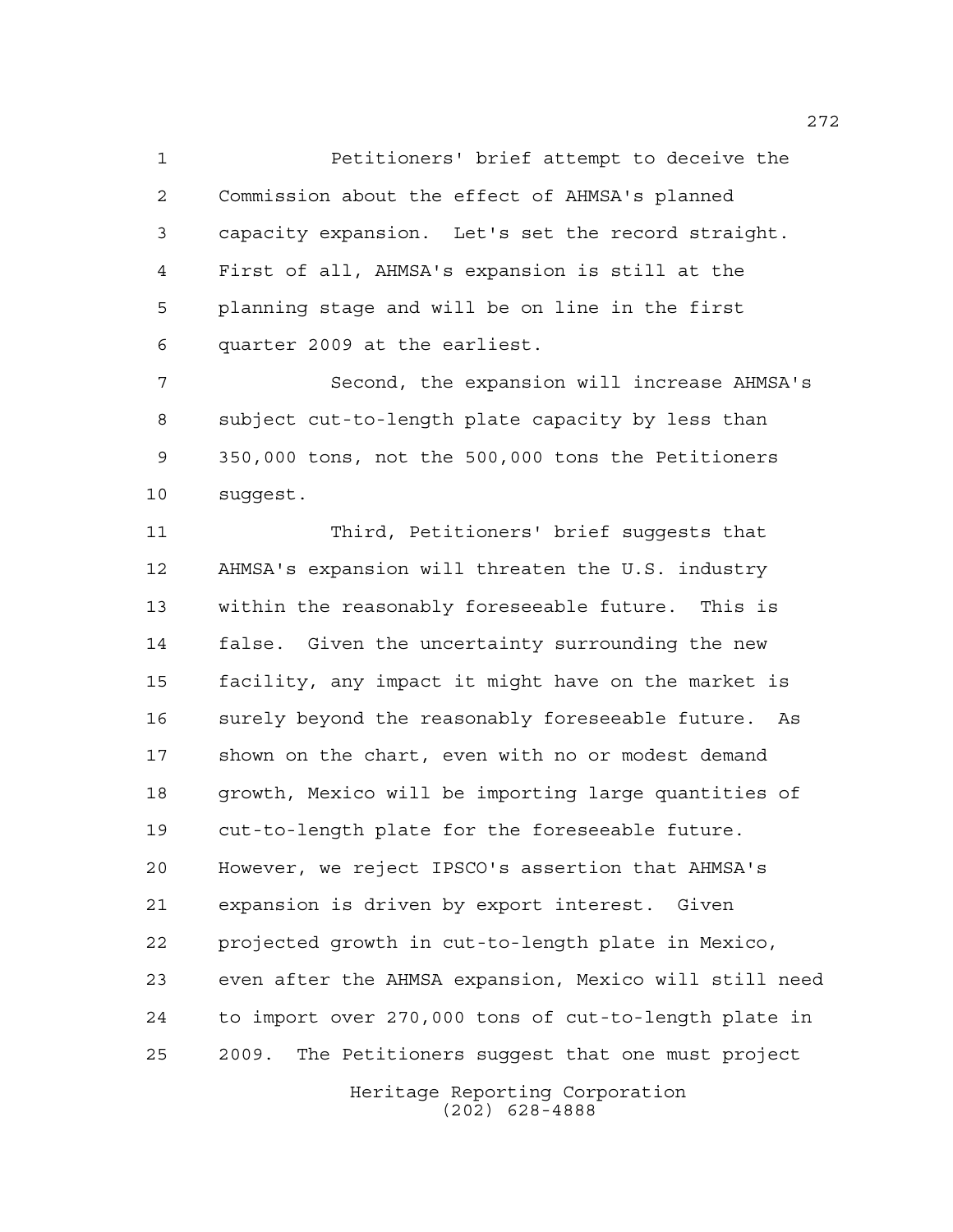Petitioners' brief attempt to deceive the Commission about the effect of AHMSA's planned capacity expansion. Let's set the record straight. First of all, AHMSA's expansion is still at the planning stage and will be on line in the first quarter 2009 at the earliest.

Second, the expansion will increase AHMSA's subject cut-to-length plate capacity by less than 350,000 tons, not the 500,000 tons the Petitioners suggest.

Third, Petitioners' brief suggests that AHMSA's expansion will threaten the U.S. industry within the reasonably foreseeable future. This is false. Given the uncertainty surrounding the new facility, any impact it might have on the market is surely beyond the reasonably foreseeable future. As shown on the chart, even with no or modest demand growth, Mexico will be importing large quantities of cut-to-length plate for the foreseeable future. However, we reject IPSCO's assertion that AHMSA's expansion is driven by export interest. Given projected growth in cut-to-length plate in Mexico, even after the AHMSA expansion, Mexico will still need to import over 270,000 tons of cut-to-length plate in 2009. The Petitioners suggest that one must project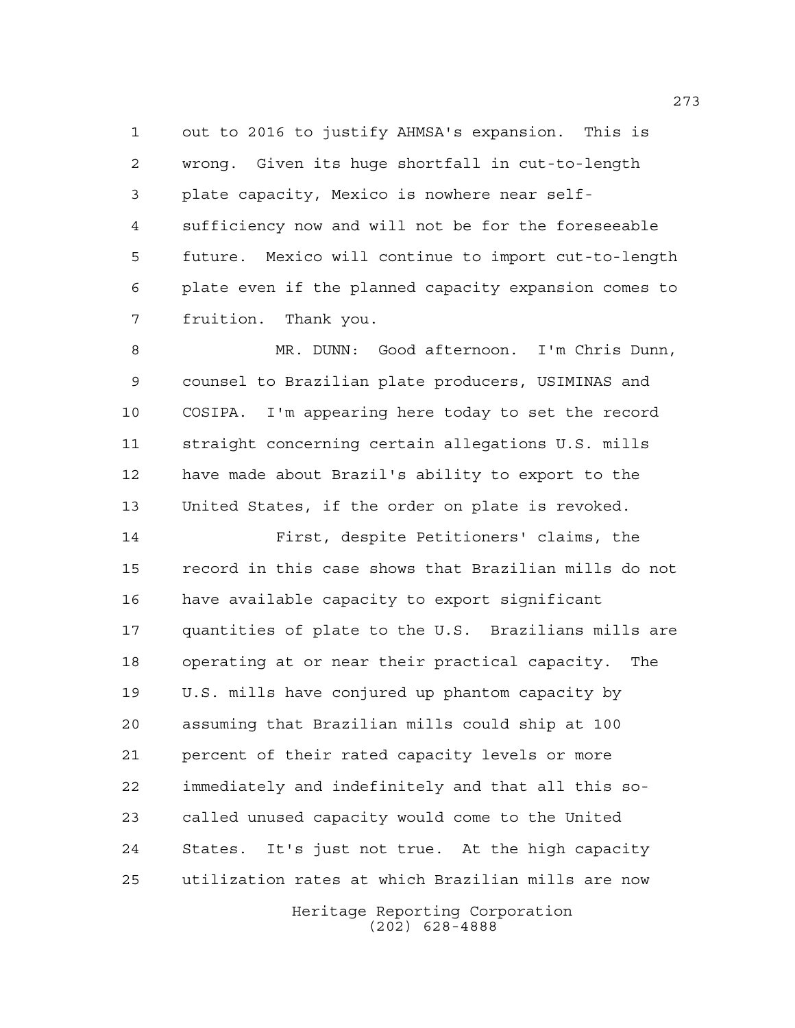out to 2016 to justify AHMSA's expansion. This is wrong. Given its huge shortfall in cut-to-length plate capacity, Mexico is nowhere near self-sufficiency now and will not be for the foreseeable future. Mexico will continue to import cut-to-length plate even if the planned capacity expansion comes to fruition. Thank you.

MR. DUNN: Good afternoon. I'm Chris Dunn, counsel to Brazilian plate producers, USIMINAS and COSIPA. I'm appearing here today to set the record straight concerning certain allegations U.S. mills have made about Brazil's ability to export to the United States, if the order on plate is revoked.

First, despite Petitioners' claims, the record in this case shows that Brazilian mills do not have available capacity to export significant quantities of plate to the U.S. Brazilians mills are operating at or near their practical capacity. The U.S. mills have conjured up phantom capacity by assuming that Brazilian mills could ship at 100 percent of their rated capacity levels or more immediately and indefinitely and that all this so-called unused capacity would come to the United States. It's just not true. At the high capacity utilization rates at which Brazilian mills are now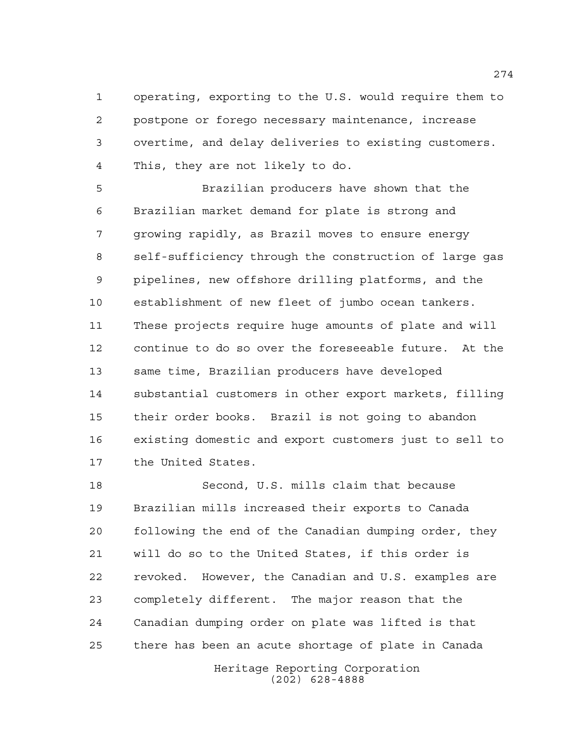operating, exporting to the U.S. would require them to postpone or forego necessary maintenance, increase overtime, and delay deliveries to existing customers. This, they are not likely to do.

Brazilian producers have shown that the Brazilian market demand for plate is strong and growing rapidly, as Brazil moves to ensure energy self-sufficiency through the construction of large gas pipelines, new offshore drilling platforms, and the establishment of new fleet of jumbo ocean tankers. These projects require huge amounts of plate and will continue to do so over the foreseeable future. At the same time, Brazilian producers have developed substantial customers in other export markets, filling their order books. Brazil is not going to abandon existing domestic and export customers just to sell to the United States.

Second, U.S. mills claim that because Brazilian mills increased their exports to Canada following the end of the Canadian dumping order, they will do so to the United States, if this order is revoked. However, the Canadian and U.S. examples are completely different. The major reason that the Canadian dumping order on plate was lifted is that there has been an acute shortage of plate in Canada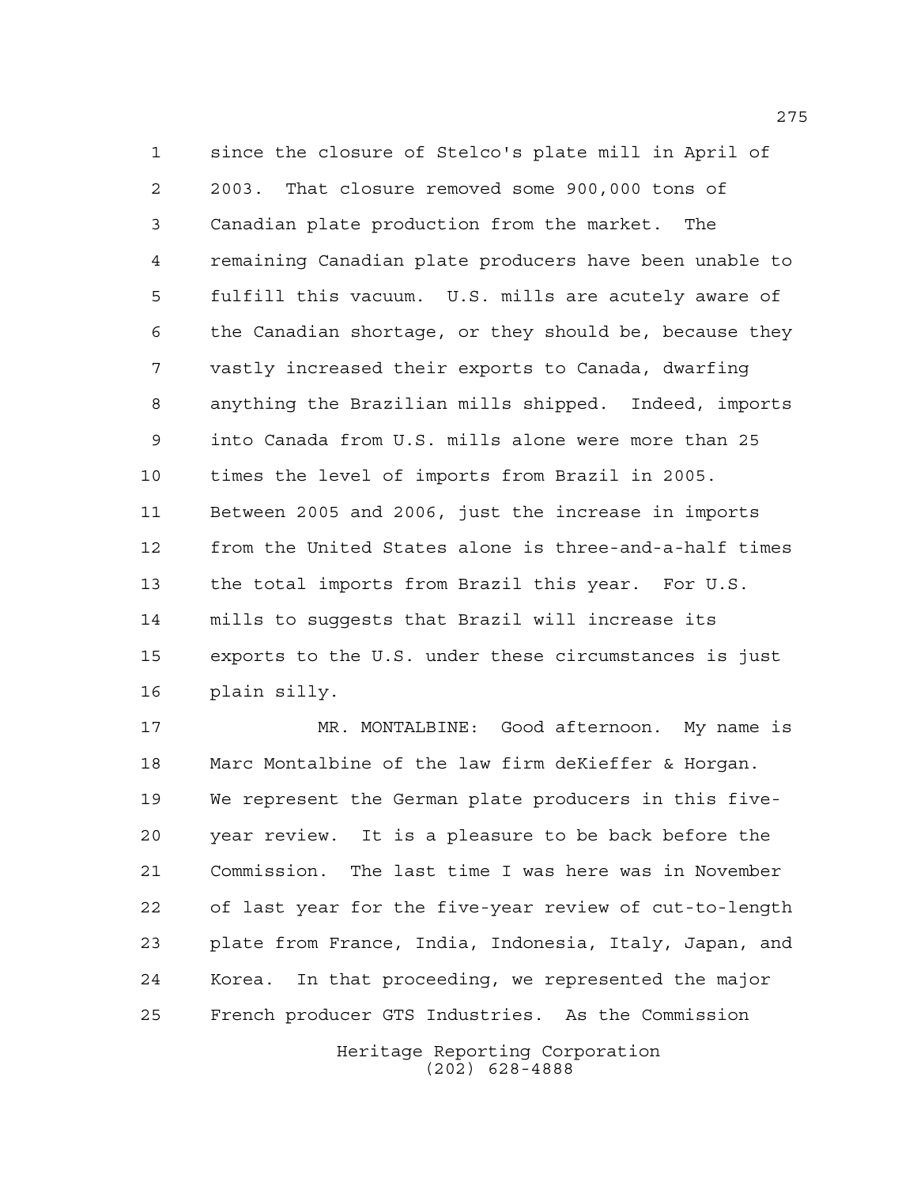since the closure of Stelco's plate mill in April of 2003. That closure removed some 900,000 tons of Canadian plate production from the market. The remaining Canadian plate producers have been unable to fulfill this vacuum. U.S. mills are acutely aware of the Canadian shortage, or they should be, because they vastly increased their exports to Canada, dwarfing anything the Brazilian mills shipped. Indeed, imports into Canada from U.S. mills alone were more than 25 times the level of imports from Brazil in 2005. Between 2005 and 2006, just the increase in imports from the United States alone is three-and-a-half times the total imports from Brazil this year. For U.S. mills to suggests that Brazil will increase its exports to the U.S. under these circumstances is just plain silly.

MR. MONTALBINE: Good afternoon. My name is Marc Montalbine of the law firm deKieffer & Horgan. We represent the German plate producers in this five-year review. It is a pleasure to be back before the Commission. The last time I was here was in November of last year for the five-year review of cut-to-length plate from France, India, Indonesia, Italy, Japan, and Korea. In that proceeding, we represented the major French producer GTS Industries. As the Commission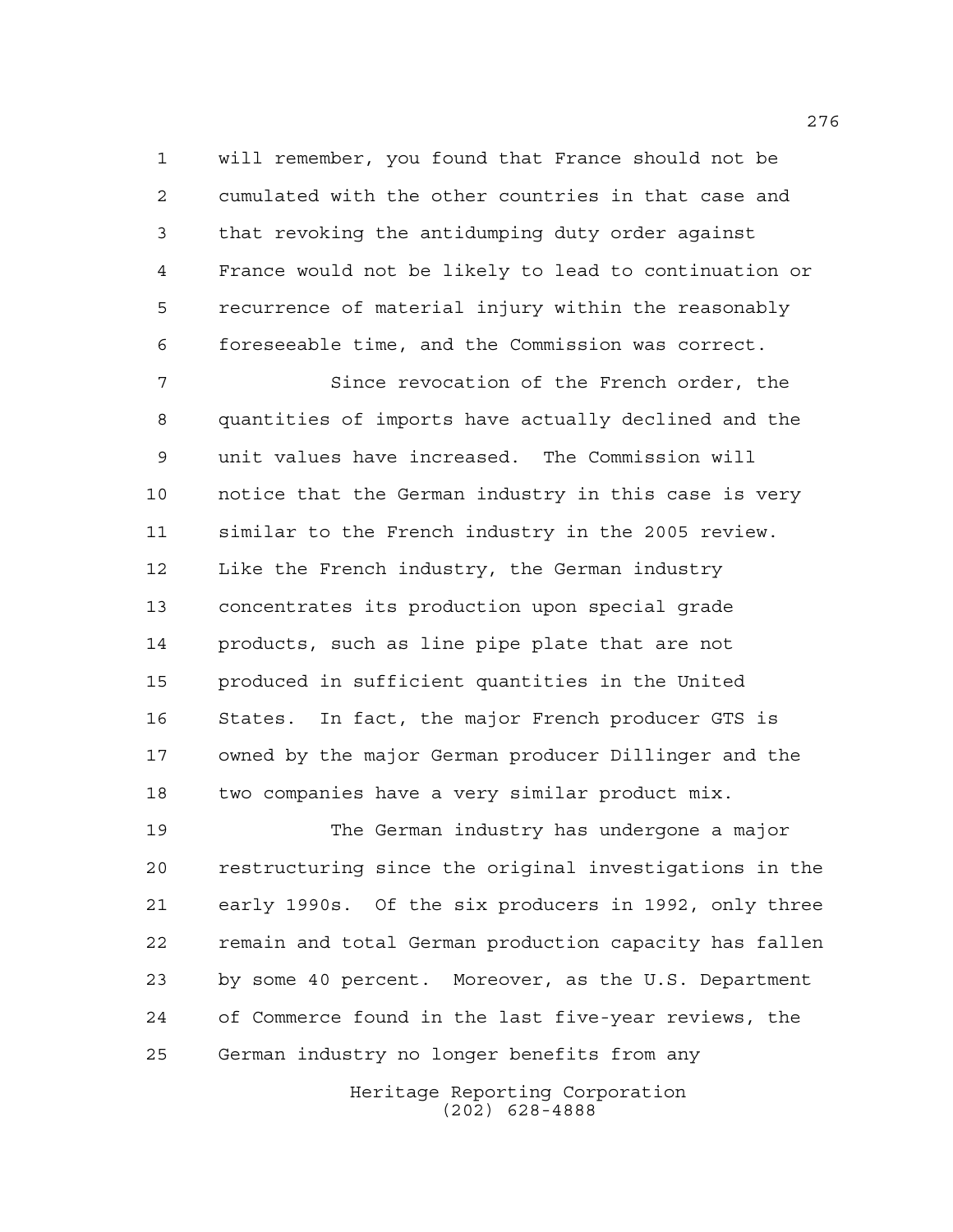will remember, you found that France should not be cumulated with the other countries in that case and that revoking the antidumping duty order against France would not be likely to lead to continuation or recurrence of material injury within the reasonably foreseeable time, and the Commission was correct.

Since revocation of the French order, the quantities of imports have actually declined and the unit values have increased. The Commission will notice that the German industry in this case is very similar to the French industry in the 2005 review. Like the French industry, the German industry concentrates its production upon special grade products, such as line pipe plate that are not produced in sufficient quantities in the United States. In fact, the major French producer GTS is owned by the major German producer Dillinger and the two companies have a very similar product mix.

The German industry has undergone a major restructuring since the original investigations in the early 1990s. Of the six producers in 1992, only three remain and total German production capacity has fallen by some 40 percent. Moreover, as the U.S. Department of Commerce found in the last five-year reviews, the German industry no longer benefits from any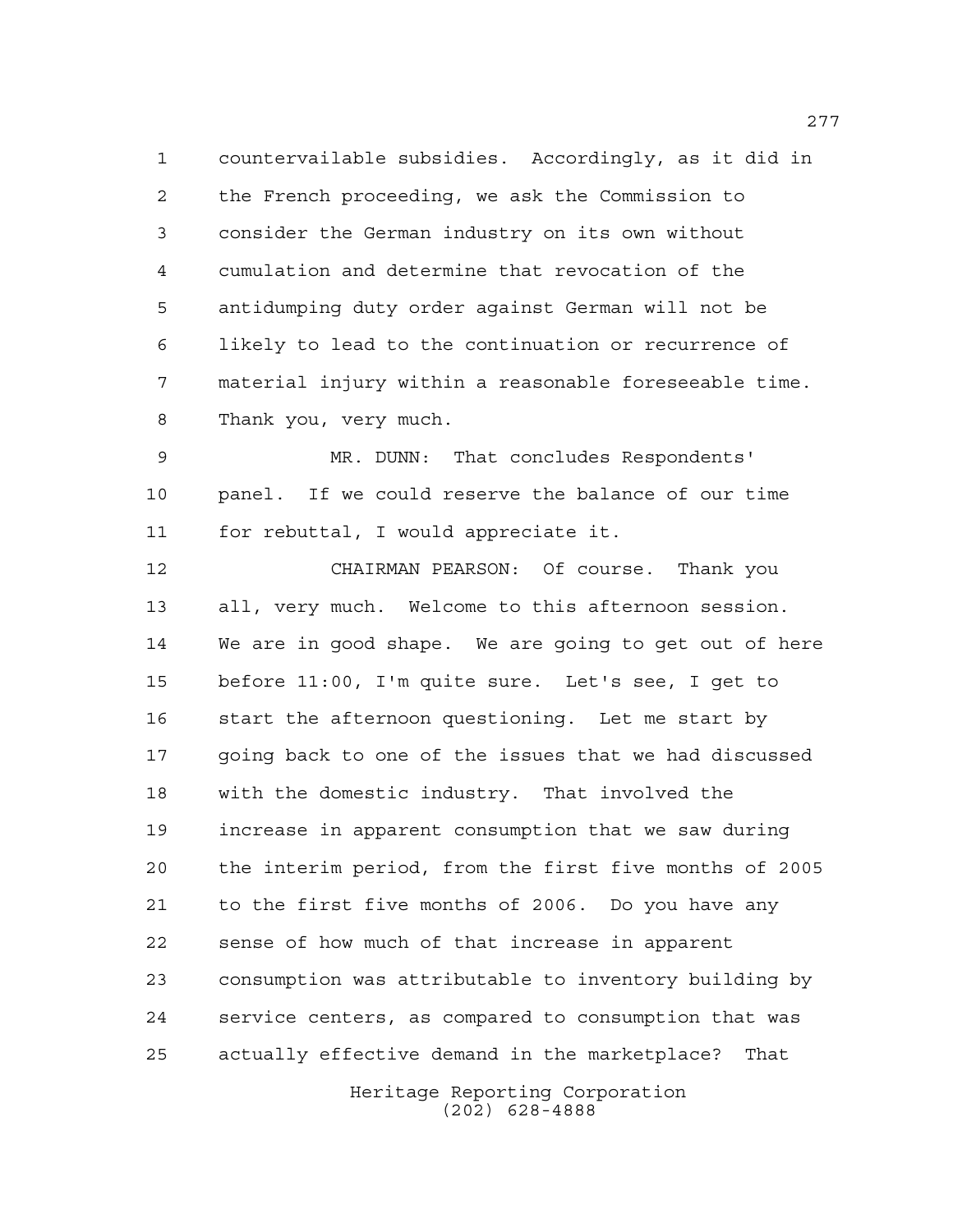countervailable subsidies. Accordingly, as it did in the French proceeding, we ask the Commission to consider the German industry on its own without cumulation and determine that revocation of the antidumping duty order against German will not be likely to lead to the continuation or recurrence of material injury within a reasonable foreseeable time. Thank you, very much.

MR. DUNN: That concludes Respondents' panel. If we could reserve the balance of our time for rebuttal, I would appreciate it.

CHAIRMAN PEARSON: Of course. Thank you all, very much. Welcome to this afternoon session. We are in good shape. We are going to get out of here before 11:00, I'm quite sure. Let's see, I get to start the afternoon questioning. Let me start by going back to one of the issues that we had discussed with the domestic industry. That involved the increase in apparent consumption that we saw during the interim period, from the first five months of 2005 to the first five months of 2006. Do you have any sense of how much of that increase in apparent consumption was attributable to inventory building by service centers, as compared to consumption that was actually effective demand in the marketplace? That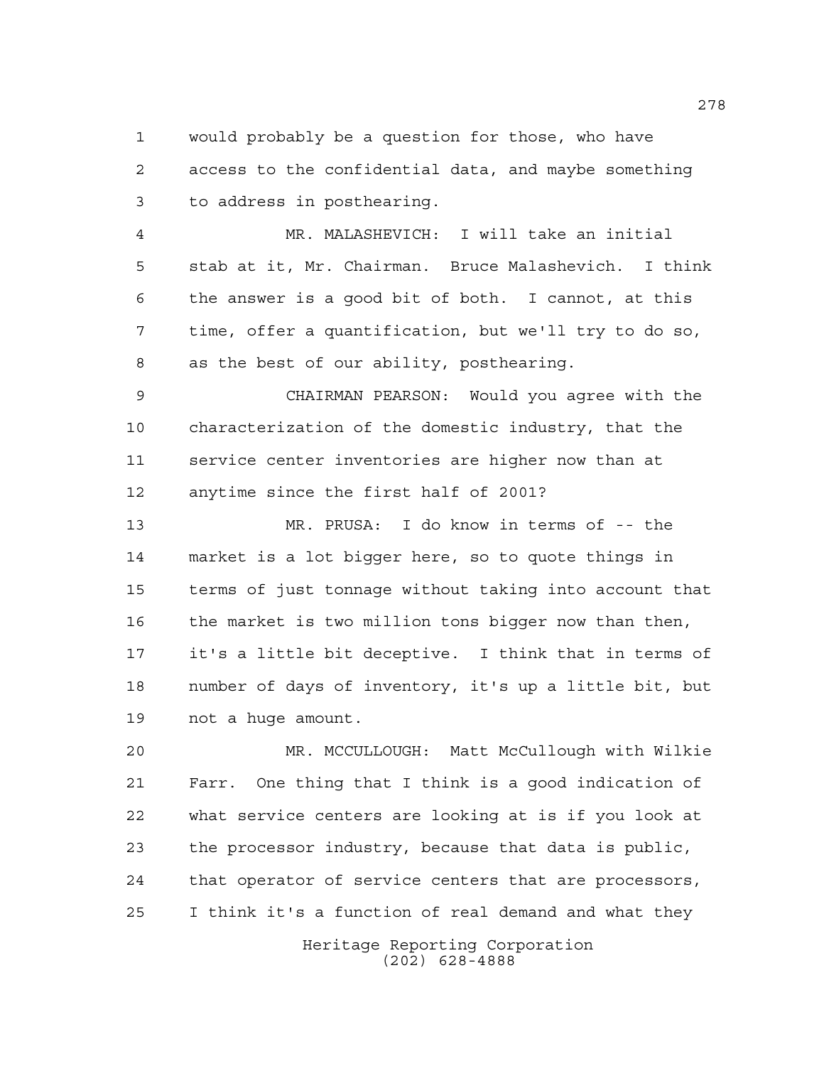would probably be a question for those, who have access to the confidential data, and maybe something to address in posthearing.

MR. MALASHEVICH: I will take an initial stab at it, Mr. Chairman. Bruce Malashevich. I think the answer is a good bit of both. I cannot, at this time, offer a quantification, but we'll try to do so, as the best of our ability, posthearing.

CHAIRMAN PEARSON: Would you agree with the characterization of the domestic industry, that the service center inventories are higher now than at anytime since the first half of 2001?

MR. PRUSA: I do know in terms of -- the market is a lot bigger here, so to quote things in terms of just tonnage without taking into account that the market is two million tons bigger now than then, it's a little bit deceptive. I think that in terms of number of days of inventory, it's up a little bit, but not a huge amount.

MR. MCCULLOUGH: Matt McCullough with Wilkie Farr. One thing that I think is a good indication of what service centers are looking at is if you look at the processor industry, because that data is public, that operator of service centers that are processors, I think it's a function of real demand and what they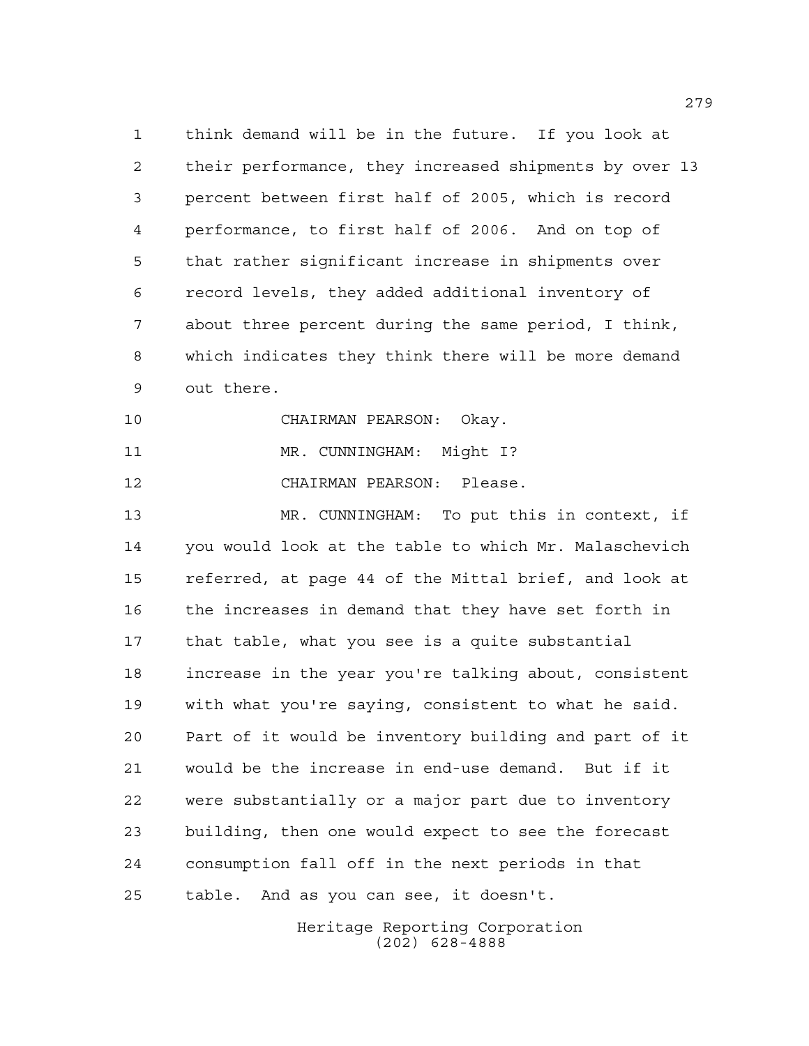think demand will be in the future. If you look at their performance, they increased shipments by over 13 percent between first half of 2005, which is record performance, to first half of 2006. And on top of that rather significant increase in shipments over record levels, they added additional inventory of about three percent during the same period, I think, which indicates they think there will be more demand out there.

CHAIRMAN PEARSON: Okay.

MR. CUNNINGHAM: Might I?

CHAIRMAN PEARSON: Please.

MR. CUNNINGHAM: To put this in context, if you would look at the table to which Mr. Malaschevich referred, at page 44 of the Mittal brief, and look at the increases in demand that they have set forth in that table, what you see is a quite substantial increase in the year you're talking about, consistent with what you're saying, consistent to what he said. Part of it would be inventory building and part of it would be the increase in end-use demand. But if it were substantially or a major part due to inventory building, then one would expect to see the forecast consumption fall off in the next periods in that table. And as you can see, it doesn't.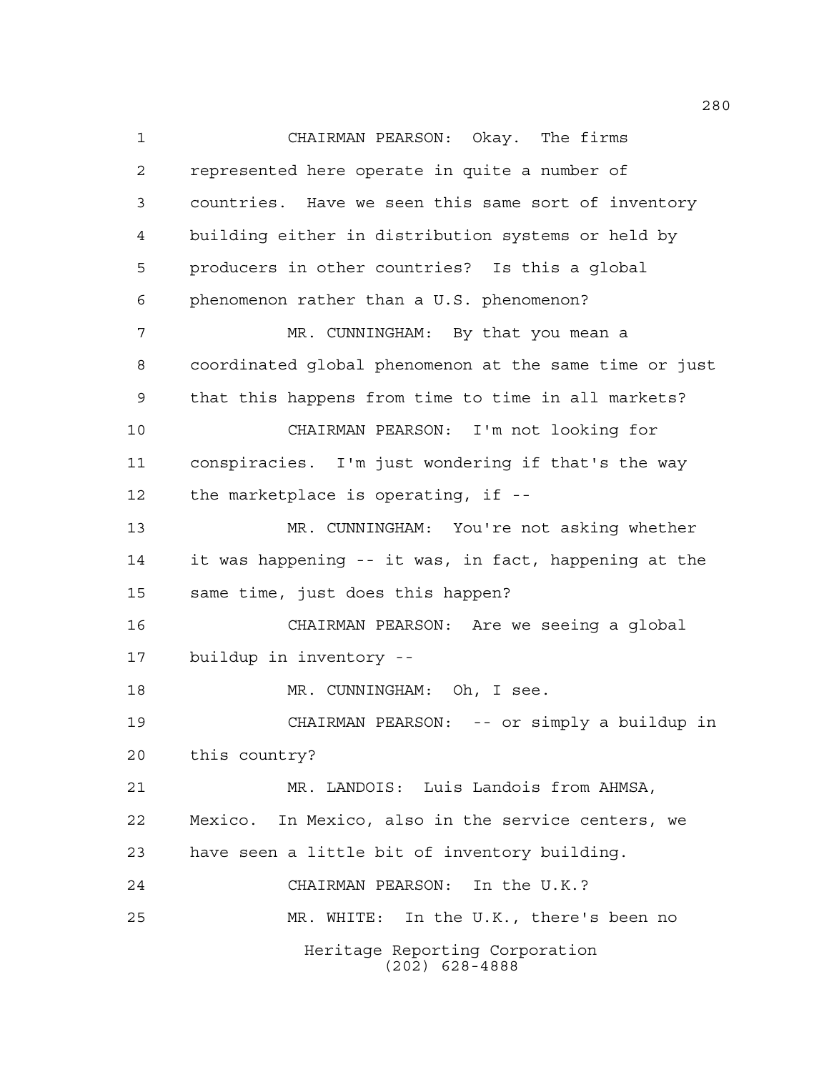CHAIRMAN PEARSON: Okay. The firms represented here operate in quite a number of countries. Have we seen this same sort of inventory building either in distribution systems or held by producers in other countries? Is this a global phenomenon rather than a U.S. phenomenon?

MR. CUNNINGHAM: By that you mean a coordinated global phenomenon at the same time or just that this happens from time to time in all markets?

CHAIRMAN PEARSON: I'm not looking for conspiracies. I'm just wondering if that's the way the marketplace is operating, if --

MR. CUNNINGHAM: You're not asking whether it was happening -- it was, in fact, happening at the same time, just does this happen?

CHAIRMAN PEARSON: Are we seeing a global buildup in inventory --

MR. CUNNINGHAM: Oh, I see.

CHAIRMAN PEARSON: -- or simply a buildup in this country?

MR. LANDOIS: Luis Landois from AHMSA, Mexico. In Mexico, also in the service centers, we have seen a little bit of inventory building.

CHAIRMAN PEARSON: In the U.K.?

MR. WHITE: In the U.K., there's been no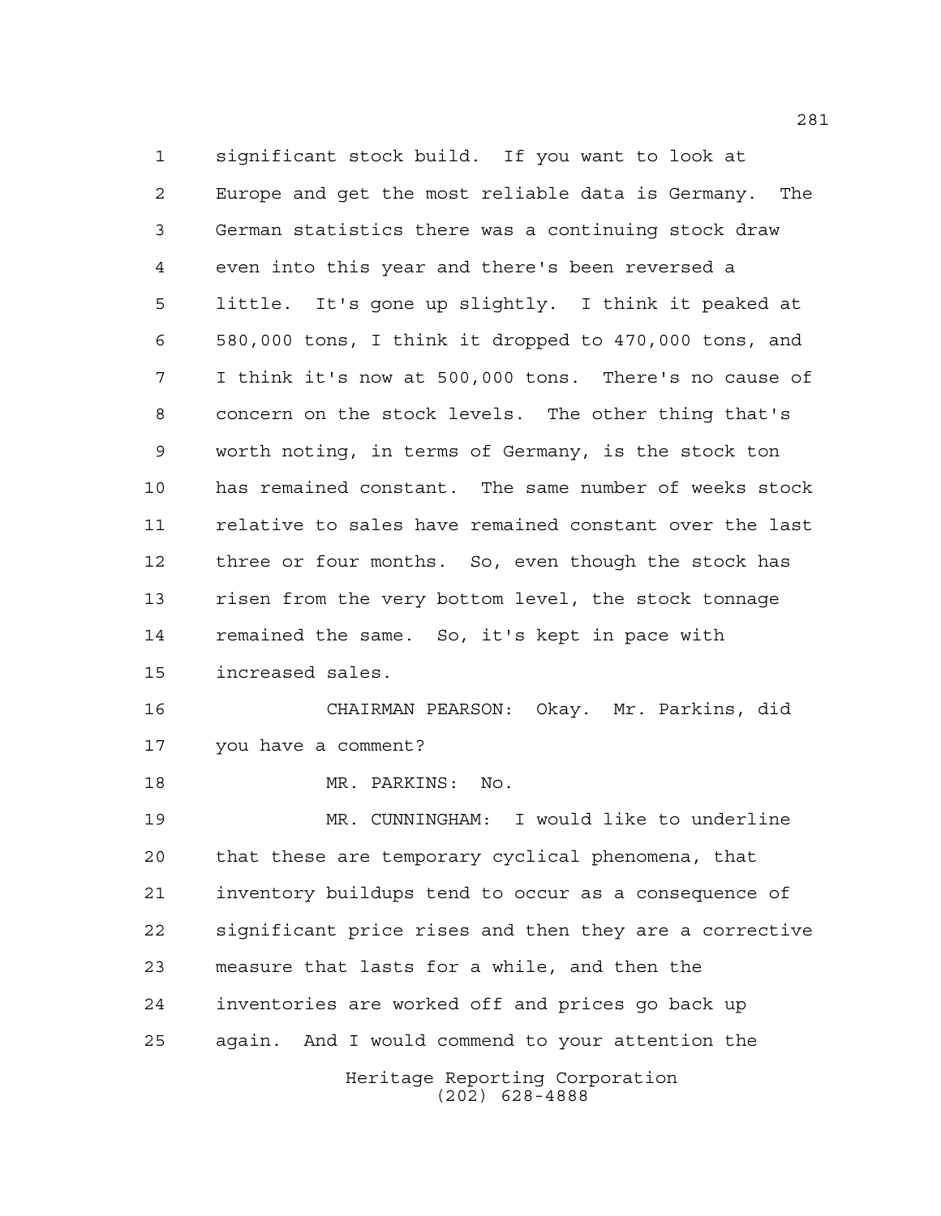significant stock build. If you want to look at Europe and get the most reliable data is Germany. The German statistics there was a continuing stock draw even into this year and there's been reversed a little. It's gone up slightly. I think it peaked at 580,000 tons, I think it dropped to 470,000 tons, and I think it's now at 500,000 tons. There's no cause of concern on the stock levels. The other thing that's worth noting, in terms of Germany, is the stock ton has remained constant. The same number of weeks stock relative to sales have remained constant over the last three or four months. So, even though the stock has risen from the very bottom level, the stock tonnage remained the same. So, it's kept in pace with increased sales.

CHAIRMAN PEARSON: Okay. Mr. Parkins, did you have a comment?

MR. PARKINS: No.

MR. CUNNINGHAM: I would like to underline that these are temporary cyclical phenomena, that inventory buildups tend to occur as a consequence of significant price rises and then they are a corrective measure that lasts for a while, and then the inventories are worked off and prices go back up again. And I would commend to your attention the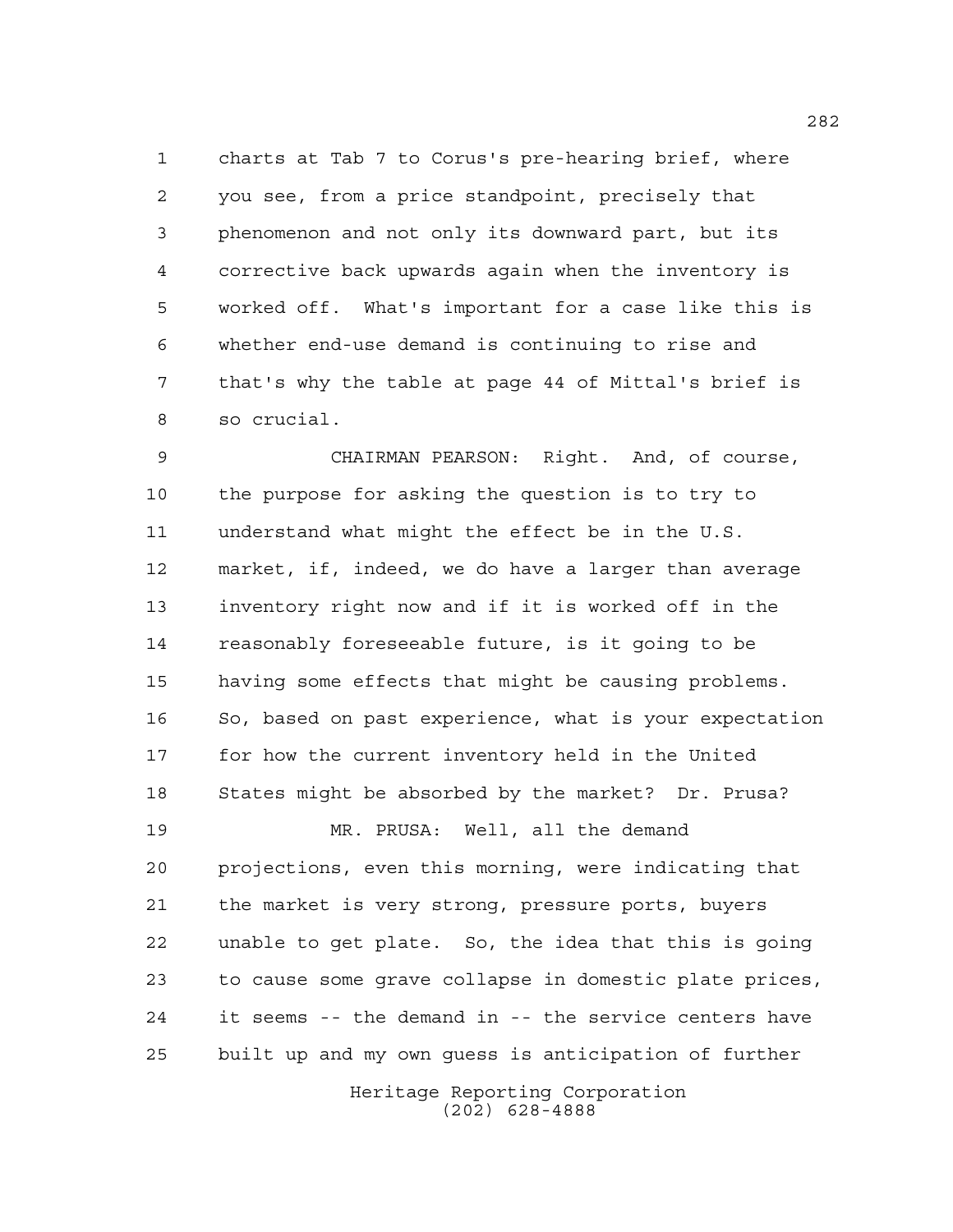charts at Tab 7 to Corus's pre-hearing brief, where you see, from a price standpoint, precisely that phenomenon and not only its downward part, but its corrective back upwards again when the inventory is worked off. What's important for a case like this is whether end-use demand is continuing to rise and that's why the table at page 44 of Mittal's brief is so crucial.

CHAIRMAN PEARSON: Right. And, of course, the purpose for asking the question is to try to understand what might the effect be in the U.S. market, if, indeed, we do have a larger than average inventory right now and if it is worked off in the reasonably foreseeable future, is it going to be having some effects that might be causing problems. So, based on past experience, what is your expectation for how the current inventory held in the United States might be absorbed by the market? Dr. Prusa?

MR. PRUSA: Well, all the demand projections, even this morning, were indicating that the market is very strong, pressure ports, buyers unable to get plate. So, the idea that this is going to cause some grave collapse in domestic plate prices, it seems -- the demand in -- the service centers have built up and my own guess is anticipation of further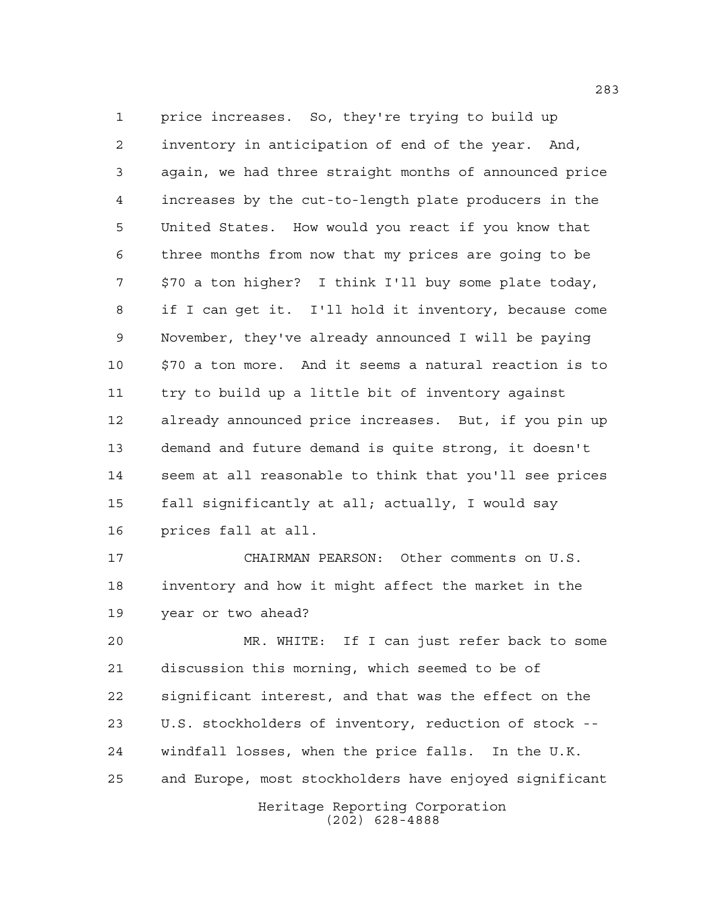price increases. So, they're trying to build up inventory in anticipation of end of the year. And, again, we had three straight months of announced price increases by the cut-to-length plate producers in the United States. How would you react if you know that three months from now that my prices are going to be $70 a ton higher? I think I'll buy some plate today, if I can get it. I'll hold it inventory, because come November, they've already announced I will be paying $70 a ton more. And it seems a natural reaction is to try to build up a little bit of inventory against already announced price increases. But, if you pin up demand and future demand is quite strong, it doesn't seem at all reasonable to think that you'll see prices fall significantly at all; actually, I would say prices fall at all.

CHAIRMAN PEARSON: Other comments on U.S. inventory and how it might affect the market in the year or two ahead?

MR. WHITE: If I can just refer back to some discussion this morning, which seemed to be of significant interest, and that was the effect on the U.S. stockholders of inventory, reduction of stock -- windfall losses, when the price falls. In the U.K. and Europe, most stockholders have enjoyed significant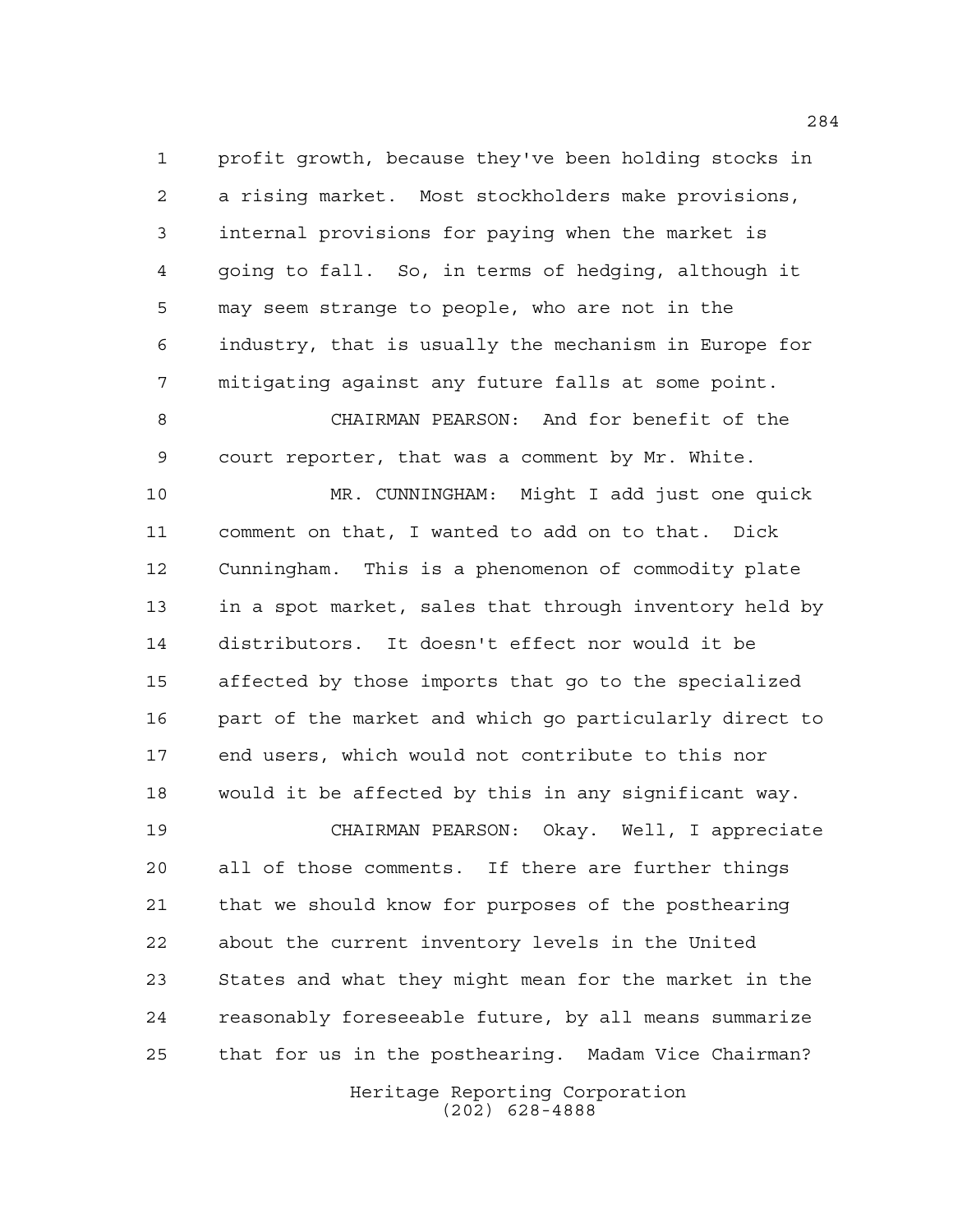profit growth, because they've been holding stocks in a rising market. Most stockholders make provisions, internal provisions for paying when the market is going to fall. So, in terms of hedging, although it may seem strange to people, who are not in the industry, that is usually the mechanism in Europe for mitigating against any future falls at some point.

CHAIRMAN PEARSON: And for benefit of the court reporter, that was a comment by Mr. White.

MR. CUNNINGHAM: Might I add just one quick comment on that, I wanted to add on to that. Dick Cunningham. This is a phenomenon of commodity plate in a spot market, sales that through inventory held by distributors. It doesn't effect nor would it be affected by those imports that go to the specialized part of the market and which go particularly direct to end users, which would not contribute to this nor would it be affected by this in any significant way.

CHAIRMAN PEARSON: Okay. Well, I appreciate all of those comments. If there are further things that we should know for purposes of the posthearing about the current inventory levels in the United States and what they might mean for the market in the reasonably foreseeable future, by all means summarize that for us in the posthearing. Madam Vice Chairman?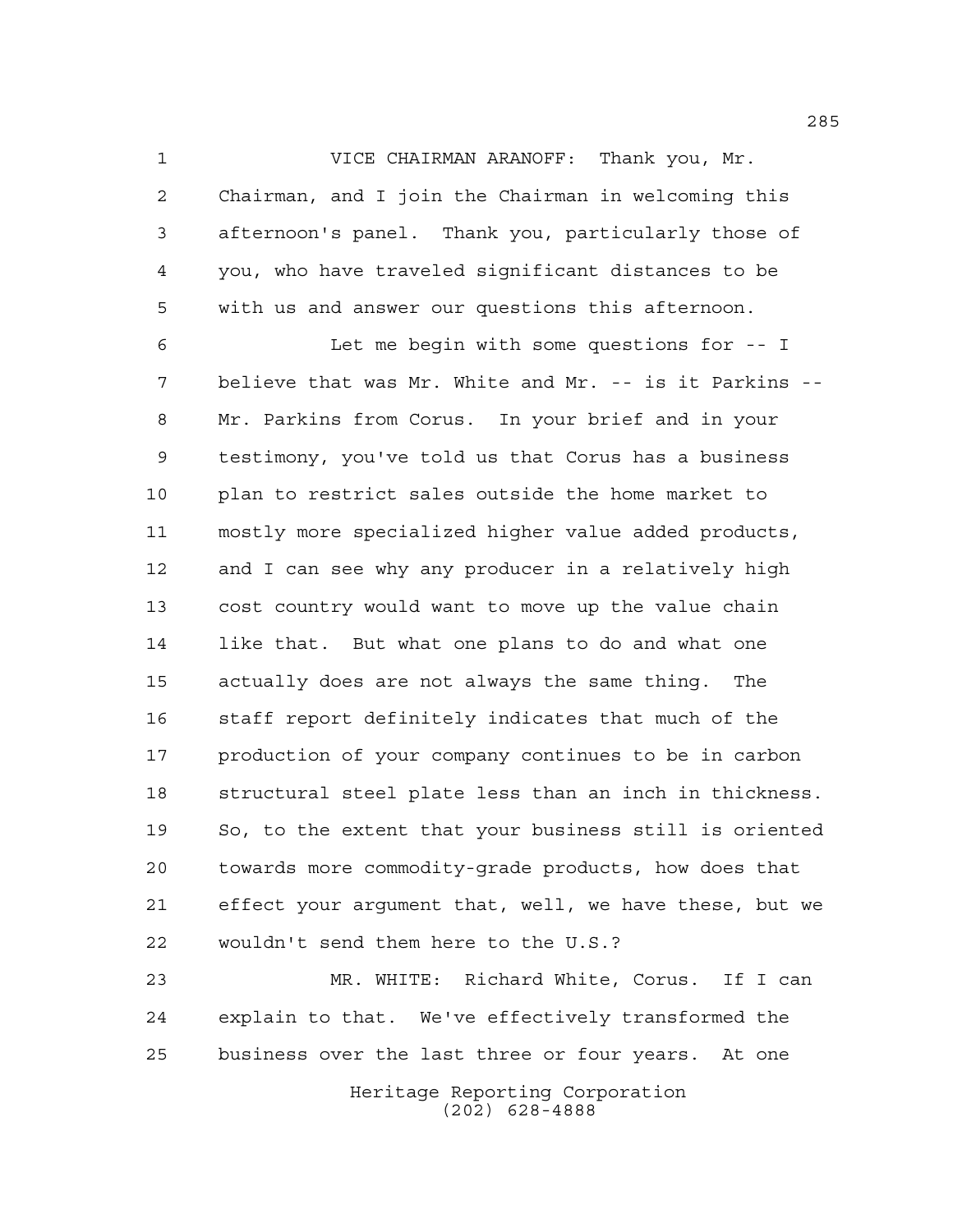VICE CHAIRMAN ARANOFF: Thank you, Mr. Chairman, and I join the Chairman in welcoming this afternoon's panel. Thank you, particularly those of you, who have traveled significant distances to be with us and answer our questions this afternoon.

Let me begin with some questions for -- I believe that was Mr. White and Mr. -- is it Parkins -- Mr. Parkins from Corus. In your brief and in your testimony, you've told us that Corus has a business plan to restrict sales outside the home market to mostly more specialized higher value added products, and I can see why any producer in a relatively high cost country would want to move up the value chain like that. But what one plans to do and what one actually does are not always the same thing. The staff report definitely indicates that much of the production of your company continues to be in carbon structural steel plate less than an inch in thickness. So, to the extent that your business still is oriented towards more commodity-grade products, how does that effect your argument that, well, we have these, but we wouldn't send them here to the U.S.?

MR. WHITE: Richard White, Corus. If I can explain to that. We've effectively transformed the business over the last three or four years. At one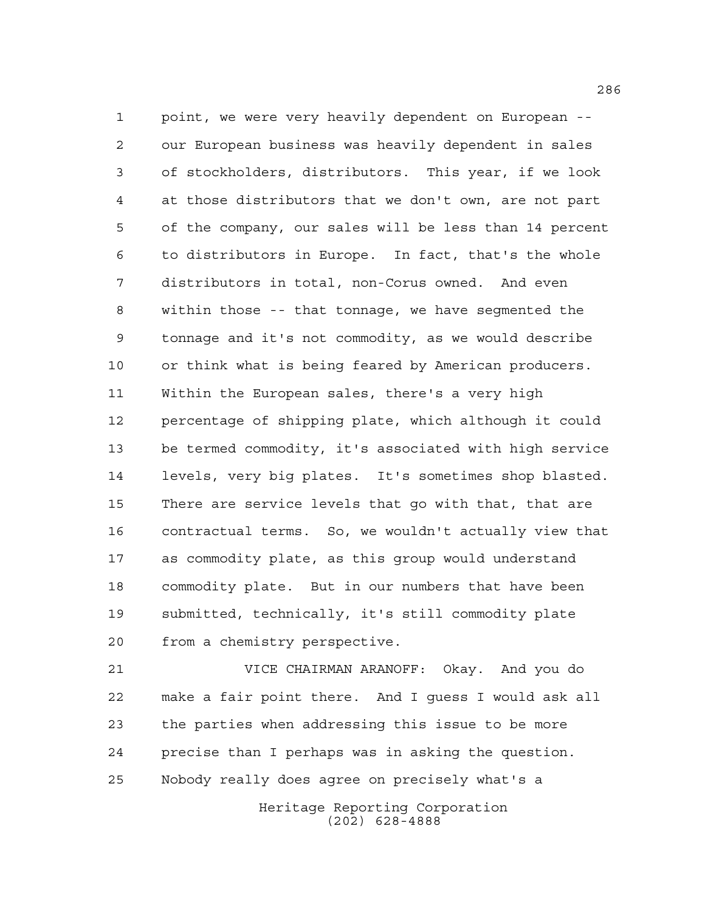point, we were very heavily dependent on European -- our European business was heavily dependent in sales of stockholders, distributors. This year, if we look at those distributors that we don't own, are not part of the company, our sales will be less than 14 percent to distributors in Europe. In fact, that's the whole distributors in total, non-Corus owned. And even within those -- that tonnage, we have segmented the tonnage and it's not commodity, as we would describe or think what is being feared by American producers. Within the European sales, there's a very high percentage of shipping plate, which although it could be termed commodity, it's associated with high service levels, very big plates. It's sometimes shop blasted. There are service levels that go with that, that are contractual terms. So, we wouldn't actually view that as commodity plate, as this group would understand commodity plate. But in our numbers that have been submitted, technically, it's still commodity plate from a chemistry perspective.

VICE CHAIRMAN ARANOFF: Okay. And you do make a fair point there. And I guess I would ask all the parties when addressing this issue to be more precise than I perhaps was in asking the question. Nobody really does agree on precisely what's a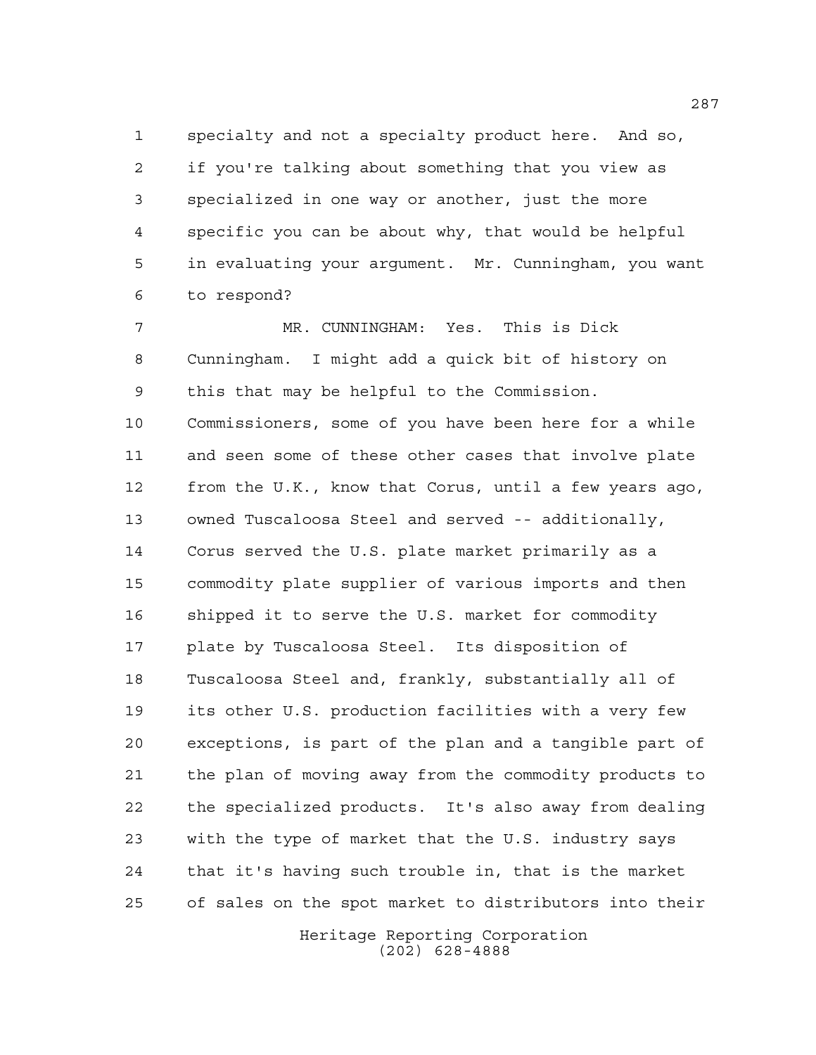specialty and not a specialty product here. And so, if you're talking about something that you view as specialized in one way or another, just the more specific you can be about why, that would be helpful in evaluating your argument. Mr. Cunningham, you want to respond?

MR. CUNNINGHAM: Yes. This is Dick Cunningham. I might add a quick bit of history on this that may be helpful to the Commission. Commissioners, some of you have been here for a while and seen some of these other cases that involve plate from the U.K., know that Corus, until a few years ago, owned Tuscaloosa Steel and served -- additionally, Corus served the U.S. plate market primarily as a commodity plate supplier of various imports and then shipped it to serve the U.S. market for commodity plate by Tuscaloosa Steel. Its disposition of Tuscaloosa Steel and, frankly, substantially all of its other U.S. production facilities with a very few exceptions, is part of the plan and a tangible part of the plan of moving away from the commodity products to the specialized products. It's also away from dealing with the type of market that the U.S. industry says that it's having such trouble in, that is the market of sales on the spot market to distributors into their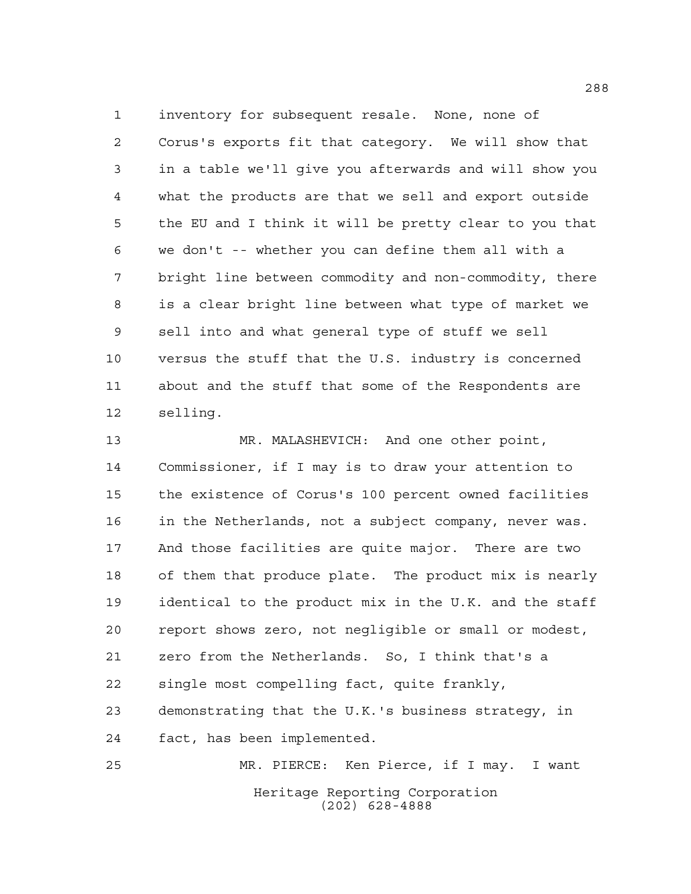inventory for subsequent resale. None, none of Corus's exports fit that category. We will show that in a table we'll give you afterwards and will show you what the products are that we sell and export outside the EU and I think it will be pretty clear to you that we don't -- whether you can define them all with a bright line between commodity and non-commodity, there is a clear bright line between what type of market we sell into and what general type of stuff we sell versus the stuff that the U.S. industry is concerned about and the stuff that some of the Respondents are selling.

MR. MALASHEVICH: And one other point, Commissioner, if I may is to draw your attention to the existence of Corus's 100 percent owned facilities in the Netherlands, not a subject company, never was. And those facilities are quite major. There are two of them that produce plate. The product mix is nearly identical to the product mix in the U.K. and the staff report shows zero, not negligible or small or modest, zero from the Netherlands. So, I think that's a single most compelling fact, quite frankly, demonstrating that the U.K.'s business strategy, in fact, has been implemented.

MR. PIERCE: Ken Pierce, if I may. I want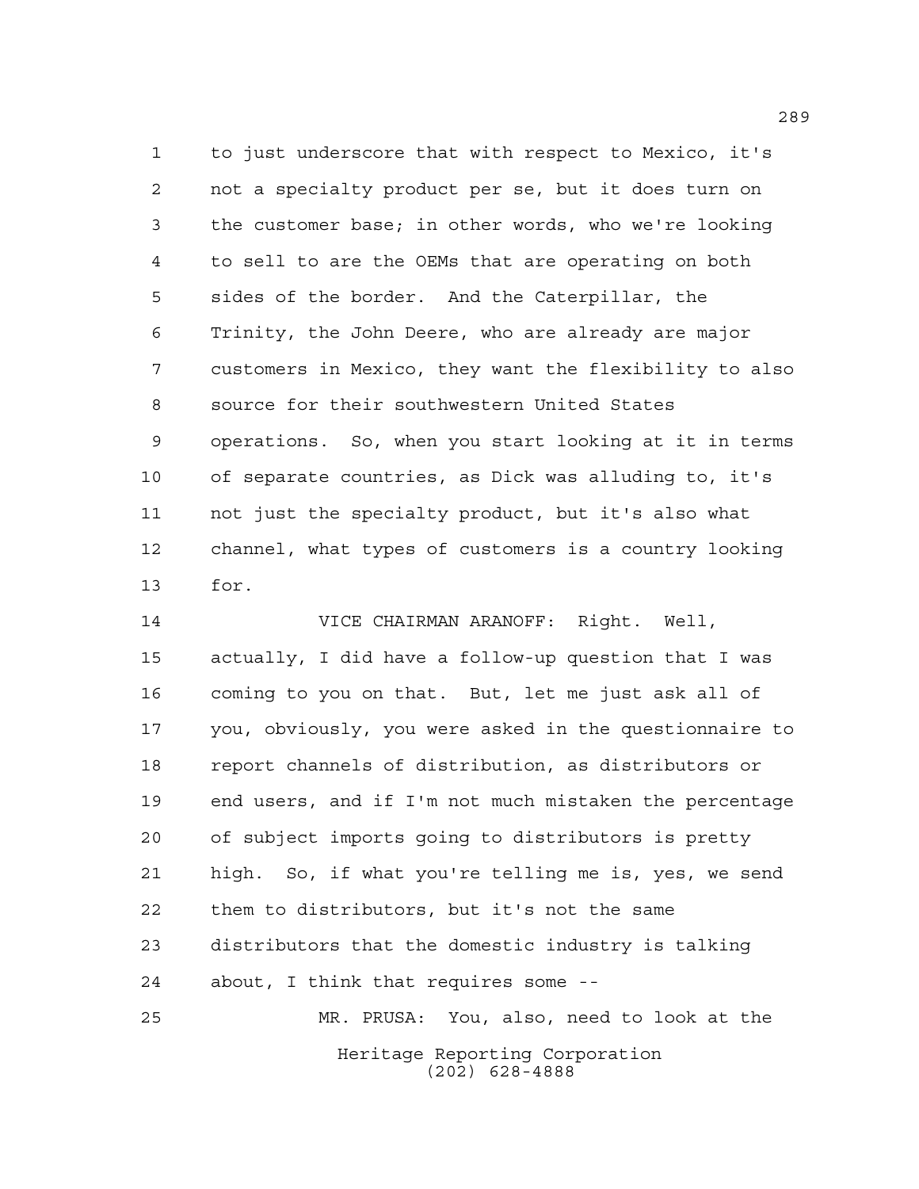to just underscore that with respect to Mexico, it's not a specialty product per se, but it does turn on the customer base; in other words, who we're looking to sell to are the OEMs that are operating on both sides of the border. And the Caterpillar, the Trinity, the John Deere, who are already are major customers in Mexico, they want the flexibility to also source for their southwestern United States operations. So, when you start looking at it in terms of separate countries, as Dick was alluding to, it's not just the specialty product, but it's also what channel, what types of customers is a country looking for.

VICE CHAIRMAN ARANOFF: Right. Well, actually, I did have a follow-up question that I was coming to you on that. But, let me just ask all of you, obviously, you were asked in the questionnaire to report channels of distribution, as distributors or end users, and if I'm not much mistaken the percentage of subject imports going to distributors is pretty high. So, if what you're telling me is, yes, we send them to distributors, but it's not the same distributors that the domestic industry is talking about, I think that requires some --

MR. PRUSA: You, also, need to look at the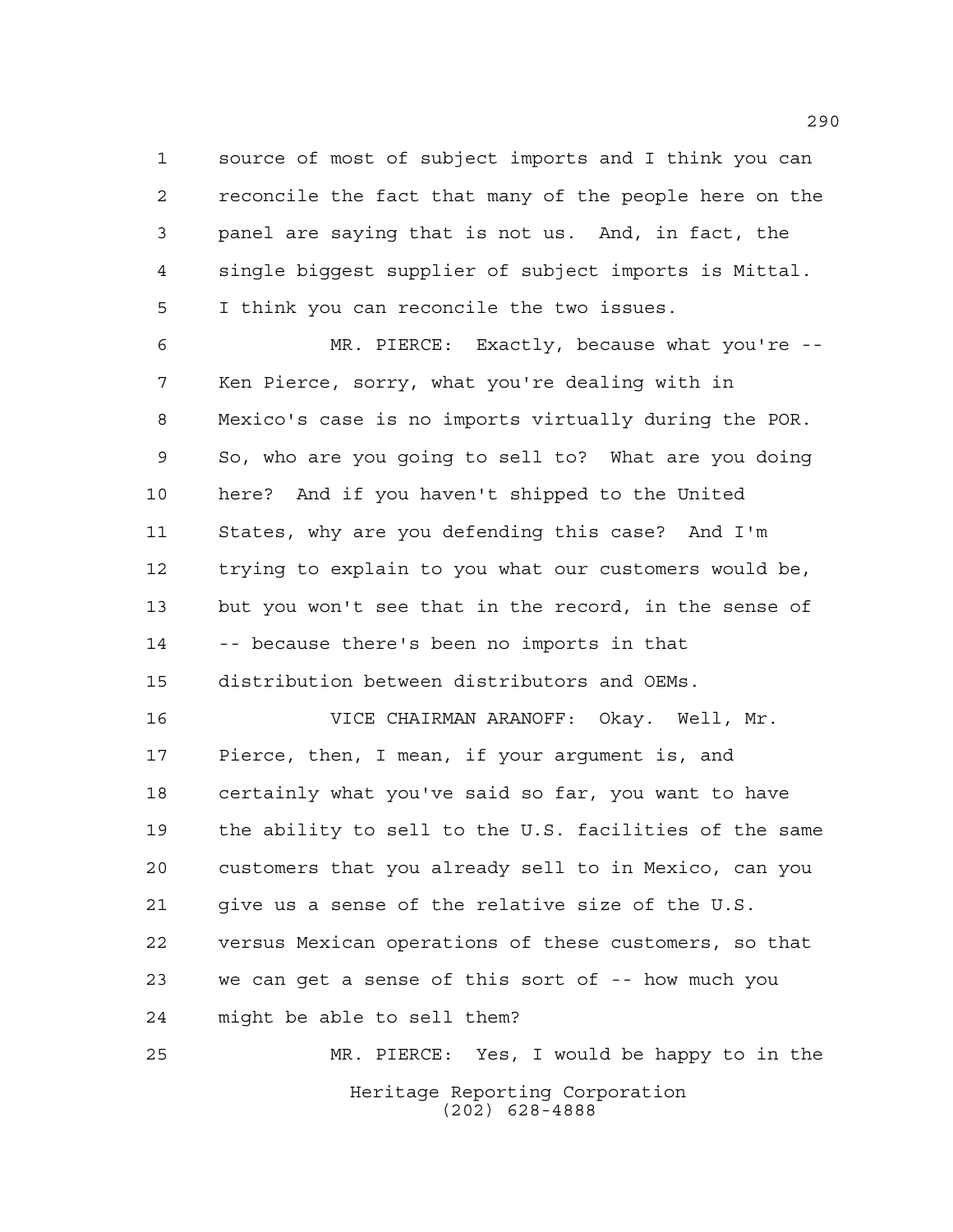source of most of subject imports and I think you can reconcile the fact that many of the people here on the panel are saying that is not us. And, in fact, the single biggest supplier of subject imports is Mittal. I think you can reconcile the two issues.

MR. PIERCE: Exactly, because what you're -- Ken Pierce, sorry, what you're dealing with in Mexico's case is no imports virtually during the POR. So, who are you going to sell to? What are you doing here? And if you haven't shipped to the United States, why are you defending this case? And I'm trying to explain to you what our customers would be, but you won't see that in the record, in the sense of -- because there's been no imports in that distribution between distributors and OEMs.

VICE CHAIRMAN ARANOFF: Okay. Well, Mr. Pierce, then, I mean, if your argument is, and certainly what you've said so far, you want to have the ability to sell to the U.S. facilities of the same customers that you already sell to in Mexico, can you give us a sense of the relative size of the U.S. versus Mexican operations of these customers, so that we can get a sense of this sort of -- how much you might be able to sell them?

MR. PIERCE: Yes, I would be happy to in the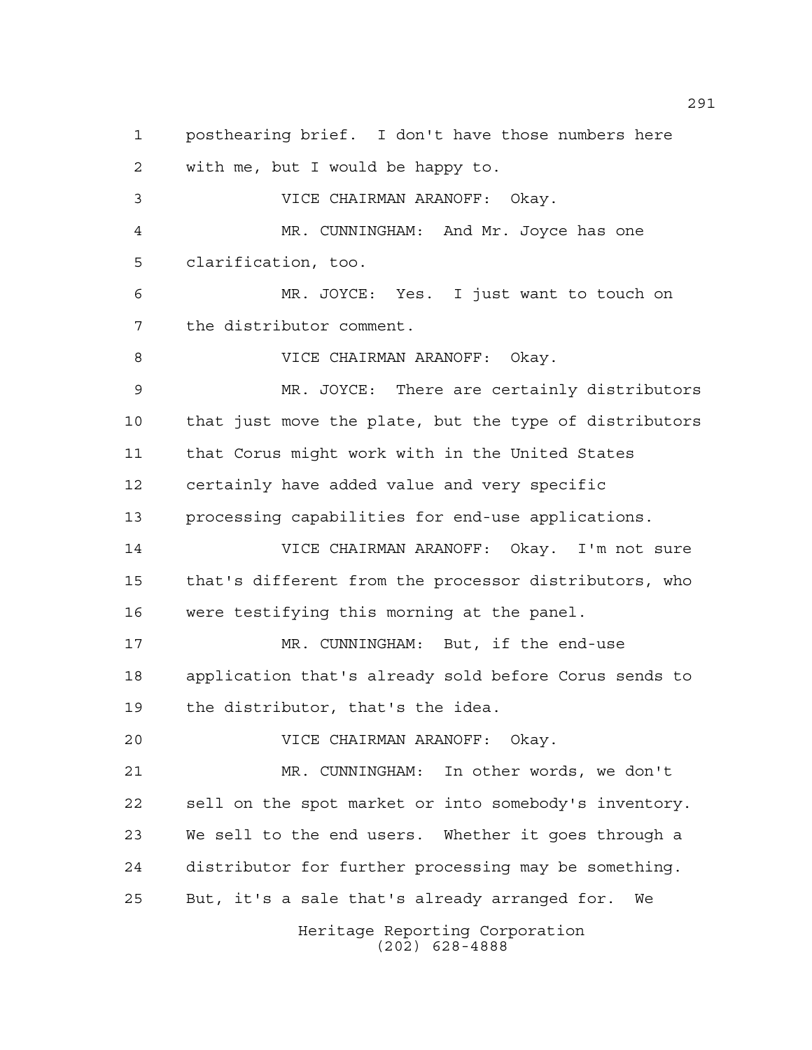posthearing brief. I don't have those numbers here with me, but I would be happy to.

VICE CHAIRMAN ARANOFF: Okay.

MR. CUNNINGHAM: And Mr. Joyce has one clarification, too.

MR. JOYCE: Yes. I just want to touch on the distributor comment.

VICE CHAIRMAN ARANOFF: Okay.

MR. JOYCE: There are certainly distributors that just move the plate, but the type of distributors that Corus might work with in the United States certainly have added value and very specific processing capabilities for end-use applications.

VICE CHAIRMAN ARANOFF: Okay. I'm not sure that's different from the processor distributors, who were testifying this morning at the panel.

MR. CUNNINGHAM: But, if the end-use application that's already sold before Corus sends to the distributor, that's the idea.

VICE CHAIRMAN ARANOFF: Okay.

MR. CUNNINGHAM: In other words, we don't sell on the spot market or into somebody's inventory. We sell to the end users. Whether it goes through a distributor for further processing may be something. But, it's a sale that's already arranged for. We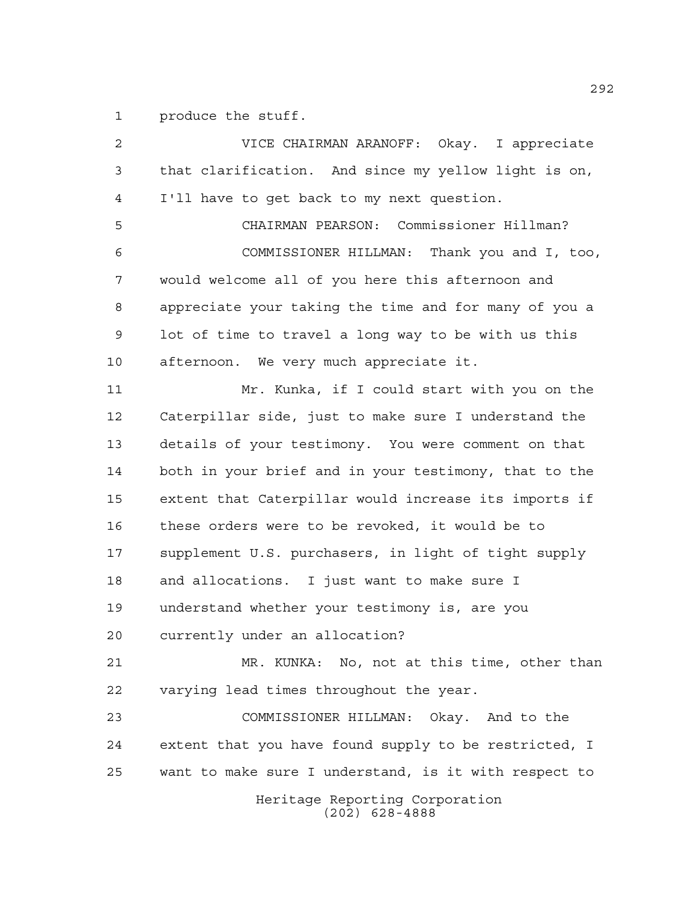produce the stuff.

VICE CHAIRMAN ARANOFF: Okay. I appreciate that clarification. And since my yellow light is on, I'll have to get back to my next question.

CHAIRMAN PEARSON: Commissioner Hillman?

COMMISSIONER HILLMAN: Thank you and I, too, would welcome all of you here this afternoon and appreciate your taking the time and for many of you a lot of time to travel a long way to be with us this afternoon. We very much appreciate it.

Mr. Kunka, if I could start with you on the Caterpillar side, just to make sure I understand the details of your testimony. You were comment on that both in your brief and in your testimony, that to the extent that Caterpillar would increase its imports if these orders were to be revoked, it would be to supplement U.S. purchasers, in light of tight supply and allocations. I just want to make sure I understand whether your testimony is, are you currently under an allocation?

MR. KUNKA: No, not at this time, other than varying lead times throughout the year.

COMMISSIONER HILLMAN: Okay. And to the extent that you have found supply to be restricted, I want to make sure I understand, is it with respect to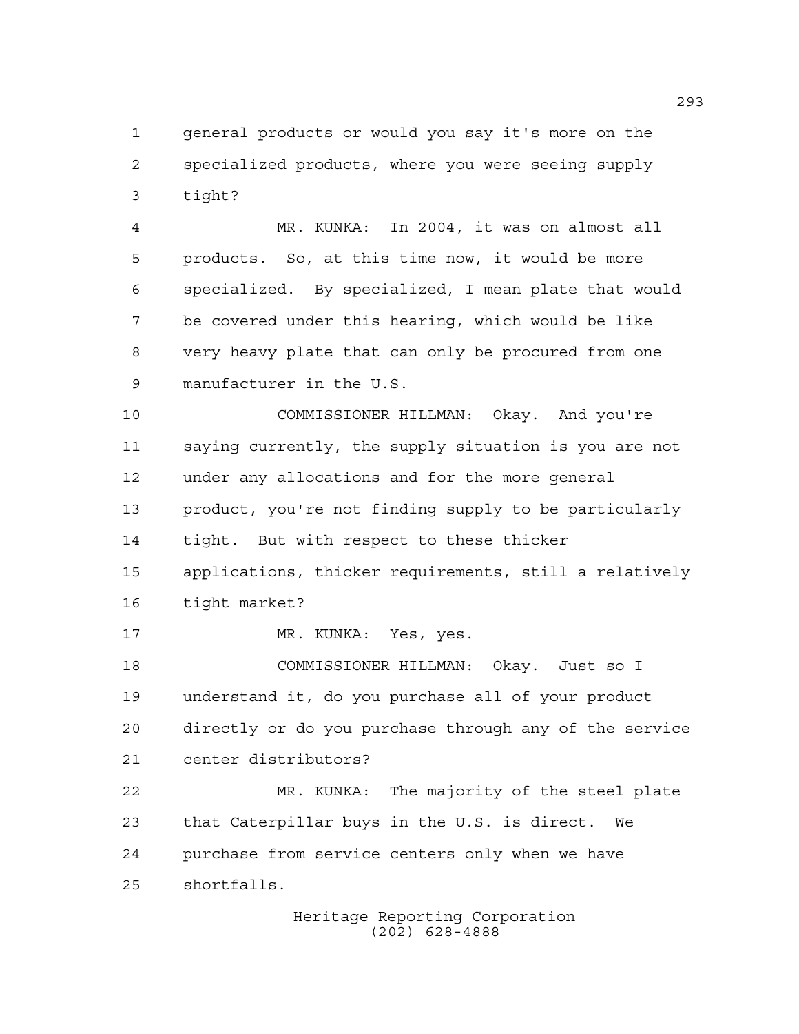general products or would you say it's more on the specialized products, where you were seeing supply tight?

MR. KUNKA: In 2004, it was on almost all products. So, at this time now, it would be more specialized. By specialized, I mean plate that would be covered under this hearing, which would be like very heavy plate that can only be procured from one manufacturer in the U.S.

COMMISSIONER HILLMAN: Okay. And you're saying currently, the supply situation is you are not under any allocations and for the more general product, you're not finding supply to be particularly tight. But with respect to these thicker applications, thicker requirements, still a relatively tight market?

MR. KUNKA: Yes, yes.

COMMISSIONER HILLMAN: Okay. Just so I understand it, do you purchase all of your product directly or do you purchase through any of the service center distributors?

MR. KUNKA: The majority of the steel plate that Caterpillar buys in the U.S. is direct. We purchase from service centers only when we have shortfalls.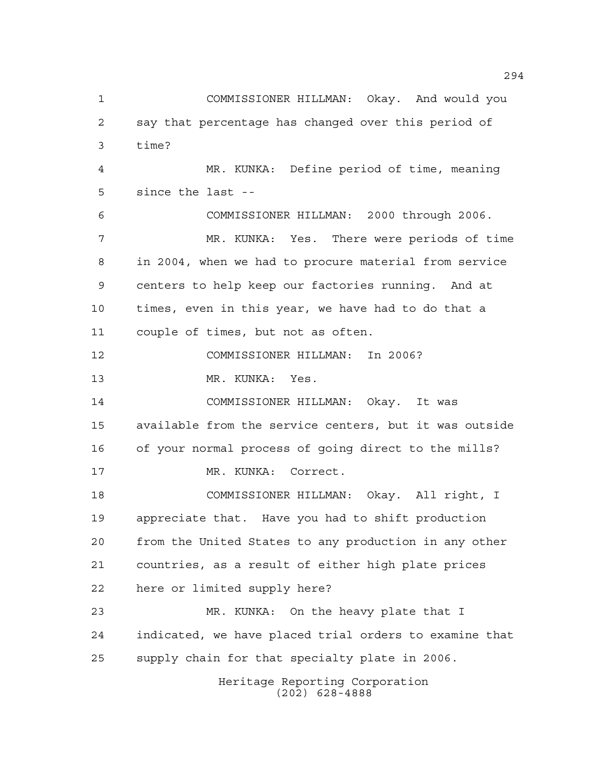COMMISSIONER HILLMAN: Okay. And would you say that percentage has changed over this period of time?

MR. KUNKA: Define period of time, meaning since the last --

COMMISSIONER HILLMAN: 2000 through 2006.

MR. KUNKA: Yes. There were periods of time in 2004, when we had to procure material from service centers to help keep our factories running. And at times, even in this year, we have had to do that a couple of times, but not as often.

COMMISSIONER HILLMAN: In 2006?

MR. KUNKA: Yes.

COMMISSIONER HILLMAN: Okay. It was available from the service centers, but it was outside of your normal process of going direct to the mills?

MR. KUNKA: Correct.

COMMISSIONER HILLMAN: Okay. All right, I appreciate that. Have you had to shift production from the United States to any production in any other countries, as a result of either high plate prices here or limited supply here?

MR. KUNKA: On the heavy plate that I indicated, we have placed trial orders to examine that supply chain for that specialty plate in 2006.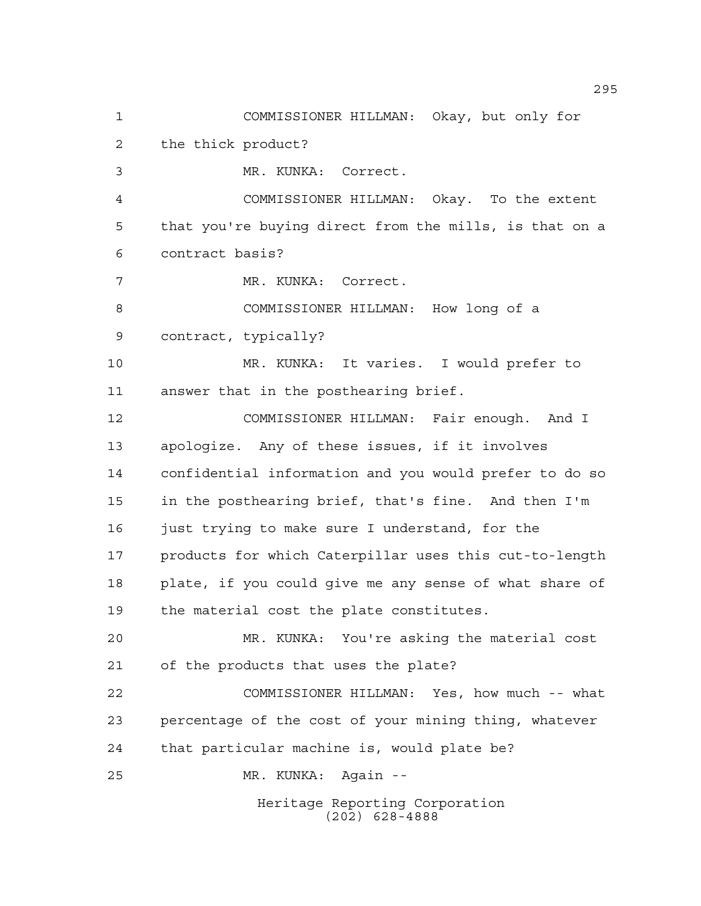COMMISSIONER HILLMAN: Okay, but only for the thick product?

MR. KUNKA: Correct.

COMMISSIONER HILLMAN: Okay. To the extent that you're buying direct from the mills, is that on a contract basis?

MR. KUNKA: Correct.

COMMISSIONER HILLMAN: How long of a contract, typically?

MR. KUNKA: It varies. I would prefer to answer that in the posthearing brief.

COMMISSIONER HILLMAN: Fair enough. And I apologize. Any of these issues, if it involves confidential information and you would prefer to do so in the posthearing brief, that's fine. And then I'm just trying to make sure I understand, for the products for which Caterpillar uses this cut-to-length plate, if you could give me any sense of what share of the material cost the plate constitutes.

MR. KUNKA: You're asking the material cost of the products that uses the plate?

COMMISSIONER HILLMAN: Yes, how much -- what percentage of the cost of your mining thing, whatever that particular machine is, would plate be?

MR. KUNKA: Again --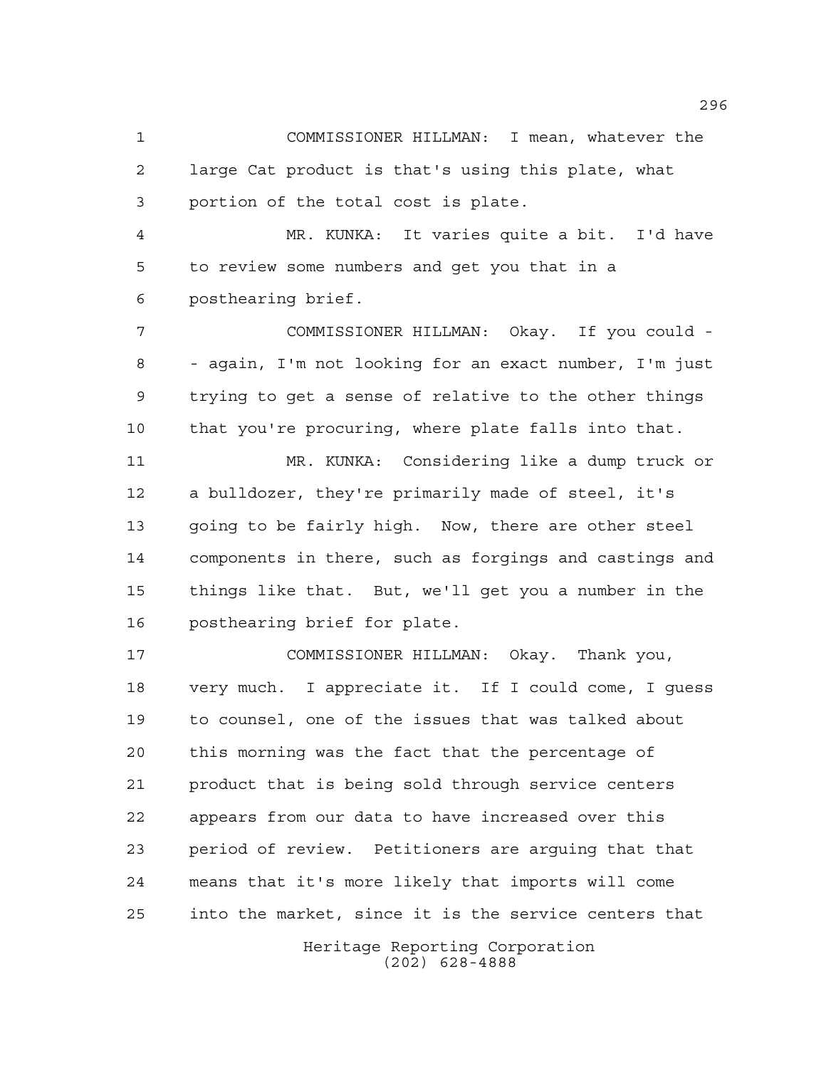COMMISSIONER HILLMAN: I mean, whatever the large Cat product is that's using this plate, what portion of the total cost is plate.

MR. KUNKA: It varies quite a bit. I'd have to review some numbers and get you that in a posthearing brief.

COMMISSIONER HILLMAN: Okay. If you could -- again, I'm not looking for an exact number, I'm just trying to get a sense of relative to the other things that you're procuring, where plate falls into that.

MR. KUNKA: Considering like a dump truck or a bulldozer, they're primarily made of steel, it's going to be fairly high. Now, there are other steel components in there, such as forgings and castings and things like that. But, we'll get you a number in the posthearing brief for plate.

COMMISSIONER HILLMAN: Okay. Thank you, very much. I appreciate it. If I could come, I guess to counsel, one of the issues that was talked about this morning was the fact that the percentage of product that is being sold through service centers appears from our data to have increased over this period of review. Petitioners are arguing that that means that it's more likely that imports will come into the market, since it is the service centers that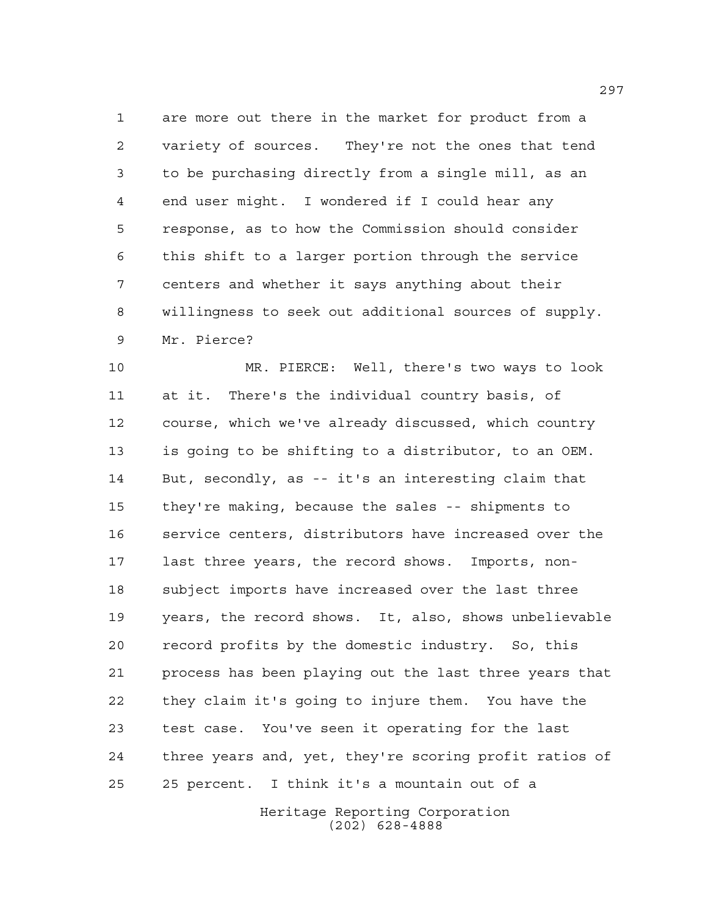are more out there in the market for product from a variety of sources. They're not the ones that tend to be purchasing directly from a single mill, as an end user might. I wondered if I could hear any response, as to how the Commission should consider this shift to a larger portion through the service centers and whether it says anything about their willingness to seek out additional sources of supply. Mr. Pierce?

MR. PIERCE: Well, there's two ways to look at it. There's the individual country basis, of course, which we've already discussed, which country is going to be shifting to a distributor, to an OEM. But, secondly, as -- it's an interesting claim that they're making, because the sales -- shipments to service centers, distributors have increased over the last three years, the record shows. Imports, non-subject imports have increased over the last three years, the record shows. It, also, shows unbelievable record profits by the domestic industry. So, this process has been playing out the last three years that they claim it's going to injure them. You have the test case. You've seen it operating for the last three years and, yet, they're scoring profit ratios of 25 percent. I think it's a mountain out of a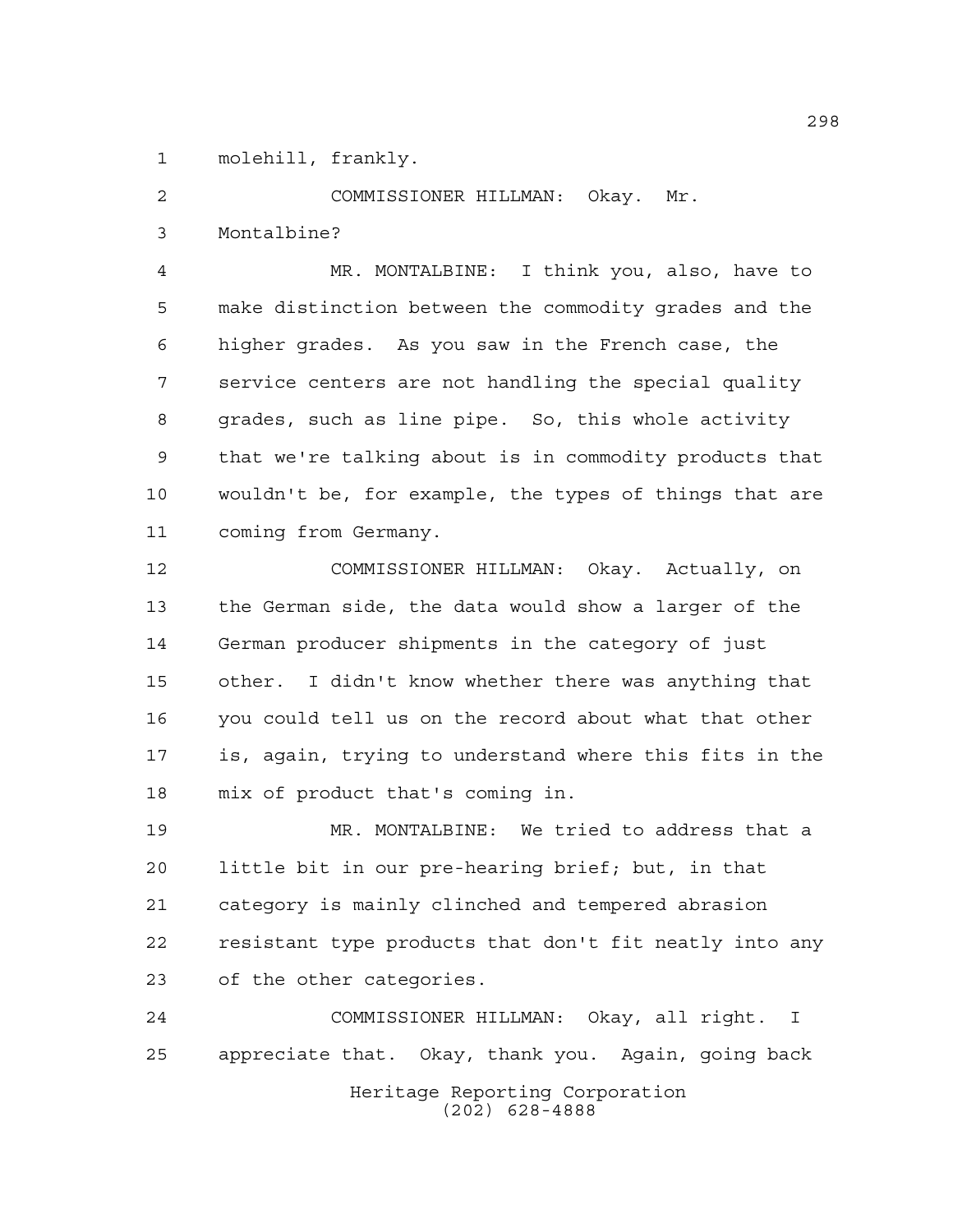molehill, frankly.

COMMISSIONER HILLMAN: Okay. Mr. Montalbine?

MR. MONTALBINE: I think you, also, have to make distinction between the commodity grades and the higher grades. As you saw in the French case, the service centers are not handling the special quality grades, such as line pipe. So, this whole activity that we're talking about is in commodity products that wouldn't be, for example, the types of things that are coming from Germany.

COMMISSIONER HILLMAN: Okay. Actually, on the German side, the data would show a larger of the German producer shipments in the category of just other. I didn't know whether there was anything that you could tell us on the record about what that other is, again, trying to understand where this fits in the mix of product that's coming in.

MR. MONTALBINE: We tried to address that a little bit in our pre-hearing brief; but, in that category is mainly clinched and tempered abrasion resistant type products that don't fit neatly into any of the other categories.

COMMISSIONER HILLMAN: Okay, all right. I appreciate that. Okay, thank you. Again, going back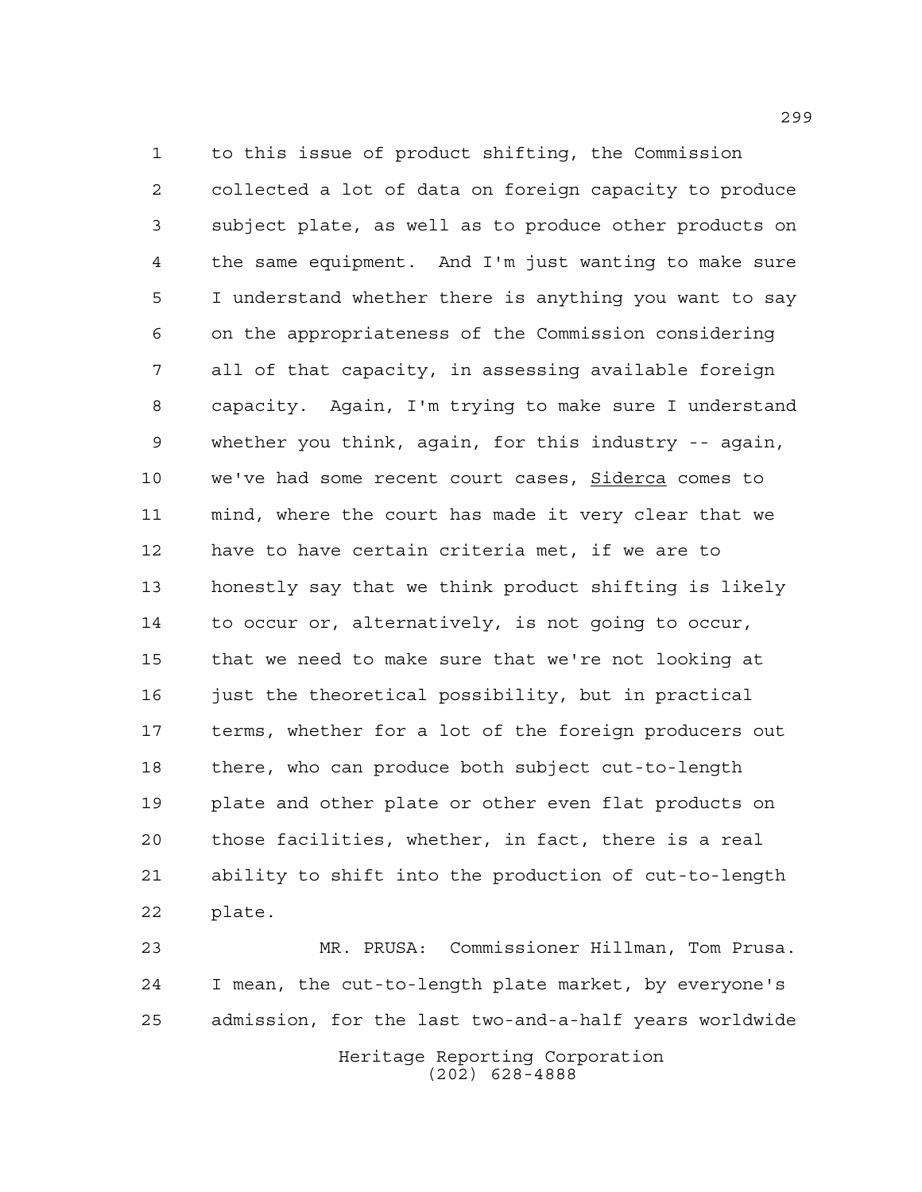to this issue of product shifting, the Commission collected a lot of data on foreign capacity to produce subject plate, as well as to produce other products on the same equipment. And I'm just wanting to make sure I understand whether there is anything you want to say on the appropriateness of the Commission considering all of that capacity, in assessing available foreign capacity. Again, I'm trying to make sure I understand whether you think, again, for this industry -- again, we've had some recent court cases, Siderca comes to mind, where the court has made it very clear that we have to have certain criteria met, if we are to honestly say that we think product shifting is likely to occur or, alternatively, is not going to occur, that we need to make sure that we're not looking at just the theoretical possibility, but in practical terms, whether for a lot of the foreign producers out there, who can produce both subject cut-to-length plate and other plate or other even flat products on those facilities, whether, in fact, there is a real ability to shift into the production of cut-to-length plate.

MR. PRUSA: Commissioner Hillman, Tom Prusa. I mean, the cut-to-length plate market, by everyone's admission, for the last two-and-a-half years worldwide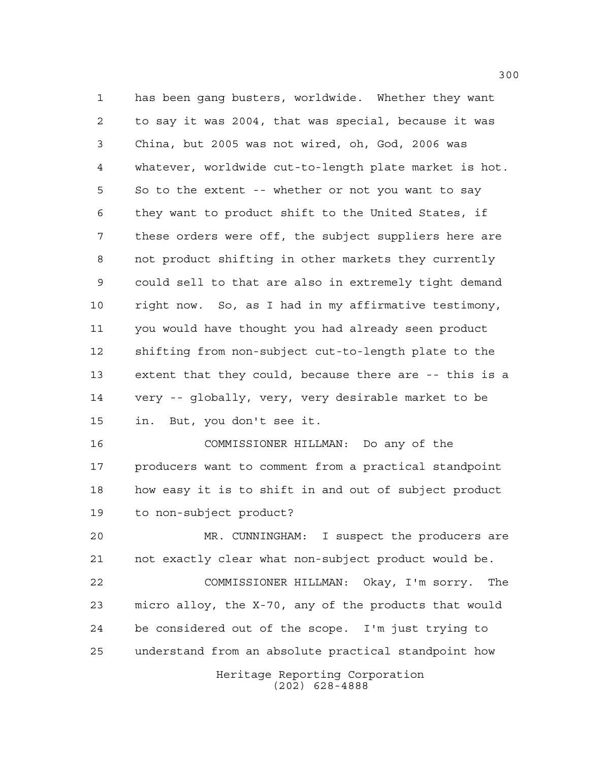has been gang busters, worldwide. Whether they want to say it was 2004, that was special, because it was China, but 2005 was not wired, oh, God, 2006 was whatever, worldwide cut-to-length plate market is hot. So to the extent -- whether or not you want to say they want to product shift to the United States, if these orders were off, the subject suppliers here are not product shifting in other markets they currently could sell to that are also in extremely tight demand right now. So, as I had in my affirmative testimony, you would have thought you had already seen product shifting from non-subject cut-to-length plate to the extent that they could, because there are -- this is a very -- globally, very, very desirable market to be in. But, you don't see it.

COMMISSIONER HILLMAN: Do any of the producers want to comment from a practical standpoint how easy it is to shift in and out of subject product to non-subject product?

MR. CUNNINGHAM: I suspect the producers are not exactly clear what non-subject product would be.

COMMISSIONER HILLMAN: Okay, I'm sorry. The micro alloy, the X-70, any of the products that would be considered out of the scope. I'm just trying to understand from an absolute practical standpoint how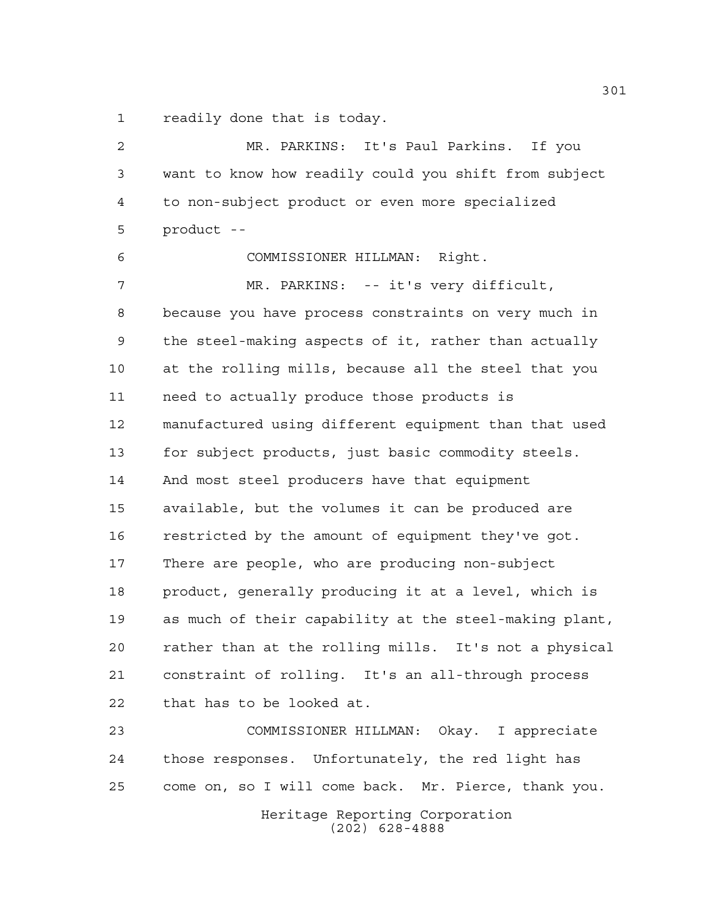readily done that is today.

MR. PARKINS: It's Paul Parkins. If you want to know how readily could you shift from subject to non-subject product or even more specialized product --

COMMISSIONER HILLMAN: Right.

MR. PARKINS: -- it's very difficult, because you have process constraints on very much in the steel-making aspects of it, rather than actually at the rolling mills, because all the steel that you need to actually produce those products is manufactured using different equipment than that used for subject products, just basic commodity steels. And most steel producers have that equipment available, but the volumes it can be produced are restricted by the amount of equipment they've got. There are people, who are producing non-subject product, generally producing it at a level, which is as much of their capability at the steel-making plant, rather than at the rolling mills. It's not a physical constraint of rolling. It's an all-through process that has to be looked at.

COMMISSIONER HILLMAN: Okay. I appreciate those responses. Unfortunately, the red light has come on, so I will come back. Mr. Pierce, thank you.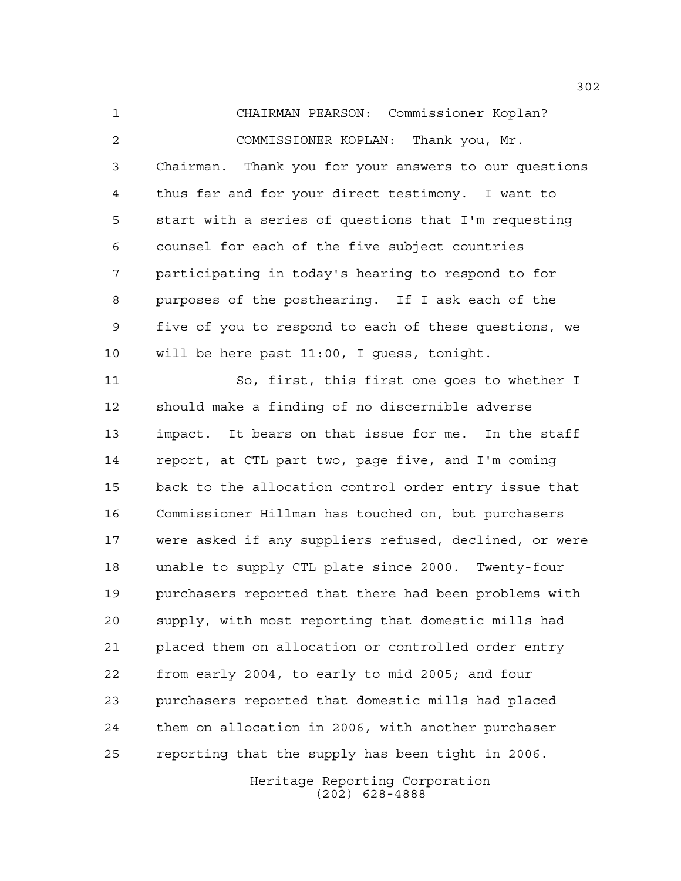CHAIRMAN PEARSON: Commissioner Koplan?

COMMISSIONER KOPLAN: Thank you, Mr. Chairman. Thank you for your answers to our questions thus far and for your direct testimony. I want to start with a series of questions that I'm requesting counsel for each of the five subject countries participating in today's hearing to respond to for purposes of the posthearing. If I ask each of the five of you to respond to each of these questions, we will be here past 11:00, I guess, tonight.

So, first, this first one goes to whether I should make a finding of no discernible adverse impact. It bears on that issue for me. In the staff report, at CTL part two, page five, and I'm coming back to the allocation control order entry issue that Commissioner Hillman has touched on, but purchasers were asked if any suppliers refused, declined, or were unable to supply CTL plate since 2000. Twenty-four purchasers reported that there had been problems with supply, with most reporting that domestic mills had placed them on allocation or controlled order entry from early 2004, to early to mid 2005; and four purchasers reported that domestic mills had placed them on allocation in 2006, with another purchaser reporting that the supply has been tight in 2006.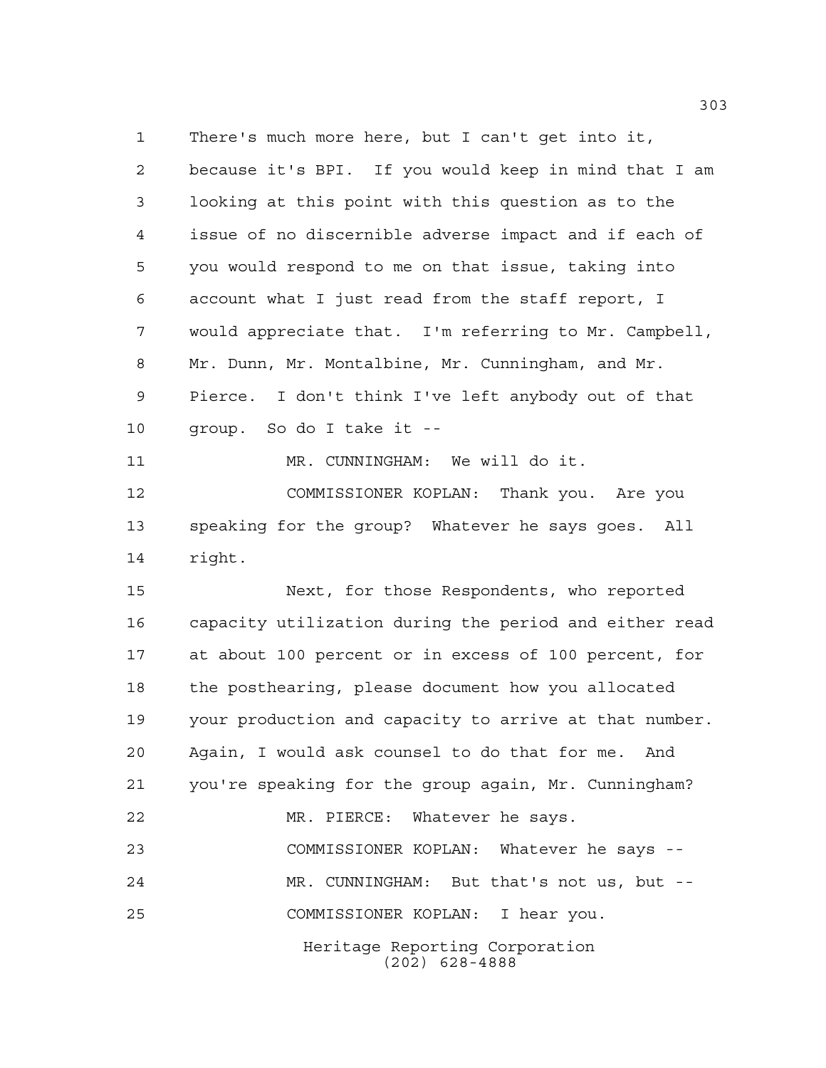There's much more here, but I can't get into it, because it's BPI. If you would keep in mind that I am looking at this point with this question as to the issue of no discernible adverse impact and if each of you would respond to me on that issue, taking into account what I just read from the staff report, I would appreciate that. I'm referring to Mr. Campbell, Mr. Dunn, Mr. Montalbine, Mr. Cunningham, and Mr. Pierce. I don't think I've left anybody out of that group. So do I take it --

MR. CUNNINGHAM: We will do it.

COMMISSIONER KOPLAN: Thank you. Are you speaking for the group? Whatever he says goes. All right.

Next, for those Respondents, who reported capacity utilization during the period and either read at about 100 percent or in excess of 100 percent, for the posthearing, please document how you allocated your production and capacity to arrive at that number. Again, I would ask counsel to do that for me. And you're speaking for the group again, Mr. Cunningham?

MR. PIERCE: Whatever he says.

COMMISSIONER KOPLAN: Whatever he says --

MR. CUNNINGHAM: But that's not us, but --

COMMISSIONER KOPLAN: I hear you.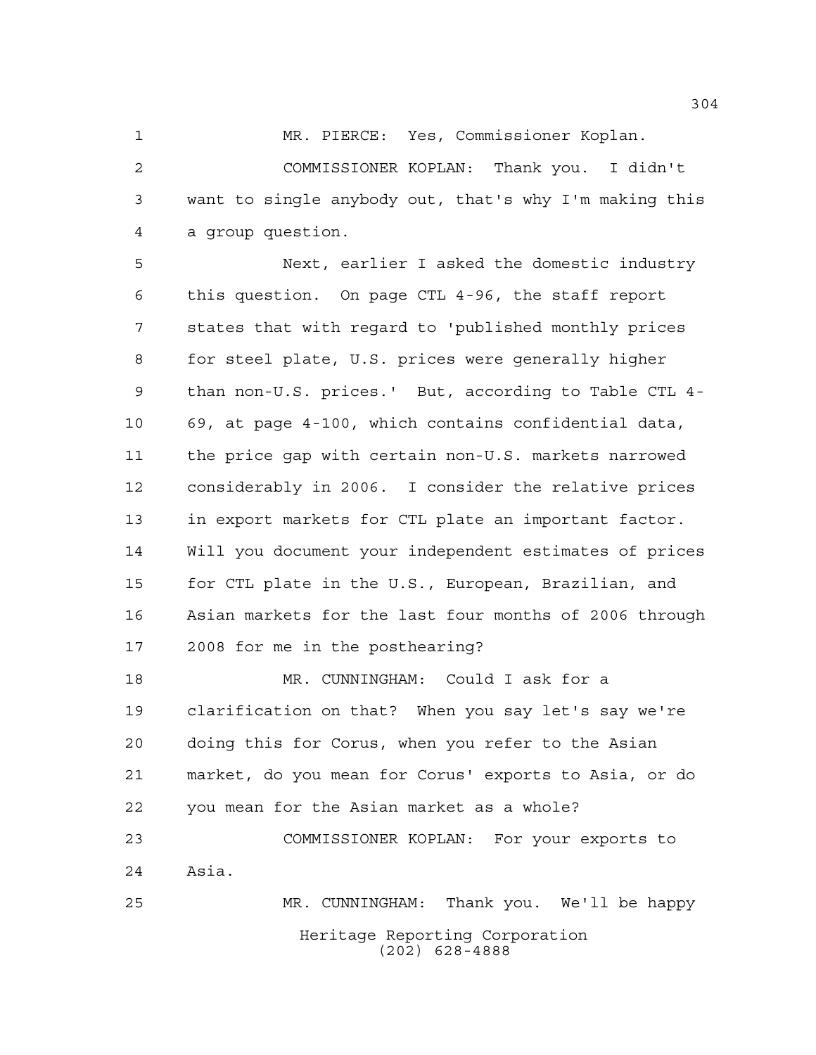MR. PIERCE: Yes, Commissioner Koplan.

COMMISSIONER KOPLAN: Thank you. I didn't want to single anybody out, that's why I'm making this a group question.

Next, earlier I asked the domestic industry this question. On page CTL 4-96, the staff report states that with regard to 'published monthly prices for steel plate, U.S. prices were generally higher than non-U.S. prices.' But, according to Table CTL 4-69, at page 4-100, which contains confidential data, the price gap with certain non-U.S. markets narrowed considerably in 2006. I consider the relative prices in export markets for CTL plate an important factor. Will you document your independent estimates of prices for CTL plate in the U.S., European, Brazilian, and Asian markets for the last four months of 2006 through 2008 for me in the posthearing?

MR. CUNNINGHAM: Could I ask for a clarification on that? When you say let's say we're doing this for Corus, when you refer to the Asian market, do you mean for Corus' exports to Asia, or do you mean for the Asian market as a whole?

COMMISSIONER KOPLAN: For your exports to Asia.

MR. CUNNINGHAM: Thank you. We'll be happy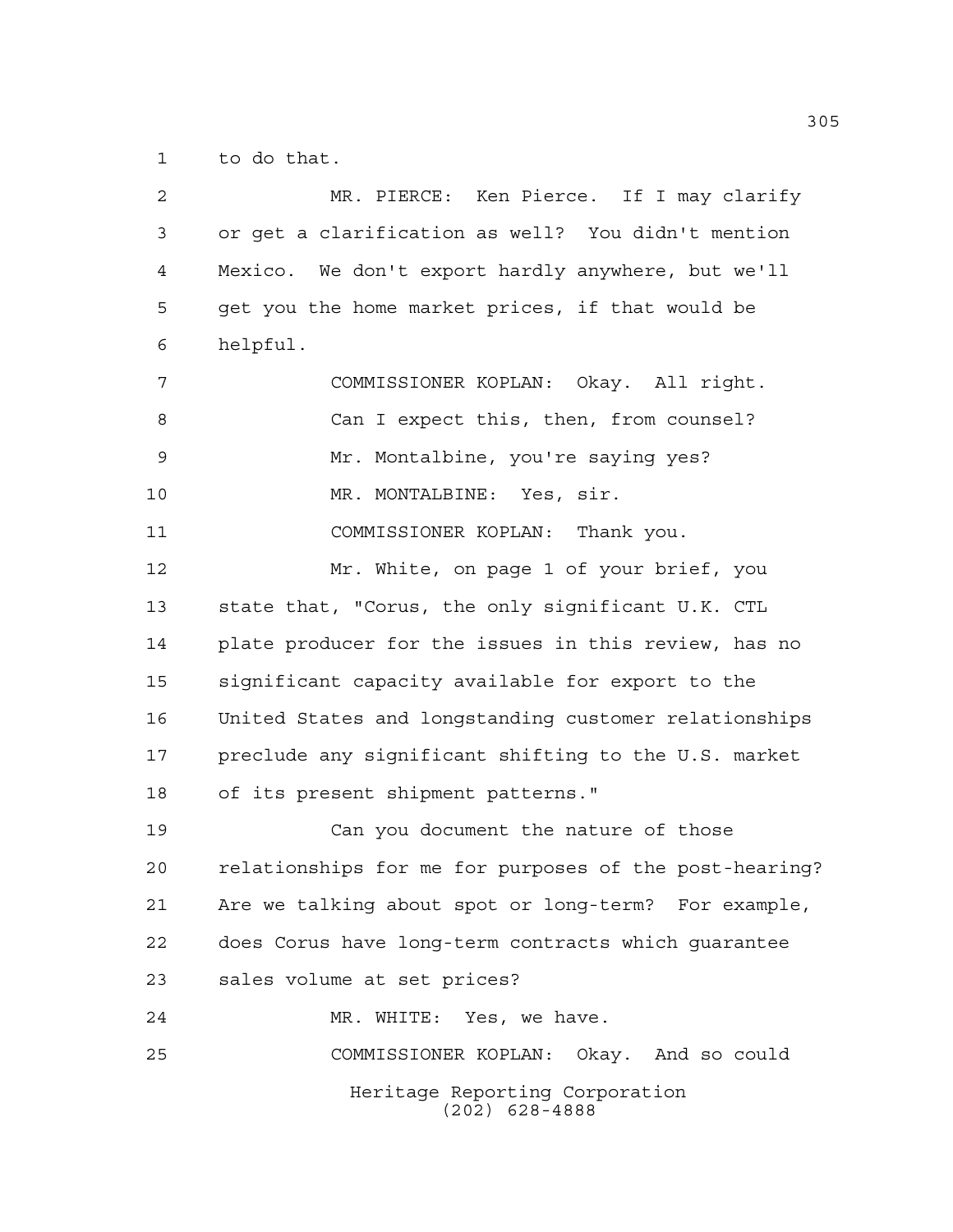to do that.

MR. PIERCE: Ken Pierce. If I may clarify or get a clarification as well? You didn't mention Mexico. We don't export hardly anywhere, but we'll get you the home market prices, if that would be helpful.

COMMISSIONER KOPLAN: Okay. All right. Can I expect this, then, from counsel? Mr. Montalbine, you're saying yes?

MR. MONTALBINE: Yes, sir.

COMMISSIONER KOPLAN: Thank you.

Mr. White, on page 1 of your brief, you state that, "Corus, the only significant U.K. CTL plate producer for the issues in this review, has no significant capacity available for export to the United States and longstanding customer relationships preclude any significant shifting to the U.S. market of its present shipment patterns."

Can you document the nature of those relationships for me for purposes of the post-hearing? Are we talking about spot or long-term? For example, does Corus have long-term contracts which guarantee sales volume at set prices?

MR. WHITE: Yes, we have.

COMMISSIONER KOPLAN: Okay. And so could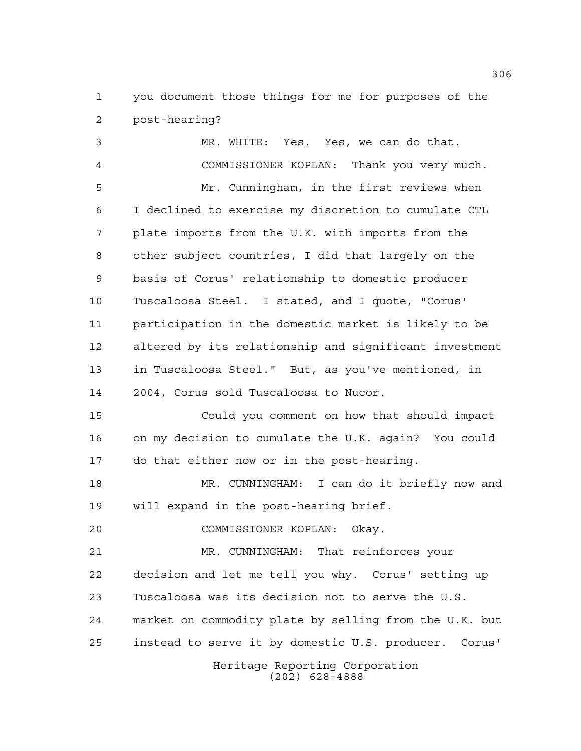you document those things for me for purposes of the post-hearing?

MR. WHITE: Yes. Yes, we can do that.

COMMISSIONER KOPLAN: Thank you very much.

Mr. Cunningham, in the first reviews when I declined to exercise my discretion to cumulate CTL plate imports from the U.K. with imports from the other subject countries, I did that largely on the basis of Corus' relationship to domestic producer Tuscaloosa Steel. I stated, and I quote, "Corus' participation in the domestic market is likely to be altered by its relationship and significant investment in Tuscaloosa Steel." But, as you've mentioned, in 2004, Corus sold Tuscaloosa to Nucor.

Could you comment on how that should impact on my decision to cumulate the U.K. again? You could do that either now or in the post-hearing.

MR. CUNNINGHAM: I can do it briefly now and will expand in the post-hearing brief.

COMMISSIONER KOPLAN: Okay.

MR. CUNNINGHAM: That reinforces your decision and let me tell you why. Corus' setting up Tuscaloosa was its decision not to serve the U.S. market on commodity plate by selling from the U.K. but instead to serve it by domestic U.S. producer. Corus'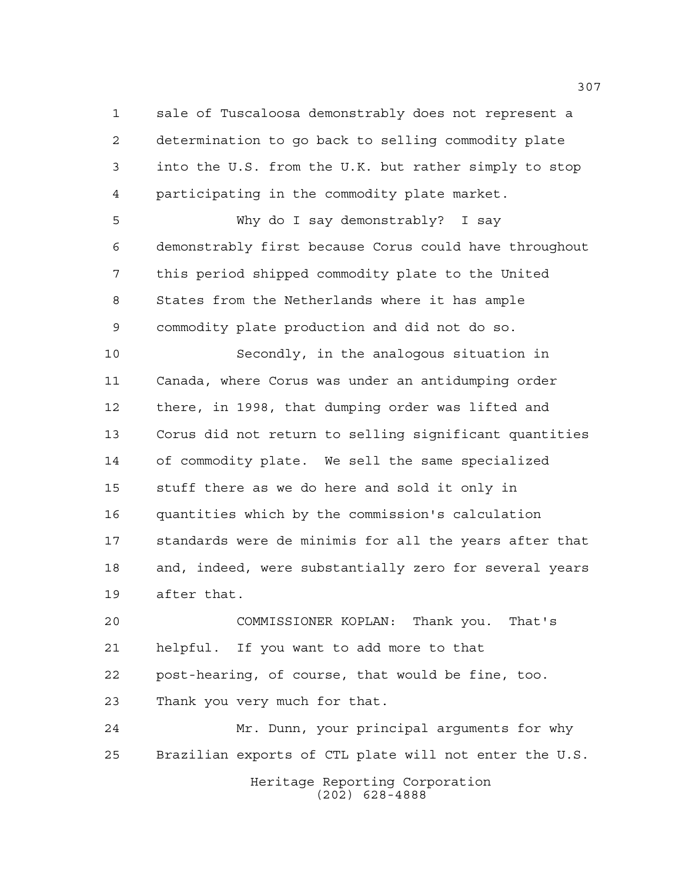sale of Tuscaloosa demonstrably does not represent a determination to go back to selling commodity plate into the U.S. from the U.K. but rather simply to stop participating in the commodity plate market.

Why do I say demonstrably? I say demonstrably first because Corus could have throughout this period shipped commodity plate to the United States from the Netherlands where it has ample commodity plate production and did not do so.

Secondly, in the analogous situation in Canada, where Corus was under an antidumping order there, in 1998, that dumping order was lifted and Corus did not return to selling significant quantities of commodity plate. We sell the same specialized stuff there as we do here and sold it only in quantities which by the commission's calculation standards were de minimis for all the years after that and, indeed, were substantially zero for several years after that.

COMMISSIONER KOPLAN: Thank you. That's helpful. If you want to add more to that post-hearing, of course, that would be fine, too. Thank you very much for that.

Mr. Dunn, your principal arguments for why Brazilian exports of CTL plate will not enter the U.S.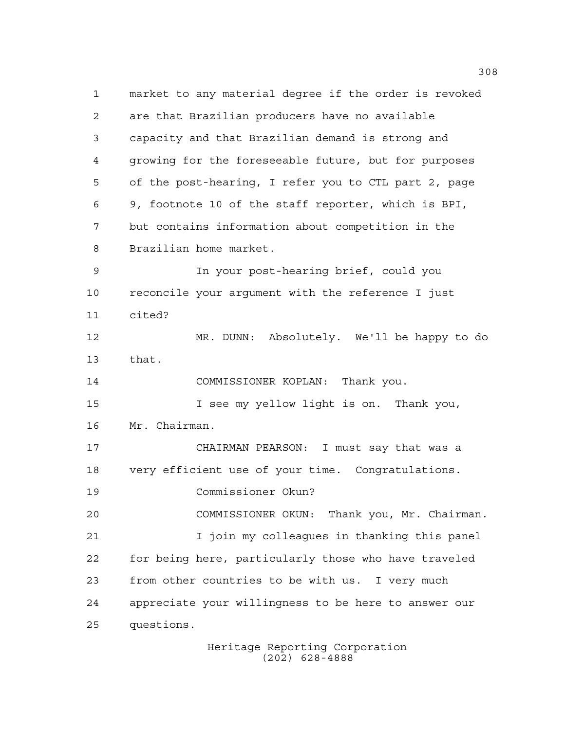market to any material degree if the order is revoked are that Brazilian producers have no available capacity and that Brazilian demand is strong and growing for the foreseeable future, but for purposes of the post-hearing, I refer you to CTL part 2, page 9, footnote 10 of the staff reporter, which is BPI, but contains information about competition in the Brazilian home market.

In your post-hearing brief, could you reconcile your argument with the reference I just cited?

MR. DUNN: Absolutely. We'll be happy to do that.

COMMISSIONER KOPLAN: Thank you.

I see my yellow light is on. Thank you, Mr. Chairman.

CHAIRMAN PEARSON: I must say that was a very efficient use of your time. Congratulations.

Commissioner Okun?

COMMISSIONER OKUN: Thank you, Mr. Chairman.

I join my colleagues in thanking this panel for being here, particularly those who have traveled from other countries to be with us. I very much appreciate your willingness to be here to answer our questions.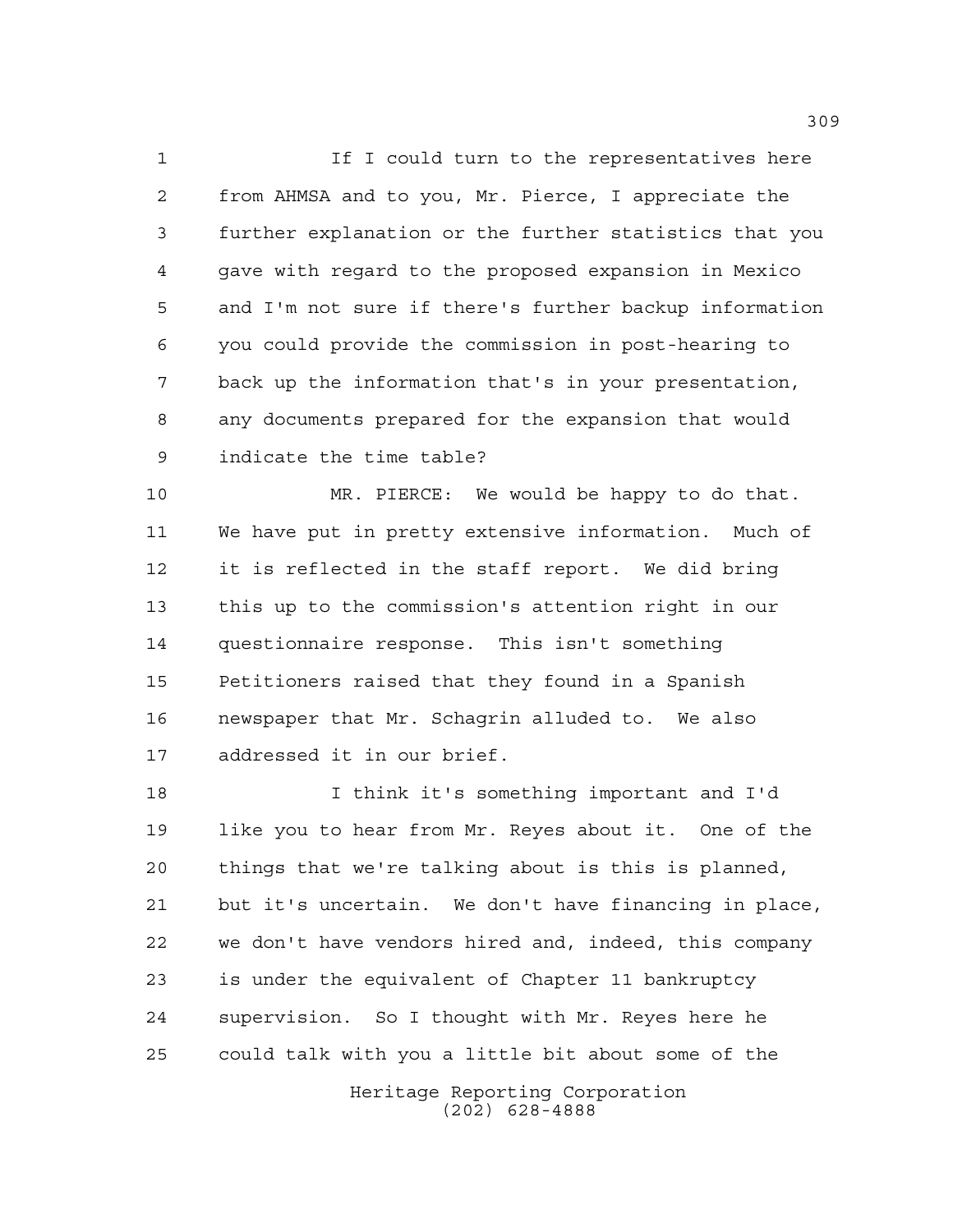If I could turn to the representatives here from AHMSA and to you, Mr. Pierce, I appreciate the further explanation or the further statistics that you gave with regard to the proposed expansion in Mexico and I'm not sure if there's further backup information you could provide the commission in post-hearing to back up the information that's in your presentation, any documents prepared for the expansion that would indicate the time table?

MR. PIERCE: We would be happy to do that. We have put in pretty extensive information. Much of it is reflected in the staff report. We did bring this up to the commission's attention right in our questionnaire response. This isn't something Petitioners raised that they found in a Spanish newspaper that Mr. Schagrin alluded to. We also addressed it in our brief.

I think it's something important and I'd like you to hear from Mr. Reyes about it. One of the things that we're talking about is this is planned, but it's uncertain. We don't have financing in place, we don't have vendors hired and, indeed, this company is under the equivalent of Chapter 11 bankruptcy supervision. So I thought with Mr. Reyes here he could talk with you a little bit about some of the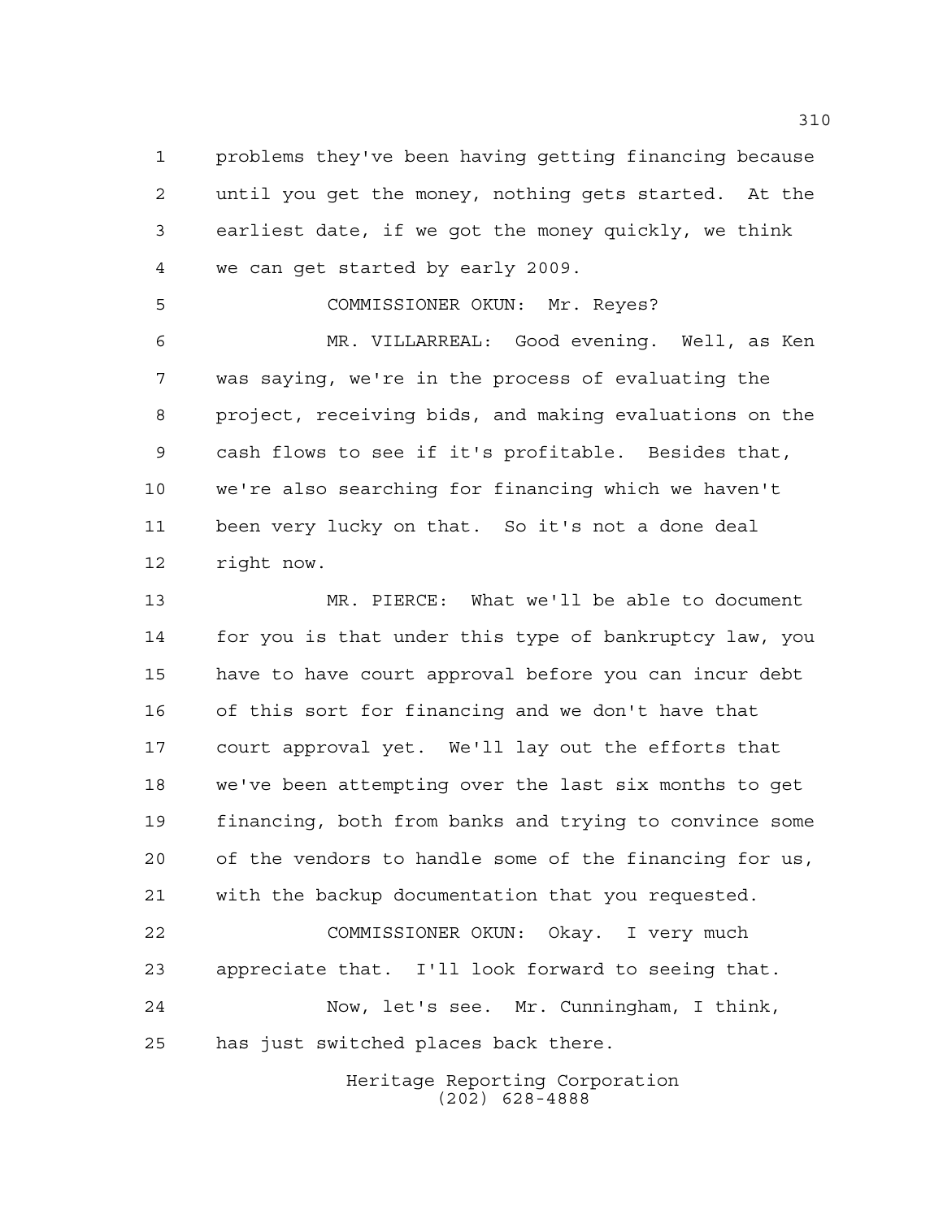problems they've been having getting financing because until you get the money, nothing gets started. At the earliest date, if we got the money quickly, we think we can get started by early 2009.

COMMISSIONER OKUN: Mr. Reyes?

MR. VILLARREAL: Good evening. Well, as Ken was saying, we're in the process of evaluating the project, receiving bids, and making evaluations on the cash flows to see if it's profitable. Besides that, we're also searching for financing which we haven't been very lucky on that. So it's not a done deal right now.

MR. PIERCE: What we'll be able to document for you is that under this type of bankruptcy law, you have to have court approval before you can incur debt of this sort for financing and we don't have that court approval yet. We'll lay out the efforts that we've been attempting over the last six months to get financing, both from banks and trying to convince some of the vendors to handle some of the financing for us, with the backup documentation that you requested.

COMMISSIONER OKUN: Okay. I very much appreciate that. I'll look forward to seeing that.

Now, let's see. Mr. Cunningham, I think, has just switched places back there.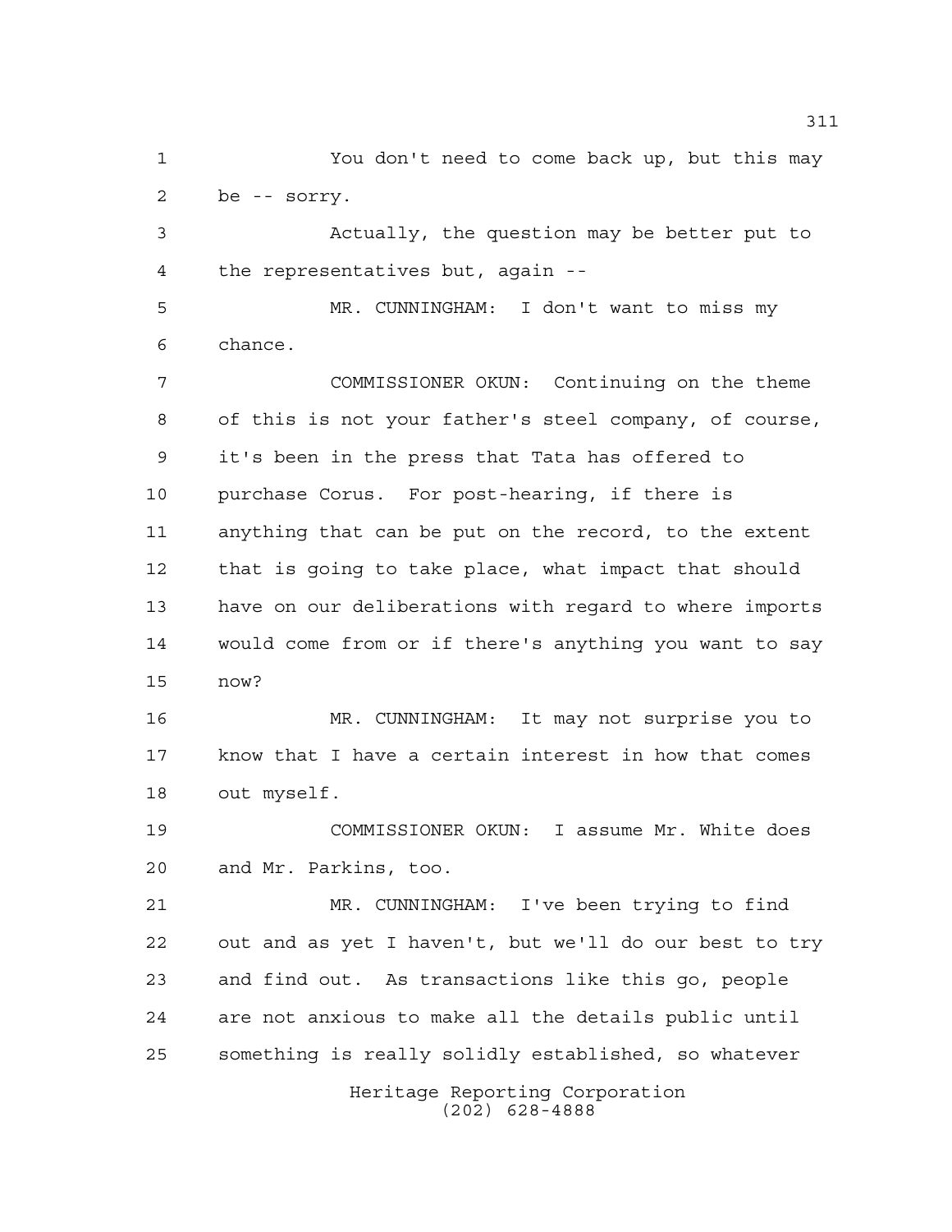You don't need to come back up, but this may be -- sorry.

Actually, the question may be better put to the representatives but, again --

MR. CUNNINGHAM: I don't want to miss my chance.

COMMISSIONER OKUN: Continuing on the theme of this is not your father's steel company, of course, it's been in the press that Tata has offered to purchase Corus. For post-hearing, if there is anything that can be put on the record, to the extent that is going to take place, what impact that should have on our deliberations with regard to where imports would come from or if there's anything you want to say now?

MR. CUNNINGHAM: It may not surprise you to know that I have a certain interest in how that comes out myself.

COMMISSIONER OKUN: I assume Mr. White does and Mr. Parkins, too.

MR. CUNNINGHAM: I've been trying to find out and as yet I haven't, but we'll do our best to try and find out. As transactions like this go, people are not anxious to make all the details public until something is really solidly established, so whatever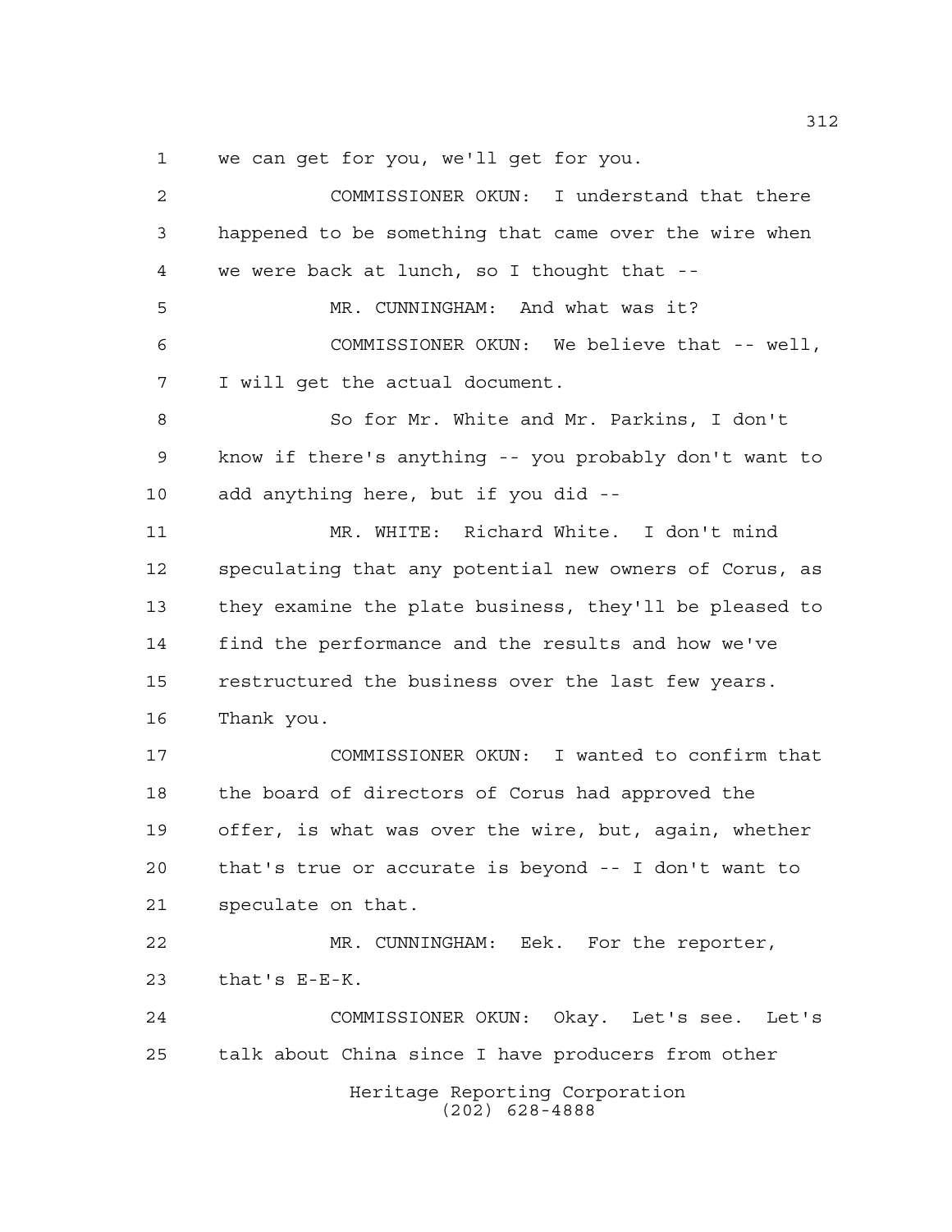we can get for you, we'll get for you.

COMMISSIONER OKUN: I understand that there happened to be something that came over the wire when we were back at lunch, so I thought that --

MR. CUNNINGHAM: And what was it?

COMMISSIONER OKUN: We believe that -- well, I will get the actual document.

So for Mr. White and Mr. Parkins, I don't know if there's anything -- you probably don't want to add anything here, but if you did --

MR. WHITE: Richard White. I don't mind speculating that any potential new owners of Corus, as they examine the plate business, they'll be pleased to find the performance and the results and how we've restructured the business over the last few years. Thank you.

COMMISSIONER OKUN: I wanted to confirm that the board of directors of Corus had approved the offer, is what was over the wire, but, again, whether that's true or accurate is beyond -- I don't want to speculate on that.

MR. CUNNINGHAM: Eek. For the reporter, that's E-E-K.

COMMISSIONER OKUN: Okay. Let's see. Let's talk about China since I have producers from other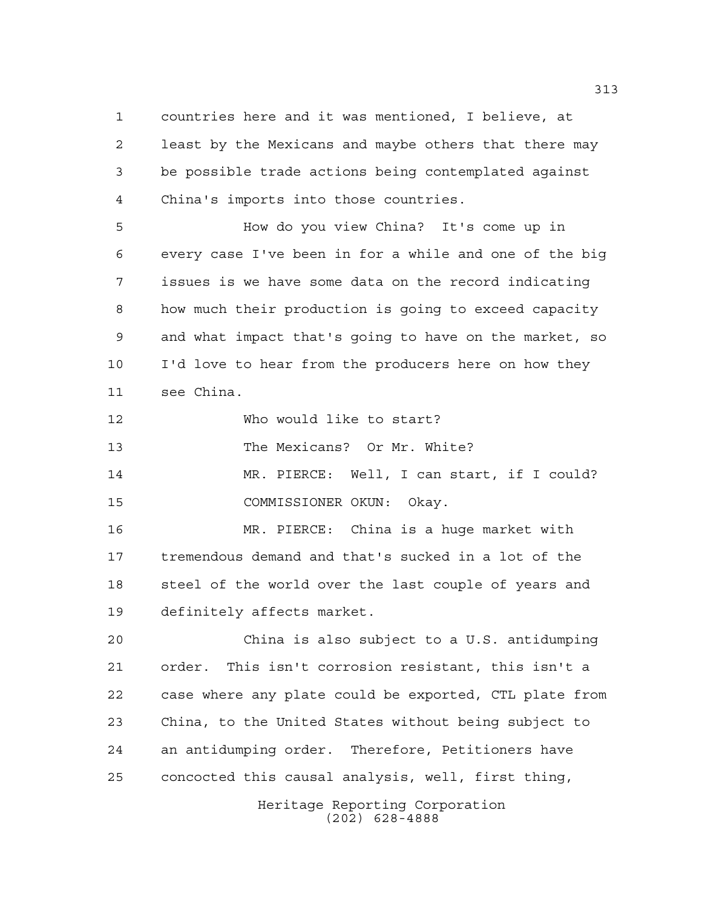countries here and it was mentioned, I believe, at least by the Mexicans and maybe others that there may be possible trade actions being contemplated against China's imports into those countries.

How do you view China? It's come up in every case I've been in for a while and one of the big issues is we have some data on the record indicating how much their production is going to exceed capacity and what impact that's going to have on the market, so I'd love to hear from the producers here on how they see China.

Who would like to start?

The Mexicans? Or Mr. White?

MR. PIERCE: Well, I can start, if I could?

COMMISSIONER OKUN: Okay.

MR. PIERCE: China is a huge market with tremendous demand and that's sucked in a lot of the steel of the world over the last couple of years and definitely affects market.

China is also subject to a U.S. antidumping order. This isn't corrosion resistant, this isn't a case where any plate could be exported, CTL plate from China, to the United States without being subject to an antidumping order. Therefore, Petitioners have concocted this causal analysis, well, first thing,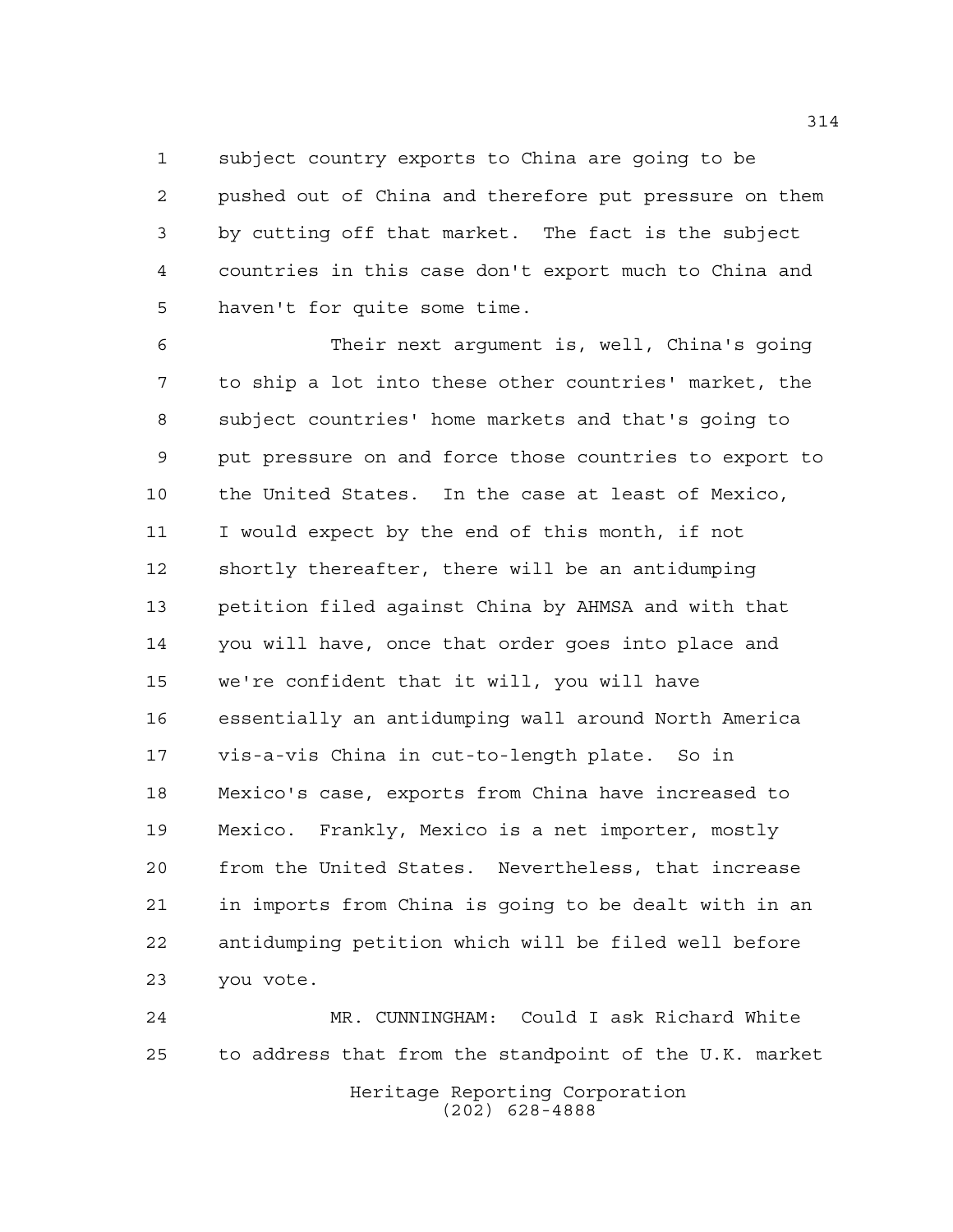subject country exports to China are going to be pushed out of China and therefore put pressure on them by cutting off that market. The fact is the subject countries in this case don't export much to China and haven't for quite some time.

Their next argument is, well, China's going to ship a lot into these other countries' market, the subject countries' home markets and that's going to put pressure on and force those countries to export to the United States. In the case at least of Mexico, I would expect by the end of this month, if not shortly thereafter, there will be an antidumping petition filed against China by AHMSA and with that you will have, once that order goes into place and we're confident that it will, you will have essentially an antidumping wall around North America vis-a-vis China in cut-to-length plate. So in Mexico's case, exports from China have increased to Mexico. Frankly, Mexico is a net importer, mostly from the United States. Nevertheless, that increase in imports from China is going to be dealt with in an antidumping petition which will be filed well before you vote.

MR. CUNNINGHAM: Could I ask Richard White to address that from the standpoint of the U.K. market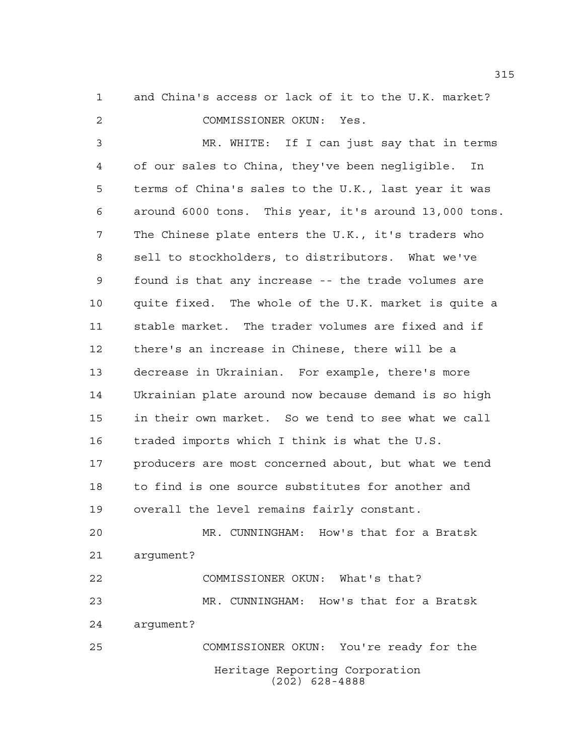and China's access or lack of it to the U.K. market?

COMMISSIONER OKUN: Yes.

MR. WHITE: If I can just say that in terms of our sales to China, they've been negligible. In terms of China's sales to the U.K., last year it was around 6000 tons. This year, it's around 13,000 tons. The Chinese plate enters the U.K., it's traders who sell to stockholders, to distributors. What we've found is that any increase -- the trade volumes are quite fixed. The whole of the U.K. market is quite a stable market. The trader volumes are fixed and if there's an increase in Chinese, there will be a decrease in Ukrainian. For example, there's more Ukrainian plate around now because demand is so high in their own market. So we tend to see what we call traded imports which I think is what the U.S. producers are most concerned about, but what we tend to find is one source substitutes for another and overall the level remains fairly constant.

MR. CUNNINGHAM: How's that for a Bratsk argument?

COMMISSIONER OKUN: What's that?

MR. CUNNINGHAM: How's that for a Bratsk argument?

COMMISSIONER OKUN: You're ready for the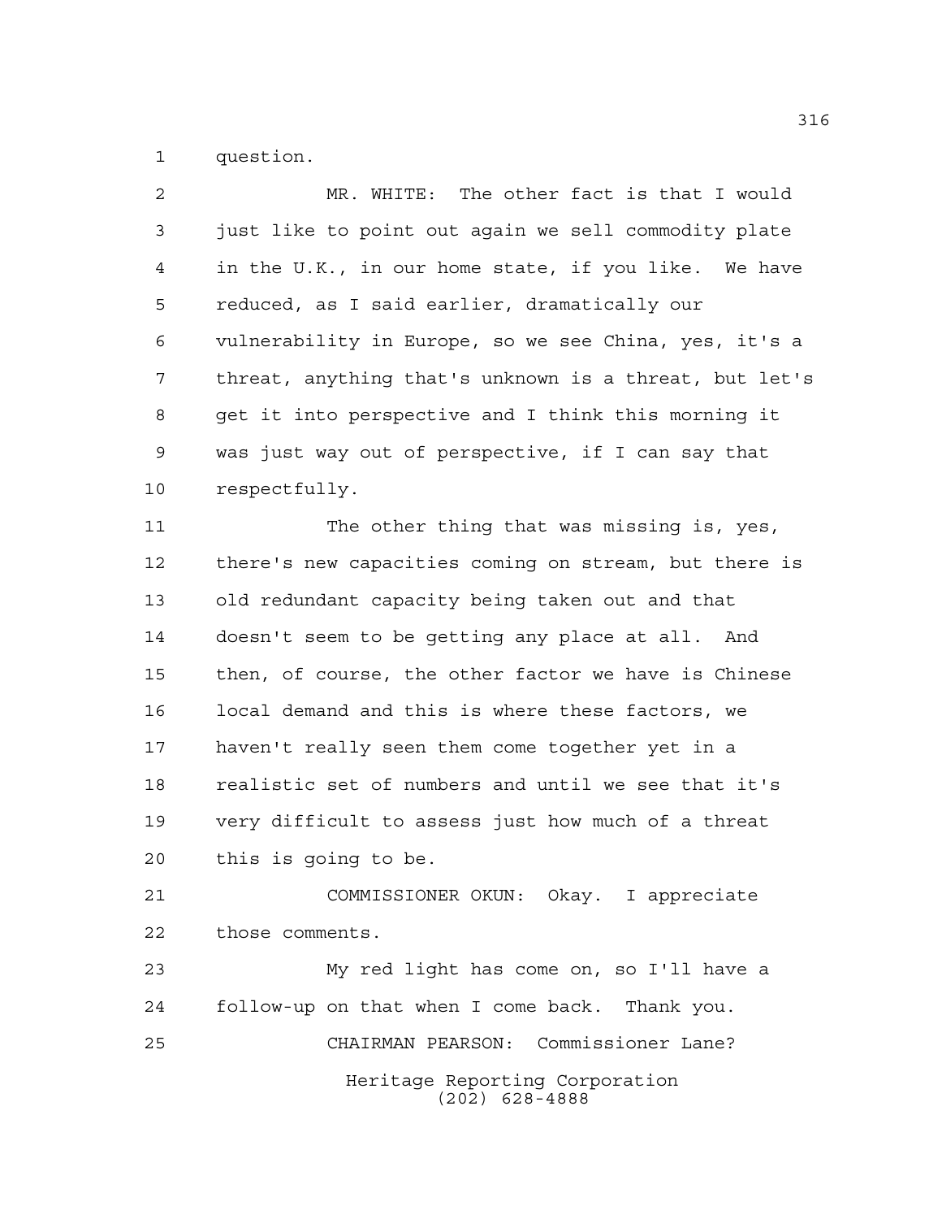question.

MR. WHITE: The other fact is that I would just like to point out again we sell commodity plate in the U.K., in our home state, if you like. We have reduced, as I said earlier, dramatically our vulnerability in Europe, so we see China, yes, it's a threat, anything that's unknown is a threat, but let's get it into perspective and I think this morning it was just way out of perspective, if I can say that respectfully.

The other thing that was missing is, yes, there's new capacities coming on stream, but there is old redundant capacity being taken out and that doesn't seem to be getting any place at all. And then, of course, the other factor we have is Chinese local demand and this is where these factors, we haven't really seen them come together yet in a realistic set of numbers and until we see that it's very difficult to assess just how much of a threat this is going to be.

COMMISSIONER OKUN: Okay. I appreciate those comments.

My red light has come on, so I'll have a follow-up on that when I come back. Thank you.

CHAIRMAN PEARSON: Commissioner Lane?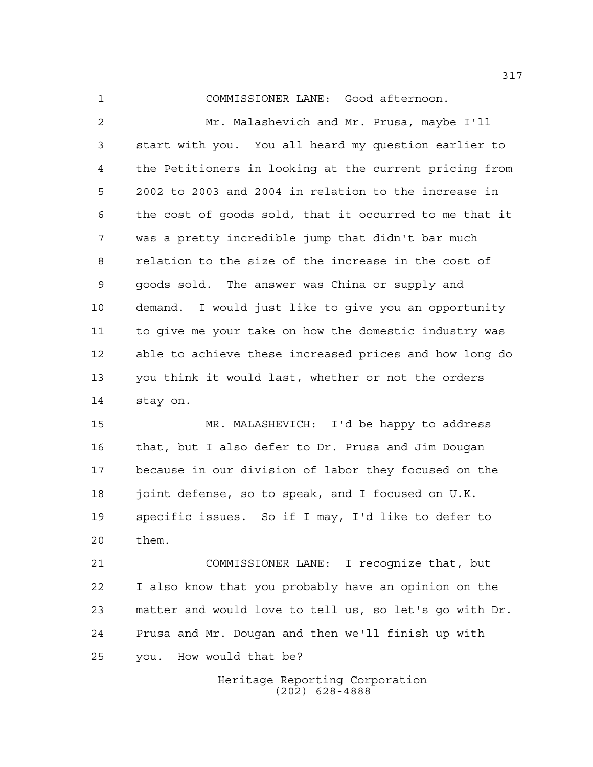COMMISSIONER LANE: Good afternoon.

Mr. Malashevich and Mr. Prusa, maybe I'll start with you. You all heard my question earlier to the Petitioners in looking at the current pricing from 2002 to 2003 and 2004 in relation to the increase in the cost of goods sold, that it occurred to me that it was a pretty incredible jump that didn't bar much relation to the size of the increase in the cost of goods sold. The answer was China or supply and demand. I would just like to give you an opportunity to give me your take on how the domestic industry was able to achieve these increased prices and how long do you think it would last, whether or not the orders stay on.

MR. MALASHEVICH: I'd be happy to address that, but I also defer to Dr. Prusa and Jim Dougan because in our division of labor they focused on the joint defense, so to speak, and I focused on U.K. specific issues. So if I may, I'd like to defer to them.

COMMISSIONER LANE: I recognize that, but I also know that you probably have an opinion on the matter and would love to tell us, so let's go with Dr. Prusa and Mr. Dougan and then we'll finish up with you. How would that be?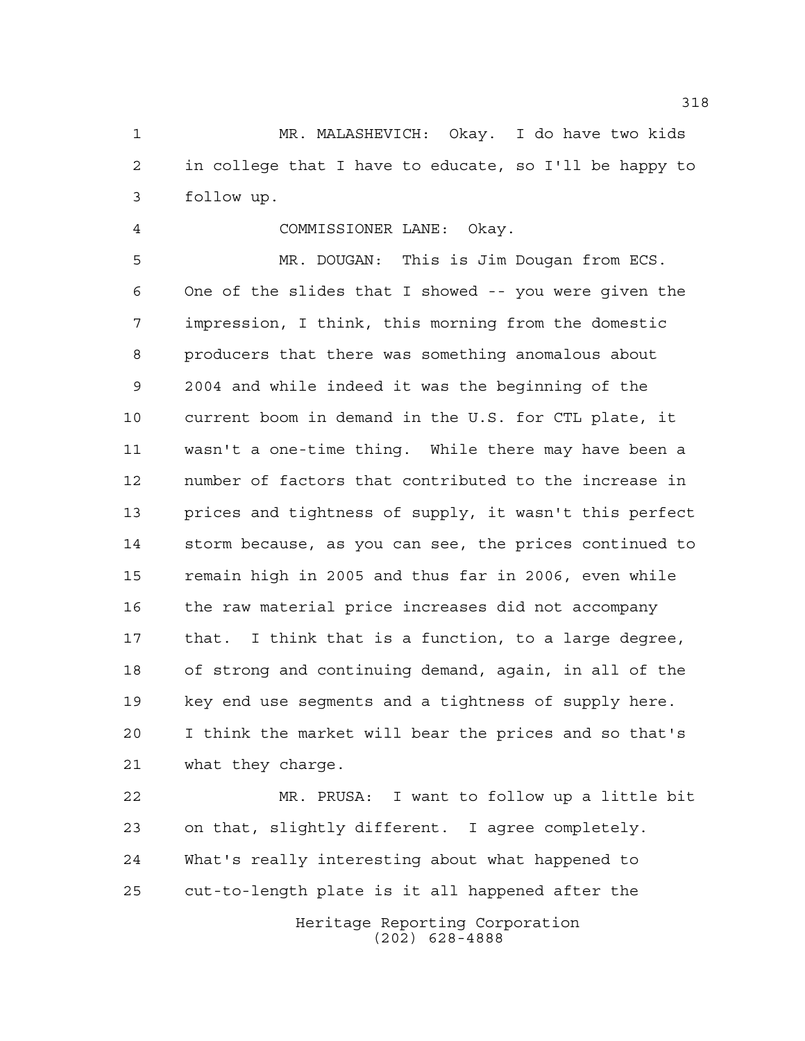MR. MALASHEVICH: Okay. I do have two kids in college that I have to educate, so I'll be happy to follow up.

COMMISSIONER LANE: Okay.

MR. DOUGAN: This is Jim Dougan from ECS. One of the slides that I showed -- you were given the impression, I think, this morning from the domestic producers that there was something anomalous about 2004 and while indeed it was the beginning of the current boom in demand in the U.S. for CTL plate, it wasn't a one-time thing. While there may have been a number of factors that contributed to the increase in prices and tightness of supply, it wasn't this perfect storm because, as you can see, the prices continued to remain high in 2005 and thus far in 2006, even while the raw material price increases did not accompany that. I think that is a function, to a large degree, of strong and continuing demand, again, in all of the key end use segments and a tightness of supply here. I think the market will bear the prices and so that's what they charge.

MR. PRUSA: I want to follow up a little bit on that, slightly different. I agree completely. What's really interesting about what happened to cut-to-length plate is it all happened after the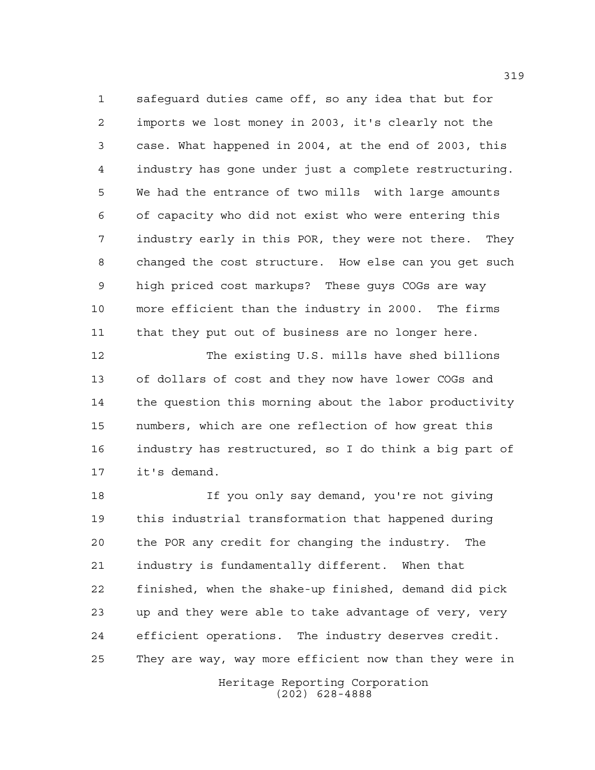safeguard duties came off, so any idea that but for imports we lost money in 2003, it's clearly not the case. What happened in 2004, at the end of 2003, this industry has gone under just a complete restructuring. We had the entrance of two mills with large amounts of capacity who did not exist who were entering this industry early in this POR, they were not there. They changed the cost structure. How else can you get such high priced cost markups? These guys COGs are way more efficient than the industry in 2000. The firms that they put out of business are no longer here.

The existing U.S. mills have shed billions of dollars of cost and they now have lower COGs and the question this morning about the labor productivity numbers, which are one reflection of how great this industry has restructured, so I do think a big part of it's demand.

If you only say demand, you're not giving this industrial transformation that happened during the POR any credit for changing the industry. The industry is fundamentally different. When that finished, when the shake-up finished, demand did pick up and they were able to take advantage of very, very efficient operations. The industry deserves credit. They are way, way more efficient now than they were in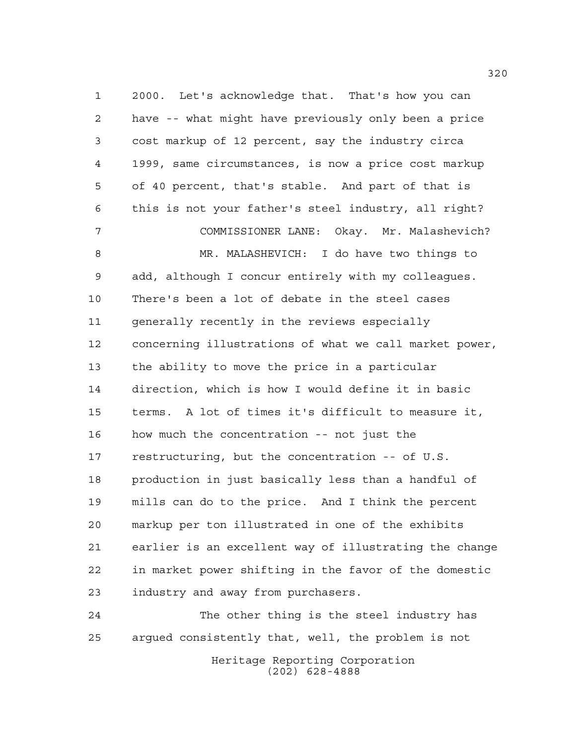2000. Let's acknowledge that. That's how you can have -- what might have previously only been a price cost markup of 12 percent, say the industry circa 1999, same circumstances, is now a price cost markup of 40 percent, that's stable. And part of that is this is not your father's steel industry, all right?

COMMISSIONER LANE: Okay. Mr. Malashevich?

MR. MALASHEVICH: I do have two things to add, although I concur entirely with my colleagues. There's been a lot of debate in the steel cases generally recently in the reviews especially concerning illustrations of what we call market power, the ability to move the price in a particular direction, which is how I would define it in basic terms. A lot of times it's difficult to measure it, how much the concentration -- not just the restructuring, but the concentration -- of U.S. production in just basically less than a handful of mills can do to the price. And I think the percent markup per ton illustrated in one of the exhibits earlier is an excellent way of illustrating the change in market power shifting in the favor of the domestic industry and away from purchasers.

The other thing is the steel industry has argued consistently that, well, the problem is not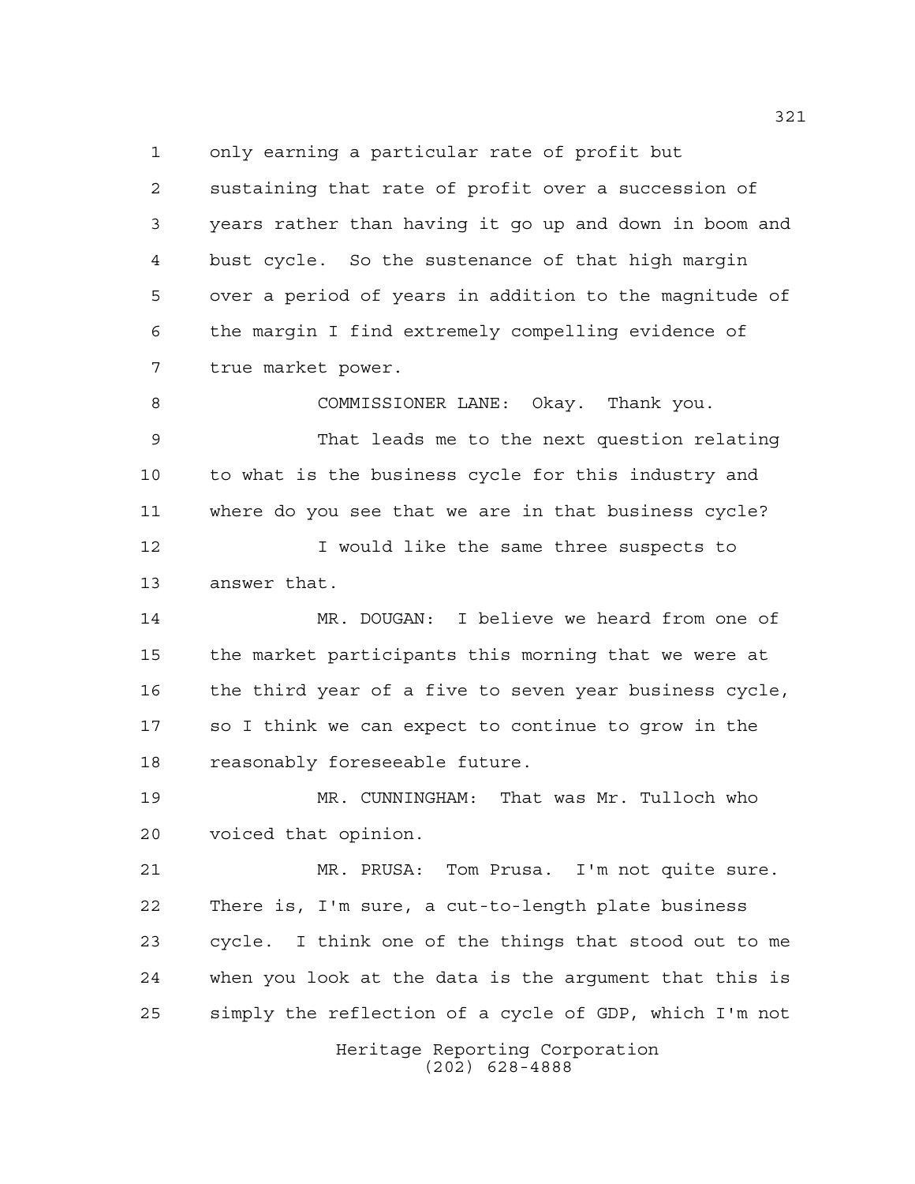only earning a particular rate of profit but sustaining that rate of profit over a succession of years rather than having it go up and down in boom and bust cycle. So the sustenance of that high margin over a period of years in addition to the magnitude of the margin I find extremely compelling evidence of true market power.

COMMISSIONER LANE: Okay. Thank you.

That leads me to the next question relating to what is the business cycle for this industry and where do you see that we are in that business cycle?

I would like the same three suspects to answer that.

MR. DOUGAN: I believe we heard from one of the market participants this morning that we were at the third year of a five to seven year business cycle, so I think we can expect to continue to grow in the reasonably foreseeable future.

MR. CUNNINGHAM: That was Mr. Tulloch who voiced that opinion.

MR. PRUSA: Tom Prusa. I'm not quite sure. There is, I'm sure, a cut-to-length plate business cycle. I think one of the things that stood out to me when you look at the data is the argument that this is simply the reflection of a cycle of GDP, which I'm not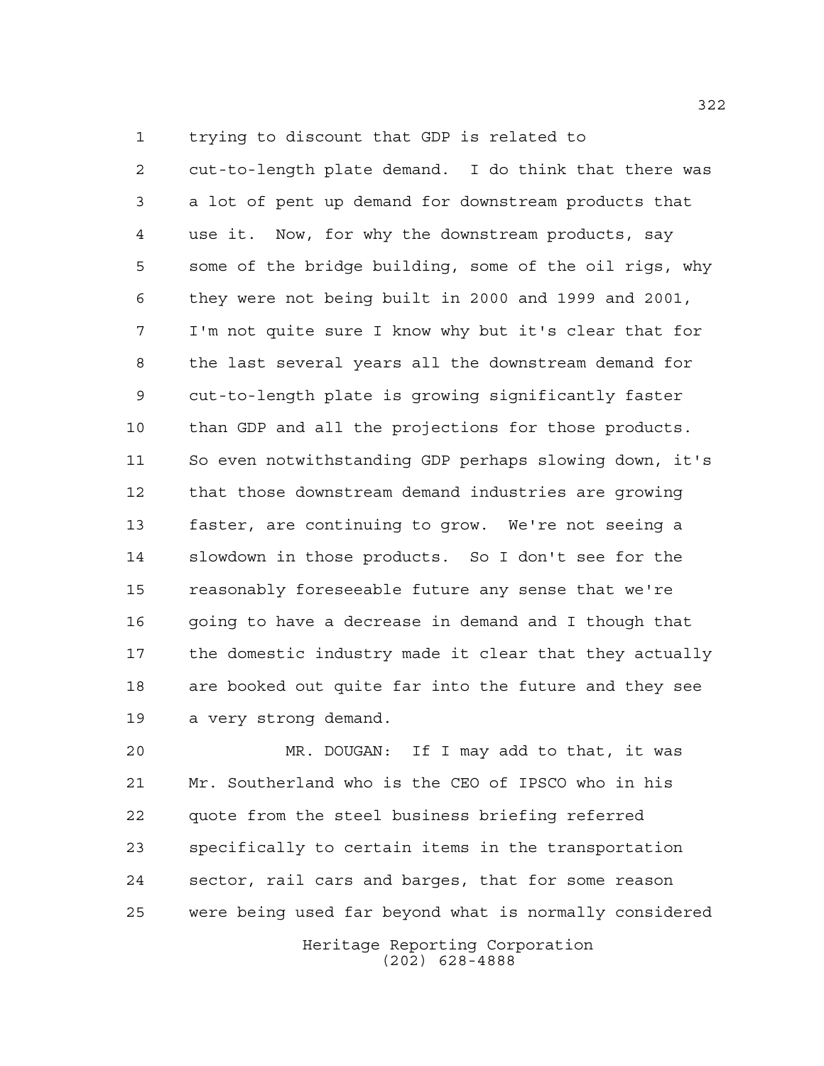trying to discount that GDP is related to cut-to-length plate demand. I do think that there was a lot of pent up demand for downstream products that use it. Now, for why the downstream products, say some of the bridge building, some of the oil rigs, why they were not being built in 2000 and 1999 and 2001, I'm not quite sure I know why but it's clear that for the last several years all the downstream demand for cut-to-length plate is growing significantly faster than GDP and all the projections for those products. So even notwithstanding GDP perhaps slowing down, it's that those downstream demand industries are growing faster, are continuing to grow. We're not seeing a slowdown in those products. So I don't see for the reasonably foreseeable future any sense that we're going to have a decrease in demand and I though that the domestic industry made it clear that they actually are booked out quite far into the future and they see a very strong demand.

MR. DOUGAN: If I may add to that, it was Mr. Southerland who is the CEO of IPSCO who in his quote from the steel business briefing referred specifically to certain items in the transportation sector, rail cars and barges, that for some reason were being used far beyond what is normally considered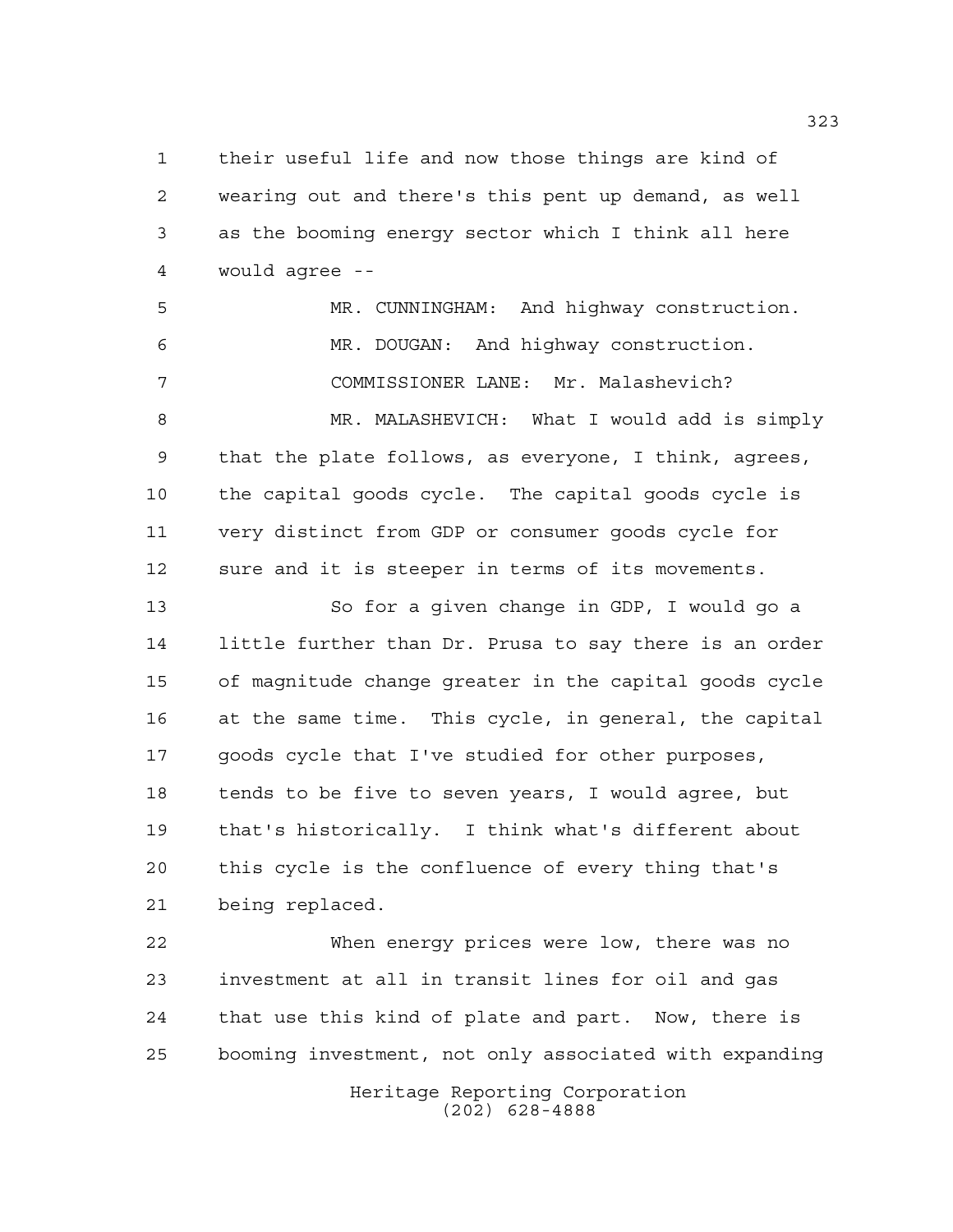their useful life and now those things are kind of wearing out and there's this pent up demand, as well as the booming energy sector which I think all here would agree --

MR. CUNNINGHAM: And highway construction.

MR. DOUGAN: And highway construction.

COMMISSIONER LANE: Mr. Malashevich?

MR. MALASHEVICH: What I would add is simply that the plate follows, as everyone, I think, agrees, the capital goods cycle. The capital goods cycle is very distinct from GDP or consumer goods cycle for sure and it is steeper in terms of its movements.

So for a given change in GDP, I would go a little further than Dr. Prusa to say there is an order of magnitude change greater in the capital goods cycle at the same time. This cycle, in general, the capital goods cycle that I've studied for other purposes, tends to be five to seven years, I would agree, but that's historically. I think what's different about this cycle is the confluence of every thing that's being replaced.

When energy prices were low, there was no investment at all in transit lines for oil and gas that use this kind of plate and part. Now, there is booming investment, not only associated with expanding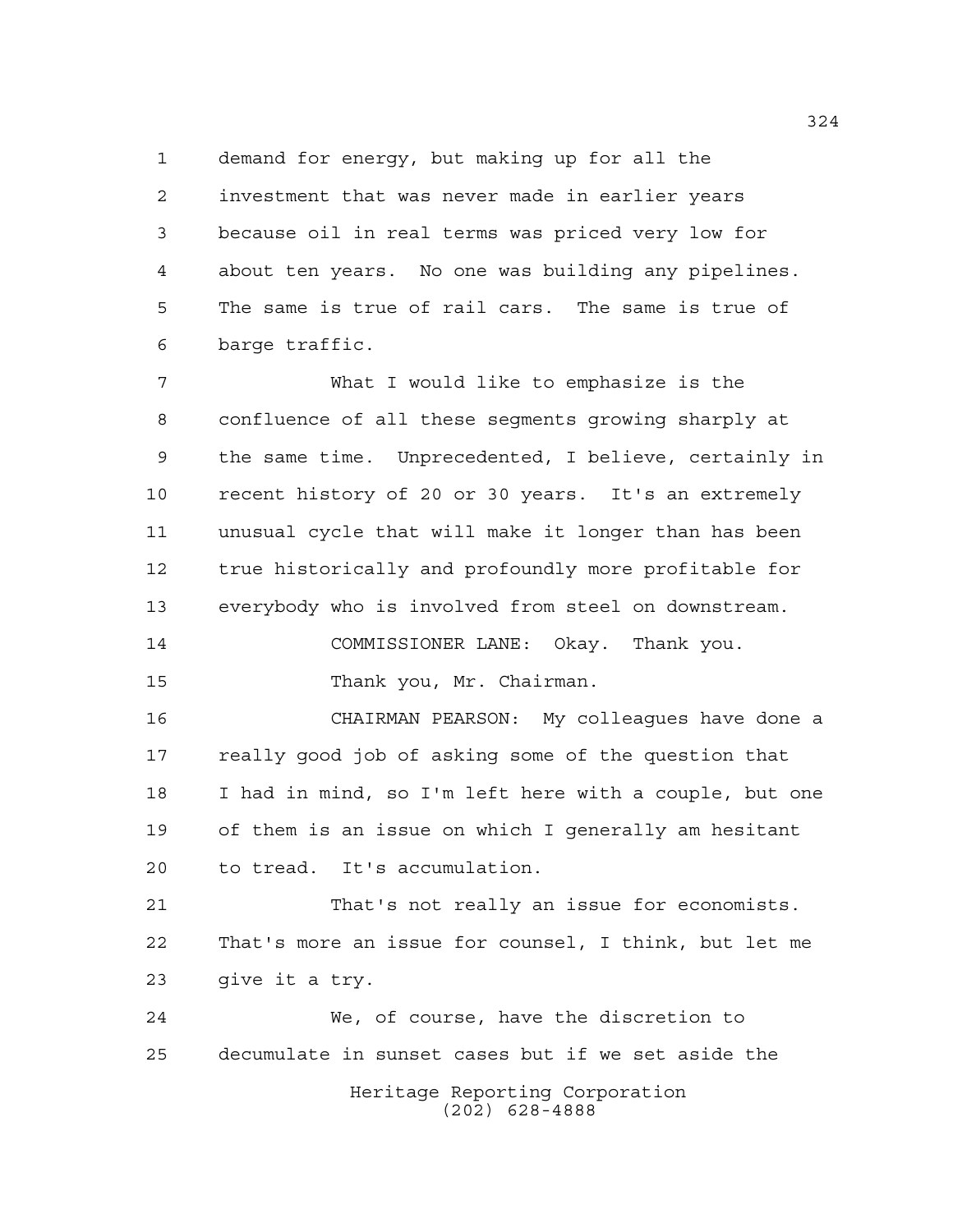demand for energy, but making up for all the investment that was never made in earlier years because oil in real terms was priced very low for about ten years. No one was building any pipelines. The same is true of rail cars. The same is true of barge traffic.

What I would like to emphasize is the confluence of all these segments growing sharply at the same time. Unprecedented, I believe, certainly in recent history of 20 or 30 years. It's an extremely unusual cycle that will make it longer than has been true historically and profoundly more profitable for everybody who is involved from steel on downstream.

COMMISSIONER LANE: Okay. Thank you.

Thank you, Mr. Chairman.

CHAIRMAN PEARSON: My colleagues have done a really good job of asking some of the question that I had in mind, so I'm left here with a couple, but one of them is an issue on which I generally am hesitant to tread. It's accumulation.

That's not really an issue for economists. That's more an issue for counsel, I think, but let me give it a try.

We, of course, have the discretion to decumulate in sunset cases but if we set aside the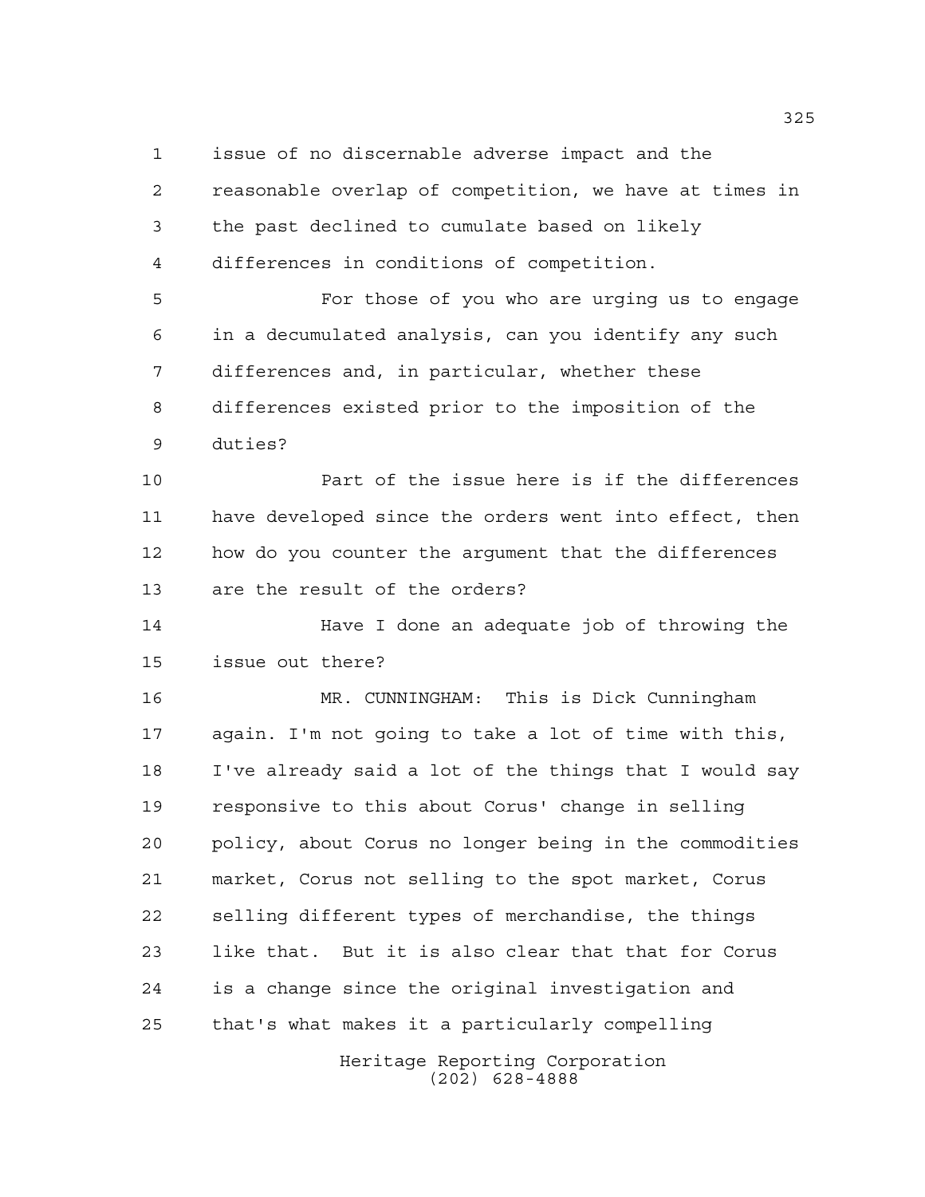issue of no discernable adverse impact and the reasonable overlap of competition, we have at times in the past declined to cumulate based on likely differences in conditions of competition.

For those of you who are urging us to engage in a decumulated analysis, can you identify any such differences and, in particular, whether these differences existed prior to the imposition of the duties?

Part of the issue here is if the differences have developed since the orders went into effect, then how do you counter the argument that the differences are the result of the orders?

Have I done an adequate job of throwing the issue out there?

MR. CUNNINGHAM: This is Dick Cunningham again. I'm not going to take a lot of time with this, I've already said a lot of the things that I would say responsive to this about Corus' change in selling policy, about Corus no longer being in the commodities market, Corus not selling to the spot market, Corus selling different types of merchandise, the things like that. But it is also clear that that for Corus is a change since the original investigation and that's what makes it a particularly compelling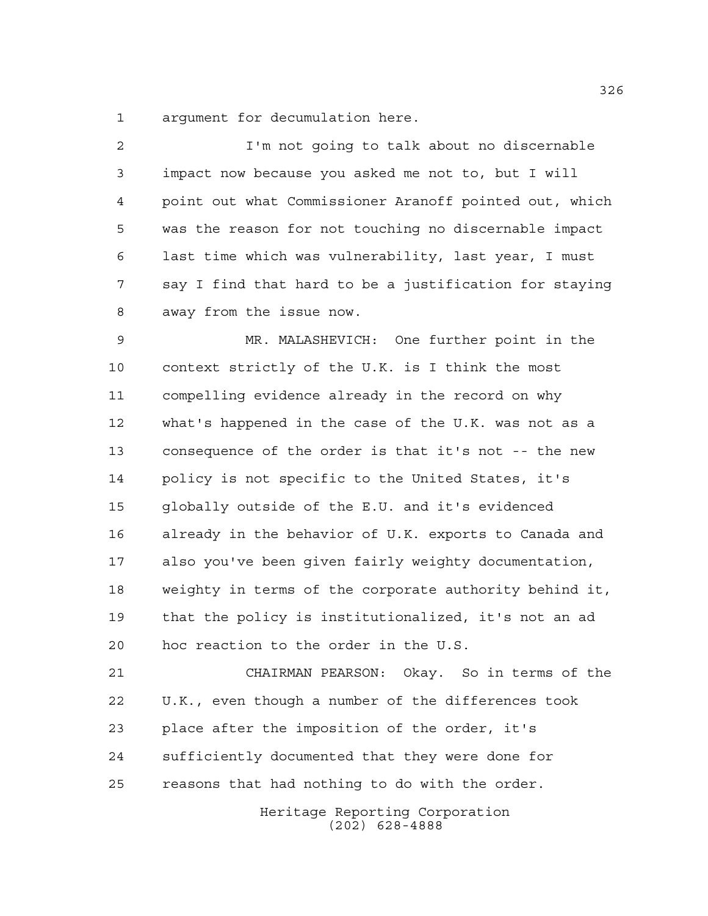argument for decumulation here.

I'm not going to talk about no discernable impact now because you asked me not to, but I will point out what Commissioner Aranoff pointed out, which was the reason for not touching no discernable impact last time which was vulnerability, last year, I must say I find that hard to be a justification for staying away from the issue now.

MR. MALASHEVICH: One further point in the context strictly of the U.K. is I think the most compelling evidence already in the record on why what's happened in the case of the U.K. was not as a consequence of the order is that it's not -- the new policy is not specific to the United States, it's globally outside of the E.U. and it's evidenced already in the behavior of U.K. exports to Canada and also you've been given fairly weighty documentation, weighty in terms of the corporate authority behind it, that the policy is institutionalized, it's not an ad hoc reaction to the order in the U.S.

CHAIRMAN PEARSON: Okay. So in terms of the U.K., even though a number of the differences took place after the imposition of the order, it's sufficiently documented that they were done for reasons that had nothing to do with the order.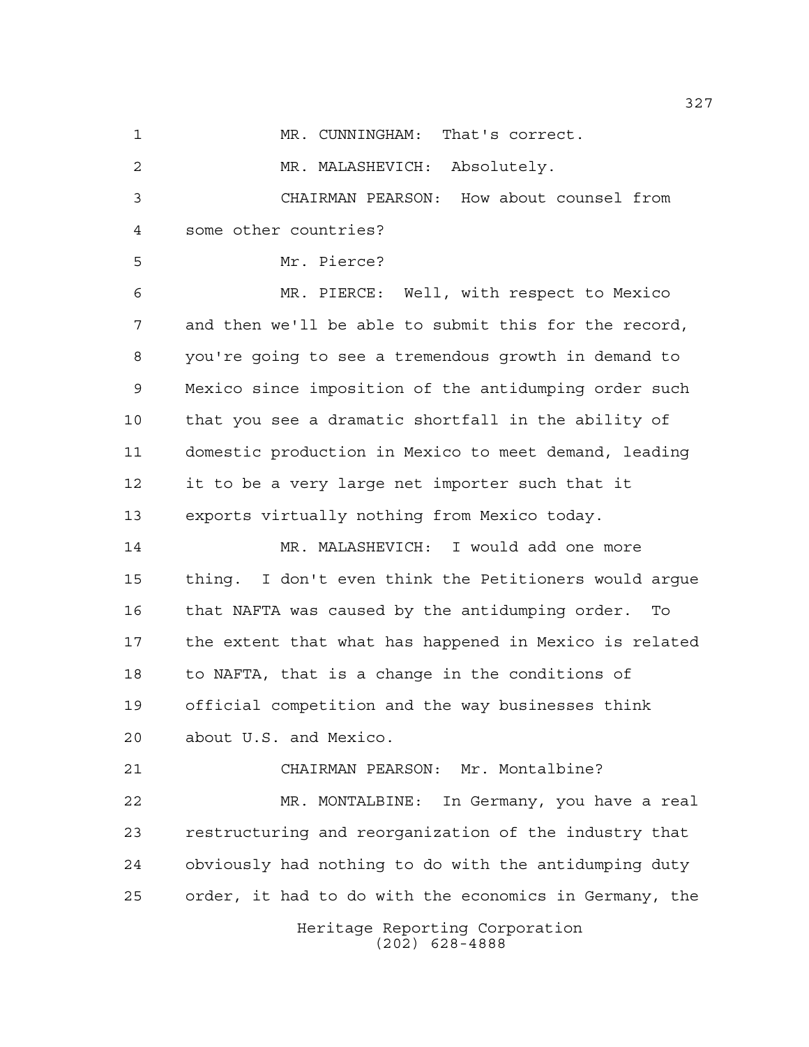MR. CUNNINGHAM: That's correct.

MR. MALASHEVICH: Absolutely.

CHAIRMAN PEARSON: How about counsel from some other countries?

Mr. Pierce?

MR. PIERCE: Well, with respect to Mexico and then we'll be able to submit this for the record, you're going to see a tremendous growth in demand to Mexico since imposition of the antidumping order such that you see a dramatic shortfall in the ability of domestic production in Mexico to meet demand, leading it to be a very large net importer such that it exports virtually nothing from Mexico today.

MR. MALASHEVICH: I would add one more thing. I don't even think the Petitioners would argue that NAFTA was caused by the antidumping order. To the extent that what has happened in Mexico is related to NAFTA, that is a change in the conditions of official competition and the way businesses think about U.S. and Mexico.

CHAIRMAN PEARSON: Mr. Montalbine?

MR. MONTALBINE: In Germany, you have a real restructuring and reorganization of the industry that obviously had nothing to do with the antidumping duty order, it had to do with the economics in Germany, the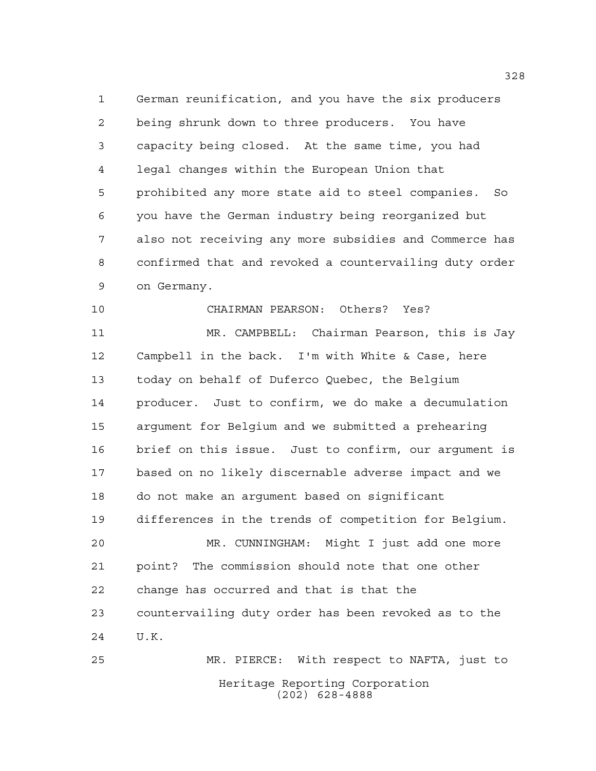German reunification, and you have the six producers being shrunk down to three producers. You have capacity being closed. At the same time, you had legal changes within the European Union that prohibited any more state aid to steel companies. So you have the German industry being reorganized but also not receiving any more subsidies and Commerce has confirmed that and revoked a countervailing duty order on Germany.

CHAIRMAN PEARSON: Others? Yes?

MR. CAMPBELL: Chairman Pearson, this is Jay Campbell in the back. I'm with White & Case, here today on behalf of Duferco Quebec, the Belgium producer. Just to confirm, we do make a decumulation argument for Belgium and we submitted a prehearing brief on this issue. Just to confirm, our argument is based on no likely discernable adverse impact and we do not make an argument based on significant differences in the trends of competition for Belgium.

MR. CUNNINGHAM: Might I just add one more point? The commission should note that one other change has occurred and that is that the countervailing duty order has been revoked as to the U.K.

MR. PIERCE: With respect to NAFTA, just to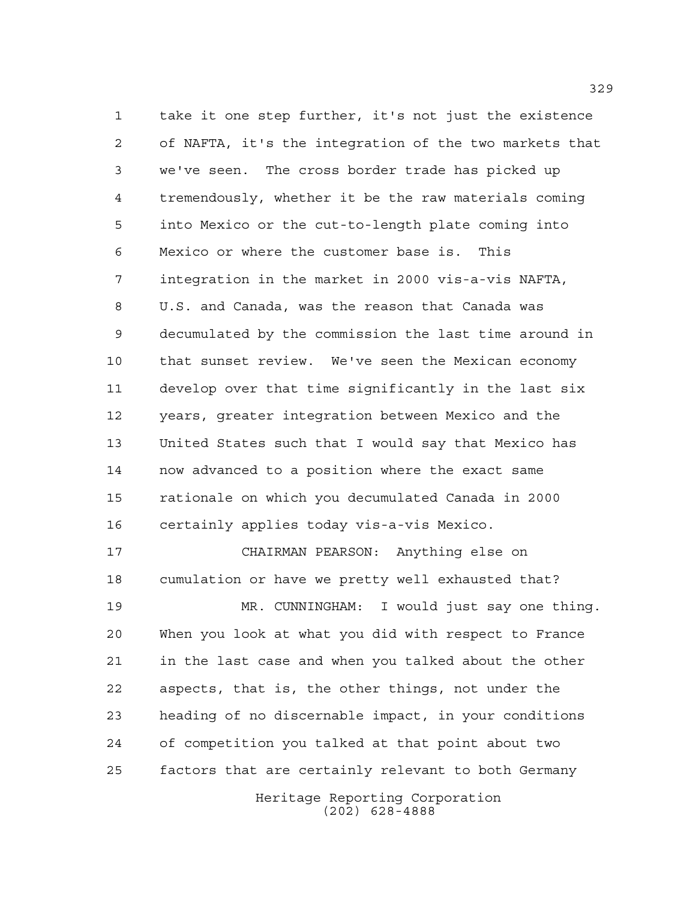take it one step further, it's not just the existence of NAFTA, it's the integration of the two markets that we've seen. The cross border trade has picked up tremendously, whether it be the raw materials coming into Mexico or the cut-to-length plate coming into Mexico or where the customer base is. This integration in the market in 2000 vis-a-vis NAFTA, U.S. and Canada, was the reason that Canada was decumulated by the commission the last time around in that sunset review. We've seen the Mexican economy develop over that time significantly in the last six years, greater integration between Mexico and the United States such that I would say that Mexico has now advanced to a position where the exact same rationale on which you decumulated Canada in 2000 certainly applies today vis-a-vis Mexico.

CHAIRMAN PEARSON: Anything else on cumulation or have we pretty well exhausted that?

MR. CUNNINGHAM: I would just say one thing. When you look at what you did with respect to France in the last case and when you talked about the other aspects, that is, the other things, not under the heading of no discernable impact, in your conditions of competition you talked at that point about two factors that are certainly relevant to both Germany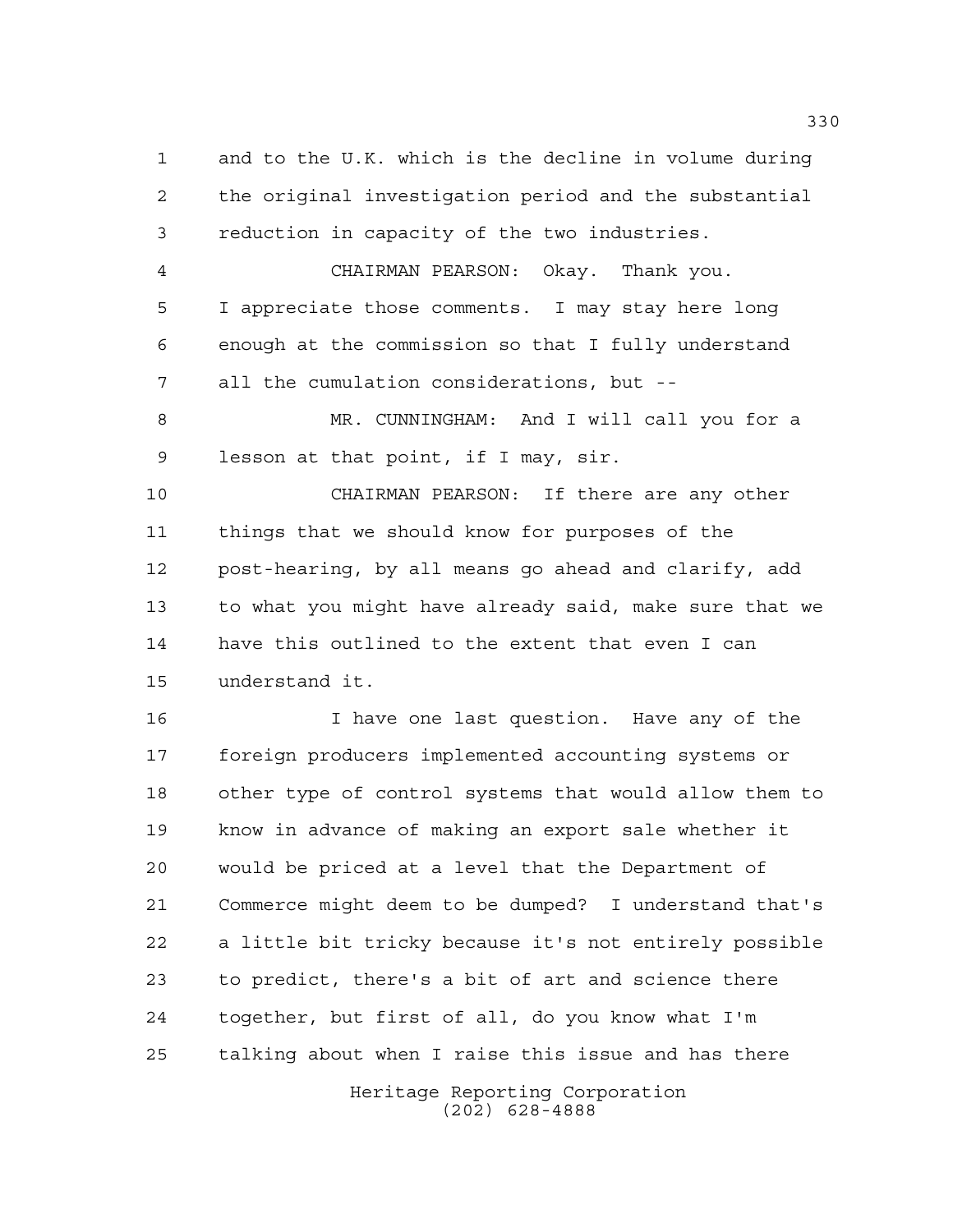and to the U.K. which is the decline in volume during the original investigation period and the substantial reduction in capacity of the two industries.

CHAIRMAN PEARSON: Okay. Thank you. I appreciate those comments. I may stay here long enough at the commission so that I fully understand all the cumulation considerations, but --

MR. CUNNINGHAM: And I will call you for a lesson at that point, if I may, sir.

CHAIRMAN PEARSON: If there are any other things that we should know for purposes of the post-hearing, by all means go ahead and clarify, add to what you might have already said, make sure that we have this outlined to the extent that even I can understand it.

I have one last question. Have any of the foreign producers implemented accounting systems or other type of control systems that would allow them to know in advance of making an export sale whether it would be priced at a level that the Department of Commerce might deem to be dumped? I understand that's a little bit tricky because it's not entirely possible to predict, there's a bit of art and science there together, but first of all, do you know what I'm talking about when I raise this issue and has there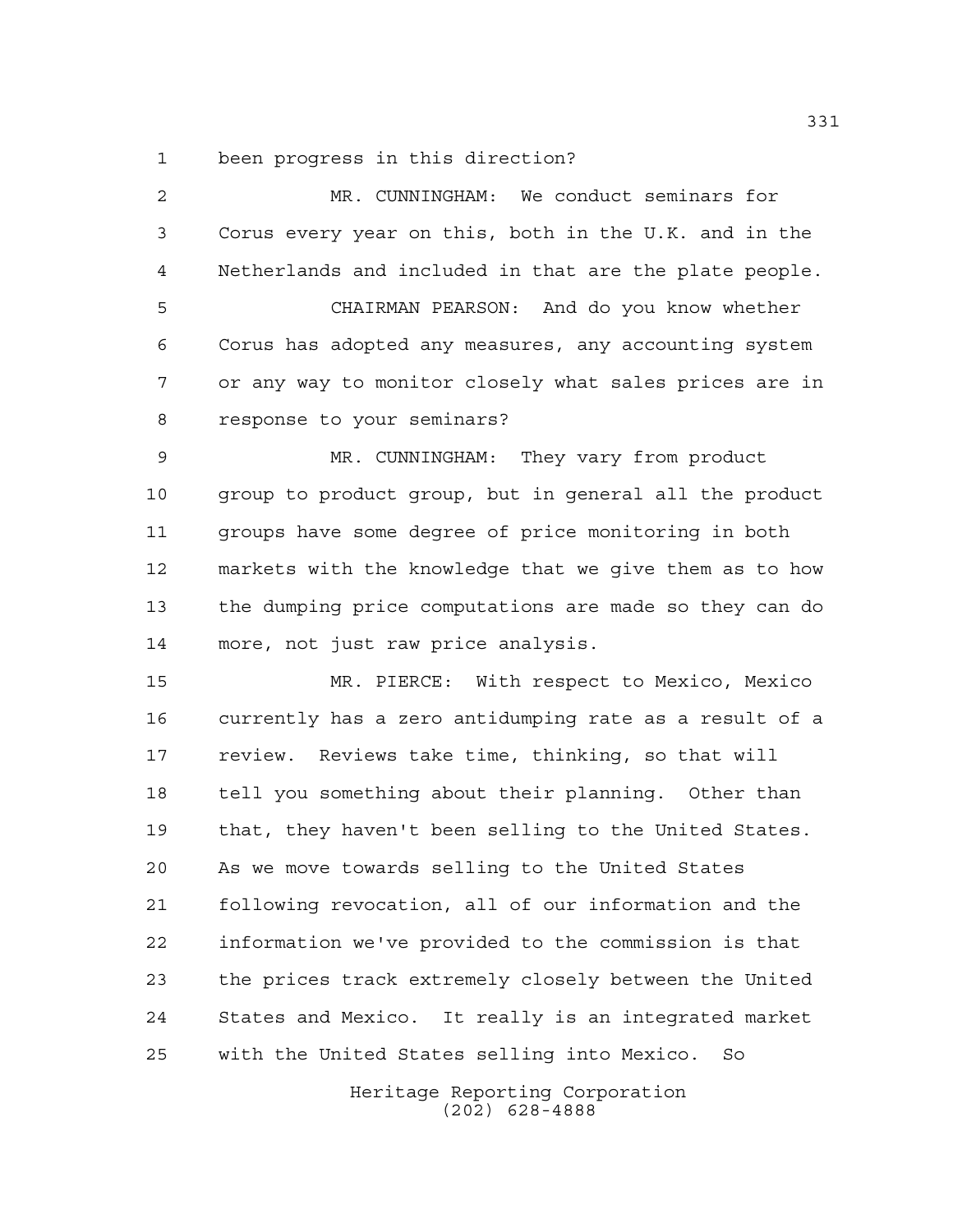been progress in this direction?

MR. CUNNINGHAM: We conduct seminars for Corus every year on this, both in the U.K. and in the Netherlands and included in that are the plate people.

CHAIRMAN PEARSON: And do you know whether Corus has adopted any measures, any accounting system or any way to monitor closely what sales prices are in response to your seminars?

MR. CUNNINGHAM: They vary from product group to product group, but in general all the product groups have some degree of price monitoring in both markets with the knowledge that we give them as to how the dumping price computations are made so they can do more, not just raw price analysis.

MR. PIERCE: With respect to Mexico, Mexico currently has a zero antidumping rate as a result of a review. Reviews take time, thinking, so that will tell you something about their planning. Other than that, they haven't been selling to the United States. As we move towards selling to the United States following revocation, all of our information and the information we've provided to the commission is that the prices track extremely closely between the United States and Mexico. It really is an integrated market with the United States selling into Mexico. So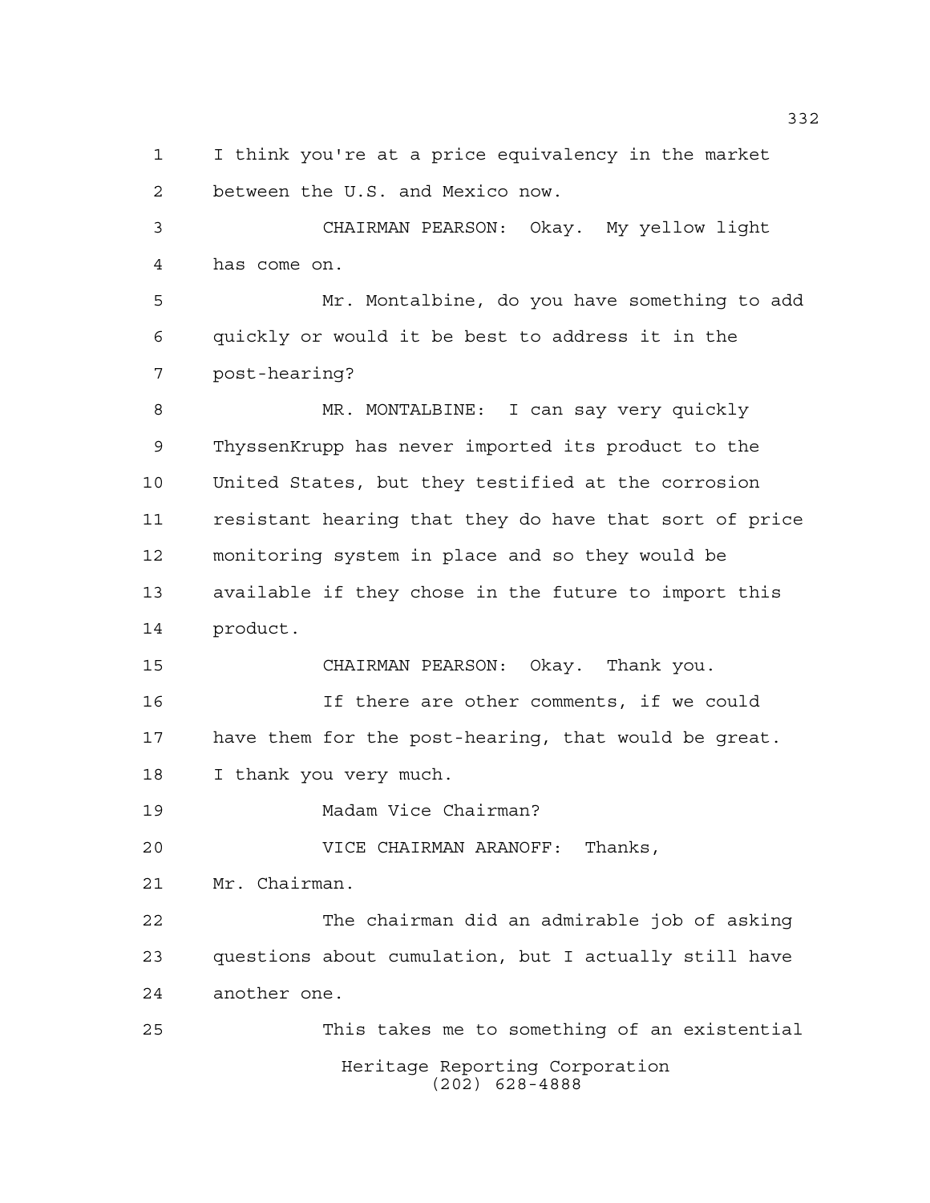I think you're at a price equivalency in the market between the U.S. and Mexico now.

CHAIRMAN PEARSON: Okay. My yellow light has come on.

Mr. Montalbine, do you have something to add quickly or would it be best to address it in the post-hearing?

MR. MONTALBINE: I can say very quickly ThyssenKrupp has never imported its product to the United States, but they testified at the corrosion resistant hearing that they do have that sort of price monitoring system in place and so they would be available if they chose in the future to import this product.

CHAIRMAN PEARSON: Okay. Thank you.

If there are other comments, if we could have them for the post-hearing, that would be great. I thank you very much.

Madam Vice Chairman?

VICE CHAIRMAN ARANOFF: Thanks, Mr. Chairman.

The chairman did an admirable job of asking questions about cumulation, but I actually still have another one.

This takes me to something of an existential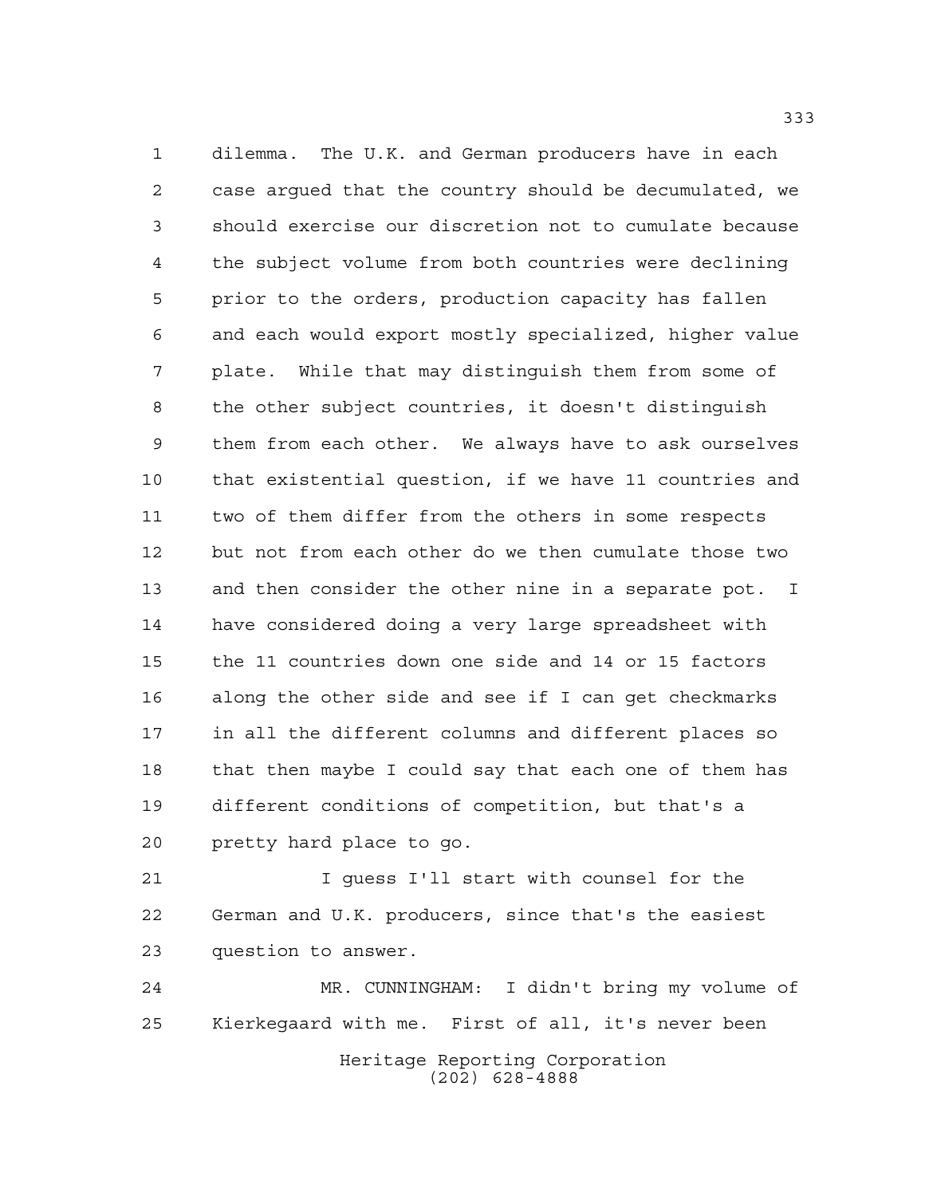dilemma. The U.K. and German producers have in each case argued that the country should be decumulated, we should exercise our discretion not to cumulate because the subject volume from both countries were declining prior to the orders, production capacity has fallen and each would export mostly specialized, higher value plate. While that may distinguish them from some of the other subject countries, it doesn't distinguish them from each other. We always have to ask ourselves that existential question, if we have 11 countries and two of them differ from the others in some respects but not from each other do we then cumulate those two and then consider the other nine in a separate pot. I have considered doing a very large spreadsheet with the 11 countries down one side and 14 or 15 factors along the other side and see if I can get checkmarks in all the different columns and different places so that then maybe I could say that each one of them has different conditions of competition, but that's a pretty hard place to go.

I guess I'll start with counsel for the German and U.K. producers, since that's the easiest question to answer.

MR. CUNNINGHAM: I didn't bring my volume of Kierkegaard with me. First of all, it's never been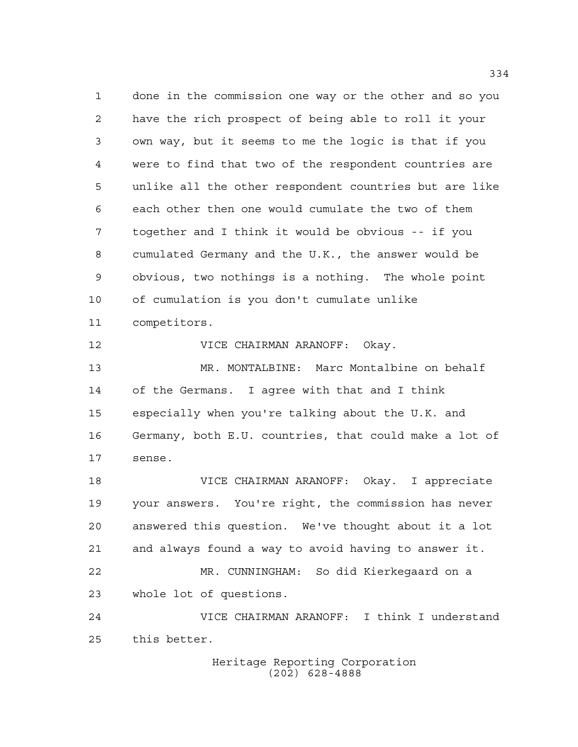done in the commission one way or the other and so you have the rich prospect of being able to roll it your own way, but it seems to me the logic is that if you were to find that two of the respondent countries are unlike all the other respondent countries but are like each other then one would cumulate the two of them together and I think it would be obvious -- if you cumulated Germany and the U.K., the answer would be obvious, two nothings is a nothing. The whole point of cumulation is you don't cumulate unlike competitors.

VICE CHAIRMAN ARANOFF: Okay.

MR. MONTALBINE: Marc Montalbine on behalf of the Germans. I agree with that and I think especially when you're talking about the U.K. and Germany, both E.U. countries, that could make a lot of sense.

VICE CHAIRMAN ARANOFF: Okay. I appreciate your answers. You're right, the commission has never answered this question. We've thought about it a lot and always found a way to avoid having to answer it.

MR. CUNNINGHAM: So did Kierkegaard on a whole lot of questions.

VICE CHAIRMAN ARANOFF: I think I understand this better.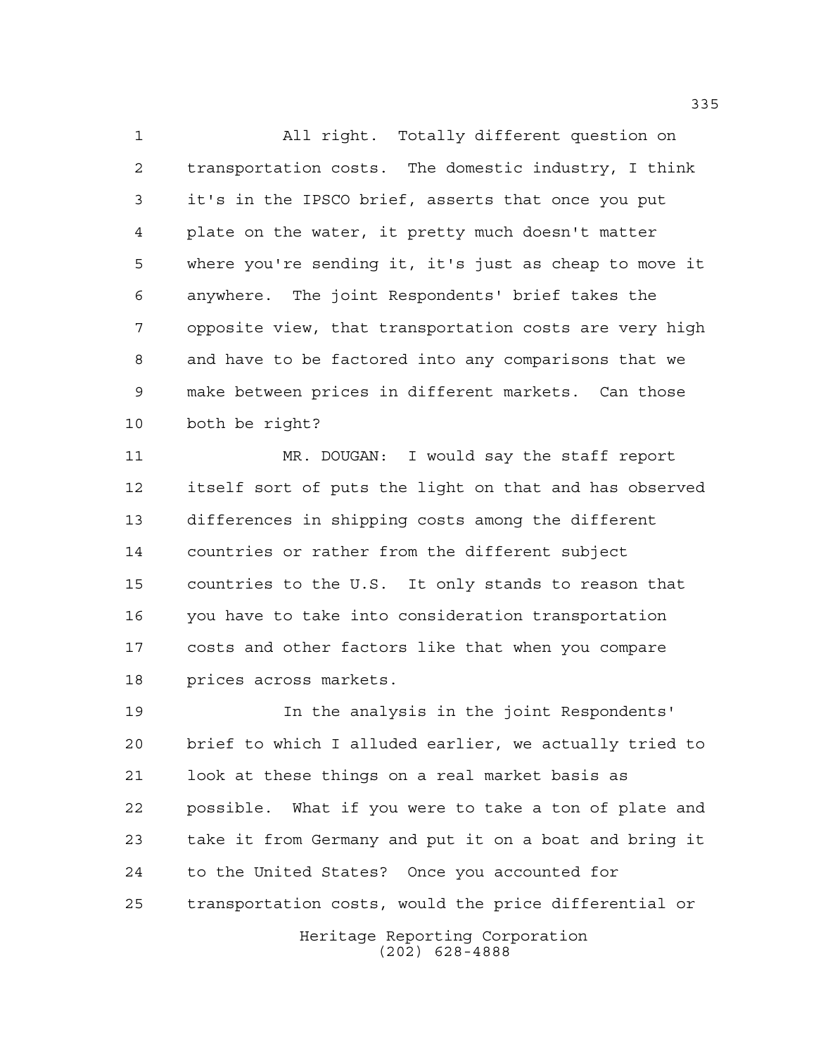All right. Totally different question on transportation costs. The domestic industry, I think it's in the IPSCO brief, asserts that once you put plate on the water, it pretty much doesn't matter where you're sending it, it's just as cheap to move it anywhere. The joint Respondents' brief takes the opposite view, that transportation costs are very high and have to be factored into any comparisons that we make between prices in different markets. Can those both be right?

MR. DOUGAN: I would say the staff report itself sort of puts the light on that and has observed differences in shipping costs among the different countries or rather from the different subject countries to the U.S. It only stands to reason that you have to take into consideration transportation costs and other factors like that when you compare prices across markets.

In the analysis in the joint Respondents' brief to which I alluded earlier, we actually tried to look at these things on a real market basis as possible. What if you were to take a ton of plate and take it from Germany and put it on a boat and bring it to the United States? Once you accounted for transportation costs, would the price differential or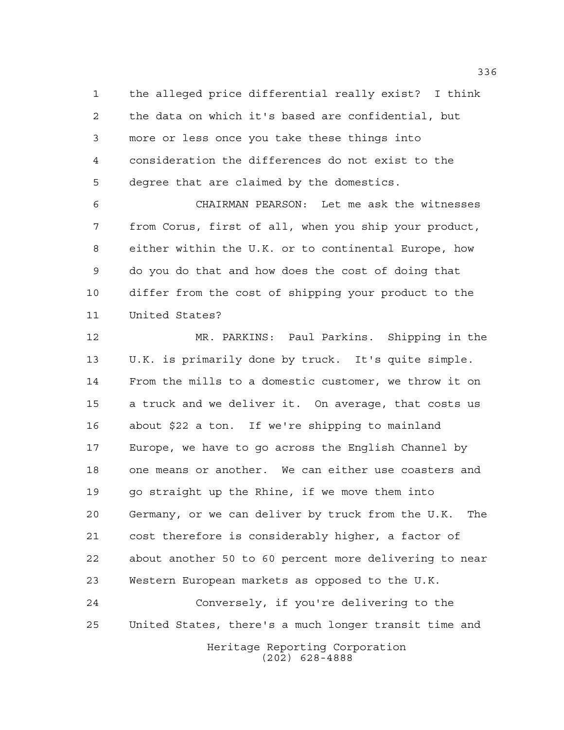the alleged price differential really exist? I think the data on which it's based are confidential, but more or less once you take these things into consideration the differences do not exist to the degree that are claimed by the domestics.

CHAIRMAN PEARSON: Let me ask the witnesses from Corus, first of all, when you ship your product, either within the U.K. or to continental Europe, how do you do that and how does the cost of doing that differ from the cost of shipping your product to the United States?

MR. PARKINS: Paul Parkins. Shipping in the U.K. is primarily done by truck. It's quite simple. From the mills to a domestic customer, we throw it on a truck and we deliver it. On average, that costs us about $22 a ton. If we're shipping to mainland Europe, we have to go across the English Channel by one means or another. We can either use coasters and go straight up the Rhine, if we move them into Germany, or we can deliver by truck from the U.K. The cost therefore is considerably higher, a factor of about another 50 to 60 percent more delivering to near Western European markets as opposed to the U.K.

Conversely, if you're delivering to the United States, there's a much longer transit time and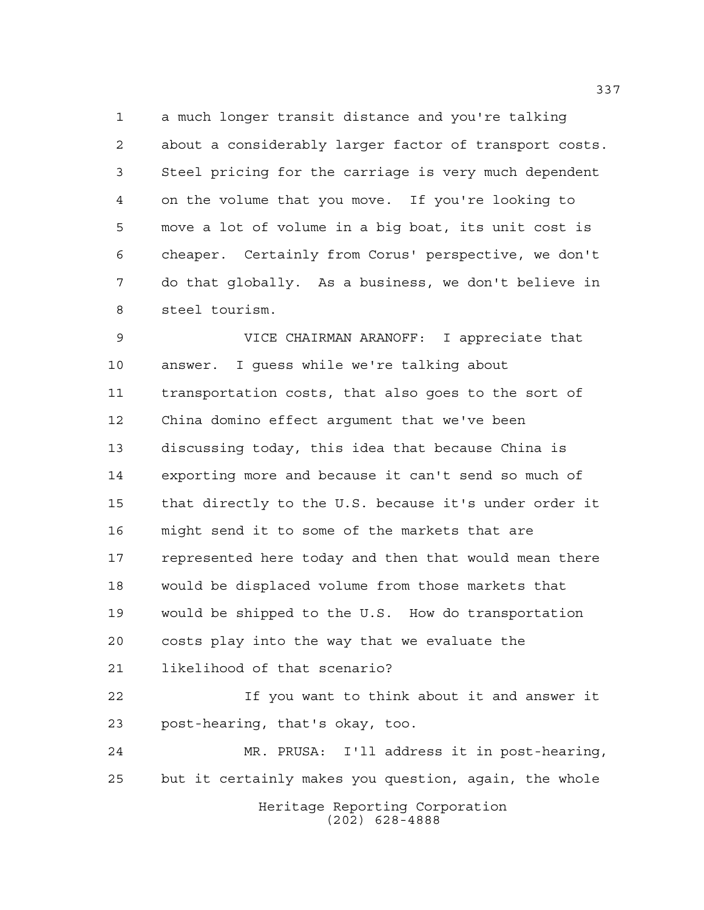a much longer transit distance and you're talking about a considerably larger factor of transport costs. Steel pricing for the carriage is very much dependent on the volume that you move. If you're looking to move a lot of volume in a big boat, its unit cost is cheaper. Certainly from Corus' perspective, we don't do that globally. As a business, we don't believe in steel tourism.

VICE CHAIRMAN ARANOFF: I appreciate that answer. I guess while we're talking about transportation costs, that also goes to the sort of China domino effect argument that we've been discussing today, this idea that because China is exporting more and because it can't send so much of that directly to the U.S. because it's under order it might send it to some of the markets that are represented here today and then that would mean there would be displaced volume from those markets that would be shipped to the U.S. How do transportation costs play into the way that we evaluate the likelihood of that scenario?

If you want to think about it and answer it post-hearing, that's okay, too.

MR. PRUSA: I'll address it in post-hearing, but it certainly makes you question, again, the whole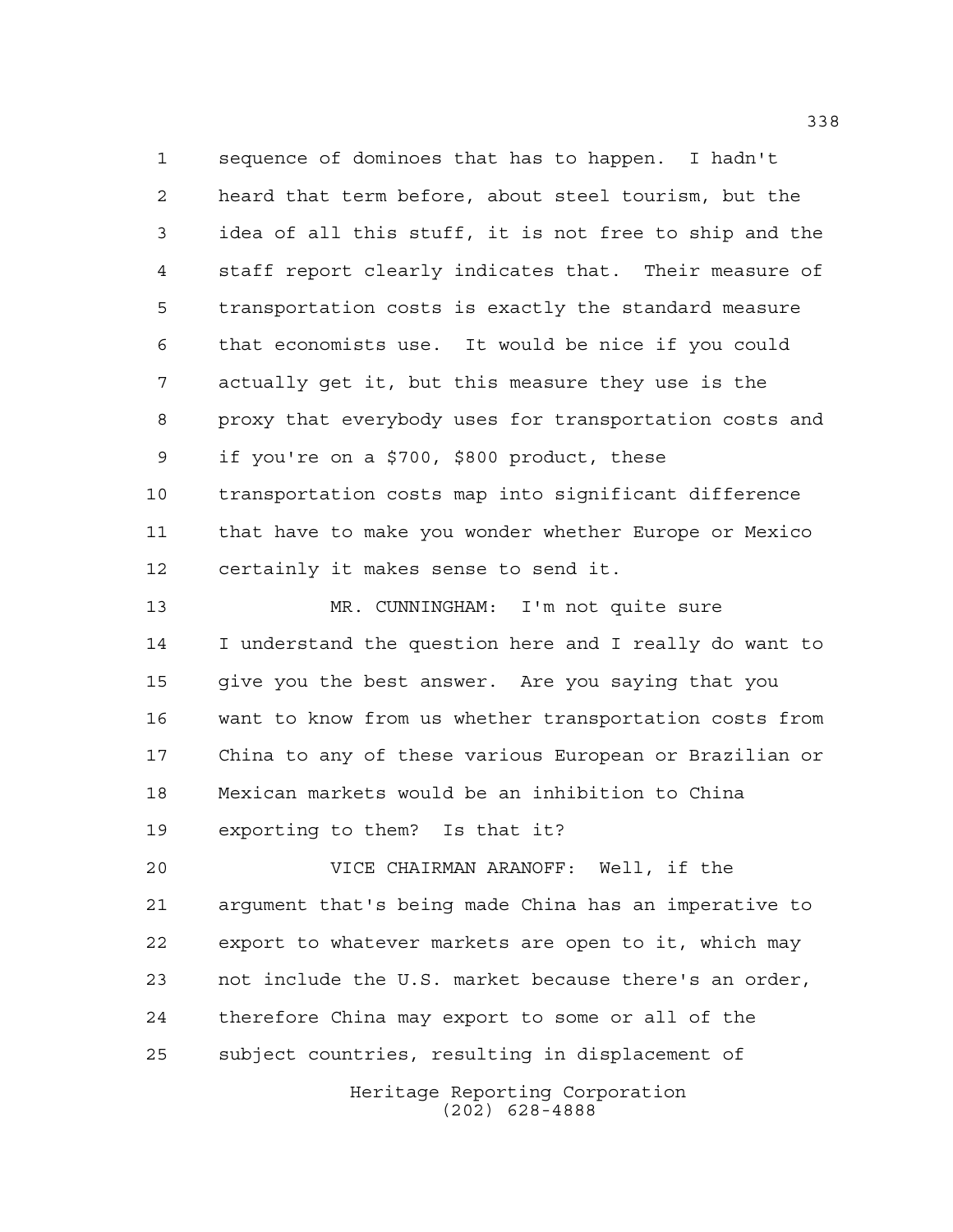sequence of dominoes that has to happen. I hadn't heard that term before, about steel tourism, but the idea of all this stuff, it is not free to ship and the staff report clearly indicates that. Their measure of transportation costs is exactly the standard measure that economists use. It would be nice if you could actually get it, but this measure they use is the proxy that everybody uses for transportation costs and if you're on a $700, $800 product, these transportation costs map into significant difference that have to make you wonder whether Europe or Mexico certainly it makes sense to send it.

MR. CUNNINGHAM: I'm not quite sure I understand the question here and I really do want to give you the best answer. Are you saying that you want to know from us whether transportation costs from China to any of these various European or Brazilian or Mexican markets would be an inhibition to China exporting to them? Is that it?

VICE CHAIRMAN ARANOFF: Well, if the argument that's being made China has an imperative to export to whatever markets are open to it, which may not include the U.S. market because there's an order, therefore China may export to some or all of the subject countries, resulting in displacement of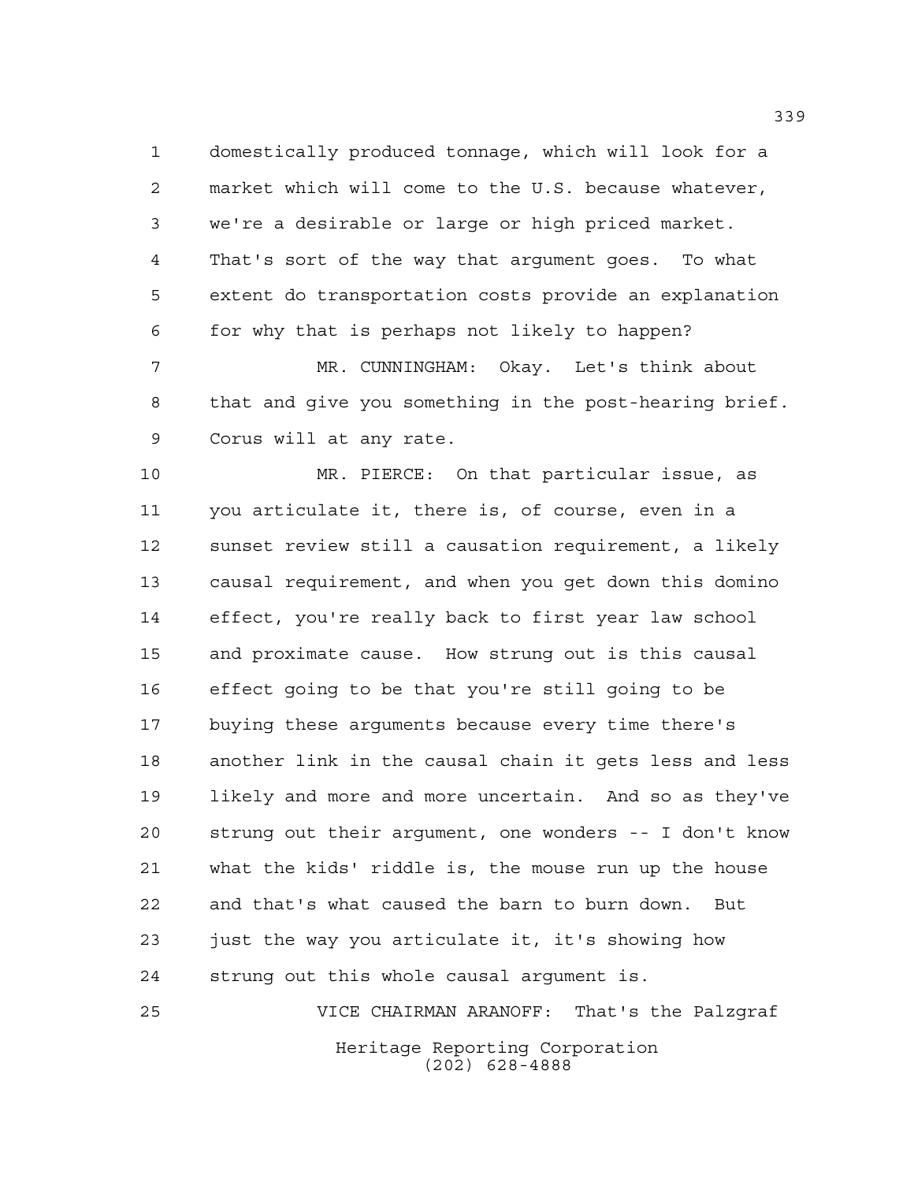domestically produced tonnage, which will look for a market which will come to the U.S. because whatever, we're a desirable or large or high priced market. That's sort of the way that argument goes. To what extent do transportation costs provide an explanation for why that is perhaps not likely to happen?

MR. CUNNINGHAM: Okay. Let's think about that and give you something in the post-hearing brief. Corus will at any rate.

MR. PIERCE: On that particular issue, as you articulate it, there is, of course, even in a sunset review still a causation requirement, a likely causal requirement, and when you get down this domino effect, you're really back to first year law school and proximate cause. How strung out is this causal effect going to be that you're still going to be buying these arguments because every time there's another link in the causal chain it gets less and less likely and more and more uncertain. And so as they've strung out their argument, one wonders -- I don't know what the kids' riddle is, the mouse run up the house and that's what caused the barn to burn down. But just the way you articulate it, it's showing how strung out this whole causal argument is.

VICE CHAIRMAN ARANOFF: That's the Palzgraf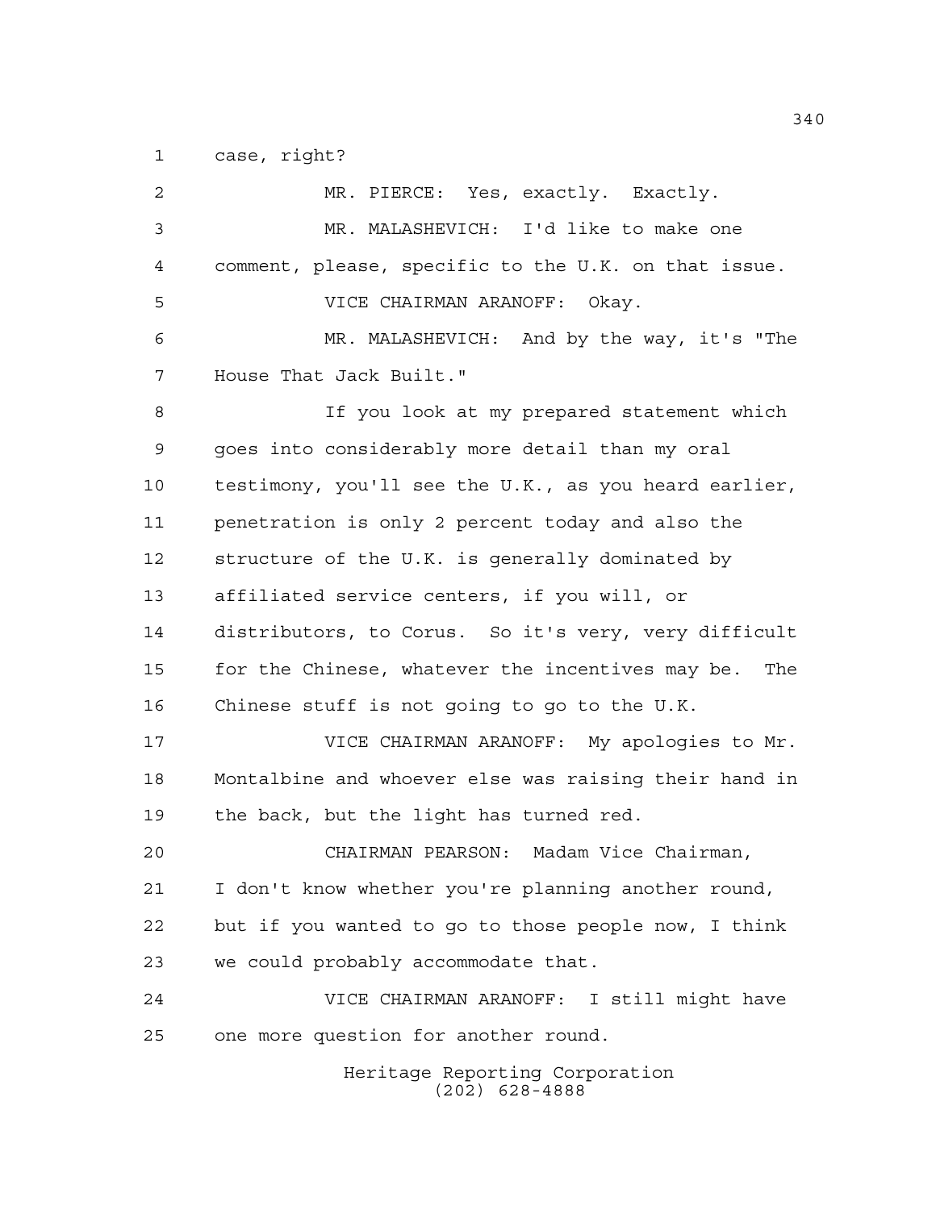case, right?

MR. PIERCE: Yes, exactly. Exactly.

MR. MALASHEVICH: I'd like to make one comment, please, specific to the U.K. on that issue.

VICE CHAIRMAN ARANOFF: Okay.

MR. MALASHEVICH: And by the way, it's "The House That Jack Built."

If you look at my prepared statement which goes into considerably more detail than my oral testimony, you'll see the U.K., as you heard earlier, penetration is only 2 percent today and also the structure of the U.K. is generally dominated by affiliated service centers, if you will, or distributors, to Corus. So it's very, very difficult for the Chinese, whatever the incentives may be. The Chinese stuff is not going to go to the U.K.

VICE CHAIRMAN ARANOFF: My apologies to Mr. Montalbine and whoever else was raising their hand in the back, but the light has turned red.

CHAIRMAN PEARSON: Madam Vice Chairman, I don't know whether you're planning another round, but if you wanted to go to those people now, I think we could probably accommodate that.

VICE CHAIRMAN ARANOFF: I still might have one more question for another round.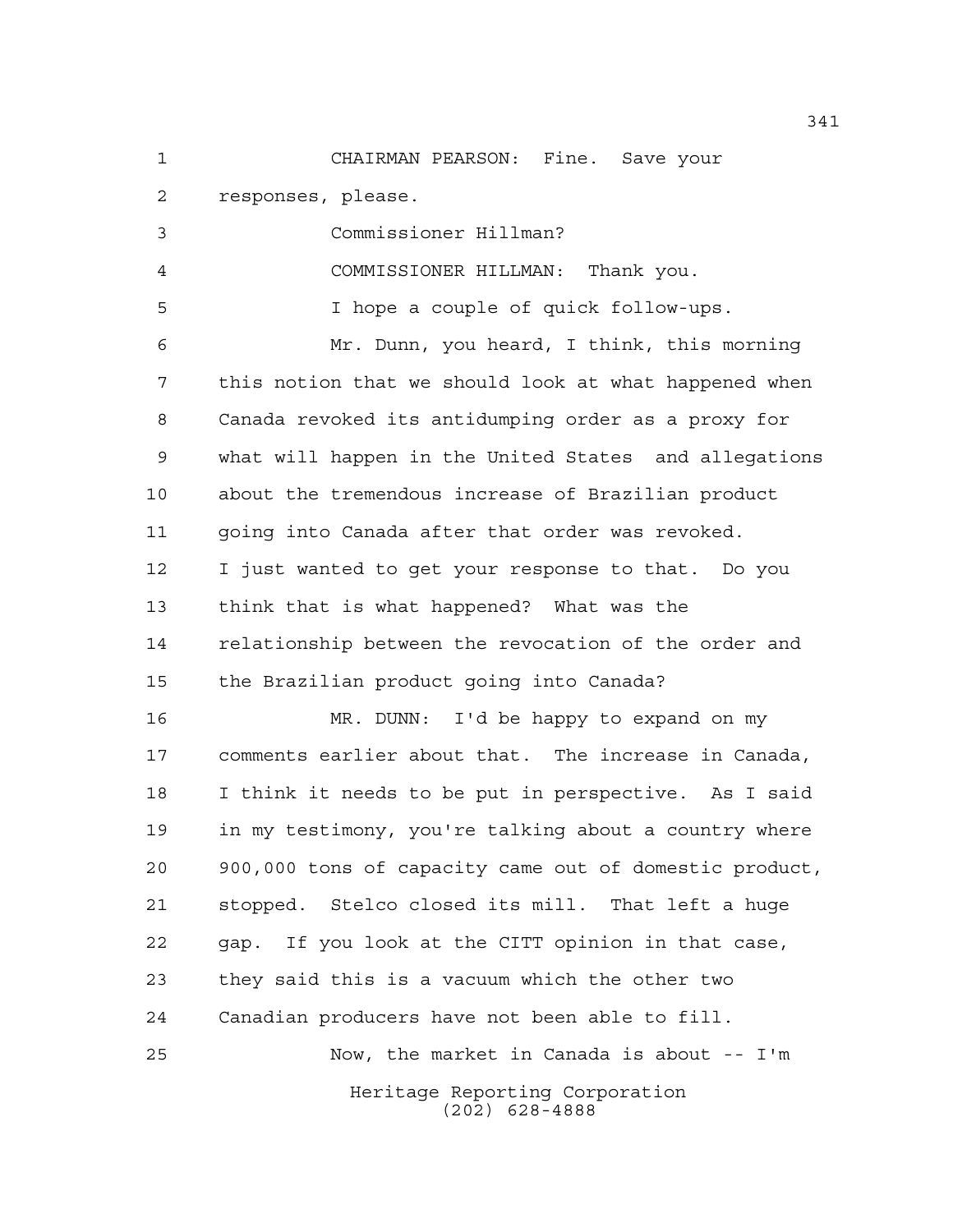CHAIRMAN PEARSON: Fine. Save your responses, please.

Commissioner Hillman?

COMMISSIONER HILLMAN: Thank you.

I hope a couple of quick follow-ups.

Mr. Dunn, you heard, I think, this morning this notion that we should look at what happened when Canada revoked its antidumping order as a proxy for what will happen in the United States and allegations about the tremendous increase of Brazilian product going into Canada after that order was revoked. I just wanted to get your response to that. Do you think that is what happened? What was the relationship between the revocation of the order and the Brazilian product going into Canada?

MR. DUNN: I'd be happy to expand on my comments earlier about that. The increase in Canada, I think it needs to be put in perspective. As I said in my testimony, you're talking about a country where 900,000 tons of capacity came out of domestic product, stopped. Stelco closed its mill. That left a huge gap. If you look at the CITT opinion in that case, they said this is a vacuum which the other two Canadian producers have not been able to fill.

Now, the market in Canada is about -- I'm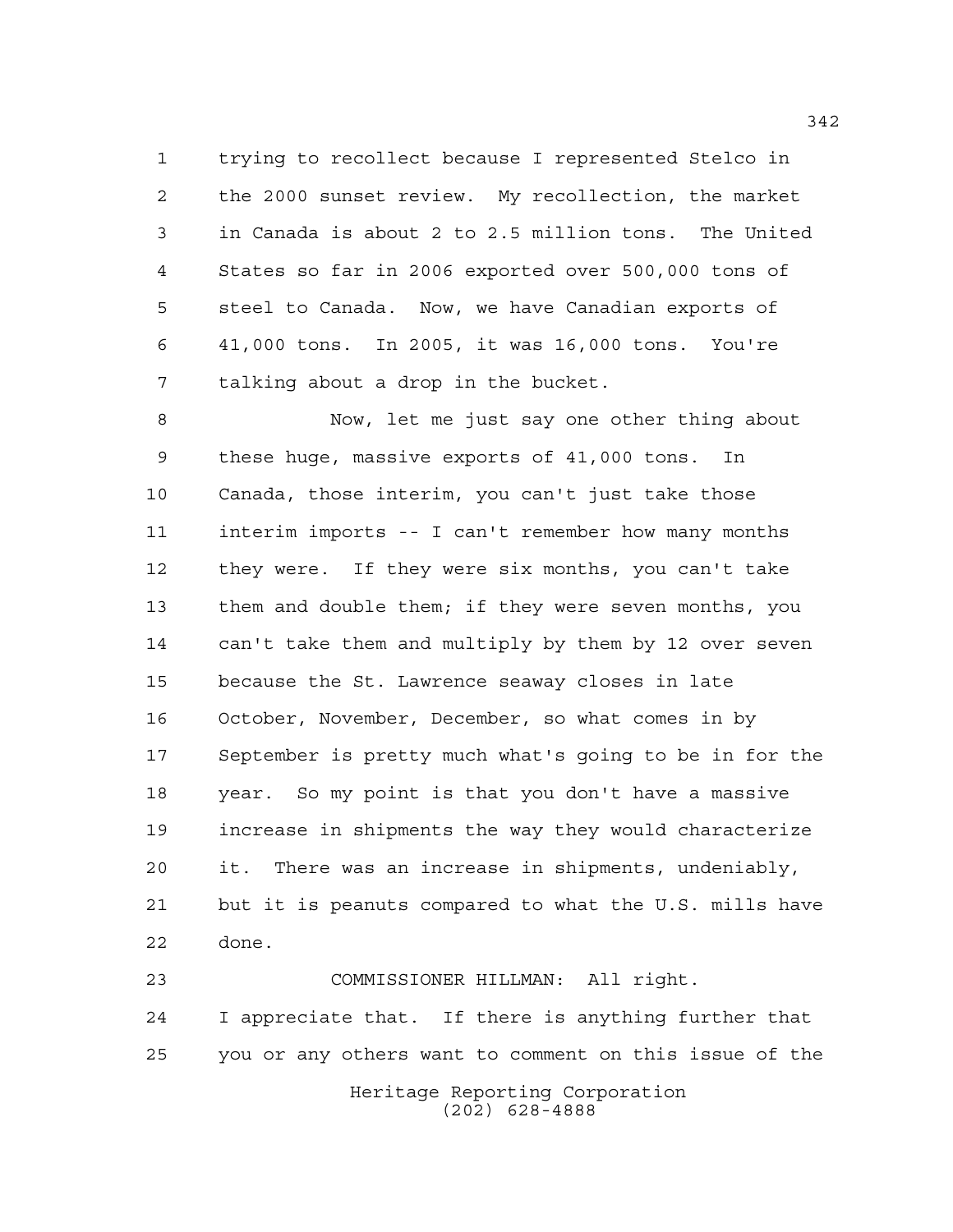trying to recollect because I represented Stelco in the 2000 sunset review. My recollection, the market in Canada is about 2 to 2.5 million tons. The United States so far in 2006 exported over 500,000 tons of steel to Canada. Now, we have Canadian exports of 41,000 tons. In 2005, it was 16,000 tons. You're talking about a drop in the bucket.

Now, let me just say one other thing about these huge, massive exports of 41,000 tons. In Canada, those interim, you can't just take those interim imports -- I can't remember how many months they were. If they were six months, you can't take them and double them; if they were seven months, you can't take them and multiply by them by 12 over seven because the St. Lawrence seaway closes in late October, November, December, so what comes in by September is pretty much what's going to be in for the year. So my point is that you don't have a massive increase in shipments the way they would characterize it. There was an increase in shipments, undeniably, but it is peanuts compared to what the U.S. mills have done.

COMMISSIONER HILLMAN: All right. I appreciate that. If there is anything further that you or any others want to comment on this issue of the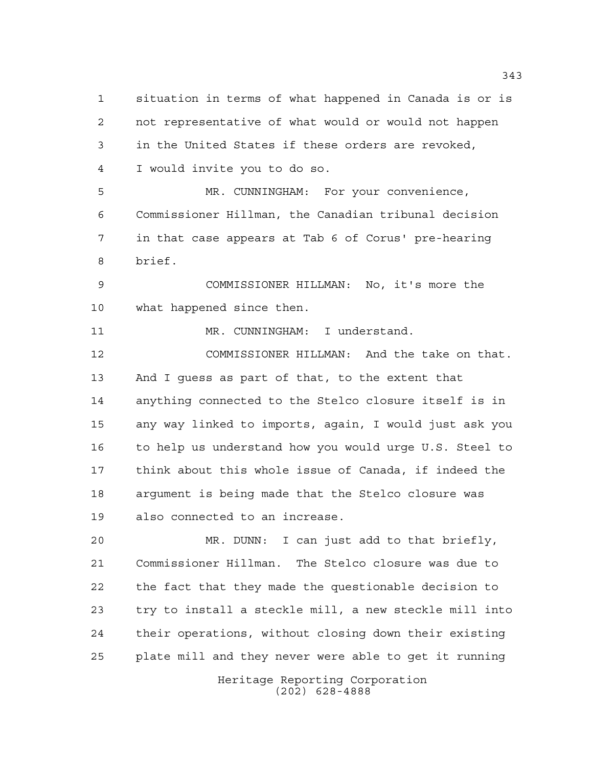situation in terms of what happened in Canada is or is not representative of what would or would not happen in the United States if these orders are revoked, I would invite you to do so.

MR. CUNNINGHAM: For your convenience, Commissioner Hillman, the Canadian tribunal decision in that case appears at Tab 6 of Corus' pre-hearing brief.

COMMISSIONER HILLMAN: No, it's more the what happened since then.

MR. CUNNINGHAM: I understand.

COMMISSIONER HILLMAN: And the take on that. And I guess as part of that, to the extent that anything connected to the Stelco closure itself is in any way linked to imports, again, I would just ask you to help us understand how you would urge U.S. Steel to think about this whole issue of Canada, if indeed the argument is being made that the Stelco closure was also connected to an increase.

MR. DUNN: I can just add to that briefly, Commissioner Hillman. The Stelco closure was due to the fact that they made the questionable decision to try to install a steckle mill, a new steckle mill into their operations, without closing down their existing plate mill and they never were able to get it running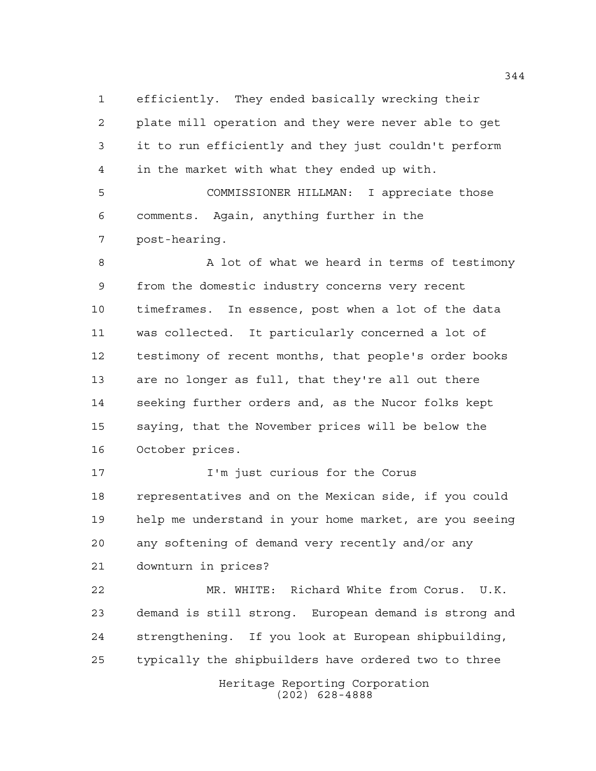efficiently. They ended basically wrecking their plate mill operation and they were never able to get it to run efficiently and they just couldn't perform in the market with what they ended up with.

COMMISSIONER HILLMAN: I appreciate those comments. Again, anything further in the post-hearing.

A lot of what we heard in terms of testimony from the domestic industry concerns very recent timeframes. In essence, post when a lot of the data was collected. It particularly concerned a lot of testimony of recent months, that people's order books are no longer as full, that they're all out there seeking further orders and, as the Nucor folks kept saying, that the November prices will be below the October prices.

I'm just curious for the Corus representatives and on the Mexican side, if you could help me understand in your home market, are you seeing any softening of demand very recently and/or any downturn in prices?

MR. WHITE: Richard White from Corus. U.K. demand is still strong. European demand is strong and strengthening. If you look at European shipbuilding, typically the shipbuilders have ordered two to three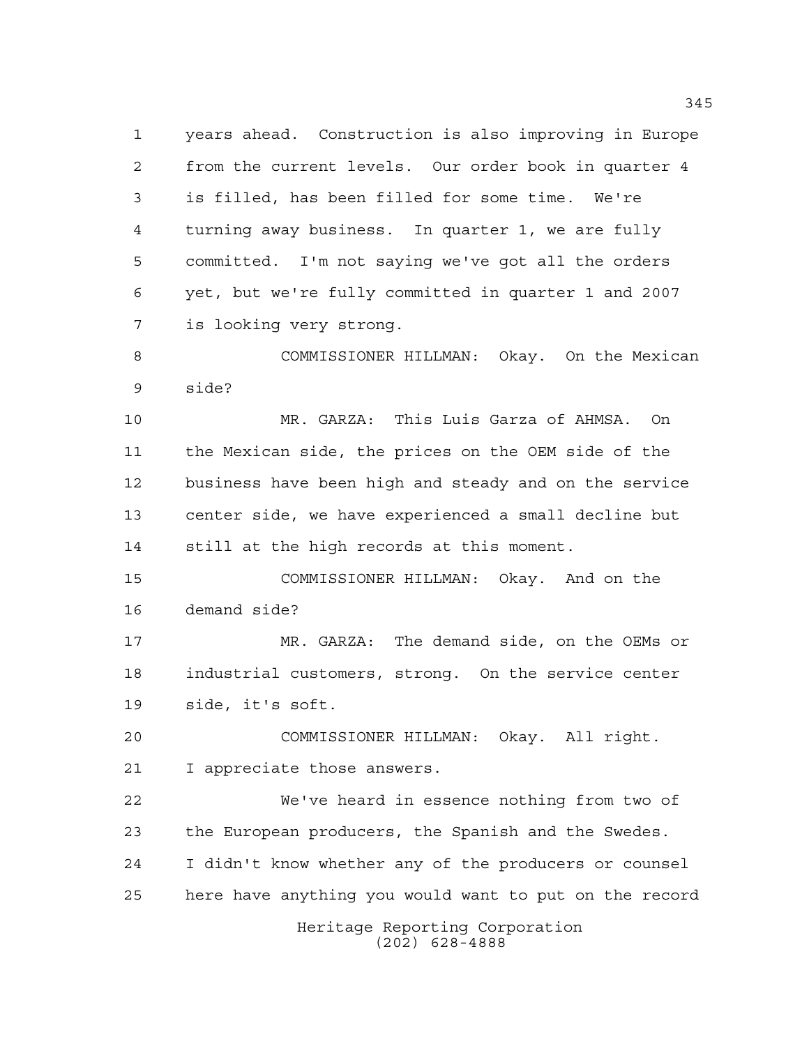years ahead. Construction is also improving in Europe from the current levels. Our order book in quarter 4 is filled, has been filled for some time. We're turning away business. In quarter 1, we are fully committed. I'm not saying we've got all the orders yet, but we're fully committed in quarter 1 and 2007 is looking very strong.

COMMISSIONER HILLMAN: Okay. On the Mexican side?

MR. GARZA: This Luis Garza of AHMSA. On the Mexican side, the prices on the OEM side of the business have been high and steady and on the service center side, we have experienced a small decline but still at the high records at this moment.

COMMISSIONER HILLMAN: Okay. And on the demand side?

MR. GARZA: The demand side, on the OEMs or industrial customers, strong. On the service center side, it's soft.

COMMISSIONER HILLMAN: Okay. All right. I appreciate those answers.

We've heard in essence nothing from two of the European producers, the Spanish and the Swedes. I didn't know whether any of the producers or counsel here have anything you would want to put on the record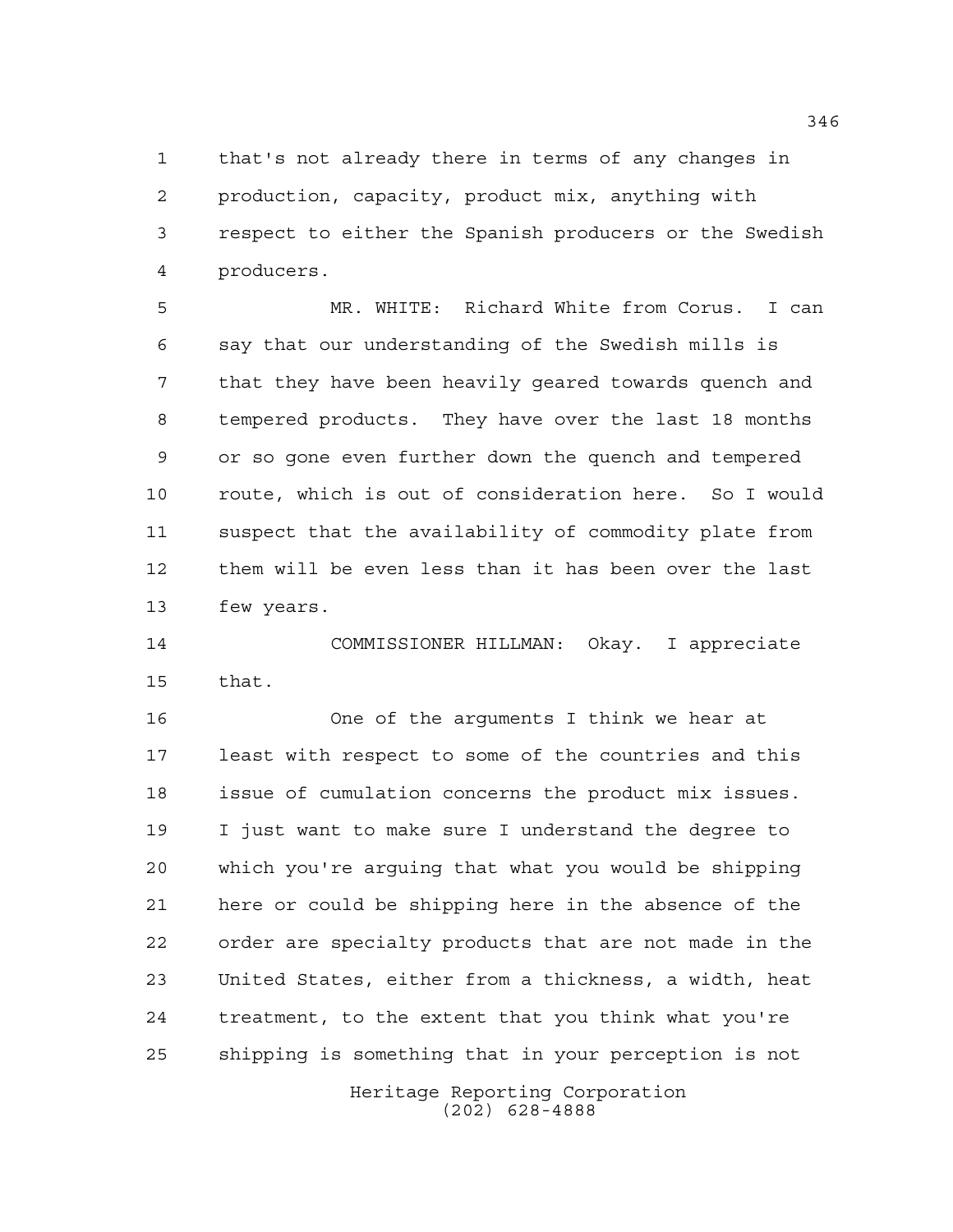that's not already there in terms of any changes in production, capacity, product mix, anything with respect to either the Spanish producers or the Swedish producers.

MR. WHITE: Richard White from Corus. I can say that our understanding of the Swedish mills is that they have been heavily geared towards quench and tempered products. They have over the last 18 months or so gone even further down the quench and tempered route, which is out of consideration here. So I would suspect that the availability of commodity plate from them will be even less than it has been over the last few years.

COMMISSIONER HILLMAN: Okay. I appreciate that.

One of the arguments I think we hear at least with respect to some of the countries and this issue of cumulation concerns the product mix issues. I just want to make sure I understand the degree to which you're arguing that what you would be shipping here or could be shipping here in the absence of the order are specialty products that are not made in the United States, either from a thickness, a width, heat treatment, to the extent that you think what you're shipping is something that in your perception is not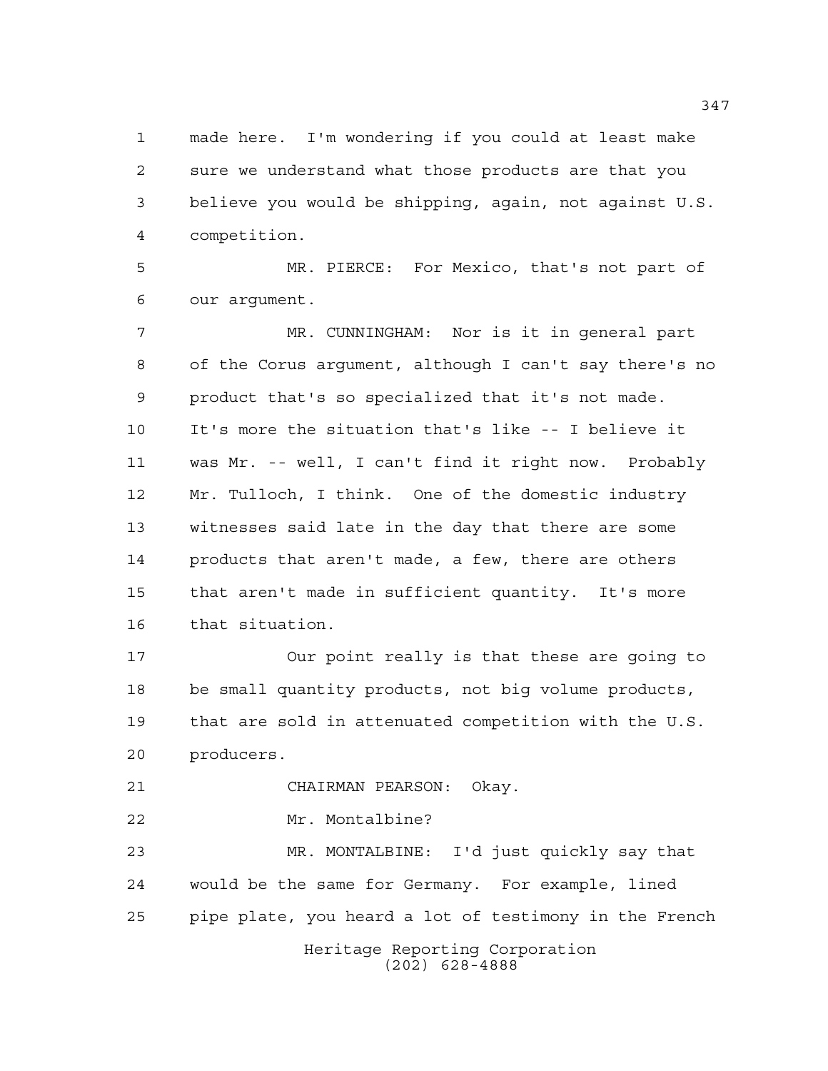made here. I'm wondering if you could at least make sure we understand what those products are that you believe you would be shipping, again, not against U.S. competition.

MR. PIERCE: For Mexico, that's not part of our argument.

MR. CUNNINGHAM: Nor is it in general part of the Corus argument, although I can't say there's no product that's so specialized that it's not made. It's more the situation that's like -- I believe it was Mr. -- well, I can't find it right now. Probably Mr. Tulloch, I think. One of the domestic industry witnesses said late in the day that there are some products that aren't made, a few, there are others that aren't made in sufficient quantity. It's more that situation.

Our point really is that these are going to be small quantity products, not big volume products, that are sold in attenuated competition with the U.S. producers.

CHAIRMAN PEARSON: Okay.

Mr. Montalbine?

MR. MONTALBINE: I'd just quickly say that would be the same for Germany. For example, lined pipe plate, you heard a lot of testimony in the French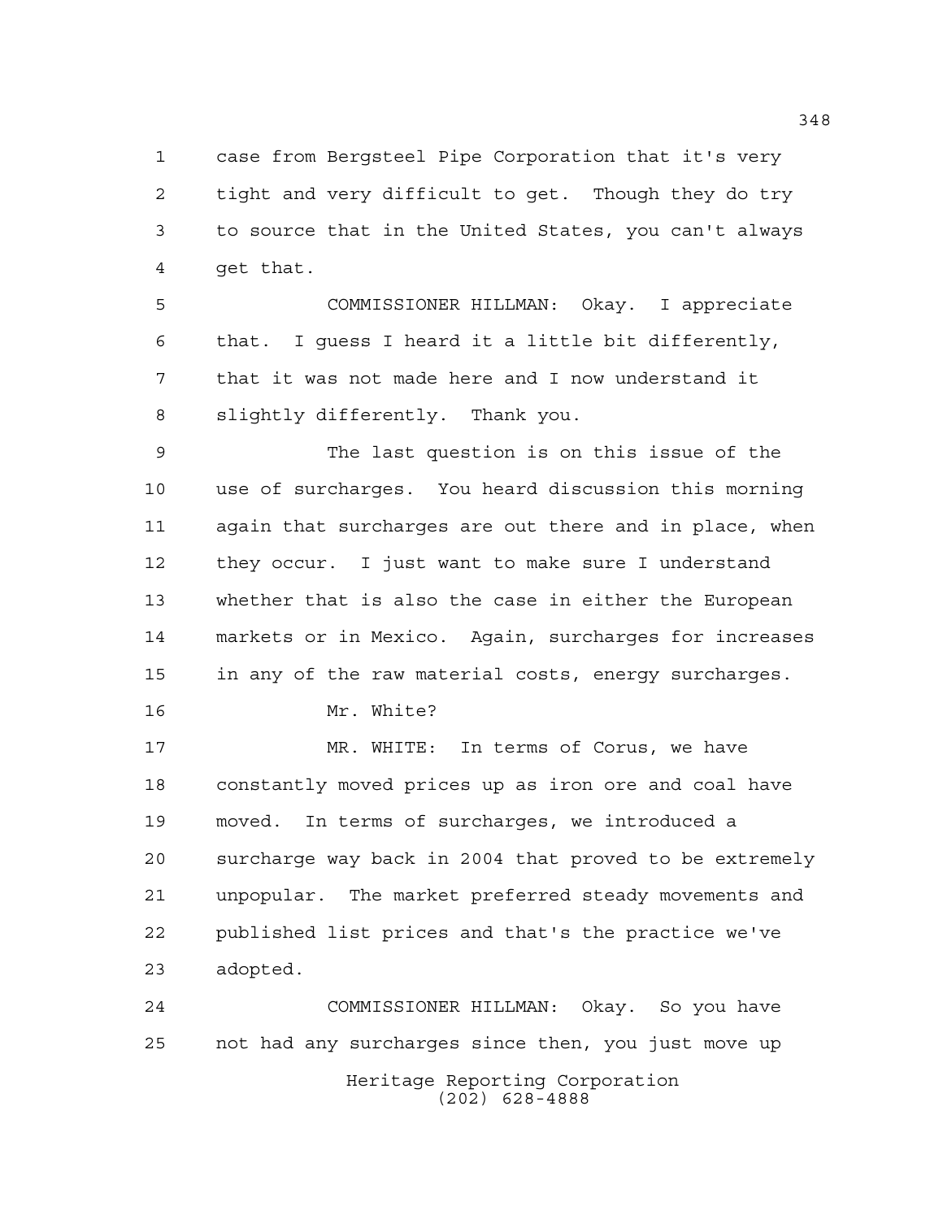case from Bergsteel Pipe Corporation that it's very tight and very difficult to get. Though they do try to source that in the United States, you can't always get that.

COMMISSIONER HILLMAN: Okay. I appreciate that. I guess I heard it a little bit differently, that it was not made here and I now understand it slightly differently. Thank you.

The last question is on this issue of the use of surcharges. You heard discussion this morning again that surcharges are out there and in place, when they occur. I just want to make sure I understand whether that is also the case in either the European markets or in Mexico. Again, surcharges for increases in any of the raw material costs, energy surcharges.

Mr. White?

MR. WHITE: In terms of Corus, we have constantly moved prices up as iron ore and coal have moved. In terms of surcharges, we introduced a surcharge way back in 2004 that proved to be extremely unpopular. The market preferred steady movements and published list prices and that's the practice we've adopted.

COMMISSIONER HILLMAN: Okay. So you have not had any surcharges since then, you just move up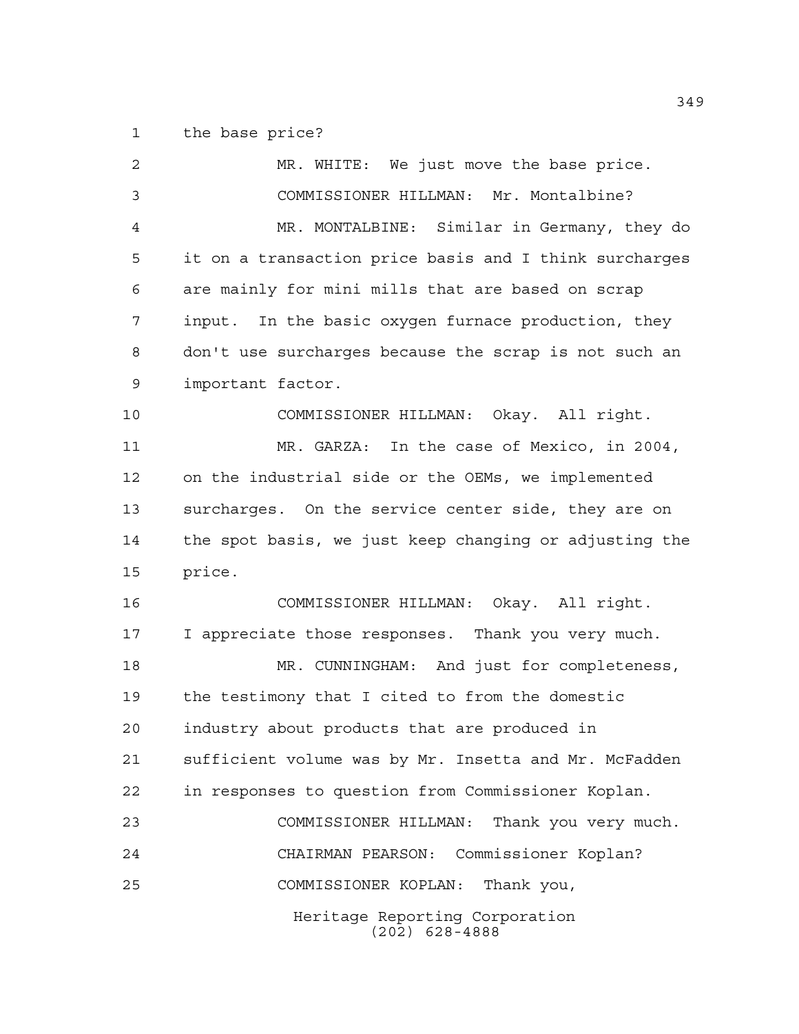the base price?

MR. WHITE: We just move the base price.

COMMISSIONER HILLMAN: Mr. Montalbine?

MR. MONTALBINE: Similar in Germany, they do it on a transaction price basis and I think surcharges are mainly for mini mills that are based on scrap input. In the basic oxygen furnace production, they don't use surcharges because the scrap is not such an important factor.

COMMISSIONER HILLMAN: Okay. All right.

MR. GARZA: In the case of Mexico, in 2004, on the industrial side or the OEMs, we implemented surcharges. On the service center side, they are on the spot basis, we just keep changing or adjusting the price.

COMMISSIONER HILLMAN: Okay. All right. I appreciate those responses. Thank you very much.

MR. CUNNINGHAM: And just for completeness, the testimony that I cited to from the domestic industry about products that are produced in sufficient volume was by Mr. Insetta and Mr. McFadden in responses to question from Commissioner Koplan.

COMMISSIONER HILLMAN: Thank you very much.

CHAIRMAN PEARSON: Commissioner Koplan?

COMMISSIONER KOPLAN: Thank you,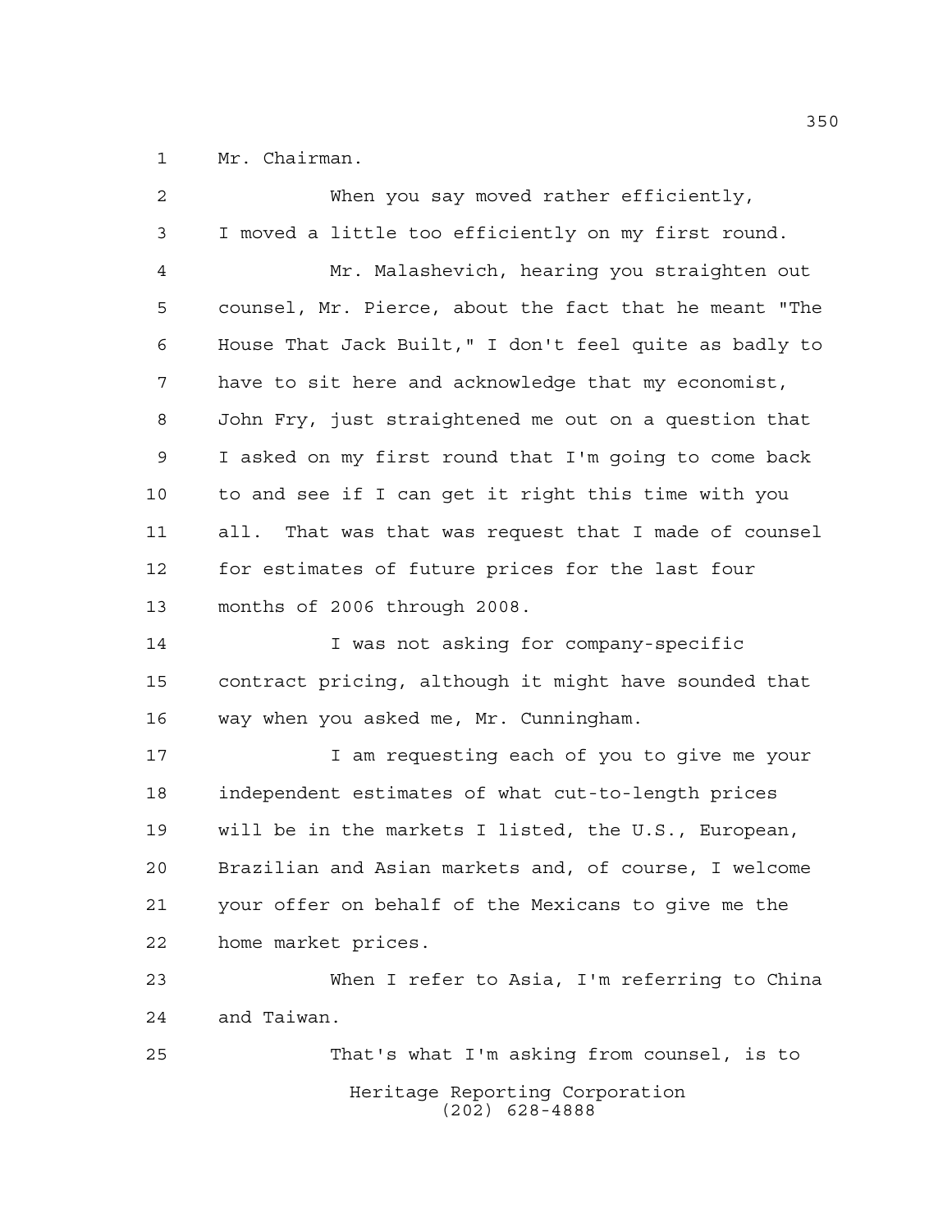Mr. Chairman.

When you say moved rather efficiently, I moved a little too efficiently on my first round.

Mr. Malashevich, hearing you straighten out counsel, Mr. Pierce, about the fact that he meant "The House That Jack Built," I don't feel quite as badly to have to sit here and acknowledge that my economist, John Fry, just straightened me out on a question that I asked on my first round that I'm going to come back to and see if I can get it right this time with you all. That was that was request that I made of counsel for estimates of future prices for the last four months of 2006 through 2008.

I was not asking for company-specific contract pricing, although it might have sounded that way when you asked me, Mr. Cunningham.

I am requesting each of you to give me your independent estimates of what cut-to-length prices will be in the markets I listed, the U.S., European, Brazilian and Asian markets and, of course, I welcome your offer on behalf of the Mexicans to give me the home market prices.

When I refer to Asia, I'm referring to China and Taiwan.

That's what I'm asking from counsel, is to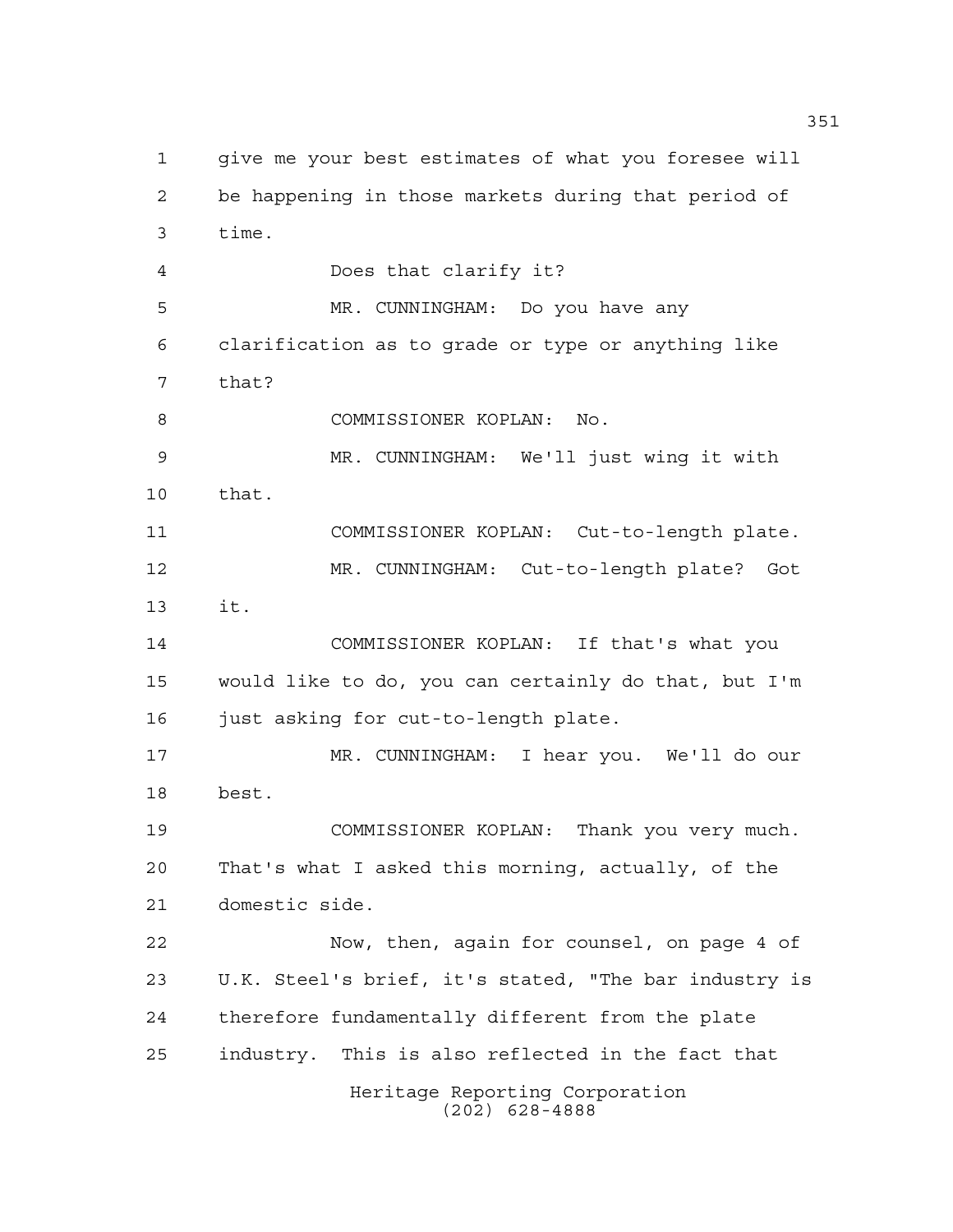give me your best estimates of what you foresee will be happening in those markets during that period of time.

Does that clarify it?

MR. CUNNINGHAM: Do you have any clarification as to grade or type or anything like that?

COMMISSIONER KOPLAN: No.

MR. CUNNINGHAM: We'll just wing it with that.

COMMISSIONER KOPLAN: Cut-to-length plate.

MR. CUNNINGHAM: Cut-to-length plate? Got it.

COMMISSIONER KOPLAN: If that's what you would like to do, you can certainly do that, but I'm just asking for cut-to-length plate.

MR. CUNNINGHAM: I hear you. We'll do our best.

COMMISSIONER KOPLAN: Thank you very much. That's what I asked this morning, actually, of the domestic side.

Now, then, again for counsel, on page 4 of U.K. Steel's brief, it's stated, "The bar industry is therefore fundamentally different from the plate industry. This is also reflected in the fact that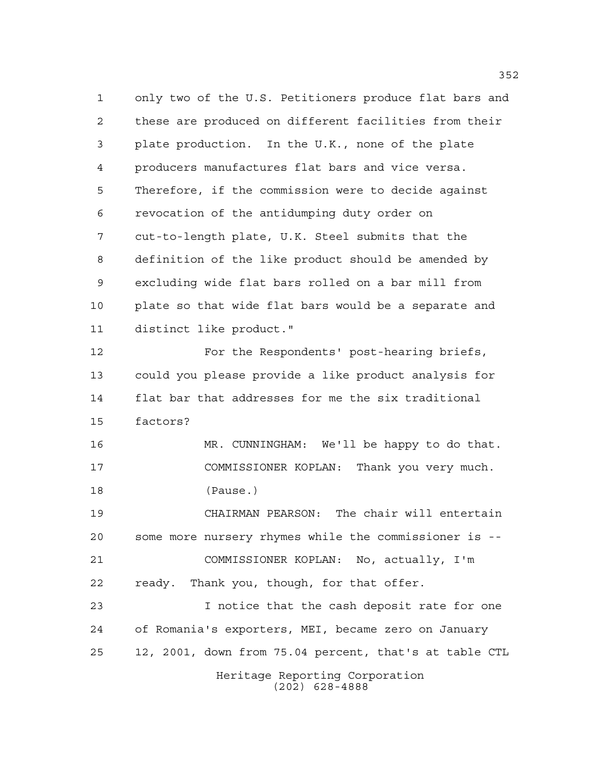only two of the U.S. Petitioners produce flat bars and these are produced on different facilities from their plate production. In the U.K., none of the plate producers manufactures flat bars and vice versa. Therefore, if the commission were to decide against revocation of the antidumping duty order on cut-to-length plate, U.K. Steel submits that the definition of the like product should be amended by excluding wide flat bars rolled on a bar mill from plate so that wide flat bars would be a separate and distinct like product."

For the Respondents' post-hearing briefs, could you please provide a like product analysis for flat bar that addresses for me the six traditional factors?

MR. CUNNINGHAM: We'll be happy to do that.

COMMISSIONER KOPLAN: Thank you very much.

(Pause.)

CHAIRMAN PEARSON: The chair will entertain some more nursery rhymes while the commissioner is --

COMMISSIONER KOPLAN: No, actually, I'm ready. Thank you, though, for that offer.

I notice that the cash deposit rate for one of Romania's exporters, MEI, became zero on January 12, 2001, down from 75.04 percent, that's at table CTL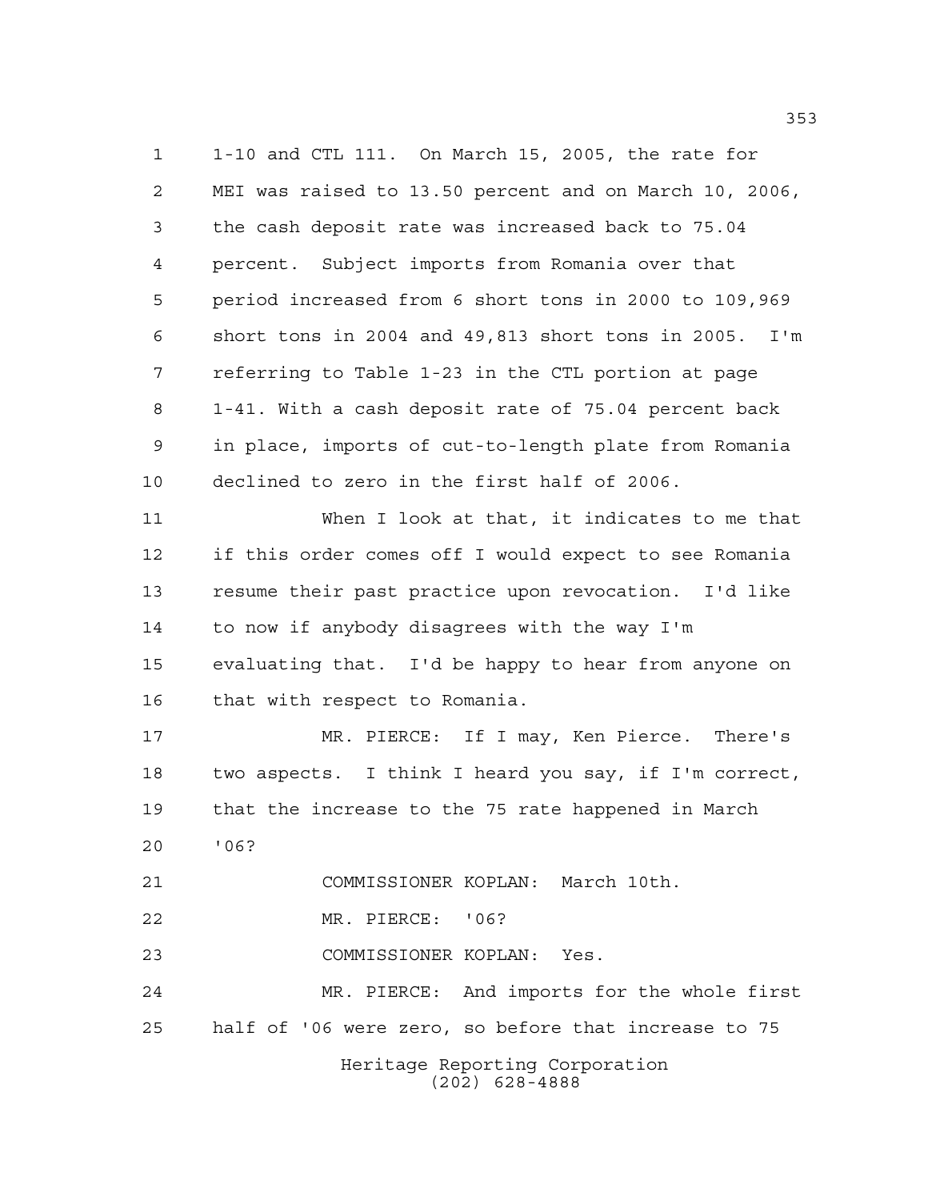1-10 and CTL 111. On March 15, 2005, the rate for MEI was raised to 13.50 percent and on March 10, 2006, the cash deposit rate was increased back to 75.04 percent. Subject imports from Romania over that period increased from 6 short tons in 2000 to 109,969 short tons in 2004 and 49,813 short tons in 2005. I'm referring to Table 1-23 in the CTL portion at page 1-41. With a cash deposit rate of 75.04 percent back in place, imports of cut-to-length plate from Romania declined to zero in the first half of 2006.

When I look at that, it indicates to me that if this order comes off I would expect to see Romania resume their past practice upon revocation. I'd like to now if anybody disagrees with the way I'm evaluating that. I'd be happy to hear from anyone on that with respect to Romania.

MR. PIERCE: If I may, Ken Pierce. There's two aspects. I think I heard you say, if I'm correct, that the increase to the 75 rate happened in March '06?

COMMISSIONER KOPLAN: March 10th.

MR. PIERCE: '06?

COMMISSIONER KOPLAN: Yes.

MR. PIERCE: And imports for the whole first half of '06 were zero, so before that increase to 75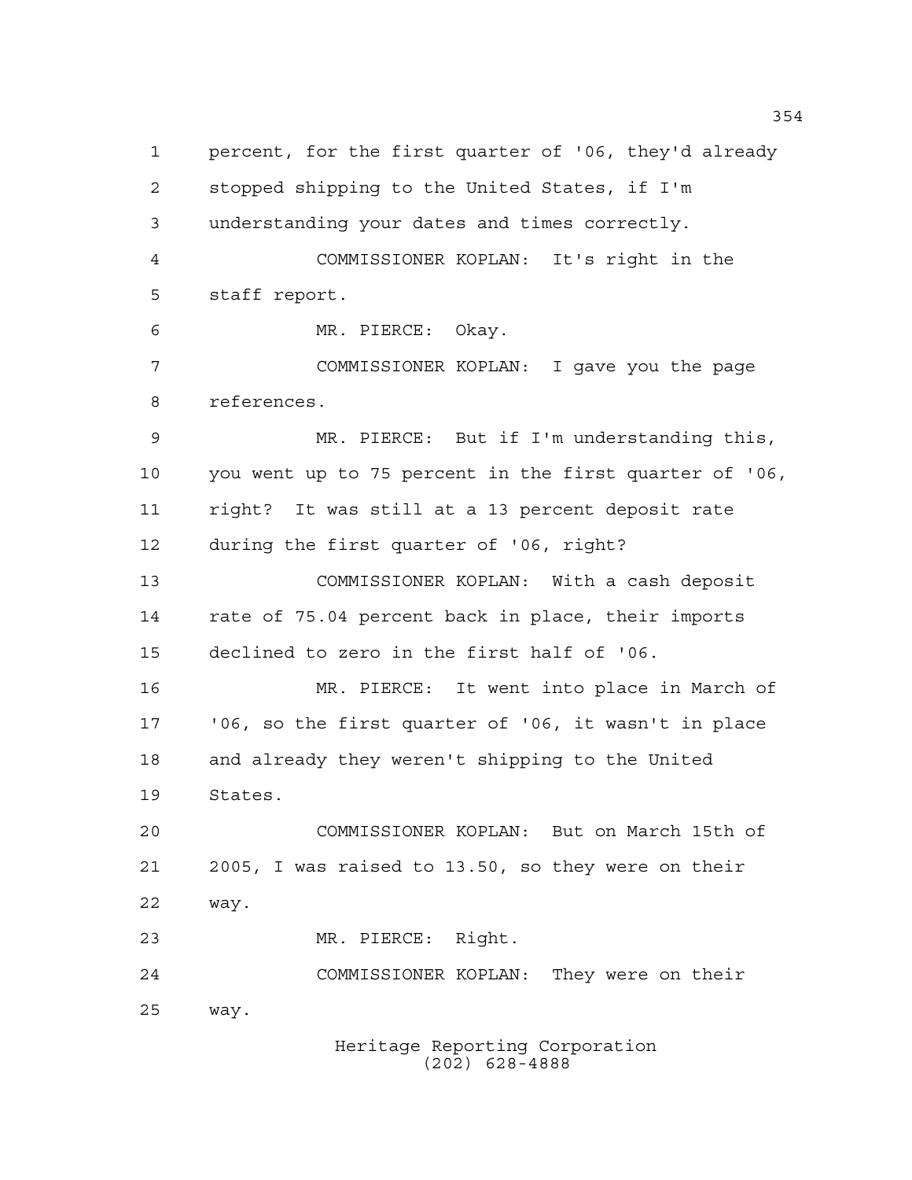percent, for the first quarter of '06, they'd already stopped shipping to the United States, if I'm understanding your dates and times correctly.

COMMISSIONER KOPLAN: It's right in the staff report.

MR. PIERCE: Okay.

COMMISSIONER KOPLAN: I gave you the page references.

MR. PIERCE: But if I'm understanding this, you went up to 75 percent in the first quarter of '06, right? It was still at a 13 percent deposit rate during the first quarter of '06, right?

COMMISSIONER KOPLAN: With a cash deposit rate of 75.04 percent back in place, their imports declined to zero in the first half of '06.

MR. PIERCE: It went into place in March of '06, so the first quarter of '06, it wasn't in place and already they weren't shipping to the United States.

COMMISSIONER KOPLAN: But on March 15th of 2005, I was raised to 13.50, so they were on their way.

MR. PIERCE: Right.

COMMISSIONER KOPLAN: They were on their way.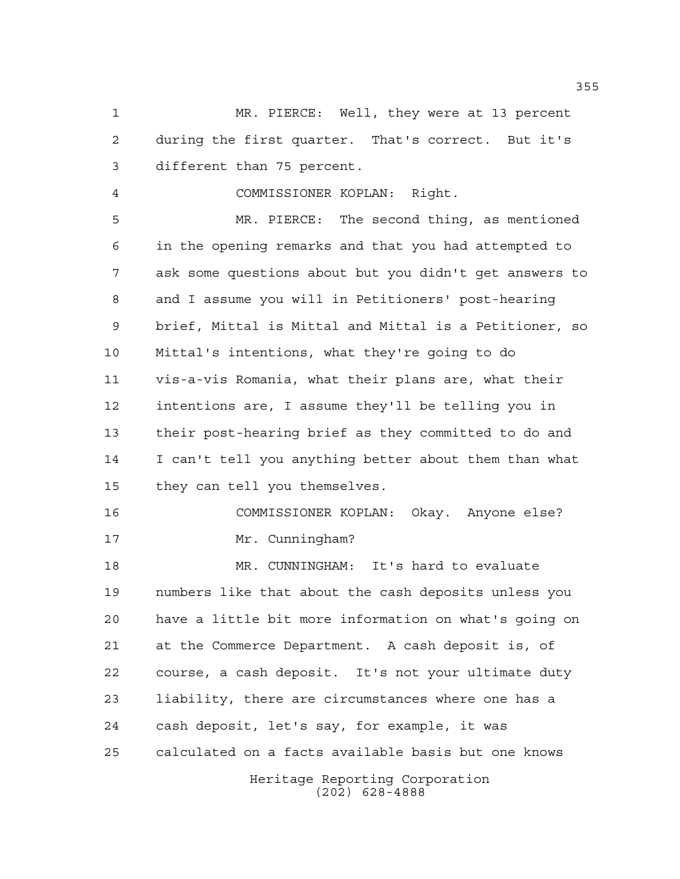MR. PIERCE: Well, they were at 13 percent during the first quarter. That's correct. But it's different than 75 percent.

COMMISSIONER KOPLAN: Right.

MR. PIERCE: The second thing, as mentioned in the opening remarks and that you had attempted to ask some questions about but you didn't get answers to and I assume you will in Petitioners' post-hearing brief, Mittal is Mittal and Mittal is a Petitioner, so Mittal's intentions, what they're going to do vis-a-vis Romania, what their plans are, what their intentions are, I assume they'll be telling you in their post-hearing brief as they committed to do and I can't tell you anything better about them than what they can tell you themselves.

COMMISSIONER KOPLAN: Okay. Anyone else? Mr. Cunningham?

MR. CUNNINGHAM: It's hard to evaluate numbers like that about the cash deposits unless you have a little bit more information on what's going on at the Commerce Department. A cash deposit is, of course, a cash deposit. It's not your ultimate duty liability, there are circumstances where one has a cash deposit, let's say, for example, it was calculated on a facts available basis but one knows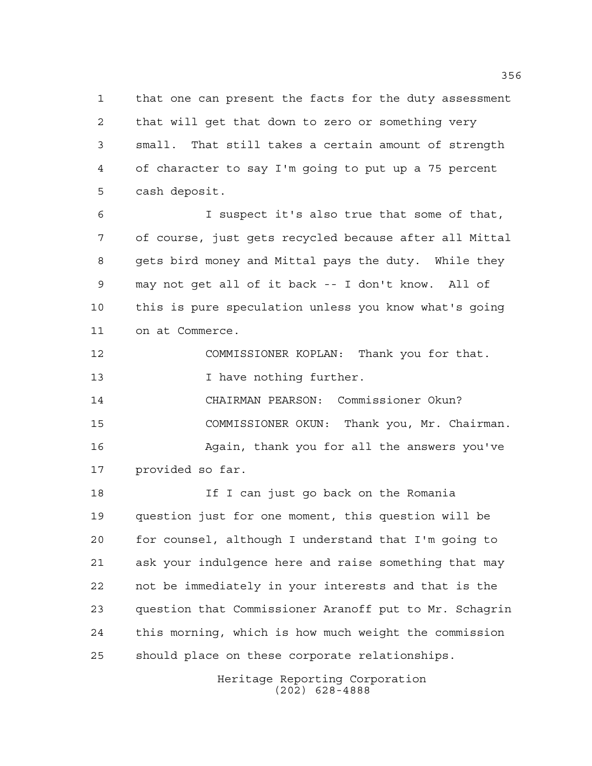that one can present the facts for the duty assessment that will get that down to zero or something very small. That still takes a certain amount of strength of character to say I'm going to put up a 75 percent cash deposit.

I suspect it's also true that some of that, of course, just gets recycled because after all Mittal gets bird money and Mittal pays the duty. While they may not get all of it back -- I don't know. All of this is pure speculation unless you know what's going on at Commerce.

COMMISSIONER KOPLAN: Thank you for that. I have nothing further.

CHAIRMAN PEARSON: Commissioner Okun?

COMMISSIONER OKUN: Thank you, Mr. Chairman. Again, thank you for all the answers you've provided so far.

If I can just go back on the Romania question just for one moment, this question will be for counsel, although I understand that I'm going to ask your indulgence here and raise something that may not be immediately in your interests and that is the question that Commissioner Aranoff put to Mr. Schagrin this morning, which is how much weight the commission should place on these corporate relationships.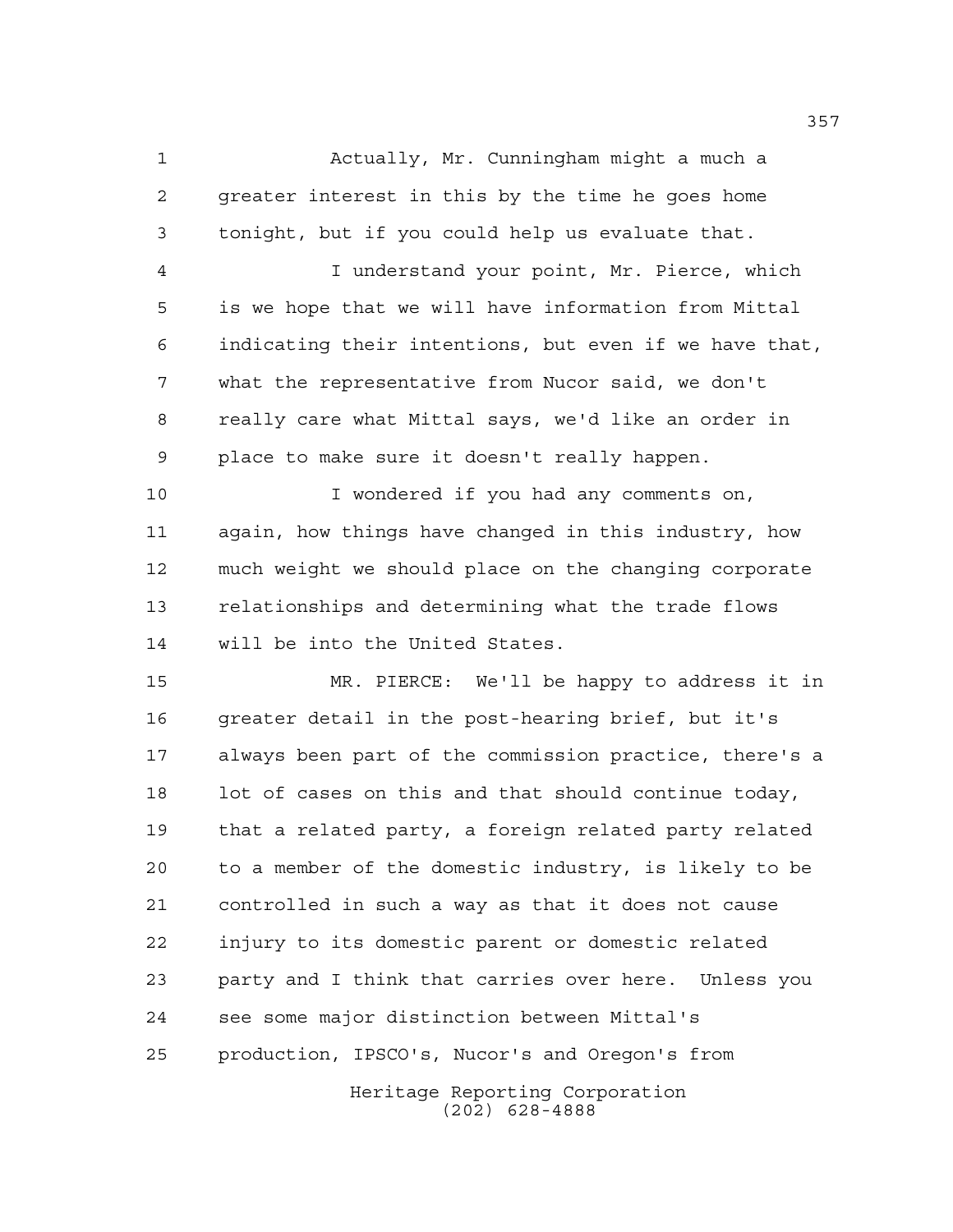Actually, Mr. Cunningham might a much a greater interest in this by the time he goes home tonight, but if you could help us evaluate that.

I understand your point, Mr. Pierce, which is we hope that we will have information from Mittal indicating their intentions, but even if we have that, what the representative from Nucor said, we don't really care what Mittal says, we'd like an order in place to make sure it doesn't really happen.

I wondered if you had any comments on, again, how things have changed in this industry, how much weight we should place on the changing corporate relationships and determining what the trade flows will be into the United States.

MR. PIERCE: We'll be happy to address it in greater detail in the post-hearing brief, but it's always been part of the commission practice, there's a lot of cases on this and that should continue today, that a related party, a foreign related party related to a member of the domestic industry, is likely to be controlled in such a way as that it does not cause injury to its domestic parent or domestic related party and I think that carries over here. Unless you see some major distinction between Mittal's production, IPSCO's, Nucor's and Oregon's from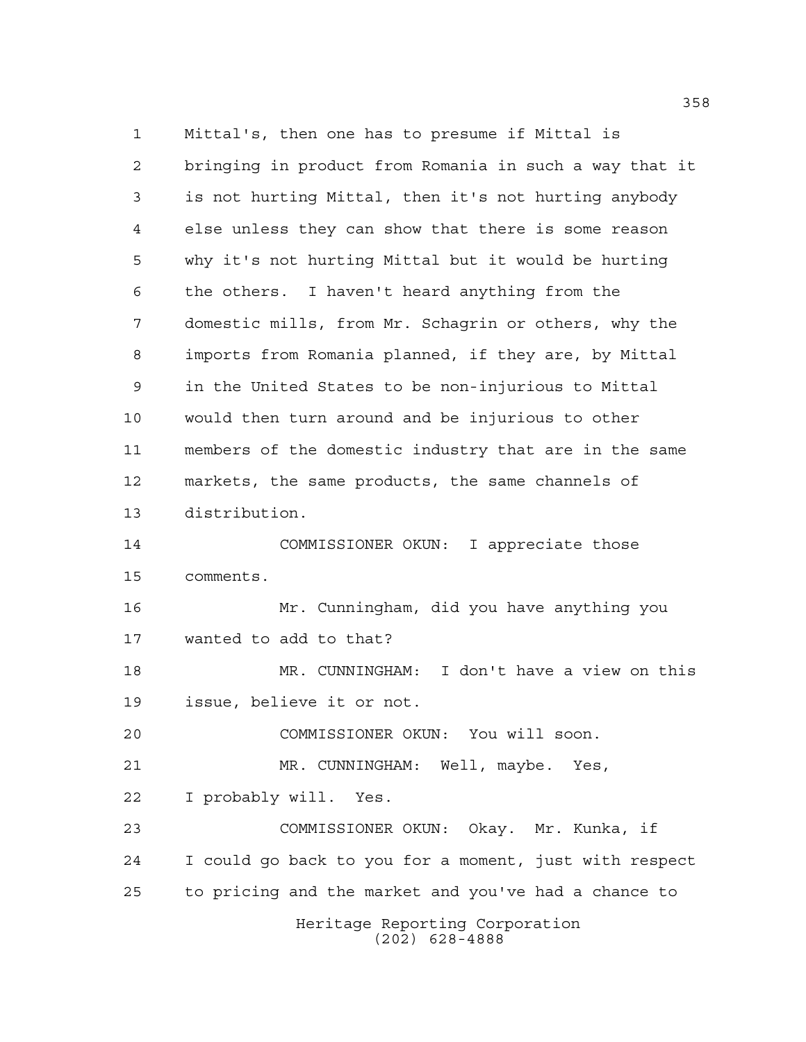Mittal's, then one has to presume if Mittal is bringing in product from Romania in such a way that it is not hurting Mittal, then it's not hurting anybody else unless they can show that there is some reason why it's not hurting Mittal but it would be hurting the others. I haven't heard anything from the domestic mills, from Mr. Schagrin or others, why the imports from Romania planned, if they are, by Mittal in the United States to be non-injurious to Mittal would then turn around and be injurious to other members of the domestic industry that are in the same markets, the same products, the same channels of distribution.

COMMISSIONER OKUN: I appreciate those comments.

Mr. Cunningham, did you have anything you wanted to add to that?

MR. CUNNINGHAM: I don't have a view on this issue, believe it or not.

COMMISSIONER OKUN: You will soon.

MR. CUNNINGHAM: Well, maybe. Yes, I probably will. Yes.

COMMISSIONER OKUN: Okay. Mr. Kunka, if I could go back to you for a moment, just with respect to pricing and the market and you've had a chance to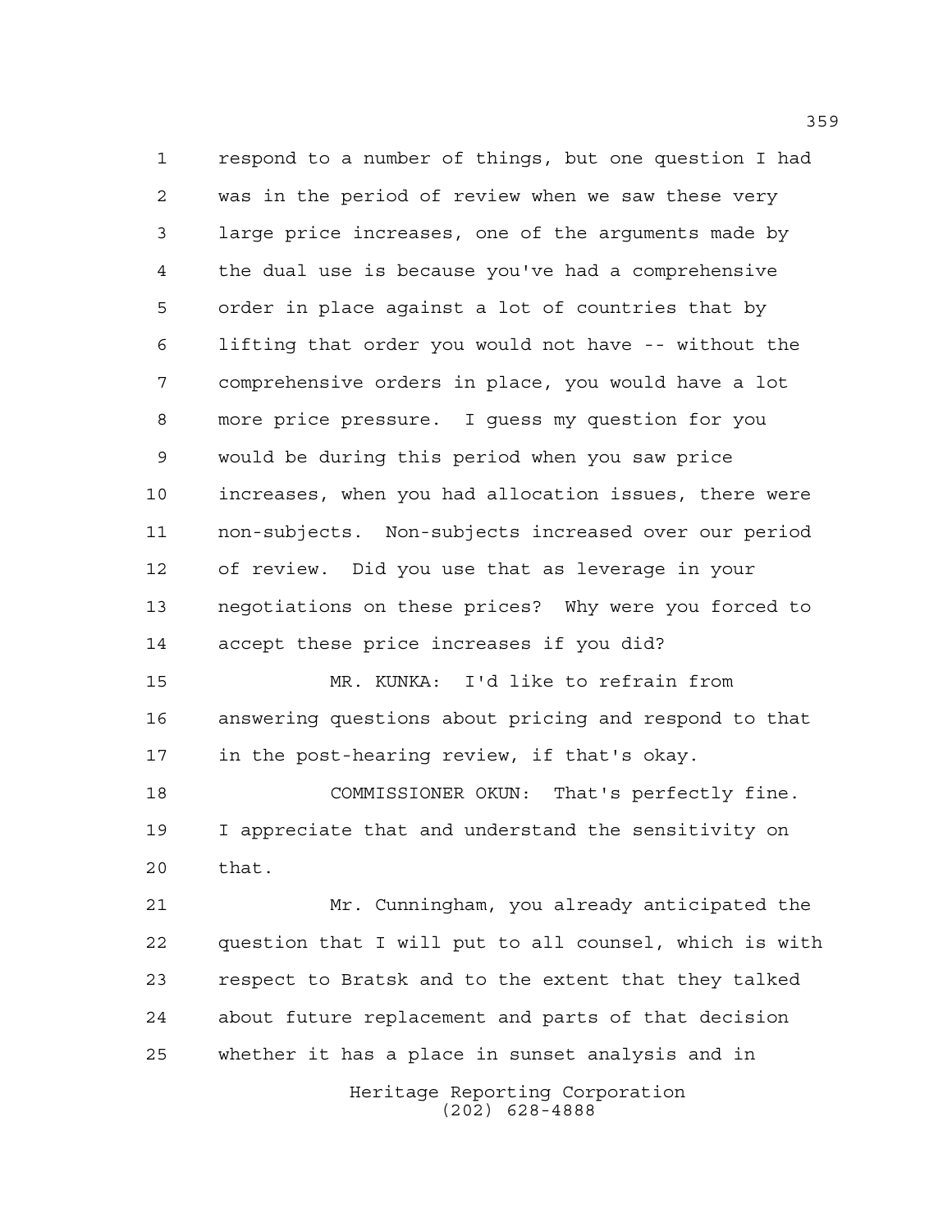respond to a number of things, but one question I had was in the period of review when we saw these very large price increases, one of the arguments made by the dual use is because you've had a comprehensive order in place against a lot of countries that by lifting that order you would not have -- without the comprehensive orders in place, you would have a lot more price pressure. I guess my question for you would be during this period when you saw price increases, when you had allocation issues, there were non-subjects. Non-subjects increased over our period of review. Did you use that as leverage in your negotiations on these prices? Why were you forced to accept these price increases if you did?

MR. KUNKA: I'd like to refrain from answering questions about pricing and respond to that in the post-hearing review, if that's okay.

COMMISSIONER OKUN: That's perfectly fine. I appreciate that and understand the sensitivity on that.

Mr. Cunningham, you already anticipated the question that I will put to all counsel, which is with respect to Bratsk and to the extent that they talked about future replacement and parts of that decision whether it has a place in sunset analysis and in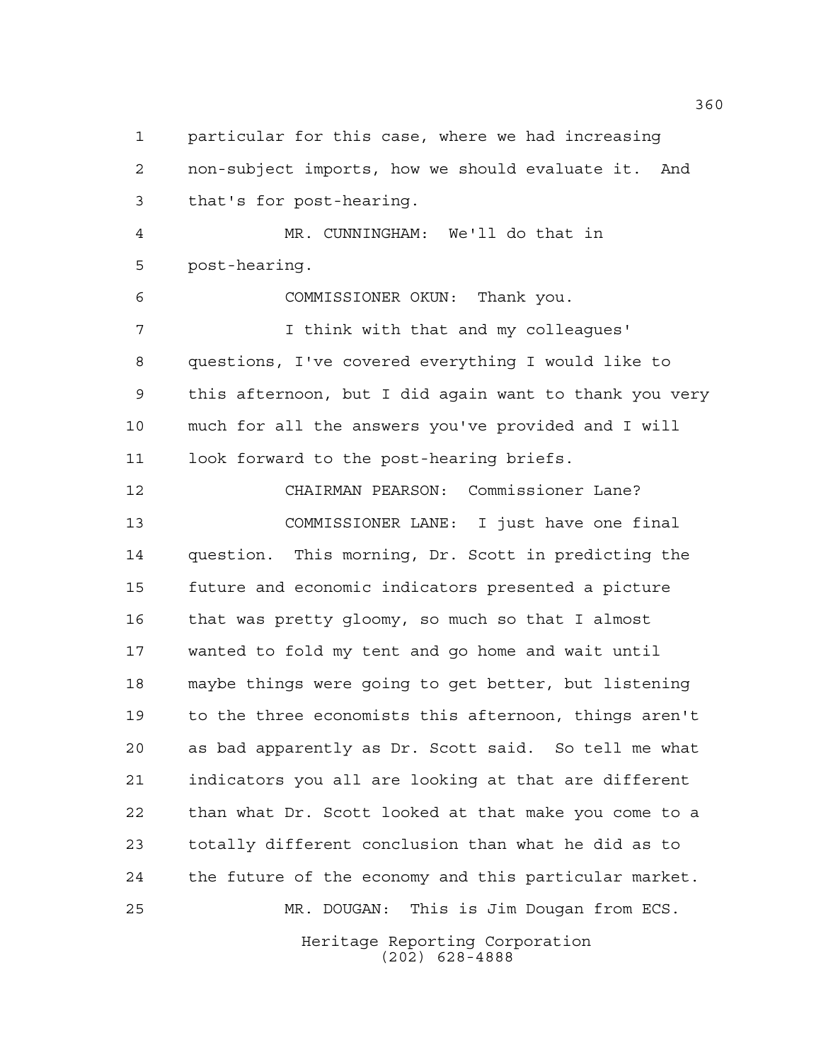particular for this case, where we had increasing non-subject imports, how we should evaluate it. And that's for post-hearing.

MR. CUNNINGHAM: We'll do that in post-hearing.

COMMISSIONER OKUN: Thank you.

I think with that and my colleagues' questions, I've covered everything I would like to this afternoon, but I did again want to thank you very much for all the answers you've provided and I will look forward to the post-hearing briefs.

CHAIRMAN PEARSON: Commissioner Lane?

COMMISSIONER LANE: I just have one final question. This morning, Dr. Scott in predicting the future and economic indicators presented a picture that was pretty gloomy, so much so that I almost wanted to fold my tent and go home and wait until maybe things were going to get better, but listening to the three economists this afternoon, things aren't as bad apparently as Dr. Scott said. So tell me what indicators you all are looking at that are different than what Dr. Scott looked at that make you come to a totally different conclusion than what he did as to the future of the economy and this particular market.

MR. DOUGAN: This is Jim Dougan from ECS.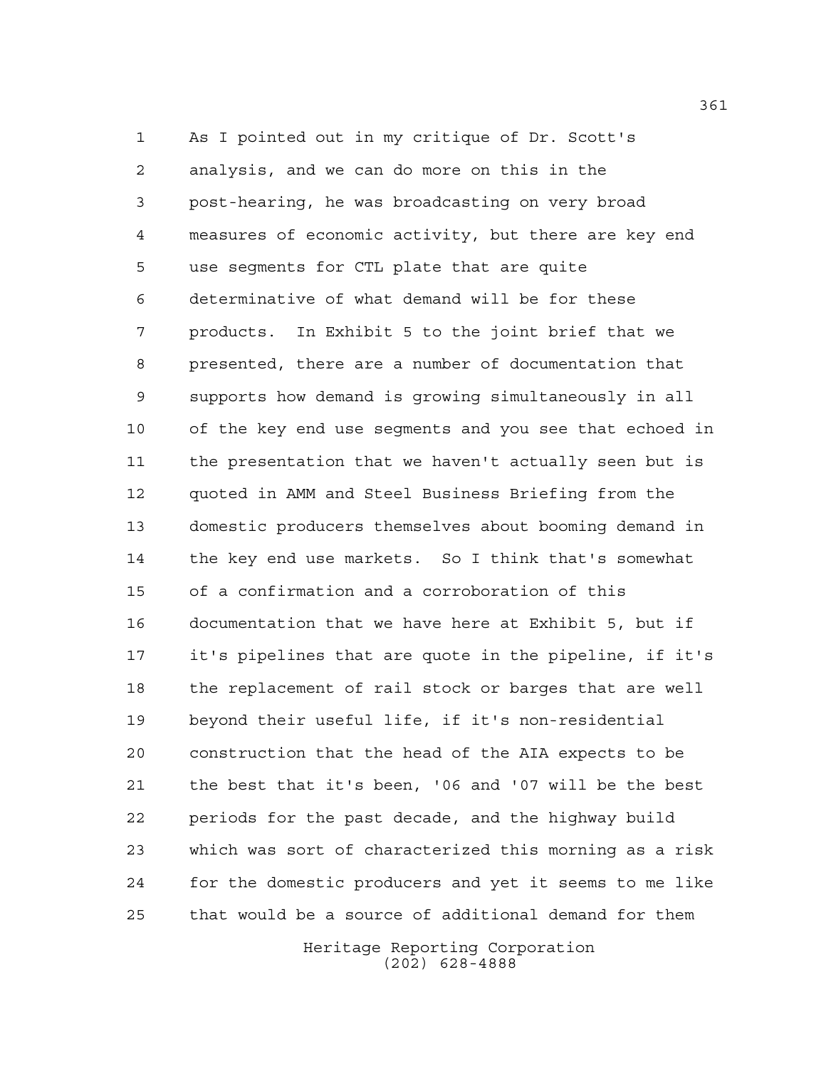As I pointed out in my critique of Dr. Scott's analysis, and we can do more on this in the post-hearing, he was broadcasting on very broad measures of economic activity, but there are key end use segments for CTL plate that are quite determinative of what demand will be for these products. In Exhibit 5 to the joint brief that we presented, there are a number of documentation that supports how demand is growing simultaneously in all of the key end use segments and you see that echoed in the presentation that we haven't actually seen but is quoted in AMM and Steel Business Briefing from the domestic producers themselves about booming demand in the key end use markets. So I think that's somewhat of a confirmation and a corroboration of this documentation that we have here at Exhibit 5, but if it's pipelines that are quote in the pipeline, if it's the replacement of rail stock or barges that are well beyond their useful life, if it's non-residential construction that the head of the AIA expects to be the best that it's been, '06 and '07 will be the best periods for the past decade, and the highway build which was sort of characterized this morning as a risk for the domestic producers and yet it seems to me like that would be a source of additional demand for them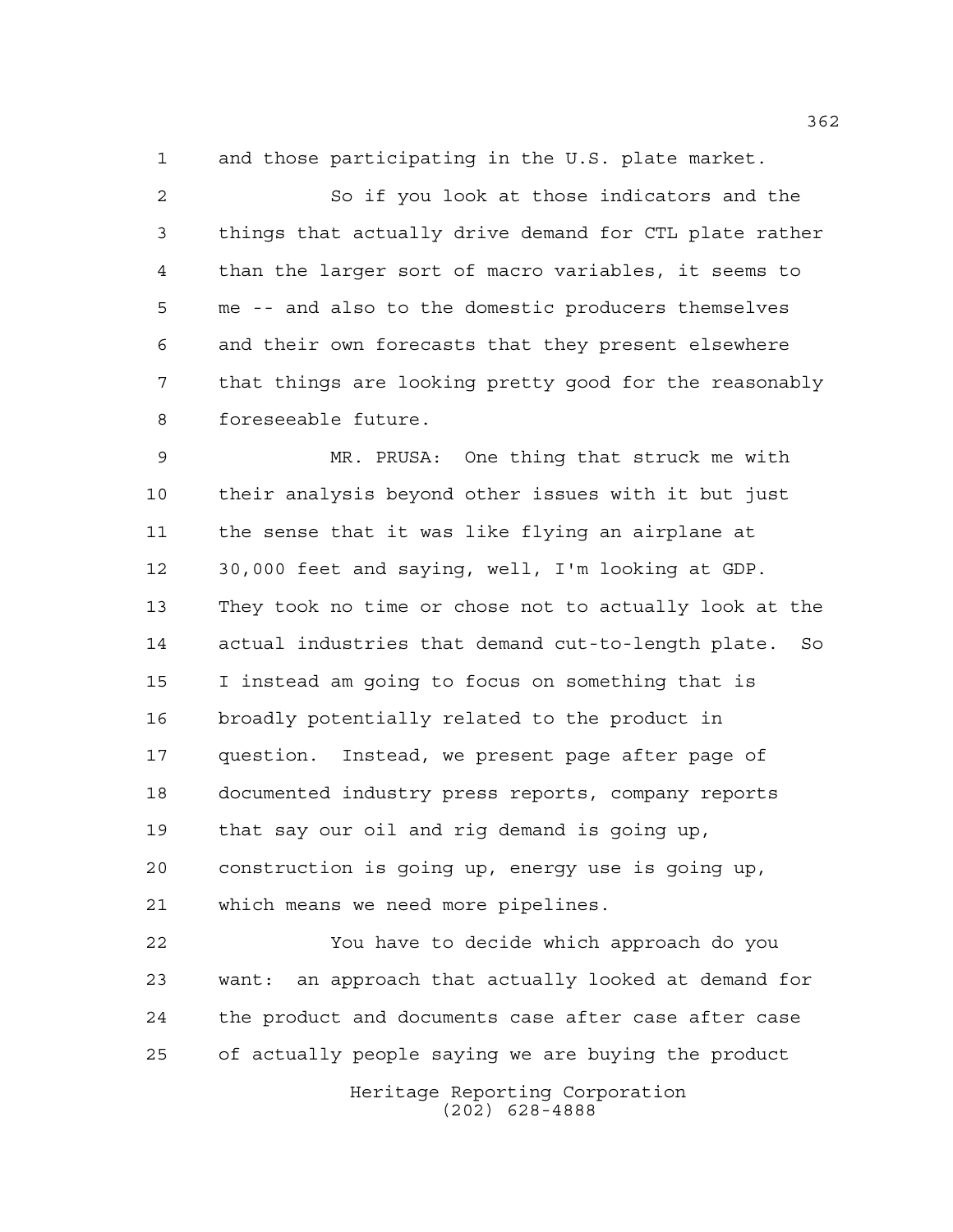and those participating in the U.S. plate market.

So if you look at those indicators and the things that actually drive demand for CTL plate rather than the larger sort of macro variables, it seems to me -- and also to the domestic producers themselves and their own forecasts that they present elsewhere that things are looking pretty good for the reasonably foreseeable future.

MR. PRUSA: One thing that struck me with their analysis beyond other issues with it but just the sense that it was like flying an airplane at 30,000 feet and saying, well, I'm looking at GDP. They took no time or chose not to actually look at the actual industries that demand cut-to-length plate. So I instead am going to focus on something that is broadly potentially related to the product in question. Instead, we present page after page of documented industry press reports, company reports that say our oil and rig demand is going up, construction is going up, energy use is going up, which means we need more pipelines.

You have to decide which approach do you want: an approach that actually looked at demand for the product and documents case after case after case of actually people saying we are buying the product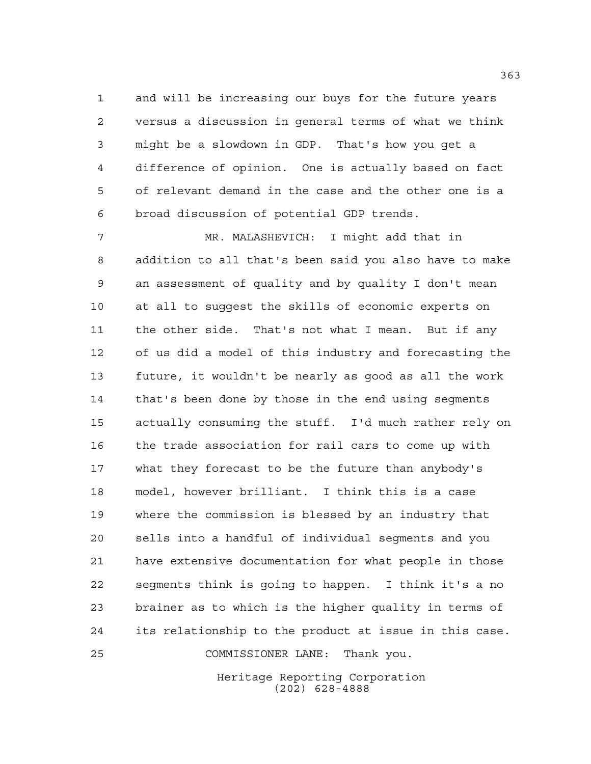and will be increasing our buys for the future years versus a discussion in general terms of what we think might be a slowdown in GDP. That's how you get a difference of opinion. One is actually based on fact of relevant demand in the case and the other one is a broad discussion of potential GDP trends.

MR. MALASHEVICH: I might add that in addition to all that's been said you also have to make an assessment of quality and by quality I don't mean at all to suggest the skills of economic experts on the other side. That's not what I mean. But if any of us did a model of this industry and forecasting the future, it wouldn't be nearly as good as all the work that's been done by those in the end using segments actually consuming the stuff. I'd much rather rely on the trade association for rail cars to come up with what they forecast to be the future than anybody's model, however brilliant. I think this is a case where the commission is blessed by an industry that sells into a handful of individual segments and you have extensive documentation for what people in those segments think is going to happen. I think it's a no brainer as to which is the higher quality in terms of its relationship to the product at issue in this case.

COMMISSIONER LANE: Thank you.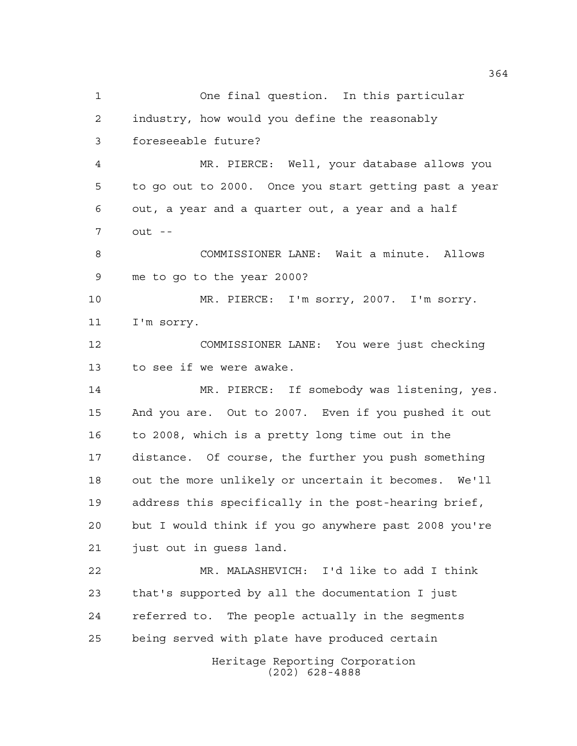One final question. In this particular industry, how would you define the reasonably foreseeable future?

MR. PIERCE: Well, your database allows you to go out to 2000. Once you start getting past a year out, a year and a quarter out, a year and a half out --

COMMISSIONER LANE: Wait a minute. Allows me to go to the year 2000?

MR. PIERCE: I'm sorry, 2007. I'm sorry. I'm sorry.

COMMISSIONER LANE: You were just checking to see if we were awake.

MR. PIERCE: If somebody was listening, yes. And you are. Out to 2007. Even if you pushed it out to 2008, which is a pretty long time out in the distance. Of course, the further you push something out the more unlikely or uncertain it becomes. We'll address this specifically in the post-hearing brief, but I would think if you go anywhere past 2008 you're just out in guess land.

MR. MALASHEVICH: I'd like to add I think that's supported by all the documentation I just referred to. The people actually in the segments being served with plate have produced certain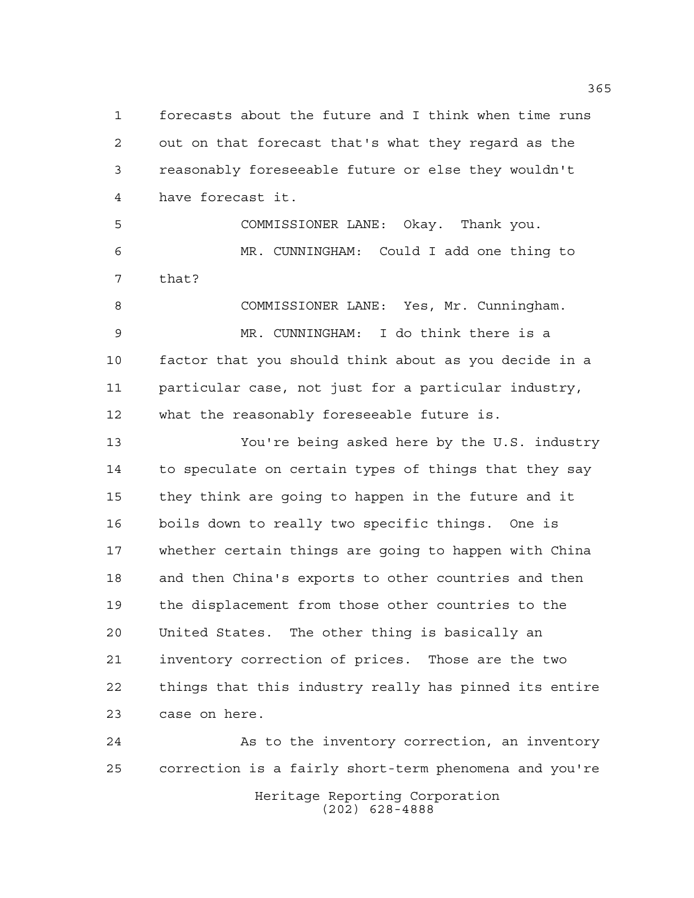forecasts about the future and I think when time runs out on that forecast that's what they regard as the reasonably foreseeable future or else they wouldn't have forecast it.

COMMISSIONER LANE: Okay. Thank you.

MR. CUNNINGHAM: Could I add one thing to that?

COMMISSIONER LANE: Yes, Mr. Cunningham.

MR. CUNNINGHAM: I do think there is a factor that you should think about as you decide in a particular case, not just for a particular industry, what the reasonably foreseeable future is.

You're being asked here by the U.S. industry to speculate on certain types of things that they say they think are going to happen in the future and it boils down to really two specific things. One is whether certain things are going to happen with China and then China's exports to other countries and then the displacement from those other countries to the United States. The other thing is basically an inventory correction of prices. Those are the two things that this industry really has pinned its entire case on here.

As to the inventory correction, an inventory correction is a fairly short-term phenomena and you're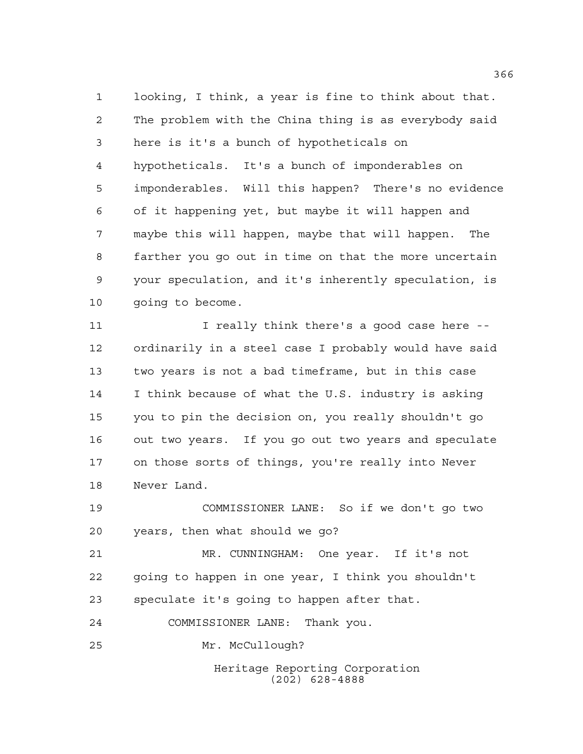looking, I think, a year is fine to think about that. The problem with the China thing is as everybody said here is it's a bunch of hypotheticals on hypotheticals. It's a bunch of imponderables on imponderables. Will this happen? There's no evidence of it happening yet, but maybe it will happen and maybe this will happen, maybe that will happen. The farther you go out in time on that the more uncertain your speculation, and it's inherently speculation, is going to become.

I really think there's a good case here -- ordinarily in a steel case I probably would have said two years is not a bad timeframe, but in this case I think because of what the U.S. industry is asking you to pin the decision on, you really shouldn't go out two years. If you go out two years and speculate on those sorts of things, you're really into Never Never Land.

COMMISSIONER LANE: So if we don't go two years, then what should we go?

MR. CUNNINGHAM: One year. If it's not going to happen in one year, I think you shouldn't speculate it's going to happen after that.

COMMISSIONER LANE: Thank you.

Mr. McCullough?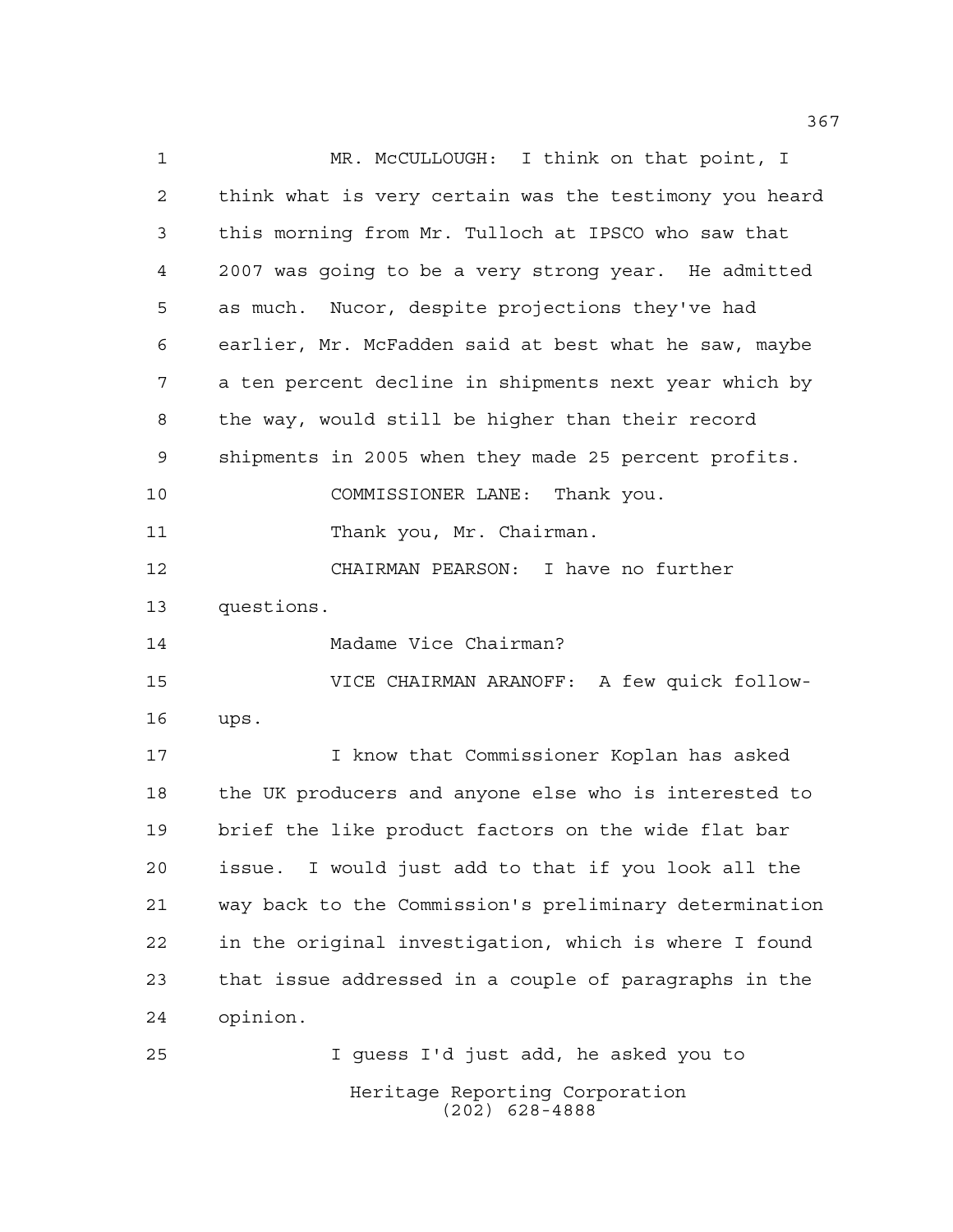MR. McCULLOUGH: I think on that point, I think what is very certain was the testimony you heard this morning from Mr. Tulloch at IPSCO who saw that 2007 was going to be a very strong year. He admitted as much. Nucor, despite projections they've had earlier, Mr. McFadden said at best what he saw, maybe a ten percent decline in shipments next year which by the way, would still be higher than their record shipments in 2005 when they made 25 percent profits.

COMMISSIONER LANE: Thank you.

Thank you, Mr. Chairman.

CHAIRMAN PEARSON: I have no further questions.

Madame Vice Chairman?

VICE CHAIRMAN ARANOFF: A few quick follow-ups.

I know that Commissioner Koplan has asked the UK producers and anyone else who is interested to brief the like product factors on the wide flat bar issue. I would just add to that if you look all the way back to the Commission's preliminary determination in the original investigation, which is where I found that issue addressed in a couple of paragraphs in the opinion.

I guess I'd just add, he asked you to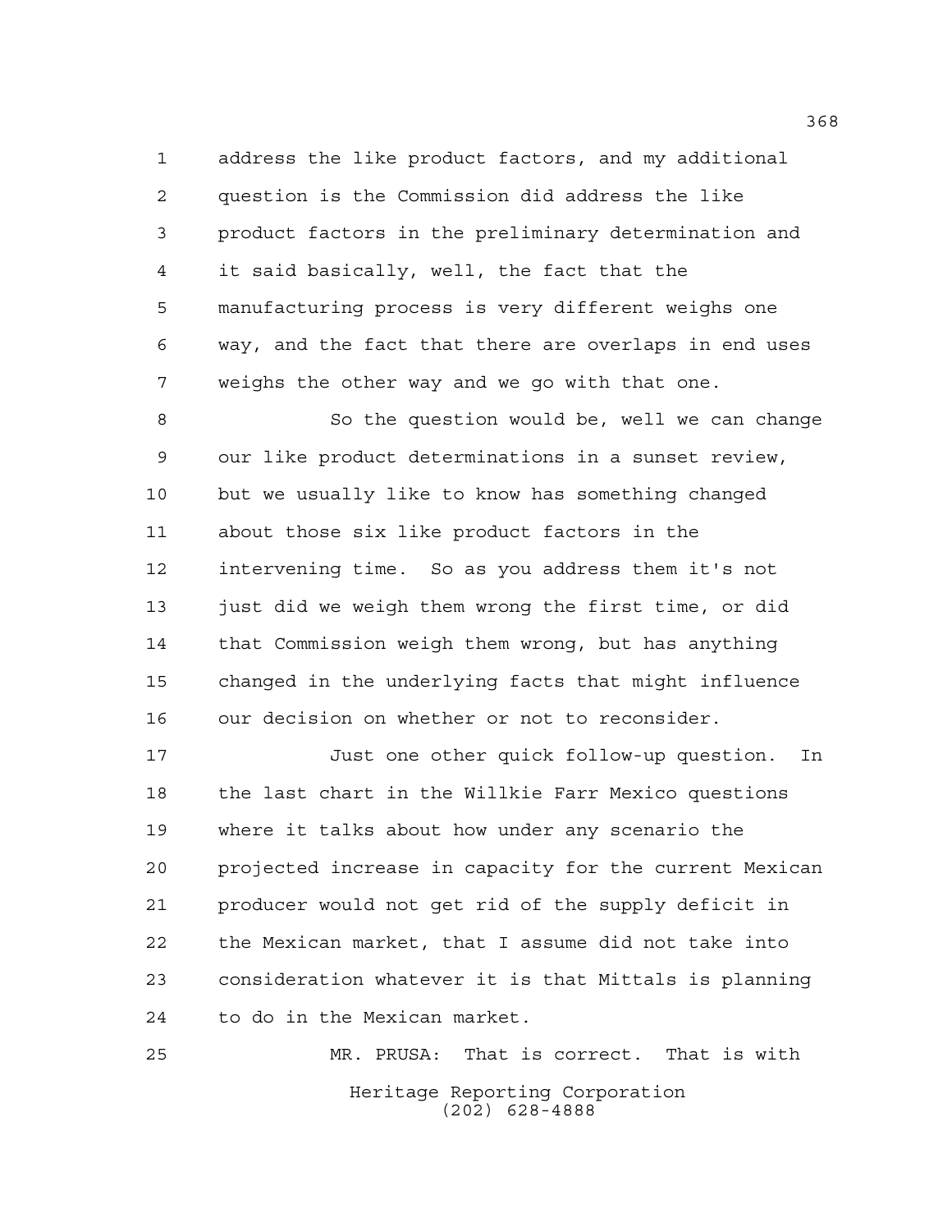address the like product factors, and my additional question is the Commission did address the like product factors in the preliminary determination and it said basically, well, the fact that the manufacturing process is very different weighs one way, and the fact that there are overlaps in end uses weighs the other way and we go with that one.

So the question would be, well we can change our like product determinations in a sunset review, but we usually like to know has something changed about those six like product factors in the intervening time. So as you address them it's not just did we weigh them wrong the first time, or did that Commission weigh them wrong, but has anything changed in the underlying facts that might influence our decision on whether or not to reconsider.

Just one other quick follow-up question. In the last chart in the Willkie Farr Mexico questions where it talks about how under any scenario the projected increase in capacity for the current Mexican producer would not get rid of the supply deficit in the Mexican market, that I assume did not take into consideration whatever it is that Mittals is planning to do in the Mexican market.

MR. PRUSA: That is correct. That is with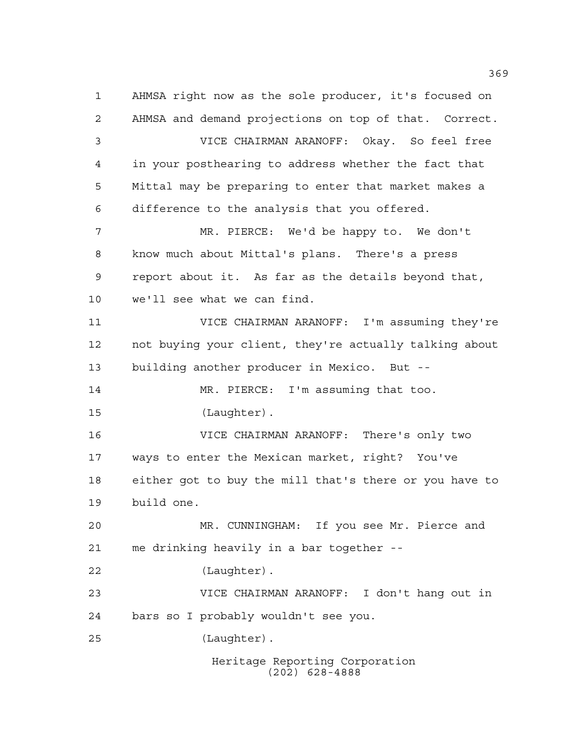AHMSA right now as the sole producer, it's focused on AHMSA and demand projections on top of that. Correct.

VICE CHAIRMAN ARANOFF: Okay. So feel free in your posthearing to address whether the fact that Mittal may be preparing to enter that market makes a difference to the analysis that you offered.

MR. PIERCE: We'd be happy to. We don't know much about Mittal's plans. There's a press report about it. As far as the details beyond that, we'll see what we can find.

VICE CHAIRMAN ARANOFF: I'm assuming they're not buying your client, they're actually talking about building another producer in Mexico. But --

MR. PIERCE: I'm assuming that too.

(Laughter).

VICE CHAIRMAN ARANOFF: There's only two ways to enter the Mexican market, right? You've either got to buy the mill that's there or you have to build one.

MR. CUNNINGHAM: If you see Mr. Pierce and me drinking heavily in a bar together --

(Laughter).

VICE CHAIRMAN ARANOFF: I don't hang out in bars so I probably wouldn't see you.

(Laughter).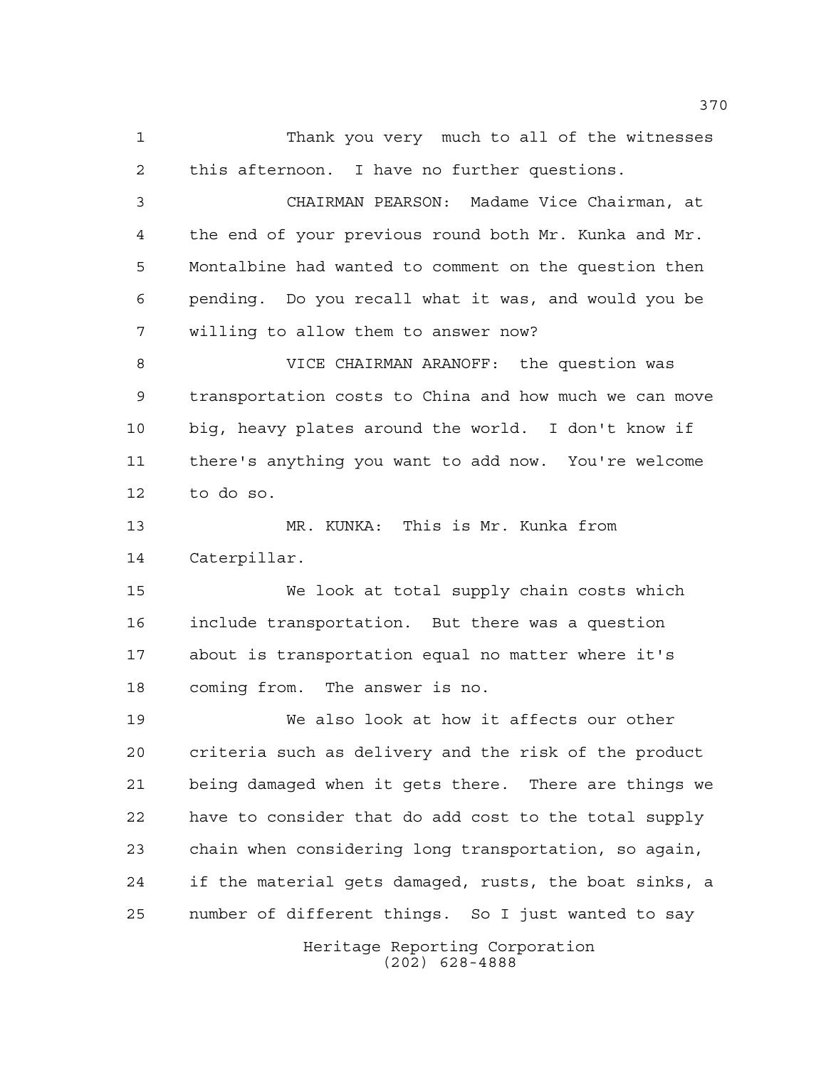Thank you very much to all of the witnesses this afternoon. I have no further questions.

CHAIRMAN PEARSON: Madame Vice Chairman, at the end of your previous round both Mr. Kunka and Mr. Montalbine had wanted to comment on the question then pending. Do you recall what it was, and would you be willing to allow them to answer now?

VICE CHAIRMAN ARANOFF: the question was transportation costs to China and how much we can move big, heavy plates around the world. I don't know if there's anything you want to add now. You're welcome to do so.

MR. KUNKA: This is Mr. Kunka from Caterpillar.

We look at total supply chain costs which include transportation. But there was a question about is transportation equal no matter where it's coming from. The answer is no.

We also look at how it affects our other criteria such as delivery and the risk of the product being damaged when it gets there. There are things we have to consider that do add cost to the total supply chain when considering long transportation, so again, if the material gets damaged, rusts, the boat sinks, a number of different things. So I just wanted to say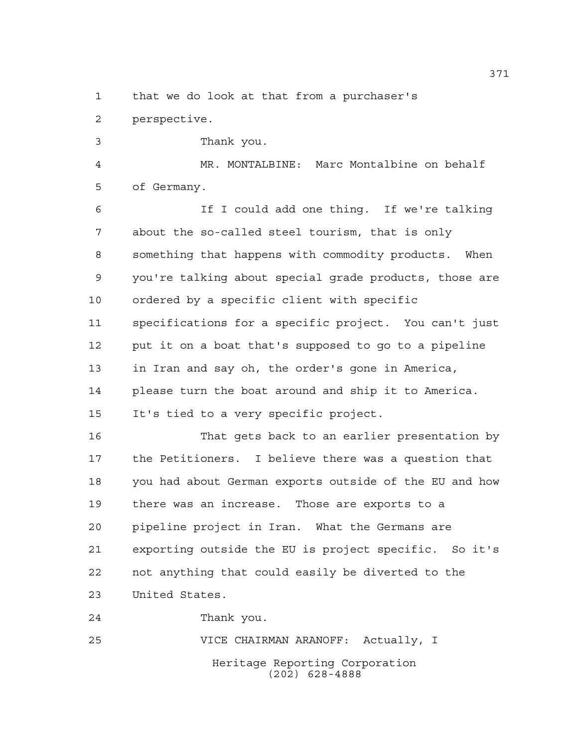that we do look at that from a purchaser's perspective.

Thank you.

MR. MONTALBINE: Marc Montalbine on behalf of Germany.

If I could add one thing. If we're talking about the so-called steel tourism, that is only something that happens with commodity products. When you're talking about special grade products, those are ordered by a specific client with specific specifications for a specific project. You can't just put it on a boat that's supposed to go to a pipeline in Iran and say oh, the order's gone in America, please turn the boat around and ship it to America. It's tied to a very specific project.

That gets back to an earlier presentation by the Petitioners. I believe there was a question that you had about German exports outside of the EU and how there was an increase. Those are exports to a pipeline project in Iran. What the Germans are exporting outside the EU is project specific. So it's not anything that could easily be diverted to the United States.

Thank you.

VICE CHAIRMAN ARANOFF: Actually, I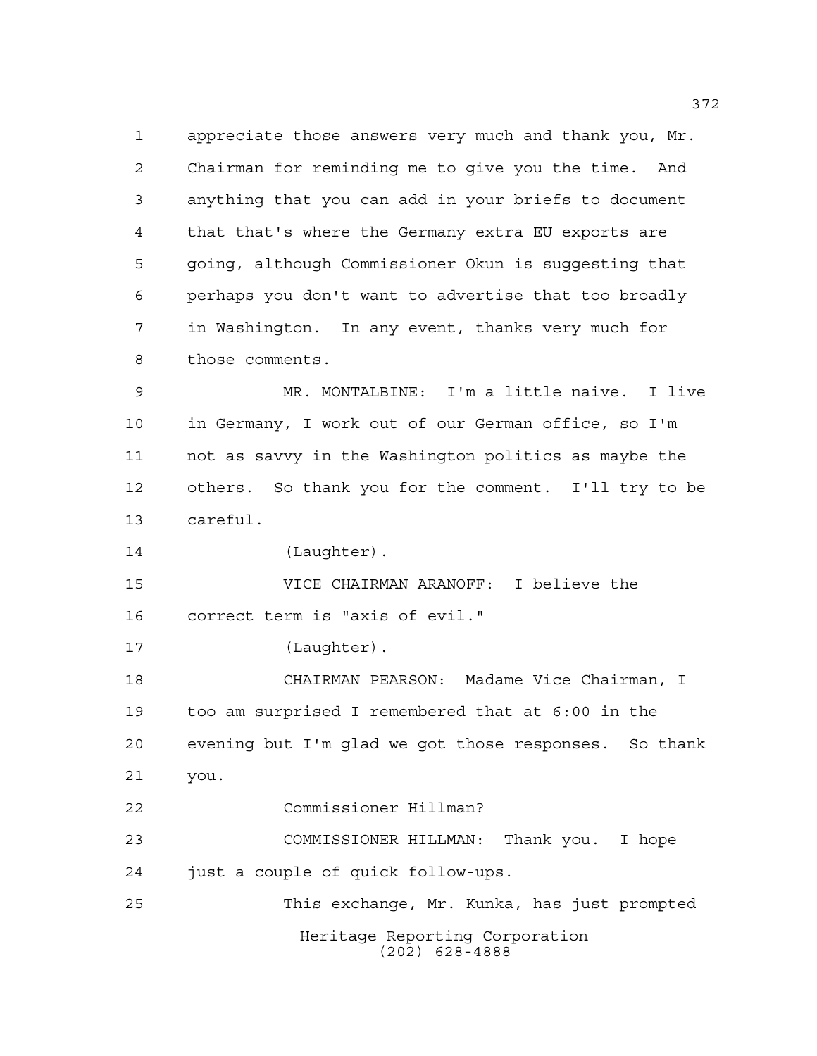appreciate those answers very much and thank you, Mr. Chairman for reminding me to give you the time. And anything that you can add in your briefs to document that that's where the Germany extra EU exports are going, although Commissioner Okun is suggesting that perhaps you don't want to advertise that too broadly in Washington. In any event, thanks very much for those comments.

MR. MONTALBINE: I'm a little naive. I live in Germany, I work out of our German office, so I'm not as savvy in the Washington politics as maybe the others. So thank you for the comment. I'll try to be careful.

(Laughter).

VICE CHAIRMAN ARANOFF: I believe the correct term is "axis of evil."

(Laughter).

CHAIRMAN PEARSON: Madame Vice Chairman, I too am surprised I remembered that at 6:00 in the evening but I'm glad we got those responses. So thank you.

Commissioner Hillman?

COMMISSIONER HILLMAN: Thank you. I hope just a couple of quick follow-ups.

This exchange, Mr. Kunka, has just prompted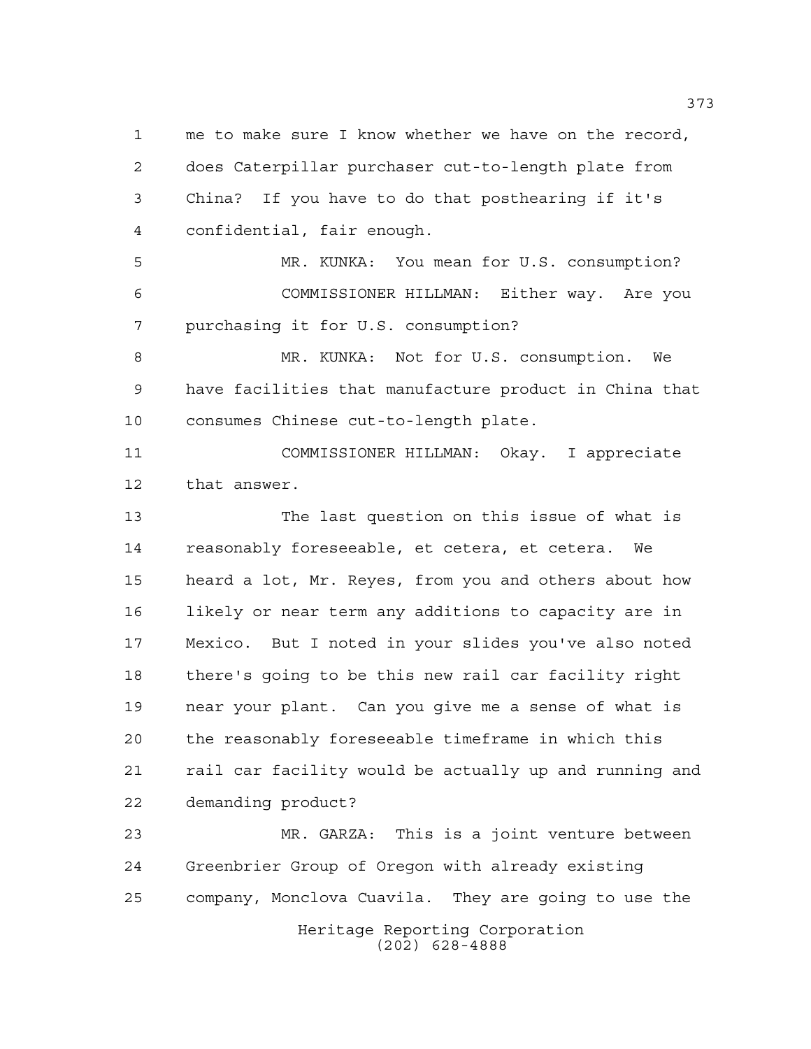me to make sure I know whether we have on the record, does Caterpillar purchaser cut-to-length plate from China? If you have to do that posthearing if it's confidential, fair enough.

MR. KUNKA: You mean for U.S. consumption?

COMMISSIONER HILLMAN: Either way. Are you purchasing it for U.S. consumption?

MR. KUNKA: Not for U.S. consumption. We have facilities that manufacture product in China that consumes Chinese cut-to-length plate.

COMMISSIONER HILLMAN: Okay. I appreciate that answer.

The last question on this issue of what is reasonably foreseeable, et cetera, et cetera. We heard a lot, Mr. Reyes, from you and others about how likely or near term any additions to capacity are in Mexico. But I noted in your slides you've also noted there's going to be this new rail car facility right near your plant. Can you give me a sense of what is the reasonably foreseeable timeframe in which this rail car facility would be actually up and running and demanding product?

MR. GARZA: This is a joint venture between Greenbrier Group of Oregon with already existing company, Monclova Cuavila. They are going to use the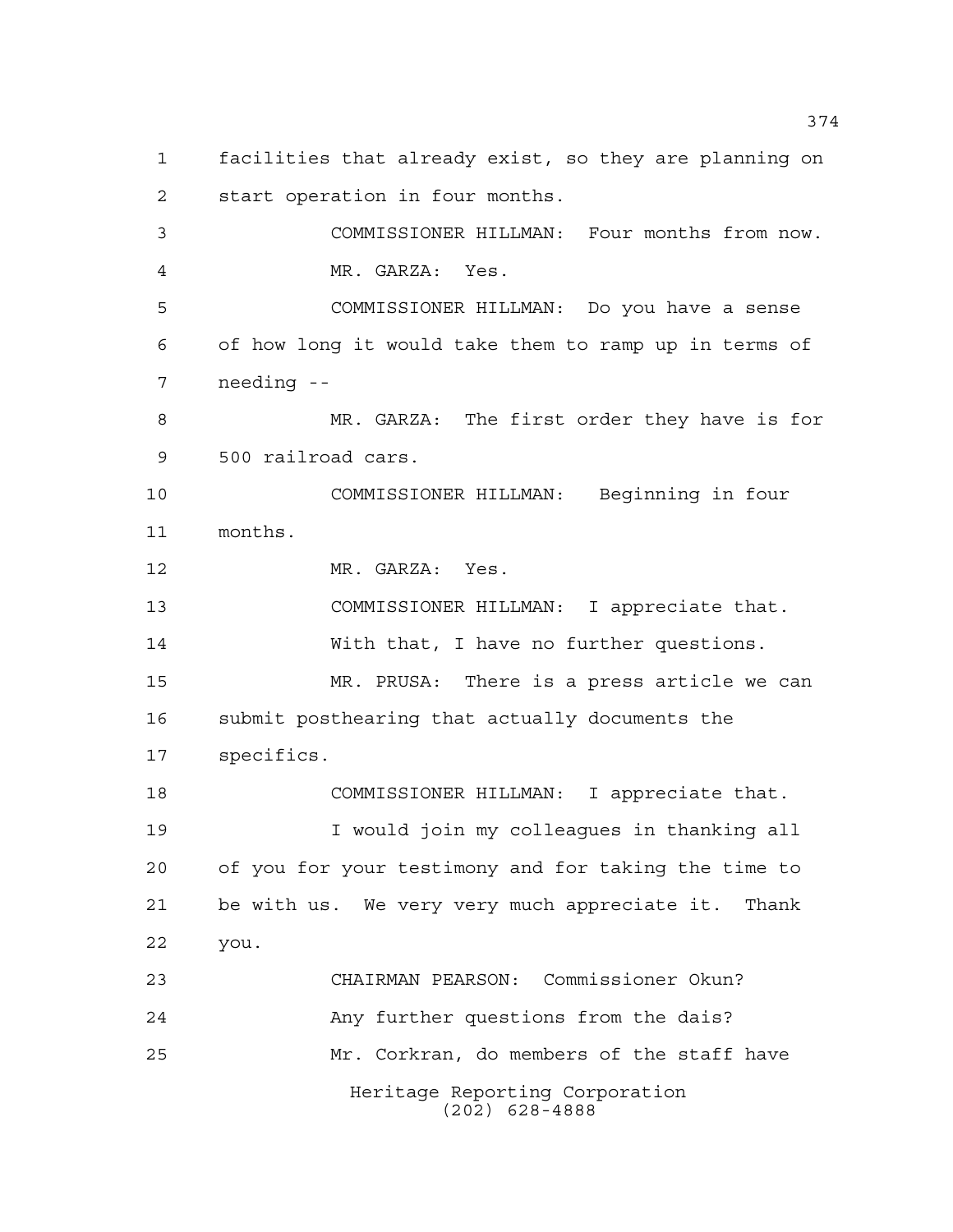facilities that already exist, so they are planning on start operation in four months.

COMMISSIONER HILLMAN: Four months from now.

MR. GARZA: Yes.

COMMISSIONER HILLMAN: Do you have a sense of how long it would take them to ramp up in terms of needing --

MR. GARZA: The first order they have is for 500 railroad cars.

COMMISSIONER HILLMAN: Beginning in four months.

MR. GARZA: Yes.

COMMISSIONER HILLMAN: I appreciate that. With that, I have no further questions.

MR. PRUSA: There is a press article we can submit posthearing that actually documents the specifics.

COMMISSIONER HILLMAN: I appreciate that. I would join my colleagues in thanking all of you for your testimony and for taking the time to be with us. We very very much appreciate it. Thank you.

CHAIRMAN PEARSON: Commissioner Okun? Any further questions from the dais?

Mr. Corkran, do members of the staff have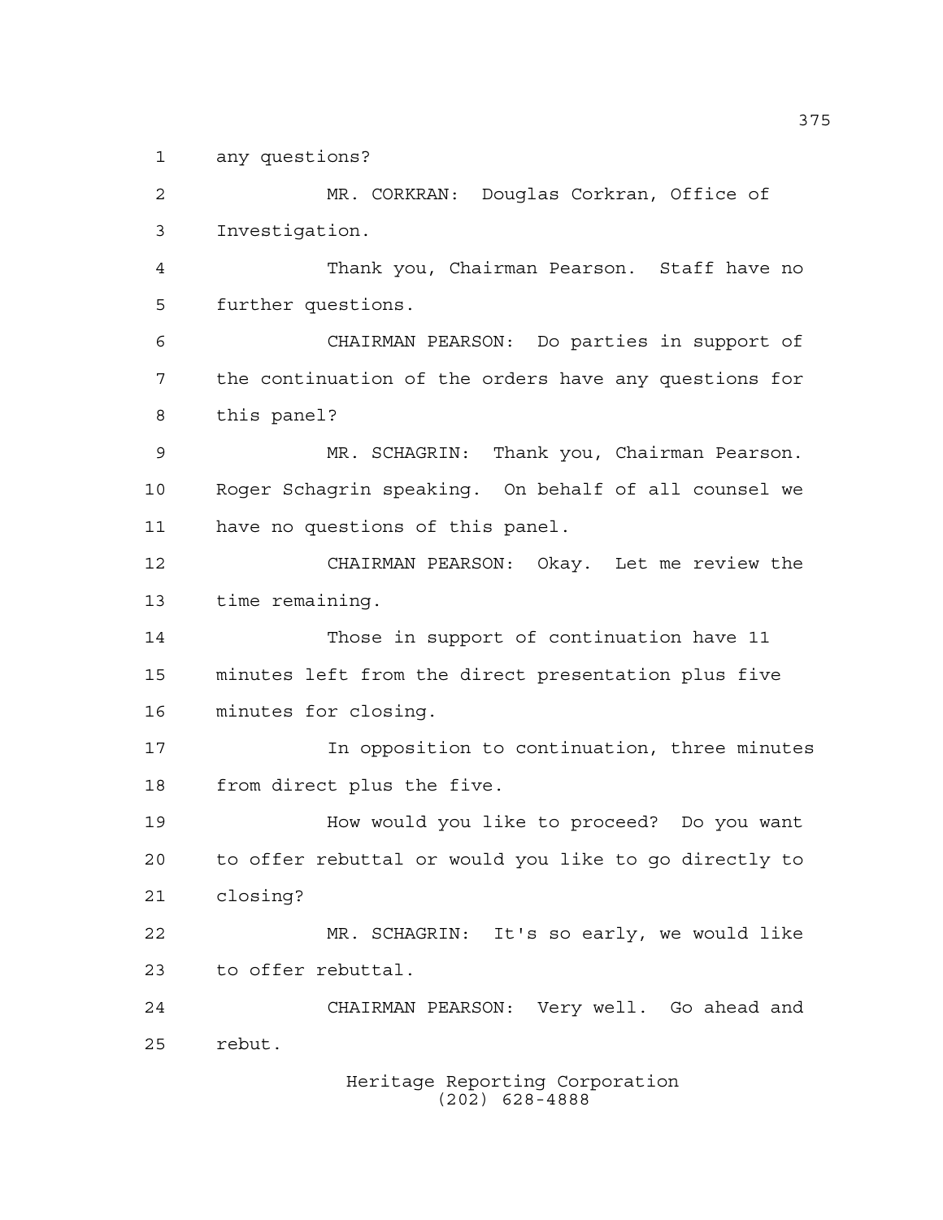any questions?

MR. CORKRAN: Douglas Corkran, Office of Investigation.

Thank you, Chairman Pearson. Staff have no further questions.

CHAIRMAN PEARSON: Do parties in support of the continuation of the orders have any questions for this panel?

MR. SCHAGRIN: Thank you, Chairman Pearson. Roger Schagrin speaking. On behalf of all counsel we have no questions of this panel.

CHAIRMAN PEARSON: Okay. Let me review the time remaining.

Those in support of continuation have 11 minutes left from the direct presentation plus five minutes for closing.

In opposition to continuation, three minutes from direct plus the five.

How would you like to proceed? Do you want to offer rebuttal or would you like to go directly to closing?

MR. SCHAGRIN: It's so early, we would like to offer rebuttal.

CHAIRMAN PEARSON: Very well. Go ahead and rebut.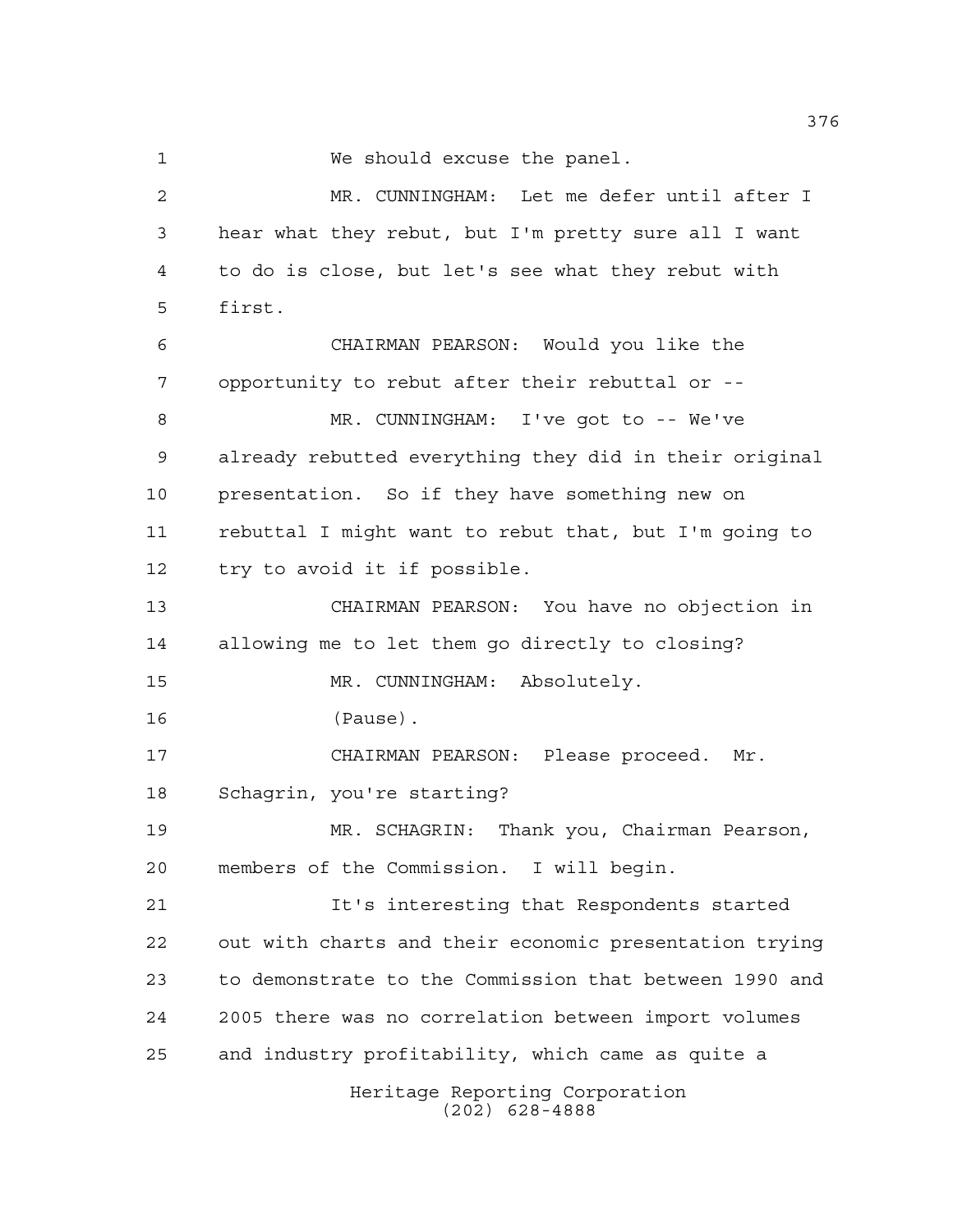We should excuse the panel.

MR. CUNNINGHAM: Let me defer until after I hear what they rebut, but I'm pretty sure all I want to do is close, but let's see what they rebut with first.

CHAIRMAN PEARSON: Would you like the opportunity to rebut after their rebuttal or --

MR. CUNNINGHAM: I've got to -- We've already rebutted everything they did in their original presentation. So if they have something new on rebuttal I might want to rebut that, but I'm going to try to avoid it if possible.

CHAIRMAN PEARSON: You have no objection in allowing me to let them go directly to closing?

MR. CUNNINGHAM: Absolutely.

(Pause).

CHAIRMAN PEARSON: Please proceed. Mr. Schagrin, you're starting?

MR. SCHAGRIN: Thank you, Chairman Pearson, members of the Commission. I will begin.

It's interesting that Respondents started out with charts and their economic presentation trying to demonstrate to the Commission that between 1990 and 2005 there was no correlation between import volumes and industry profitability, which came as quite a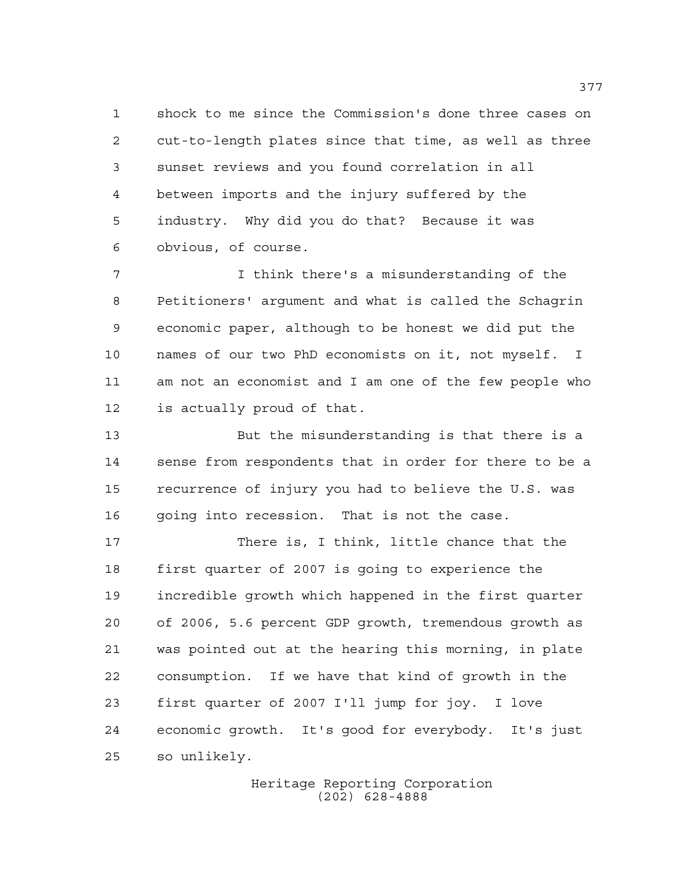shock to me since the Commission's done three cases on cut-to-length plates since that time, as well as three sunset reviews and you found correlation in all between imports and the injury suffered by the industry. Why did you do that? Because it was obvious, of course.

I think there's a misunderstanding of the Petitioners' argument and what is called the Schagrin economic paper, although to be honest we did put the names of our two PhD economists on it, not myself. I am not an economist and I am one of the few people who is actually proud of that.

But the misunderstanding is that there is a sense from respondents that in order for there to be a recurrence of injury you had to believe the U.S. was going into recession. That is not the case.

There is, I think, little chance that the first quarter of 2007 is going to experience the incredible growth which happened in the first quarter of 2006, 5.6 percent GDP growth, tremendous growth as was pointed out at the hearing this morning, in plate consumption. If we have that kind of growth in the first quarter of 2007 I'll jump for joy. I love economic growth. It's good for everybody. It's just so unlikely.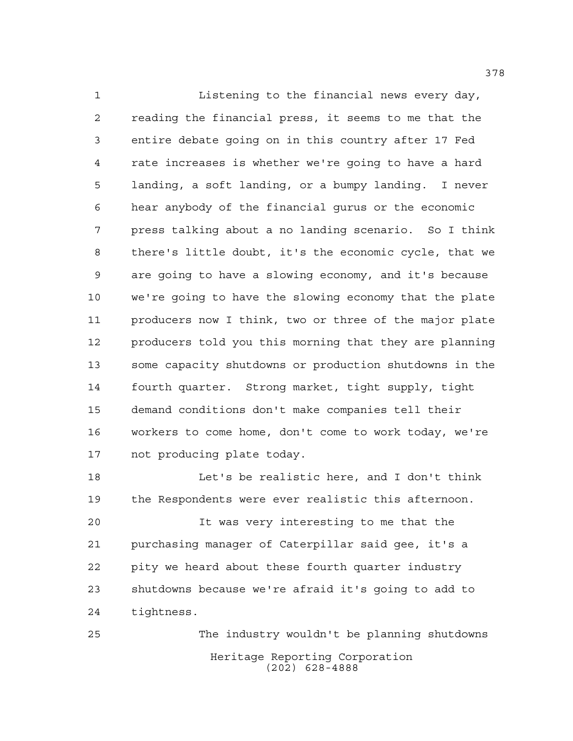Listening to the financial news every day, reading the financial press, it seems to me that the entire debate going on in this country after 17 Fed rate increases is whether we're going to have a hard landing, a soft landing, or a bumpy landing. I never hear anybody of the financial gurus or the economic press talking about a no landing scenario. So I think there's little doubt, it's the economic cycle, that we are going to have a slowing economy, and it's because we're going to have the slowing economy that the plate producers now I think, two or three of the major plate producers told you this morning that they are planning some capacity shutdowns or production shutdowns in the fourth quarter. Strong market, tight supply, tight demand conditions don't make companies tell their workers to come home, don't come to work today, we're not producing plate today.

Let's be realistic here, and I don't think the Respondents were ever realistic this afternoon.

It was very interesting to me that the purchasing manager of Caterpillar said gee, it's a pity we heard about these fourth quarter industry shutdowns because we're afraid it's going to add to tightness.

The industry wouldn't be planning shutdowns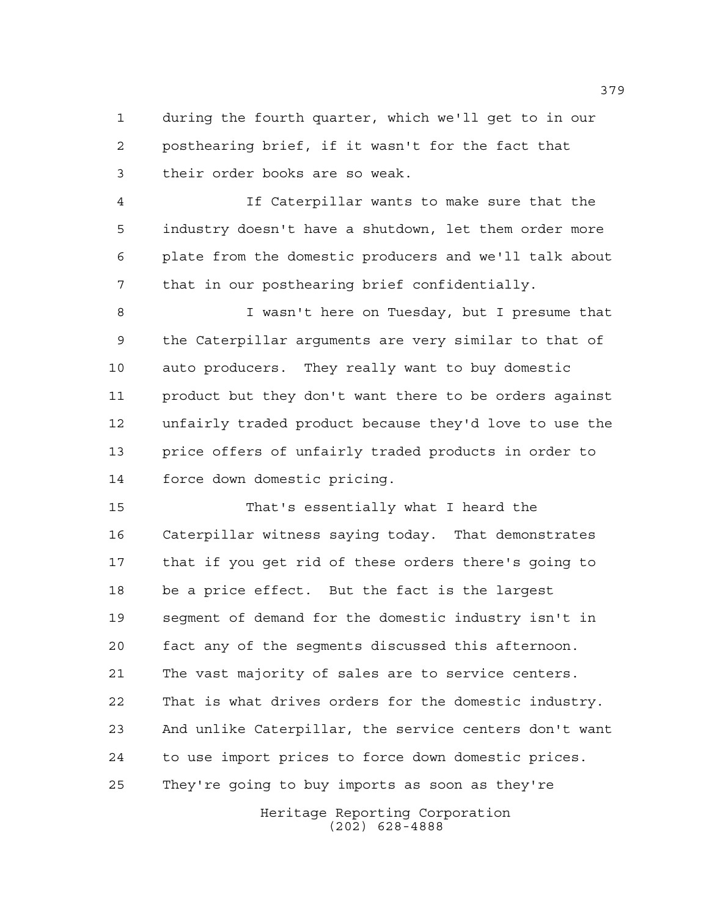during the fourth quarter, which we'll get to in our posthearing brief, if it wasn't for the fact that their order books are so weak.

If Caterpillar wants to make sure that the industry doesn't have a shutdown, let them order more plate from the domestic producers and we'll talk about that in our posthearing brief confidentially.

I wasn't here on Tuesday, but I presume that the Caterpillar arguments are very similar to that of auto producers. They really want to buy domestic product but they don't want there to be orders against unfairly traded product because they'd love to use the price offers of unfairly traded products in order to force down domestic pricing.

That's essentially what I heard the Caterpillar witness saying today. That demonstrates that if you get rid of these orders there's going to be a price effect. But the fact is the largest segment of demand for the domestic industry isn't in fact any of the segments discussed this afternoon. The vast majority of sales are to service centers. That is what drives orders for the domestic industry. And unlike Caterpillar, the service centers don't want to use import prices to force down domestic prices. They're going to buy imports as soon as they're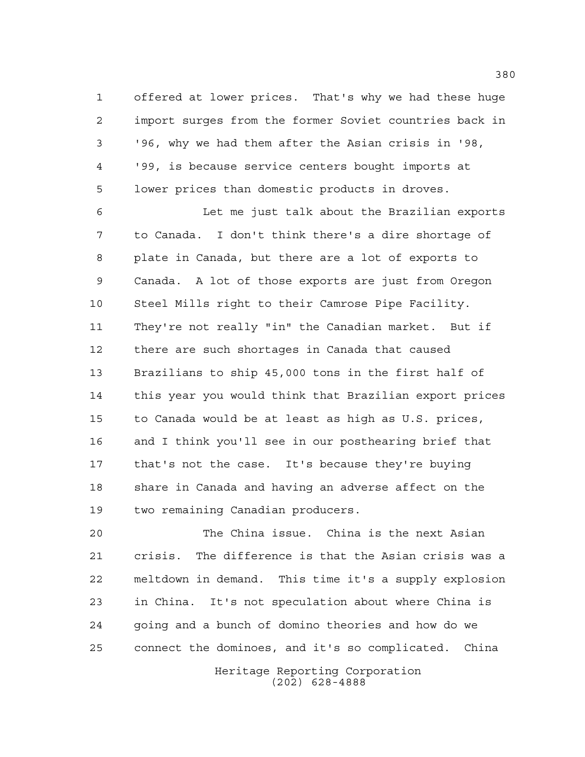offered at lower prices. That's why we had these huge import surges from the former Soviet countries back in '96, why we had them after the Asian crisis in '98, '99, is because service centers bought imports at lower prices than domestic products in droves.

Let me just talk about the Brazilian exports to Canada. I don't think there's a dire shortage of plate in Canada, but there are a lot of exports to Canada. A lot of those exports are just from Oregon Steel Mills right to their Camrose Pipe Facility. They're not really "in" the Canadian market. But if there are such shortages in Canada that caused Brazilians to ship 45,000 tons in the first half of this year you would think that Brazilian export prices to Canada would be at least as high as U.S. prices, and I think you'll see in our posthearing brief that that's not the case. It's because they're buying share in Canada and having an adverse affect on the two remaining Canadian producers.

The China issue. China is the next Asian crisis. The difference is that the Asian crisis was a meltdown in demand. This time it's a supply explosion in China. It's not speculation about where China is going and a bunch of domino theories and how do we connect the dominoes, and it's so complicated. China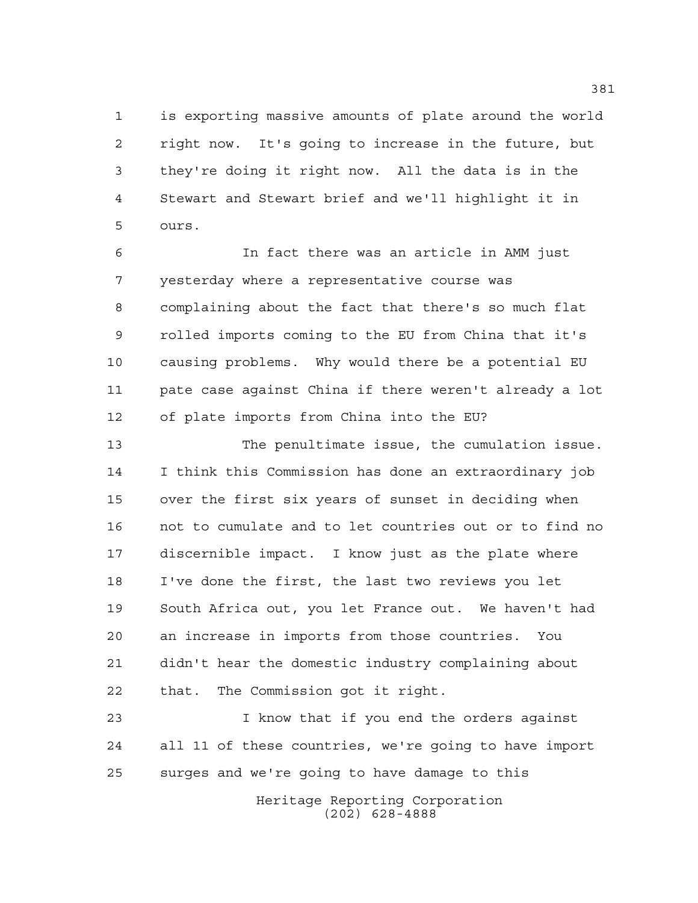is exporting massive amounts of plate around the world right now. It's going to increase in the future, but they're doing it right now. All the data is in the Stewart and Stewart brief and we'll highlight it in ours.

In fact there was an article in AMM just yesterday where a representative course was complaining about the fact that there's so much flat rolled imports coming to the EU from China that it's causing problems. Why would there be a potential EU pate case against China if there weren't already a lot of plate imports from China into the EU?

The penultimate issue, the cumulation issue. I think this Commission has done an extraordinary job over the first six years of sunset in deciding when not to cumulate and to let countries out or to find no discernible impact. I know just as the plate where I've done the first, the last two reviews you let South Africa out, you let France out. We haven't had an increase in imports from those countries. You didn't hear the domestic industry complaining about that. The Commission got it right.

I know that if you end the orders against all 11 of these countries, we're going to have import surges and we're going to have damage to this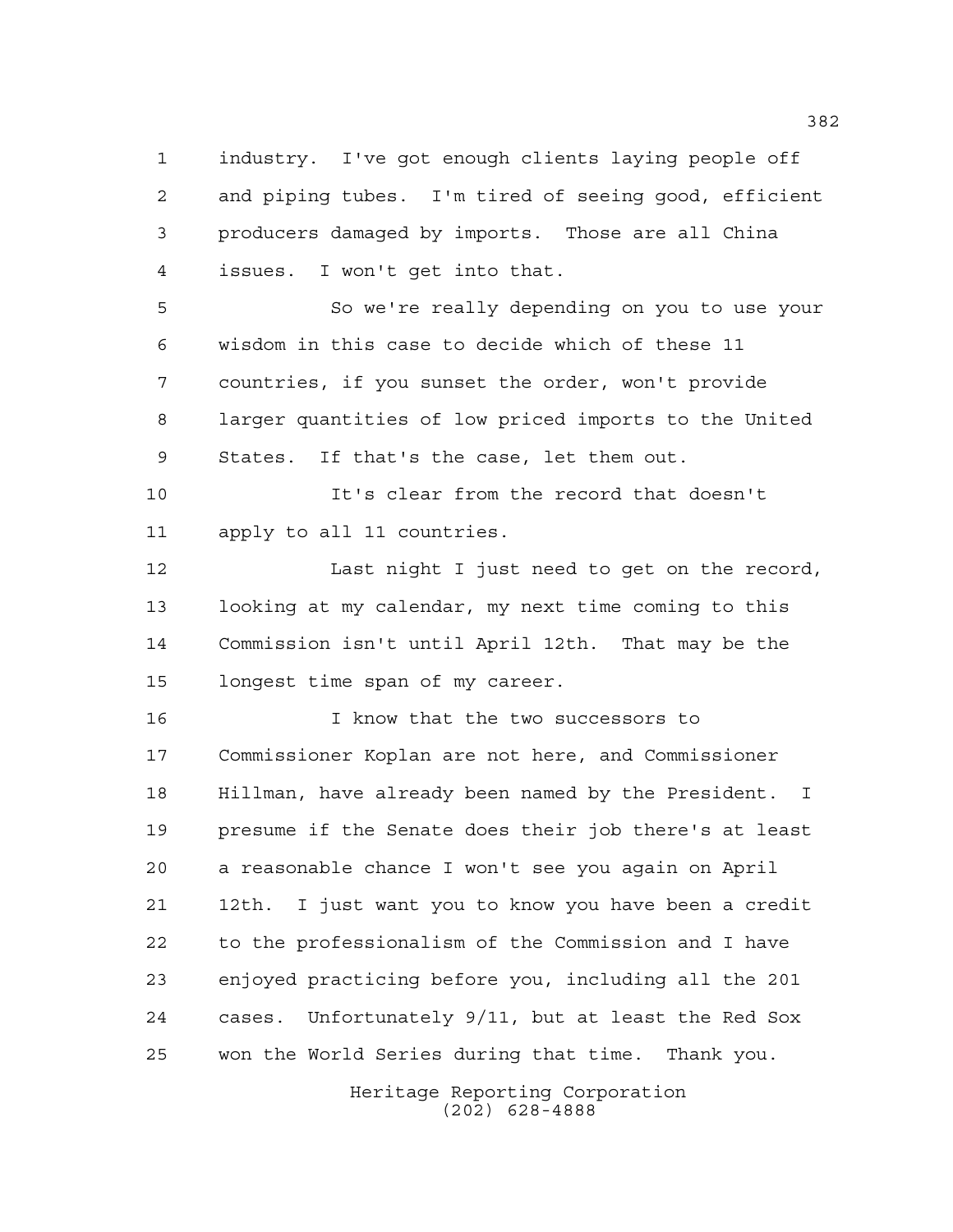industry. I've got enough clients laying people off and piping tubes. I'm tired of seeing good, efficient producers damaged by imports. Those are all China issues. I won't get into that.

So we're really depending on you to use your wisdom in this case to decide which of these 11 countries, if you sunset the order, won't provide larger quantities of low priced imports to the United States. If that's the case, let them out.

It's clear from the record that doesn't apply to all 11 countries.

Last night I just need to get on the record, looking at my calendar, my next time coming to this Commission isn't until April 12th. That may be the longest time span of my career.

I know that the two successors to Commissioner Koplan are not here, and Commissioner Hillman, have already been named by the President. I presume if the Senate does their job there's at least a reasonable chance I won't see you again on April 12th. I just want you to know you have been a credit to the professionalism of the Commission and I have enjoyed practicing before you, including all the 201 cases. Unfortunately 9/11, but at least the Red Sox won the World Series during that time. Thank you.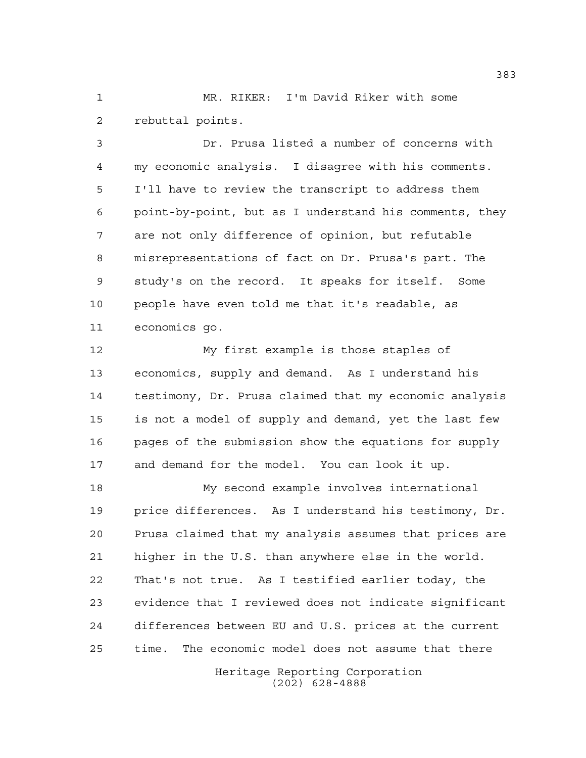MR. RIKER: I'm David Riker with some rebuttal points.

Dr. Prusa listed a number of concerns with my economic analysis. I disagree with his comments. I'll have to review the transcript to address them point-by-point, but as I understand his comments, they are not only difference of opinion, but refutable misrepresentations of fact on Dr. Prusa's part. The study's on the record. It speaks for itself. Some people have even told me that it's readable, as economics go.

My first example is those staples of economics, supply and demand. As I understand his testimony, Dr. Prusa claimed that my economic analysis is not a model of supply and demand, yet the last few pages of the submission show the equations for supply and demand for the model. You can look it up.

My second example involves international price differences. As I understand his testimony, Dr. Prusa claimed that my analysis assumes that prices are higher in the U.S. than anywhere else in the world. That's not true. As I testified earlier today, the evidence that I reviewed does not indicate significant differences between EU and U.S. prices at the current time. The economic model does not assume that there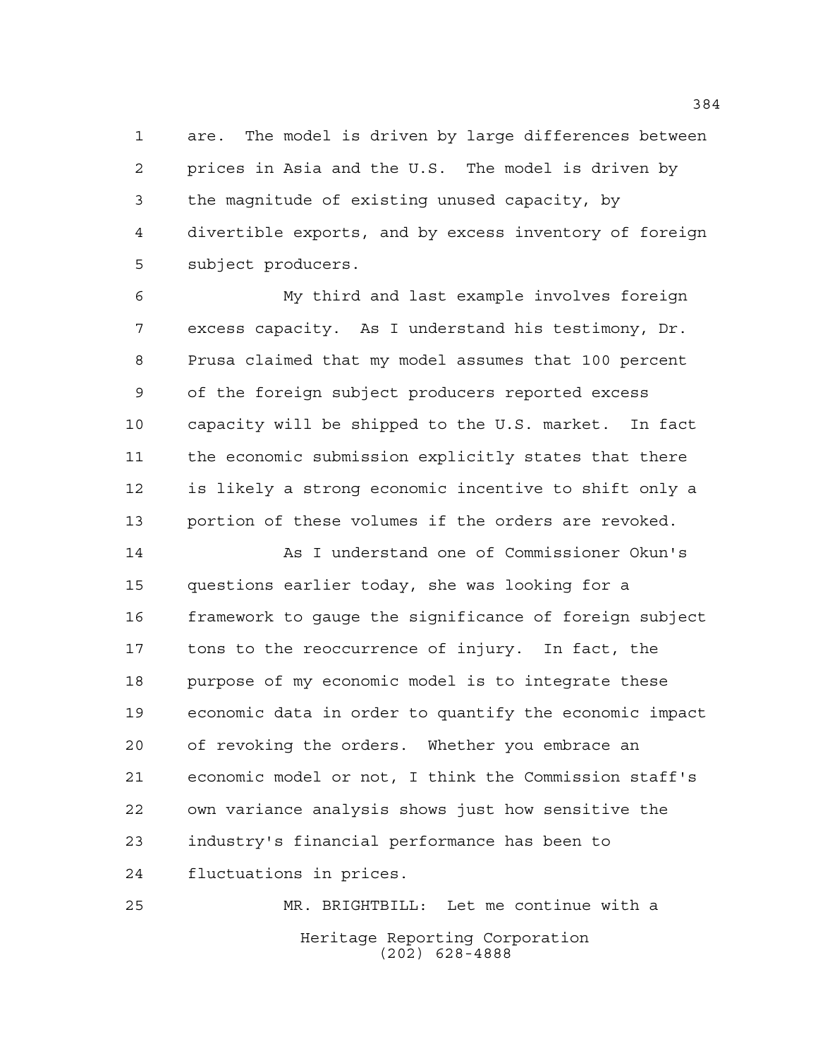are. The model is driven by large differences between prices in Asia and the U.S. The model is driven by the magnitude of existing unused capacity, by divertible exports, and by excess inventory of foreign subject producers.

My third and last example involves foreign excess capacity. As I understand his testimony, Dr. Prusa claimed that my model assumes that 100 percent of the foreign subject producers reported excess capacity will be shipped to the U.S. market. In fact the economic submission explicitly states that there is likely a strong economic incentive to shift only a portion of these volumes if the orders are revoked.

As I understand one of Commissioner Okun's questions earlier today, she was looking for a framework to gauge the significance of foreign subject tons to the reoccurrence of injury. In fact, the purpose of my economic model is to integrate these economic data in order to quantify the economic impact of revoking the orders. Whether you embrace an economic model or not, I think the Commission staff's own variance analysis shows just how sensitive the industry's financial performance has been to fluctuations in prices.

MR. BRIGHTBILL: Let me continue with a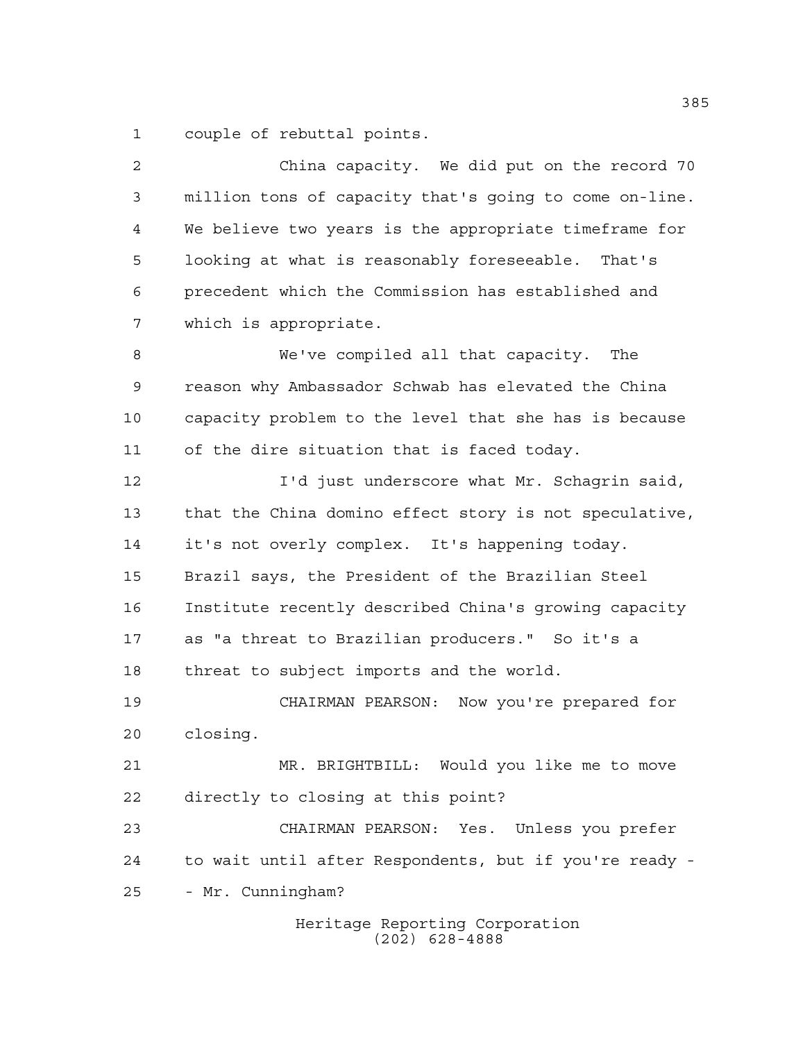couple of rebuttal points.

China capacity. We did put on the record 70 million tons of capacity that's going to come on-line. We believe two years is the appropriate timeframe for looking at what is reasonably foreseeable. That's precedent which the Commission has established and which is appropriate.

We've compiled all that capacity. The reason why Ambassador Schwab has elevated the China capacity problem to the level that she has is because of the dire situation that is faced today.

I'd just underscore what Mr. Schagrin said, that the China domino effect story is not speculative, it's not overly complex. It's happening today. Brazil says, the President of the Brazilian Steel Institute recently described China's growing capacity as "a threat to Brazilian producers." So it's a threat to subject imports and the world.

CHAIRMAN PEARSON: Now you're prepared for closing.

MR. BRIGHTBILL: Would you like me to move directly to closing at this point?

CHAIRMAN PEARSON: Yes. Unless you prefer to wait until after Respondents, but if you're ready -- Mr. Cunningham?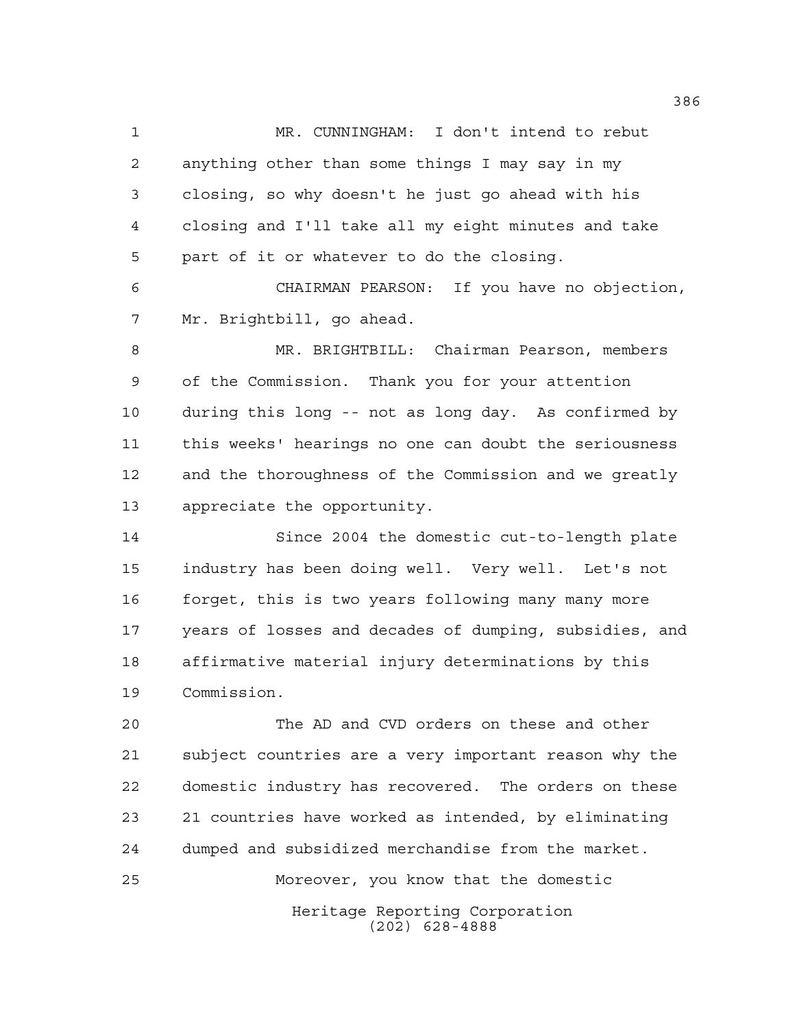MR. CUNNINGHAM: I don't intend to rebut anything other than some things I may say in my closing, so why doesn't he just go ahead with his closing and I'll take all my eight minutes and take part of it or whatever to do the closing.

CHAIRMAN PEARSON: If you have no objection, Mr. Brightbill, go ahead.

MR. BRIGHTBILL: Chairman Pearson, members of the Commission. Thank you for your attention during this long -- not as long day. As confirmed by this weeks' hearings no one can doubt the seriousness and the thoroughness of the Commission and we greatly appreciate the opportunity.

Since 2004 the domestic cut-to-length plate industry has been doing well. Very well. Let's not forget, this is two years following many many more years of losses and decades of dumping, subsidies, and affirmative material injury determinations by this Commission.

The AD and CVD orders on these and other subject countries are a very important reason why the domestic industry has recovered. The orders on these 21 countries have worked as intended, by eliminating dumped and subsidized merchandise from the market.

Moreover, you know that the domestic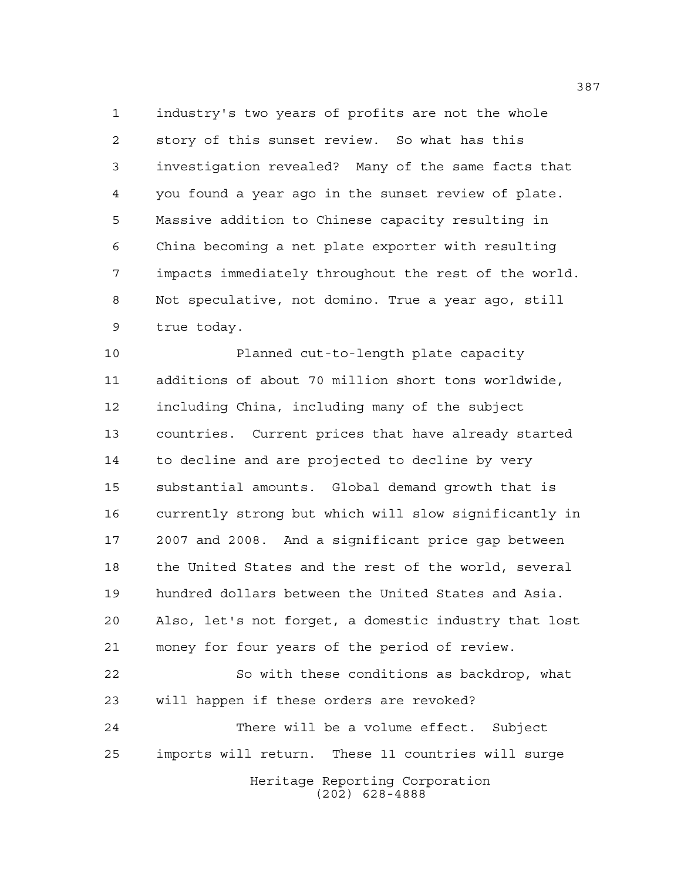industry's two years of profits are not the whole story of this sunset review. So what has this investigation revealed? Many of the same facts that you found a year ago in the sunset review of plate. Massive addition to Chinese capacity resulting in China becoming a net plate exporter with resulting impacts immediately throughout the rest of the world. Not speculative, not domino. True a year ago, still true today.

Planned cut-to-length plate capacity additions of about 70 million short tons worldwide, including China, including many of the subject countries. Current prices that have already started to decline and are projected to decline by very substantial amounts. Global demand growth that is currently strong but which will slow significantly in 2007 and 2008. And a significant price gap between the United States and the rest of the world, several hundred dollars between the United States and Asia. Also, let's not forget, a domestic industry that lost money for four years of the period of review.

So with these conditions as backdrop, what will happen if these orders are revoked?

There will be a volume effect. Subject imports will return. These 11 countries will surge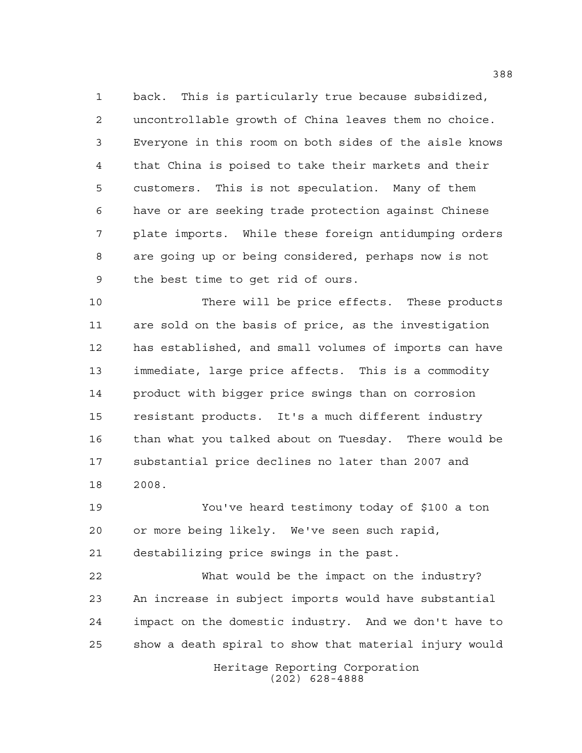back. This is particularly true because subsidized, uncontrollable growth of China leaves them no choice. Everyone in this room on both sides of the aisle knows that China is poised to take their markets and their customers. This is not speculation. Many of them have or are seeking trade protection against Chinese plate imports. While these foreign antidumping orders are going up or being considered, perhaps now is not the best time to get rid of ours.

There will be price effects. These products are sold on the basis of price, as the investigation has established, and small volumes of imports can have immediate, large price affects. This is a commodity product with bigger price swings than on corrosion resistant products. It's a much different industry than what you talked about on Tuesday. There would be substantial price declines no later than 2007 and 2008.

You've heard testimony today of $100 a ton or more being likely. We've seen such rapid, destabilizing price swings in the past.

What would be the impact on the industry? An increase in subject imports would have substantial impact on the domestic industry. And we don't have to show a death spiral to show that material injury would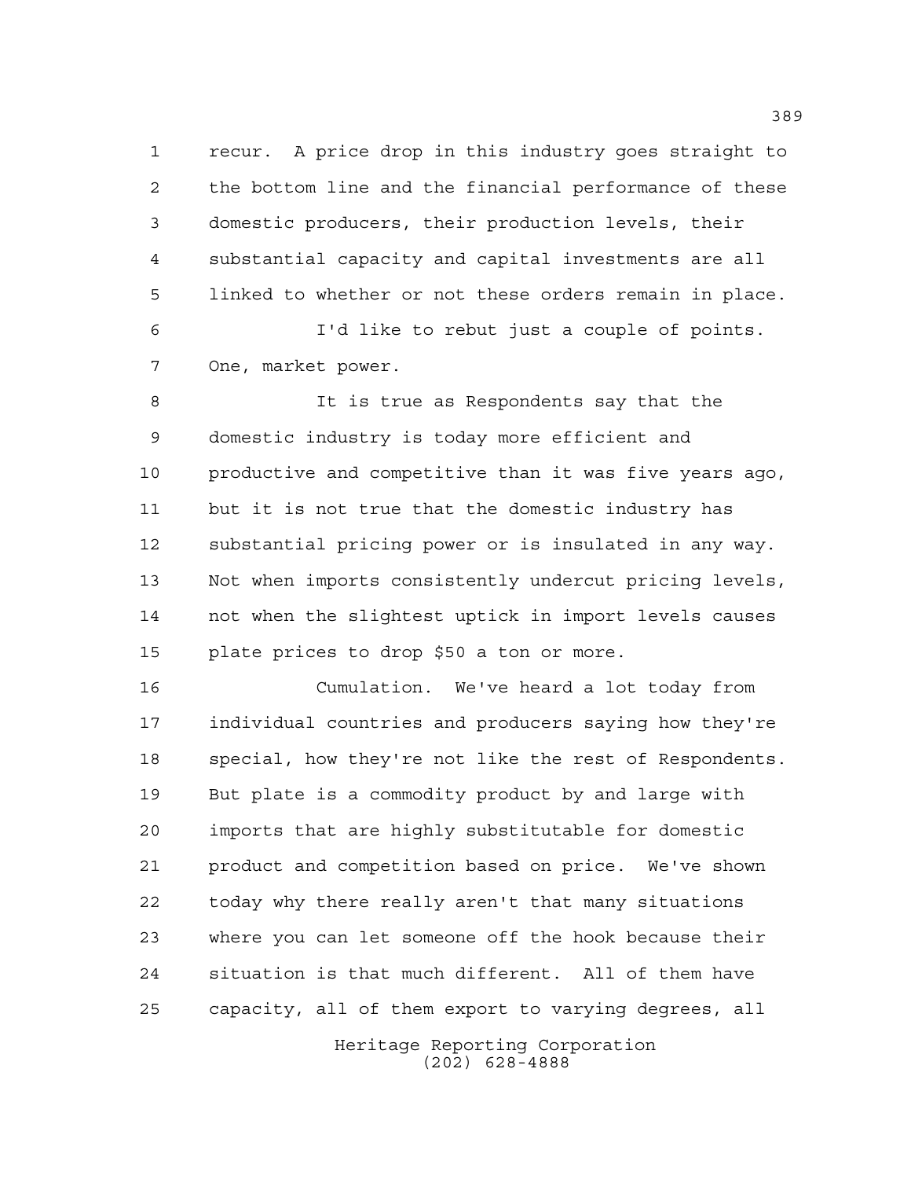recur. A price drop in this industry goes straight to the bottom line and the financial performance of these domestic producers, their production levels, their substantial capacity and capital investments are all linked to whether or not these orders remain in place.

I'd like to rebut just a couple of points. One, market power.

It is true as Respondents say that the domestic industry is today more efficient and productive and competitive than it was five years ago, but it is not true that the domestic industry has substantial pricing power or is insulated in any way. Not when imports consistently undercut pricing levels, not when the slightest uptick in import levels causes plate prices to drop $50 a ton or more.

Cumulation. We've heard a lot today from individual countries and producers saying how they're special, how they're not like the rest of Respondents. But plate is a commodity product by and large with imports that are highly substitutable for domestic product and competition based on price. We've shown today why there really aren't that many situations where you can let someone off the hook because their situation is that much different. All of them have capacity, all of them export to varying degrees, all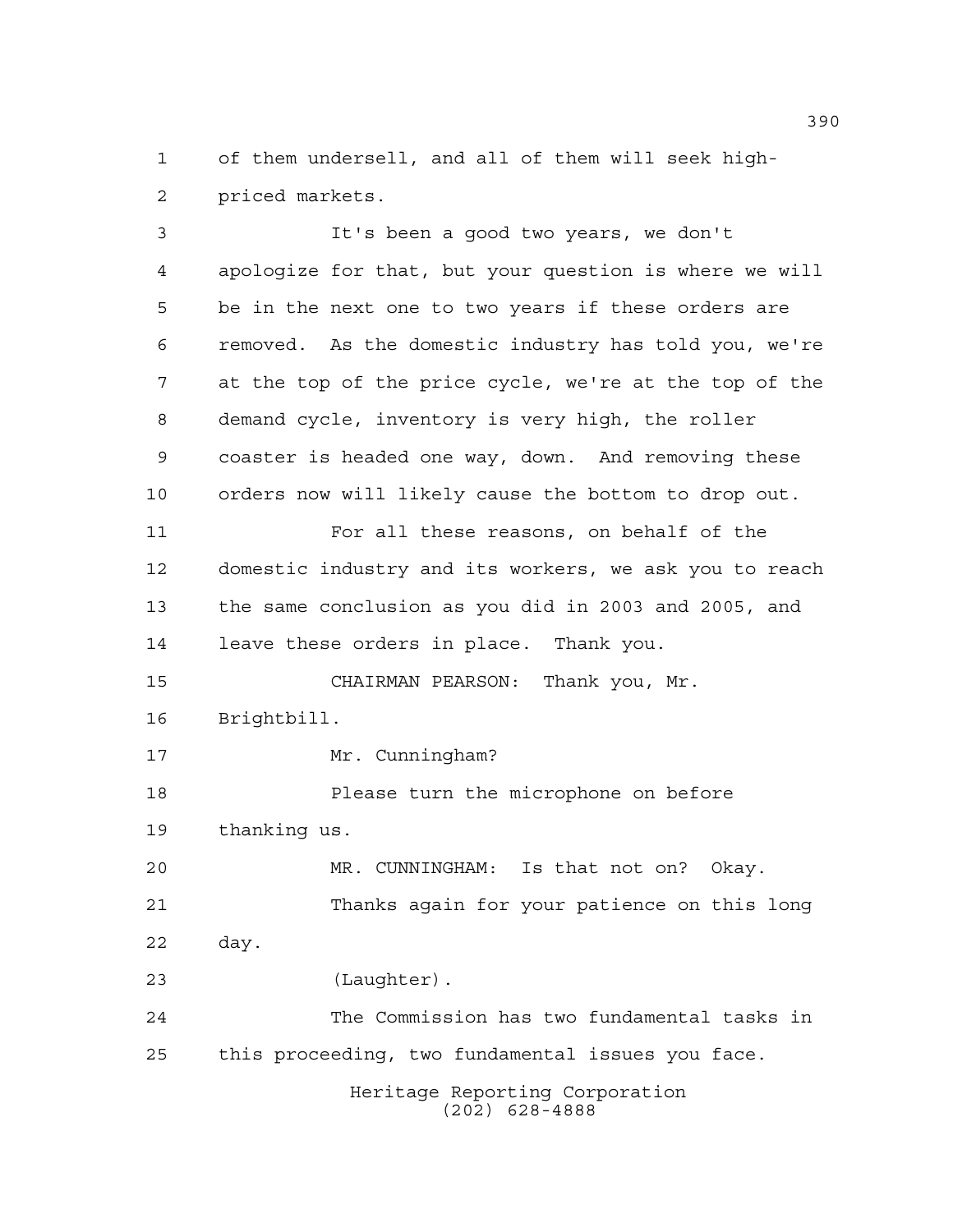of them undersell, and all of them will seek high-priced markets.

It's been a good two years, we don't apologize for that, but your question is where we will be in the next one to two years if these orders are removed. As the domestic industry has told you, we're at the top of the price cycle, we're at the top of the demand cycle, inventory is very high, the roller coaster is headed one way, down. And removing these orders now will likely cause the bottom to drop out.

For all these reasons, on behalf of the domestic industry and its workers, we ask you to reach the same conclusion as you did in 2003 and 2005, and leave these orders in place. Thank you.

CHAIRMAN PEARSON: Thank you, Mr. Brightbill.

Mr. Cunningham?

Please turn the microphone on before thanking us.

MR. CUNNINGHAM: Is that not on? Okay.

Thanks again for your patience on this long day.

(Laughter).

The Commission has two fundamental tasks in this proceeding, two fundamental issues you face.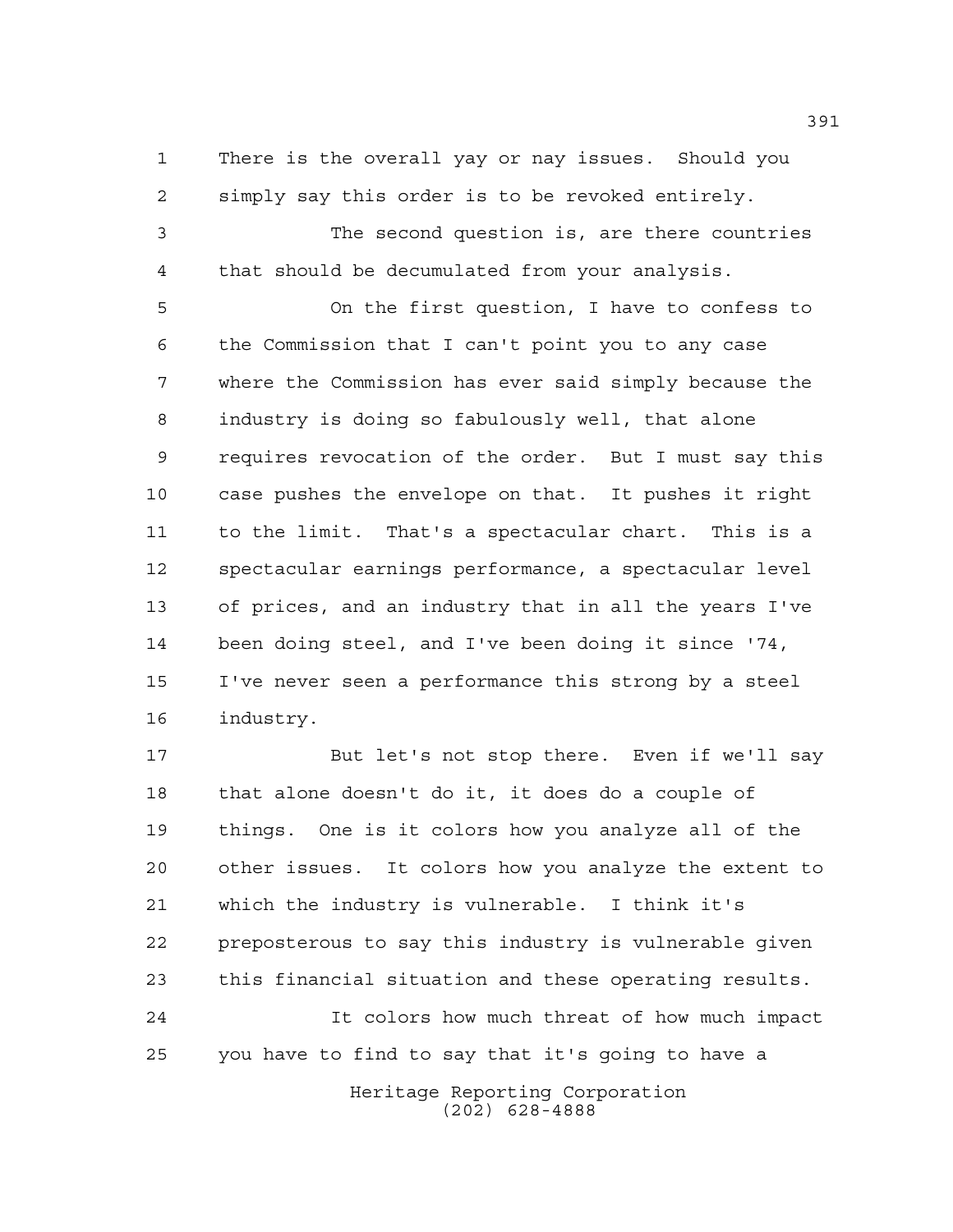There is the overall yay or nay issues. Should you simply say this order is to be revoked entirely.

The second question is, are there countries that should be decumulated from your analysis.

On the first question, I have to confess to the Commission that I can't point you to any case where the Commission has ever said simply because the industry is doing so fabulously well, that alone requires revocation of the order. But I must say this case pushes the envelope on that. It pushes it right to the limit. That's a spectacular chart. This is a spectacular earnings performance, a spectacular level of prices, and an industry that in all the years I've been doing steel, and I've been doing it since '74, I've never seen a performance this strong by a steel industry.

But let's not stop there. Even if we'll say that alone doesn't do it, it does do a couple of things. One is it colors how you analyze all of the other issues. It colors how you analyze the extent to which the industry is vulnerable. I think it's preposterous to say this industry is vulnerable given this financial situation and these operating results.

It colors how much threat of how much impact you have to find to say that it's going to have a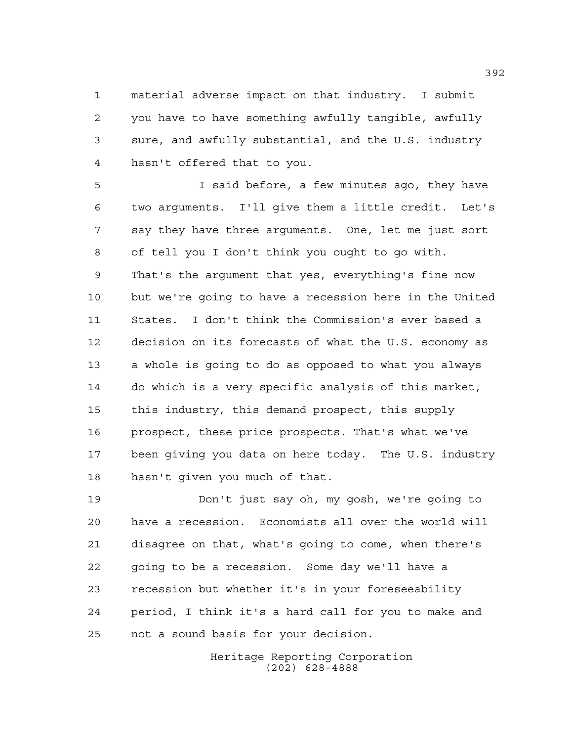material adverse impact on that industry. I submit you have to have something awfully tangible, awfully sure, and awfully substantial, and the U.S. industry hasn't offered that to you.

I said before, a few minutes ago, they have two arguments. I'll give them a little credit. Let's say they have three arguments. One, let me just sort of tell you I don't think you ought to go with. That's the argument that yes, everything's fine now but we're going to have a recession here in the United States. I don't think the Commission's ever based a decision on its forecasts of what the U.S. economy as a whole is going to do as opposed to what you always do which is a very specific analysis of this market, this industry, this demand prospect, this supply prospect, these price prospects. That's what we've been giving you data on here today. The U.S. industry hasn't given you much of that.

Don't just say oh, my gosh, we're going to have a recession. Economists all over the world will disagree on that, what's going to come, when there's going to be a recession. Some day we'll have a recession but whether it's in your foreseeability period, I think it's a hard call for you to make and not a sound basis for your decision.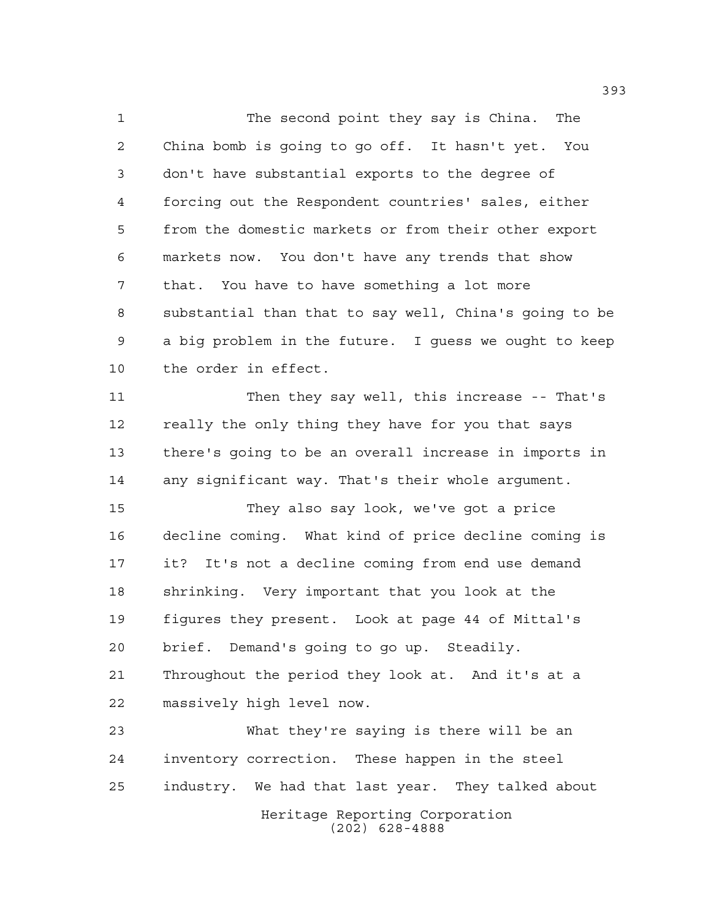The second point they say is China. The China bomb is going to go off. It hasn't yet. You don't have substantial exports to the degree of forcing out the Respondent countries' sales, either from the domestic markets or from their other export markets now. You don't have any trends that show that. You have to have something a lot more substantial than that to say well, China's going to be a big problem in the future. I guess we ought to keep the order in effect.

Then they say well, this increase -- That's really the only thing they have for you that says there's going to be an overall increase in imports in any significant way. That's their whole argument.

They also say look, we've got a price decline coming. What kind of price decline coming is it? It's not a decline coming from end use demand shrinking. Very important that you look at the figures they present. Look at page 44 of Mittal's brief. Demand's going to go up. Steadily. Throughout the period they look at. And it's at a massively high level now.

What they're saying is there will be an inventory correction. These happen in the steel industry. We had that last year. They talked about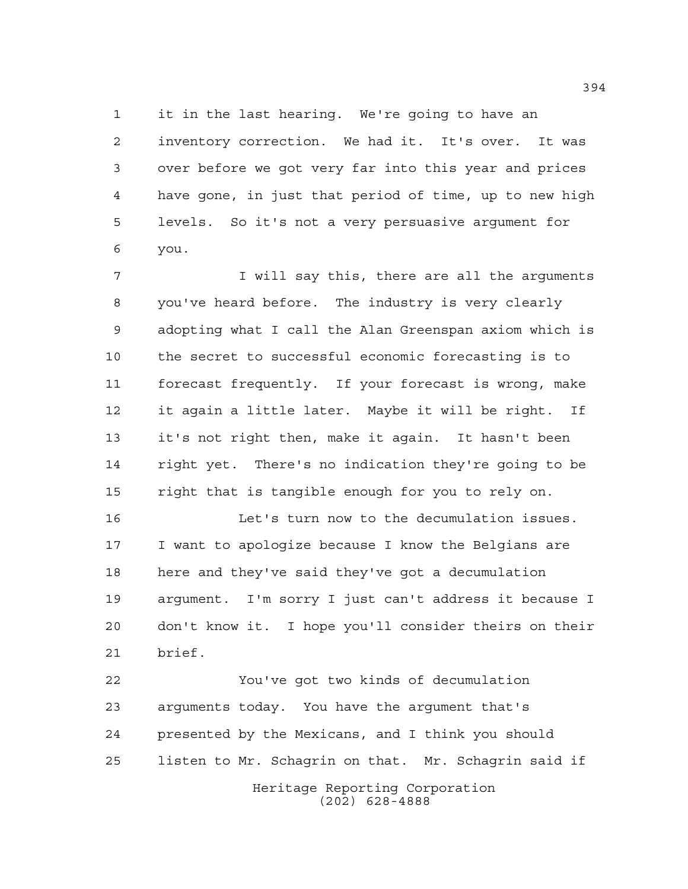it in the last hearing. We're going to have an inventory correction. We had it. It's over. It was over before we got very far into this year and prices have gone, in just that period of time, up to new high levels. So it's not a very persuasive argument for you.

I will say this, there are all the arguments you've heard before. The industry is very clearly adopting what I call the Alan Greenspan axiom which is the secret to successful economic forecasting is to forecast frequently. If your forecast is wrong, make it again a little later. Maybe it will be right. If it's not right then, make it again. It hasn't been right yet. There's no indication they're going to be right that is tangible enough for you to rely on.

Let's turn now to the decumulation issues. I want to apologize because I know the Belgians are here and they've said they've got a decumulation argument. I'm sorry I just can't address it because I don't know it. I hope you'll consider theirs on their brief.

You've got two kinds of decumulation arguments today. You have the argument that's presented by the Mexicans, and I think you should listen to Mr. Schagrin on that. Mr. Schagrin said if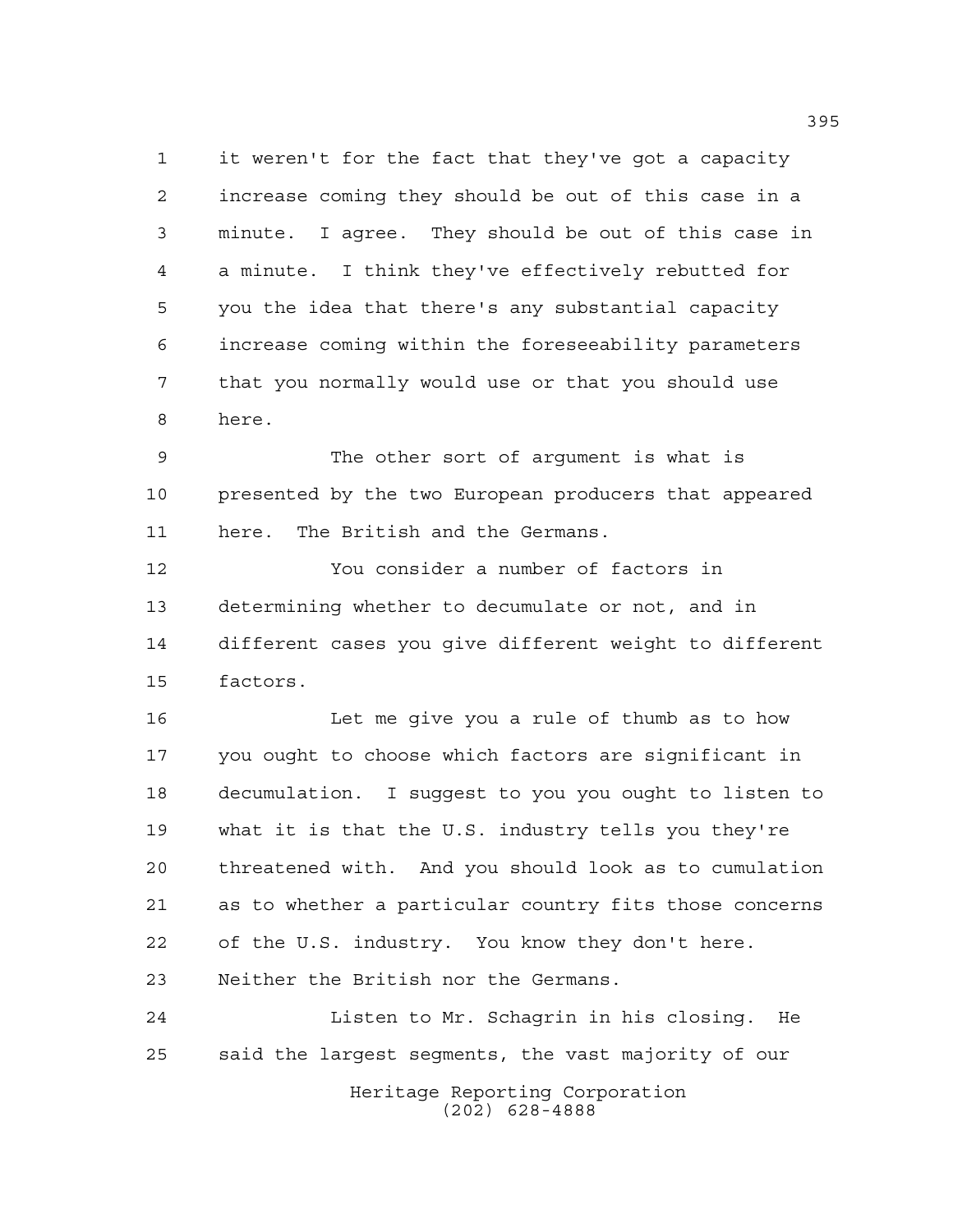it weren't for the fact that they've got a capacity increase coming they should be out of this case in a minute. I agree. They should be out of this case in a minute. I think they've effectively rebutted for you the idea that there's any substantial capacity increase coming within the foreseeability parameters that you normally would use or that you should use here.

The other sort of argument is what is presented by the two European producers that appeared here. The British and the Germans.

You consider a number of factors in determining whether to decumulate or not, and in different cases you give different weight to different factors.

Let me give you a rule of thumb as to how you ought to choose which factors are significant in decumulation. I suggest to you you ought to listen to what it is that the U.S. industry tells you they're threatened with. And you should look as to cumulation as to whether a particular country fits those concerns of the U.S. industry. You know they don't here. Neither the British nor the Germans.

Listen to Mr. Schagrin in his closing. He said the largest segments, the vast majority of our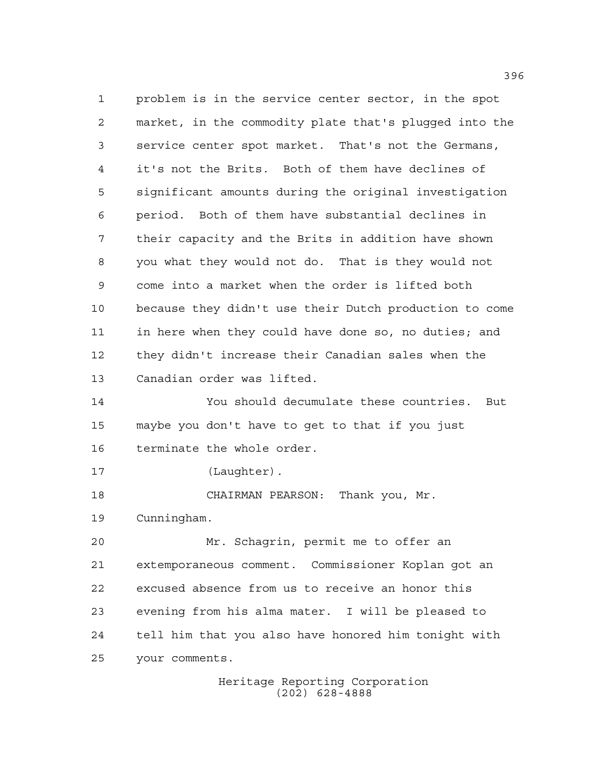problem is in the service center sector, in the spot market, in the commodity plate that's plugged into the service center spot market. That's not the Germans, it's not the Brits. Both of them have declines of significant amounts during the original investigation period. Both of them have substantial declines in their capacity and the Brits in addition have shown you what they would not do. That is they would not come into a market when the order is lifted both because they didn't use their Dutch production to come in here when they could have done so, no duties; and they didn't increase their Canadian sales when the Canadian order was lifted.

You should decumulate these countries. But maybe you don't have to get to that if you just terminate the whole order.

(Laughter).

CHAIRMAN PEARSON: Thank you, Mr. Cunningham.

Mr. Schagrin, permit me to offer an extemporaneous comment. Commissioner Koplan got an excused absence from us to receive an honor this evening from his alma mater. I will be pleased to tell him that you also have honored him tonight with your comments.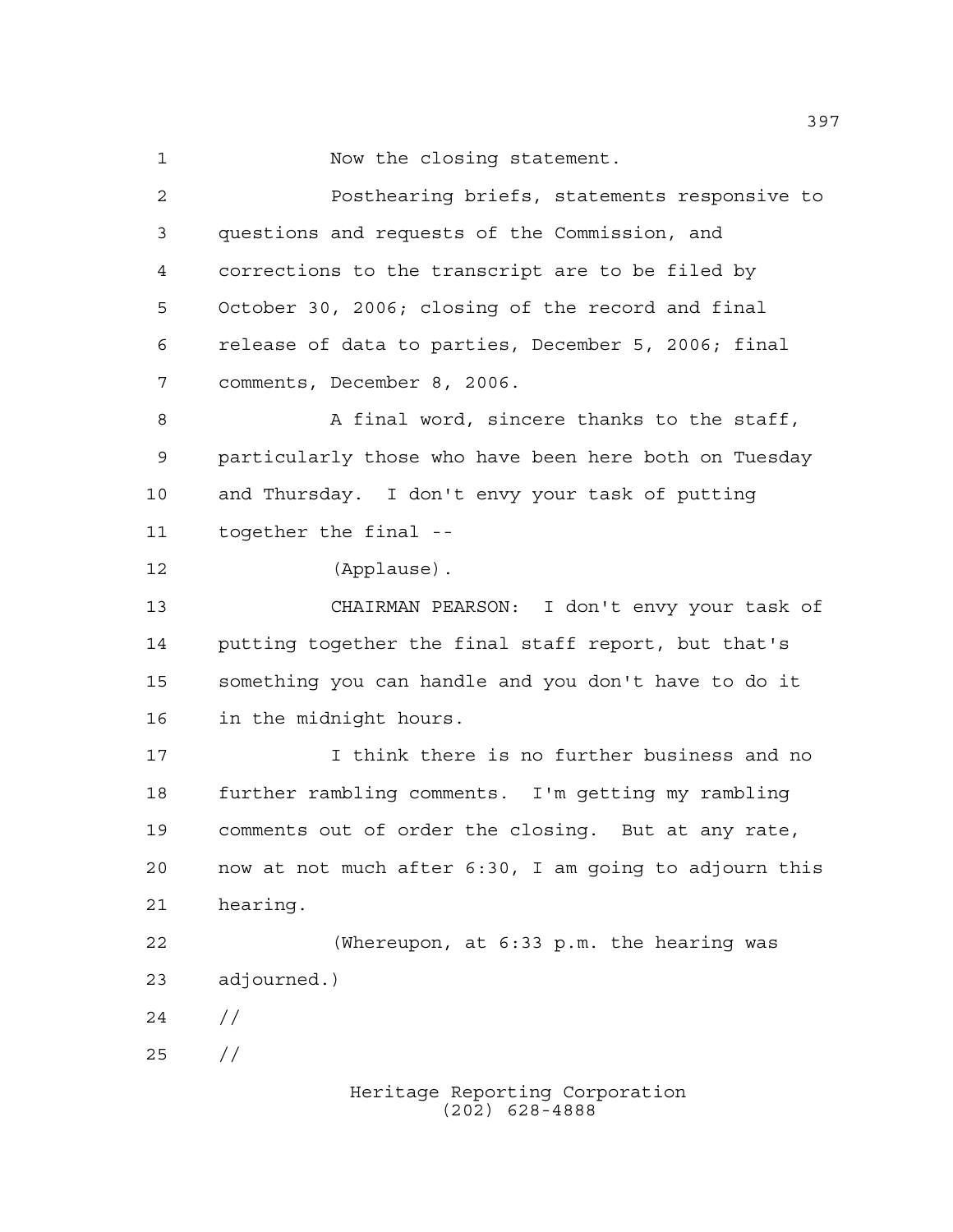Now the closing statement.

Posthearing briefs, statements responsive to questions and requests of the Commission, and corrections to the transcript are to be filed by October 30, 2006; closing of the record and final release of data to parties, December 5, 2006; final comments, December 8, 2006.

A final word, sincere thanks to the staff, particularly those who have been here both on Tuesday and Thursday. I don't envy your task of putting together the final --

(Applause).

CHAIRMAN PEARSON: I don't envy your task of putting together the final staff report, but that's something you can handle and you don't have to do it in the midnight hours.

I think there is no further business and no further rambling comments. I'm getting my rambling comments out of order the closing. But at any rate, now at not much after 6:30, I am going to adjourn this hearing.

(Whereupon, at 6:33 p.m. the hearing was adjourned.)

//

//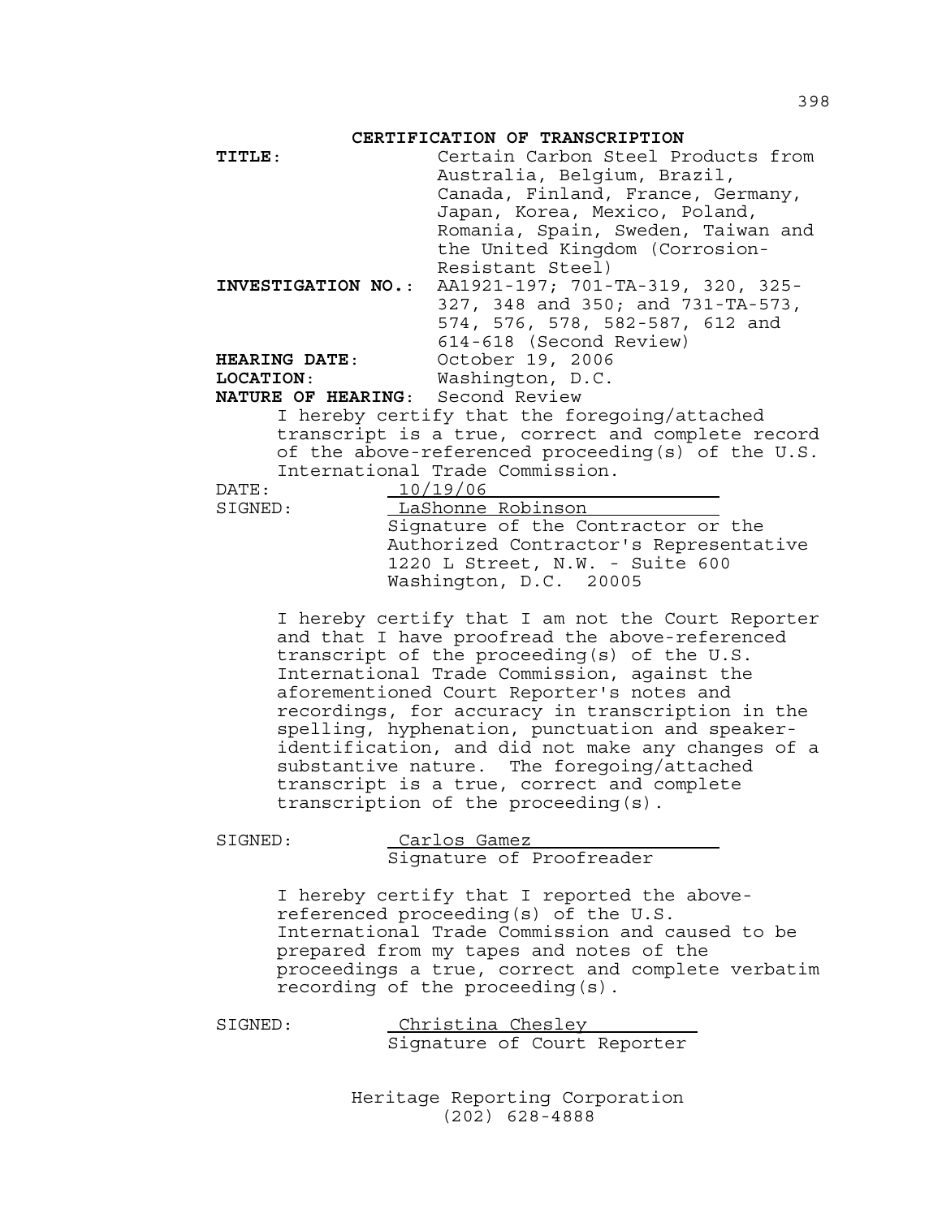## CERTIFICATION OF TRANSCRIPTION

**TITLE**: Certain Carbon Steel Products from Australia, Belgium, Brazil, Canada, Finland, France, Germany, Japan, Korea, Mexico, Poland, Romania, Spain, Sweden, Taiwan and the United Kingdom (Corrosion-Resistant Steel)

**INVESTIGATION NO.**: AA1921-197; 701-TA-319, 320, 325-327, 348 and 350; and 731-TA-573, 574, 576, 578, 582-587, 612 and 614-618 (Second Review)

**HEARING DATE**: October 19, 2006

**LOCATION**: Washington, D.C.

**NATURE OF HEARING**: Second Review

I hereby certify that the foregoing/attached transcript is a true, correct and complete record of the above-referenced proceeding(s) of the U.S. International Trade Commission.

DATE: 10/19/06

SIGNED: LaShonne Robinson
Signature of the Contractor or the Authorized Contractor's Representative
1220 L Street, N.W. - Suite 600
Washington, D.C. 20005

I hereby certify that I am not the Court Reporter and that I have proofread the above-referenced transcript of the proceeding(s) of the U.S. International Trade Commission, against the aforementioned Court Reporter's notes and recordings, for accuracy in transcription in the spelling, hyphenation, punctuation and speaker-identification, and did not make any changes of a substantive nature. The foregoing/attached transcript is a true, correct and complete transcription of the proceeding(s).

SIGNED: Carlos Gamez
Signature of Proofreader

I hereby certify that I reported the above-referenced proceeding(s) of the U.S. International Trade Commission and caused to be prepared from my tapes and notes of the proceedings a true, correct and complete verbatim recording of the proceeding(s).

SIGNED: Christina Chesley
Signature of Court Reporter